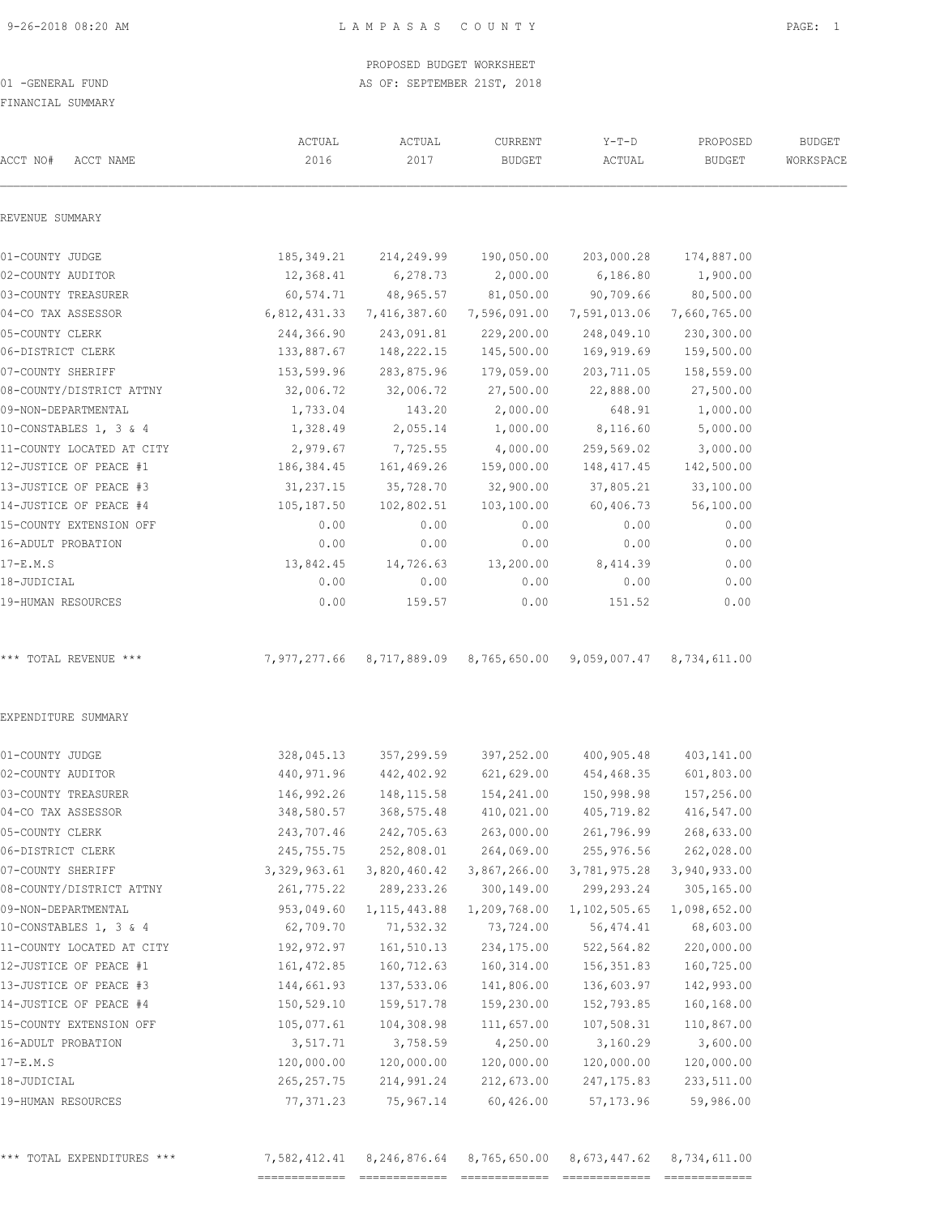PROPOSED BUDGET WORKSHEET

01 -GENERAL FUND

AS OF: SEPTEMBER 21ST, 2018

FINANCIAL SUMMARY

| ACCT NO# ACCT NAME | ACTUAL 2016 | ACTUAL 2017 | CURRENT BUDGET | Y-T-D ACTUAL | PROPOSED BUDGET | BUDGET WORKSPACE |
|---|---|---|---|---|---|---|
| REVENUE SUMMARY | | | | | | |
| 01-COUNTY JUDGE | 185,349.21 | 214,249.99 | 190,050.00 | 203,000.28 | 174,887.00 | |
| 02-COUNTY AUDITOR | 12,368.41 | 6,278.73 | 2,000.00 | 6,186.80 | 1,900.00 | |
| 03-COUNTY TREASURER | 60,574.71 | 48,965.57 | 81,050.00 | 90,709.66 | 80,500.00 | |
| 04-CO TAX ASSESSOR | 6,812,431.33 | 7,416,387.60 | 7,596,091.00 | 7,591,013.06 | 7,660,765.00 | |
| 05-COUNTY CLERK | 244,366.90 | 243,091.81 | 229,200.00 | 248,049.10 | 230,300.00 | |
| 06-DISTRICT CLERK | 133,887.67 | 148,222.15 | 145,500.00 | 169,919.69 | 159,500.00 | |
| 07-COUNTY SHERIFF | 153,599.96 | 283,875.96 | 179,059.00 | 203,711.05 | 158,559.00 | |
| 08-COUNTY/DISTRICT ATTNY | 32,006.72 | 32,006.72 | 27,500.00 | 22,888.00 | 27,500.00 | |
| 09-NON-DEPARTMENTAL | 1,733.04 | 143.20 | 2,000.00 | 648.91 | 1,000.00 | |
| 10-CONSTABLES 1, 3 & 4 | 1,328.49 | 2,055.14 | 1,000.00 | 8,116.60 | 5,000.00 | |
| 11-COUNTY LOCATED AT CITY | 2,979.67 | 7,725.55 | 4,000.00 | 259,569.02 | 3,000.00 | |
| 12-JUSTICE OF PEACE #1 | 186,384.45 | 161,469.26 | 159,000.00 | 148,417.45 | 142,500.00 | |
| 13-JUSTICE OF PEACE #3 | 31,237.15 | 35,728.70 | 32,900.00 | 37,805.21 | 33,100.00 | |
| 14-JUSTICE OF PEACE #4 | 105,187.50 | 102,802.51 | 103,100.00 | 60,406.73 | 56,100.00 | |
| 15-COUNTY EXTENSION OFF | 0.00 | 0.00 | 0.00 | 0.00 | 0.00 | |
| 16-ADULT PROBATION | 0.00 | 0.00 | 0.00 | 0.00 | 0.00 | |
| 17-E.M.S | 13,842.45 | 14,726.63 | 13,200.00 | 8,414.39 | 0.00 | |
| 18-JUDICIAL | 0.00 | 0.00 | 0.00 | 0.00 | 0.00 | |
| 19-HUMAN RESOURCES | 0.00 | 159.57 | 0.00 | 151.52 | 0.00 | |
| *** TOTAL REVENUE *** | 7,977,277.66 | 8,717,889.09 | 8,765,650.00 | 9,059,007.47 | 8,734,611.00 | |
| EXPENDITURE SUMMARY | | | | | | |
| 01-COUNTY JUDGE | 328,045.13 | 357,299.59 | 397,252.00 | 400,905.48 | 403,141.00 | |
| 02-COUNTY AUDITOR | 440,971.96 | 442,402.92 | 621,629.00 | 454,468.35 | 601,803.00 | |
| 03-COUNTY TREASURER | 146,992.26 | 148,115.58 | 154,241.00 | 150,998.98 | 157,256.00 | |
| 04-CO TAX ASSESSOR | 348,580.57 | 368,575.48 | 410,021.00 | 405,719.82 | 416,547.00 | |
| 05-COUNTY CLERK | 243,707.46 | 242,705.63 | 263,000.00 | 261,796.99 | 268,633.00 | |
| 06-DISTRICT CLERK | 245,755.75 | 252,808.01 | 264,069.00 | 255,976.56 | 262,028.00 | |
| 07-COUNTY SHERIFF | 3,329,963.61 | 3,820,460.42 | 3,867,266.00 | 3,781,975.28 | 3,940,933.00 | |
| 08-COUNTY/DISTRICT ATTNY | 261,775.22 | 289,233.26 | 300,149.00 | 299,293.24 | 305,165.00 | |
| 09-NON-DEPARTMENTAL | 953,049.60 | 1,115,443.88 | 1,209,768.00 | 1,102,505.65 | 1,098,652.00 | |
| 10-CONSTABLES 1, 3 & 4 | 62,709.70 | 71,532.32 | 73,724.00 | 56,474.41 | 68,603.00 | |
| 11-COUNTY LOCATED AT CITY | 192,972.97 | 161,510.13 | 234,175.00 | 522,564.82 | 220,000.00 | |
| 12-JUSTICE OF PEACE #1 | 161,472.85 | 160,712.63 | 160,314.00 | 156,351.83 | 160,725.00 | |
| 13-JUSTICE OF PEACE #3 | 144,661.93 | 137,533.06 | 141,806.00 | 136,603.97 | 142,993.00 | |
| 14-JUSTICE OF PEACE #4 | 150,529.10 | 159,517.78 | 159,230.00 | 152,793.85 | 160,168.00 | |
| 15-COUNTY EXTENSION OFF | 105,077.61 | 104,308.98 | 111,657.00 | 107,508.31 | 110,867.00 | |
| 16-ADULT PROBATION | 3,517.71 | 3,758.59 | 4,250.00 | 3,160.29 | 3,600.00 | |
| 17-E.M.S | 120,000.00 | 120,000.00 | 120,000.00 | 120,000.00 | 120,000.00 | |
| 18-JUDICIAL | 265,257.75 | 214,991.24 | 212,673.00 | 247,175.83 | 233,511.00 | |
| 19-HUMAN RESOURCES | 77,371.23 | 75,967.14 | 60,426.00 | 57,173.96 | 59,986.00 | |
| *** TOTAL EXPENDITURES *** | 7,582,412.41 | 8,246,876.64 | 8,765,650.00 | 8,673,447.62 | 8,734,611.00 | |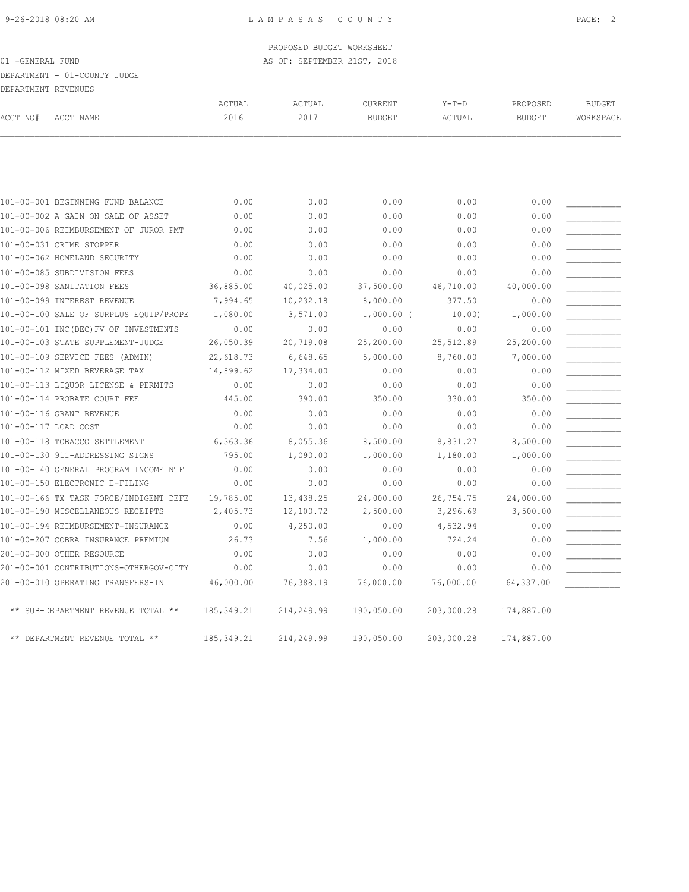PROPOSED BUDGET WORKSHEET

01 -GENERAL FUND — AS OF: SEPTEMBER 21ST, 2018

DEPARTMENT - 01-COUNTY JUDGE

DEPARTMENT REVENUES

| ACCT NO# | ACCT NAME | ACTUAL 2016 | ACTUAL 2017 | CURRENT BUDGET | Y-T-D ACTUAL | PROPOSED BUDGET | BUDGET WORKSPACE |
|---|---|---|---|---|---|---|---|
| 101-00-001 | BEGINNING FUND BALANCE | 0.00 | 0.00 | 0.00 | 0.00 | 0.00 | ___________ |
| 101-00-002 | A GAIN ON SALE OF ASSET | 0.00 | 0.00 | 0.00 | 0.00 | 0.00 | ___________ |
| 101-00-006 | REIMBURSEMENT OF JUROR PMT | 0.00 | 0.00 | 0.00 | 0.00 | 0.00 | ___________ |
| 101-00-031 | CRIME STOPPER | 0.00 | 0.00 | 0.00 | 0.00 | 0.00 | ___________ |
| 101-00-062 | HOMELAND SECURITY | 0.00 | 0.00 | 0.00 | 0.00 | 0.00 | ___________ |
| 101-00-085 | SUBDIVISION FEES | 0.00 | 0.00 | 0.00 | 0.00 | 0.00 | ___________ |
| 101-00-098 | SANITATION FEES | 36,885.00 | 40,025.00 | 37,500.00 | 46,710.00 | 40,000.00 | ___________ |
| 101-00-099 | INTEREST REVENUE | 7,994.65 | 10,232.18 | 8,000.00 | 377.50 | 0.00 | ___________ |
| 101-00-100 | SALE OF SURPLUS EQUIP/PROPE | 1,080.00 | 3,571.00 | 1,000.00 | ( 10.00) | 1,000.00 | ___________ |
| 101-00-101 | INC(DEC)FV OF INVESTMENTS | 0.00 | 0.00 | 0.00 | 0.00 | 0.00 | ___________ |
| 101-00-103 | STATE SUPPLEMENT-JUDGE | 26,050.39 | 20,719.08 | 25,200.00 | 25,512.89 | 25,200.00 | ___________ |
| 101-00-109 | SERVICE FEES (ADMIN) | 22,618.73 | 6,648.65 | 5,000.00 | 8,760.00 | 7,000.00 | ___________ |
| 101-00-112 | MIXED BEVERAGE TAX | 14,899.62 | 17,334.00 | 0.00 | 0.00 | 0.00 | ___________ |
| 101-00-113 | LIQUOR LICENSE & PERMITS | 0.00 | 0.00 | 0.00 | 0.00 | 0.00 | ___________ |
| 101-00-114 | PROBATE COURT FEE | 445.00 | 390.00 | 350.00 | 330.00 | 350.00 | ___________ |
| 101-00-116 | GRANT REVENUE | 0.00 | 0.00 | 0.00 | 0.00 | 0.00 | ___________ |
| 101-00-117 | LCAD COST | 0.00 | 0.00 | 0.00 | 0.00 | 0.00 | ___________ |
| 101-00-118 | TOBACCO SETTLEMENT | 6,363.36 | 8,055.36 | 8,500.00 | 8,831.27 | 8,500.00 | ___________ |
| 101-00-130 | 911-ADDRESSING SIGNS | 795.00 | 1,090.00 | 1,000.00 | 1,180.00 | 1,000.00 | ___________ |
| 101-00-140 | GENERAL PROGRAM INCOME NTF | 0.00 | 0.00 | 0.00 | 0.00 | 0.00 | ___________ |
| 101-00-150 | ELECTRONIC E-FILING | 0.00 | 0.00 | 0.00 | 0.00 | 0.00 | ___________ |
| 101-00-166 | TX TASK FORCE/INDIGENT DEFE | 19,785.00 | 13,438.25 | 24,000.00 | 26,754.75 | 24,000.00 | ___________ |
| 101-00-190 | MISCELLANEOUS RECEIPTS | 2,405.73 | 12,100.72 | 2,500.00 | 3,296.69 | 3,500.00 | ___________ |
| 101-00-194 | REIMBURSEMENT-INSURANCE | 0.00 | 4,250.00 | 0.00 | 4,532.94 | 0.00 | ___________ |
| 101-00-207 | COBRA INSURANCE PREMIUM | 26.73 | 7.56 | 1,000.00 | 724.24 | 0.00 | ___________ |
| 201-00-000 | OTHER RESOURCE | 0.00 | 0.00 | 0.00 | 0.00 | 0.00 | ___________ |
| 201-00-001 | CONTRIBUTIONS-OTHERGOV-CITY | 0.00 | 0.00 | 0.00 | 0.00 | 0.00 | ___________ |
| 201-00-010 | OPERATING TRANSFERS-IN | 46,000.00 | 76,388.19 | 76,000.00 | 76,000.00 | 64,337.00 | ___________ |
| | ** SUB-DEPARTMENT REVENUE TOTAL ** | 185,349.21 | 214,249.99 | 190,050.00 | 203,000.28 | 174,887.00 | |
| | ** DEPARTMENT REVENUE TOTAL ** | 185,349.21 | 214,249.99 | 190,050.00 | 203,000.28 | 174,887.00 | |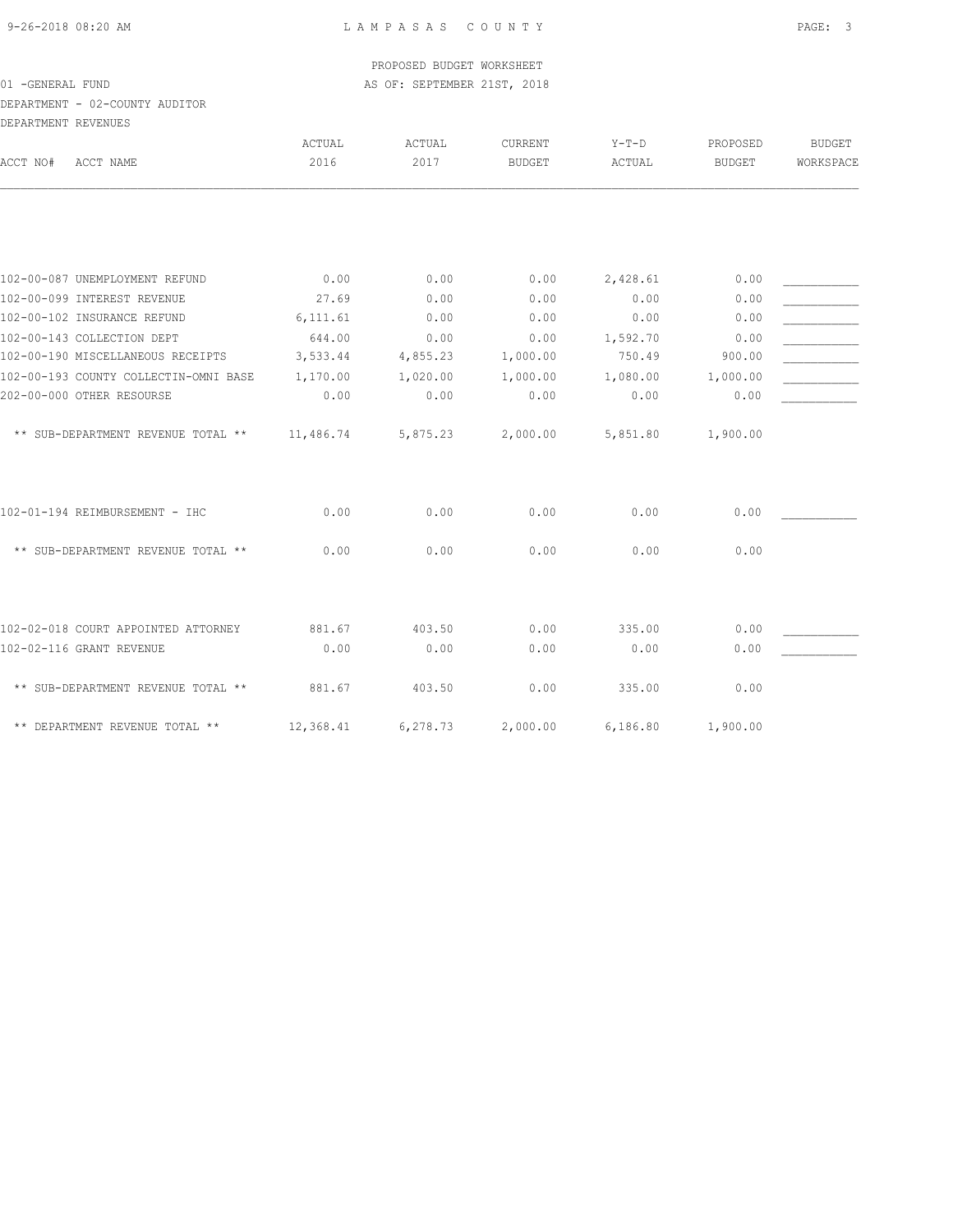PROPOSED BUDGET WORKSHEET

01 -GENERAL FUND — AS OF: SEPTEMBER 21ST, 2018

DEPARTMENT - 02-COUNTY AUDITOR

DEPARTMENT REVENUES

| ACCT NO# ACCT NAME | ACTUAL 2016 | ACTUAL 2017 | CURRENT BUDGET | Y-T-D ACTUAL | PROPOSED BUDGET | BUDGET WORKSPACE |
|---|---|---|---|---|---|---|
| 102-00-087 UNEMPLOYMENT REFUND | 0.00 | 0.00 | 0.00 | 2,428.61 | 0.00 | ___________ |
| 102-00-099 INTEREST REVENUE | 27.69 | 0.00 | 0.00 | 0.00 | 0.00 | ___________ |
| 102-00-102 INSURANCE REFUND | 6,111.61 | 0.00 | 0.00 | 0.00 | 0.00 | ___________ |
| 102-00-143 COLLECTION DEPT | 644.00 | 0.00 | 0.00 | 1,592.70 | 0.00 | ___________ |
| 102-00-190 MISCELLANEOUS RECEIPTS | 3,533.44 | 4,855.23 | 1,000.00 | 750.49 | 900.00 | ___________ |
| 102-00-193 COUNTY COLLECTIN-OMNI BASE | 1,170.00 | 1,020.00 | 1,000.00 | 1,080.00 | 1,000.00 | ___________ |
| 202-00-000 OTHER RESOURSE | 0.00 | 0.00 | 0.00 | 0.00 | 0.00 | ___________ |
| ** SUB-DEPARTMENT REVENUE TOTAL ** | 11,486.74 | 5,875.23 | 2,000.00 | 5,851.80 | 1,900.00 | |
| 102-01-194 REIMBURSEMENT - IHC | 0.00 | 0.00 | 0.00 | 0.00 | 0.00 | ___________ |
| ** SUB-DEPARTMENT REVENUE TOTAL ** | 0.00 | 0.00 | 0.00 | 0.00 | 0.00 | |
| 102-02-018 COURT APPOINTED ATTORNEY | 881.67 | 403.50 | 0.00 | 335.00 | 0.00 | ___________ |
| 102-02-116 GRANT REVENUE | 0.00 | 0.00 | 0.00 | 0.00 | 0.00 | ___________ |
| ** SUB-DEPARTMENT REVENUE TOTAL ** | 881.67 | 403.50 | 0.00 | 335.00 | 0.00 | |
| ** DEPARTMENT REVENUE TOTAL ** | 12,368.41 | 6,278.73 | 2,000.00 | 6,186.80 | 1,900.00 | |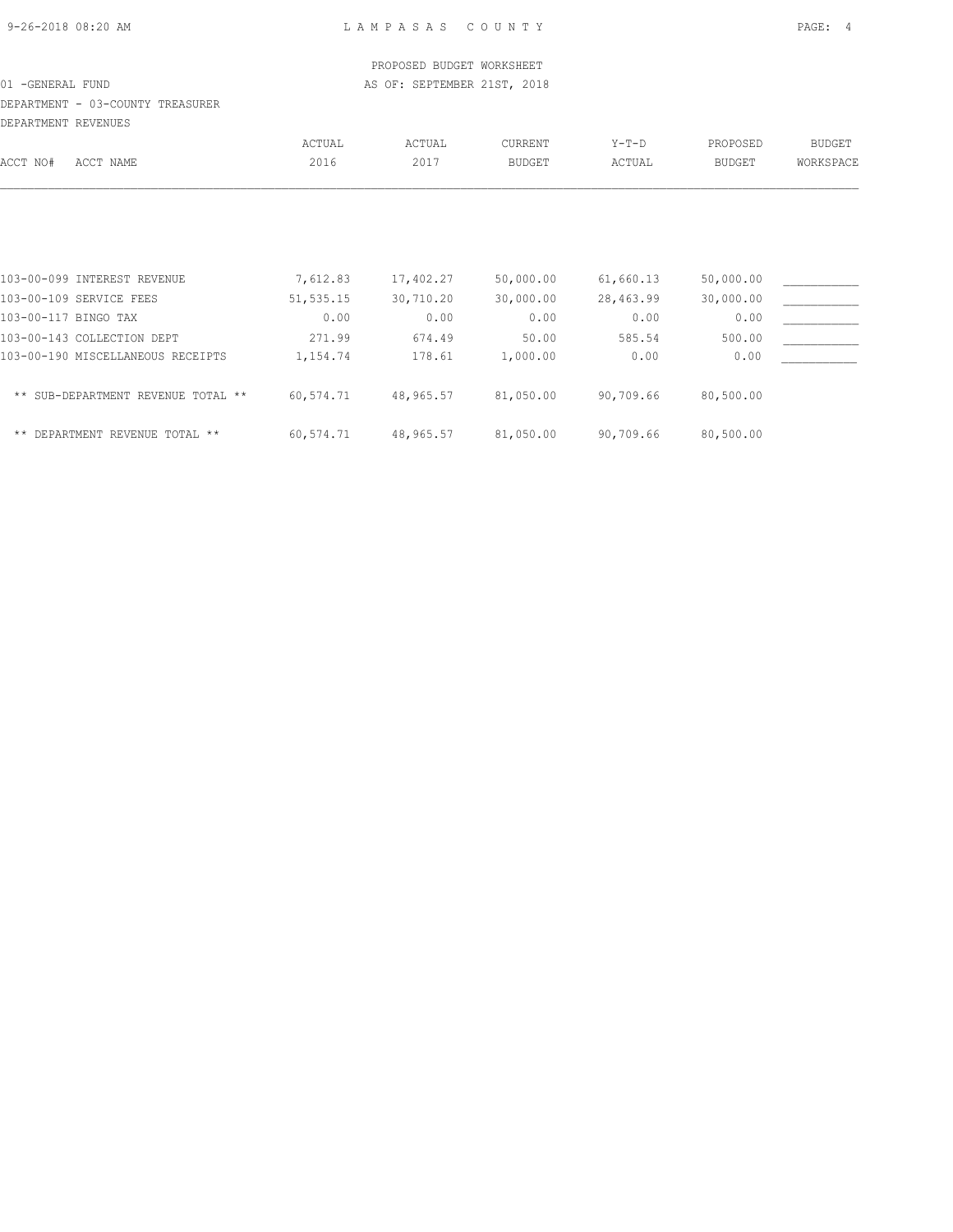LAMPASAS COUNTY

PROPOSED BUDGET WORKSHEET

01 -GENERAL FUND — AS OF: SEPTEMBER 21ST, 2018

DEPARTMENT - 03-COUNTY TREASURER

DEPARTMENT REVENUES

| ACCT NO# | ACCT NAME | ACTUAL 2016 | ACTUAL 2017 | CURRENT BUDGET | Y-T-D ACTUAL | PROPOSED BUDGET | BUDGET WORKSPACE |
|---|---|---|---|---|---|---|---|
| 103-00-099 | INTEREST REVENUE | 7,612.83 | 17,402.27 | 50,000.00 | 61,660.13 | 50,000.00 | ___________ |
| 103-00-109 | SERVICE FEES | 51,535.15 | 30,710.20 | 30,000.00 | 28,463.99 | 30,000.00 | ___________ |
| 103-00-117 | BINGO TAX | 0.00 | 0.00 | 0.00 | 0.00 | 0.00 | ___________ |
| 103-00-143 | COLLECTION DEPT | 271.99 | 674.49 | 50.00 | 585.54 | 500.00 | ___________ |
| 103-00-190 | MISCELLANEOUS RECEIPTS | 1,154.74 | 178.61 | 1,000.00 | 0.00 | 0.00 | ___________ |
| | ** SUB-DEPARTMENT REVENUE TOTAL ** | 60,574.71 | 48,965.57 | 81,050.00 | 90,709.66 | 80,500.00 | |
| | ** DEPARTMENT REVENUE TOTAL ** | 60,574.71 | 48,965.57 | 81,050.00 | 90,709.66 | 80,500.00 | |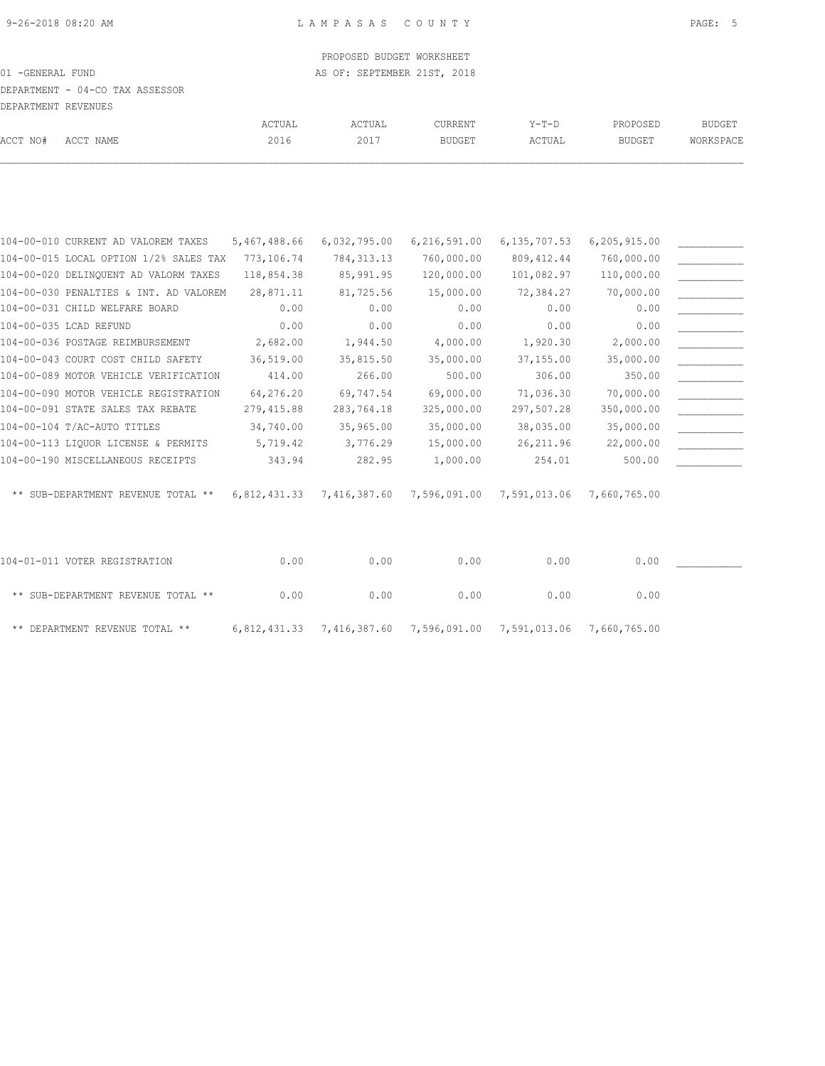PROPOSED BUDGET WORKSHEET

01 -GENERAL FUND AS OF: SEPTEMBER 21ST, 2018

DEPARTMENT - 04-CO TAX ASSESSOR

DEPARTMENT REVENUES

| ACCT NO# ACCT NAME | ACTUAL 2016 | ACTUAL 2017 | CURRENT BUDGET | Y-T-D ACTUAL | PROPOSED BUDGET | BUDGET WORKSPACE |
|---|---|---|---|---|---|---|
| 104-00-010 CURRENT AD VALOREM TAXES | 5,467,488.66 | 6,032,795.00 | 6,216,591.00 | 6,135,707.53 | 6,205,915.00 | ___________ |
| 104-00-015 LOCAL OPTION 1/2% SALES TAX | 773,106.74 | 784,313.13 | 760,000.00 | 809,412.44 | 760,000.00 | ___________ |
| 104-00-020 DELINQUENT AD VALORM TAXES | 118,854.38 | 85,991.95 | 120,000.00 | 101,082.97 | 110,000.00 | ___________ |
| 104-00-030 PENALTIES & INT. AD VALOREM | 28,871.11 | 81,725.56 | 15,000.00 | 72,384.27 | 70,000.00 | ___________ |
| 104-00-031 CHILD WELFARE BOARD | 0.00 | 0.00 | 0.00 | 0.00 | 0.00 | ___________ |
| 104-00-035 LCAD REFUND | 0.00 | 0.00 | 0.00 | 0.00 | 0.00 | ___________ |
| 104-00-036 POSTAGE REIMBURSEMENT | 2,682.00 | 1,944.50 | 4,000.00 | 1,920.30 | 2,000.00 | ___________ |
| 104-00-043 COURT COST CHILD SAFETY | 36,519.00 | 35,815.50 | 35,000.00 | 37,155.00 | 35,000.00 | ___________ |
| 104-00-089 MOTOR VEHICLE VERIFICATION | 414.00 | 266.00 | 500.00 | 306.00 | 350.00 | ___________ |
| 104-00-090 MOTOR VEHICLE REGISTRATION | 64,276.20 | 69,747.54 | 69,000.00 | 71,036.30 | 70,000.00 | ___________ |
| 104-00-091 STATE SALES TAX REBATE | 279,415.88 | 283,764.18 | 325,000.00 | 297,507.28 | 350,000.00 | ___________ |
| 104-00-104 T/AC-AUTO TITLES | 34,740.00 | 35,965.00 | 35,000.00 | 38,035.00 | 35,000.00 | ___________ |
| 104-00-113 LIQUOR LICENSE & PERMITS | 5,719.42 | 3,776.29 | 15,000.00 | 26,211.96 | 22,000.00 | ___________ |
| 104-00-190 MISCELLANEOUS RECEIPTS | 343.94 | 282.95 | 1,000.00 | 254.01 | 500.00 | ___________ |
| ** SUB-DEPARTMENT REVENUE TOTAL ** | 6,812,431.33 | 7,416,387.60 | 7,596,091.00 | 7,591,013.06 | 7,660,765.00 | |
| 104-01-011 VOTER REGISTRATION | 0.00 | 0.00 | 0.00 | 0.00 | 0.00 | ___________ |
| ** SUB-DEPARTMENT REVENUE TOTAL ** | 0.00 | 0.00 | 0.00 | 0.00 | 0.00 | |
| ** DEPARTMENT REVENUE TOTAL ** | 6,812,431.33 | 7,416,387.60 | 7,596,091.00 | 7,591,013.06 | 7,660,765.00 | |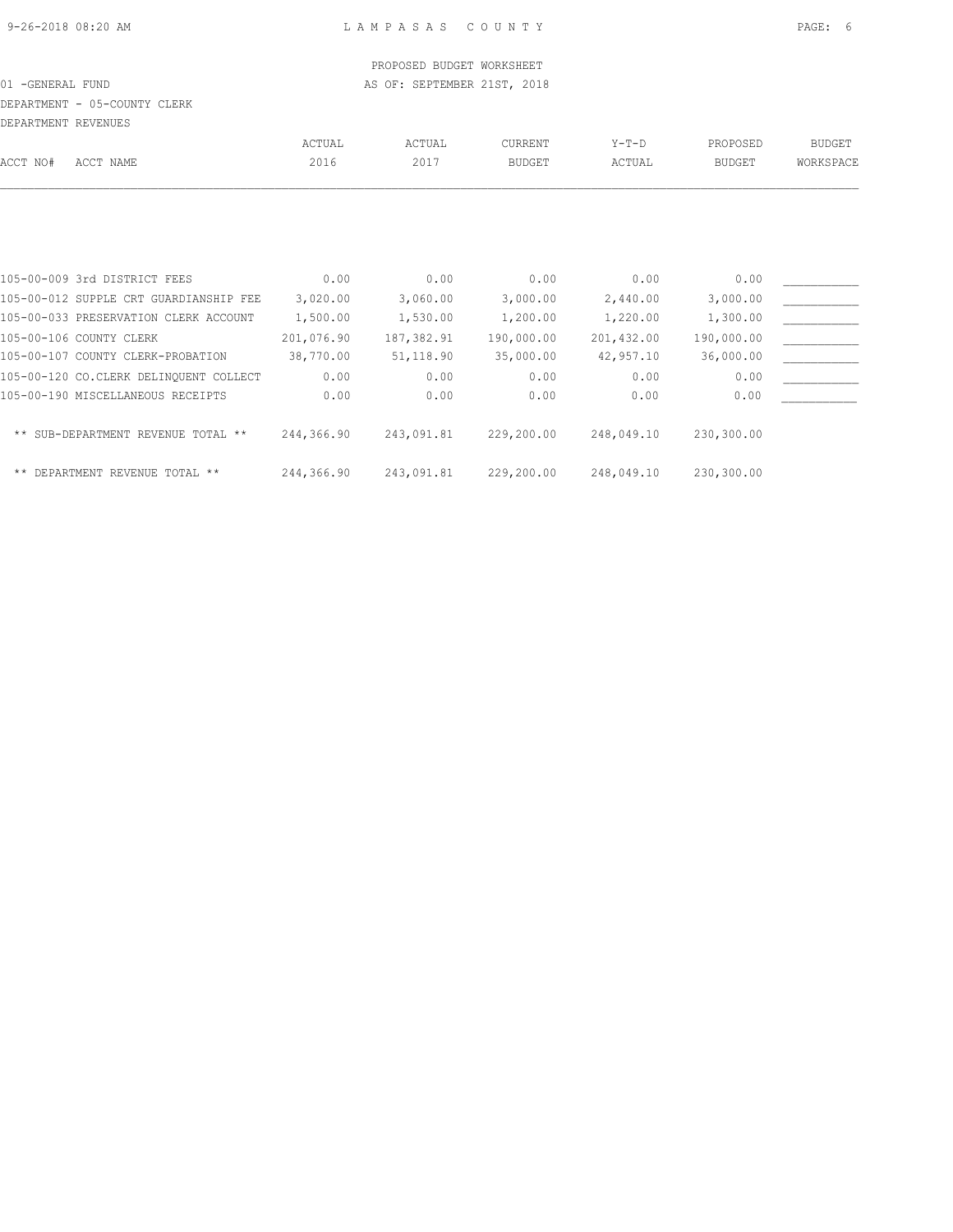LAMPASAS COUNTY

PROPOSED BUDGET WORKSHEET

01 -GENERAL FUND — AS OF: SEPTEMBER 21ST, 2018

DEPARTMENT - 05-COUNTY CLERK

DEPARTMENT REVENUES

| ACCT NO# | ACCT NAME | ACTUAL 2016 | ACTUAL 2017 | CURRENT BUDGET | Y-T-D ACTUAL | PROPOSED BUDGET | BUDGET WORKSPACE |
|---|---|---|---|---|---|---|---|
| 105-00-009 | 3rd DISTRICT FEES | 0.00 | 0.00 | 0.00 | 0.00 | 0.00 | ___________ |
| 105-00-012 | SUPPLE CRT GUARDIANSHIP FEE | 3,020.00 | 3,060.00 | 3,000.00 | 2,440.00 | 3,000.00 | ___________ |
| 105-00-033 | PRESERVATION CLERK ACCOUNT | 1,500.00 | 1,530.00 | 1,200.00 | 1,220.00 | 1,300.00 | ___________ |
| 105-00-106 | COUNTY CLERK | 201,076.90 | 187,382.91 | 190,000.00 | 201,432.00 | 190,000.00 | ___________ |
| 105-00-107 | COUNTY CLERK-PROBATION | 38,770.00 | 51,118.90 | 35,000.00 | 42,957.10 | 36,000.00 | ___________ |
| 105-00-120 | CO.CLERK DELINQUENT COLLECT | 0.00 | 0.00 | 0.00 | 0.00 | 0.00 | ___________ |
| 105-00-190 | MISCELLANEOUS RECEIPTS | 0.00 | 0.00 | 0.00 | 0.00 | 0.00 | ___________ |
| | ** SUB-DEPARTMENT REVENUE TOTAL ** | 244,366.90 | 243,091.81 | 229,200.00 | 248,049.10 | 230,300.00 | |
| | ** DEPARTMENT REVENUE TOTAL ** | 244,366.90 | 243,091.81 | 229,200.00 | 248,049.10 | 230,300.00 | |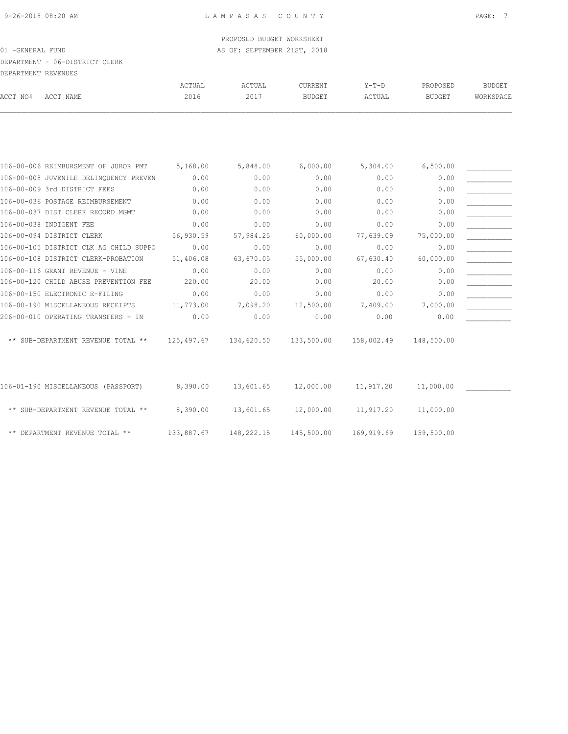PROPOSED BUDGET WORKSHEET

01 -GENERAL FUND — AS OF: SEPTEMBER 21ST, 2018

DEPARTMENT - 06-DISTRICT CLERK

DEPARTMENT REVENUES

| ACCT NO# ACCT NAME | ACTUAL 2016 | ACTUAL 2017 | CURRENT BUDGET | Y-T-D ACTUAL | PROPOSED BUDGET | BUDGET WORKSPACE |
|---|---|---|---|---|---|---|
| 106-00-006 REIMBURSMENT OF JUROR PMT | 5,168.00 | 5,848.00 | 6,000.00 | 5,304.00 | 6,500.00 | |
| 106-00-008 JUVENILE DELINQUENCY PREVEN | 0.00 | 0.00 | 0.00 | 0.00 | 0.00 | |
| 106-00-009 3rd DISTRICT FEES | 0.00 | 0.00 | 0.00 | 0.00 | 0.00 | |
| 106-00-036 POSTAGE REIMBURSEMENT | 0.00 | 0.00 | 0.00 | 0.00 | 0.00 | |
| 106-00-037 DIST CLERK RECORD MGMT | 0.00 | 0.00 | 0.00 | 0.00 | 0.00 | |
| 106-00-038 INDIGENT FEE | 0.00 | 0.00 | 0.00 | 0.00 | 0.00 | |
| 106-00-094 DISTRICT CLERK | 56,930.59 | 57,984.25 | 60,000.00 | 77,639.09 | 75,000.00 | |
| 106-00-105 DISTRICT CLK AG CHILD SUPPO | 0.00 | 0.00 | 0.00 | 0.00 | 0.00 | |
| 106-00-108 DISTRICT CLERK-PROBATION | 51,406.08 | 63,670.05 | 55,000.00 | 67,630.40 | 60,000.00 | |
| 106-00-116 GRANT REVENUE - VINE | 0.00 | 0.00 | 0.00 | 0.00 | 0.00 | |
| 106-00-120 CHILD ABUSE PREVENTION FEE | 220.00 | 20.00 | 0.00 | 20.00 | 0.00 | |
| 106-00-150 ELECTRONIC E-FILING | 0.00 | 0.00 | 0.00 | 0.00 | 0.00 | |
| 106-00-190 MISCELLANEOUS RECEIPTS | 11,773.00 | 7,098.20 | 12,500.00 | 7,409.00 | 7,000.00 | |
| 206-00-010 OPERATING TRANSFERS - IN | 0.00 | 0.00 | 0.00 | 0.00 | 0.00 | |
| ** SUB-DEPARTMENT REVENUE TOTAL ** | 125,497.67 | 134,620.50 | 133,500.00 | 158,002.49 | 148,500.00 | |
| 106-01-190 MISCELLANEOUS (PASSPORT) | 8,390.00 | 13,601.65 | 12,000.00 | 11,917.20 | 11,000.00 | |
| ** SUB-DEPARTMENT REVENUE TOTAL ** | 8,390.00 | 13,601.65 | 12,000.00 | 11,917.20 | 11,000.00 | |
| ** DEPARTMENT REVENUE TOTAL ** | 133,887.67 | 148,222.15 | 145,500.00 | 169,919.69 | 159,500.00 | |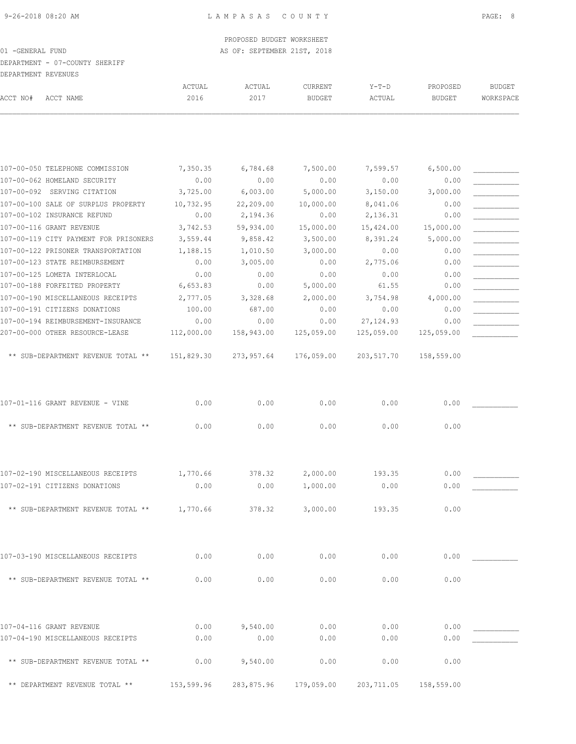PROPOSED BUDGET WORKSHEET

01 -GENERAL FUND — AS OF: SEPTEMBER 21ST, 2018

DEPARTMENT - 07-COUNTY SHERIFF

DEPARTMENT REVENUES

| ACCT NO# ACCT NAME | ACTUAL 2016 | ACTUAL 2017 | CURRENT BUDGET | Y-T-D ACTUAL | PROPOSED BUDGET | BUDGET WORKSPACE |
|---|---|---|---|---|---|---|
| 107-00-050 TELEPHONE COMMISSION | 7,350.35 | 6,784.68 | 7,500.00 | 7,599.57 | 6,500.00 | ___________ |
| 107-00-062 HOMELAND SECURITY | 0.00 | 0.00 | 0.00 | 0.00 | 0.00 | ___________ |
| 107-00-092 SERVING CITATION | 3,725.00 | 6,003.00 | 5,000.00 | 3,150.00 | 3,000.00 | ___________ |
| 107-00-100 SALE OF SURPLUS PROPERTY | 10,732.95 | 22,209.00 | 10,000.00 | 8,041.06 | 0.00 | ___________ |
| 107-00-102 INSURANCE REFUND | 0.00 | 2,194.36 | 0.00 | 2,136.31 | 0.00 | ___________ |
| 107-00-116 GRANT REVENUE | 3,742.53 | 59,934.00 | 15,000.00 | 15,424.00 | 15,000.00 | ___________ |
| 107-00-119 CITY PAYMENT FOR PRISONERS | 3,559.44 | 9,858.42 | 3,500.00 | 8,391.24 | 5,000.00 | ___________ |
| 107-00-122 PRISONER TRANSPORTATION | 1,188.15 | 1,010.50 | 3,000.00 | 0.00 | 0.00 | ___________ |
| 107-00-123 STATE REIMBURSEMENT | 0.00 | 3,005.00 | 0.00 | 2,775.06 | 0.00 | ___________ |
| 107-00-125 LOMETA INTERLOCAL | 0.00 | 0.00 | 0.00 | 0.00 | 0.00 | ___________ |
| 107-00-188 FORFEITED PROPERTY | 6,653.83 | 0.00 | 5,000.00 | 61.55 | 0.00 | ___________ |
| 107-00-190 MISCELLANEOUS RECEIPTS | 2,777.05 | 3,328.68 | 2,000.00 | 3,754.98 | 4,000.00 | ___________ |
| 107-00-191 CITIZENS DONATIONS | 100.00 | 687.00 | 0.00 | 0.00 | 0.00 | ___________ |
| 107-00-194 REIMBURSEMENT-INSURANCE | 0.00 | 0.00 | 0.00 | 27,124.93 | 0.00 | ___________ |
| 207-00-000 OTHER RESOURCE-LEASE | 112,000.00 | 158,943.00 | 125,059.00 | 125,059.00 | 125,059.00 | ___________ |
| ** SUB-DEPARTMENT REVENUE TOTAL ** | 151,829.30 | 273,957.64 | 176,059.00 | 203,517.70 | 158,559.00 | |
| 107-01-116 GRANT REVENUE - VINE | 0.00 | 0.00 | 0.00 | 0.00 | 0.00 | ___________ |
| ** SUB-DEPARTMENT REVENUE TOTAL ** | 0.00 | 0.00 | 0.00 | 0.00 | 0.00 | |
| 107-02-190 MISCELLANEOUS RECEIPTS | 1,770.66 | 378.32 | 2,000.00 | 193.35 | 0.00 | ___________ |
| 107-02-191 CITIZENS DONATIONS | 0.00 | 0.00 | 1,000.00 | 0.00 | 0.00 | ___________ |
| ** SUB-DEPARTMENT REVENUE TOTAL ** | 1,770.66 | 378.32 | 3,000.00 | 193.35 | 0.00 | |
| 107-03-190 MISCELLANEOUS RECEIPTS | 0.00 | 0.00 | 0.00 | 0.00 | 0.00 | ___________ |
| ** SUB-DEPARTMENT REVENUE TOTAL ** | 0.00 | 0.00 | 0.00 | 0.00 | 0.00 | |
| 107-04-116 GRANT REVENUE | 0.00 | 9,540.00 | 0.00 | 0.00 | 0.00 | ___________ |
| 107-04-190 MISCELLANEOUS RECEIPTS | 0.00 | 0.00 | 0.00 | 0.00 | 0.00 | ___________ |
| ** SUB-DEPARTMENT REVENUE TOTAL ** | 0.00 | 9,540.00 | 0.00 | 0.00 | 0.00 | |
| ** DEPARTMENT REVENUE TOTAL ** | 153,599.96 | 283,875.96 | 179,059.00 | 203,711.05 | 158,559.00 | |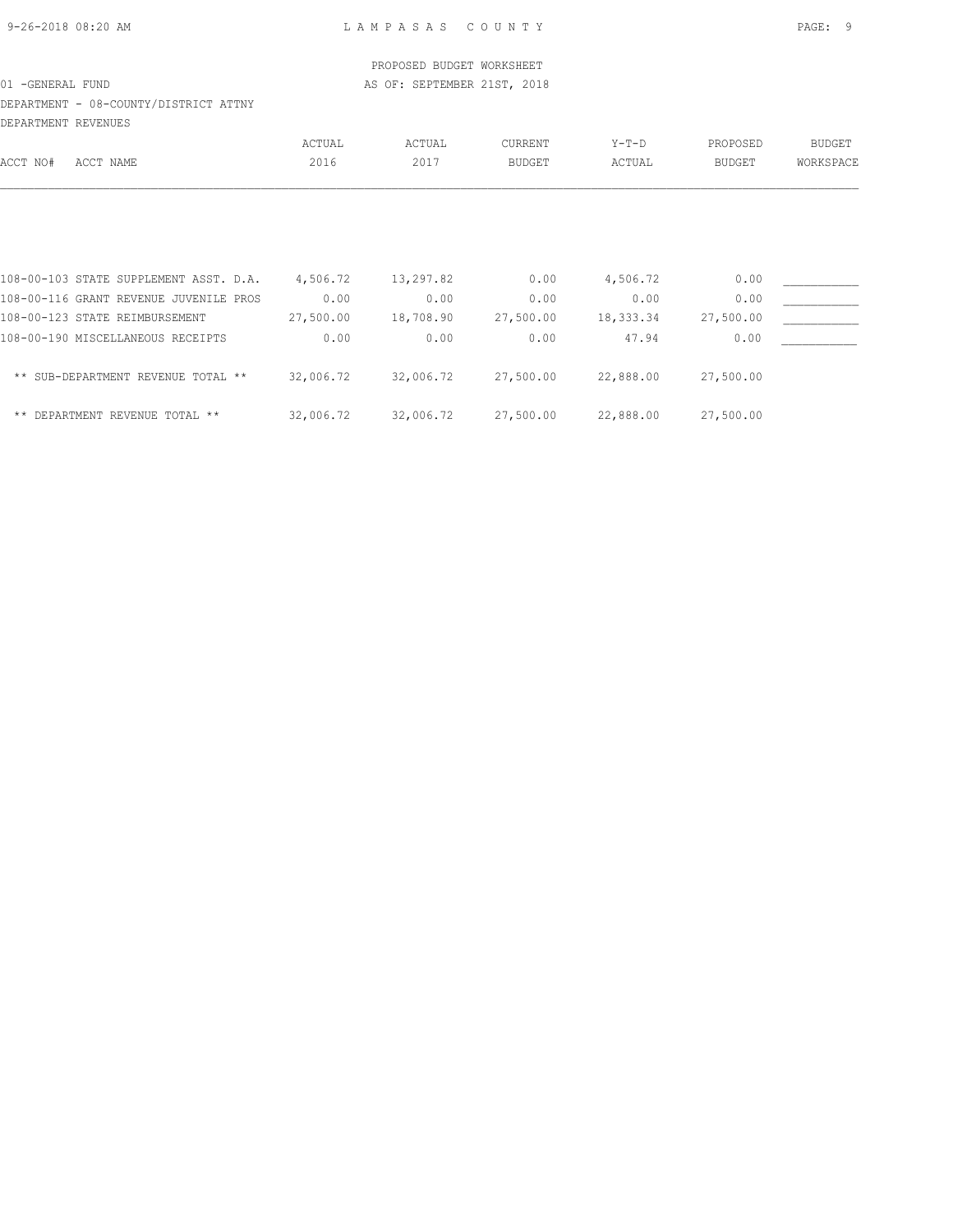PROPOSED BUDGET WORKSHEET

01 -GENERAL FUND — AS OF: SEPTEMBER 21ST, 2018

DEPARTMENT - 08-COUNTY/DISTRICT ATTNY

DEPARTMENT REVENUES

| ACCT NO# ACCT NAME | ACTUAL 2016 | ACTUAL 2017 | CURRENT BUDGET | Y-T-D ACTUAL | PROPOSED BUDGET | BUDGET WORKSPACE |
|---|---|---|---|---|---|---|
| 108-00-103 STATE SUPPLEMENT ASST. D.A. | 4,506.72 | 13,297.82 | 0.00 | 4,506.72 | 0.00 | ___________ |
| 108-00-116 GRANT REVENUE JUVENILE PROS | 0.00 | 0.00 | 0.00 | 0.00 | 0.00 | ___________ |
| 108-00-123 STATE REIMBURSEMENT | 27,500.00 | 18,708.90 | 27,500.00 | 18,333.34 | 27,500.00 | ___________ |
| 108-00-190 MISCELLANEOUS RECEIPTS | 0.00 | 0.00 | 0.00 | 47.94 | 0.00 | ___________ |
| ** SUB-DEPARTMENT REVENUE TOTAL ** | 32,006.72 | 32,006.72 | 27,500.00 | 22,888.00 | 27,500.00 | |
| ** DEPARTMENT REVENUE TOTAL ** | 32,006.72 | 32,006.72 | 27,500.00 | 22,888.00 | 27,500.00 | |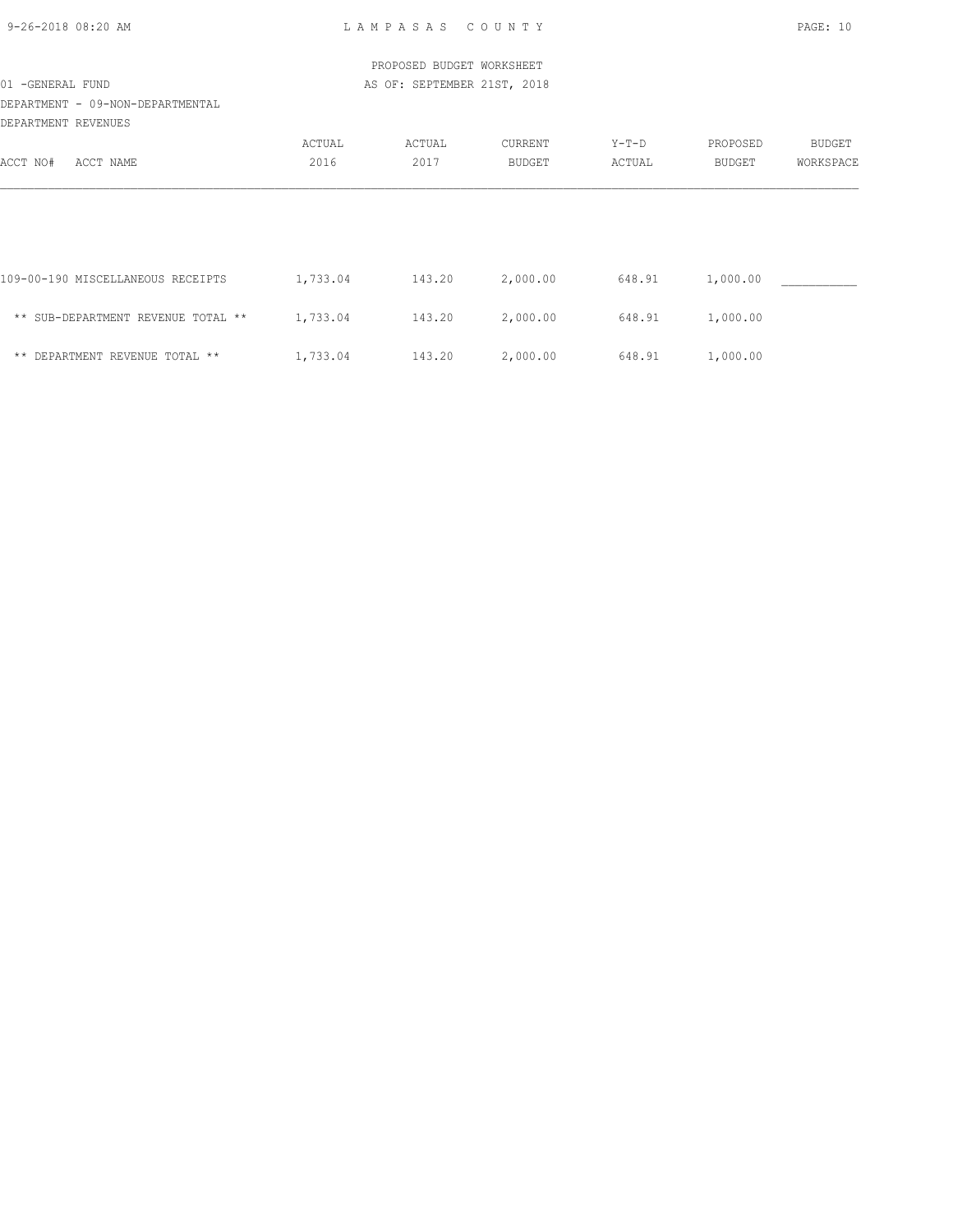PROPOSED BUDGET WORKSHEET

01 -GENERAL FUND — AS OF: SEPTEMBER 21ST, 2018

DEPARTMENT - 09-NON-DEPARTMENTAL

DEPARTMENT REVENUES

| ACCT NO# ACCT NAME | ACTUAL 2016 | ACTUAL 2017 | CURRENT BUDGET | Y-T-D ACTUAL | PROPOSED BUDGET | BUDGET WORKSPACE |
|---|---|---|---|---|---|---|
| 109-00-190 MISCELLANEOUS RECEIPTS | 1,733.04 | 143.20 | 2,000.00 | 648.91 | 1,000.00 | ___________ |
| ** SUB-DEPARTMENT REVENUE TOTAL ** | 1,733.04 | 143.20 | 2,000.00 | 648.91 | 1,000.00 | |
| ** DEPARTMENT REVENUE TOTAL ** | 1,733.04 | 143.20 | 2,000.00 | 648.91 | 1,000.00 | |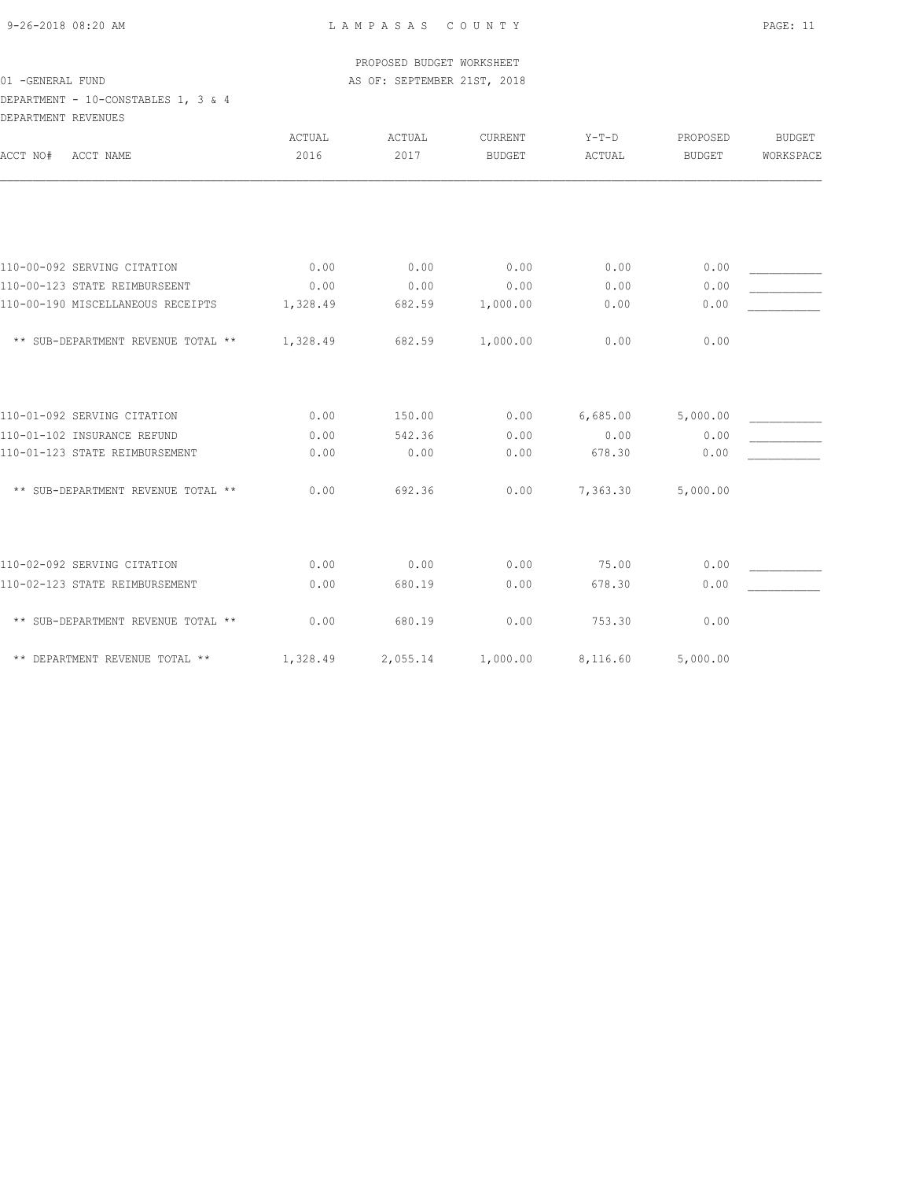PROPOSED BUDGET WORKSHEET

01 -GENERAL FUND — AS OF: SEPTEMBER 21ST, 2018

DEPARTMENT - 10-CONSTABLES 1, 3 & 4

DEPARTMENT REVENUES

| ACCT NO# ACCT NAME | ACTUAL 2016 | ACTUAL 2017 | CURRENT BUDGET | Y-T-D ACTUAL | PROPOSED BUDGET | BUDGET WORKSPACE |
|---|---|---|---|---|---|---|
| 110-00-092 SERVING CITATION | 0.00 | 0.00 | 0.00 | 0.00 | 0.00 | ___________ |
| 110-00-123 STATE REIMBURSEENT | 0.00 | 0.00 | 0.00 | 0.00 | 0.00 | ___________ |
| 110-00-190 MISCELLANEOUS RECEIPTS | 1,328.49 | 682.59 | 1,000.00 | 0.00 | 0.00 | ___________ |
| ** SUB-DEPARTMENT REVENUE TOTAL ** | 1,328.49 | 682.59 | 1,000.00 | 0.00 | 0.00 | |
| 110-01-092 SERVING CITATION | 0.00 | 150.00 | 0.00 | 6,685.00 | 5,000.00 | ___________ |
| 110-01-102 INSURANCE REFUND | 0.00 | 542.36 | 0.00 | 0.00 | 0.00 | ___________ |
| 110-01-123 STATE REIMBURSEMENT | 0.00 | 0.00 | 0.00 | 678.30 | 0.00 | ___________ |
| ** SUB-DEPARTMENT REVENUE TOTAL ** | 0.00 | 692.36 | 0.00 | 7,363.30 | 5,000.00 | |
| 110-02-092 SERVING CITATION | 0.00 | 0.00 | 0.00 | 75.00 | 0.00 | ___________ |
| 110-02-123 STATE REIMBURSEMENT | 0.00 | 680.19 | 0.00 | 678.30 | 0.00 | ___________ |
| ** SUB-DEPARTMENT REVENUE TOTAL ** | 0.00 | 680.19 | 0.00 | 753.30 | 0.00 | |
| ** DEPARTMENT REVENUE TOTAL ** | 1,328.49 | 2,055.14 | 1,000.00 | 8,116.60 | 5,000.00 | |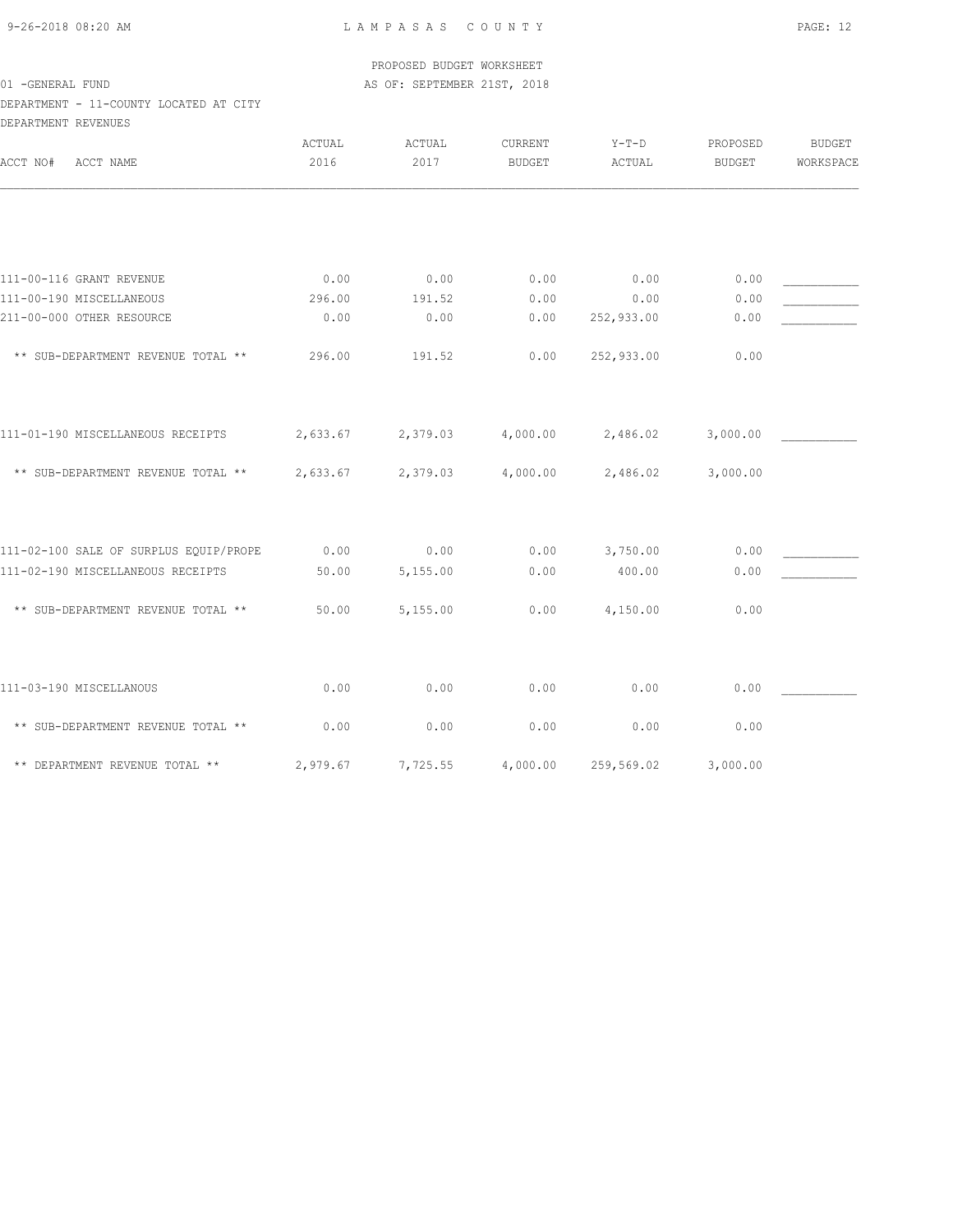PROPOSED BUDGET WORKSHEET

01 -GENERAL FUND — AS OF: SEPTEMBER 21ST, 2018

DEPARTMENT - 11-COUNTY LOCATED AT CITY

DEPARTMENT REVENUES

| ACCT NO# ACCT NAME | ACTUAL 2016 | ACTUAL 2017 | CURRENT BUDGET | Y-T-D ACTUAL | PROPOSED BUDGET | BUDGET WORKSPACE |
|---|---|---|---|---|---|---|
| 111-00-116 GRANT REVENUE | 0.00 | 0.00 | 0.00 | 0.00 | 0.00 | ___________ |
| 111-00-190 MISCELLANEOUS | 296.00 | 191.52 | 0.00 | 0.00 | 0.00 | ___________ |
| 211-00-000 OTHER RESOURCE | 0.00 | 0.00 | 0.00 | 252,933.00 | 0.00 | ___________ |
| ** SUB-DEPARTMENT REVENUE TOTAL ** | 296.00 | 191.52 | 0.00 | 252,933.00 | 0.00 | |
| 111-01-190 MISCELLANEOUS RECEIPTS | 2,633.67 | 2,379.03 | 4,000.00 | 2,486.02 | 3,000.00 | ___________ |
| ** SUB-DEPARTMENT REVENUE TOTAL ** | 2,633.67 | 2,379.03 | 4,000.00 | 2,486.02 | 3,000.00 | |
| 111-02-100 SALE OF SURPLUS EQUIP/PROPE | 0.00 | 0.00 | 0.00 | 3,750.00 | 0.00 | ___________ |
| 111-02-190 MISCELLANEOUS RECEIPTS | 50.00 | 5,155.00 | 0.00 | 400.00 | 0.00 | ___________ |
| ** SUB-DEPARTMENT REVENUE TOTAL ** | 50.00 | 5,155.00 | 0.00 | 4,150.00 | 0.00 | |
| 111-03-190 MISCELLANOUS | 0.00 | 0.00 | 0.00 | 0.00 | 0.00 | ___________ |
| ** SUB-DEPARTMENT REVENUE TOTAL ** | 0.00 | 0.00 | 0.00 | 0.00 | 0.00 | |
| ** DEPARTMENT REVENUE TOTAL ** | 2,979.67 | 7,725.55 | 4,000.00 | 259,569.02 | 3,000.00 | |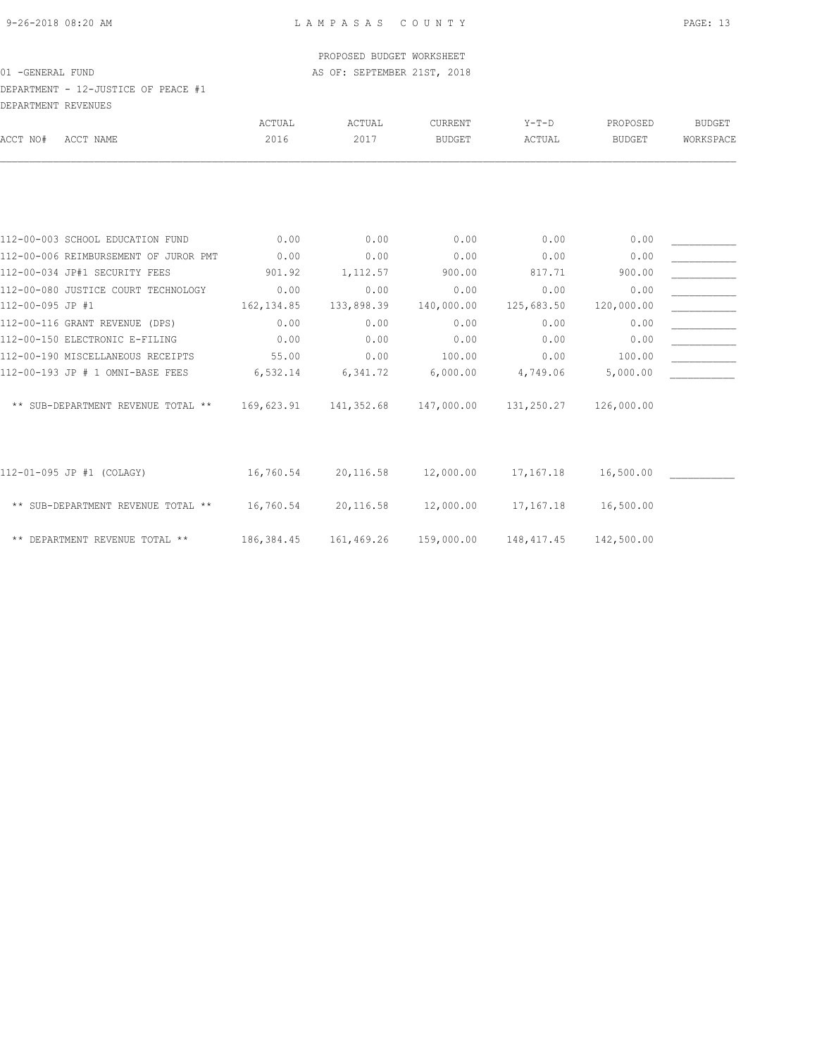PROPOSED BUDGET WORKSHEET

01 -GENERAL FUND AS OF: SEPTEMBER 21ST, 2018

DEPARTMENT - 12-JUSTICE OF PEACE #1

DEPARTMENT REVENUES

| ACCT NO# ACCT NAME | ACTUAL 2016 | ACTUAL 2017 | CURRENT BUDGET | Y-T-D ACTUAL | PROPOSED BUDGET | BUDGET WORKSPACE |
|---|---|---|---|---|---|---|
| 112-00-003 SCHOOL EDUCATION FUND | 0.00 | 0.00 | 0.00 | 0.00 | 0.00 | ___________ |
| 112-00-006 REIMBURSEMENT OF JUROR PMT | 0.00 | 0.00 | 0.00 | 0.00 | 0.00 | ___________ |
| 112-00-034 JP#1 SECURITY FEES | 901.92 | 1,112.57 | 900.00 | 817.71 | 900.00 | ___________ |
| 112-00-080 JUSTICE COURT TECHNOLOGY | 0.00 | 0.00 | 0.00 | 0.00 | 0.00 | ___________ |
| 112-00-095 JP #1 | 162,134.85 | 133,898.39 | 140,000.00 | 125,683.50 | 120,000.00 | ___________ |
| 112-00-116 GRANT REVENUE (DPS) | 0.00 | 0.00 | 0.00 | 0.00 | 0.00 | ___________ |
| 112-00-150 ELECTRONIC E-FILING | 0.00 | 0.00 | 0.00 | 0.00 | 0.00 | ___________ |
| 112-00-190 MISCELLANEOUS RECEIPTS | 55.00 | 0.00 | 100.00 | 0.00 | 100.00 | ___________ |
| 112-00-193 JP # 1 OMNI-BASE FEES | 6,532.14 | 6,341.72 | 6,000.00 | 4,749.06 | 5,000.00 | ___________ |
| ** SUB-DEPARTMENT REVENUE TOTAL ** | 169,623.91 | 141,352.68 | 147,000.00 | 131,250.27 | 126,000.00 | |
| 112-01-095 JP #1 (COLAGY) | 16,760.54 | 20,116.58 | 12,000.00 | 17,167.18 | 16,500.00 | ___________ |
| ** SUB-DEPARTMENT REVENUE TOTAL ** | 16,760.54 | 20,116.58 | 12,000.00 | 17,167.18 | 16,500.00 | |
| ** DEPARTMENT REVENUE TOTAL ** | 186,384.45 | 161,469.26 | 159,000.00 | 148,417.45 | 142,500.00 | |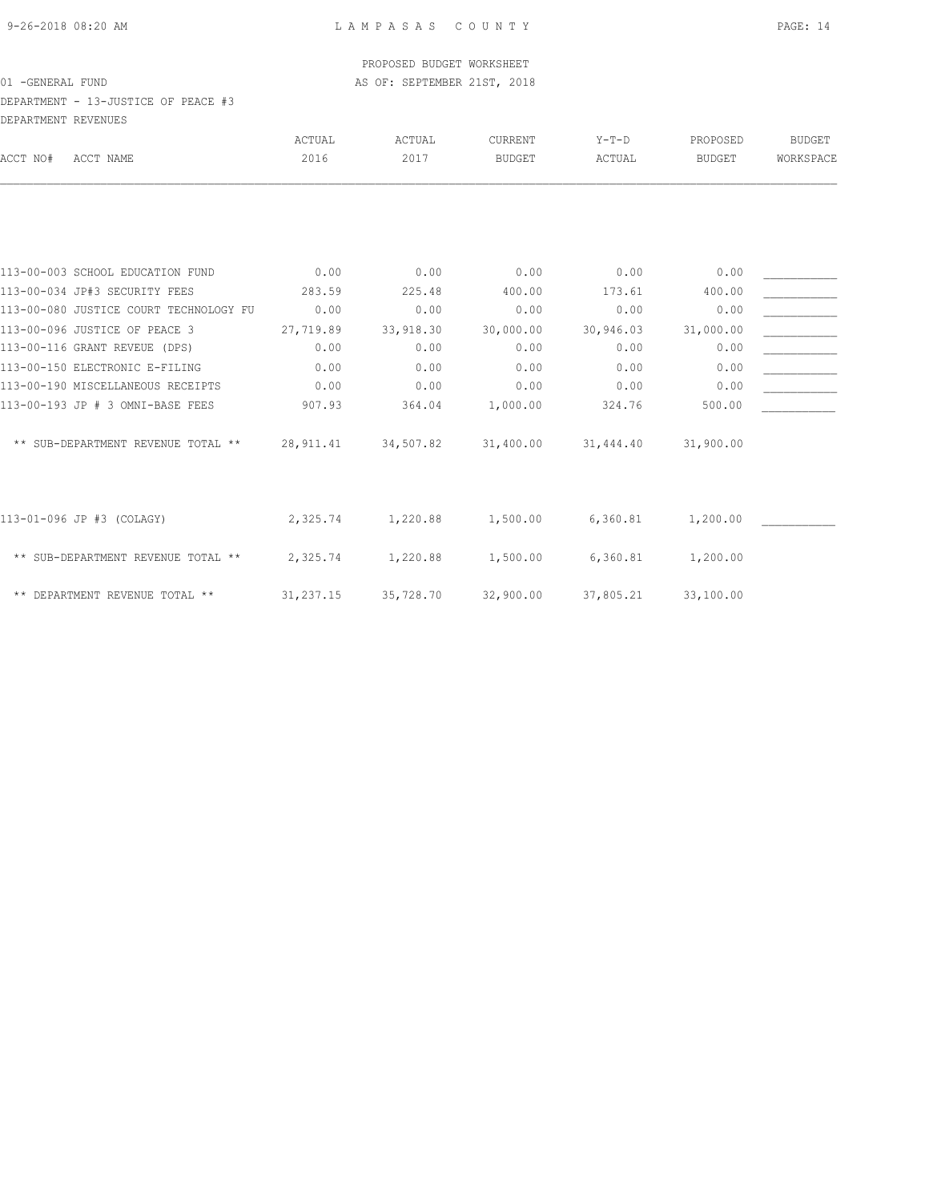PROPOSED BUDGET WORKSHEET

01 -GENERAL FUND AS OF: SEPTEMBER 21ST, 2018

DEPARTMENT - 13-JUSTICE OF PEACE #3

DEPARTMENT REVENUES

| ACCT NO# ACCT NAME | ACTUAL 2016 | ACTUAL 2017 | CURRENT BUDGET | Y-T-D ACTUAL | PROPOSED BUDGET | BUDGET WORKSPACE |
|---|---|---|---|---|---|---|
| 113-00-003 SCHOOL EDUCATION FUND | 0.00 | 0.00 | 0.00 | 0.00 | 0.00 | ___________ |
| 113-00-034 JP#3 SECURITY FEES | 283.59 | 225.48 | 400.00 | 173.61 | 400.00 | ___________ |
| 113-00-080 JUSTICE COURT TECHNOLOGY FU | 0.00 | 0.00 | 0.00 | 0.00 | 0.00 | ___________ |
| 113-00-096 JUSTICE OF PEACE 3 | 27,719.89 | 33,918.30 | 30,000.00 | 30,946.03 | 31,000.00 | ___________ |
| 113-00-116 GRANT REVEUE (DPS) | 0.00 | 0.00 | 0.00 | 0.00 | 0.00 | ___________ |
| 113-00-150 ELECTRONIC E-FILING | 0.00 | 0.00 | 0.00 | 0.00 | 0.00 | ___________ |
| 113-00-190 MISCELLANEOUS RECEIPTS | 0.00 | 0.00 | 0.00 | 0.00 | 0.00 | ___________ |
| 113-00-193 JP # 3 OMNI-BASE FEES | 907.93 | 364.04 | 1,000.00 | 324.76 | 500.00 | ___________ |
| ** SUB-DEPARTMENT REVENUE TOTAL ** | 28,911.41 | 34,507.82 | 31,400.00 | 31,444.40 | 31,900.00 | |
| 113-01-096 JP #3 (COLAGY) | 2,325.74 | 1,220.88 | 1,500.00 | 6,360.81 | 1,200.00 | ___________ |
| ** SUB-DEPARTMENT REVENUE TOTAL ** | 2,325.74 | 1,220.88 | 1,500.00 | 6,360.81 | 1,200.00 | |
| ** DEPARTMENT REVENUE TOTAL ** | 31,237.15 | 35,728.70 | 32,900.00 | 37,805.21 | 33,100.00 | |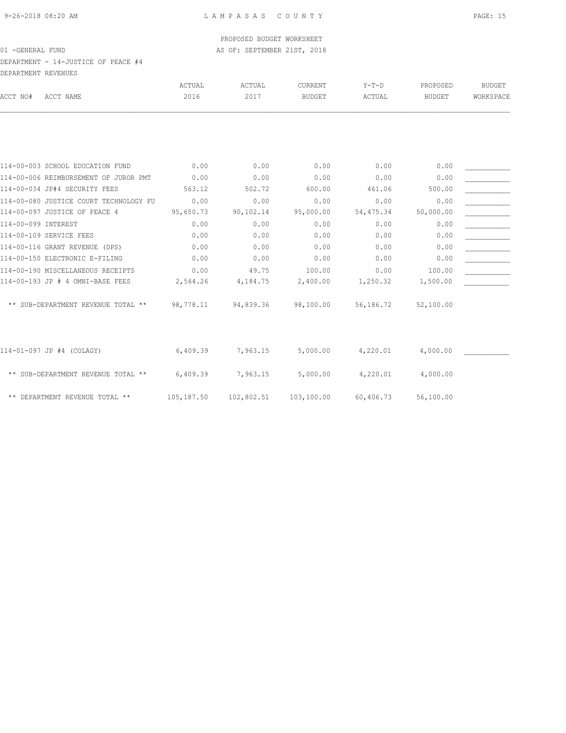PROPOSED BUDGET WORKSHEET

01 -GENERAL FUND — AS OF: SEPTEMBER 21ST, 2018

DEPARTMENT - 14-JUSTICE OF PEACE #4

DEPARTMENT REVENUES

| ACCT NO# | ACCT NAME | ACTUAL 2016 | ACTUAL 2017 | CURRENT BUDGET | Y-T-D ACTUAL | PROPOSED BUDGET | BUDGET WORKSPACE |
|---|---|---|---|---|---|---|---|
| 114-00-003 | SCHOOL EDUCATION FUND | 0.00 | 0.00 | 0.00 | 0.00 | 0.00 | ___________ |
| 114-00-006 | REIMBURSEMENT OF JUROR PMT | 0.00 | 0.00 | 0.00 | 0.00 | 0.00 | ___________ |
| 114-00-034 | JP#4 SECURITY FEES | 563.12 | 502.72 | 600.00 | 461.06 | 500.00 | ___________ |
| 114-00-080 | JUSTICE COURT TECHNOLOGY FU | 0.00 | 0.00 | 0.00 | 0.00 | 0.00 | ___________ |
| 114-00-097 | JUSTICE OF PEACE 4 | 95,650.73 | 90,102.14 | 95,000.00 | 54,475.34 | 50,000.00 | ___________ |
| 114-00-099 | INTEREST | 0.00 | 0.00 | 0.00 | 0.00 | 0.00 | ___________ |
| 114-00-109 | SERVICE FEES | 0.00 | 0.00 | 0.00 | 0.00 | 0.00 | ___________ |
| 114-00-116 | GRANT REVENUE (DPS) | 0.00 | 0.00 | 0.00 | 0.00 | 0.00 | ___________ |
| 114-00-150 | ELECTRONIC E-FILING | 0.00 | 0.00 | 0.00 | 0.00 | 0.00 | ___________ |
| 114-00-190 | MISCELLANEOUS RECEIPTS | 0.00 | 49.75 | 100.00 | 0.00 | 100.00 | ___________ |
| 114-00-193 | JP # 4 OMNI-BASE FEES | 2,564.26 | 4,184.75 | 2,400.00 | 1,250.32 | 1,500.00 | ___________ |
| | ** SUB-DEPARTMENT REVENUE TOTAL ** | 98,778.11 | 94,839.36 | 98,100.00 | 56,186.72 | 52,100.00 | |
| 114-01-097 | JP #4 (COLAGY) | 6,409.39 | 7,963.15 | 5,000.00 | 4,220.01 | 4,000.00 | ___________ |
| | ** SUB-DEPARTMENT REVENUE TOTAL ** | 6,409.39 | 7,963.15 | 5,000.00 | 4,220.01 | 4,000.00 | |
| | ** DEPARTMENT REVENUE TOTAL ** | 105,187.50 | 102,802.51 | 103,100.00 | 60,406.73 | 56,100.00 | |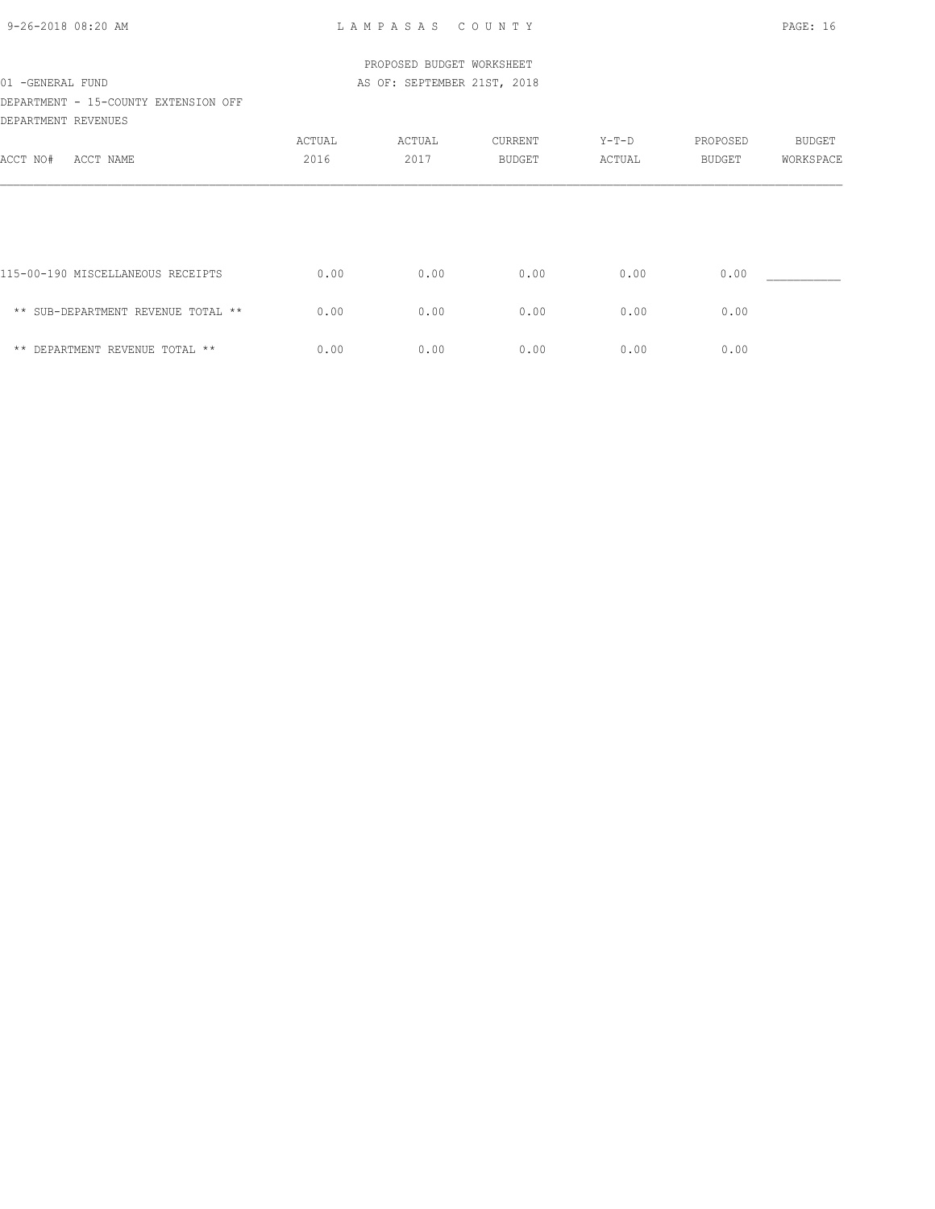PROPOSED BUDGET WORKSHEET

01 -GENERAL FUND AS OF: SEPTEMBER 21ST, 2018

DEPARTMENT - 15-COUNTY EXTENSION OFF

DEPARTMENT REVENUES

| ACCT NO# ACCT NAME | ACTUAL 2016 | ACTUAL 2017 | CURRENT BUDGET | Y-T-D ACTUAL | PROPOSED BUDGET | BUDGET WORKSPACE |
|---|---|---|---|---|---|---|
| 115-00-190 MISCELLANEOUS RECEIPTS | 0.00 | 0.00 | 0.00 | 0.00 | 0.00 | ___________ |
| ** SUB-DEPARTMENT REVENUE TOTAL ** | 0.00 | 0.00 | 0.00 | 0.00 | 0.00 | |
| ** DEPARTMENT REVENUE TOTAL ** | 0.00 | 0.00 | 0.00 | 0.00 | 0.00 | |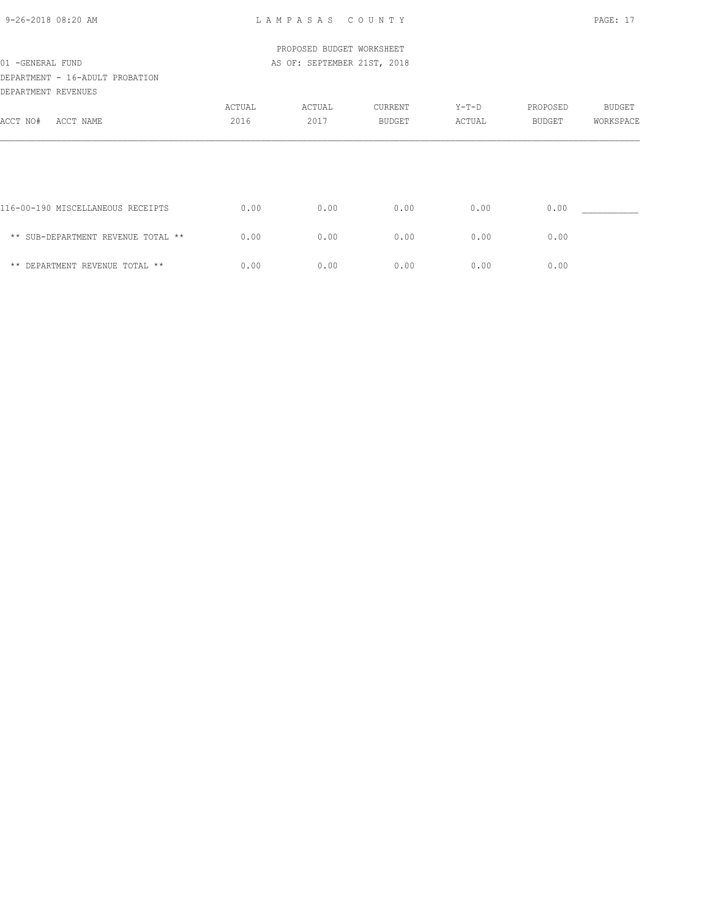PROPOSED BUDGET WORKSHEET

01 -GENERAL FUND — AS OF: SEPTEMBER 21ST, 2018

DEPARTMENT - 16-ADULT PROBATION

DEPARTMENT REVENUES

| ACCT NO# ACCT NAME | ACTUAL 2016 | ACTUAL 2017 | CURRENT BUDGET | Y-T-D ACTUAL | PROPOSED BUDGET | BUDGET WORKSPACE |
|---|---|---|---|---|---|---|
| 116-00-190 MISCELLANEOUS RECEIPTS | 0.00 | 0.00 | 0.00 | 0.00 | 0.00 | ___________ |
| ** SUB-DEPARTMENT REVENUE TOTAL ** | 0.00 | 0.00 | 0.00 | 0.00 | 0.00 | |
| ** DEPARTMENT REVENUE TOTAL ** | 0.00 | 0.00 | 0.00 | 0.00 | 0.00 | |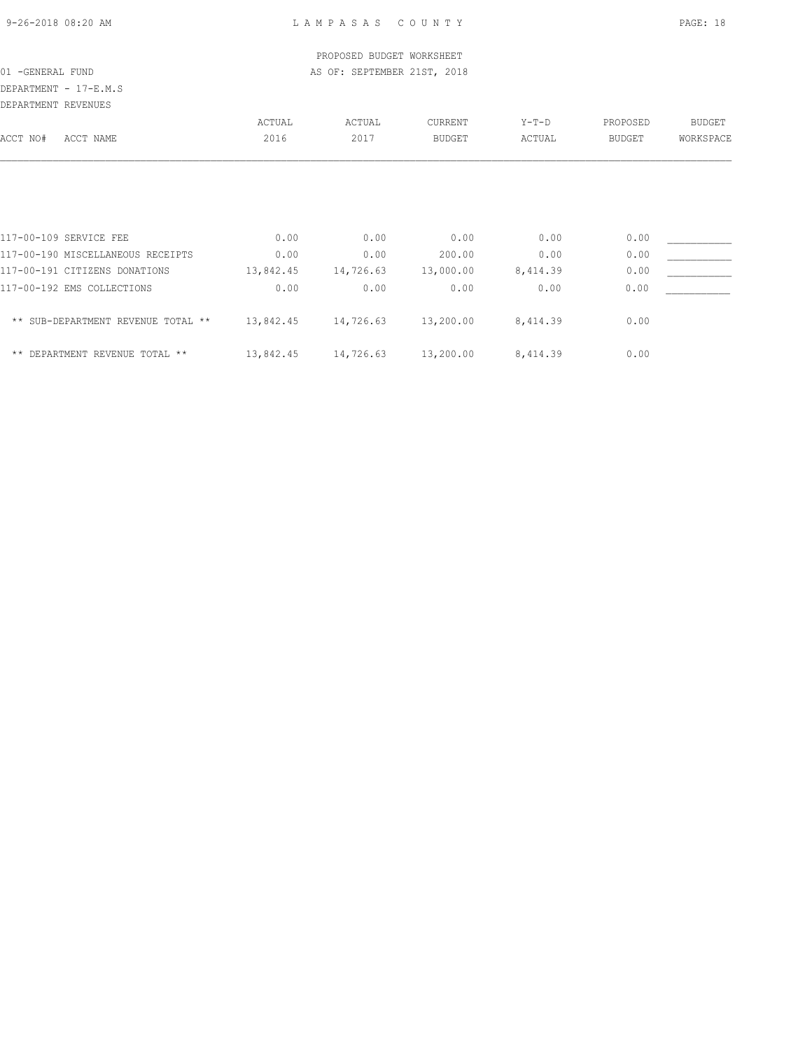PROPOSED BUDGET WORKSHEET

01 -GENERAL FUND — AS OF: SEPTEMBER 21ST, 2018

DEPARTMENT - 17-E.M.S

DEPARTMENT REVENUES

| ACCT NO# ACCT NAME | ACTUAL 2016 | ACTUAL 2017 | CURRENT BUDGET | Y-T-D ACTUAL | PROPOSED BUDGET | BUDGET WORKSPACE |
|---|---|---|---|---|---|---|
| 117-00-109 SERVICE FEE | 0.00 | 0.00 | 0.00 | 0.00 | 0.00 | ___________ |
| 117-00-190 MISCELLANEOUS RECEIPTS | 0.00 | 0.00 | 200.00 | 0.00 | 0.00 | ___________ |
| 117-00-191 CITIZENS DONATIONS | 13,842.45 | 14,726.63 | 13,000.00 | 8,414.39 | 0.00 | ___________ |
| 117-00-192 EMS COLLECTIONS | 0.00 | 0.00 | 0.00 | 0.00 | 0.00 | ___________ |
| ** SUB-DEPARTMENT REVENUE TOTAL ** | 13,842.45 | 14,726.63 | 13,200.00 | 8,414.39 | 0.00 | |
| ** DEPARTMENT REVENUE TOTAL ** | 13,842.45 | 14,726.63 | 13,200.00 | 8,414.39 | 0.00 | |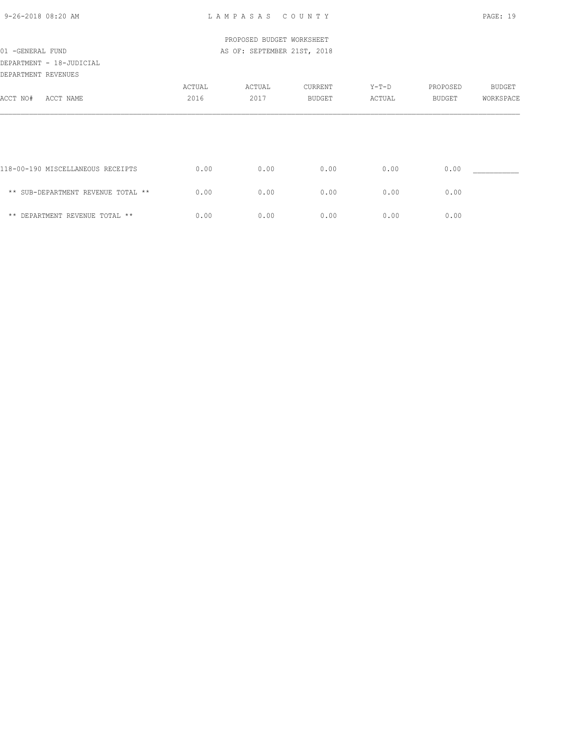PROPOSED BUDGET WORKSHEET

01 -GENERAL FUND — AS OF: SEPTEMBER 21ST, 2018

DEPARTMENT - 18-JUDICIAL

DEPARTMENT REVENUES

| ACCT NO# ACCT NAME | ACTUAL 2016 | ACTUAL 2017 | CURRENT BUDGET | Y-T-D ACTUAL | PROPOSED BUDGET | BUDGET WORKSPACE |
|---|---|---|---|---|---|---|
| 118-00-190 MISCELLANEOUS RECEIPTS | 0.00 | 0.00 | 0.00 | 0.00 | 0.00 | ___________ |
| ** SUB-DEPARTMENT REVENUE TOTAL ** | 0.00 | 0.00 | 0.00 | 0.00 | 0.00 | |
| ** DEPARTMENT REVENUE TOTAL ** | 0.00 | 0.00 | 0.00 | 0.00 | 0.00 | |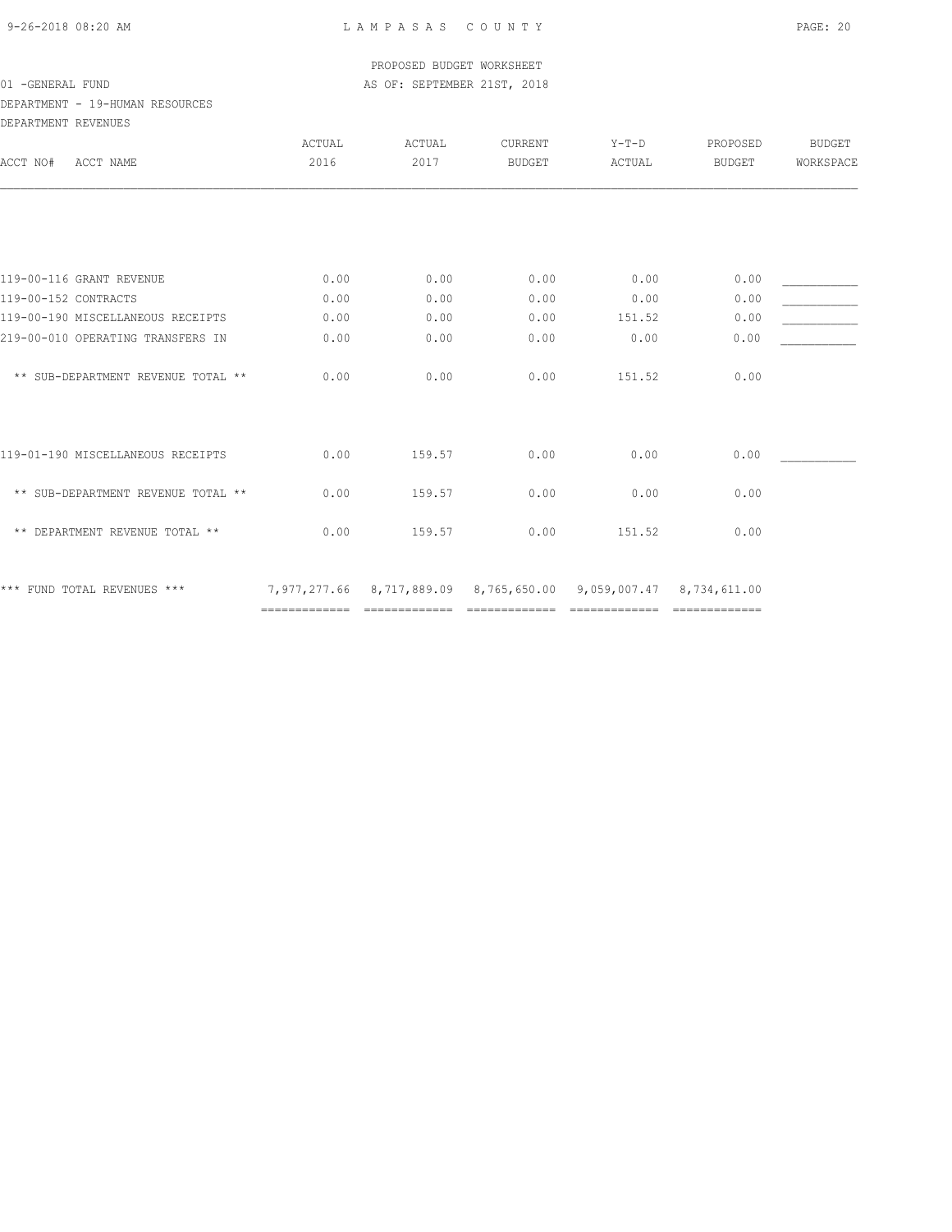PROPOSED BUDGET WORKSHEET

01 -GENERAL FUND AS OF: SEPTEMBER 21ST, 2018

DEPARTMENT - 19-HUMAN RESOURCES

DEPARTMENT REVENUES

| ACCT NO# ACCT NAME | ACTUAL 2016 | ACTUAL 2017 | CURRENT BUDGET | Y-T-D ACTUAL | PROPOSED BUDGET | BUDGET WORKSPACE |
|---|---|---|---|---|---|---|
| 119-00-116 GRANT REVENUE | 0.00 | 0.00 | 0.00 | 0.00 | 0.00 | ___________ |
| 119-00-152 CONTRACTS | 0.00 | 0.00 | 0.00 | 0.00 | 0.00 | ___________ |
| 119-00-190 MISCELLANEOUS RECEIPTS | 0.00 | 0.00 | 0.00 | 151.52 | 0.00 | ___________ |
| 219-00-010 OPERATING TRANSFERS IN | 0.00 | 0.00 | 0.00 | 0.00 | 0.00 | ___________ |
| ** SUB-DEPARTMENT REVENUE TOTAL ** | 0.00 | 0.00 | 0.00 | 151.52 | 0.00 | |
| 119-01-190 MISCELLANEOUS RECEIPTS | 0.00 | 159.57 | 0.00 | 0.00 | 0.00 | ___________ |
| ** SUB-DEPARTMENT REVENUE TOTAL ** | 0.00 | 159.57 | 0.00 | 0.00 | 0.00 | |
| ** DEPARTMENT REVENUE TOTAL ** | 0.00 | 159.57 | 0.00 | 151.52 | 0.00 | |
| *** FUND TOTAL REVENUES *** | 7,977,277.66 | 8,717,889.09 | 8,765,650.00 | 9,059,007.47 | 8,734,611.00 | |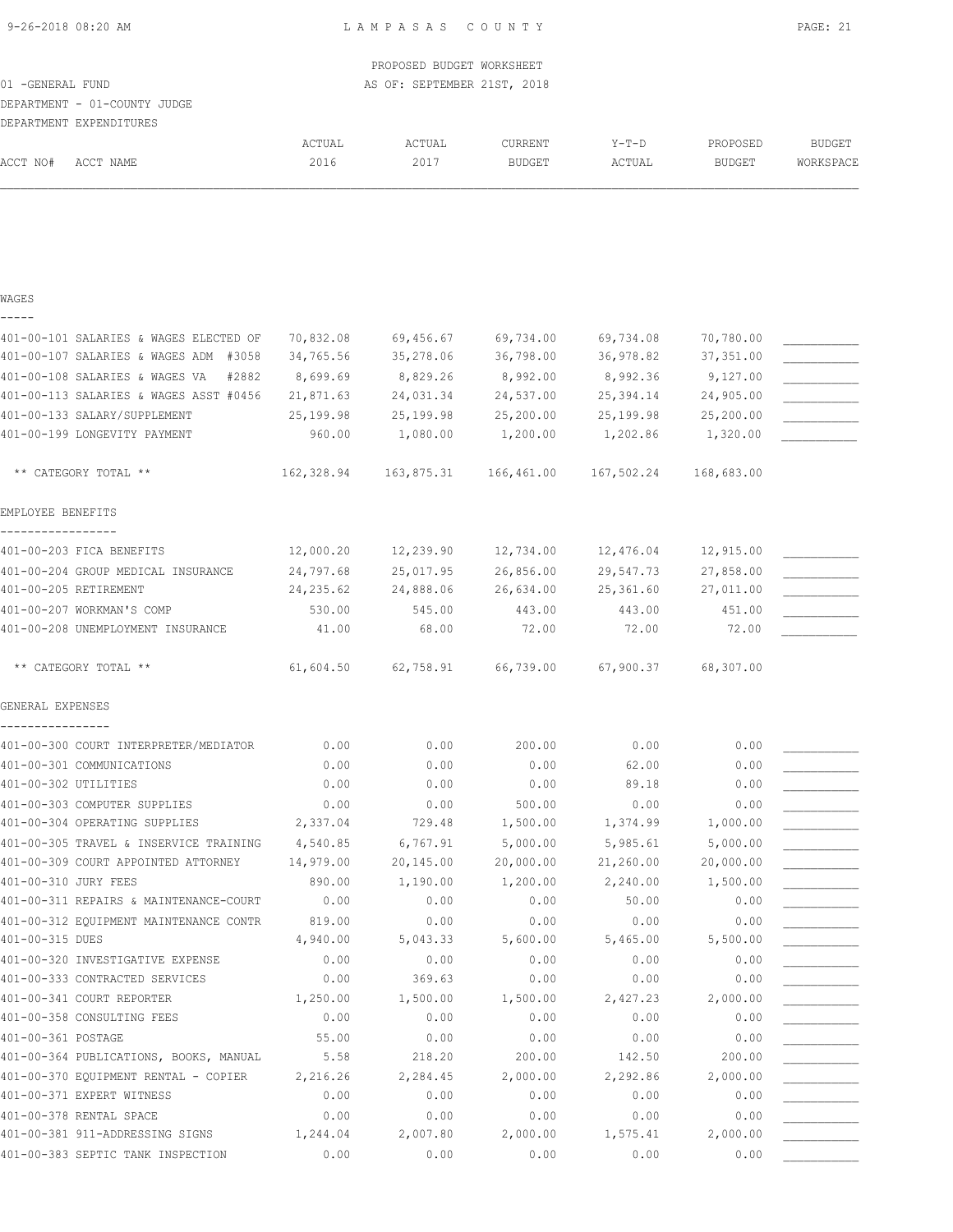LAMPASAS COUNTY

PROPOSED BUDGET WORKSHEET

01 -GENERAL FUND — AS OF: SEPTEMBER 21ST, 2018

DEPARTMENT - 01-COUNTY JUDGE

DEPARTMENT EXPENDITURES

| ACCT NO# | ACCT NAME | ACTUAL 2016 | ACTUAL 2017 | CURRENT BUDGET | Y-T-D ACTUAL | PROPOSED BUDGET | BUDGET WORKSPACE |
|---|---|---|---|---|---|---|---|
| **WAGES** | | | | | | | |
| 401-00-101 | SALARIES & WAGES ELECTED OF | 70,832.08 | 69,456.67 | 69,734.00 | 69,734.08 | 70,780.00 | ___________ |
| 401-00-107 | SALARIES & WAGES ADM #3058 | 34,765.56 | 35,278.06 | 36,798.00 | 36,978.82 | 37,351.00 | ___________ |
| 401-00-108 | SALARIES & WAGES VA #2882 | 8,699.69 | 8,829.26 | 8,992.00 | 8,992.36 | 9,127.00 | ___________ |
| 401-00-113 | SALARIES & WAGES ASST #0456 | 21,871.63 | 24,031.34 | 24,537.00 | 25,394.14 | 24,905.00 | ___________ |
| 401-00-133 | SALARY/SUPPLEMENT | 25,199.98 | 25,199.98 | 25,200.00 | 25,199.98 | 25,200.00 | ___________ |
| 401-00-199 | LONGEVITY PAYMENT | 960.00 | 1,080.00 | 1,200.00 | 1,202.86 | 1,320.00 | ___________ |
| | ** CATEGORY TOTAL ** | 162,328.94 | 163,875.31 | 166,461.00 | 167,502.24 | 168,683.00 | |
| **EMPLOYEE BENEFITS** | | | | | | | |
| 401-00-203 | FICA BENEFITS | 12,000.20 | 12,239.90 | 12,734.00 | 12,476.04 | 12,915.00 | ___________ |
| 401-00-204 | GROUP MEDICAL INSURANCE | 24,797.68 | 25,017.95 | 26,856.00 | 29,547.73 | 27,858.00 | ___________ |
| 401-00-205 | RETIREMENT | 24,235.62 | 24,888.06 | 26,634.00 | 25,361.60 | 27,011.00 | ___________ |
| 401-00-207 | WORKMAN'S COMP | 530.00 | 545.00 | 443.00 | 443.00 | 451.00 | ___________ |
| 401-00-208 | UNEMPLOYMENT INSURANCE | 41.00 | 68.00 | 72.00 | 72.00 | 72.00 | ___________ |
| | ** CATEGORY TOTAL ** | 61,604.50 | 62,758.91 | 66,739.00 | 67,900.37 | 68,307.00 | |
| **GENERAL EXPENSES** | | | | | | | |
| 401-00-300 | COURT INTERPRETER/MEDIATOR | 0.00 | 0.00 | 200.00 | 0.00 | 0.00 | ___________ |
| 401-00-301 | COMMUNICATIONS | 0.00 | 0.00 | 0.00 | 62.00 | 0.00 | ___________ |
| 401-00-302 | UTILITIES | 0.00 | 0.00 | 0.00 | 89.18 | 0.00 | ___________ |
| 401-00-303 | COMPUTER SUPPLIES | 0.00 | 0.00 | 500.00 | 0.00 | 0.00 | ___________ |
| 401-00-304 | OPERATING SUPPLIES | 2,337.04 | 729.48 | 1,500.00 | 1,374.99 | 1,000.00 | ___________ |
| 401-00-305 | TRAVEL & INSERVICE TRAINING | 4,540.85 | 6,767.91 | 5,000.00 | 5,985.61 | 5,000.00 | ___________ |
| 401-00-309 | COURT APPOINTED ATTORNEY | 14,979.00 | 20,145.00 | 20,000.00 | 21,260.00 | 20,000.00 | ___________ |
| 401-00-310 | JURY FEES | 890.00 | 1,190.00 | 1,200.00 | 2,240.00 | 1,500.00 | ___________ |
| 401-00-311 | REPAIRS & MAINTENANCE-COURT | 0.00 | 0.00 | 0.00 | 50.00 | 0.00 | ___________ |
| 401-00-312 | EQUIPMENT MAINTENANCE CONTR | 819.00 | 0.00 | 0.00 | 0.00 | 0.00 | ___________ |
| 401-00-315 | DUES | 4,940.00 | 5,043.33 | 5,600.00 | 5,465.00 | 5,500.00 | ___________ |
| 401-00-320 | INVESTIGATIVE EXPENSE | 0.00 | 0.00 | 0.00 | 0.00 | 0.00 | ___________ |
| 401-00-333 | CONTRACTED SERVICES | 0.00 | 369.63 | 0.00 | 0.00 | 0.00 | ___________ |
| 401-00-341 | COURT REPORTER | 1,250.00 | 1,500.00 | 1,500.00 | 2,427.23 | 2,000.00 | ___________ |
| 401-00-358 | CONSULTING FEES | 0.00 | 0.00 | 0.00 | 0.00 | 0.00 | ___________ |
| 401-00-361 | POSTAGE | 55.00 | 0.00 | 0.00 | 0.00 | 0.00 | ___________ |
| 401-00-364 | PUBLICATIONS, BOOKS, MANUAL | 5.58 | 218.20 | 200.00 | 142.50 | 200.00 | ___________ |
| 401-00-370 | EQUIPMENT RENTAL - COPIER | 2,216.26 | 2,284.45 | 2,000.00 | 2,292.86 | 2,000.00 | ___________ |
| 401-00-371 | EXPERT WITNESS | 0.00 | 0.00 | 0.00 | 0.00 | 0.00 | ___________ |
| 401-00-378 | RENTAL SPACE | 0.00 | 0.00 | 0.00 | 0.00 | 0.00 | ___________ |
| 401-00-381 | 911-ADDRESSING SIGNS | 1,244.04 | 2,007.80 | 2,000.00 | 1,575.41 | 2,000.00 | ___________ |
| 401-00-383 | SEPTIC TANK INSPECTION | 0.00 | 0.00 | 0.00 | 0.00 | 0.00 | ___________ |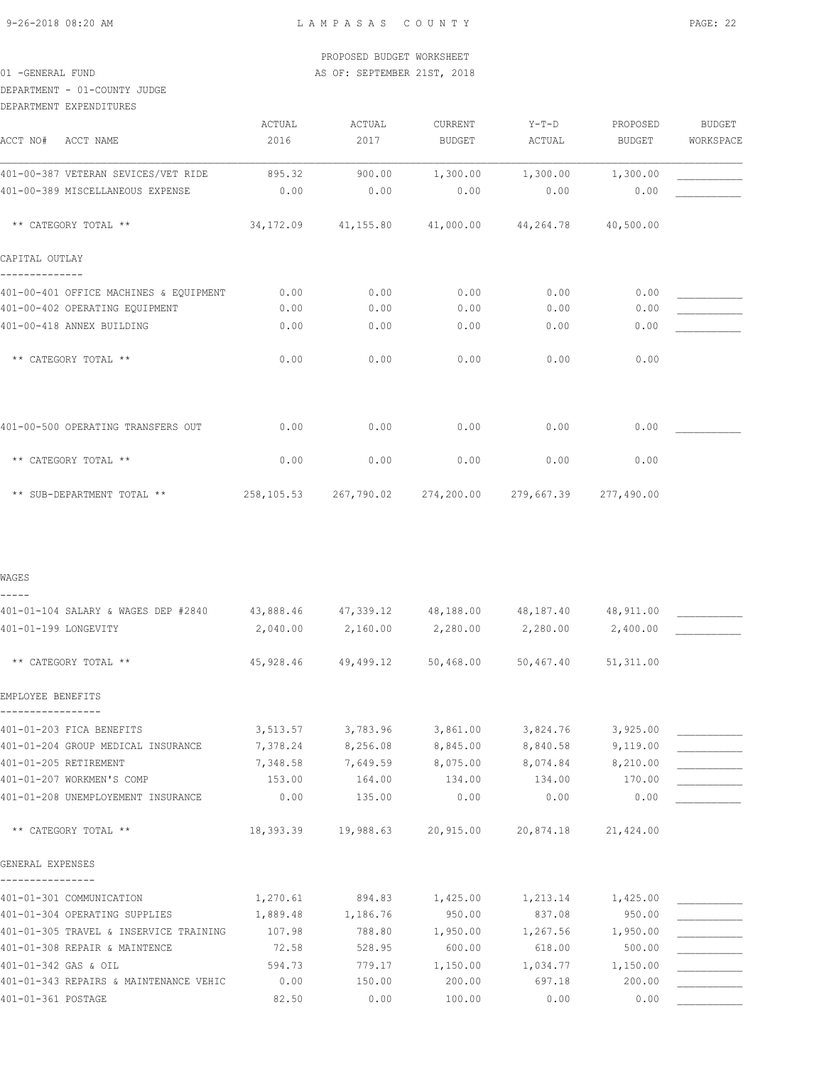PROPOSED BUDGET WORKSHEET

01 -GENERAL FUND

AS OF: SEPTEMBER 21ST, 2018

DEPARTMENT - 01-COUNTY JUDGE

DEPARTMENT EXPENDITURES

| ACCT NO# ACCT NAME | ACTUAL 2016 | ACTUAL 2017 | CURRENT BUDGET | Y-T-D ACTUAL | PROPOSED BUDGET | BUDGET WORKSPACE |
|---|---|---|---|---|---|---|
| 401-00-387 VETERAN SEVICES/VET RIDE | 895.32 | 900.00 | 1,300.00 | 1,300.00 | 1,300.00 | ___________ |
| 401-00-389 MISCELLANEOUS EXPENSE | 0.00 | 0.00 | 0.00 | 0.00 | 0.00 | ___________ |
| ** CATEGORY TOTAL ** | 34,172.09 | 41,155.80 | 41,000.00 | 44,264.78 | 40,500.00 | |
| **CAPITAL OUTLAY** | | | | | | |
| 401-00-401 OFFICE MACHINES & EQUIPMENT | 0.00 | 0.00 | 0.00 | 0.00 | 0.00 | ___________ |
| 401-00-402 OPERATING EQUIPMENT | 0.00 | 0.00 | 0.00 | 0.00 | 0.00 | ___________ |
| 401-00-418 ANNEX BUILDING | 0.00 | 0.00 | 0.00 | 0.00 | 0.00 | ___________ |
| ** CATEGORY TOTAL ** | 0.00 | 0.00 | 0.00 | 0.00 | 0.00 | |
| 401-00-500 OPERATING TRANSFERS OUT | 0.00 | 0.00 | 0.00 | 0.00 | 0.00 | ___________ |
| ** CATEGORY TOTAL ** | 0.00 | 0.00 | 0.00 | 0.00 | 0.00 | |
| ** SUB-DEPARTMENT TOTAL ** | 258,105.53 | 267,790.02 | 274,200.00 | 279,667.39 | 277,490.00 | |
| **WAGES** | | | | | | |
| 401-01-104 SALARY & WAGES DEP #2840 | 43,888.46 | 47,339.12 | 48,188.00 | 48,187.40 | 48,911.00 | ___________ |
| 401-01-199 LONGEVITY | 2,040.00 | 2,160.00 | 2,280.00 | 2,280.00 | 2,400.00 | ___________ |
| ** CATEGORY TOTAL ** | 45,928.46 | 49,499.12 | 50,468.00 | 50,467.40 | 51,311.00 | |
| **EMPLOYEE BENEFITS** | | | | | | |
| 401-01-203 FICA BENEFITS | 3,513.57 | 3,783.96 | 3,861.00 | 3,824.76 | 3,925.00 | ___________ |
| 401-01-204 GROUP MEDICAL INSURANCE | 7,378.24 | 8,256.08 | 8,845.00 | 8,840.58 | 9,119.00 | ___________ |
| 401-01-205 RETIREMENT | 7,348.58 | 7,649.59 | 8,075.00 | 8,074.84 | 8,210.00 | ___________ |
| 401-01-207 WORKMEN'S COMP | 153.00 | 164.00 | 134.00 | 134.00 | 170.00 | ___________ |
| 401-01-208 UNEMPLOYEMENT INSURANCE | 0.00 | 135.00 | 0.00 | 0.00 | 0.00 | ___________ |
| ** CATEGORY TOTAL ** | 18,393.39 | 19,988.63 | 20,915.00 | 20,874.18 | 21,424.00 | |
| **GENERAL EXPENSES** | | | | | | |
| 401-01-301 COMMUNICATION | 1,270.61 | 894.83 | 1,425.00 | 1,213.14 | 1,425.00 | ___________ |
| 401-01-304 OPERATING SUPPLIES | 1,889.48 | 1,186.76 | 950.00 | 837.08 | 950.00 | ___________ |
| 401-01-305 TRAVEL & INSERVICE TRAINING | 107.98 | 788.80 | 1,950.00 | 1,267.56 | 1,950.00 | ___________ |
| 401-01-308 REPAIR & MAINTENCE | 72.58 | 528.95 | 600.00 | 618.00 | 500.00 | ___________ |
| 401-01-342 GAS & OIL | 594.73 | 779.17 | 1,150.00 | 1,034.77 | 1,150.00 | ___________ |
| 401-01-343 REPAIRS & MAINTENANCE VEHIC | 0.00 | 150.00 | 200.00 | 697.18 | 200.00 | ___________ |
| 401-01-361 POSTAGE | 82.50 | 0.00 | 100.00 | 0.00 | 0.00 | ___________ |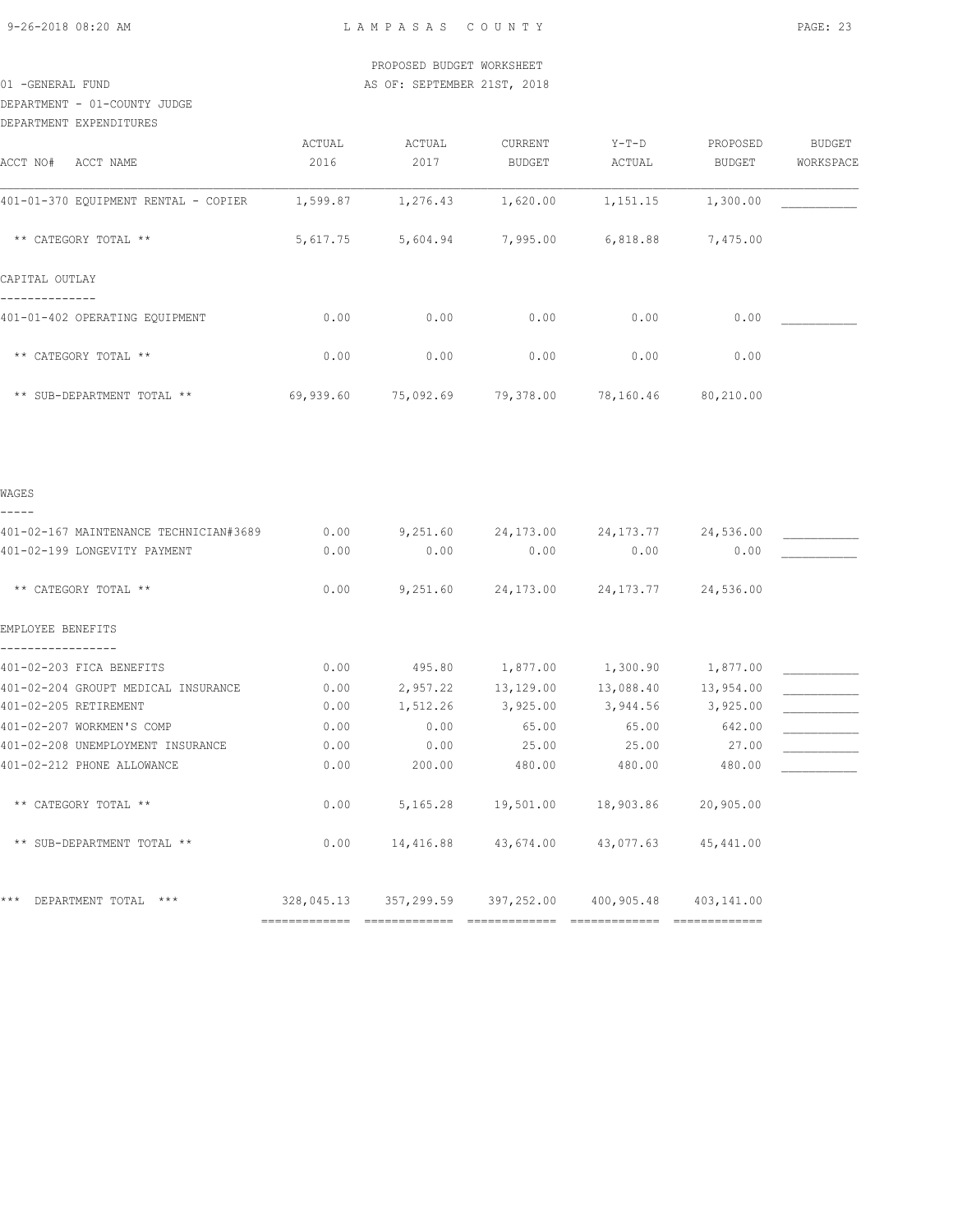PROPOSED BUDGET WORKSHEET

01 -GENERAL FUND

AS OF: SEPTEMBER 21ST, 2018

DEPARTMENT - 01-COUNTY JUDGE

DEPARTMENT EXPENDITURES

| ACCT NO# ACCT NAME | ACTUAL 2016 | ACTUAL 2017 | CURRENT BUDGET | Y-T-D ACTUAL | PROPOSED BUDGET | BUDGET WORKSPACE |
|---|---|---|---|---|---|---|
| 401-01-370 EQUIPMENT RENTAL - COPIER | 1,599.87 | 1,276.43 | 1,620.00 | 1,151.15 | 1,300.00 | ___________ |
| ** CATEGORY TOTAL ** | 5,617.75 | 5,604.94 | 7,995.00 | 6,818.88 | 7,475.00 | |
| **CAPITAL OUTLAY** | | | | | | |
| 401-01-402 OPERATING EQUIPMENT | 0.00 | 0.00 | 0.00 | 0.00 | 0.00 | ___________ |
| ** CATEGORY TOTAL ** | 0.00 | 0.00 | 0.00 | 0.00 | 0.00 | |
| ** SUB-DEPARTMENT TOTAL ** | 69,939.60 | 75,092.69 | 79,378.00 | 78,160.46 | 80,210.00 | |
| **WAGES** | | | | | | |
| 401-02-167 MAINTENANCE TECHNICIAN#3689 | 0.00 | 9,251.60 | 24,173.00 | 24,173.77 | 24,536.00 | ___________ |
| 401-02-199 LONGEVITY PAYMENT | 0.00 | 0.00 | 0.00 | 0.00 | 0.00 | ___________ |
| ** CATEGORY TOTAL ** | 0.00 | 9,251.60 | 24,173.00 | 24,173.77 | 24,536.00 | |
| **EMPLOYEE BENEFITS** | | | | | | |
| 401-02-203 FICA BENEFITS | 0.00 | 495.80 | 1,877.00 | 1,300.90 | 1,877.00 | ___________ |
| 401-02-204 GROUPT MEDICAL INSURANCE | 0.00 | 2,957.22 | 13,129.00 | 13,088.40 | 13,954.00 | ___________ |
| 401-02-205 RETIREMENT | 0.00 | 1,512.26 | 3,925.00 | 3,944.56 | 3,925.00 | ___________ |
| 401-02-207 WORKMEN'S COMP | 0.00 | 0.00 | 65.00 | 65.00 | 642.00 | ___________ |
| 401-02-208 UNEMPLOYMENT INSURANCE | 0.00 | 0.00 | 25.00 | 25.00 | 27.00 | ___________ |
| 401-02-212 PHONE ALLOWANCE | 0.00 | 200.00 | 480.00 | 480.00 | 480.00 | ___________ |
| ** CATEGORY TOTAL ** | 0.00 | 5,165.28 | 19,501.00 | 18,903.86 | 20,905.00 | |
| ** SUB-DEPARTMENT TOTAL ** | 0.00 | 14,416.88 | 43,674.00 | 43,077.63 | 45,441.00 | |
| *** DEPARTMENT TOTAL *** | 328,045.13 | 357,299.59 | 397,252.00 | 400,905.48 | 403,141.00 | |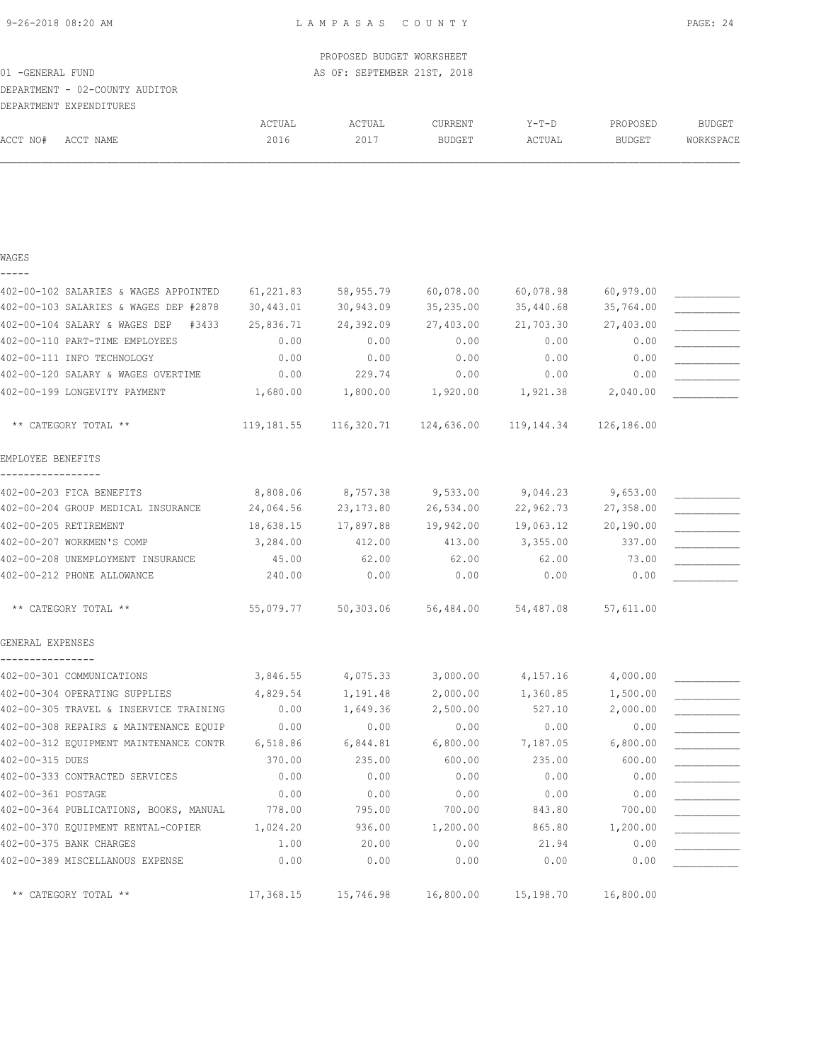PROPOSED BUDGET WORKSHEET

01 -GENERAL FUND — AS OF: SEPTEMBER 21ST, 2018

DEPARTMENT - 02-COUNTY AUDITOR

DEPARTMENT EXPENDITURES

| ACCT NO# | ACCT NAME | ACTUAL 2016 | ACTUAL 2017 | CURRENT BUDGET | Y-T-D ACTUAL | PROPOSED BUDGET | BUDGET WORKSPACE |
|---|---|---|---|---|---|---|---|
| **WAGES** | | | | | | | |
| 402-00-102 | SALARIES & WAGES APPOINTED | 61,221.83 | 58,955.79 | 60,078.00 | 60,078.98 | 60,979.00 | ___________ |
| 402-00-103 | SALARIES & WAGES DEP #2878 | 30,443.01 | 30,943.09 | 35,235.00 | 35,440.68 | 35,764.00 | ___________ |
| 402-00-104 | SALARY & WAGES DEP #3433 | 25,836.71 | 24,392.09 | 27,403.00 | 21,703.30 | 27,403.00 | ___________ |
| 402-00-110 | PART-TIME EMPLOYEES | 0.00 | 0.00 | 0.00 | 0.00 | 0.00 | ___________ |
| 402-00-111 | INFO TECHNOLOGY | 0.00 | 0.00 | 0.00 | 0.00 | 0.00 | ___________ |
| 402-00-120 | SALARY & WAGES OVERTIME | 0.00 | 229.74 | 0.00 | 0.00 | 0.00 | ___________ |
| 402-00-199 | LONGEVITY PAYMENT | 1,680.00 | 1,800.00 | 1,920.00 | 1,921.38 | 2,040.00 | ___________ |
| | ** CATEGORY TOTAL ** | 119,181.55 | 116,320.71 | 124,636.00 | 119,144.34 | 126,186.00 | |
| **EMPLOYEE BENEFITS** | | | | | | | |
| 402-00-203 | FICA BENEFITS | 8,808.06 | 8,757.38 | 9,533.00 | 9,044.23 | 9,653.00 | ___________ |
| 402-00-204 | GROUP MEDICAL INSURANCE | 24,064.56 | 23,173.80 | 26,534.00 | 22,962.73 | 27,358.00 | ___________ |
| 402-00-205 | RETIREMENT | 18,638.15 | 17,897.88 | 19,942.00 | 19,063.12 | 20,190.00 | ___________ |
| 402-00-207 | WORKMEN'S COMP | 3,284.00 | 412.00 | 413.00 | 3,355.00 | 337.00 | ___________ |
| 402-00-208 | UNEMPLOYMENT INSURANCE | 45.00 | 62.00 | 62.00 | 62.00 | 73.00 | ___________ |
| 402-00-212 | PHONE ALLOWANCE | 240.00 | 0.00 | 0.00 | 0.00 | 0.00 | ___________ |
| | ** CATEGORY TOTAL ** | 55,079.77 | 50,303.06 | 56,484.00 | 54,487.08 | 57,611.00 | |
| **GENERAL EXPENSES** | | | | | | | |
| 402-00-301 | COMMUNICATIONS | 3,846.55 | 4,075.33 | 3,000.00 | 4,157.16 | 4,000.00 | ___________ |
| 402-00-304 | OPERATING SUPPLIES | 4,829.54 | 1,191.48 | 2,000.00 | 1,360.85 | 1,500.00 | ___________ |
| 402-00-305 | TRAVEL & INSERVICE TRAINING | 0.00 | 1,649.36 | 2,500.00 | 527.10 | 2,000.00 | ___________ |
| 402-00-308 | REPAIRS & MAINTENANCE EQUIP | 0.00 | 0.00 | 0.00 | 0.00 | 0.00 | ___________ |
| 402-00-312 | EQUIPMENT MAINTENANCE CONTR | 6,518.86 | 6,844.81 | 6,800.00 | 7,187.05 | 6,800.00 | ___________ |
| 402-00-315 | DUES | 370.00 | 235.00 | 600.00 | 235.00 | 600.00 | ___________ |
| 402-00-333 | CONTRACTED SERVICES | 0.00 | 0.00 | 0.00 | 0.00 | 0.00 | ___________ |
| 402-00-361 | POSTAGE | 0.00 | 0.00 | 0.00 | 0.00 | 0.00 | ___________ |
| 402-00-364 | PUBLICATIONS, BOOKS, MANUAL | 778.00 | 795.00 | 700.00 | 843.80 | 700.00 | ___________ |
| 402-00-370 | EQUIPMENT RENTAL-COPIER | 1,024.20 | 936.00 | 1,200.00 | 865.80 | 1,200.00 | ___________ |
| 402-00-375 | BANK CHARGES | 1.00 | 20.00 | 0.00 | 21.94 | 0.00 | ___________ |
| 402-00-389 | MISCELLANOUS EXPENSE | 0.00 | 0.00 | 0.00 | 0.00 | 0.00 | ___________ |
| | ** CATEGORY TOTAL ** | 17,368.15 | 15,746.98 | 16,800.00 | 15,198.70 | 16,800.00 | |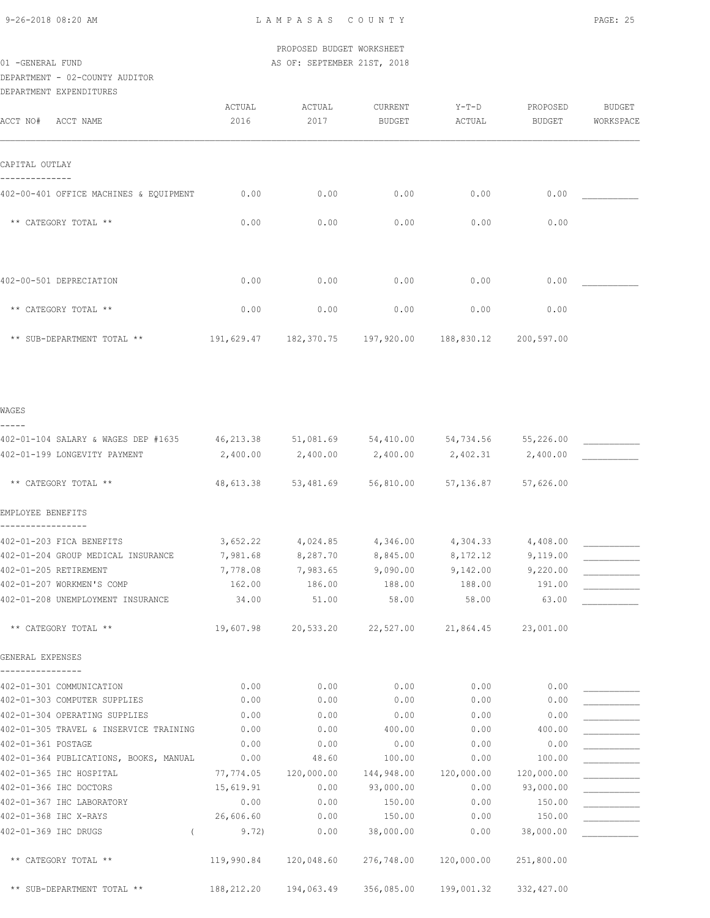PROPOSED BUDGET WORKSHEET

01 -GENERAL FUND — AS OF: SEPTEMBER 21ST, 2018

DEPARTMENT - 02-COUNTY AUDITOR

DEPARTMENT EXPENDITURES

| ACCT NO# ACCT NAME | ACTUAL 2016 | ACTUAL 2017 | CURRENT BUDGET | Y-T-D ACTUAL | PROPOSED BUDGET | BUDGET WORKSPACE |
|---|---|---|---|---|---|---|
| **CAPITAL OUTLAY** | | | | | | |
| 402-00-401 OFFICE MACHINES & EQUIPMENT | 0.00 | 0.00 | 0.00 | 0.00 | 0.00 | ___________ |
| ** CATEGORY TOTAL ** | 0.00 | 0.00 | 0.00 | 0.00 | 0.00 | |
| 402-00-501 DEPRECIATION | 0.00 | 0.00 | 0.00 | 0.00 | 0.00 | ___________ |
| ** CATEGORY TOTAL ** | 0.00 | 0.00 | 0.00 | 0.00 | 0.00 | |
| ** SUB-DEPARTMENT TOTAL ** | 191,629.47 | 182,370.75 | 197,920.00 | 188,830.12 | 200,597.00 | |
| **WAGES** | | | | | | |
| 402-01-104 SALARY & WAGES DEP #1635 | 46,213.38 | 51,081.69 | 54,410.00 | 54,734.56 | 55,226.00 | ___________ |
| 402-01-199 LONGEVITY PAYMENT | 2,400.00 | 2,400.00 | 2,400.00 | 2,402.31 | 2,400.00 | ___________ |
| ** CATEGORY TOTAL ** | 48,613.38 | 53,481.69 | 56,810.00 | 57,136.87 | 57,626.00 | |
| **EMPLOYEE BENEFITS** | | | | | | |
| 402-01-203 FICA BENEFITS | 3,652.22 | 4,024.85 | 4,346.00 | 4,304.33 | 4,408.00 | ___________ |
| 402-01-204 GROUP MEDICAL INSURANCE | 7,981.68 | 8,287.70 | 8,845.00 | 8,172.12 | 9,119.00 | ___________ |
| 402-01-205 RETIREMENT | 7,778.08 | 7,983.65 | 9,090.00 | 9,142.00 | 9,220.00 | ___________ |
| 402-01-207 WORKMEN'S COMP | 162.00 | 186.00 | 188.00 | 188.00 | 191.00 | ___________ |
| 402-01-208 UNEMPLOYMENT INSURANCE | 34.00 | 51.00 | 58.00 | 58.00 | 63.00 | ___________ |
| ** CATEGORY TOTAL ** | 19,607.98 | 20,533.20 | 22,527.00 | 21,864.45 | 23,001.00 | |
| **GENERAL EXPENSES** | | | | | | |
| 402-01-301 COMMUNICATION | 0.00 | 0.00 | 0.00 | 0.00 | 0.00 | ___________ |
| 402-01-303 COMPUTER SUPPLIES | 0.00 | 0.00 | 0.00 | 0.00 | 0.00 | ___________ |
| 402-01-304 OPERATING SUPPLIES | 0.00 | 0.00 | 0.00 | 0.00 | 0.00 | ___________ |
| 402-01-305 TRAVEL & INSERVICE TRAINING | 0.00 | 0.00 | 400.00 | 0.00 | 400.00 | ___________ |
| 402-01-361 POSTAGE | 0.00 | 0.00 | 0.00 | 0.00 | 0.00 | ___________ |
| 402-01-364 PUBLICATIONS, BOOKS, MANUAL | 0.00 | 48.60 | 100.00 | 0.00 | 100.00 | ___________ |
| 402-01-365 IHC HOSPITAL | 77,774.05 | 120,000.00 | 144,948.00 | 120,000.00 | 120,000.00 | ___________ |
| 402-01-366 IHC DOCTORS | 15,619.91 | 0.00 | 93,000.00 | 0.00 | 93,000.00 | ___________ |
| 402-01-367 IHC LABORATORY | 0.00 | 0.00 | 150.00 | 0.00 | 150.00 | ___________ |
| 402-01-368 IHC X-RAYS | 26,606.60 | 0.00 | 150.00 | 0.00 | 150.00 | ___________ |
| 402-01-369 IHC DRUGS | ( 9.72) | 0.00 | 38,000.00 | 0.00 | 38,000.00 | ___________ |
| ** CATEGORY TOTAL ** | 119,990.84 | 120,048.60 | 276,748.00 | 120,000.00 | 251,800.00 | |
| ** SUB-DEPARTMENT TOTAL ** | 188,212.20 | 194,063.49 | 356,085.00 | 199,001.32 | 332,427.00 | |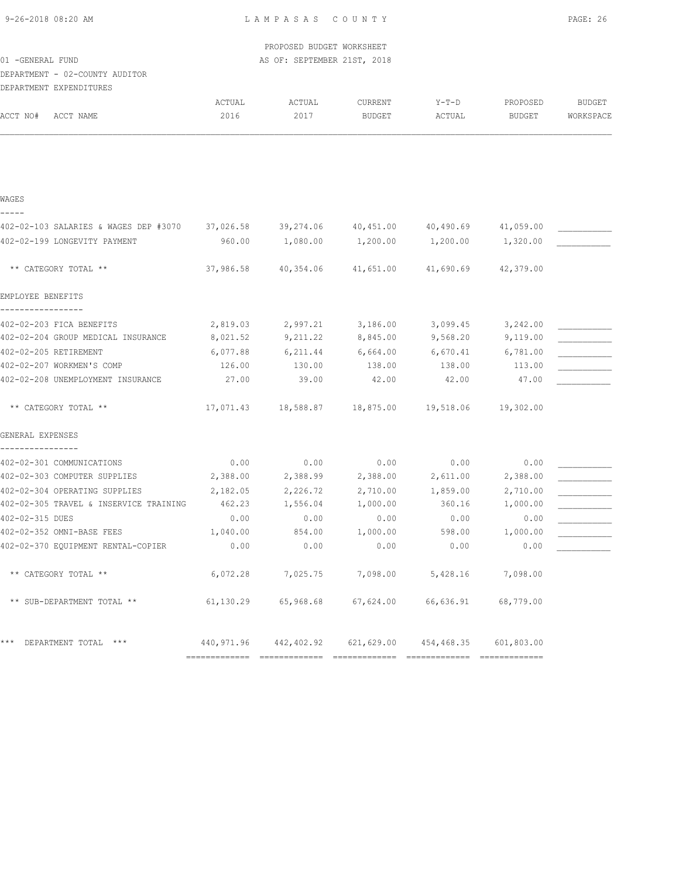PROPOSED BUDGET WORKSHEET

01 -GENERAL FUND

AS OF: SEPTEMBER 21ST, 2018

DEPARTMENT - 02-COUNTY AUDITOR

DEPARTMENT EXPENDITURES

| ACCT NO# ACCT NAME | ACTUAL 2016 | ACTUAL 2017 | CURRENT BUDGET | Y-T-D ACTUAL | PROPOSED BUDGET | BUDGET WORKSPACE |
|---|---|---|---|---|---|---|
| **WAGES** | | | | | | |
| 402-02-103 SALARIES & WAGES DEP #3070 | 37,026.58 | 39,274.06 | 40,451.00 | 40,490.69 | 41,059.00 | ___________ |
| 402-02-199 LONGEVITY PAYMENT | 960.00 | 1,080.00 | 1,200.00 | 1,200.00 | 1,320.00 | ___________ |
| ** CATEGORY TOTAL ** | 37,986.58 | 40,354.06 | 41,651.00 | 41,690.69 | 42,379.00 | |
| **EMPLOYEE BENEFITS** | | | | | | |
| 402-02-203 FICA BENEFITS | 2,819.03 | 2,997.21 | 3,186.00 | 3,099.45 | 3,242.00 | ___________ |
| 402-02-204 GROUP MEDICAL INSURANCE | 8,021.52 | 9,211.22 | 8,845.00 | 9,568.20 | 9,119.00 | ___________ |
| 402-02-205 RETIREMENT | 6,077.88 | 6,211.44 | 6,664.00 | 6,670.41 | 6,781.00 | ___________ |
| 402-02-207 WORKMEN'S COMP | 126.00 | 130.00 | 138.00 | 138.00 | 113.00 | ___________ |
| 402-02-208 UNEMPLOYMENT INSURANCE | 27.00 | 39.00 | 42.00 | 42.00 | 47.00 | ___________ |
| ** CATEGORY TOTAL ** | 17,071.43 | 18,588.87 | 18,875.00 | 19,518.06 | 19,302.00 | |
| **GENERAL EXPENSES** | | | | | | |
| 402-02-301 COMMUNICATIONS | 0.00 | 0.00 | 0.00 | 0.00 | 0.00 | ___________ |
| 402-02-303 COMPUTER SUPPLIES | 2,388.00 | 2,388.99 | 2,388.00 | 2,611.00 | 2,388.00 | ___________ |
| 402-02-304 OPERATING SUPPLIES | 2,182.05 | 2,226.72 | 2,710.00 | 1,859.00 | 2,710.00 | ___________ |
| 402-02-305 TRAVEL & INSERVICE TRAINING | 462.23 | 1,556.04 | 1,000.00 | 360.16 | 1,000.00 | ___________ |
| 402-02-315 DUES | 0.00 | 0.00 | 0.00 | 0.00 | 0.00 | ___________ |
| 402-02-352 OMNI-BASE FEES | 1,040.00 | 854.00 | 1,000.00 | 598.00 | 1,000.00 | ___________ |
| 402-02-370 EQUIPMENT RENTAL-COPIER | 0.00 | 0.00 | 0.00 | 0.00 | 0.00 | ___________ |
| ** CATEGORY TOTAL ** | 6,072.28 | 7,025.75 | 7,098.00 | 5,428.16 | 7,098.00 | |
| ** SUB-DEPARTMENT TOTAL ** | 61,130.29 | 65,968.68 | 67,624.00 | 66,636.91 | 68,779.00 | |
| *** DEPARTMENT TOTAL *** | 440,971.96 | 442,402.92 | 621,629.00 | 454,468.35 | 601,803.00 | |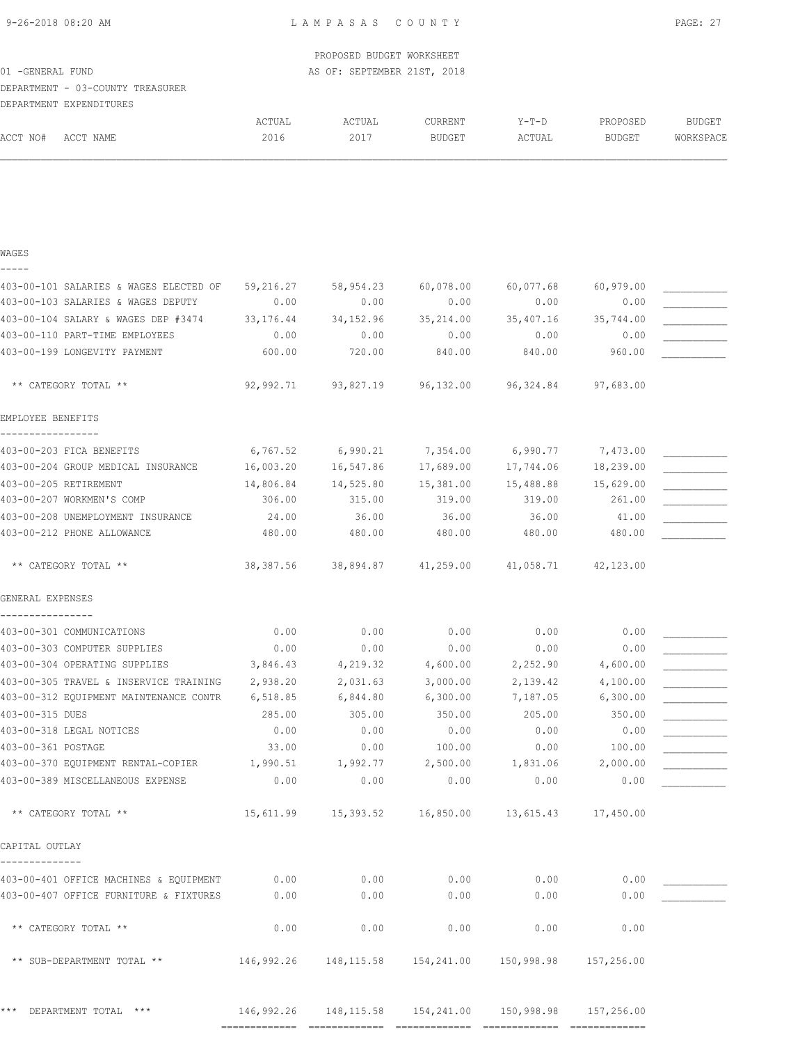PROPOSED BUDGET WORKSHEET

01 -GENERAL FUND — AS OF: SEPTEMBER 21ST, 2018

DEPARTMENT - 03-COUNTY TREASURER

DEPARTMENT EXPENDITURES

| ACCT NO# | ACCT NAME | ACTUAL 2016 | ACTUAL 2017 | CURRENT BUDGET | Y-T-D ACTUAL | PROPOSED BUDGET | BUDGET WORKSPACE |
|---|---|---|---|---|---|---|---|
| **WAGES** | | | | | | | |
| 403-00-101 | SALARIES & WAGES ELECTED OF | 59,216.27 | 58,954.23 | 60,078.00 | 60,077.68 | 60,979.00 | ___________ |
| 403-00-103 | SALARIES & WAGES DEPUTY | 0.00 | 0.00 | 0.00 | 0.00 | 0.00 | ___________ |
| 403-00-104 | SALARY & WAGES DEP #3474 | 33,176.44 | 34,152.96 | 35,214.00 | 35,407.16 | 35,744.00 | ___________ |
| 403-00-110 | PART-TIME EMPLOYEES | 0.00 | 0.00 | 0.00 | 0.00 | 0.00 | ___________ |
| 403-00-199 | LONGEVITY PAYMENT | 600.00 | 720.00 | 840.00 | 840.00 | 960.00 | ___________ |
| | ** CATEGORY TOTAL ** | 92,992.71 | 93,827.19 | 96,132.00 | 96,324.84 | 97,683.00 | |
| **EMPLOYEE BENEFITS** | | | | | | | |
| 403-00-203 | FICA BENEFITS | 6,767.52 | 6,990.21 | 7,354.00 | 6,990.77 | 7,473.00 | ___________ |
| 403-00-204 | GROUP MEDICAL INSURANCE | 16,003.20 | 16,547.86 | 17,689.00 | 17,744.06 | 18,239.00 | ___________ |
| 403-00-205 | RETIREMENT | 14,806.84 | 14,525.80 | 15,381.00 | 15,488.88 | 15,629.00 | ___________ |
| 403-00-207 | WORKMEN'S COMP | 306.00 | 315.00 | 319.00 | 319.00 | 261.00 | ___________ |
| 403-00-208 | UNEMPLOYMENT INSURANCE | 24.00 | 36.00 | 36.00 | 36.00 | 41.00 | ___________ |
| 403-00-212 | PHONE ALLOWANCE | 480.00 | 480.00 | 480.00 | 480.00 | 480.00 | ___________ |
| | ** CATEGORY TOTAL ** | 38,387.56 | 38,894.87 | 41,259.00 | 41,058.71 | 42,123.00 | |
| **GENERAL EXPENSES** | | | | | | | |
| 403-00-301 | COMMUNICATIONS | 0.00 | 0.00 | 0.00 | 0.00 | 0.00 | ___________ |
| 403-00-303 | COMPUTER SUPPLIES | 0.00 | 0.00 | 0.00 | 0.00 | 0.00 | ___________ |
| 403-00-304 | OPERATING SUPPLIES | 3,846.43 | 4,219.32 | 4,600.00 | 2,252.90 | 4,600.00 | ___________ |
| 403-00-305 | TRAVEL & INSERVICE TRAINING | 2,938.20 | 2,031.63 | 3,000.00 | 2,139.42 | 4,100.00 | ___________ |
| 403-00-312 | EQUIPMENT MAINTENANCE CONTR | 6,518.85 | 6,844.80 | 6,300.00 | 7,187.05 | 6,300.00 | ___________ |
| 403-00-315 | DUES | 285.00 | 305.00 | 350.00 | 205.00 | 350.00 | ___________ |
| 403-00-318 | LEGAL NOTICES | 0.00 | 0.00 | 0.00 | 0.00 | 0.00 | ___________ |
| 403-00-361 | POSTAGE | 33.00 | 0.00 | 100.00 | 0.00 | 100.00 | ___________ |
| 403-00-370 | EQUIPMENT RENTAL-COPIER | 1,990.51 | 1,992.77 | 2,500.00 | 1,831.06 | 2,000.00 | ___________ |
| 403-00-389 | MISCELLANEOUS EXPENSE | 0.00 | 0.00 | 0.00 | 0.00 | 0.00 | ___________ |
| | ** CATEGORY TOTAL ** | 15,611.99 | 15,393.52 | 16,850.00 | 13,615.43 | 17,450.00 | |
| **CAPITAL OUTLAY** | | | | | | | |
| 403-00-401 | OFFICE MACHINES & EQUIPMENT | 0.00 | 0.00 | 0.00 | 0.00 | 0.00 | ___________ |
| 403-00-407 | OFFICE FURNITURE & FIXTURES | 0.00 | 0.00 | 0.00 | 0.00 | 0.00 | ___________ |
| | ** CATEGORY TOTAL ** | 0.00 | 0.00 | 0.00 | 0.00 | 0.00 | |
| | ** SUB-DEPARTMENT TOTAL ** | 146,992.26 | 148,115.58 | 154,241.00 | 150,998.98 | 157,256.00 | |
| | *** DEPARTMENT TOTAL *** | 146,992.26 | 148,115.58 | 154,241.00 | 150,998.98 | 157,256.00 | |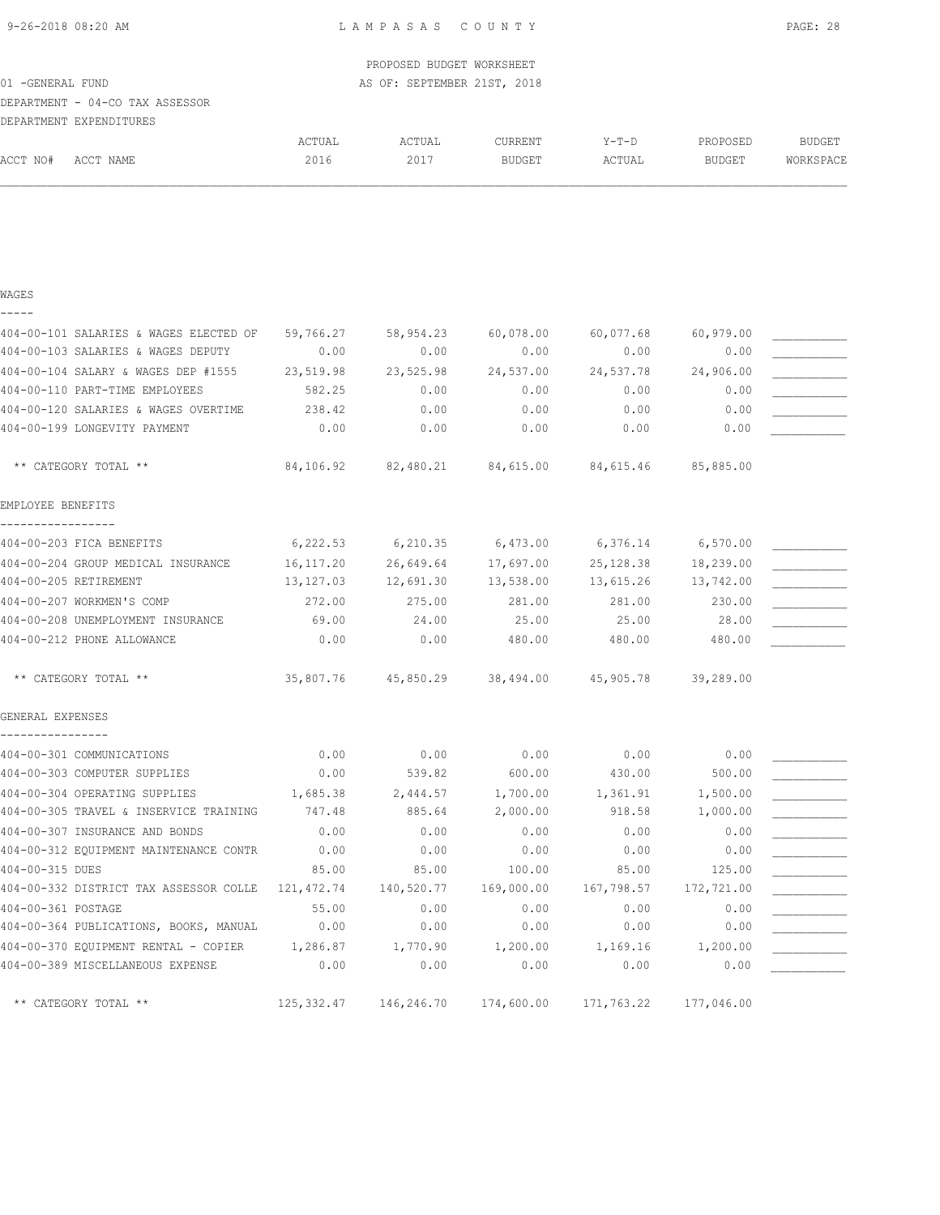PROPOSED BUDGET WORKSHEET

01 -GENERAL FUND — AS OF: SEPTEMBER 21ST, 2018

DEPARTMENT - 04-CO TAX ASSESSOR

DEPARTMENT EXPENDITURES

| ACCT NO# ACCT NAME | ACTUAL 2016 | ACTUAL 2017 | CURRENT BUDGET | Y-T-D ACTUAL | PROPOSED BUDGET | BUDGET WORKSPACE |
|---|---|---|---|---|---|---|
| **WAGES** | | | | | | |
| 404-00-101 SALARIES & WAGES ELECTED OF | 59,766.27 | 58,954.23 | 60,078.00 | 60,077.68 | 60,979.00 | ___________ |
| 404-00-103 SALARIES & WAGES DEPUTY | 0.00 | 0.00 | 0.00 | 0.00 | 0.00 | ___________ |
| 404-00-104 SALARY & WAGES DEP #1555 | 23,519.98 | 23,525.98 | 24,537.00 | 24,537.78 | 24,906.00 | ___________ |
| 404-00-110 PART-TIME EMPLOYEES | 582.25 | 0.00 | 0.00 | 0.00 | 0.00 | ___________ |
| 404-00-120 SALARIES & WAGES OVERTIME | 238.42 | 0.00 | 0.00 | 0.00 | 0.00 | ___________ |
| 404-00-199 LONGEVITY PAYMENT | 0.00 | 0.00 | 0.00 | 0.00 | 0.00 | ___________ |
| ** CATEGORY TOTAL ** | 84,106.92 | 82,480.21 | 84,615.00 | 84,615.46 | 85,885.00 | |
| **EMPLOYEE BENEFITS** | | | | | | |
| 404-00-203 FICA BENEFITS | 6,222.53 | 6,210.35 | 6,473.00 | 6,376.14 | 6,570.00 | ___________ |
| 404-00-204 GROUP MEDICAL INSURANCE | 16,117.20 | 26,649.64 | 17,697.00 | 25,128.38 | 18,239.00 | ___________ |
| 404-00-205 RETIREMENT | 13,127.03 | 12,691.30 | 13,538.00 | 13,615.26 | 13,742.00 | ___________ |
| 404-00-207 WORKMEN'S COMP | 272.00 | 275.00 | 281.00 | 281.00 | 230.00 | ___________ |
| 404-00-208 UNEMPLOYMENT INSURANCE | 69.00 | 24.00 | 25.00 | 25.00 | 28.00 | ___________ |
| 404-00-212 PHONE ALLOWANCE | 0.00 | 0.00 | 480.00 | 480.00 | 480.00 | ___________ |
| ** CATEGORY TOTAL ** | 35,807.76 | 45,850.29 | 38,494.00 | 45,905.78 | 39,289.00 | |
| **GENERAL EXPENSES** | | | | | | |
| 404-00-301 COMMUNICATIONS | 0.00 | 0.00 | 0.00 | 0.00 | 0.00 | ___________ |
| 404-00-303 COMPUTER SUPPLIES | 0.00 | 539.82 | 600.00 | 430.00 | 500.00 | ___________ |
| 404-00-304 OPERATING SUPPLIES | 1,685.38 | 2,444.57 | 1,700.00 | 1,361.91 | 1,500.00 | ___________ |
| 404-00-305 TRAVEL & INSERVICE TRAINING | 747.48 | 885.64 | 2,000.00 | 918.58 | 1,000.00 | ___________ |
| 404-00-307 INSURANCE AND BONDS | 0.00 | 0.00 | 0.00 | 0.00 | 0.00 | ___________ |
| 404-00-312 EQUIPMENT MAINTENANCE CONTR | 0.00 | 0.00 | 0.00 | 0.00 | 0.00 | ___________ |
| 404-00-315 DUES | 85.00 | 85.00 | 100.00 | 85.00 | 125.00 | ___________ |
| 404-00-332 DISTRICT TAX ASSESSOR COLLE | 121,472.74 | 140,520.77 | 169,000.00 | 167,798.57 | 172,721.00 | ___________ |
| 404-00-361 POSTAGE | 55.00 | 0.00 | 0.00 | 0.00 | 0.00 | ___________ |
| 404-00-364 PUBLICATIONS, BOOKS, MANUAL | 0.00 | 0.00 | 0.00 | 0.00 | 0.00 | ___________ |
| 404-00-370 EQUIPMENT RENTAL - COPIER | 1,286.87 | 1,770.90 | 1,200.00 | 1,169.16 | 1,200.00 | ___________ |
| 404-00-389 MISCELLANEOUS EXPENSE | 0.00 | 0.00 | 0.00 | 0.00 | 0.00 | ___________ |
| ** CATEGORY TOTAL ** | 125,332.47 | 146,246.70 | 174,600.00 | 171,763.22 | 177,046.00 | |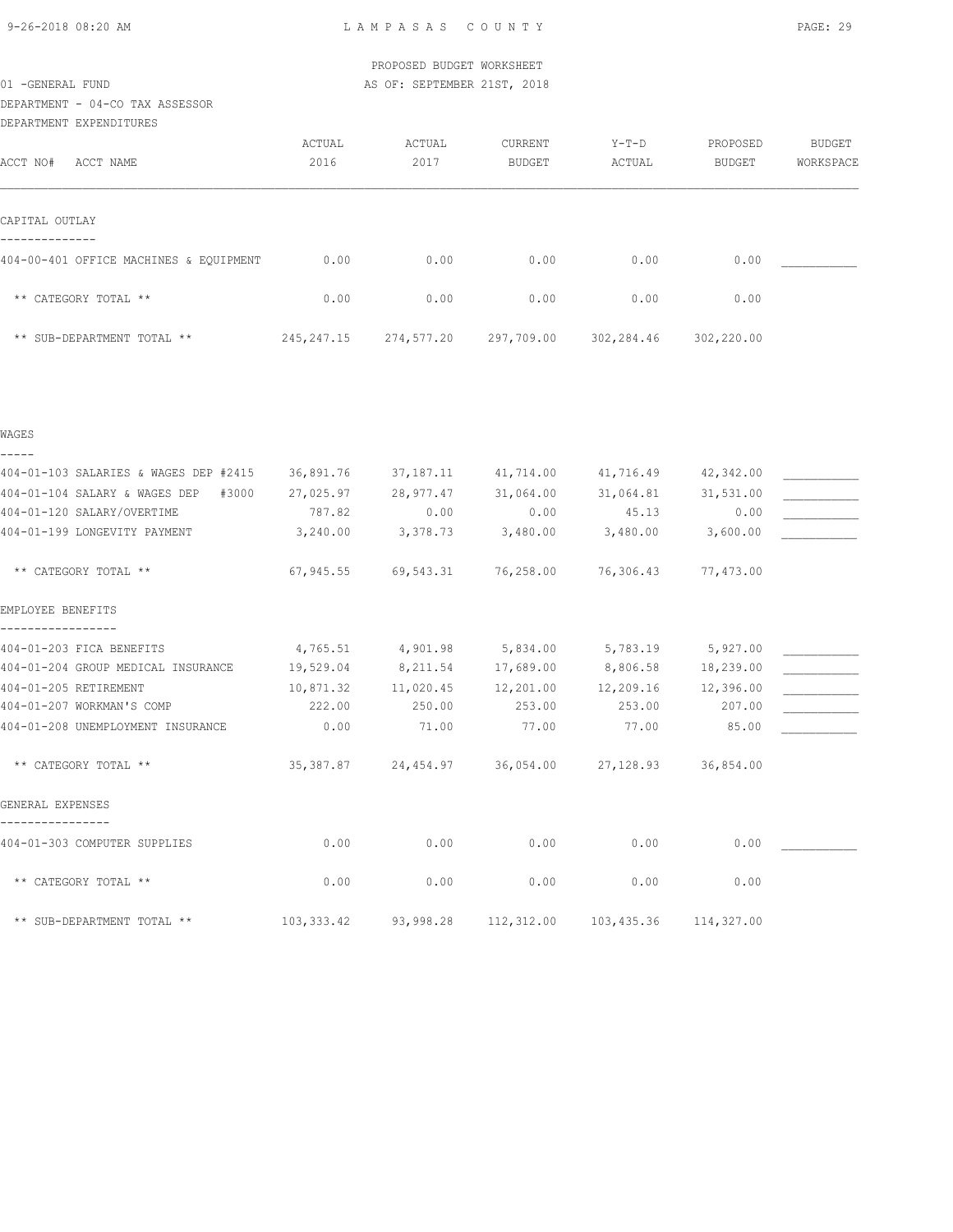PROPOSED BUDGET WORKSHEET

01 -GENERAL FUND AS OF: SEPTEMBER 21ST, 2018

DEPARTMENT - 04-CO TAX ASSESSOR

DEPARTMENT EXPENDITURES

| ACCT NO# ACCT NAME | ACTUAL 2016 | ACTUAL 2017 | CURRENT BUDGET | Y-T-D ACTUAL | PROPOSED BUDGET | BUDGET WORKSPACE |
|---|---|---|---|---|---|---|
| **CAPITAL OUTLAY** | | | | | | |
| 404-00-401 OFFICE MACHINES & EQUIPMENT | 0.00 | 0.00 | 0.00 | 0.00 | 0.00 | ___________ |
| ** CATEGORY TOTAL ** | 0.00 | 0.00 | 0.00 | 0.00 | 0.00 | |
| ** SUB-DEPARTMENT TOTAL ** | 245,247.15 | 274,577.20 | 297,709.00 | 302,284.46 | 302,220.00 | |
| **WAGES** | | | | | | |
| 404-01-103 SALARIES & WAGES DEP #2415 | 36,891.76 | 37,187.11 | 41,714.00 | 41,716.49 | 42,342.00 | ___________ |
| 404-01-104 SALARY & WAGES DEP #3000 | 27,025.97 | 28,977.47 | 31,064.00 | 31,064.81 | 31,531.00 | ___________ |
| 404-01-120 SALARY/OVERTIME | 787.82 | 0.00 | 0.00 | 45.13 | 0.00 | ___________ |
| 404-01-199 LONGEVITY PAYMENT | 3,240.00 | 3,378.73 | 3,480.00 | 3,480.00 | 3,600.00 | ___________ |
| ** CATEGORY TOTAL ** | 67,945.55 | 69,543.31 | 76,258.00 | 76,306.43 | 77,473.00 | |
| **EMPLOYEE BENEFITS** | | | | | | |
| 404-01-203 FICA BENEFITS | 4,765.51 | 4,901.98 | 5,834.00 | 5,783.19 | 5,927.00 | ___________ |
| 404-01-204 GROUP MEDICAL INSURANCE | 19,529.04 | 8,211.54 | 17,689.00 | 8,806.58 | 18,239.00 | ___________ |
| 404-01-205 RETIREMENT | 10,871.32 | 11,020.45 | 12,201.00 | 12,209.16 | 12,396.00 | ___________ |
| 404-01-207 WORKMAN'S COMP | 222.00 | 250.00 | 253.00 | 253.00 | 207.00 | ___________ |
| 404-01-208 UNEMPLOYMENT INSURANCE | 0.00 | 71.00 | 77.00 | 77.00 | 85.00 | ___________ |
| ** CATEGORY TOTAL ** | 35,387.87 | 24,454.97 | 36,054.00 | 27,128.93 | 36,854.00 | |
| **GENERAL EXPENSES** | | | | | | |
| 404-01-303 COMPUTER SUPPLIES | 0.00 | 0.00 | 0.00 | 0.00 | 0.00 | ___________ |
| ** CATEGORY TOTAL ** | 0.00 | 0.00 | 0.00 | 0.00 | 0.00 | |
| ** SUB-DEPARTMENT TOTAL ** | 103,333.42 | 93,998.28 | 112,312.00 | 103,435.36 | 114,327.00 | |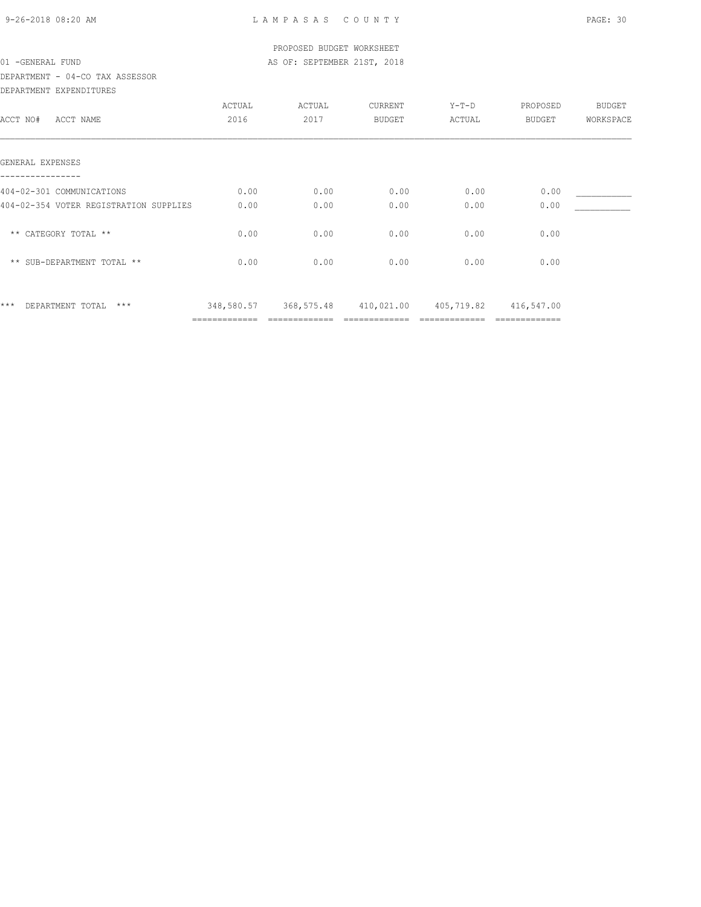PROPOSED BUDGET WORKSHEET

01 -GENERAL FUND — AS OF: SEPTEMBER 21ST, 2018

DEPARTMENT - 04-CO TAX ASSESSOR

DEPARTMENT EXPENDITURES

| ACCT NO# ACCT NAME | ACTUAL 2016 | ACTUAL 2017 | CURRENT BUDGET | Y-T-D ACTUAL | PROPOSED BUDGET | BUDGET WORKSPACE |
|---|---|---|---|---|---|---|
| **GENERAL EXPENSES** | | | | | | |
| 404-02-301 COMMUNICATIONS | 0.00 | 0.00 | 0.00 | 0.00 | 0.00 | ___________ |
| 404-02-354 VOTER REGISTRATION SUPPLIES | 0.00 | 0.00 | 0.00 | 0.00 | 0.00 | ___________ |
| ** CATEGORY TOTAL ** | 0.00 | 0.00 | 0.00 | 0.00 | 0.00 | |
| ** SUB-DEPARTMENT TOTAL ** | 0.00 | 0.00 | 0.00 | 0.00 | 0.00 | |
| *** DEPARTMENT TOTAL *** | 348,580.57 | 368,575.48 | 410,021.00 | 405,719.82 | 416,547.00 | |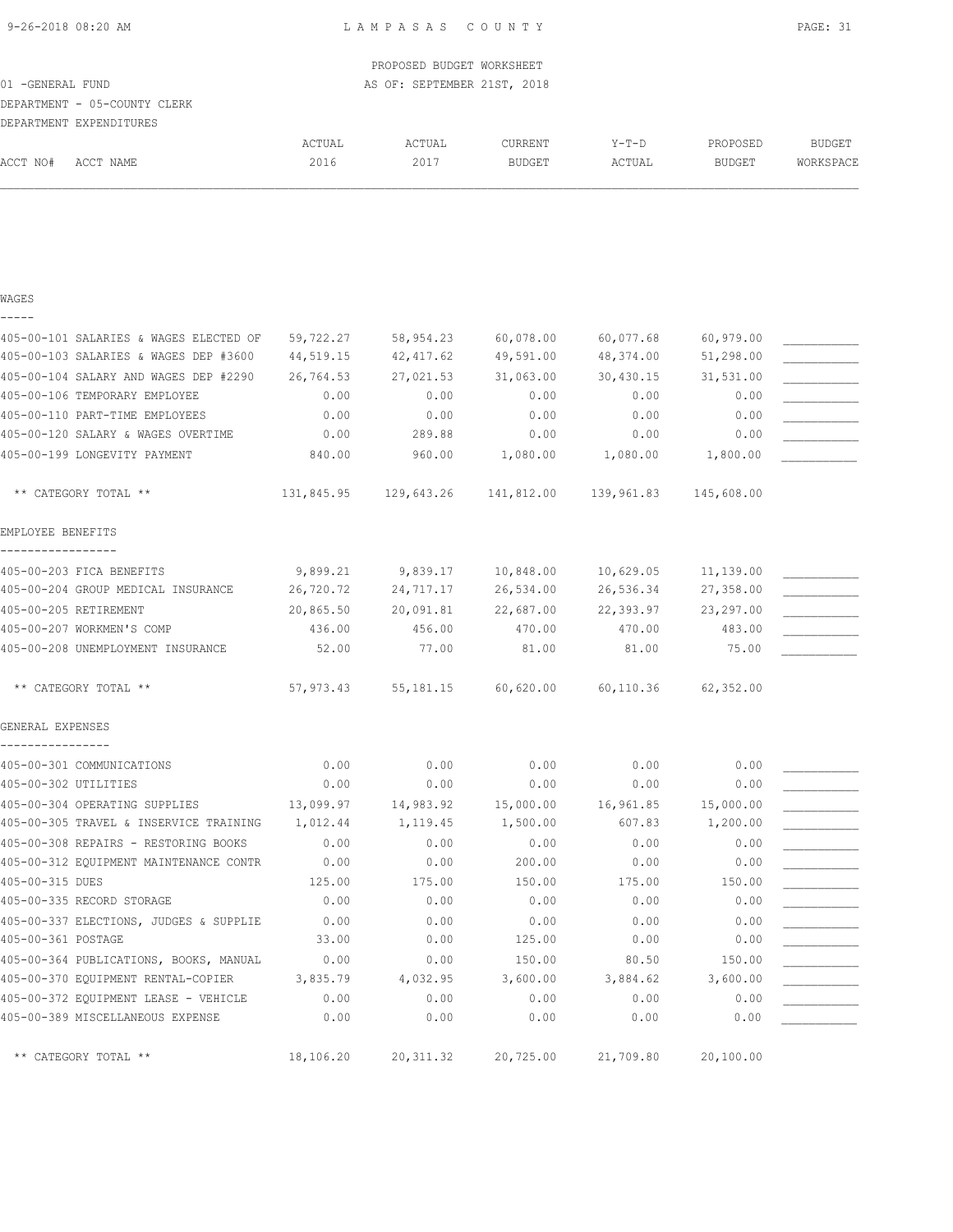PROPOSED BUDGET WORKSHEET

01 -GENERAL FUND — AS OF: SEPTEMBER 21ST, 2018

DEPARTMENT - 05-COUNTY CLERK

DEPARTMENT EXPENDITURES

| ACCT NO# ACCT NAME | ACTUAL 2016 | ACTUAL 2017 | CURRENT BUDGET | Y-T-D ACTUAL | PROPOSED BUDGET | BUDGET WORKSPACE |
|---|---|---|---|---|---|---|
| **WAGES** | | | | | | |
| 405-00-101 SALARIES & WAGES ELECTED OF | 59,722.27 | 58,954.23 | 60,078.00 | 60,077.68 | 60,979.00 | ___________ |
| 405-00-103 SALARIES & WAGES DEP #3600 | 44,519.15 | 42,417.62 | 49,591.00 | 48,374.00 | 51,298.00 | ___________ |
| 405-00-104 SALARY AND WAGES DEP #2290 | 26,764.53 | 27,021.53 | 31,063.00 | 30,430.15 | 31,531.00 | ___________ |
| 405-00-106 TEMPORARY EMPLOYEE | 0.00 | 0.00 | 0.00 | 0.00 | 0.00 | ___________ |
| 405-00-110 PART-TIME EMPLOYEES | 0.00 | 0.00 | 0.00 | 0.00 | 0.00 | ___________ |
| 405-00-120 SALARY & WAGES OVERTIME | 0.00 | 289.88 | 0.00 | 0.00 | 0.00 | ___________ |
| 405-00-199 LONGEVITY PAYMENT | 840.00 | 960.00 | 1,080.00 | 1,080.00 | 1,800.00 | ___________ |
| ** CATEGORY TOTAL ** | 131,845.95 | 129,643.26 | 141,812.00 | 139,961.83 | 145,608.00 | |
| **EMPLOYEE BENEFITS** | | | | | | |
| 405-00-203 FICA BENEFITS | 9,899.21 | 9,839.17 | 10,848.00 | 10,629.05 | 11,139.00 | ___________ |
| 405-00-204 GROUP MEDICAL INSURANCE | 26,720.72 | 24,717.17 | 26,534.00 | 26,536.34 | 27,358.00 | ___________ |
| 405-00-205 RETIREMENT | 20,865.50 | 20,091.81 | 22,687.00 | 22,393.97 | 23,297.00 | ___________ |
| 405-00-207 WORKMEN'S COMP | 436.00 | 456.00 | 470.00 | 470.00 | 483.00 | ___________ |
| 405-00-208 UNEMPLOYMENT INSURANCE | 52.00 | 77.00 | 81.00 | 81.00 | 75.00 | ___________ |
| ** CATEGORY TOTAL ** | 57,973.43 | 55,181.15 | 60,620.00 | 60,110.36 | 62,352.00 | |
| **GENERAL EXPENSES** | | | | | | |
| 405-00-301 COMMUNICATIONS | 0.00 | 0.00 | 0.00 | 0.00 | 0.00 | ___________ |
| 405-00-302 UTILITIES | 0.00 | 0.00 | 0.00 | 0.00 | 0.00 | ___________ |
| 405-00-304 OPERATING SUPPLIES | 13,099.97 | 14,983.92 | 15,000.00 | 16,961.85 | 15,000.00 | ___________ |
| 405-00-305 TRAVEL & INSERVICE TRAINING | 1,012.44 | 1,119.45 | 1,500.00 | 607.83 | 1,200.00 | ___________ |
| 405-00-308 REPAIRS - RESTORING BOOKS | 0.00 | 0.00 | 0.00 | 0.00 | 0.00 | ___________ |
| 405-00-312 EQUIPMENT MAINTENANCE CONTR | 0.00 | 0.00 | 200.00 | 0.00 | 0.00 | ___________ |
| 405-00-315 DUES | 125.00 | 175.00 | 150.00 | 175.00 | 150.00 | ___________ |
| 405-00-335 RECORD STORAGE | 0.00 | 0.00 | 0.00 | 0.00 | 0.00 | ___________ |
| 405-00-337 ELECTIONS, JUDGES & SUPPLIE | 0.00 | 0.00 | 0.00 | 0.00 | 0.00 | ___________ |
| 405-00-361 POSTAGE | 33.00 | 0.00 | 125.00 | 0.00 | 0.00 | ___________ |
| 405-00-364 PUBLICATIONS, BOOKS, MANUAL | 0.00 | 0.00 | 150.00 | 80.50 | 150.00 | ___________ |
| 405-00-370 EQUIPMENT RENTAL-COPIER | 3,835.79 | 4,032.95 | 3,600.00 | 3,884.62 | 3,600.00 | ___________ |
| 405-00-372 EQUIPMENT LEASE - VEHICLE | 0.00 | 0.00 | 0.00 | 0.00 | 0.00 | ___________ |
| 405-00-389 MISCELLANEOUS EXPENSE | 0.00 | 0.00 | 0.00 | 0.00 | 0.00 | ___________ |
| ** CATEGORY TOTAL ** | 18,106.20 | 20,311.32 | 20,725.00 | 21,709.80 | 20,100.00 | |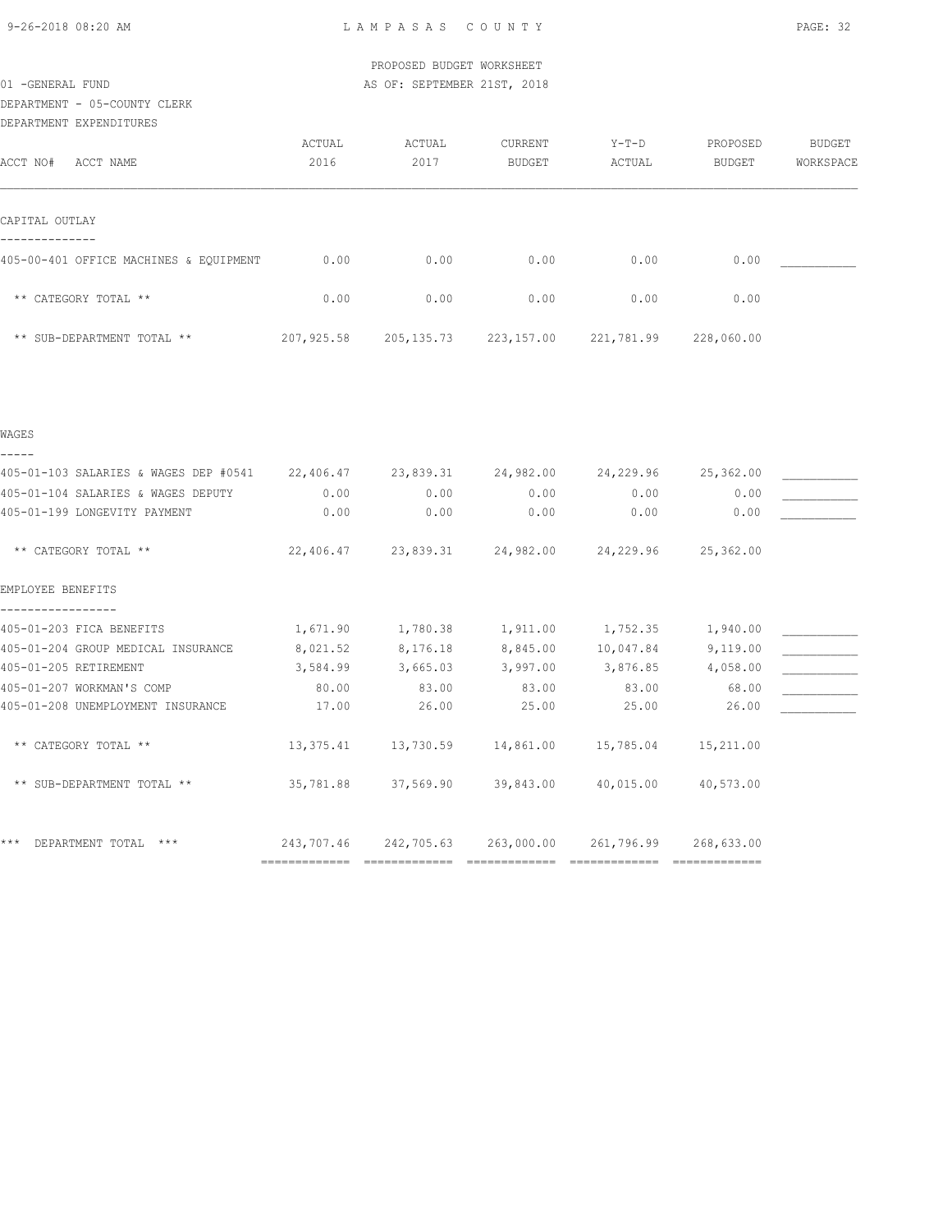PROPOSED BUDGET WORKSHEET

01 -GENERAL FUND — AS OF: SEPTEMBER 21ST, 2018

DEPARTMENT - 05-COUNTY CLERK

DEPARTMENT EXPENDITURES

| ACCT NO# ACCT NAME | ACTUAL 2016 | ACTUAL 2017 | CURRENT BUDGET | Y-T-D ACTUAL | PROPOSED BUDGET | BUDGET WORKSPACE |
|---|---|---|---|---|---|---|
| **CAPITAL OUTLAY** | | | | | | |
| 405-00-401 OFFICE MACHINES & EQUIPMENT | 0.00 | 0.00 | 0.00 | 0.00 | 0.00 | ___________ |
| ** CATEGORY TOTAL ** | 0.00 | 0.00 | 0.00 | 0.00 | 0.00 | |
| ** SUB-DEPARTMENT TOTAL ** | 207,925.58 | 205,135.73 | 223,157.00 | 221,781.99 | 228,060.00 | |
| **WAGES** | | | | | | |
| 405-01-103 SALARIES & WAGES DEP #0541 | 22,406.47 | 23,839.31 | 24,982.00 | 24,229.96 | 25,362.00 | ___________ |
| 405-01-104 SALARIES & WAGES DEPUTY | 0.00 | 0.00 | 0.00 | 0.00 | 0.00 | ___________ |
| 405-01-199 LONGEVITY PAYMENT | 0.00 | 0.00 | 0.00 | 0.00 | 0.00 | ___________ |
| ** CATEGORY TOTAL ** | 22,406.47 | 23,839.31 | 24,982.00 | 24,229.96 | 25,362.00 | |
| **EMPLOYEE BENEFITS** | | | | | | |
| 405-01-203 FICA BENEFITS | 1,671.90 | 1,780.38 | 1,911.00 | 1,752.35 | 1,940.00 | ___________ |
| 405-01-204 GROUP MEDICAL INSURANCE | 8,021.52 | 8,176.18 | 8,845.00 | 10,047.84 | 9,119.00 | ___________ |
| 405-01-205 RETIREMENT | 3,584.99 | 3,665.03 | 3,997.00 | 3,876.85 | 4,058.00 | ___________ |
| 405-01-207 WORKMAN'S COMP | 80.00 | 83.00 | 83.00 | 83.00 | 68.00 | ___________ |
| 405-01-208 UNEMPLOYMENT INSURANCE | 17.00 | 26.00 | 25.00 | 25.00 | 26.00 | ___________ |
| ** CATEGORY TOTAL ** | 13,375.41 | 13,730.59 | 14,861.00 | 15,785.04 | 15,211.00 | |
| ** SUB-DEPARTMENT TOTAL ** | 35,781.88 | 37,569.90 | 39,843.00 | 40,015.00 | 40,573.00 | |
| *** DEPARTMENT TOTAL *** | 243,707.46 | 242,705.63 | 263,000.00 | 261,796.99 | 268,633.00 | |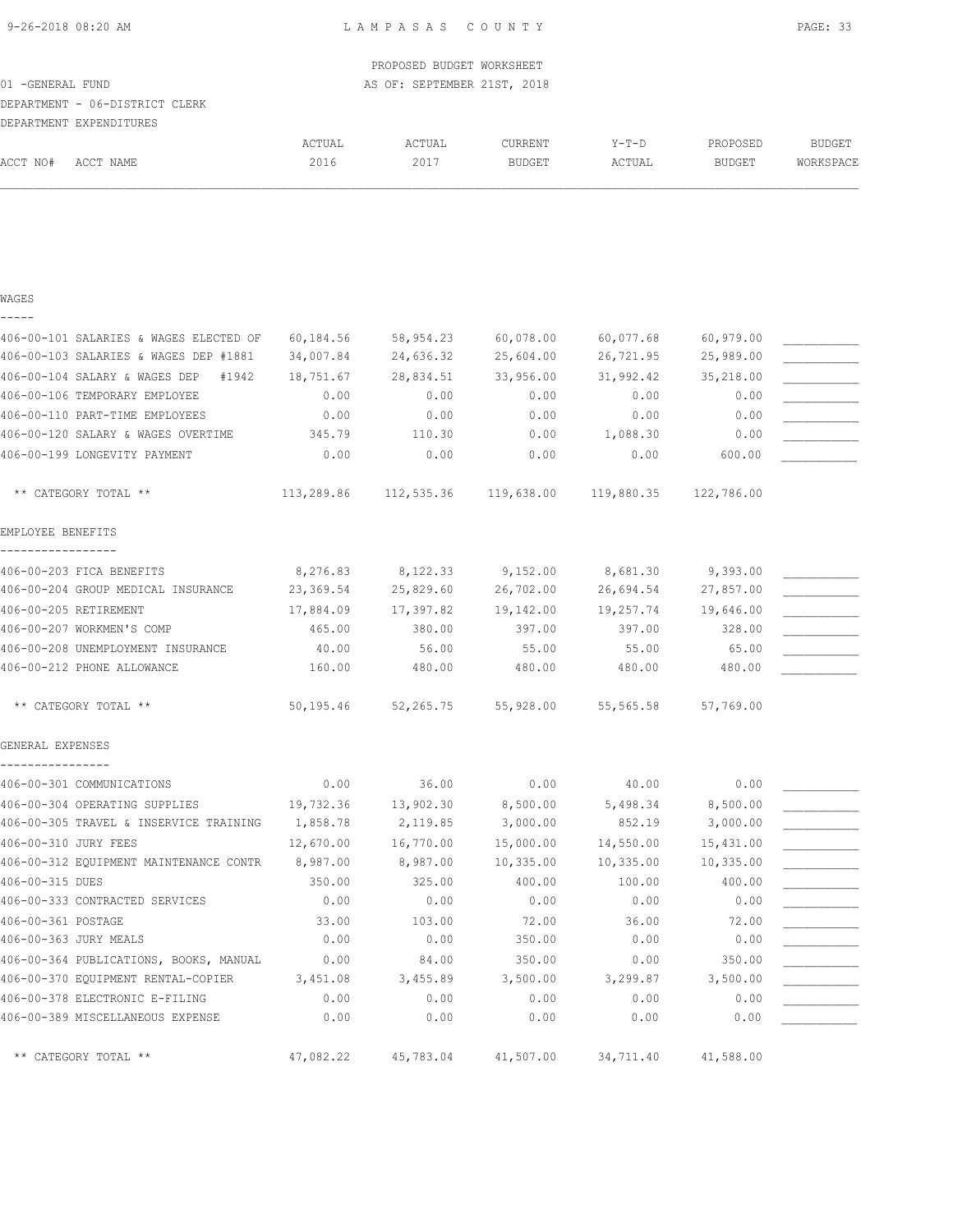PROPOSED BUDGET WORKSHEET

01 -GENERAL FUND — AS OF: SEPTEMBER 21ST, 2018

DEPARTMENT - 06-DISTRICT CLERK

DEPARTMENT EXPENDITURES

| ACCT NO# | ACCT NAME | ACTUAL 2016 | ACTUAL 2017 | CURRENT BUDGET | Y-T-D ACTUAL | PROPOSED BUDGET | BUDGET WORKSPACE |
|---|---|---|---|---|---|---|---|
| **WAGES** | | | | | | | |
| 406-00-101 | SALARIES & WAGES ELECTED OF | 60,184.56 | 58,954.23 | 60,078.00 | 60,077.68 | 60,979.00 | ___________ |
| 406-00-103 | SALARIES & WAGES DEP #1881 | 34,007.84 | 24,636.32 | 25,604.00 | 26,721.95 | 25,989.00 | ___________ |
| 406-00-104 | SALARY & WAGES DEP #1942 | 18,751.67 | 28,834.51 | 33,956.00 | 31,992.42 | 35,218.00 | ___________ |
| 406-00-106 | TEMPORARY EMPLOYEE | 0.00 | 0.00 | 0.00 | 0.00 | 0.00 | ___________ |
| 406-00-110 | PART-TIME EMPLOYEES | 0.00 | 0.00 | 0.00 | 0.00 | 0.00 | ___________ |
| 406-00-120 | SALARY & WAGES OVERTIME | 345.79 | 110.30 | 0.00 | 1,088.30 | 0.00 | ___________ |
| 406-00-199 | LONGEVITY PAYMENT | 0.00 | 0.00 | 0.00 | 0.00 | 600.00 | ___________ |
| | ** CATEGORY TOTAL ** | 113,289.86 | 112,535.36 | 119,638.00 | 119,880.35 | 122,786.00 | |
| **EMPLOYEE BENEFITS** | | | | | | | |
| 406-00-203 | FICA BENEFITS | 8,276.83 | 8,122.33 | 9,152.00 | 8,681.30 | 9,393.00 | ___________ |
| 406-00-204 | GROUP MEDICAL INSURANCE | 23,369.54 | 25,829.60 | 26,702.00 | 26,694.54 | 27,857.00 | ___________ |
| 406-00-205 | RETIREMENT | 17,884.09 | 17,397.82 | 19,142.00 | 19,257.74 | 19,646.00 | ___________ |
| 406-00-207 | WORKMEN'S COMP | 465.00 | 380.00 | 397.00 | 397.00 | 328.00 | ___________ |
| 406-00-208 | UNEMPLOYMENT INSURANCE | 40.00 | 56.00 | 55.00 | 55.00 | 65.00 | ___________ |
| 406-00-212 | PHONE ALLOWANCE | 160.00 | 480.00 | 480.00 | 480.00 | 480.00 | ___________ |
| | ** CATEGORY TOTAL ** | 50,195.46 | 52,265.75 | 55,928.00 | 55,565.58 | 57,769.00 | |
| **GENERAL EXPENSES** | | | | | | | |
| 406-00-301 | COMMUNICATIONS | 0.00 | 36.00 | 0.00 | 40.00 | 0.00 | ___________ |
| 406-00-304 | OPERATING SUPPLIES | 19,732.36 | 13,902.30 | 8,500.00 | 5,498.34 | 8,500.00 | ___________ |
| 406-00-305 | TRAVEL & INSERVICE TRAINING | 1,858.78 | 2,119.85 | 3,000.00 | 852.19 | 3,000.00 | ___________ |
| 406-00-310 | JURY FEES | 12,670.00 | 16,770.00 | 15,000.00 | 14,550.00 | 15,431.00 | ___________ |
| 406-00-312 | EQUIPMENT MAINTENANCE CONTR | 8,987.00 | 8,987.00 | 10,335.00 | 10,335.00 | 10,335.00 | ___________ |
| 406-00-315 | DUES | 350.00 | 325.00 | 400.00 | 100.00 | 400.00 | ___________ |
| 406-00-333 | CONTRACTED SERVICES | 0.00 | 0.00 | 0.00 | 0.00 | 0.00 | ___________ |
| 406-00-361 | POSTAGE | 33.00 | 103.00 | 72.00 | 36.00 | 72.00 | ___________ |
| 406-00-363 | JURY MEALS | 0.00 | 0.00 | 350.00 | 0.00 | 0.00 | ___________ |
| 406-00-364 | PUBLICATIONS, BOOKS, MANUAL | 0.00 | 84.00 | 350.00 | 0.00 | 350.00 | ___________ |
| 406-00-370 | EQUIPMENT RENTAL-COPIER | 3,451.08 | 3,455.89 | 3,500.00 | 3,299.87 | 3,500.00 | ___________ |
| 406-00-378 | ELECTRONIC E-FILING | 0.00 | 0.00 | 0.00 | 0.00 | 0.00 | ___________ |
| 406-00-389 | MISCELLANEOUS EXPENSE | 0.00 | 0.00 | 0.00 | 0.00 | 0.00 | ___________ |
| | ** CATEGORY TOTAL ** | 47,082.22 | 45,783.04 | 41,507.00 | 34,711.40 | 41,588.00 | |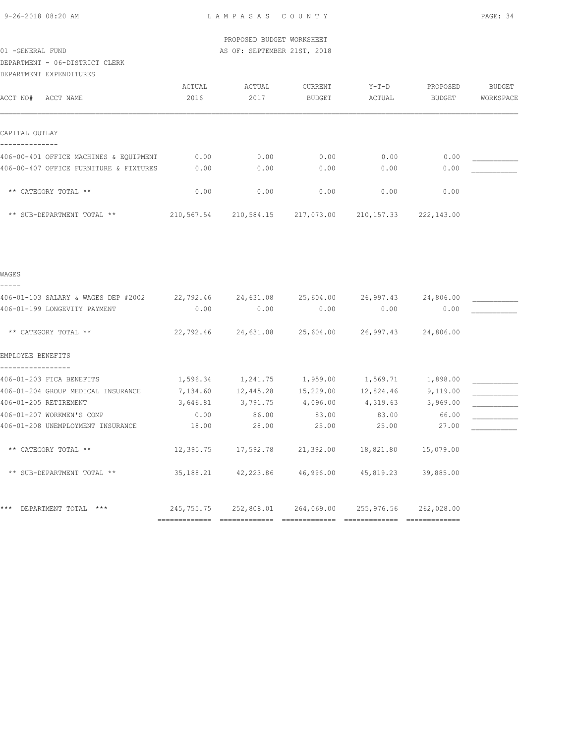PROPOSED BUDGET WORKSHEET

01 -GENERAL FUND — AS OF: SEPTEMBER 21ST, 2018

DEPARTMENT - 06-DISTRICT CLERK

DEPARTMENT EXPENDITURES

| ACCT NO# ACCT NAME | ACTUAL 2016 | ACTUAL 2017 | CURRENT BUDGET | Y-T-D ACTUAL | PROPOSED BUDGET | BUDGET WORKSPACE |
|---|---|---|---|---|---|---|
| **CAPITAL OUTLAY** | | | | | | |
| 406-00-401 OFFICE MACHINES & EQUIPMENT | 0.00 | 0.00 | 0.00 | 0.00 | 0.00 | ___________ |
| 406-00-407 OFFICE FURNITURE & FIXTURES | 0.00 | 0.00 | 0.00 | 0.00 | 0.00 | ___________ |
| ** CATEGORY TOTAL ** | 0.00 | 0.00 | 0.00 | 0.00 | 0.00 | |
| ** SUB-DEPARTMENT TOTAL ** | 210,567.54 | 210,584.15 | 217,073.00 | 210,157.33 | 222,143.00 | |
| **WAGES** | | | | | | |
| 406-01-103 SALARY & WAGES DEP #2002 | 22,792.46 | 24,631.08 | 25,604.00 | 26,997.43 | 24,806.00 | ___________ |
| 406-01-199 LONGEVITY PAYMENT | 0.00 | 0.00 | 0.00 | 0.00 | 0.00 | ___________ |
| ** CATEGORY TOTAL ** | 22,792.46 | 24,631.08 | 25,604.00 | 26,997.43 | 24,806.00 | |
| **EMPLOYEE BENEFITS** | | | | | | |
| 406-01-203 FICA BENEFITS | 1,596.34 | 1,241.75 | 1,959.00 | 1,569.71 | 1,898.00 | ___________ |
| 406-01-204 GROUP MEDICAL INSURANCE | 7,134.60 | 12,445.28 | 15,229.00 | 12,824.46 | 9,119.00 | ___________ |
| 406-01-205 RETIREMENT | 3,646.81 | 3,791.75 | 4,096.00 | 4,319.63 | 3,969.00 | ___________ |
| 406-01-207 WORKMEN'S COMP | 0.00 | 86.00 | 83.00 | 83.00 | 66.00 | ___________ |
| 406-01-208 UNEMPLOYMENT INSURANCE | 18.00 | 28.00 | 25.00 | 25.00 | 27.00 | ___________ |
| ** CATEGORY TOTAL ** | 12,395.75 | 17,592.78 | 21,392.00 | 18,821.80 | 15,079.00 | |
| ** SUB-DEPARTMENT TOTAL ** | 35,188.21 | 42,223.86 | 46,996.00 | 45,819.23 | 39,885.00 | |
| *** DEPARTMENT TOTAL *** | 245,755.75 | 252,808.01 | 264,069.00 | 255,976.56 | 262,028.00 | |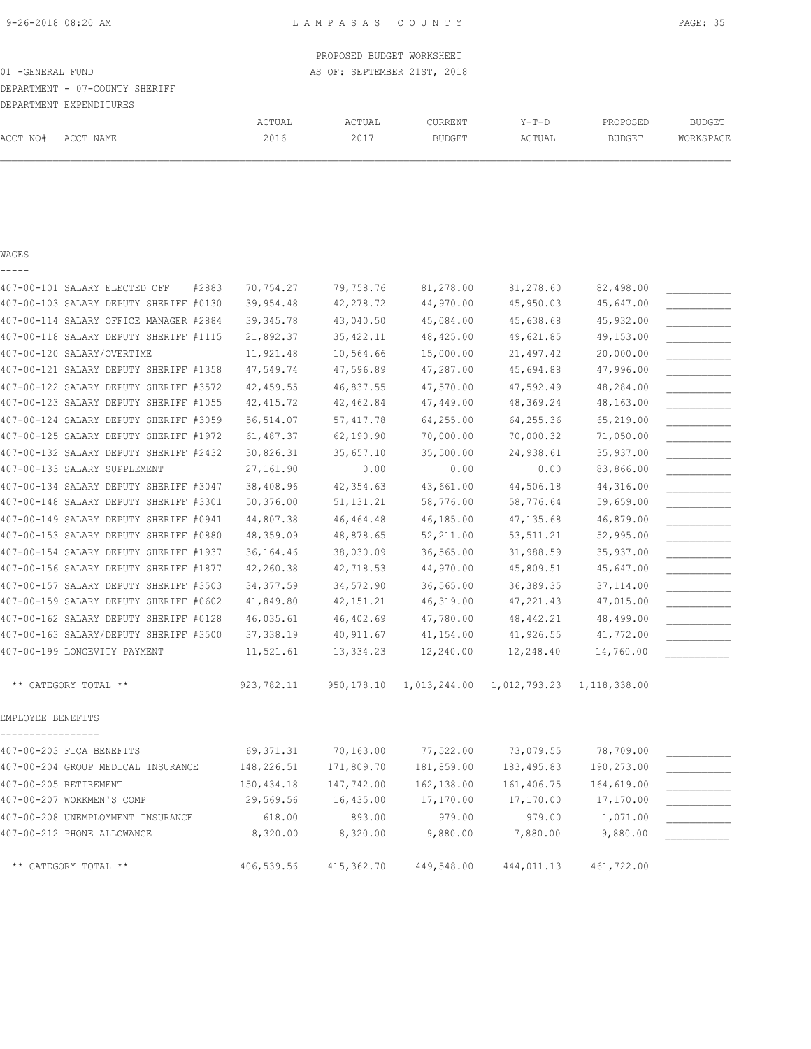PROPOSED BUDGET WORKSHEET

01 -GENERAL FUND AS OF: SEPTEMBER 21ST, 2018

DEPARTMENT - 07-COUNTY SHERIFF

DEPARTMENT EXPENDITURES

| ACCT NO# | ACCT NAME | ACTUAL 2016 | ACTUAL 2017 | CURRENT BUDGET | Y-T-D ACTUAL | PROPOSED BUDGET | BUDGET WORKSPACE |
|---|---|---|---|---|---|---|---|
| **WAGES** | | | | | | | |
| 407-00-101 | SALARY ELECTED OFF #2883 | 70,754.27 | 79,758.76 | 81,278.00 | 81,278.60 | 82,498.00 | ___________ |
| 407-00-103 | SALARY DEPUTY SHERIFF #0130 | 39,954.48 | 42,278.72 | 44,970.00 | 45,950.03 | 45,647.00 | ___________ |
| 407-00-114 | SALARY OFFICE MANAGER #2884 | 39,345.78 | 43,040.50 | 45,084.00 | 45,638.68 | 45,932.00 | ___________ |
| 407-00-118 | SALARY DEPUTY SHERIFF #1115 | 21,892.37 | 35,422.11 | 48,425.00 | 49,621.85 | 49,153.00 | ___________ |
| 407-00-120 | SALARY/OVERTIME | 11,921.48 | 10,564.66 | 15,000.00 | 21,497.42 | 20,000.00 | ___________ |
| 407-00-121 | SALARY DEPUTY SHERIFF #1358 | 47,549.74 | 47,596.89 | 47,287.00 | 45,694.88 | 47,996.00 | ___________ |
| 407-00-122 | SALARY DEPUTY SHERIFF #3572 | 42,459.55 | 46,837.55 | 47,570.00 | 47,592.49 | 48,284.00 | ___________ |
| 407-00-123 | SALARY DEPUTY SHERIFF #1055 | 42,415.72 | 42,462.84 | 47,449.00 | 48,369.24 | 48,163.00 | ___________ |
| 407-00-124 | SALARY DEPUTY SHERIFF #3059 | 56,514.07 | 57,417.78 | 64,255.00 | 64,255.36 | 65,219.00 | ___________ |
| 407-00-125 | SALARY DEPUTY SHERIFF #1972 | 61,487.37 | 62,190.90 | 70,000.00 | 70,000.32 | 71,050.00 | ___________ |
| 407-00-132 | SALARY DEPUTY SHERIFF #2432 | 30,826.31 | 35,657.10 | 35,500.00 | 24,938.61 | 35,937.00 | ___________ |
| 407-00-133 | SALARY SUPPLEMENT | 27,161.90 | 0.00 | 0.00 | 0.00 | 83,866.00 | ___________ |
| 407-00-134 | SALARY DEPUTY SHERIFF #3047 | 38,408.96 | 42,354.63 | 43,661.00 | 44,506.18 | 44,316.00 | ___________ |
| 407-00-148 | SALARY DEPUTY SHERIFF #3301 | 50,376.00 | 51,131.21 | 58,776.00 | 58,776.64 | 59,659.00 | ___________ |
| 407-00-149 | SALARY DEPUTY SHERIFF #0941 | 44,807.38 | 46,464.48 | 46,185.00 | 47,135.68 | 46,879.00 | ___________ |
| 407-00-153 | SALARY DEPUTY SHERIFF #0880 | 48,359.09 | 48,878.65 | 52,211.00 | 53,511.21 | 52,995.00 | ___________ |
| 407-00-154 | SALARY DEPUTY SHERIFF #1937 | 36,164.46 | 38,030.09 | 36,565.00 | 31,988.59 | 35,937.00 | ___________ |
| 407-00-156 | SALARY DEPUTY SHERIFF #1877 | 42,260.38 | 42,718.53 | 44,970.00 | 45,809.51 | 45,647.00 | ___________ |
| 407-00-157 | SALARY DEPUTY SHERIFF #3503 | 34,377.59 | 34,572.90 | 36,565.00 | 36,389.35 | 37,114.00 | ___________ |
| 407-00-159 | SALARY DEPUTY SHERIFF #0602 | 41,849.80 | 42,151.21 | 46,319.00 | 47,221.43 | 47,015.00 | ___________ |
| 407-00-162 | SALARY DEPUTY SHERIFF #0128 | 46,035.61 | 46,402.69 | 47,780.00 | 48,442.21 | 48,499.00 | ___________ |
| 407-00-163 | SALARY/DEPUTY SHERIFF #3500 | 37,338.19 | 40,911.67 | 41,154.00 | 41,926.55 | 41,772.00 | ___________ |
| 407-00-199 | LONGEVITY PAYMENT | 11,521.61 | 13,334.23 | 12,240.00 | 12,248.40 | 14,760.00 | ___________ |
| | ** CATEGORY TOTAL ** | 923,782.11 | 950,178.10 | 1,013,244.00 | 1,012,793.23 | 1,118,338.00 | |
| **EMPLOYEE BENEFITS** | | | | | | | |
| 407-00-203 | FICA BENEFITS | 69,371.31 | 70,163.00 | 77,522.00 | 73,079.55 | 78,709.00 | ___________ |
| 407-00-204 | GROUP MEDICAL INSURANCE | 148,226.51 | 171,809.70 | 181,859.00 | 183,495.83 | 190,273.00 | ___________ |
| 407-00-205 | RETIREMENT | 150,434.18 | 147,742.00 | 162,138.00 | 161,406.75 | 164,619.00 | ___________ |
| 407-00-207 | WORKMEN'S COMP | 29,569.56 | 16,435.00 | 17,170.00 | 17,170.00 | 17,170.00 | ___________ |
| 407-00-208 | UNEMPLOYMENT INSURANCE | 618.00 | 893.00 | 979.00 | 979.00 | 1,071.00 | ___________ |
| 407-00-212 | PHONE ALLOWANCE | 8,320.00 | 8,320.00 | 9,880.00 | 7,880.00 | 9,880.00 | ___________ |
| | ** CATEGORY TOTAL ** | 406,539.56 | 415,362.70 | 449,548.00 | 444,011.13 | 461,722.00 | |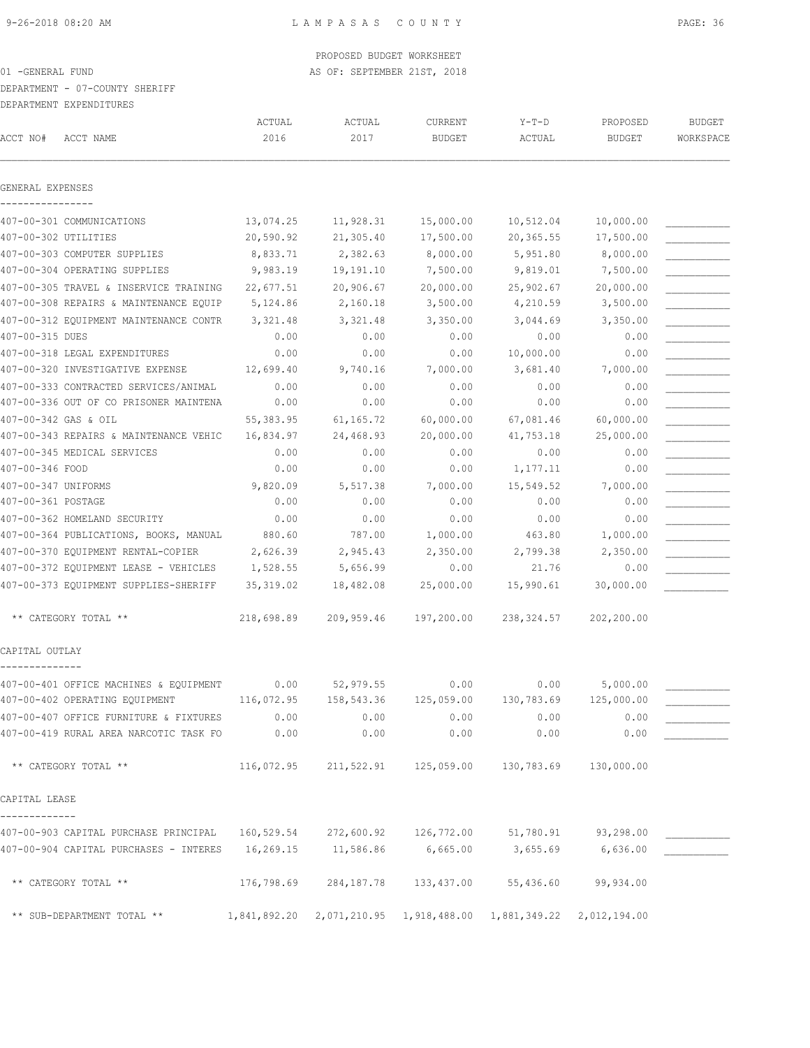PROPOSED BUDGET WORKSHEET

01 -GENERAL FUND — AS OF: SEPTEMBER 21ST, 2018

DEPARTMENT - 07-COUNTY SHERIFF

DEPARTMENT EXPENDITURES

| ACCT NO# ACCT NAME | ACTUAL 2016 | ACTUAL 2017 | CURRENT BUDGET | Y-T-D ACTUAL | PROPOSED BUDGET | BUDGET WORKSPACE |
|---|---|---|---|---|---|---|
| **GENERAL EXPENSES** | | | | | | |
| 407-00-301 COMMUNICATIONS | 13,074.25 | 11,928.31 | 15,000.00 | 10,512.04 | 10,000.00 | |
| 407-00-302 UTILITIES | 20,590.92 | 21,305.40 | 17,500.00 | 20,365.55 | 17,500.00 | |
| 407-00-303 COMPUTER SUPPLIES | 8,833.71 | 2,382.63 | 8,000.00 | 5,951.80 | 8,000.00 | |
| 407-00-304 OPERATING SUPPLIES | 9,983.19 | 19,191.10 | 7,500.00 | 9,819.01 | 7,500.00 | |
| 407-00-305 TRAVEL & INSERVICE TRAINING | 22,677.51 | 20,906.67 | 20,000.00 | 25,902.67 | 20,000.00 | |
| 407-00-308 REPAIRS & MAINTENANCE EQUIP | 5,124.86 | 2,160.18 | 3,500.00 | 4,210.59 | 3,500.00 | |
| 407-00-312 EQUIPMENT MAINTENANCE CONTR | 3,321.48 | 3,321.48 | 3,350.00 | 3,044.69 | 3,350.00 | |
| 407-00-315 DUES | 0.00 | 0.00 | 0.00 | 0.00 | 0.00 | |
| 407-00-318 LEGAL EXPENDITURES | 0.00 | 0.00 | 0.00 | 10,000.00 | 0.00 | |
| 407-00-320 INVESTIGATIVE EXPENSE | 12,699.40 | 9,740.16 | 7,000.00 | 3,681.40 | 7,000.00 | |
| 407-00-333 CONTRACTED SERVICES/ANIMAL | 0.00 | 0.00 | 0.00 | 0.00 | 0.00 | |
| 407-00-336 OUT OF CO PRISONER MAINTENA | 0.00 | 0.00 | 0.00 | 0.00 | 0.00 | |
| 407-00-342 GAS & OIL | 55,383.95 | 61,165.72 | 60,000.00 | 67,081.46 | 60,000.00 | |
| 407-00-343 REPAIRS & MAINTENANCE VEHIC | 16,834.97 | 24,468.93 | 20,000.00 | 41,753.18 | 25,000.00 | |
| 407-00-345 MEDICAL SERVICES | 0.00 | 0.00 | 0.00 | 0.00 | 0.00 | |
| 407-00-346 FOOD | 0.00 | 0.00 | 0.00 | 1,177.11 | 0.00 | |
| 407-00-347 UNIFORMS | 9,820.09 | 5,517.38 | 7,000.00 | 15,549.52 | 7,000.00 | |
| 407-00-361 POSTAGE | 0.00 | 0.00 | 0.00 | 0.00 | 0.00 | |
| 407-00-362 HOMELAND SECURITY | 0.00 | 0.00 | 0.00 | 0.00 | 0.00 | |
| 407-00-364 PUBLICATIONS, BOOKS, MANUAL | 880.60 | 787.00 | 1,000.00 | 463.80 | 1,000.00 | |
| 407-00-370 EQUIPMENT RENTAL-COPIER | 2,626.39 | 2,945.43 | 2,350.00 | 2,799.38 | 2,350.00 | |
| 407-00-372 EQUIPMENT LEASE - VEHICLES | 1,528.55 | 5,656.99 | 0.00 | 21.76 | 0.00 | |
| 407-00-373 EQUIPMENT SUPPLIES-SHERIFF | 35,319.02 | 18,482.08 | 25,000.00 | 15,990.61 | 30,000.00 | |
| ** CATEGORY TOTAL ** | 218,698.89 | 209,959.46 | 197,200.00 | 238,324.57 | 202,200.00 | |
| **CAPITAL OUTLAY** | | | | | | |
| 407-00-401 OFFICE MACHINES & EQUIPMENT | 0.00 | 52,979.55 | 0.00 | 0.00 | 5,000.00 | |
| 407-00-402 OPERATING EQUIPMENT | 116,072.95 | 158,543.36 | 125,059.00 | 130,783.69 | 125,000.00 | |
| 407-00-407 OFFICE FURNITURE & FIXTURES | 0.00 | 0.00 | 0.00 | 0.00 | 0.00 | |
| 407-00-419 RURAL AREA NARCOTIC TASK FO | 0.00 | 0.00 | 0.00 | 0.00 | 0.00 | |
| ** CATEGORY TOTAL ** | 116,072.95 | 211,522.91 | 125,059.00 | 130,783.69 | 130,000.00 | |
| **CAPITAL LEASE** | | | | | | |
| 407-00-903 CAPITAL PURCHASE PRINCIPAL | 160,529.54 | 272,600.92 | 126,772.00 | 51,780.91 | 93,298.00 | |
| 407-00-904 CAPITAL PURCHASES - INTERES | 16,269.15 | 11,586.86 | 6,665.00 | 3,655.69 | 6,636.00 | |
| ** CATEGORY TOTAL ** | 176,798.69 | 284,187.78 | 133,437.00 | 55,436.60 | 99,934.00 | |
| ** SUB-DEPARTMENT TOTAL ** | 1,841,892.20 | 2,071,210.95 | 1,918,488.00 | 1,881,349.22 | 2,012,194.00 | |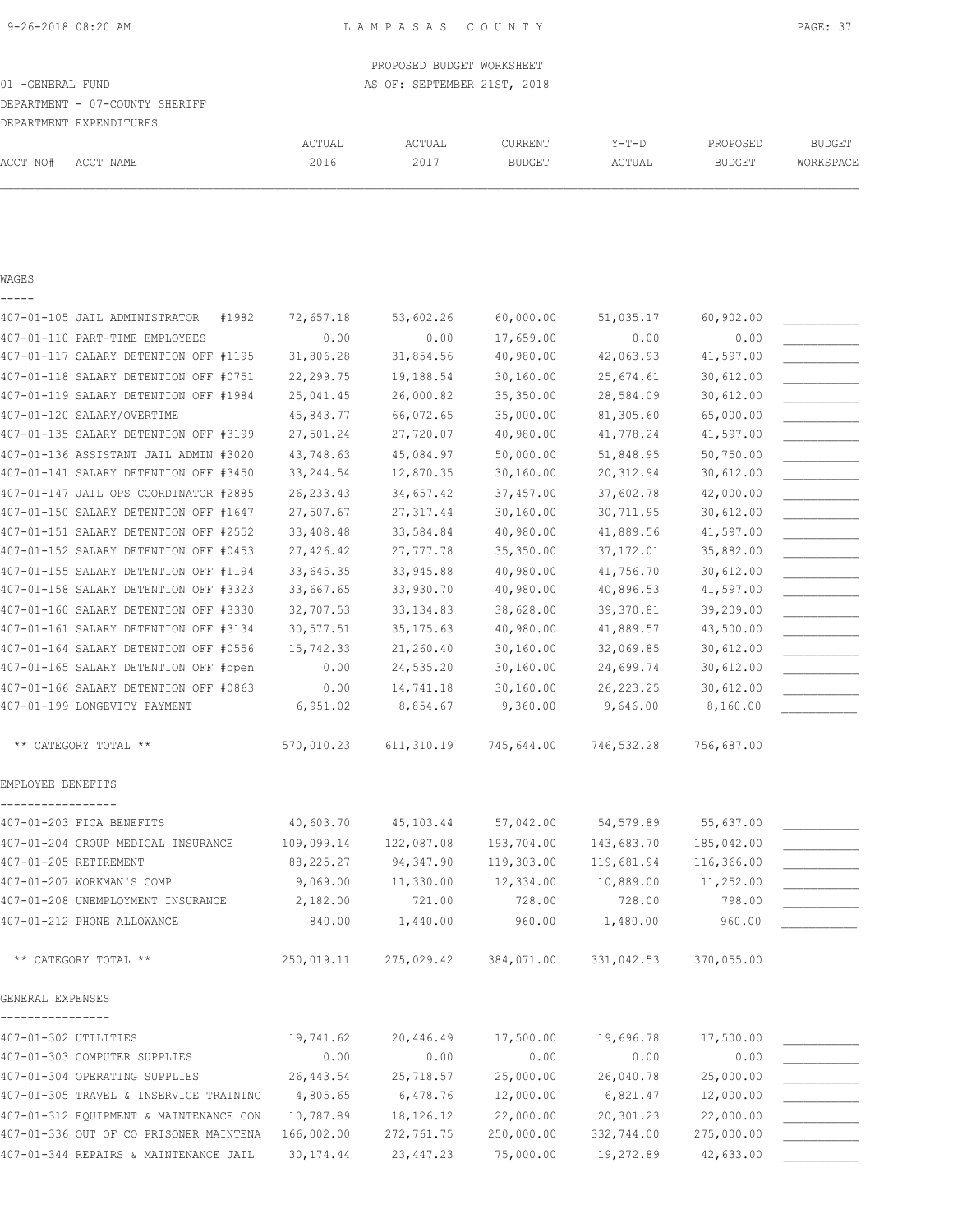LAMPASAS COUNTY

PROPOSED BUDGET WORKSHEET
AS OF: SEPTEMBER 21ST, 2018

01 -GENERAL FUND
DEPARTMENT - 07-COUNTY SHERIFF
DEPARTMENT EXPENDITURES

| ACCT NO# ACCT NAME | ACTUAL 2016 | ACTUAL 2017 | CURRENT BUDGET | Y-T-D ACTUAL | PROPOSED BUDGET | BUDGET WORKSPACE |
|---|---|---|---|---|---|---|
| **WAGES** | | | | | | |
| 407-01-105 JAIL ADMINISTRATOR #1982 | 72,657.18 | 53,602.26 | 60,000.00 | 51,035.17 | 60,902.00 | ___________ |
| 407-01-110 PART-TIME EMPLOYEES | 0.00 | 0.00 | 17,659.00 | 0.00 | 0.00 | ___________ |
| 407-01-117 SALARY DETENTION OFF #1195 | 31,806.28 | 31,854.56 | 40,980.00 | 42,063.93 | 41,597.00 | ___________ |
| 407-01-118 SALARY DETENTION OFF #0751 | 22,299.75 | 19,188.54 | 30,160.00 | 25,674.61 | 30,612.00 | ___________ |
| 407-01-119 SALARY DETENTION OFF #1984 | 25,041.45 | 26,000.82 | 35,350.00 | 28,584.09 | 30,612.00 | ___________ |
| 407-01-120 SALARY/OVERTIME | 45,843.77 | 66,072.65 | 35,000.00 | 81,305.60 | 65,000.00 | ___________ |
| 407-01-135 SALARY DETENTION OFF #3199 | 27,501.24 | 27,720.07 | 40,980.00 | 41,778.24 | 41,597.00 | ___________ |
| 407-01-136 ASSISTANT JAIL ADMIN #3020 | 43,748.63 | 45,084.97 | 50,000.00 | 51,848.95 | 50,750.00 | ___________ |
| 407-01-141 SALARY DETENTION OFF #3450 | 33,244.54 | 12,870.35 | 30,160.00 | 20,312.94 | 30,612.00 | ___________ |
| 407-01-147 JAIL OPS COORDINATOR #2885 | 26,233.43 | 34,657.42 | 37,457.00 | 37,602.78 | 42,000.00 | ___________ |
| 407-01-150 SALARY DETENTION OFF #1647 | 27,507.67 | 27,317.44 | 30,160.00 | 30,711.95 | 30,612.00 | ___________ |
| 407-01-151 SALARY DETENTION OFF #2552 | 33,408.48 | 33,584.84 | 40,980.00 | 41,889.56 | 41,597.00 | ___________ |
| 407-01-152 SALARY DETENTION OFF #0453 | 27,426.42 | 27,777.78 | 35,350.00 | 37,172.01 | 35,882.00 | ___________ |
| 407-01-155 SALARY DETENTION OFF #1194 | 33,645.35 | 33,945.88 | 40,980.00 | 41,756.70 | 30,612.00 | ___________ |
| 407-01-158 SALARY DETENTION OFF #3323 | 33,667.65 | 33,930.70 | 40,980.00 | 40,896.53 | 41,597.00 | ___________ |
| 407-01-160 SALARY DETENTION OFF #3330 | 32,707.53 | 33,134.83 | 38,628.00 | 39,370.81 | 39,209.00 | ___________ |
| 407-01-161 SALARY DETENTION OFF #3134 | 30,577.51 | 35,175.63 | 40,980.00 | 41,889.57 | 43,500.00 | ___________ |
| 407-01-164 SALARY DETENTION OFF #0556 | 15,742.33 | 21,260.40 | 30,160.00 | 32,069.85 | 30,612.00 | ___________ |
| 407-01-165 SALARY DETENTION OFF #open | 0.00 | 24,535.20 | 30,160.00 | 24,699.74 | 30,612.00 | ___________ |
| 407-01-166 SALARY DETENTION OFF #0863 | 0.00 | 14,741.18 | 30,160.00 | 26,223.25 | 30,612.00 | ___________ |
| 407-01-199 LONGEVITY PAYMENT | 6,951.02 | 8,854.67 | 9,360.00 | 9,646.00 | 8,160.00 | ___________ |
| ** CATEGORY TOTAL ** | 570,010.23 | 611,310.19 | 745,644.00 | 746,532.28 | 756,687.00 | |
| **EMPLOYEE BENEFITS** | | | | | | |
| 407-01-203 FICA BENEFITS | 40,603.70 | 45,103.44 | 57,042.00 | 54,579.89 | 55,637.00 | ___________ |
| 407-01-204 GROUP MEDICAL INSURANCE | 109,099.14 | 122,087.08 | 193,704.00 | 143,683.70 | 185,042.00 | ___________ |
| 407-01-205 RETIREMENT | 88,225.27 | 94,347.90 | 119,303.00 | 119,681.94 | 116,366.00 | ___________ |
| 407-01-207 WORKMAN'S COMP | 9,069.00 | 11,330.00 | 12,334.00 | 10,889.00 | 11,252.00 | ___________ |
| 407-01-208 UNEMPLOYMENT INSURANCE | 2,182.00 | 721.00 | 728.00 | 728.00 | 798.00 | ___________ |
| 407-01-212 PHONE ALLOWANCE | 840.00 | 1,440.00 | 960.00 | 1,480.00 | 960.00 | ___________ |
| ** CATEGORY TOTAL ** | 250,019.11 | 275,029.42 | 384,071.00 | 331,042.53 | 370,055.00 | |
| **GENERAL EXPENSES** | | | | | | |
| 407-01-302 UTILITIES | 19,741.62 | 20,446.49 | 17,500.00 | 19,696.78 | 17,500.00 | ___________ |
| 407-01-303 COMPUTER SUPPLIES | 0.00 | 0.00 | 0.00 | 0.00 | 0.00 | ___________ |
| 407-01-304 OPERATING SUPPLIES | 26,443.54 | 25,718.57 | 25,000.00 | 26,040.78 | 25,000.00 | ___________ |
| 407-01-305 TRAVEL & INSERVICE TRAINING | 4,805.65 | 6,478.76 | 12,000.00 | 6,821.47 | 12,000.00 | ___________ |
| 407-01-312 EQUIPMENT & MAINTENANCE CON | 10,787.89 | 18,126.12 | 22,000.00 | 20,301.23 | 22,000.00 | ___________ |
| 407-01-336 OUT OF CO PRISONER MAINTENA | 166,002.00 | 272,761.75 | 250,000.00 | 332,744.00 | 275,000.00 | ___________ |
| 407-01-344 REPAIRS & MAINTENANCE JAIL | 30,174.44 | 23,447.23 | 75,000.00 | 19,272.89 | 42,633.00 | ___________ |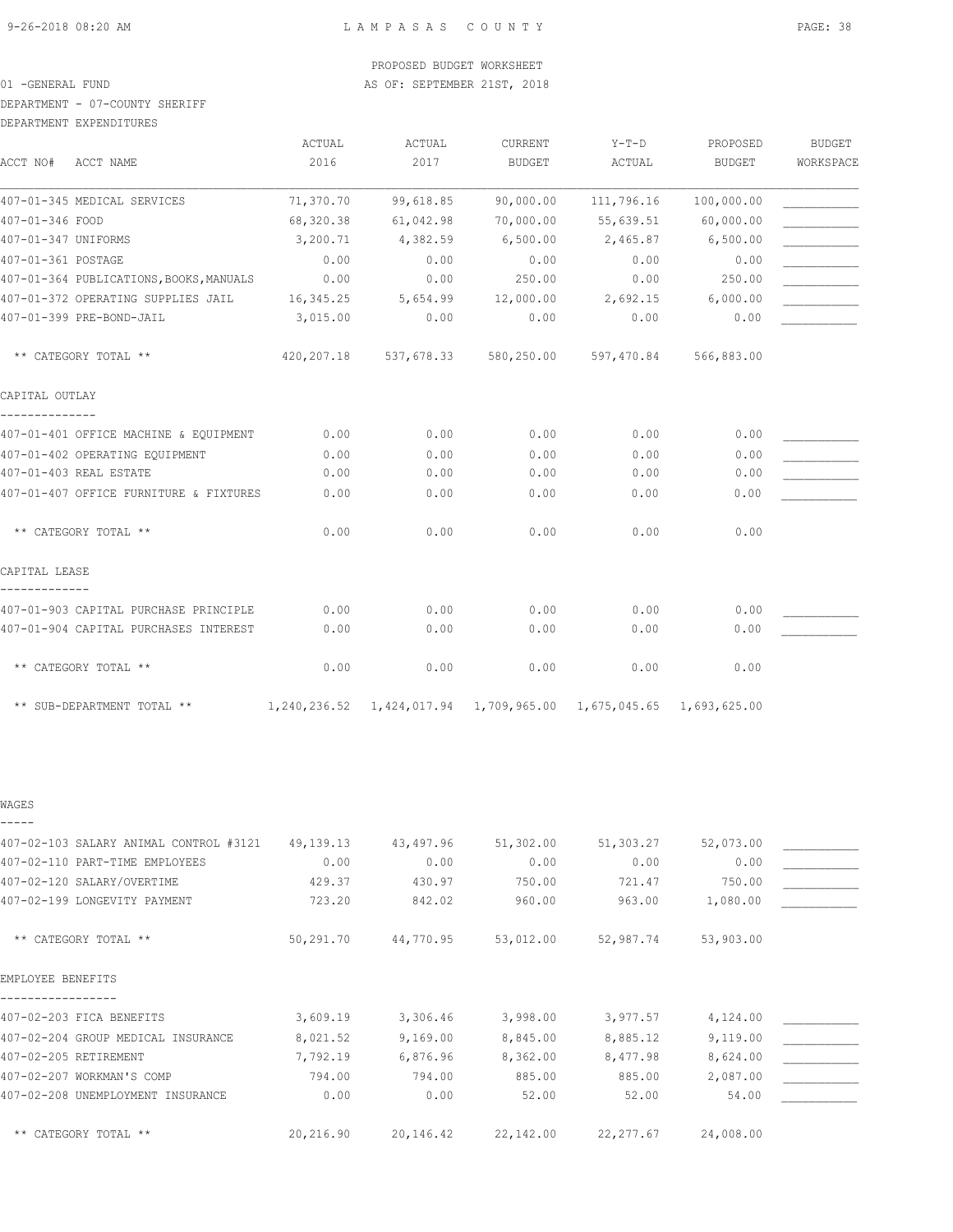PROPOSED BUDGET WORKSHEET

01 -GENERAL FUND AS OF: SEPTEMBER 21ST, 2018

DEPARTMENT - 07-COUNTY SHERIFF

DEPARTMENT EXPENDITURES

| ACCT NO# ACCT NAME | ACTUAL 2016 | ACTUAL 2017 | CURRENT BUDGET | Y-T-D ACTUAL | PROPOSED BUDGET | BUDGET WORKSPACE |
|---|---|---|---|---|---|---|
| 407-01-345 MEDICAL SERVICES | 71,370.70 | 99,618.85 | 90,000.00 | 111,796.16 | 100,000.00 | ___________ |
| 407-01-346 FOOD | 68,320.38 | 61,042.98 | 70,000.00 | 55,639.51 | 60,000.00 | ___________ |
| 407-01-347 UNIFORMS | 3,200.71 | 4,382.59 | 6,500.00 | 2,465.87 | 6,500.00 | ___________ |
| 407-01-361 POSTAGE | 0.00 | 0.00 | 0.00 | 0.00 | 0.00 | ___________ |
| 407-01-364 PUBLICATIONS,BOOKS,MANUALS | 0.00 | 0.00 | 250.00 | 0.00 | 250.00 | ___________ |
| 407-01-372 OPERATING SUPPLIES JAIL | 16,345.25 | 5,654.99 | 12,000.00 | 2,692.15 | 6,000.00 | ___________ |
| 407-01-399 PRE-BOND-JAIL | 3,015.00 | 0.00 | 0.00 | 0.00 | 0.00 | ___________ |
| ** CATEGORY TOTAL ** | 420,207.18 | 537,678.33 | 580,250.00 | 597,470.84 | 566,883.00 | |
| **CAPITAL OUTLAY** | | | | | | |
| 407-01-401 OFFICE MACHINE & EQUIPMENT | 0.00 | 0.00 | 0.00 | 0.00 | 0.00 | ___________ |
| 407-01-402 OPERATING EQUIPMENT | 0.00 | 0.00 | 0.00 | 0.00 | 0.00 | ___________ |
| 407-01-403 REAL ESTATE | 0.00 | 0.00 | 0.00 | 0.00 | 0.00 | ___________ |
| 407-01-407 OFFICE FURNITURE & FIXTURES | 0.00 | 0.00 | 0.00 | 0.00 | 0.00 | ___________ |
| ** CATEGORY TOTAL ** | 0.00 | 0.00 | 0.00 | 0.00 | 0.00 | |
| **CAPITAL LEASE** | | | | | | |
| 407-01-903 CAPITAL PURCHASE PRINCIPLE | 0.00 | 0.00 | 0.00 | 0.00 | 0.00 | ___________ |
| 407-01-904 CAPITAL PURCHASES INTEREST | 0.00 | 0.00 | 0.00 | 0.00 | 0.00 | ___________ |
| ** CATEGORY TOTAL ** | 0.00 | 0.00 | 0.00 | 0.00 | 0.00 | |
| ** SUB-DEPARTMENT TOTAL ** | 1,240,236.52 | 1,424,017.94 | 1,709,965.00 | 1,675,045.65 | 1,693,625.00 | |

| ACCT NO# ACCT NAME | ACTUAL 2016 | ACTUAL 2017 | CURRENT BUDGET | Y-T-D ACTUAL | PROPOSED BUDGET | BUDGET WORKSPACE |
|---|---|---|---|---|---|---|
| **WAGES** | | | | | | |
| 407-02-103 SALARY ANIMAL CONTROL #3121 | 49,139.13 | 43,497.96 | 51,302.00 | 51,303.27 | 52,073.00 | ___________ |
| 407-02-110 PART-TIME EMPLOYEES | 0.00 | 0.00 | 0.00 | 0.00 | 0.00 | ___________ |
| 407-02-120 SALARY/OVERTIME | 429.37 | 430.97 | 750.00 | 721.47 | 750.00 | ___________ |
| 407-02-199 LONGEVITY PAYMENT | 723.20 | 842.02 | 960.00 | 963.00 | 1,080.00 | ___________ |
| ** CATEGORY TOTAL ** | 50,291.70 | 44,770.95 | 53,012.00 | 52,987.74 | 53,903.00 | |
| **EMPLOYEE BENEFITS** | | | | | | |
| 407-02-203 FICA BENEFITS | 3,609.19 | 3,306.46 | 3,998.00 | 3,977.57 | 4,124.00 | ___________ |
| 407-02-204 GROUP MEDICAL INSURANCE | 8,021.52 | 9,169.00 | 8,845.00 | 8,885.12 | 9,119.00 | ___________ |
| 407-02-205 RETIREMENT | 7,792.19 | 6,876.96 | 8,362.00 | 8,477.98 | 8,624.00 | ___________ |
| 407-02-207 WORKMAN'S COMP | 794.00 | 794.00 | 885.00 | 885.00 | 2,087.00 | ___________ |
| 407-02-208 UNEMPLOYMENT INSURANCE | 0.00 | 0.00 | 52.00 | 52.00 | 54.00 | ___________ |
| ** CATEGORY TOTAL ** | 20,216.90 | 20,146.42 | 22,142.00 | 22,277.67 | 24,008.00 | |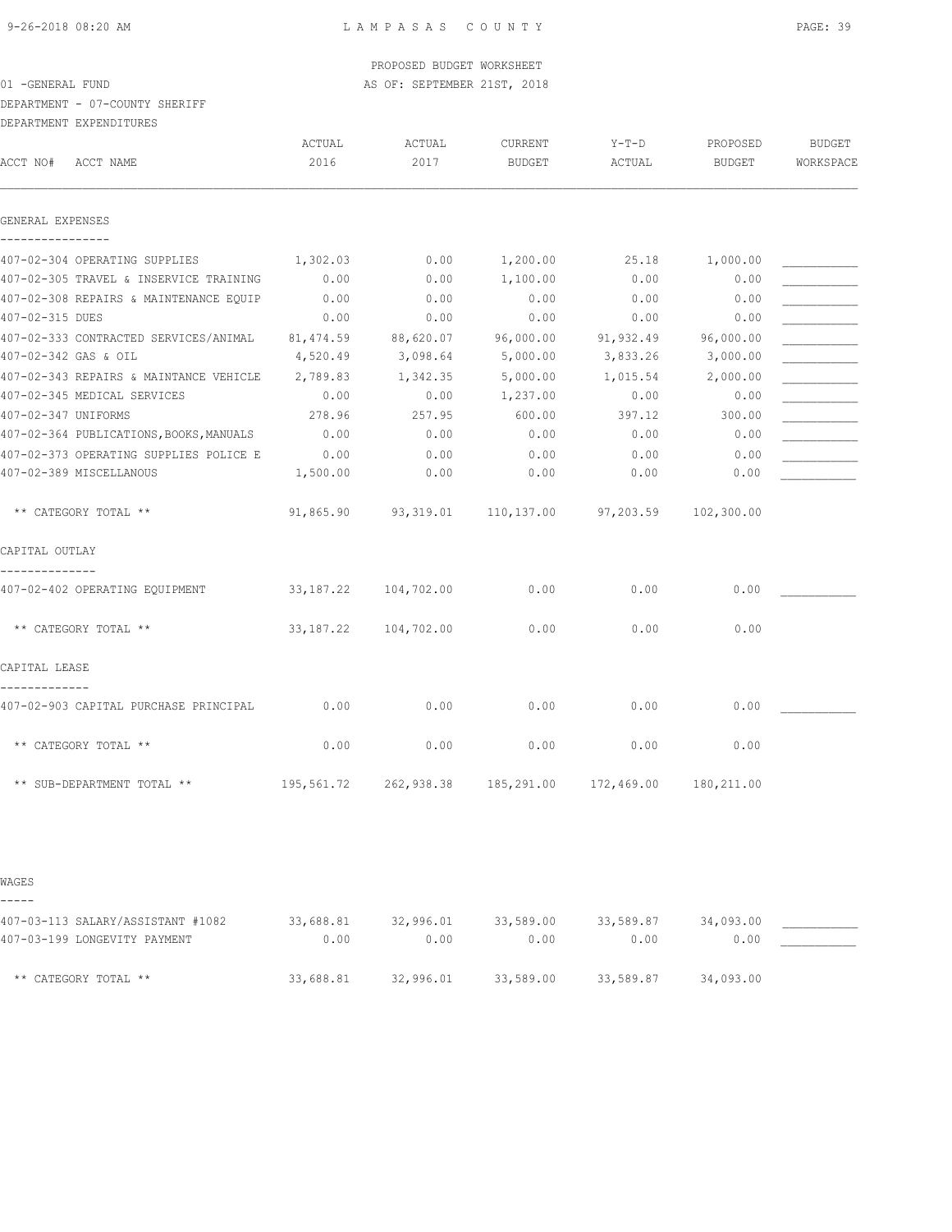PROPOSED BUDGET WORKSHEET

01 -GENERAL FUND AS OF: SEPTEMBER 21ST, 2018

DEPARTMENT - 07-COUNTY SHERIFF

DEPARTMENT EXPENDITURES

| ACCT NO# ACCT NAME | ACTUAL 2016 | ACTUAL 2017 | CURRENT BUDGET | Y-T-D ACTUAL | PROPOSED BUDGET | BUDGET WORKSPACE |
|---|---|---|---|---|---|---|
| **GENERAL EXPENSES** | | | | | | |
| 407-02-304 OPERATING SUPPLIES | 1,302.03 | 0.00 | 1,200.00 | 25.18 | 1,000.00 | ___________ |
| 407-02-305 TRAVEL & INSERVICE TRAINING | 0.00 | 0.00 | 1,100.00 | 0.00 | 0.00 | ___________ |
| 407-02-308 REPAIRS & MAINTENANCE EQUIP | 0.00 | 0.00 | 0.00 | 0.00 | 0.00 | ___________ |
| 407-02-315 DUES | 0.00 | 0.00 | 0.00 | 0.00 | 0.00 | ___________ |
| 407-02-333 CONTRACTED SERVICES/ANIMAL | 81,474.59 | 88,620.07 | 96,000.00 | 91,932.49 | 96,000.00 | ___________ |
| 407-02-342 GAS & OIL | 4,520.49 | 3,098.64 | 5,000.00 | 3,833.26 | 3,000.00 | ___________ |
| 407-02-343 REPAIRS & MAINTANCE VEHICLE | 2,789.83 | 1,342.35 | 5,000.00 | 1,015.54 | 2,000.00 | ___________ |
| 407-02-345 MEDICAL SERVICES | 0.00 | 0.00 | 1,237.00 | 0.00 | 0.00 | ___________ |
| 407-02-347 UNIFORMS | 278.96 | 257.95 | 600.00 | 397.12 | 300.00 | ___________ |
| 407-02-364 PUBLICATIONS,BOOKS,MANUALS | 0.00 | 0.00 | 0.00 | 0.00 | 0.00 | ___________ |
| 407-02-373 OPERATING SUPPLIES POLICE E | 0.00 | 0.00 | 0.00 | 0.00 | 0.00 | ___________ |
| 407-02-389 MISCELLANOUS | 1,500.00 | 0.00 | 0.00 | 0.00 | 0.00 | ___________ |
| ** CATEGORY TOTAL ** | 91,865.90 | 93,319.01 | 110,137.00 | 97,203.59 | 102,300.00 | |
| **CAPITAL OUTLAY** | | | | | | |
| 407-02-402 OPERATING EQUIPMENT | 33,187.22 | 104,702.00 | 0.00 | 0.00 | 0.00 | ___________ |
| ** CATEGORY TOTAL ** | 33,187.22 | 104,702.00 | 0.00 | 0.00 | 0.00 | |
| **CAPITAL LEASE** | | | | | | |
| 407-02-903 CAPITAL PURCHASE PRINCIPAL | 0.00 | 0.00 | 0.00 | 0.00 | 0.00 | ___________ |
| ** CATEGORY TOTAL ** | 0.00 | 0.00 | 0.00 | 0.00 | 0.00 | |
| ** SUB-DEPARTMENT TOTAL ** | 195,561.72 | 262,938.38 | 185,291.00 | 172,469.00 | 180,211.00 | |
| **WAGES** | | | | | | |
| 407-03-113 SALARY/ASSISTANT #1082 | 33,688.81 | 32,996.01 | 33,589.00 | 33,589.87 | 34,093.00 | ___________ |
| 407-03-199 LONGEVITY PAYMENT | 0.00 | 0.00 | 0.00 | 0.00 | 0.00 | ___________ |
| ** CATEGORY TOTAL ** | 33,688.81 | 32,996.01 | 33,589.00 | 33,589.87 | 34,093.00 | |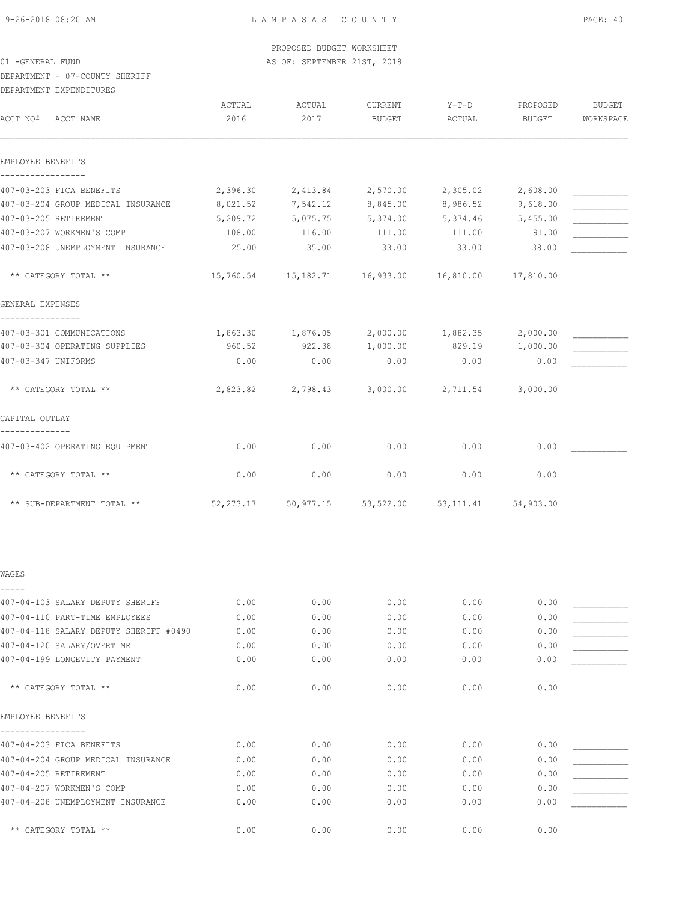LAMPASAS COUNTY

PROPOSED BUDGET WORKSHEET
AS OF: SEPTEMBER 21ST, 2018

01 -GENERAL FUND
DEPARTMENT - 07-COUNTY SHERIFF
DEPARTMENT EXPENDITURES

| ACCT NO# ACCT NAME | ACTUAL 2016 | ACTUAL 2017 | CURRENT BUDGET | Y-T-D ACTUAL | PROPOSED BUDGET | BUDGET WORKSPACE |
|---|---|---|---|---|---|---|
| **EMPLOYEE BENEFITS** | | | | | | |
| 407-03-203 FICA BENEFITS | 2,396.30 | 2,413.84 | 2,570.00 | 2,305.02 | 2,608.00 | |
| 407-03-204 GROUP MEDICAL INSURANCE | 8,021.52 | 7,542.12 | 8,845.00 | 8,986.52 | 9,618.00 | |
| 407-03-205 RETIREMENT | 5,209.72 | 5,075.75 | 5,374.00 | 5,374.46 | 5,455.00 | |
| 407-03-207 WORKMEN'S COMP | 108.00 | 116.00 | 111.00 | 111.00 | 91.00 | |
| 407-03-208 UNEMPLOYMENT INSURANCE | 25.00 | 35.00 | 33.00 | 33.00 | 38.00 | |
| ** CATEGORY TOTAL ** | 15,760.54 | 15,182.71 | 16,933.00 | 16,810.00 | 17,810.00 | |
| **GENERAL EXPENSES** | | | | | | |
| 407-03-301 COMMUNICATIONS | 1,863.30 | 1,876.05 | 2,000.00 | 1,882.35 | 2,000.00 | |
| 407-03-304 OPERATING SUPPLIES | 960.52 | 922.38 | 1,000.00 | 829.19 | 1,000.00 | |
| 407-03-347 UNIFORMS | 0.00 | 0.00 | 0.00 | 0.00 | 0.00 | |
| ** CATEGORY TOTAL ** | 2,823.82 | 2,798.43 | 3,000.00 | 2,711.54 | 3,000.00 | |
| **CAPITAL OUTLAY** | | | | | | |
| 407-03-402 OPERATING EQUIPMENT | 0.00 | 0.00 | 0.00 | 0.00 | 0.00 | |
| ** CATEGORY TOTAL ** | 0.00 | 0.00 | 0.00 | 0.00 | 0.00 | |
| ** SUB-DEPARTMENT TOTAL ** | 52,273.17 | 50,977.15 | 53,522.00 | 53,111.41 | 54,903.00 | |
| **WAGES** | | | | | | |
| 407-04-103 SALARY DEPUTY SHERIFF | 0.00 | 0.00 | 0.00 | 0.00 | 0.00 | |
| 407-04-110 PART-TIME EMPLOYEES | 0.00 | 0.00 | 0.00 | 0.00 | 0.00 | |
| 407-04-118 SALARY DEPUTY SHERIFF #0490 | 0.00 | 0.00 | 0.00 | 0.00 | 0.00 | |
| 407-04-120 SALARY/OVERTIME | 0.00 | 0.00 | 0.00 | 0.00 | 0.00 | |
| 407-04-199 LONGEVITY PAYMENT | 0.00 | 0.00 | 0.00 | 0.00 | 0.00 | |
| ** CATEGORY TOTAL ** | 0.00 | 0.00 | 0.00 | 0.00 | 0.00 | |
| **EMPLOYEE BENEFITS** | | | | | | |
| 407-04-203 FICA BENEFITS | 0.00 | 0.00 | 0.00 | 0.00 | 0.00 | |
| 407-04-204 GROUP MEDICAL INSURANCE | 0.00 | 0.00 | 0.00 | 0.00 | 0.00 | |
| 407-04-205 RETIREMENT | 0.00 | 0.00 | 0.00 | 0.00 | 0.00 | |
| 407-04-207 WORKMEN'S COMP | 0.00 | 0.00 | 0.00 | 0.00 | 0.00 | |
| 407-04-208 UNEMPLOYMENT INSURANCE | 0.00 | 0.00 | 0.00 | 0.00 | 0.00 | |
| ** CATEGORY TOTAL ** | 0.00 | 0.00 | 0.00 | 0.00 | 0.00 | |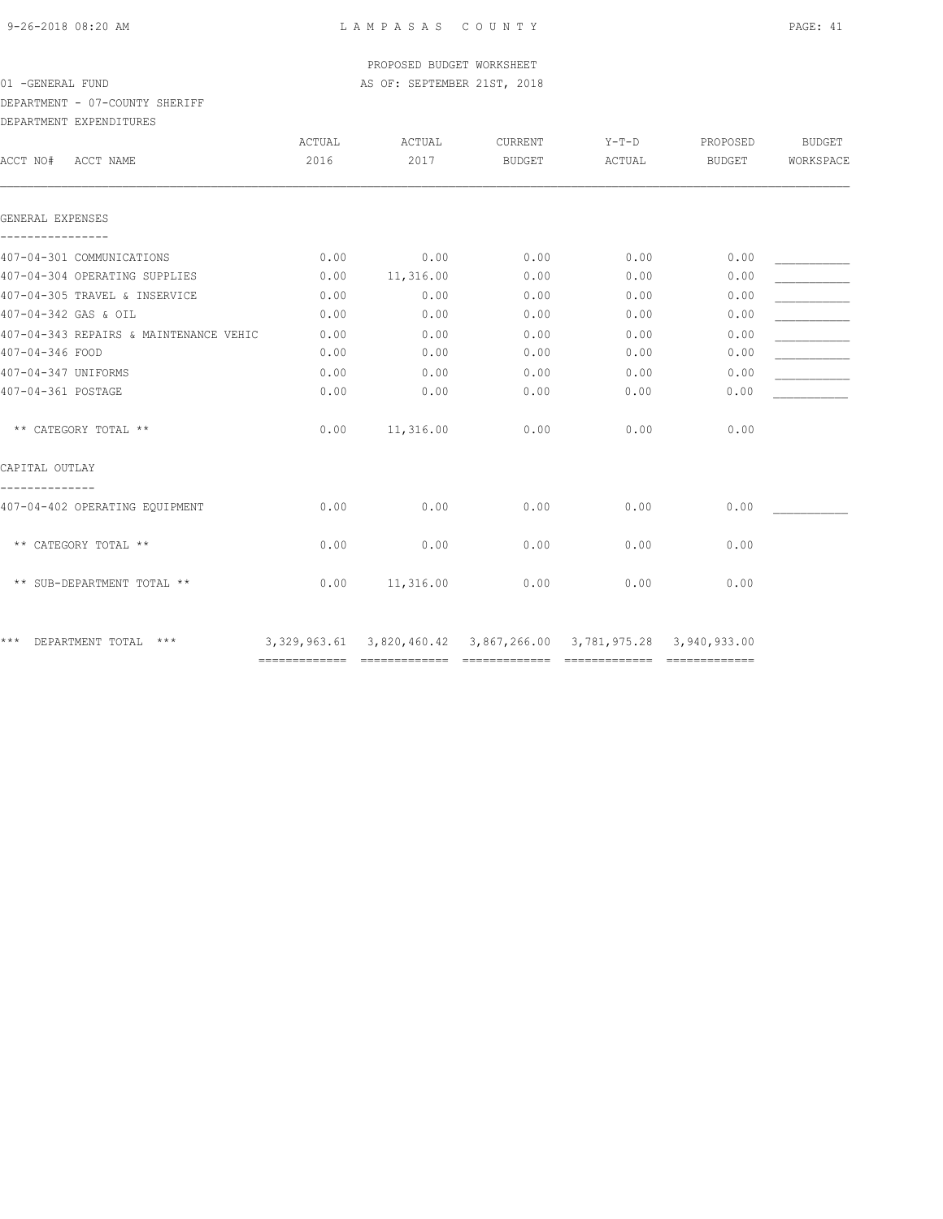PROPOSED BUDGET WORKSHEET

01 -GENERAL FUND AS OF: SEPTEMBER 21ST, 2018

DEPARTMENT - 07-COUNTY SHERIFF

DEPARTMENT EXPENDITURES

| ACCT NO# ACCT NAME | ACTUAL 2016 | ACTUAL 2017 | CURRENT BUDGET | Y-T-D ACTUAL | PROPOSED BUDGET | BUDGET WORKSPACE |
|---|---|---|---|---|---|---|
| **GENERAL EXPENSES** | | | | | | |
| 407-04-301 COMMUNICATIONS | 0.00 | 0.00 | 0.00 | 0.00 | 0.00 | ___________ |
| 407-04-304 OPERATING SUPPLIES | 0.00 | 11,316.00 | 0.00 | 0.00 | 0.00 | ___________ |
| 407-04-305 TRAVEL & INSERVICE | 0.00 | 0.00 | 0.00 | 0.00 | 0.00 | ___________ |
| 407-04-342 GAS & OIL | 0.00 | 0.00 | 0.00 | 0.00 | 0.00 | ___________ |
| 407-04-343 REPAIRS & MAINTENANCE VEHIC | 0.00 | 0.00 | 0.00 | 0.00 | 0.00 | ___________ |
| 407-04-346 FOOD | 0.00 | 0.00 | 0.00 | 0.00 | 0.00 | ___________ |
| 407-04-347 UNIFORMS | 0.00 | 0.00 | 0.00 | 0.00 | 0.00 | ___________ |
| 407-04-361 POSTAGE | 0.00 | 0.00 | 0.00 | 0.00 | 0.00 | ___________ |
| ** CATEGORY TOTAL ** | 0.00 | 11,316.00 | 0.00 | 0.00 | 0.00 | |
| **CAPITAL OUTLAY** | | | | | | |
| 407-04-402 OPERATING EQUIPMENT | 0.00 | 0.00 | 0.00 | 0.00 | 0.00 | ___________ |
| ** CATEGORY TOTAL ** | 0.00 | 0.00 | 0.00 | 0.00 | 0.00 | |
| ** SUB-DEPARTMENT TOTAL ** | 0.00 | 11,316.00 | 0.00 | 0.00 | 0.00 | |
| *** DEPARTMENT TOTAL *** | 3,329,963.61 | 3,820,460.42 | 3,867,266.00 | 3,781,975.28 | 3,940,933.00 | |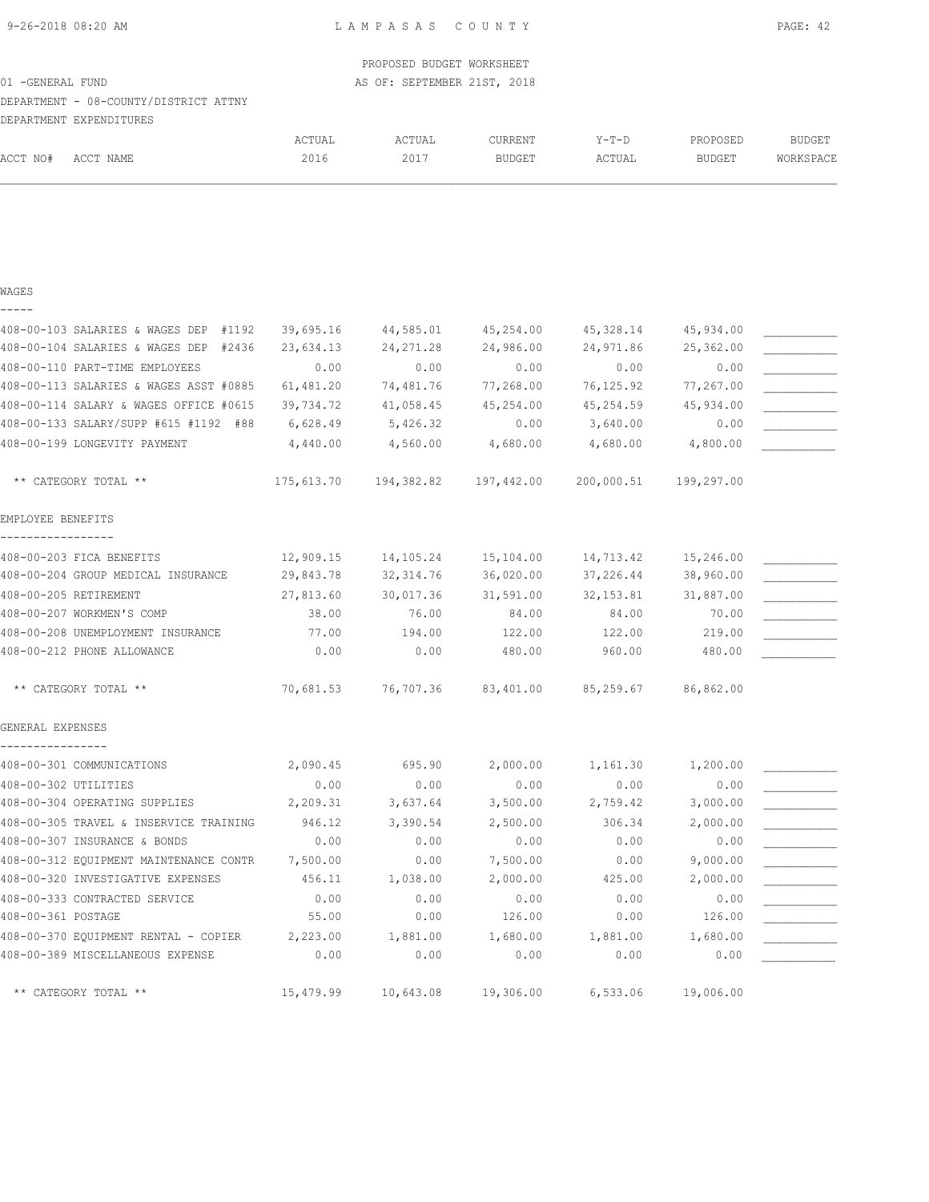PROPOSED BUDGET WORKSHEET

01 -GENERAL FUND — AS OF: SEPTEMBER 21ST, 2018

DEPARTMENT - 08-COUNTY/DISTRICT ATTNY

DEPARTMENT EXPENDITURES

| ACCT NO# ACCT NAME | ACTUAL 2016 | ACTUAL 2017 | CURRENT BUDGET | Y-T-D ACTUAL | PROPOSED BUDGET | BUDGET WORKSPACE |
|---|---|---|---|---|---|---|
| **WAGES** | | | | | | |
| 408-00-103 SALARIES & WAGES DEP #1192 | 39,695.16 | 44,585.01 | 45,254.00 | 45,328.14 | 45,934.00 | ___________ |
| 408-00-104 SALARIES & WAGES DEP #2436 | 23,634.13 | 24,271.28 | 24,986.00 | 24,971.86 | 25,362.00 | ___________ |
| 408-00-110 PART-TIME EMPLOYEES | 0.00 | 0.00 | 0.00 | 0.00 | 0.00 | ___________ |
| 408-00-113 SALARIES & WAGES ASST #0885 | 61,481.20 | 74,481.76 | 77,268.00 | 76,125.92 | 77,267.00 | ___________ |
| 408-00-114 SALARY & WAGES OFFICE #0615 | 39,734.72 | 41,058.45 | 45,254.00 | 45,254.59 | 45,934.00 | ___________ |
| 408-00-133 SALARY/SUPP #615 #1192 #88 | 6,628.49 | 5,426.32 | 0.00 | 3,640.00 | 0.00 | ___________ |
| 408-00-199 LONGEVITY PAYMENT | 4,440.00 | 4,560.00 | 4,680.00 | 4,680.00 | 4,800.00 | ___________ |
| ** CATEGORY TOTAL ** | 175,613.70 | 194,382.82 | 197,442.00 | 200,000.51 | 199,297.00 | |
| **EMPLOYEE BENEFITS** | | | | | | |
| 408-00-203 FICA BENEFITS | 12,909.15 | 14,105.24 | 15,104.00 | 14,713.42 | 15,246.00 | ___________ |
| 408-00-204 GROUP MEDICAL INSURANCE | 29,843.78 | 32,314.76 | 36,020.00 | 37,226.44 | 38,960.00 | ___________ |
| 408-00-205 RETIREMENT | 27,813.60 | 30,017.36 | 31,591.00 | 32,153.81 | 31,887.00 | ___________ |
| 408-00-207 WORKMEN'S COMP | 38.00 | 76.00 | 84.00 | 84.00 | 70.00 | ___________ |
| 408-00-208 UNEMPLOYMENT INSURANCE | 77.00 | 194.00 | 122.00 | 122.00 | 219.00 | ___________ |
| 408-00-212 PHONE ALLOWANCE | 0.00 | 0.00 | 480.00 | 960.00 | 480.00 | ___________ |
| ** CATEGORY TOTAL ** | 70,681.53 | 76,707.36 | 83,401.00 | 85,259.67 | 86,862.00 | |
| **GENERAL EXPENSES** | | | | | | |
| 408-00-301 COMMUNICATIONS | 2,090.45 | 695.90 | 2,000.00 | 1,161.30 | 1,200.00 | ___________ |
| 408-00-302 UTILITIES | 0.00 | 0.00 | 0.00 | 0.00 | 0.00 | ___________ |
| 408-00-304 OPERATING SUPPLIES | 2,209.31 | 3,637.64 | 3,500.00 | 2,759.42 | 3,000.00 | ___________ |
| 408-00-305 TRAVEL & INSERVICE TRAINING | 946.12 | 3,390.54 | 2,500.00 | 306.34 | 2,000.00 | ___________ |
| 408-00-307 INSURANCE & BONDS | 0.00 | 0.00 | 0.00 | 0.00 | 0.00 | ___________ |
| 408-00-312 EQUIPMENT MAINTENANCE CONTR | 7,500.00 | 0.00 | 7,500.00 | 0.00 | 9,000.00 | ___________ |
| 408-00-320 INVESTIGATIVE EXPENSES | 456.11 | 1,038.00 | 2,000.00 | 425.00 | 2,000.00 | ___________ |
| 408-00-333 CONTRACTED SERVICE | 0.00 | 0.00 | 0.00 | 0.00 | 0.00 | ___________ |
| 408-00-361 POSTAGE | 55.00 | 0.00 | 126.00 | 0.00 | 126.00 | ___________ |
| 408-00-370 EQUIPMENT RENTAL - COPIER | 2,223.00 | 1,881.00 | 1,680.00 | 1,881.00 | 1,680.00 | ___________ |
| 408-00-389 MISCELLANEOUS EXPENSE | 0.00 | 0.00 | 0.00 | 0.00 | 0.00 | ___________ |
| ** CATEGORY TOTAL ** | 15,479.99 | 10,643.08 | 19,306.00 | 6,533.06 | 19,006.00 | |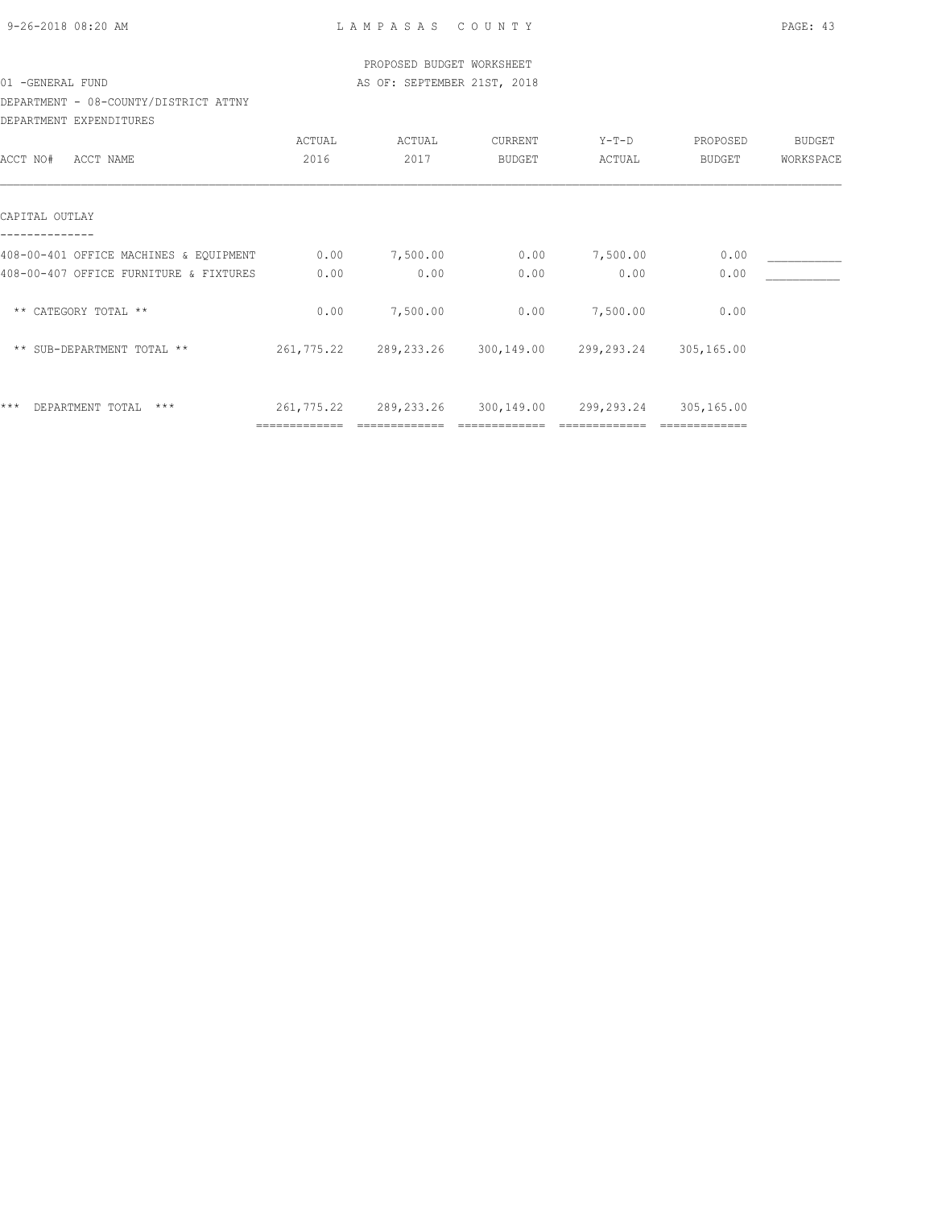PROPOSED BUDGET WORKSHEET

01 -GENERAL FUND — AS OF: SEPTEMBER 21ST, 2018

DEPARTMENT - 08-COUNTY/DISTRICT ATTNY

DEPARTMENT EXPENDITURES

| ACCT NO# ACCT NAME | ACTUAL 2016 | ACTUAL 2017 | CURRENT BUDGET | Y-T-D ACTUAL | PROPOSED BUDGET | BUDGET WORKSPACE |
|---|---|---|---|---|---|---|
| **CAPITAL OUTLAY** | | | | | | |
| 408-00-401 OFFICE MACHINES & EQUIPMENT | 0.00 | 7,500.00 | 0.00 | 7,500.00 | 0.00 | ___________ |
| 408-00-407 OFFICE FURNITURE & FIXTURES | 0.00 | 0.00 | 0.00 | 0.00 | 0.00 | ___________ |
| ** CATEGORY TOTAL ** | 0.00 | 7,500.00 | 0.00 | 7,500.00 | 0.00 | |
| ** SUB-DEPARTMENT TOTAL ** | 261,775.22 | 289,233.26 | 300,149.00 | 299,293.24 | 305,165.00 | |
| *** DEPARTMENT TOTAL *** | 261,775.22 | 289,233.26 | 300,149.00 | 299,293.24 | 305,165.00 | |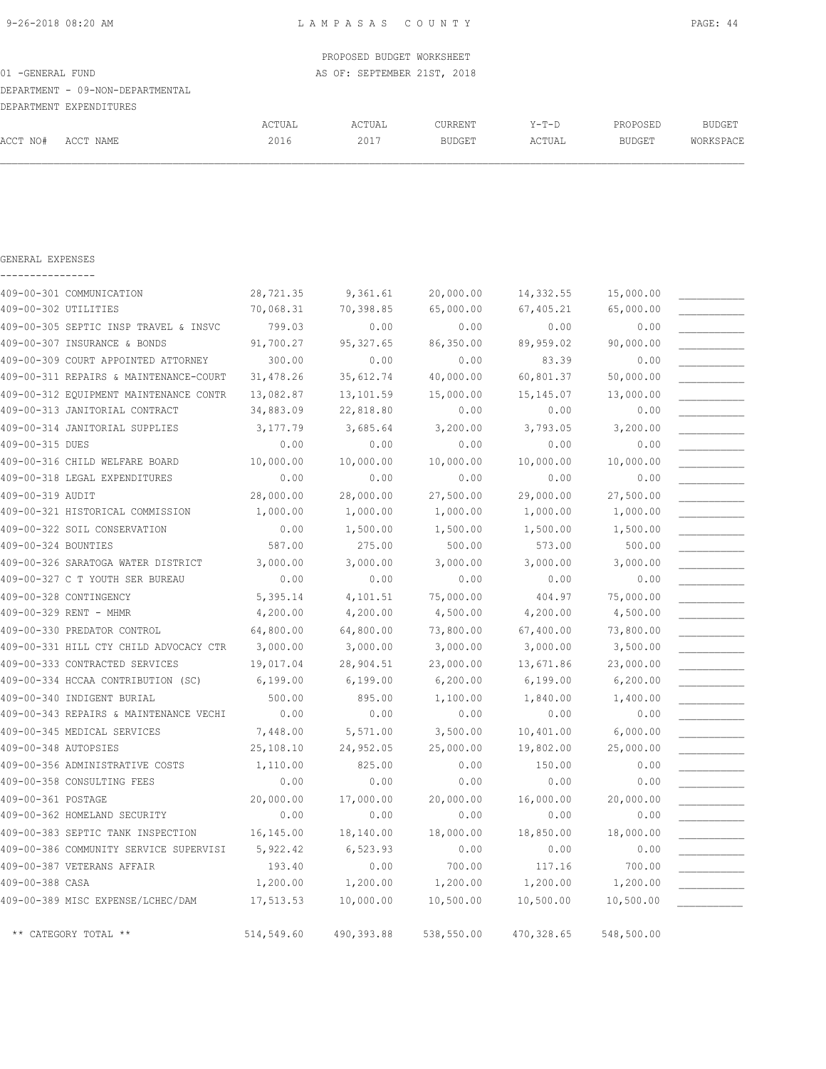PROPOSED BUDGET WORKSHEET

01 -GENERAL FUND

AS OF: SEPTEMBER 21ST, 2018

DEPARTMENT - 09-NON-DEPARTMENTAL

DEPARTMENT EXPENDITURES

## GENERAL EXPENSES

| ACCT NO# | ACCT NAME | ACTUAL 2016 | ACTUAL 2017 | CURRENT BUDGET | Y-T-D ACTUAL | PROPOSED BUDGET | BUDGET WORKSPACE |
|---|---|---|---|---|---|---|---|
| 409-00-301 | COMMUNICATION | 28,721.35 | 9,361.61 | 20,000.00 | 14,332.55 | 15,000.00 | |
| 409-00-302 | UTILITIES | 70,068.31 | 70,398.85 | 65,000.00 | 67,405.21 | 65,000.00 | |
| 409-00-305 | SEPTIC INSP TRAVEL & INSVC | 799.03 | 0.00 | 0.00 | 0.00 | 0.00 | |
| 409-00-307 | INSURANCE & BONDS | 91,700.27 | 95,327.65 | 86,350.00 | 89,959.02 | 90,000.00 | |
| 409-00-309 | COURT APPOINTED ATTORNEY | 300.00 | 0.00 | 0.00 | 83.39 | 0.00 | |
| 409-00-311 | REPAIRS & MAINTENANCE-COURT | 31,478.26 | 35,612.74 | 40,000.00 | 60,801.37 | 50,000.00 | |
| 409-00-312 | EQUIPMENT MAINTENANCE CONTR | 13,082.87 | 13,101.59 | 15,000.00 | 15,145.07 | 13,000.00 | |
| 409-00-313 | JANITORIAL CONTRACT | 34,883.09 | 22,818.80 | 0.00 | 0.00 | 0.00 | |
| 409-00-314 | JANITORIAL SUPPLIES | 3,177.79 | 3,685.64 | 3,200.00 | 3,793.05 | 3,200.00 | |
| 409-00-315 | DUES | 0.00 | 0.00 | 0.00 | 0.00 | 0.00 | |
| 409-00-316 | CHILD WELFARE BOARD | 10,000.00 | 10,000.00 | 10,000.00 | 10,000.00 | 10,000.00 | |
| 409-00-318 | LEGAL EXPENDITURES | 0.00 | 0.00 | 0.00 | 0.00 | 0.00 | |
| 409-00-319 | AUDIT | 28,000.00 | 28,000.00 | 27,500.00 | 29,000.00 | 27,500.00 | |
| 409-00-321 | HISTORICAL COMMISSION | 1,000.00 | 1,000.00 | 1,000.00 | 1,000.00 | 1,000.00 | |
| 409-00-322 | SOIL CONSERVATION | 0.00 | 1,500.00 | 1,500.00 | 1,500.00 | 1,500.00 | |
| 409-00-324 | BOUNTIES | 587.00 | 275.00 | 500.00 | 573.00 | 500.00 | |
| 409-00-326 | SARATOGA WATER DISTRICT | 3,000.00 | 3,000.00 | 3,000.00 | 3,000.00 | 3,000.00 | |
| 409-00-327 | C T YOUTH SER BUREAU | 0.00 | 0.00 | 0.00 | 0.00 | 0.00 | |
| 409-00-328 | CONTINGENCY | 5,395.14 | 4,101.51 | 75,000.00 | 404.97 | 75,000.00 | |
| 409-00-329 | RENT - MHMR | 4,200.00 | 4,200.00 | 4,500.00 | 4,200.00 | 4,500.00 | |
| 409-00-330 | PREDATOR CONTROL | 64,800.00 | 64,800.00 | 73,800.00 | 67,400.00 | 73,800.00 | |
| 409-00-331 | HILL CTY CHILD ADVOCACY CTR | 3,000.00 | 3,000.00 | 3,000.00 | 3,000.00 | 3,500.00 | |
| 409-00-333 | CONTRACTED SERVICES | 19,017.04 | 28,904.51 | 23,000.00 | 13,671.86 | 23,000.00 | |
| 409-00-334 | HCCAA CONTRIBUTION (SC) | 6,199.00 | 6,199.00 | 6,200.00 | 6,199.00 | 6,200.00 | |
| 409-00-340 | INDIGENT BURIAL | 500.00 | 895.00 | 1,100.00 | 1,840.00 | 1,400.00 | |
| 409-00-343 | REPAIRS & MAINTENANCE VECHI | 0.00 | 0.00 | 0.00 | 0.00 | 0.00 | |
| 409-00-345 | MEDICAL SERVICES | 7,448.00 | 5,571.00 | 3,500.00 | 10,401.00 | 6,000.00 | |
| 409-00-348 | AUTOPSIES | 25,108.10 | 24,952.05 | 25,000.00 | 19,802.00 | 25,000.00 | |
| 409-00-356 | ADMINISTRATIVE COSTS | 1,110.00 | 825.00 | 0.00 | 150.00 | 0.00 | |
| 409-00-358 | CONSULTING FEES | 0.00 | 0.00 | 0.00 | 0.00 | 0.00 | |
| 409-00-361 | POSTAGE | 20,000.00 | 17,000.00 | 20,000.00 | 16,000.00 | 20,000.00 | |
| 409-00-362 | HOMELAND SECURITY | 0.00 | 0.00 | 0.00 | 0.00 | 0.00 | |
| 409-00-383 | SEPTIC TANK INSPECTION | 16,145.00 | 18,140.00 | 18,000.00 | 18,850.00 | 18,000.00 | |
| 409-00-386 | COMMUNITY SERVICE SUPERVISI | 5,922.42 | 6,523.93 | 0.00 | 0.00 | 0.00 | |
| 409-00-387 | VETERANS AFFAIR | 193.40 | 0.00 | 700.00 | 117.16 | 700.00 | |
| 409-00-388 | CASA | 1,200.00 | 1,200.00 | 1,200.00 | 1,200.00 | 1,200.00 | |
| 409-00-389 | MISC EXPENSE/LCHEC/DAM | 17,513.53 | 10,000.00 | 10,500.00 | 10,500.00 | 10,500.00 | |
| | ** CATEGORY TOTAL ** | 514,549.60 | 490,393.88 | 538,550.00 | 470,328.65 | 548,500.00 | |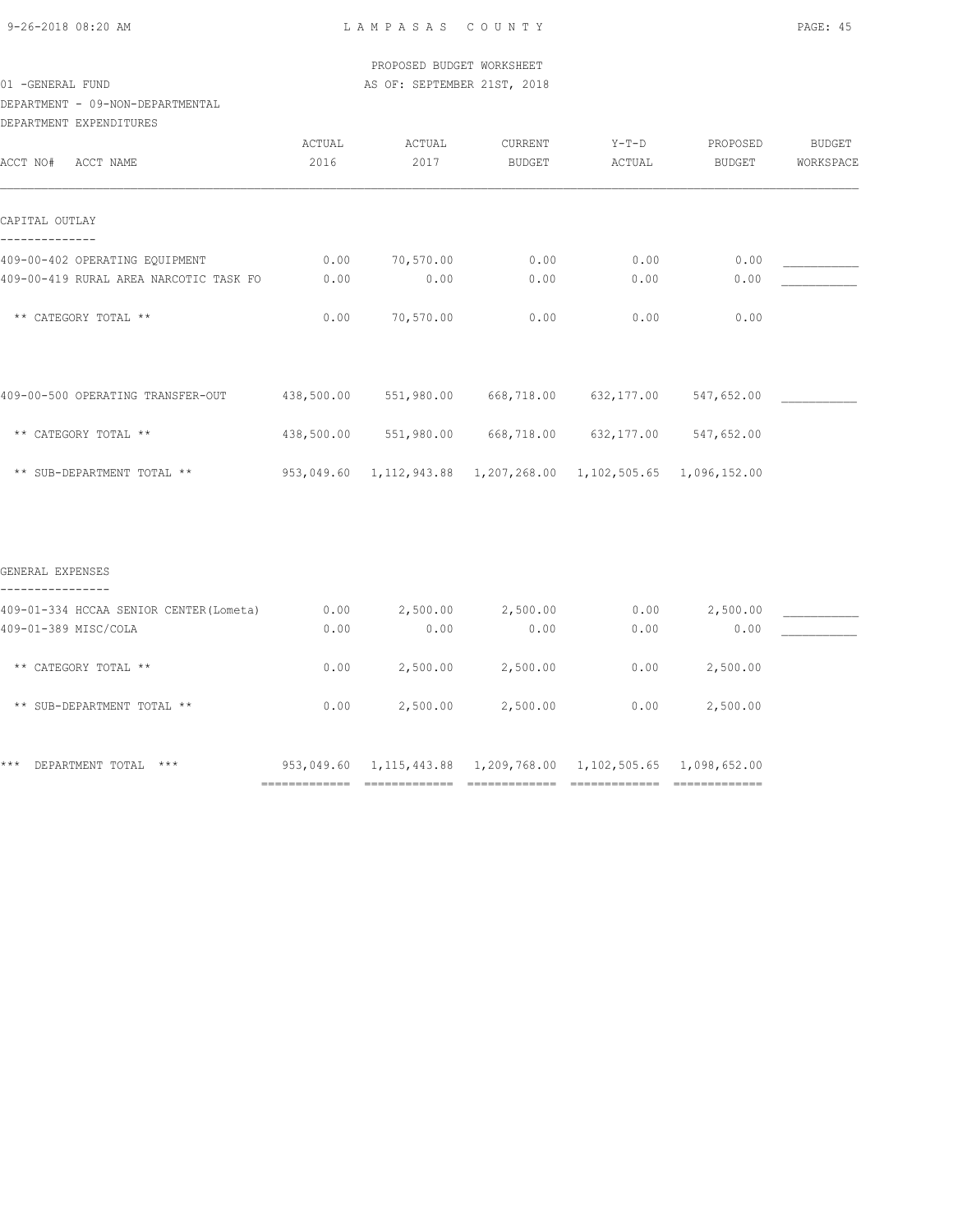PROPOSED BUDGET WORKSHEET

01 -GENERAL FUND — AS OF: SEPTEMBER 21ST, 2018

DEPARTMENT - 09-NON-DEPARTMENTAL

DEPARTMENT EXPENDITURES

| ACCT NO# ACCT NAME | ACTUAL 2016 | ACTUAL 2017 | CURRENT BUDGET | Y-T-D ACTUAL | PROPOSED BUDGET | BUDGET WORKSPACE |
|---|---|---|---|---|---|---|
| **CAPITAL OUTLAY** | | | | | | |
| 409-00-402 OPERATING EQUIPMENT | 0.00 | 70,570.00 | 0.00 | 0.00 | 0.00 | ___________ |
| 409-00-419 RURAL AREA NARCOTIC TASK FO | 0.00 | 0.00 | 0.00 | 0.00 | 0.00 | ___________ |
| ** CATEGORY TOTAL ** | 0.00 | 70,570.00 | 0.00 | 0.00 | 0.00 | |
| 409-00-500 OPERATING TRANSFER-OUT | 438,500.00 | 551,980.00 | 668,718.00 | 632,177.00 | 547,652.00 | ___________ |
| ** CATEGORY TOTAL ** | 438,500.00 | 551,980.00 | 668,718.00 | 632,177.00 | 547,652.00 | |
| ** SUB-DEPARTMENT TOTAL ** | 953,049.60 | 1,112,943.88 | 1,207,268.00 | 1,102,505.65 | 1,096,152.00 | |
| **GENERAL EXPENSES** | | | | | | |
| 409-01-334 HCCAA SENIOR CENTER(Lometa) | 0.00 | 2,500.00 | 2,500.00 | 0.00 | 2,500.00 | ___________ |
| 409-01-389 MISC/COLA | 0.00 | 0.00 | 0.00 | 0.00 | 0.00 | ___________ |
| ** CATEGORY TOTAL ** | 0.00 | 2,500.00 | 2,500.00 | 0.00 | 2,500.00 | |
| ** SUB-DEPARTMENT TOTAL ** | 0.00 | 2,500.00 | 2,500.00 | 0.00 | 2,500.00 | |
| *** DEPARTMENT TOTAL *** | 953,049.60 | 1,115,443.88 | 1,209,768.00 | 1,102,505.65 | 1,098,652.00 | |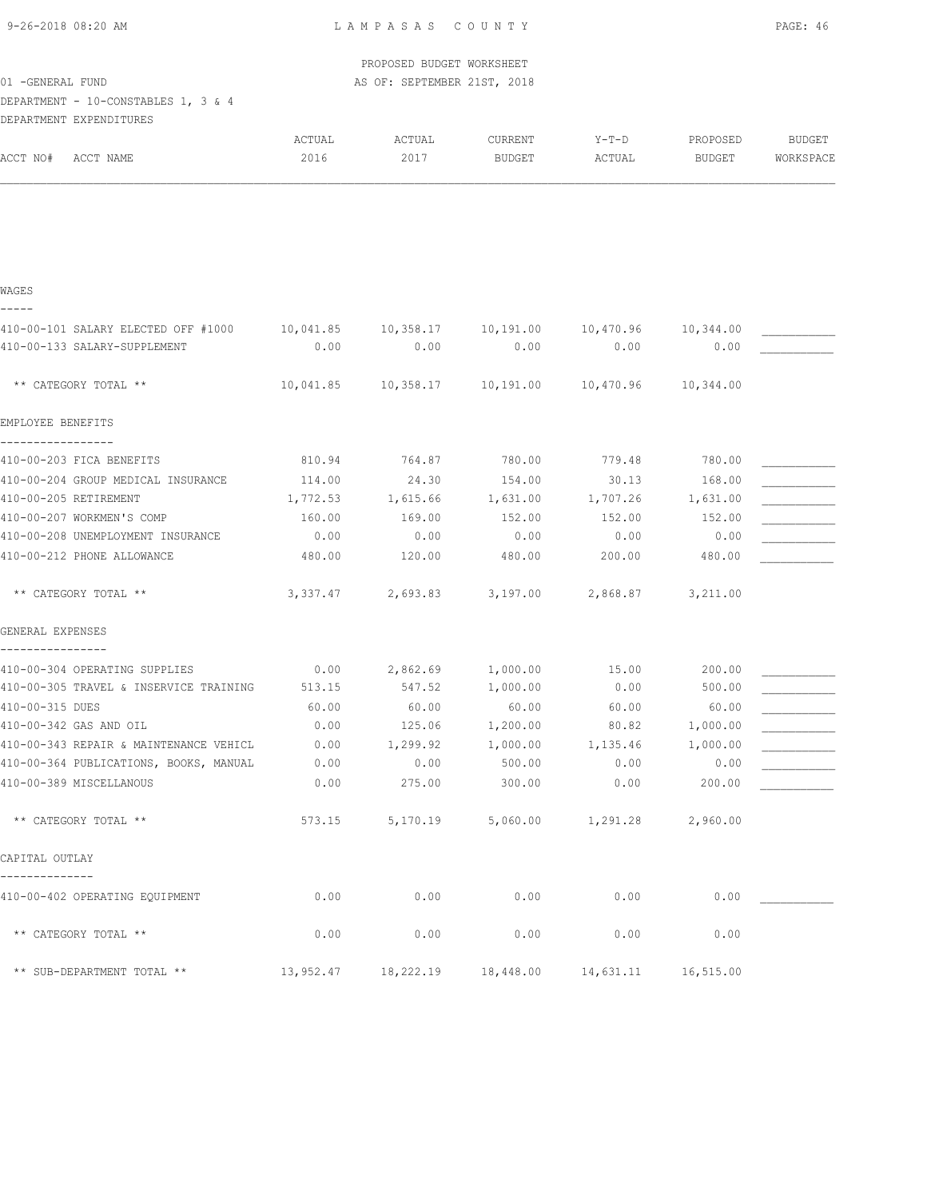PROPOSED BUDGET WORKSHEET

01 -GENERAL FUND — AS OF: SEPTEMBER 21ST, 2018

DEPARTMENT - 10-CONSTABLES 1, 3 & 4

DEPARTMENT EXPENDITURES

| ACCT NO# ACCT NAME | ACTUAL 2016 | ACTUAL 2017 | CURRENT BUDGET | Y-T-D ACTUAL | PROPOSED BUDGET | BUDGET WORKSPACE |
|---|---|---|---|---|---|---|
| **WAGES** | | | | | | |
| 410-00-101 SALARY ELECTED OFF #1000 | 10,041.85 | 10,358.17 | 10,191.00 | 10,470.96 | 10,344.00 | ___________ |
| 410-00-133 SALARY-SUPPLEMENT | 0.00 | 0.00 | 0.00 | 0.00 | 0.00 | ___________ |
| ** CATEGORY TOTAL ** | 10,041.85 | 10,358.17 | 10,191.00 | 10,470.96 | 10,344.00 | |
| **EMPLOYEE BENEFITS** | | | | | | |
| 410-00-203 FICA BENEFITS | 810.94 | 764.87 | 780.00 | 779.48 | 780.00 | ___________ |
| 410-00-204 GROUP MEDICAL INSURANCE | 114.00 | 24.30 | 154.00 | 30.13 | 168.00 | ___________ |
| 410-00-205 RETIREMENT | 1,772.53 | 1,615.66 | 1,631.00 | 1,707.26 | 1,631.00 | ___________ |
| 410-00-207 WORKMEN'S COMP | 160.00 | 169.00 | 152.00 | 152.00 | 152.00 | ___________ |
| 410-00-208 UNEMPLOYMENT INSURANCE | 0.00 | 0.00 | 0.00 | 0.00 | 0.00 | ___________ |
| 410-00-212 PHONE ALLOWANCE | 480.00 | 120.00 | 480.00 | 200.00 | 480.00 | ___________ |
| ** CATEGORY TOTAL ** | 3,337.47 | 2,693.83 | 3,197.00 | 2,868.87 | 3,211.00 | |
| **GENERAL EXPENSES** | | | | | | |
| 410-00-304 OPERATING SUPPLIES | 0.00 | 2,862.69 | 1,000.00 | 15.00 | 200.00 | ___________ |
| 410-00-305 TRAVEL & INSERVICE TRAINING | 513.15 | 547.52 | 1,000.00 | 0.00 | 500.00 | ___________ |
| 410-00-315 DUES | 60.00 | 60.00 | 60.00 | 60.00 | 60.00 | ___________ |
| 410-00-342 GAS AND OIL | 0.00 | 125.06 | 1,200.00 | 80.82 | 1,000.00 | ___________ |
| 410-00-343 REPAIR & MAINTENANCE VEHICL | 0.00 | 1,299.92 | 1,000.00 | 1,135.46 | 1,000.00 | ___________ |
| 410-00-364 PUBLICATIONS, BOOKS, MANUAL | 0.00 | 0.00 | 500.00 | 0.00 | 0.00 | ___________ |
| 410-00-389 MISCELLANOUS | 0.00 | 275.00 | 300.00 | 0.00 | 200.00 | ___________ |
| ** CATEGORY TOTAL ** | 573.15 | 5,170.19 | 5,060.00 | 1,291.28 | 2,960.00 | |
| **CAPITAL OUTLAY** | | | | | | |
| 410-00-402 OPERATING EQUIPMENT | 0.00 | 0.00 | 0.00 | 0.00 | 0.00 | ___________ |
| ** CATEGORY TOTAL ** | 0.00 | 0.00 | 0.00 | 0.00 | 0.00 | |
| ** SUB-DEPARTMENT TOTAL ** | 13,952.47 | 18,222.19 | 18,448.00 | 14,631.11 | 16,515.00 | |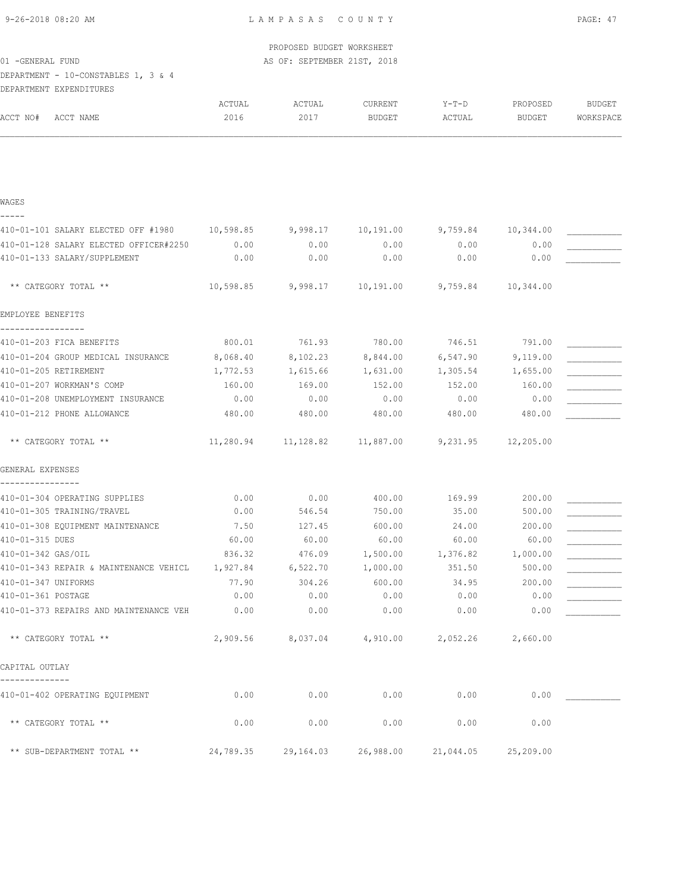PROPOSED BUDGET WORKSHEET

01 -GENERAL FUND AS OF: SEPTEMBER 21ST, 2018

DEPARTMENT - 10-CONSTABLES 1, 3 & 4

DEPARTMENT EXPENDITURES

| ACCT NO# ACCT NAME | ACTUAL 2016 | ACTUAL 2017 | CURRENT BUDGET | Y-T-D ACTUAL | PROPOSED BUDGET | BUDGET WORKSPACE |
|---|---|---|---|---|---|---|
| **WAGES** | | | | | | |
| 410-01-101 SALARY ELECTED OFF #1980 | 10,598.85 | 9,998.17 | 10,191.00 | 9,759.84 | 10,344.00 | |
| 410-01-128 SALARY ELECTED OFFICER#2250 | 0.00 | 0.00 | 0.00 | 0.00 | 0.00 | |
| 410-01-133 SALARY/SUPPLEMENT | 0.00 | 0.00 | 0.00 | 0.00 | 0.00 | |
| ** CATEGORY TOTAL ** | 10,598.85 | 9,998.17 | 10,191.00 | 9,759.84 | 10,344.00 | |
| **EMPLOYEE BENEFITS** | | | | | | |
| 410-01-203 FICA BENEFITS | 800.01 | 761.93 | 780.00 | 746.51 | 791.00 | |
| 410-01-204 GROUP MEDICAL INSURANCE | 8,068.40 | 8,102.23 | 8,844.00 | 6,547.90 | 9,119.00 | |
| 410-01-205 RETIREMENT | 1,772.53 | 1,615.66 | 1,631.00 | 1,305.54 | 1,655.00 | |
| 410-01-207 WORKMAN'S COMP | 160.00 | 169.00 | 152.00 | 152.00 | 160.00 | |
| 410-01-208 UNEMPLOYMENT INSURANCE | 0.00 | 0.00 | 0.00 | 0.00 | 0.00 | |
| 410-01-212 PHONE ALLOWANCE | 480.00 | 480.00 | 480.00 | 480.00 | 480.00 | |
| ** CATEGORY TOTAL ** | 11,280.94 | 11,128.82 | 11,887.00 | 9,231.95 | 12,205.00 | |
| **GENERAL EXPENSES** | | | | | | |
| 410-01-304 OPERATING SUPPLIES | 0.00 | 0.00 | 400.00 | 169.99 | 200.00 | |
| 410-01-305 TRAINING/TRAVEL | 0.00 | 546.54 | 750.00 | 35.00 | 500.00 | |
| 410-01-308 EQUIPMENT MAINTENANCE | 7.50 | 127.45 | 600.00 | 24.00 | 200.00 | |
| 410-01-315 DUES | 60.00 | 60.00 | 60.00 | 60.00 | 60.00 | |
| 410-01-342 GAS/OIL | 836.32 | 476.09 | 1,500.00 | 1,376.82 | 1,000.00 | |
| 410-01-343 REPAIR & MAINTENANCE VEHICL | 1,927.84 | 6,522.70 | 1,000.00 | 351.50 | 500.00 | |
| 410-01-347 UNIFORMS | 77.90 | 304.26 | 600.00 | 34.95 | 200.00 | |
| 410-01-361 POSTAGE | 0.00 | 0.00 | 0.00 | 0.00 | 0.00 | |
| 410-01-373 REPAIRS AND MAINTENANCE VEH | 0.00 | 0.00 | 0.00 | 0.00 | 0.00 | |
| ** CATEGORY TOTAL ** | 2,909.56 | 8,037.04 | 4,910.00 | 2,052.26 | 2,660.00 | |
| **CAPITAL OUTLAY** | | | | | | |
| 410-01-402 OPERATING EQUIPMENT | 0.00 | 0.00 | 0.00 | 0.00 | 0.00 | |
| ** CATEGORY TOTAL ** | 0.00 | 0.00 | 0.00 | 0.00 | 0.00 | |
| ** SUB-DEPARTMENT TOTAL ** | 24,789.35 | 29,164.03 | 26,988.00 | 21,044.05 | 25,209.00 | |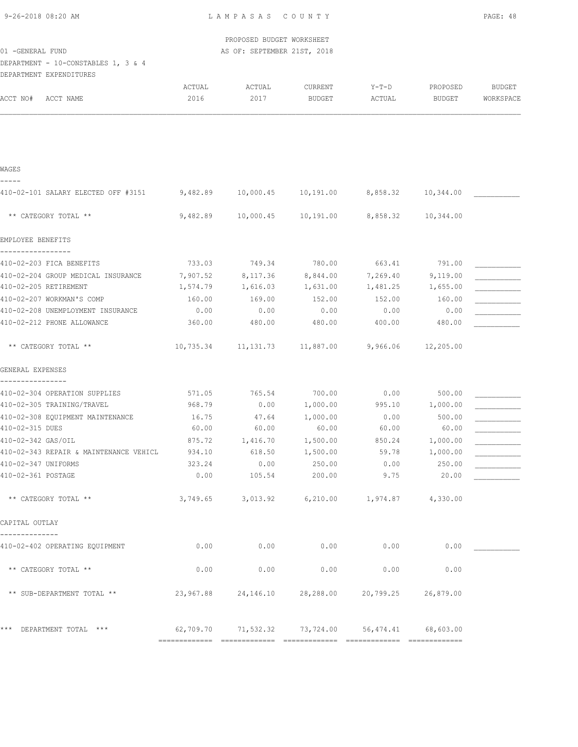PROPOSED BUDGET WORKSHEET

01 -GENERAL FUND — AS OF: SEPTEMBER 21ST, 2018

DEPARTMENT - 10-CONSTABLES 1, 3 & 4

DEPARTMENT EXPENDITURES

| ACCT NO# ACCT NAME | ACTUAL 2016 | ACTUAL 2017 | CURRENT BUDGET | Y-T-D ACTUAL | PROPOSED BUDGET | BUDGET WORKSPACE |
|---|---|---|---|---|---|---|
| **WAGES** | | | | | | |
| 410-02-101 SALARY ELECTED OFF #3151 | 9,482.89 | 10,000.45 | 10,191.00 | 8,858.32 | 10,344.00 | |
| ** CATEGORY TOTAL ** | 9,482.89 | 10,000.45 | 10,191.00 | 8,858.32 | 10,344.00 | |
| **EMPLOYEE BENEFITS** | | | | | | |
| 410-02-203 FICA BENEFITS | 733.03 | 749.34 | 780.00 | 663.41 | 791.00 | |
| 410-02-204 GROUP MEDICAL INSURANCE | 7,907.52 | 8,117.36 | 8,844.00 | 7,269.40 | 9,119.00 | |
| 410-02-205 RETIREMENT | 1,574.79 | 1,616.03 | 1,631.00 | 1,481.25 | 1,655.00 | |
| 410-02-207 WORKMAN'S COMP | 160.00 | 169.00 | 152.00 | 152.00 | 160.00 | |
| 410-02-208 UNEMPLOYMENT INSURANCE | 0.00 | 0.00 | 0.00 | 0.00 | 0.00 | |
| 410-02-212 PHONE ALLOWANCE | 360.00 | 480.00 | 480.00 | 400.00 | 480.00 | |
| ** CATEGORY TOTAL ** | 10,735.34 | 11,131.73 | 11,887.00 | 9,966.06 | 12,205.00 | |
| **GENERAL EXPENSES** | | | | | | |
| 410-02-304 OPERATION SUPPLIES | 571.05 | 765.54 | 700.00 | 0.00 | 500.00 | |
| 410-02-305 TRAINING/TRAVEL | 968.79 | 0.00 | 1,000.00 | 995.10 | 1,000.00 | |
| 410-02-308 EQUIPMENT MAINTENANCE | 16.75 | 47.64 | 1,000.00 | 0.00 | 500.00 | |
| 410-02-315 DUES | 60.00 | 60.00 | 60.00 | 60.00 | 60.00 | |
| 410-02-342 GAS/OIL | 875.72 | 1,416.70 | 1,500.00 | 850.24 | 1,000.00 | |
| 410-02-343 REPAIR & MAINTENANCE VEHICL | 934.10 | 618.50 | 1,500.00 | 59.78 | 1,000.00 | |
| 410-02-347 UNIFORMS | 323.24 | 0.00 | 250.00 | 0.00 | 250.00 | |
| 410-02-361 POSTAGE | 0.00 | 105.54 | 200.00 | 9.75 | 20.00 | |
| ** CATEGORY TOTAL ** | 3,749.65 | 3,013.92 | 6,210.00 | 1,974.87 | 4,330.00 | |
| **CAPITAL OUTLAY** | | | | | | |
| 410-02-402 OPERATING EQUIPMENT | 0.00 | 0.00 | 0.00 | 0.00 | 0.00 | |
| ** CATEGORY TOTAL ** | 0.00 | 0.00 | 0.00 | 0.00 | 0.00 | |
| ** SUB-DEPARTMENT TOTAL ** | 23,967.88 | 24,146.10 | 28,288.00 | 20,799.25 | 26,879.00 | |
| *** DEPARTMENT TOTAL *** | 62,709.70 | 71,532.32 | 73,724.00 | 56,474.41 | 68,603.00 | |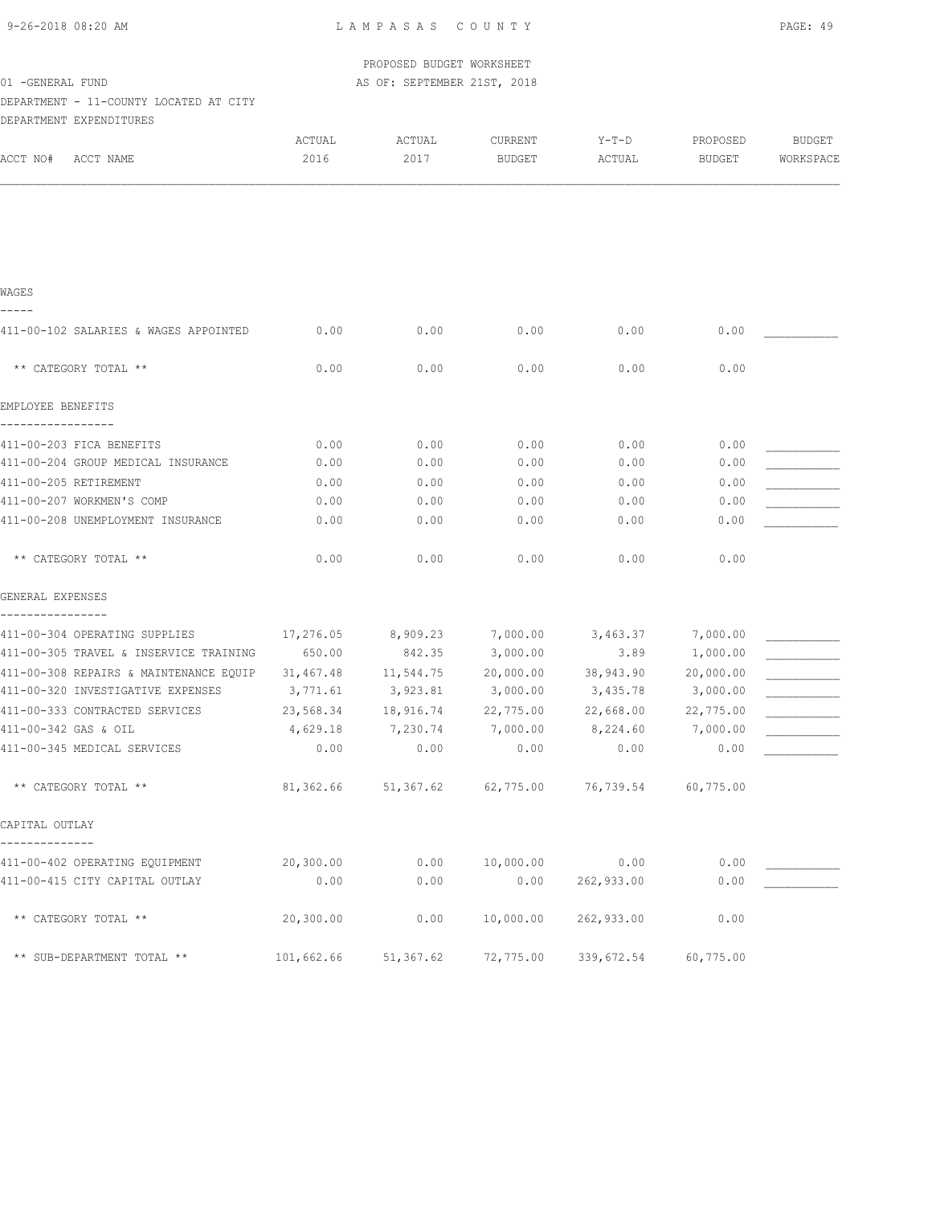PROPOSED BUDGET WORKSHEET

01 -GENERAL FUND

AS OF: SEPTEMBER 21ST, 2018

DEPARTMENT - 11-COUNTY LOCATED AT CITY

DEPARTMENT EXPENDITURES

| ACCT NO# ACCT NAME | ACTUAL 2016 | ACTUAL 2017 | CURRENT BUDGET | Y-T-D ACTUAL | PROPOSED BUDGET | BUDGET WORKSPACE |
|---|---|---|---|---|---|---|
| **WAGES** | | | | | | |
| 411-00-102 SALARIES & WAGES APPOINTED | 0.00 | 0.00 | 0.00 | 0.00 | 0.00 | ___________ |
| ** CATEGORY TOTAL ** | 0.00 | 0.00 | 0.00 | 0.00 | 0.00 | |
| **EMPLOYEE BENEFITS** | | | | | | |
| 411-00-203 FICA BENEFITS | 0.00 | 0.00 | 0.00 | 0.00 | 0.00 | ___________ |
| 411-00-204 GROUP MEDICAL INSURANCE | 0.00 | 0.00 | 0.00 | 0.00 | 0.00 | ___________ |
| 411-00-205 RETIREMENT | 0.00 | 0.00 | 0.00 | 0.00 | 0.00 | ___________ |
| 411-00-207 WORKMEN'S COMP | 0.00 | 0.00 | 0.00 | 0.00 | 0.00 | ___________ |
| 411-00-208 UNEMPLOYMENT INSURANCE | 0.00 | 0.00 | 0.00 | 0.00 | 0.00 | ___________ |
| ** CATEGORY TOTAL ** | 0.00 | 0.00 | 0.00 | 0.00 | 0.00 | |
| **GENERAL EXPENSES** | | | | | | |
| 411-00-304 OPERATING SUPPLIES | 17,276.05 | 8,909.23 | 7,000.00 | 3,463.37 | 7,000.00 | ___________ |
| 411-00-305 TRAVEL & INSERVICE TRAINING | 650.00 | 842.35 | 3,000.00 | 3.89 | 1,000.00 | ___________ |
| 411-00-308 REPAIRS & MAINTENANCE EQUIP | 31,467.48 | 11,544.75 | 20,000.00 | 38,943.90 | 20,000.00 | ___________ |
| 411-00-320 INVESTIGATIVE EXPENSES | 3,771.61 | 3,923.81 | 3,000.00 | 3,435.78 | 3,000.00 | ___________ |
| 411-00-333 CONTRACTED SERVICES | 23,568.34 | 18,916.74 | 22,775.00 | 22,668.00 | 22,775.00 | ___________ |
| 411-00-342 GAS & OIL | 4,629.18 | 7,230.74 | 7,000.00 | 8,224.60 | 7,000.00 | ___________ |
| 411-00-345 MEDICAL SERVICES | 0.00 | 0.00 | 0.00 | 0.00 | 0.00 | ___________ |
| ** CATEGORY TOTAL ** | 81,362.66 | 51,367.62 | 62,775.00 | 76,739.54 | 60,775.00 | |
| **CAPITAL OUTLAY** | | | | | | |
| 411-00-402 OPERATING EQUIPMENT | 20,300.00 | 0.00 | 10,000.00 | 0.00 | 0.00 | ___________ |
| 411-00-415 CITY CAPITAL OUTLAY | 0.00 | 0.00 | 0.00 | 262,933.00 | 0.00 | ___________ |
| ** CATEGORY TOTAL ** | 20,300.00 | 0.00 | 10,000.00 | 262,933.00 | 0.00 | |
| ** SUB-DEPARTMENT TOTAL ** | 101,662.66 | 51,367.62 | 72,775.00 | 339,672.54 | 60,775.00 | |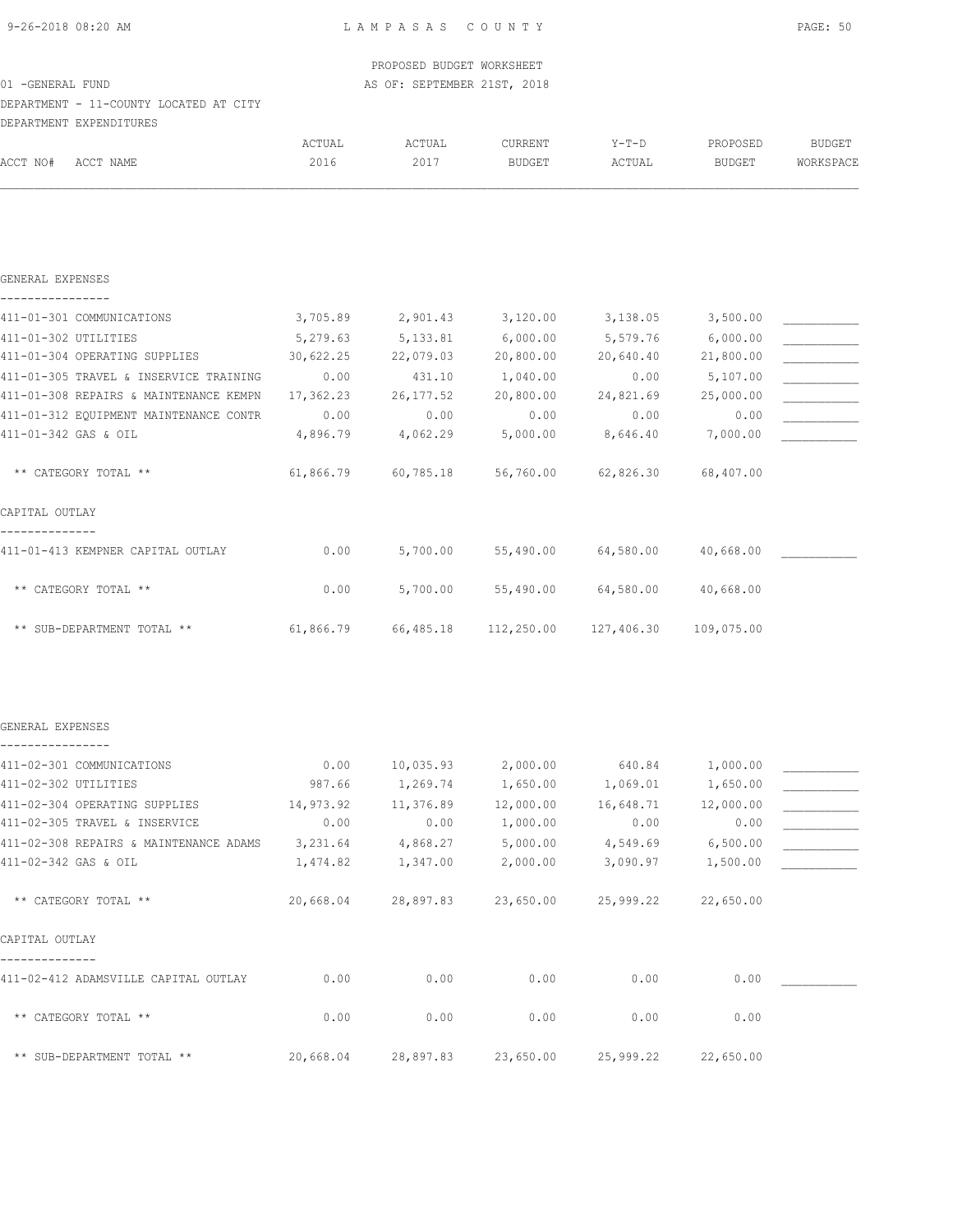PROPOSED BUDGET WORKSHEET

01 -GENERAL FUND — AS OF: SEPTEMBER 21ST, 2018

DEPARTMENT - 11-COUNTY LOCATED AT CITY

DEPARTMENT EXPENDITURES

| ACCT NO# ACCT NAME | ACTUAL 2016 | ACTUAL 2017 | CURRENT BUDGET | Y-T-D ACTUAL | PROPOSED BUDGET | BUDGET WORKSPACE |
|---|---|---|---|---|---|---|
| **GENERAL EXPENSES** | | | | | | |
| 411-01-301 COMMUNICATIONS | 3,705.89 | 2,901.43 | 3,120.00 | 3,138.05 | 3,500.00 | ___________ |
| 411-01-302 UTILITIES | 5,279.63 | 5,133.81 | 6,000.00 | 5,579.76 | 6,000.00 | ___________ |
| 411-01-304 OPERATING SUPPLIES | 30,622.25 | 22,079.03 | 20,800.00 | 20,640.40 | 21,800.00 | ___________ |
| 411-01-305 TRAVEL & INSERVICE TRAINING | 0.00 | 431.10 | 1,040.00 | 0.00 | 5,107.00 | ___________ |
| 411-01-308 REPAIRS & MAINTENANCE KEMPN | 17,362.23 | 26,177.52 | 20,800.00 | 24,821.69 | 25,000.00 | ___________ |
| 411-01-312 EQUIPMENT MAINTENANCE CONTR | 0.00 | 0.00 | 0.00 | 0.00 | 0.00 | ___________ |
| 411-01-342 GAS & OIL | 4,896.79 | 4,062.29 | 5,000.00 | 8,646.40 | 7,000.00 | ___________ |
| ** CATEGORY TOTAL ** | 61,866.79 | 60,785.18 | 56,760.00 | 62,826.30 | 68,407.00 | |
| **CAPITAL OUTLAY** | | | | | | |
| 411-01-413 KEMPNER CAPITAL OUTLAY | 0.00 | 5,700.00 | 55,490.00 | 64,580.00 | 40,668.00 | ___________ |
| ** CATEGORY TOTAL ** | 0.00 | 5,700.00 | 55,490.00 | 64,580.00 | 40,668.00 | |
| ** SUB-DEPARTMENT TOTAL ** | 61,866.79 | 66,485.18 | 112,250.00 | 127,406.30 | 109,075.00 | |
| **GENERAL EXPENSES** | | | | | | |
| 411-02-301 COMMUNICATIONS | 0.00 | 10,035.93 | 2,000.00 | 640.84 | 1,000.00 | ___________ |
| 411-02-302 UTILITIES | 987.66 | 1,269.74 | 1,650.00 | 1,069.01 | 1,650.00 | ___________ |
| 411-02-304 OPERATING SUPPLIES | 14,973.92 | 11,376.89 | 12,000.00 | 16,648.71 | 12,000.00 | ___________ |
| 411-02-305 TRAVEL & INSERVICE | 0.00 | 0.00 | 1,000.00 | 0.00 | 0.00 | ___________ |
| 411-02-308 REPAIRS & MAINTENANCE ADAMS | 3,231.64 | 4,868.27 | 5,000.00 | 4,549.69 | 6,500.00 | ___________ |
| 411-02-342 GAS & OIL | 1,474.82 | 1,347.00 | 2,000.00 | 3,090.97 | 1,500.00 | ___________ |
| ** CATEGORY TOTAL ** | 20,668.04 | 28,897.83 | 23,650.00 | 25,999.22 | 22,650.00 | |
| **CAPITAL OUTLAY** | | | | | | |
| 411-02-412 ADAMSVILLE CAPITAL OUTLAY | 0.00 | 0.00 | 0.00 | 0.00 | 0.00 | ___________ |
| ** CATEGORY TOTAL ** | 0.00 | 0.00 | 0.00 | 0.00 | 0.00 | |
| ** SUB-DEPARTMENT TOTAL ** | 20,668.04 | 28,897.83 | 23,650.00 | 25,999.22 | 22,650.00 | |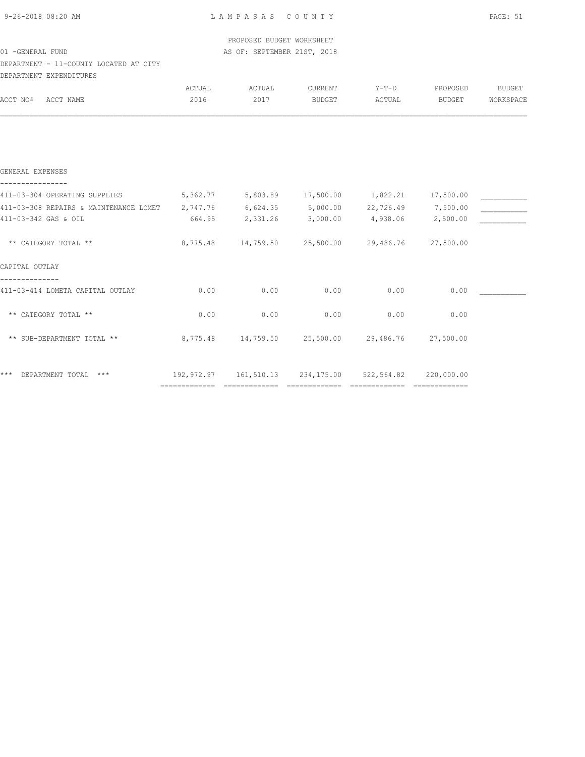LAMPASAS COUNTY

PROPOSED BUDGET WORKSHEET
AS OF: SEPTEMBER 21ST, 2018

01 -GENERAL FUND
DEPARTMENT - 11-COUNTY LOCATED AT CITY
DEPARTMENT EXPENDITURES

| ACCT NO# ACCT NAME | ACTUAL 2016 | ACTUAL 2017 | CURRENT BUDGET | Y-T-D ACTUAL | PROPOSED BUDGET | BUDGET WORKSPACE |
|---|---|---|---|---|---|---|
| **GENERAL EXPENSES** | | | | | | |
| 411-03-304 OPERATING SUPPLIES | 5,362.77 | 5,803.89 | 17,500.00 | 1,822.21 | 17,500.00 | ___________ |
| 411-03-308 REPAIRS & MAINTENANCE LOMET | 2,747.76 | 6,624.35 | 5,000.00 | 22,726.49 | 7,500.00 | ___________ |
| 411-03-342 GAS & OIL | 664.95 | 2,331.26 | 3,000.00 | 4,938.06 | 2,500.00 | ___________ |
| ** CATEGORY TOTAL ** | 8,775.48 | 14,759.50 | 25,500.00 | 29,486.76 | 27,500.00 | |
| **CAPITAL OUTLAY** | | | | | | |
| 411-03-414 LOMETA CAPITAL OUTLAY | 0.00 | 0.00 | 0.00 | 0.00 | 0.00 | ___________ |
| ** CATEGORY TOTAL ** | 0.00 | 0.00 | 0.00 | 0.00 | 0.00 | |
| ** SUB-DEPARTMENT TOTAL ** | 8,775.48 | 14,759.50 | 25,500.00 | 29,486.76 | 27,500.00 | |
| *** DEPARTMENT TOTAL *** | 192,972.97 | 161,510.13 | 234,175.00 | 522,564.82 | 220,000.00 | |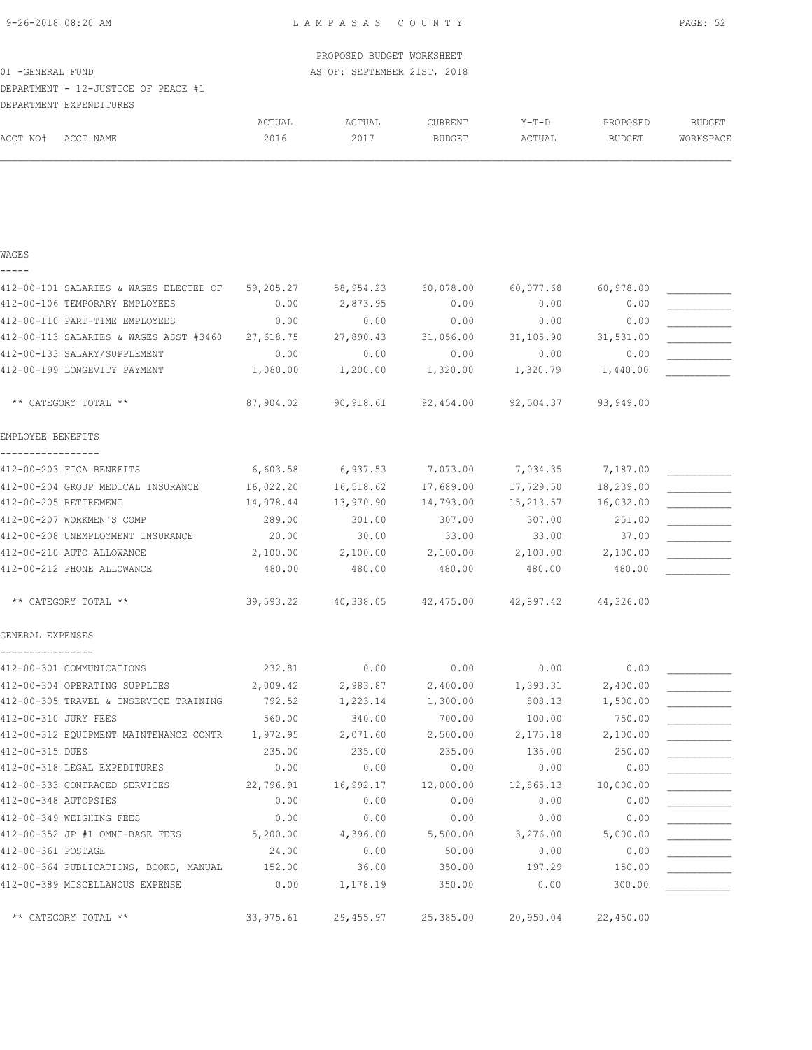LAMPASAS COUNTY

PROPOSED BUDGET WORKSHEET

AS OF: SEPTEMBER 21ST, 2018

01 -GENERAL FUND

DEPARTMENT - 12-JUSTICE OF PEACE #1

DEPARTMENT EXPENDITURES

| ACCT NO# | ACCT NAME | ACTUAL 2016 | ACTUAL 2017 | CURRENT BUDGET | Y-T-D ACTUAL | PROPOSED BUDGET | BUDGET WORKSPACE |
|---|---|---|---|---|---|---|---|
| **WAGES** | | | | | | | |
| 412-00-101 | SALARIES & WAGES ELECTED OF | 59,205.27 | 58,954.23 | 60,078.00 | 60,077.68 | 60,978.00 | ___________ |
| 412-00-106 | TEMPORARY EMPLOYEES | 0.00 | 2,873.95 | 0.00 | 0.00 | 0.00 | ___________ |
| 412-00-110 | PART-TIME EMPLOYEES | 0.00 | 0.00 | 0.00 | 0.00 | 0.00 | ___________ |
| 412-00-113 | SALARIES & WAGES ASST #3460 | 27,618.75 | 27,890.43 | 31,056.00 | 31,105.90 | 31,531.00 | ___________ |
| 412-00-133 | SALARY/SUPPLEMENT | 0.00 | 0.00 | 0.00 | 0.00 | 0.00 | ___________ |
| 412-00-199 | LONGEVITY PAYMENT | 1,080.00 | 1,200.00 | 1,320.00 | 1,320.79 | 1,440.00 | ___________ |
| | ** CATEGORY TOTAL ** | 87,904.02 | 90,918.61 | 92,454.00 | 92,504.37 | 93,949.00 | |
| **EMPLOYEE BENEFITS** | | | | | | | |
| 412-00-203 | FICA BENEFITS | 6,603.58 | 6,937.53 | 7,073.00 | 7,034.35 | 7,187.00 | ___________ |
| 412-00-204 | GROUP MEDICAL INSURANCE | 16,022.20 | 16,518.62 | 17,689.00 | 17,729.50 | 18,239.00 | ___________ |
| 412-00-205 | RETIREMENT | 14,078.44 | 13,970.90 | 14,793.00 | 15,213.57 | 16,032.00 | ___________ |
| 412-00-207 | WORKMEN'S COMP | 289.00 | 301.00 | 307.00 | 307.00 | 251.00 | ___________ |
| 412-00-208 | UNEMPLOYMENT INSURANCE | 20.00 | 30.00 | 33.00 | 33.00 | 37.00 | ___________ |
| 412-00-210 | AUTO ALLOWANCE | 2,100.00 | 2,100.00 | 2,100.00 | 2,100.00 | 2,100.00 | ___________ |
| 412-00-212 | PHONE ALLOWANCE | 480.00 | 480.00 | 480.00 | 480.00 | 480.00 | ___________ |
| | ** CATEGORY TOTAL ** | 39,593.22 | 40,338.05 | 42,475.00 | 42,897.42 | 44,326.00 | |
| **GENERAL EXPENSES** | | | | | | | |
| 412-00-301 | COMMUNICATIONS | 232.81 | 0.00 | 0.00 | 0.00 | 0.00 | ___________ |
| 412-00-304 | OPERATING SUPPLIES | 2,009.42 | 2,983.87 | 2,400.00 | 1,393.31 | 2,400.00 | ___________ |
| 412-00-305 | TRAVEL & INSERVICE TRAINING | 792.52 | 1,223.14 | 1,300.00 | 808.13 | 1,500.00 | ___________ |
| 412-00-310 | JURY FEES | 560.00 | 340.00 | 700.00 | 100.00 | 750.00 | ___________ |
| 412-00-312 | EQUIPMENT MAINTENANCE CONTR | 1,972.95 | 2,071.60 | 2,500.00 | 2,175.18 | 2,100.00 | ___________ |
| 412-00-315 | DUES | 235.00 | 235.00 | 235.00 | 135.00 | 250.00 | ___________ |
| 412-00-318 | LEGAL EXPEDITURES | 0.00 | 0.00 | 0.00 | 0.00 | 0.00 | ___________ |
| 412-00-333 | CONTRACED SERVICES | 22,796.91 | 16,992.17 | 12,000.00 | 12,865.13 | 10,000.00 | ___________ |
| 412-00-348 | AUTOPSIES | 0.00 | 0.00 | 0.00 | 0.00 | 0.00 | ___________ |
| 412-00-349 | WEIGHING FEES | 0.00 | 0.00 | 0.00 | 0.00 | 0.00 | ___________ |
| 412-00-352 | JP #1 OMNI-BASE FEES | 5,200.00 | 4,396.00 | 5,500.00 | 3,276.00 | 5,000.00 | ___________ |
| 412-00-361 | POSTAGE | 24.00 | 0.00 | 50.00 | 0.00 | 0.00 | ___________ |
| 412-00-364 | PUBLICATIONS, BOOKS, MANUAL | 152.00 | 36.00 | 350.00 | 197.29 | 150.00 | ___________ |
| 412-00-389 | MISCELLANOUS EXPENSE | 0.00 | 1,178.19 | 350.00 | 0.00 | 300.00 | ___________ |
| | ** CATEGORY TOTAL ** | 33,975.61 | 29,455.97 | 25,385.00 | 20,950.04 | 22,450.00 | |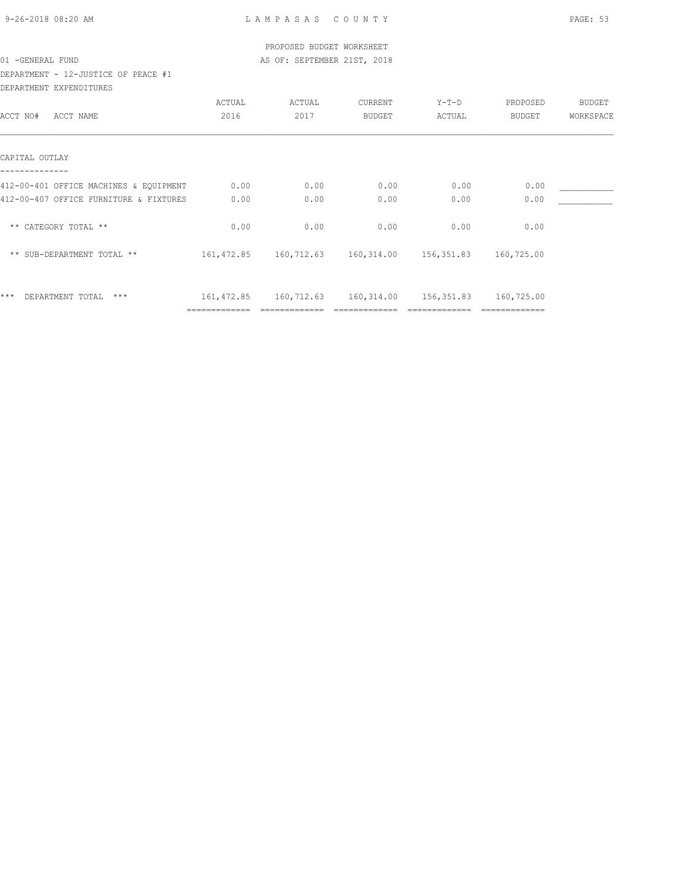PROPOSED BUDGET WORKSHEET

01 -GENERAL FUND — AS OF: SEPTEMBER 21ST, 2018

DEPARTMENT - 12-JUSTICE OF PEACE #1

DEPARTMENT EXPENDITURES

| ACCT NO# ACCT NAME | ACTUAL 2016 | ACTUAL 2017 | CURRENT BUDGET | Y-T-D ACTUAL | PROPOSED BUDGET | BUDGET WORKSPACE |
|---|---|---|---|---|---|---|
| CAPITAL OUTLAY | | | | | | |
| 412-00-401 OFFICE MACHINES & EQUIPMENT | 0.00 | 0.00 | 0.00 | 0.00 | 0.00 | ___________ |
| 412-00-407 OFFICE FURNITURE & FIXTURES | 0.00 | 0.00 | 0.00 | 0.00 | 0.00 | ___________ |
| ** CATEGORY TOTAL ** | 0.00 | 0.00 | 0.00 | 0.00 | 0.00 | |
| ** SUB-DEPARTMENT TOTAL ** | 161,472.85 | 160,712.63 | 160,314.00 | 156,351.83 | 160,725.00 | |
| *** DEPARTMENT TOTAL *** | 161,472.85 | 160,712.63 | 160,314.00 | 156,351.83 | 160,725.00 | |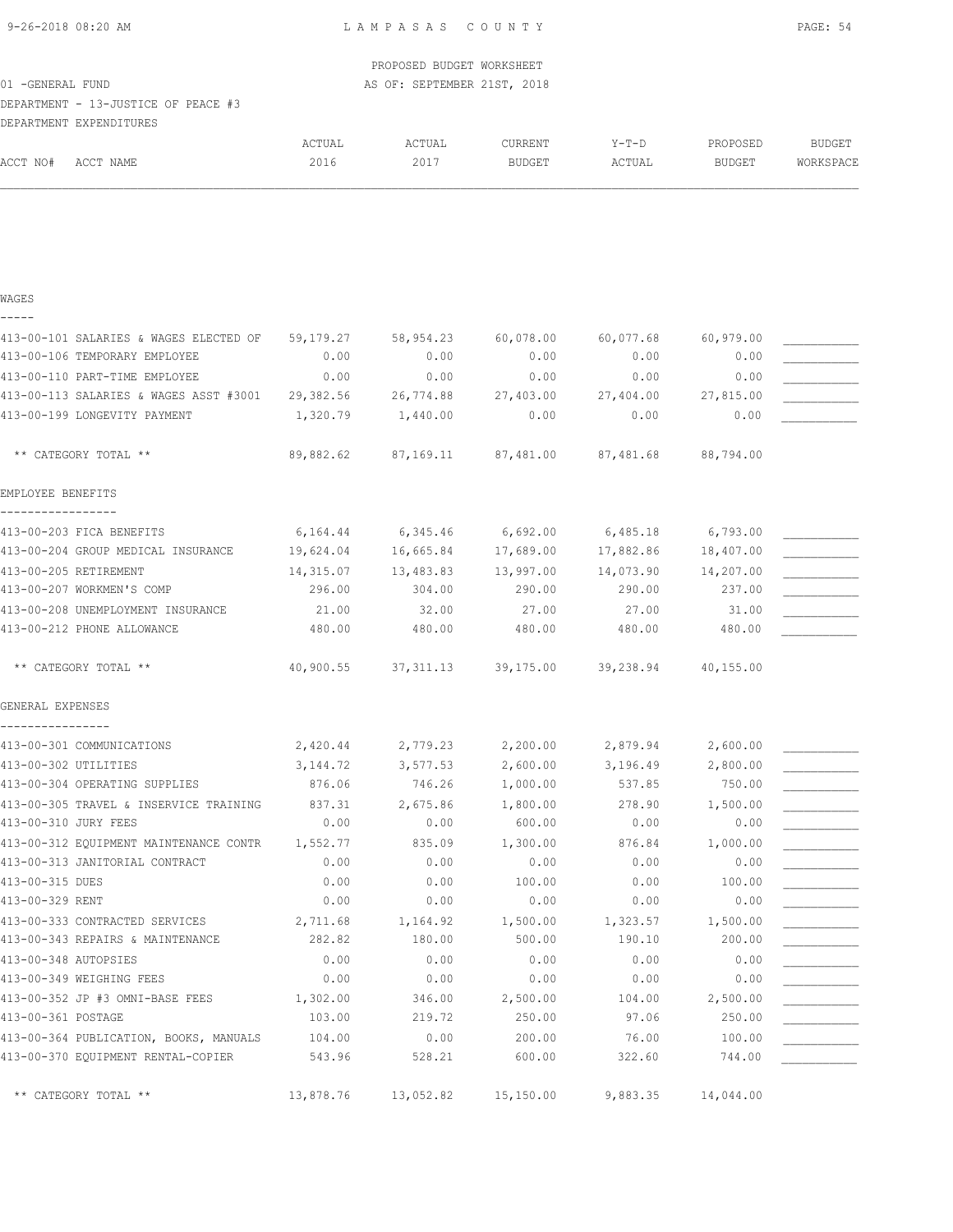PROPOSED BUDGET WORKSHEET

01 -GENERAL FUND — AS OF: SEPTEMBER 21ST, 2018

DEPARTMENT - 13-JUSTICE OF PEACE #3

DEPARTMENT EXPENDITURES

| ACCT NO# | ACCT NAME | ACTUAL 2016 | ACTUAL 2017 | CURRENT BUDGET | Y-T-D ACTUAL | PROPOSED BUDGET | BUDGET WORKSPACE |
|---|---|---|---|---|---|---|---|
| **WAGES** | | | | | | | |
| 413-00-101 | SALARIES & WAGES ELECTED OF | 59,179.27 | 58,954.23 | 60,078.00 | 60,077.68 | 60,979.00 | ___________ |
| 413-00-106 | TEMPORARY EMPLOYEE | 0.00 | 0.00 | 0.00 | 0.00 | 0.00 | ___________ |
| 413-00-110 | PART-TIME EMPLOYEE | 0.00 | 0.00 | 0.00 | 0.00 | 0.00 | ___________ |
| 413-00-113 | SALARIES & WAGES ASST #3001 | 29,382.56 | 26,774.88 | 27,403.00 | 27,404.00 | 27,815.00 | ___________ |
| 413-00-199 | LONGEVITY PAYMENT | 1,320.79 | 1,440.00 | 0.00 | 0.00 | 0.00 | ___________ |
| | ** CATEGORY TOTAL ** | 89,882.62 | 87,169.11 | 87,481.00 | 87,481.68 | 88,794.00 | |
| **EMPLOYEE BENEFITS** | | | | | | | |
| 413-00-203 | FICA BENEFITS | 6,164.44 | 6,345.46 | 6,692.00 | 6,485.18 | 6,793.00 | ___________ |
| 413-00-204 | GROUP MEDICAL INSURANCE | 19,624.04 | 16,665.84 | 17,689.00 | 17,882.86 | 18,407.00 | ___________ |
| 413-00-205 | RETIREMENT | 14,315.07 | 13,483.83 | 13,997.00 | 14,073.90 | 14,207.00 | ___________ |
| 413-00-207 | WORKMEN'S COMP | 296.00 | 304.00 | 290.00 | 290.00 | 237.00 | ___________ |
| 413-00-208 | UNEMPLOYMENT INSURANCE | 21.00 | 32.00 | 27.00 | 27.00 | 31.00 | ___________ |
| 413-00-212 | PHONE ALLOWANCE | 480.00 | 480.00 | 480.00 | 480.00 | 480.00 | ___________ |
| | ** CATEGORY TOTAL ** | 40,900.55 | 37,311.13 | 39,175.00 | 39,238.94 | 40,155.00 | |
| **GENERAL EXPENSES** | | | | | | | |
| 413-00-301 | COMMUNICATIONS | 2,420.44 | 2,779.23 | 2,200.00 | 2,879.94 | 2,600.00 | ___________ |
| 413-00-302 | UTILITIES | 3,144.72 | 3,577.53 | 2,600.00 | 3,196.49 | 2,800.00 | ___________ |
| 413-00-304 | OPERATING SUPPLIES | 876.06 | 746.26 | 1,000.00 | 537.85 | 750.00 | ___________ |
| 413-00-305 | TRAVEL & INSERVICE TRAINING | 837.31 | 2,675.86 | 1,800.00 | 278.90 | 1,500.00 | ___________ |
| 413-00-310 | JURY FEES | 0.00 | 0.00 | 600.00 | 0.00 | 0.00 | ___________ |
| 413-00-312 | EQUIPMENT MAINTENANCE CONTR | 1,552.77 | 835.09 | 1,300.00 | 876.84 | 1,000.00 | ___________ |
| 413-00-313 | JANITORIAL CONTRACT | 0.00 | 0.00 | 0.00 | 0.00 | 0.00 | ___________ |
| 413-00-315 | DUES | 0.00 | 0.00 | 100.00 | 0.00 | 100.00 | ___________ |
| 413-00-329 | RENT | 0.00 | 0.00 | 0.00 | 0.00 | 0.00 | ___________ |
| 413-00-333 | CONTRACTED SERVICES | 2,711.68 | 1,164.92 | 1,500.00 | 1,323.57 | 1,500.00 | ___________ |
| 413-00-343 | REPAIRS & MAINTENANCE | 282.82 | 180.00 | 500.00 | 190.10 | 200.00 | ___________ |
| 413-00-348 | AUTOPSIES | 0.00 | 0.00 | 0.00 | 0.00 | 0.00 | ___________ |
| 413-00-349 | WEIGHING FEES | 0.00 | 0.00 | 0.00 | 0.00 | 0.00 | ___________ |
| 413-00-352 | JP #3 OMNI-BASE FEES | 1,302.00 | 346.00 | 2,500.00 | 104.00 | 2,500.00 | ___________ |
| 413-00-361 | POSTAGE | 103.00 | 219.72 | 250.00 | 97.06 | 250.00 | ___________ |
| 413-00-364 | PUBLICATION, BOOKS, MANUALS | 104.00 | 0.00 | 200.00 | 76.00 | 100.00 | ___________ |
| 413-00-370 | EQUIPMENT RENTAL-COPIER | 543.96 | 528.21 | 600.00 | 322.60 | 744.00 | ___________ |
| | ** CATEGORY TOTAL ** | 13,878.76 | 13,052.82 | 15,150.00 | 9,883.35 | 14,044.00 | |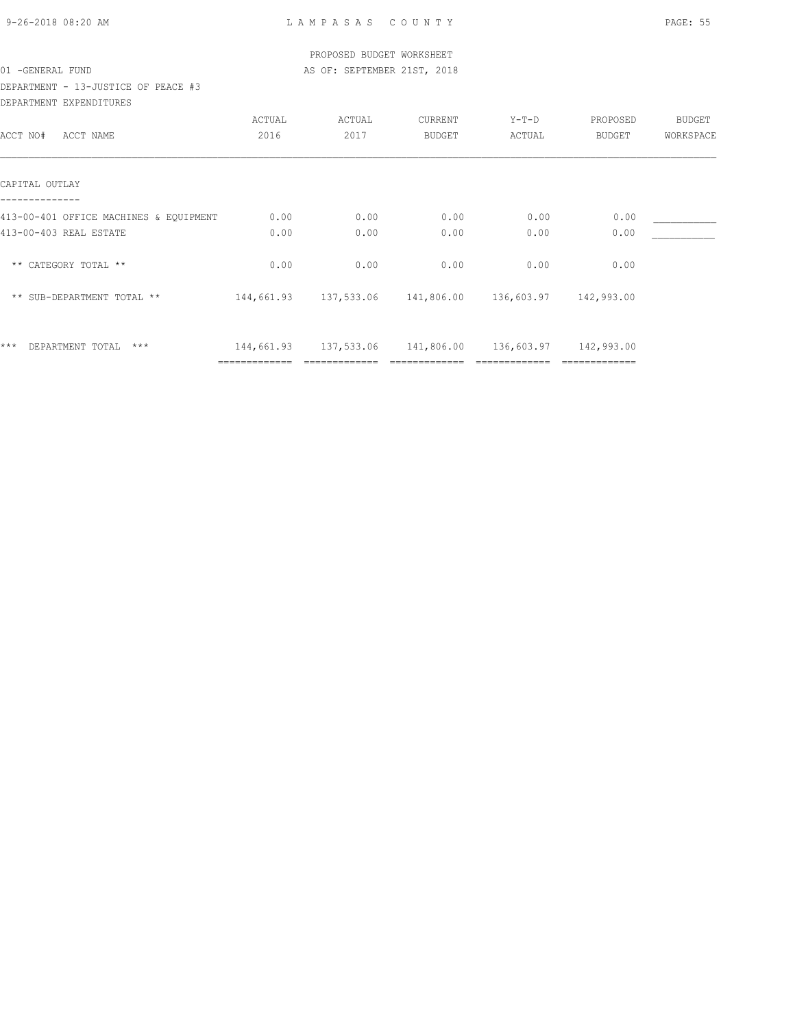PROPOSED BUDGET WORKSHEET

01 -GENERAL FUND — AS OF: SEPTEMBER 21ST, 2018

DEPARTMENT - 13-JUSTICE OF PEACE #3

DEPARTMENT EXPENDITURES

| ACCT NO# ACCT NAME | ACTUAL 2016 | ACTUAL 2017 | CURRENT BUDGET | Y-T-D ACTUAL | PROPOSED BUDGET | BUDGET WORKSPACE |
|---|---|---|---|---|---|---|
| CAPITAL OUTLAY | | | | | | |
| 413-00-401 OFFICE MACHINES & EQUIPMENT | 0.00 | 0.00 | 0.00 | 0.00 | 0.00 | ___________ |
| 413-00-403 REAL ESTATE | 0.00 | 0.00 | 0.00 | 0.00 | 0.00 | ___________ |
| ** CATEGORY TOTAL ** | 0.00 | 0.00 | 0.00 | 0.00 | 0.00 | |
| ** SUB-DEPARTMENT TOTAL ** | 144,661.93 | 137,533.06 | 141,806.00 | 136,603.97 | 142,993.00 | |
| *** DEPARTMENT TOTAL *** | 144,661.93 | 137,533.06 | 141,806.00 | 136,603.97 | 142,993.00 | |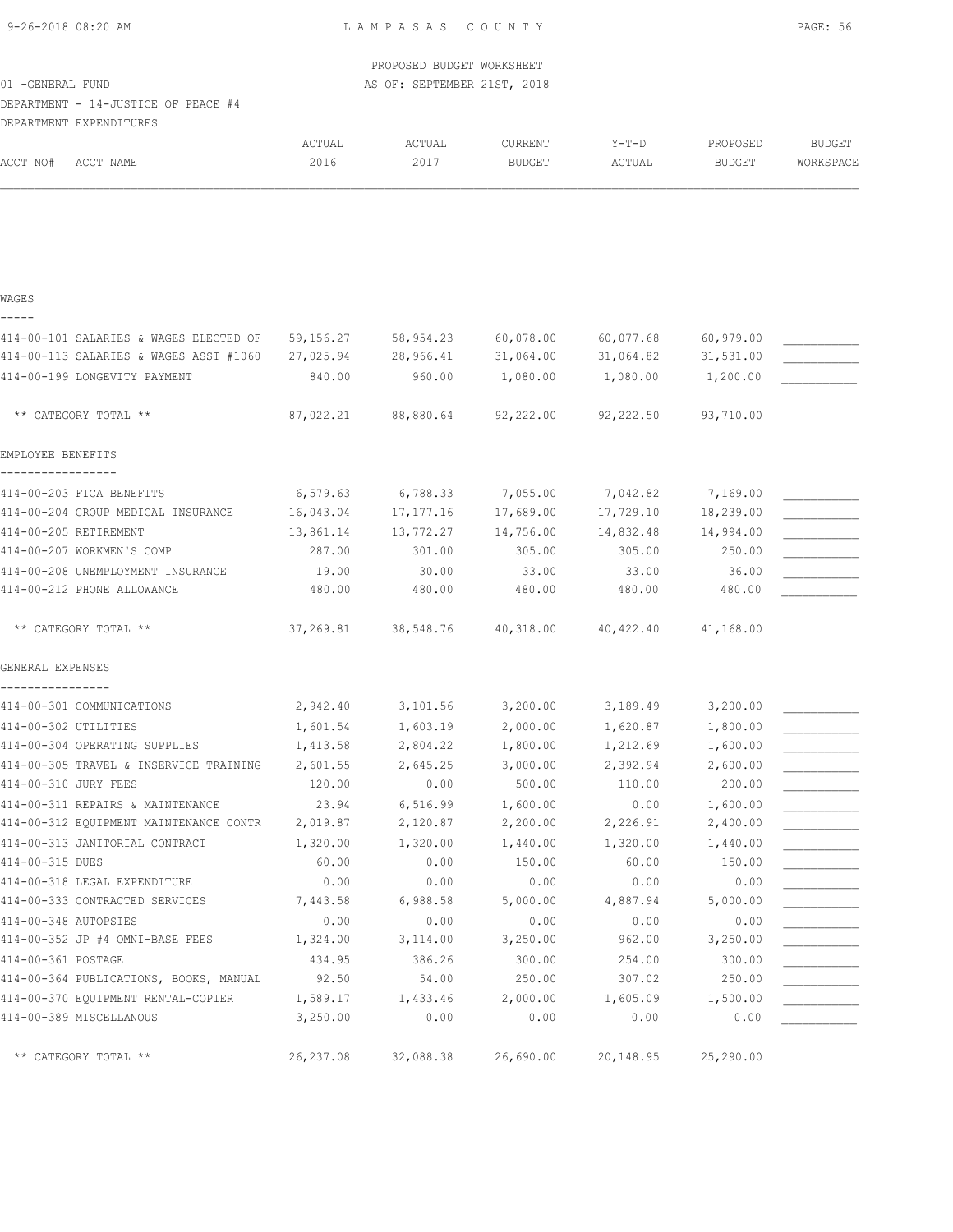PROPOSED BUDGET WORKSHEET

01 -GENERAL FUND — AS OF: SEPTEMBER 21ST, 2018

DEPARTMENT - 14-JUSTICE OF PEACE #4

DEPARTMENT EXPENDITURES

| ACCT NO# | ACCT NAME | ACTUAL 2016 | ACTUAL 2017 | CURRENT BUDGET | Y-T-D ACTUAL | PROPOSED BUDGET | BUDGET WORKSPACE |
|---|---|---|---|---|---|---|---|
| **WAGES** | | | | | | | |
| 414-00-101 | SALARIES & WAGES ELECTED OF | 59,156.27 | 58,954.23 | 60,078.00 | 60,077.68 | 60,979.00 | ___________ |
| 414-00-113 | SALARIES & WAGES ASST #1060 | 27,025.94 | 28,966.41 | 31,064.00 | 31,064.82 | 31,531.00 | ___________ |
| 414-00-199 | LONGEVITY PAYMENT | 840.00 | 960.00 | 1,080.00 | 1,080.00 | 1,200.00 | ___________ |
| | ** CATEGORY TOTAL ** | 87,022.21 | 88,880.64 | 92,222.00 | 92,222.50 | 93,710.00 | |
| **EMPLOYEE BENEFITS** | | | | | | | |
| 414-00-203 | FICA BENEFITS | 6,579.63 | 6,788.33 | 7,055.00 | 7,042.82 | 7,169.00 | ___________ |
| 414-00-204 | GROUP MEDICAL INSURANCE | 16,043.04 | 17,177.16 | 17,689.00 | 17,729.10 | 18,239.00 | ___________ |
| 414-00-205 | RETIREMENT | 13,861.14 | 13,772.27 | 14,756.00 | 14,832.48 | 14,994.00 | ___________ |
| 414-00-207 | WORKMEN'S COMP | 287.00 | 301.00 | 305.00 | 305.00 | 250.00 | ___________ |
| 414-00-208 | UNEMPLOYMENT INSURANCE | 19.00 | 30.00 | 33.00 | 33.00 | 36.00 | ___________ |
| 414-00-212 | PHONE ALLOWANCE | 480.00 | 480.00 | 480.00 | 480.00 | 480.00 | ___________ |
| | ** CATEGORY TOTAL ** | 37,269.81 | 38,548.76 | 40,318.00 | 40,422.40 | 41,168.00 | |
| **GENERAL EXPENSES** | | | | | | | |
| 414-00-301 | COMMUNICATIONS | 2,942.40 | 3,101.56 | 3,200.00 | 3,189.49 | 3,200.00 | ___________ |
| 414-00-302 | UTILITIES | 1,601.54 | 1,603.19 | 2,000.00 | 1,620.87 | 1,800.00 | ___________ |
| 414-00-304 | OPERATING SUPPLIES | 1,413.58 | 2,804.22 | 1,800.00 | 1,212.69 | 1,600.00 | ___________ |
| 414-00-305 | TRAVEL & INSERVICE TRAINING | 2,601.55 | 2,645.25 | 3,000.00 | 2,392.94 | 2,600.00 | ___________ |
| 414-00-310 | JURY FEES | 120.00 | 0.00 | 500.00 | 110.00 | 200.00 | ___________ |
| 414-00-311 | REPAIRS & MAINTENANCE | 23.94 | 6,516.99 | 1,600.00 | 0.00 | 1,600.00 | ___________ |
| 414-00-312 | EQUIPMENT MAINTENANCE CONTR | 2,019.87 | 2,120.87 | 2,200.00 | 2,226.91 | 2,400.00 | ___________ |
| 414-00-313 | JANITORIAL CONTRACT | 1,320.00 | 1,320.00 | 1,440.00 | 1,320.00 | 1,440.00 | ___________ |
| 414-00-315 | DUES | 60.00 | 0.00 | 150.00 | 60.00 | 150.00 | ___________ |
| 414-00-318 | LEGAL EXPENDITURE | 0.00 | 0.00 | 0.00 | 0.00 | 0.00 | ___________ |
| 414-00-333 | CONTRACTED SERVICES | 7,443.58 | 6,988.58 | 5,000.00 | 4,887.94 | 5,000.00 | ___________ |
| 414-00-348 | AUTOPSIES | 0.00 | 0.00 | 0.00 | 0.00 | 0.00 | ___________ |
| 414-00-352 | JP #4 OMNI-BASE FEES | 1,324.00 | 3,114.00 | 3,250.00 | 962.00 | 3,250.00 | ___________ |
| 414-00-361 | POSTAGE | 434.95 | 386.26 | 300.00 | 254.00 | 300.00 | ___________ |
| 414-00-364 | PUBLICATIONS, BOOKS, MANUAL | 92.50 | 54.00 | 250.00 | 307.02 | 250.00 | ___________ |
| 414-00-370 | EQUIPMENT RENTAL-COPIER | 1,589.17 | 1,433.46 | 2,000.00 | 1,605.09 | 1,500.00 | ___________ |
| 414-00-389 | MISCELLANOUS | 3,250.00 | 0.00 | 0.00 | 0.00 | 0.00 | ___________ |
| | ** CATEGORY TOTAL ** | 26,237.08 | 32,088.38 | 26,690.00 | 20,148.95 | 25,290.00 | |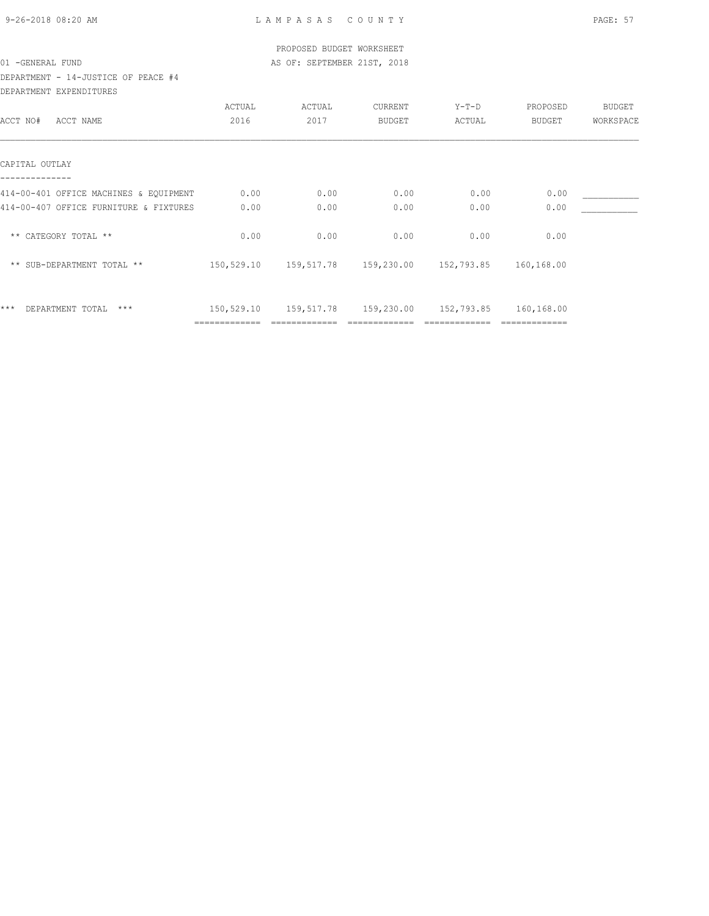PROPOSED BUDGET WORKSHEET

01 -GENERAL FUND — AS OF: SEPTEMBER 21ST, 2018

DEPARTMENT - 14-JUSTICE OF PEACE #4

DEPARTMENT EXPENDITURES

| ACCT NO# ACCT NAME | ACTUAL 2016 | ACTUAL 2017 | CURRENT BUDGET | Y-T-D ACTUAL | PROPOSED BUDGET | BUDGET WORKSPACE |
|---|---|---|---|---|---|---|
| **CAPITAL OUTLAY** | | | | | | |
| 414-00-401 OFFICE MACHINES & EQUIPMENT | 0.00 | 0.00 | 0.00 | 0.00 | 0.00 | ___________ |
| 414-00-407 OFFICE FURNITURE & FIXTURES | 0.00 | 0.00 | 0.00 | 0.00 | 0.00 | ___________ |
| ** CATEGORY TOTAL ** | 0.00 | 0.00 | 0.00 | 0.00 | 0.00 | |
| ** SUB-DEPARTMENT TOTAL ** | 150,529.10 | 159,517.78 | 159,230.00 | 152,793.85 | 160,168.00 | |
| *** DEPARTMENT TOTAL *** | 150,529.10 | 159,517.78 | 159,230.00 | 152,793.85 | 160,168.00 | |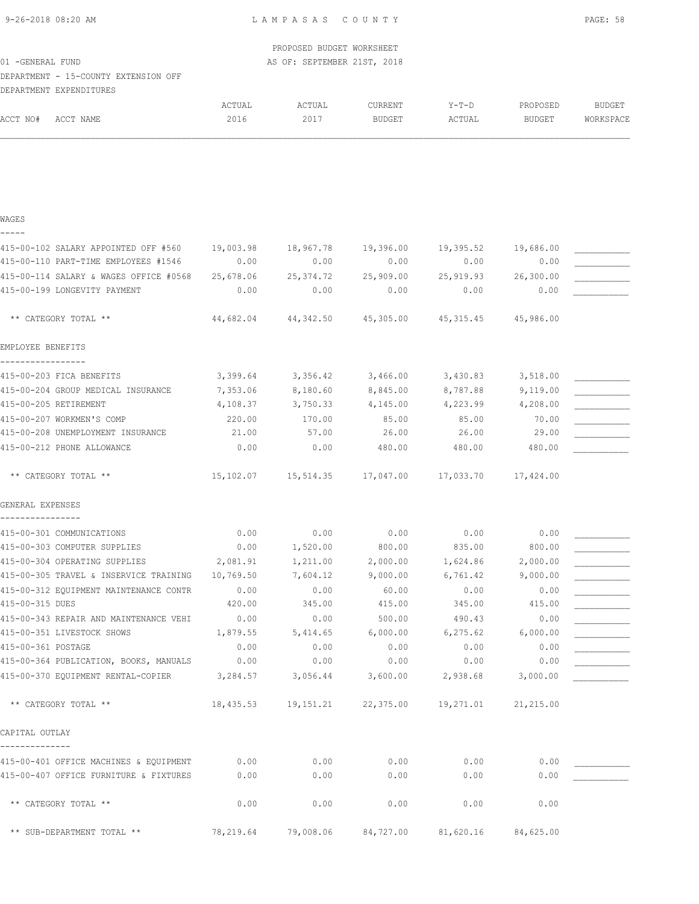PROPOSED BUDGET WORKSHEET

01 -GENERAL FUND — AS OF: SEPTEMBER 21ST, 2018

DEPARTMENT - 15-COUNTY EXTENSION OFF

DEPARTMENT EXPENDITURES

| ACCT NO# ACCT NAME | ACTUAL 2016 | ACTUAL 2017 | CURRENT BUDGET | Y-T-D ACTUAL | PROPOSED BUDGET | BUDGET WORKSPACE |
|---|---|---|---|---|---|---|
| **WAGES** | | | | | | |
| 415-00-102 SALARY APPOINTED OFF #560 | 19,003.98 | 18,967.78 | 19,396.00 | 19,395.52 | 19,686.00 | ___________ |
| 415-00-110 PART-TIME EMPLOYEES #1546 | 0.00 | 0.00 | 0.00 | 0.00 | 0.00 | ___________ |
| 415-00-114 SALARY & WAGES OFFICE #0568 | 25,678.06 | 25,374.72 | 25,909.00 | 25,919.93 | 26,300.00 | ___________ |
| 415-00-199 LONGEVITY PAYMENT | 0.00 | 0.00 | 0.00 | 0.00 | 0.00 | ___________ |
| ** CATEGORY TOTAL ** | 44,682.04 | 44,342.50 | 45,305.00 | 45,315.45 | 45,986.00 | |
| **EMPLOYEE BENEFITS** | | | | | | |
| 415-00-203 FICA BENEFITS | 3,399.64 | 3,356.42 | 3,466.00 | 3,430.83 | 3,518.00 | ___________ |
| 415-00-204 GROUP MEDICAL INSURANCE | 7,353.06 | 8,180.60 | 8,845.00 | 8,787.88 | 9,119.00 | ___________ |
| 415-00-205 RETIREMENT | 4,108.37 | 3,750.33 | 4,145.00 | 4,223.99 | 4,208.00 | ___________ |
| 415-00-207 WORKMEN'S COMP | 220.00 | 170.00 | 85.00 | 85.00 | 70.00 | ___________ |
| 415-00-208 UNEMPLOYMENT INSURANCE | 21.00 | 57.00 | 26.00 | 26.00 | 29.00 | ___________ |
| 415-00-212 PHONE ALLOWANCE | 0.00 | 0.00 | 480.00 | 480.00 | 480.00 | ___________ |
| ** CATEGORY TOTAL ** | 15,102.07 | 15,514.35 | 17,047.00 | 17,033.70 | 17,424.00 | |
| **GENERAL EXPENSES** | | | | | | |
| 415-00-301 COMMUNICATIONS | 0.00 | 0.00 | 0.00 | 0.00 | 0.00 | ___________ |
| 415-00-303 COMPUTER SUPPLIES | 0.00 | 1,520.00 | 800.00 | 835.00 | 800.00 | ___________ |
| 415-00-304 OPERATING SUPPLIES | 2,081.91 | 1,211.00 | 2,000.00 | 1,624.86 | 2,000.00 | ___________ |
| 415-00-305 TRAVEL & INSERVICE TRAINING | 10,769.50 | 7,604.12 | 9,000.00 | 6,761.42 | 9,000.00 | ___________ |
| 415-00-312 EQUIPMENT MAINTENANCE CONTR | 0.00 | 0.00 | 60.00 | 0.00 | 0.00 | ___________ |
| 415-00-315 DUES | 420.00 | 345.00 | 415.00 | 345.00 | 415.00 | ___________ |
| 415-00-343 REPAIR AND MAINTENANCE VEHI | 0.00 | 0.00 | 500.00 | 490.43 | 0.00 | ___________ |
| 415-00-351 LIVESTOCK SHOWS | 1,879.55 | 5,414.65 | 6,000.00 | 6,275.62 | 6,000.00 | ___________ |
| 415-00-361 POSTAGE | 0.00 | 0.00 | 0.00 | 0.00 | 0.00 | ___________ |
| 415-00-364 PUBLICATION, BOOKS, MANUALS | 0.00 | 0.00 | 0.00 | 0.00 | 0.00 | ___________ |
| 415-00-370 EQUIPMENT RENTAL-COPIER | 3,284.57 | 3,056.44 | 3,600.00 | 2,938.68 | 3,000.00 | ___________ |
| ** CATEGORY TOTAL ** | 18,435.53 | 19,151.21 | 22,375.00 | 19,271.01 | 21,215.00 | |
| **CAPITAL OUTLAY** | | | | | | |
| 415-00-401 OFFICE MACHINES & EQUIPMENT | 0.00 | 0.00 | 0.00 | 0.00 | 0.00 | ___________ |
| 415-00-407 OFFICE FURNITURE & FIXTURES | 0.00 | 0.00 | 0.00 | 0.00 | 0.00 | ___________ |
| ** CATEGORY TOTAL ** | 0.00 | 0.00 | 0.00 | 0.00 | 0.00 | |
| ** SUB-DEPARTMENT TOTAL ** | 78,219.64 | 79,008.06 | 84,727.00 | 81,620.16 | 84,625.00 | |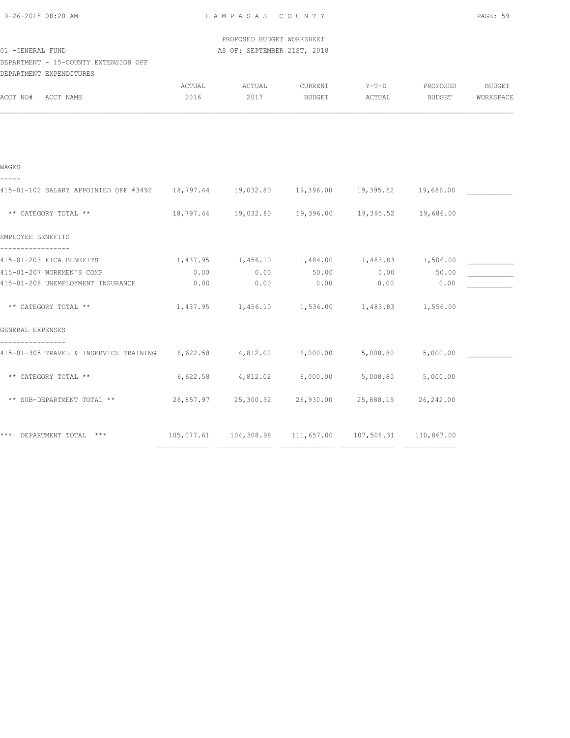PROPOSED BUDGET WORKSHEET

01 -GENERAL FUND — AS OF: SEPTEMBER 21ST, 2018

DEPARTMENT - 15-COUNTY EXTENSION OFF

DEPARTMENT EXPENDITURES

| ACCT NO# ACCT NAME | ACTUAL 2016 | ACTUAL 2017 | CURRENT BUDGET | Y-T-D ACTUAL | PROPOSED BUDGET | BUDGET WORKSPACE |
|---|---|---|---|---|---|---|
| **WAGES** | | | | | | |
| 415-01-102 SALARY APPOINTED OFF #3492 | 18,797.44 | 19,032.80 | 19,396.00 | 19,395.52 | 19,686.00 | ___________ |
| ** CATEGORY TOTAL ** | 18,797.44 | 19,032.80 | 19,396.00 | 19,395.52 | 19,686.00 | |
| **EMPLOYEE BENEFITS** | | | | | | |
| 415-01-203 FICA BENEFITS | 1,437.95 | 1,456.10 | 1,484.00 | 1,483.83 | 1,506.00 | ___________ |
| 415-01-207 WORKMEN'S COMP | 0.00 | 0.00 | 50.00 | 0.00 | 50.00 | ___________ |
| 415-01-208 UNEMPLOYMENT INSURANCE | 0.00 | 0.00 | 0.00 | 0.00 | 0.00 | ___________ |
| ** CATEGORY TOTAL ** | 1,437.95 | 1,456.10 | 1,534.00 | 1,483.83 | 1,556.00 | |
| **GENERAL EXPENSES** | | | | | | |
| 415-01-305 TRAVEL & INSERVICE TRAINING | 6,622.58 | 4,812.02 | 6,000.00 | 5,008.80 | 5,000.00 | ___________ |
| ** CATEGORY TOTAL ** | 6,622.58 | 4,812.02 | 6,000.00 | 5,008.80 | 5,000.00 | |
| ** SUB-DEPARTMENT TOTAL ** | 26,857.97 | 25,300.92 | 26,930.00 | 25,888.15 | 26,242.00 | |
| *** DEPARTMENT TOTAL *** | 105,077.61 | 104,308.98 | 111,657.00 | 107,508.31 | 110,867.00 | |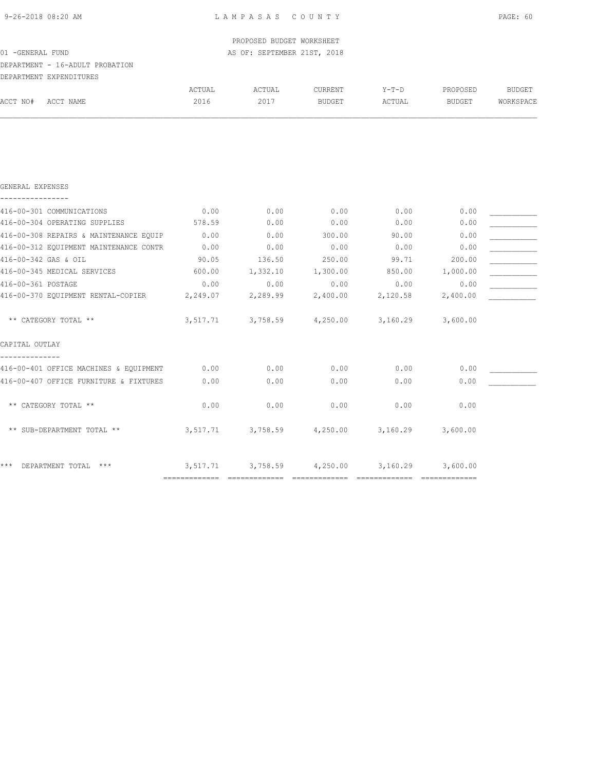PROPOSED BUDGET WORKSHEET

01 -GENERAL FUND — AS OF: SEPTEMBER 21ST, 2018

DEPARTMENT - 16-ADULT PROBATION

DEPARTMENT EXPENDITURES

| ACCT NO# ACCT NAME | ACTUAL 2016 | ACTUAL 2017 | CURRENT BUDGET | Y-T-D ACTUAL | PROPOSED BUDGET | BUDGET WORKSPACE |
|---|---|---|---|---|---|---|
| **GENERAL EXPENSES** | | | | | | |
| 416-00-301 COMMUNICATIONS | 0.00 | 0.00 | 0.00 | 0.00 | 0.00 | ___________ |
| 416-00-304 OPERATING SUPPLIES | 578.59 | 0.00 | 0.00 | 0.00 | 0.00 | ___________ |
| 416-00-308 REPAIRS & MAINTENANCE EQUIP | 0.00 | 0.00 | 300.00 | 90.00 | 0.00 | ___________ |
| 416-00-312 EQUIPMENT MAINTENANCE CONTR | 0.00 | 0.00 | 0.00 | 0.00 | 0.00 | ___________ |
| 416-00-342 GAS & OIL | 90.05 | 136.50 | 250.00 | 99.71 | 200.00 | ___________ |
| 416-00-345 MEDICAL SERVICES | 600.00 | 1,332.10 | 1,300.00 | 850.00 | 1,000.00 | ___________ |
| 416-00-361 POSTAGE | 0.00 | 0.00 | 0.00 | 0.00 | 0.00 | ___________ |
| 416-00-370 EQUIPMENT RENTAL-COPIER | 2,249.07 | 2,289.99 | 2,400.00 | 2,120.58 | 2,400.00 | ___________ |
| ** CATEGORY TOTAL ** | 3,517.71 | 3,758.59 | 4,250.00 | 3,160.29 | 3,600.00 | |
| **CAPITAL OUTLAY** | | | | | | |
| 416-00-401 OFFICE MACHINES & EQUIPMENT | 0.00 | 0.00 | 0.00 | 0.00 | 0.00 | ___________ |
| 416-00-407 OFFICE FURNITURE & FIXTURES | 0.00 | 0.00 | 0.00 | 0.00 | 0.00 | ___________ |
| ** CATEGORY TOTAL ** | 0.00 | 0.00 | 0.00 | 0.00 | 0.00 | |
| ** SUB-DEPARTMENT TOTAL ** | 3,517.71 | 3,758.59 | 4,250.00 | 3,160.29 | 3,600.00 | |
| *** DEPARTMENT TOTAL *** | 3,517.71 | 3,758.59 | 4,250.00 | 3,160.29 | 3,600.00 | |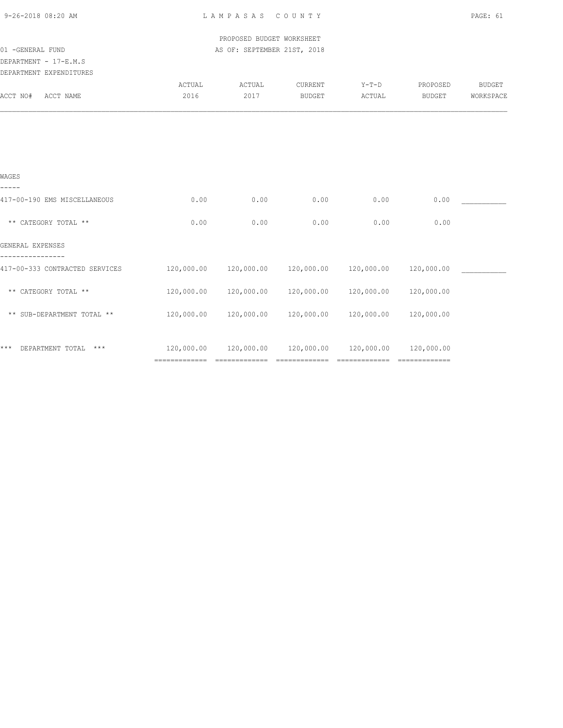PROPOSED BUDGET WORKSHEET

01 -GENERAL FUND

AS OF: SEPTEMBER 21ST, 2018

DEPARTMENT - 17-E.M.S

DEPARTMENT EXPENDITURES

| ACCT NO# ACCT NAME | ACTUAL 2016 | ACTUAL 2017 | CURRENT BUDGET | Y-T-D ACTUAL | PROPOSED BUDGET | BUDGET WORKSPACE |
|---|---|---|---|---|---|---|
| **WAGES** | | | | | | |
| 417-00-190 EMS MISCELLANEOUS | 0.00 | 0.00 | 0.00 | 0.00 | 0.00 | ___________ |
| ** CATEGORY TOTAL ** | 0.00 | 0.00 | 0.00 | 0.00 | 0.00 | |
| **GENERAL EXPENSES** | | | | | | |
| 417-00-333 CONTRACTED SERVICES | 120,000.00 | 120,000.00 | 120,000.00 | 120,000.00 | 120,000.00 | ___________ |
| ** CATEGORY TOTAL ** | 120,000.00 | 120,000.00 | 120,000.00 | 120,000.00 | 120,000.00 | |
| ** SUB-DEPARTMENT TOTAL ** | 120,000.00 | 120,000.00 | 120,000.00 | 120,000.00 | 120,000.00 | |
| *** DEPARTMENT TOTAL *** | 120,000.00 | 120,000.00 | 120,000.00 | 120,000.00 | 120,000.00 | |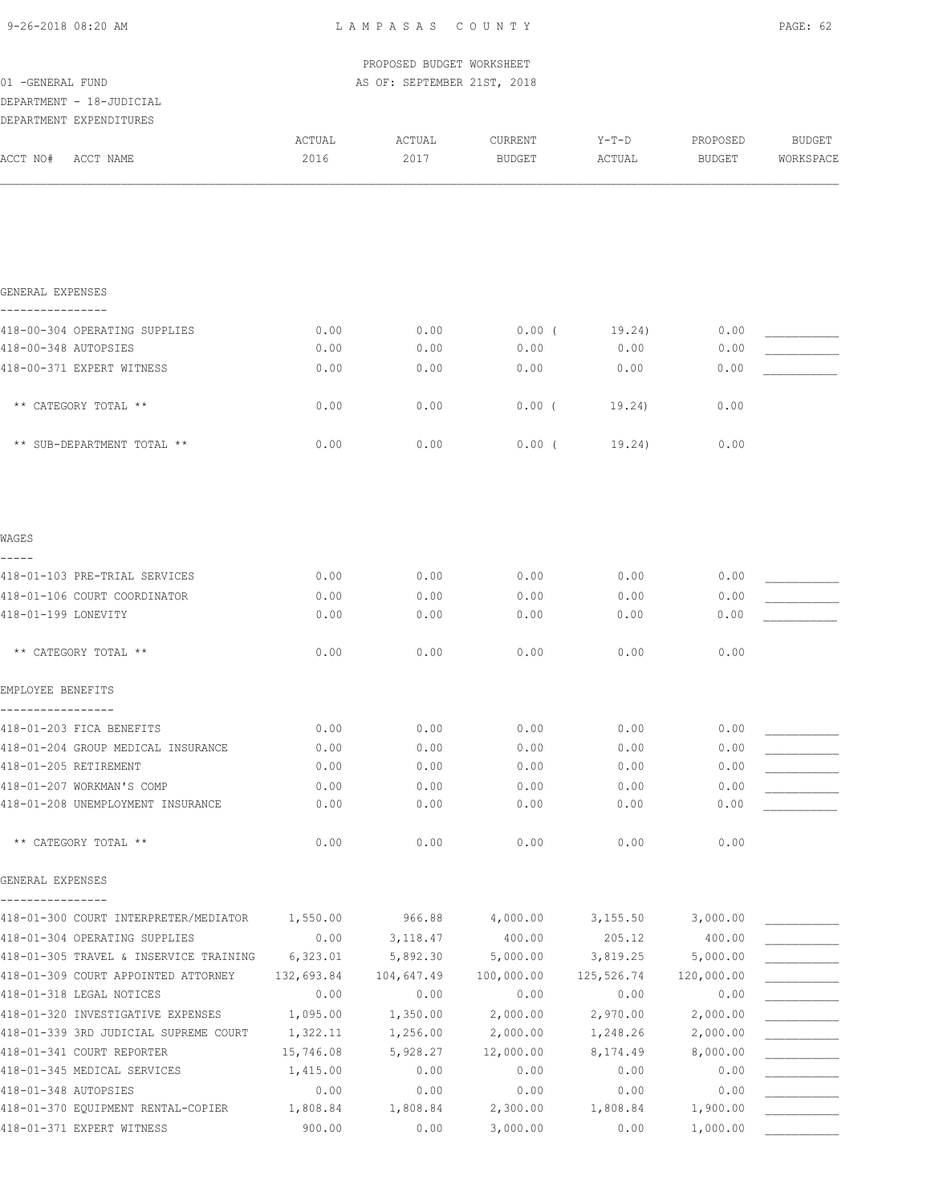PROPOSED BUDGET WORKSHEET

01 -GENERAL FUND — AS OF: SEPTEMBER 21ST, 2018

DEPARTMENT - 18-JUDICIAL

DEPARTMENT EXPENDITURES

| ACCT NO# | ACCT NAME | ACTUAL 2016 | ACTUAL 2017 | CURRENT BUDGET | Y-T-D ACTUAL | PROPOSED BUDGET | BUDGET WORKSPACE |
|---|---|---|---|---|---|---|---|
| | **GENERAL EXPENSES** | | | | | | |
| 418-00-304 | OPERATING SUPPLIES | 0.00 | 0.00 | 0.00 | ( 19.24) | 0.00 | ___________ |
| 418-00-348 | AUTOPSIES | 0.00 | 0.00 | 0.00 | 0.00 | 0.00 | ___________ |
| 418-00-371 | EXPERT WITNESS | 0.00 | 0.00 | 0.00 | 0.00 | 0.00 | ___________ |
| | ** CATEGORY TOTAL ** | 0.00 | 0.00 | 0.00 | ( 19.24) | 0.00 | |
| | ** SUB-DEPARTMENT TOTAL ** | 0.00 | 0.00 | 0.00 | ( 19.24) | 0.00 | |
| | **WAGES** | | | | | | |
| 418-01-103 | PRE-TRIAL SERVICES | 0.00 | 0.00 | 0.00 | 0.00 | 0.00 | ___________ |
| 418-01-106 | COURT COORDINATOR | 0.00 | 0.00 | 0.00 | 0.00 | 0.00 | ___________ |
| 418-01-199 | LONEVITY | 0.00 | 0.00 | 0.00 | 0.00 | 0.00 | ___________ |
| | ** CATEGORY TOTAL ** | 0.00 | 0.00 | 0.00 | 0.00 | 0.00 | |
| | **EMPLOYEE BENEFITS** | | | | | | |
| 418-01-203 | FICA BENEFITS | 0.00 | 0.00 | 0.00 | 0.00 | 0.00 | ___________ |
| 418-01-204 | GROUP MEDICAL INSURANCE | 0.00 | 0.00 | 0.00 | 0.00 | 0.00 | ___________ |
| 418-01-205 | RETIREMENT | 0.00 | 0.00 | 0.00 | 0.00 | 0.00 | ___________ |
| 418-01-207 | WORKMAN'S COMP | 0.00 | 0.00 | 0.00 | 0.00 | 0.00 | ___________ |
| 418-01-208 | UNEMPLOYMENT INSURANCE | 0.00 | 0.00 | 0.00 | 0.00 | 0.00 | ___________ |
| | ** CATEGORY TOTAL ** | 0.00 | 0.00 | 0.00 | 0.00 | 0.00 | |
| | **GENERAL EXPENSES** | | | | | | |
| 418-01-300 | COURT INTERPRETER/MEDIATOR | 1,550.00 | 966.88 | 4,000.00 | 3,155.50 | 3,000.00 | ___________ |
| 418-01-304 | OPERATING SUPPLIES | 0.00 | 3,118.47 | 400.00 | 205.12 | 400.00 | ___________ |
| 418-01-305 | TRAVEL & INSERVICE TRAINING | 6,323.01 | 5,892.30 | 5,000.00 | 3,819.25 | 5,000.00 | ___________ |
| 418-01-309 | COURT APPOINTED ATTORNEY | 132,693.84 | 104,647.49 | 100,000.00 | 125,526.74 | 120,000.00 | ___________ |
| 418-01-318 | LEGAL NOTICES | 0.00 | 0.00 | 0.00 | 0.00 | 0.00 | ___________ |
| 418-01-320 | INVESTIGATIVE EXPENSES | 1,095.00 | 1,350.00 | 2,000.00 | 2,970.00 | 2,000.00 | ___________ |
| 418-01-339 | 3RD JUDICIAL SUPREME COURT | 1,322.11 | 1,256.00 | 2,000.00 | 1,248.26 | 2,000.00 | ___________ |
| 418-01-341 | COURT REPORTER | 15,746.08 | 5,928.27 | 12,000.00 | 8,174.49 | 8,000.00 | ___________ |
| 418-01-345 | MEDICAL SERVICES | 1,415.00 | 0.00 | 0.00 | 0.00 | 0.00 | ___________ |
| 418-01-348 | AUTOPSIES | 0.00 | 0.00 | 0.00 | 0.00 | 0.00 | ___________ |
| 418-01-370 | EQUIPMENT RENTAL-COPIER | 1,808.84 | 1,808.84 | 2,300.00 | 1,808.84 | 1,900.00 | ___________ |
| 418-01-371 | EXPERT WITNESS | 900.00 | 0.00 | 3,000.00 | 0.00 | 1,000.00 | ___________ |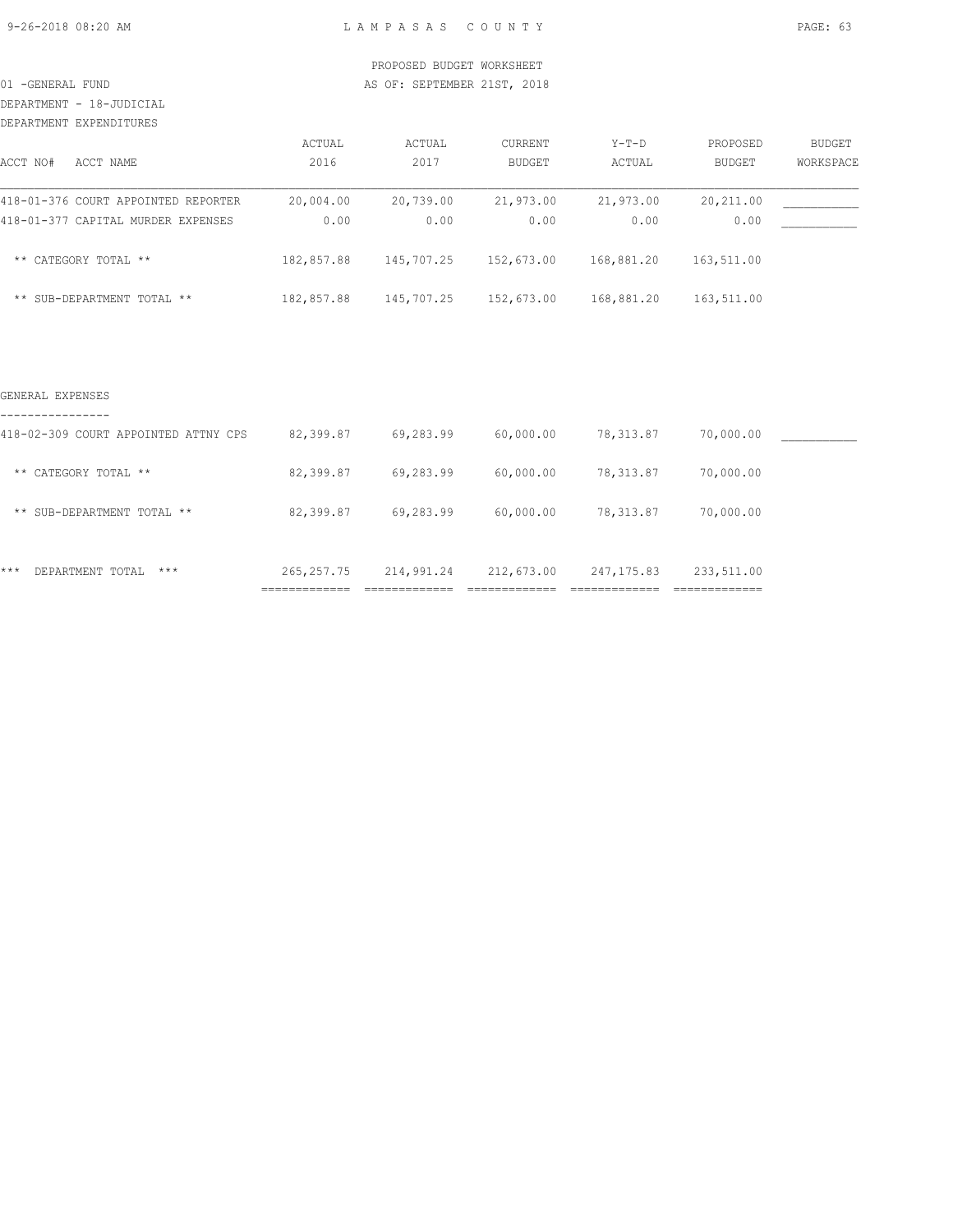PROPOSED BUDGET WORKSHEET

01 -GENERAL FUND AS OF: SEPTEMBER 21ST, 2018

DEPARTMENT - 18-JUDICIAL

DEPARTMENT EXPENDITURES

| ACCT NO# ACCT NAME | ACTUAL 2016 | ACTUAL 2017 | CURRENT BUDGET | Y-T-D ACTUAL | PROPOSED BUDGET | BUDGET WORKSPACE |
|---|---|---|---|---|---|---|
| 418-01-376 COURT APPOINTED REPORTER | 20,004.00 | 20,739.00 | 21,973.00 | 21,973.00 | 20,211.00 | ___________ |
| 418-01-377 CAPITAL MURDER EXPENSES | 0.00 | 0.00 | 0.00 | 0.00 | 0.00 | ___________ |
| ** CATEGORY TOTAL ** | 182,857.88 | 145,707.25 | 152,673.00 | 168,881.20 | 163,511.00 | |
| ** SUB-DEPARTMENT TOTAL ** | 182,857.88 | 145,707.25 | 152,673.00 | 168,881.20 | 163,511.00 | |

GENERAL EXPENSES

| ACCT NO# ACCT NAME | ACTUAL 2016 | ACTUAL 2017 | CURRENT BUDGET | Y-T-D ACTUAL | PROPOSED BUDGET | BUDGET WORKSPACE |
|---|---|---|---|---|---|---|
| 418-02-309 COURT APPOINTED ATTNY CPS | 82,399.87 | 69,283.99 | 60,000.00 | 78,313.87 | 70,000.00 | ___________ |
| ** CATEGORY TOTAL ** | 82,399.87 | 69,283.99 | 60,000.00 | 78,313.87 | 70,000.00 | |
| ** SUB-DEPARTMENT TOTAL ** | 82,399.87 | 69,283.99 | 60,000.00 | 78,313.87 | 70,000.00 | |
| *** DEPARTMENT TOTAL *** | 265,257.75 | 214,991.24 | 212,673.00 | 247,175.83 | 233,511.00 | |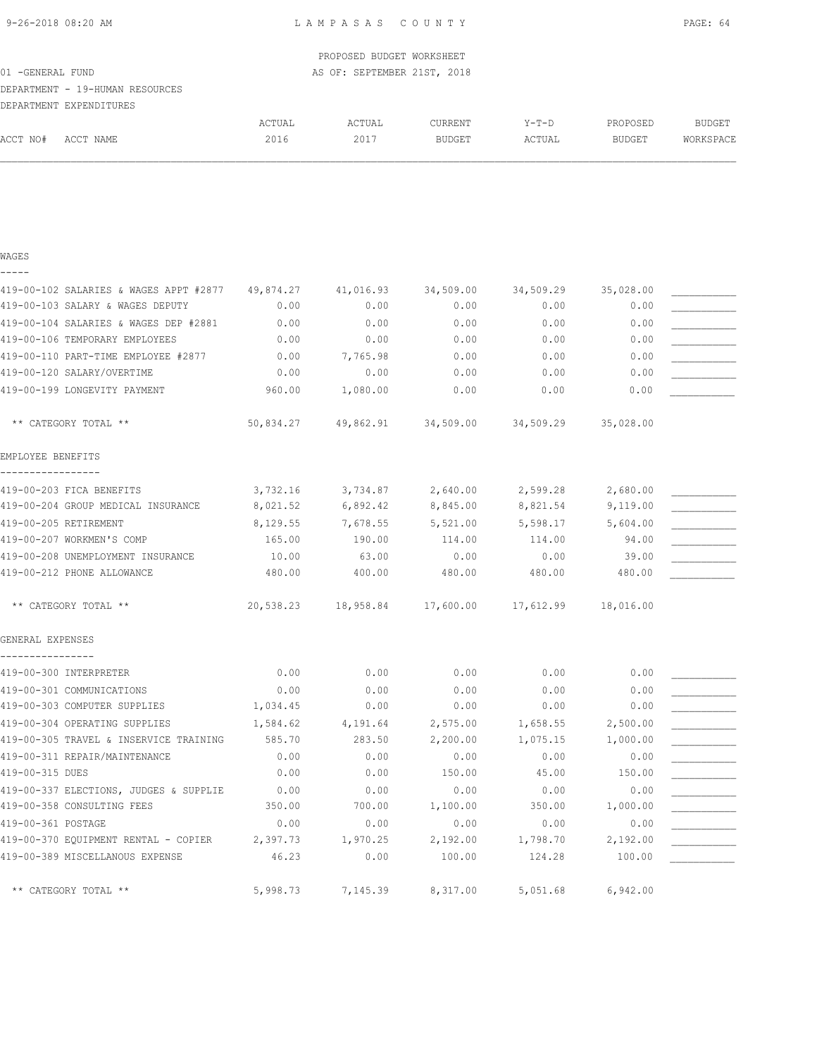LAMPASAS COUNTY

PROPOSED BUDGET WORKSHEET

01 -GENERAL FUND — AS OF: SEPTEMBER 21ST, 2018

DEPARTMENT - 19-HUMAN RESOURCES

DEPARTMENT EXPENDITURES

| ACCT NO# ACCT NAME | ACTUAL 2016 | ACTUAL 2017 | CURRENT BUDGET | Y-T-D ACTUAL | PROPOSED BUDGET | BUDGET WORKSPACE |
|---|---|---|---|---|---|---|
| **WAGES** | | | | | | |
| 419-00-102 SALARIES & WAGES APPT #2877 | 49,874.27 | 41,016.93 | 34,509.00 | 34,509.29 | 35,028.00 | ___________ |
| 419-00-103 SALARY & WAGES DEPUTY | 0.00 | 0.00 | 0.00 | 0.00 | 0.00 | ___________ |
| 419-00-104 SALARIES & WAGES DEP #2881 | 0.00 | 0.00 | 0.00 | 0.00 | 0.00 | ___________ |
| 419-00-106 TEMPORARY EMPLOYEES | 0.00 | 0.00 | 0.00 | 0.00 | 0.00 | ___________ |
| 419-00-110 PART-TIME EMPLOYEE #2877 | 0.00 | 7,765.98 | 0.00 | 0.00 | 0.00 | ___________ |
| 419-00-120 SALARY/OVERTIME | 0.00 | 0.00 | 0.00 | 0.00 | 0.00 | ___________ |
| 419-00-199 LONGEVITY PAYMENT | 960.00 | 1,080.00 | 0.00 | 0.00 | 0.00 | ___________ |
| ** CATEGORY TOTAL ** | 50,834.27 | 49,862.91 | 34,509.00 | 34,509.29 | 35,028.00 | |
| **EMPLOYEE BENEFITS** | | | | | | |
| 419-00-203 FICA BENEFITS | 3,732.16 | 3,734.87 | 2,640.00 | 2,599.28 | 2,680.00 | ___________ |
| 419-00-204 GROUP MEDICAL INSURANCE | 8,021.52 | 6,892.42 | 8,845.00 | 8,821.54 | 9,119.00 | ___________ |
| 419-00-205 RETIREMENT | 8,129.55 | 7,678.55 | 5,521.00 | 5,598.17 | 5,604.00 | ___________ |
| 419-00-207 WORKMEN'S COMP | 165.00 | 190.00 | 114.00 | 114.00 | 94.00 | ___________ |
| 419-00-208 UNEMPLOYMENT INSURANCE | 10.00 | 63.00 | 0.00 | 0.00 | 39.00 | ___________ |
| 419-00-212 PHONE ALLOWANCE | 480.00 | 400.00 | 480.00 | 480.00 | 480.00 | ___________ |
| ** CATEGORY TOTAL ** | 20,538.23 | 18,958.84 | 17,600.00 | 17,612.99 | 18,016.00 | |
| **GENERAL EXPENSES** | | | | | | |
| 419-00-300 INTERPRETER | 0.00 | 0.00 | 0.00 | 0.00 | 0.00 | ___________ |
| 419-00-301 COMMUNICATIONS | 0.00 | 0.00 | 0.00 | 0.00 | 0.00 | ___________ |
| 419-00-303 COMPUTER SUPPLIES | 1,034.45 | 0.00 | 0.00 | 0.00 | 0.00 | ___________ |
| 419-00-304 OPERATING SUPPLIES | 1,584.62 | 4,191.64 | 2,575.00 | 1,658.55 | 2,500.00 | ___________ |
| 419-00-305 TRAVEL & INSERVICE TRAINING | 585.70 | 283.50 | 2,200.00 | 1,075.15 | 1,000.00 | ___________ |
| 419-00-311 REPAIR/MAINTENANCE | 0.00 | 0.00 | 0.00 | 0.00 | 0.00 | ___________ |
| 419-00-315 DUES | 0.00 | 0.00 | 150.00 | 45.00 | 150.00 | ___________ |
| 419-00-337 ELECTIONS, JUDGES & SUPPLIE | 0.00 | 0.00 | 0.00 | 0.00 | 0.00 | ___________ |
| 419-00-358 CONSULTING FEES | 350.00 | 700.00 | 1,100.00 | 350.00 | 1,000.00 | ___________ |
| 419-00-361 POSTAGE | 0.00 | 0.00 | 0.00 | 0.00 | 0.00 | ___________ |
| 419-00-370 EQUIPMENT RENTAL - COPIER | 2,397.73 | 1,970.25 | 2,192.00 | 1,798.70 | 2,192.00 | ___________ |
| 419-00-389 MISCELLANOUS EXPENSE | 46.23 | 0.00 | 100.00 | 124.28 | 100.00 | ___________ |
| ** CATEGORY TOTAL ** | 5,998.73 | 7,145.39 | 8,317.00 | 5,051.68 | 6,942.00 | |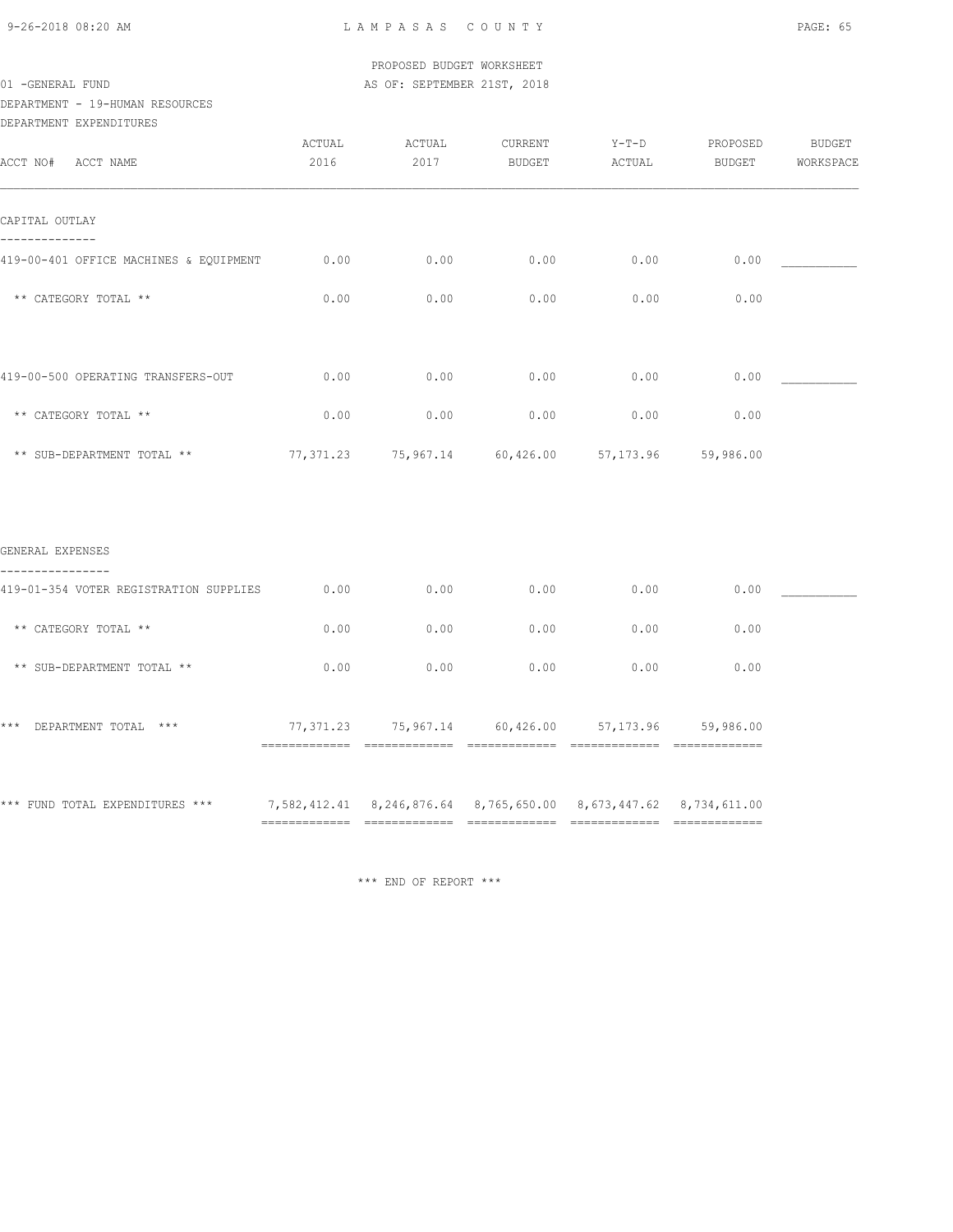PROPOSED BUDGET WORKSHEET

01 -GENERAL FUND — AS OF: SEPTEMBER 21ST, 2018

DEPARTMENT - 19-HUMAN RESOURCES

DEPARTMENT EXPENDITURES

| ACCT NO# ACCT NAME | ACTUAL 2016 | ACTUAL 2017 | CURRENT BUDGET | Y-T-D ACTUAL | PROPOSED BUDGET | BUDGET WORKSPACE |
|---|---|---|---|---|---|---|
| **CAPITAL OUTLAY** | | | | | | |
| 419-00-401 OFFICE MACHINES & EQUIPMENT | 0.00 | 0.00 | 0.00 | 0.00 | 0.00 | ___________ |
| ** CATEGORY TOTAL ** | 0.00 | 0.00 | 0.00 | 0.00 | 0.00 | |
| 419-00-500 OPERATING TRANSFERS-OUT | 0.00 | 0.00 | 0.00 | 0.00 | 0.00 | ___________ |
| ** CATEGORY TOTAL ** | 0.00 | 0.00 | 0.00 | 0.00 | 0.00 | |
| ** SUB-DEPARTMENT TOTAL ** | 77,371.23 | 75,967.14 | 60,426.00 | 57,173.96 | 59,986.00 | |
| **GENERAL EXPENSES** | | | | | | |
| 419-01-354 VOTER REGISTRATION SUPPLIES | 0.00 | 0.00 | 0.00 | 0.00 | 0.00 | ___________ |
| ** CATEGORY TOTAL ** | 0.00 | 0.00 | 0.00 | 0.00 | 0.00 | |
| ** SUB-DEPARTMENT TOTAL ** | 0.00 | 0.00 | 0.00 | 0.00 | 0.00 | |
| *** DEPARTMENT TOTAL *** | 77,371.23 | 75,967.14 | 60,426.00 | 57,173.96 | 59,986.00 | |
| *** FUND TOTAL EXPENDITURES *** | 7,582,412.41 | 8,246,876.64 | 8,765,650.00 | 8,673,447.62 | 8,734,611.00 | |

*** END OF REPORT ***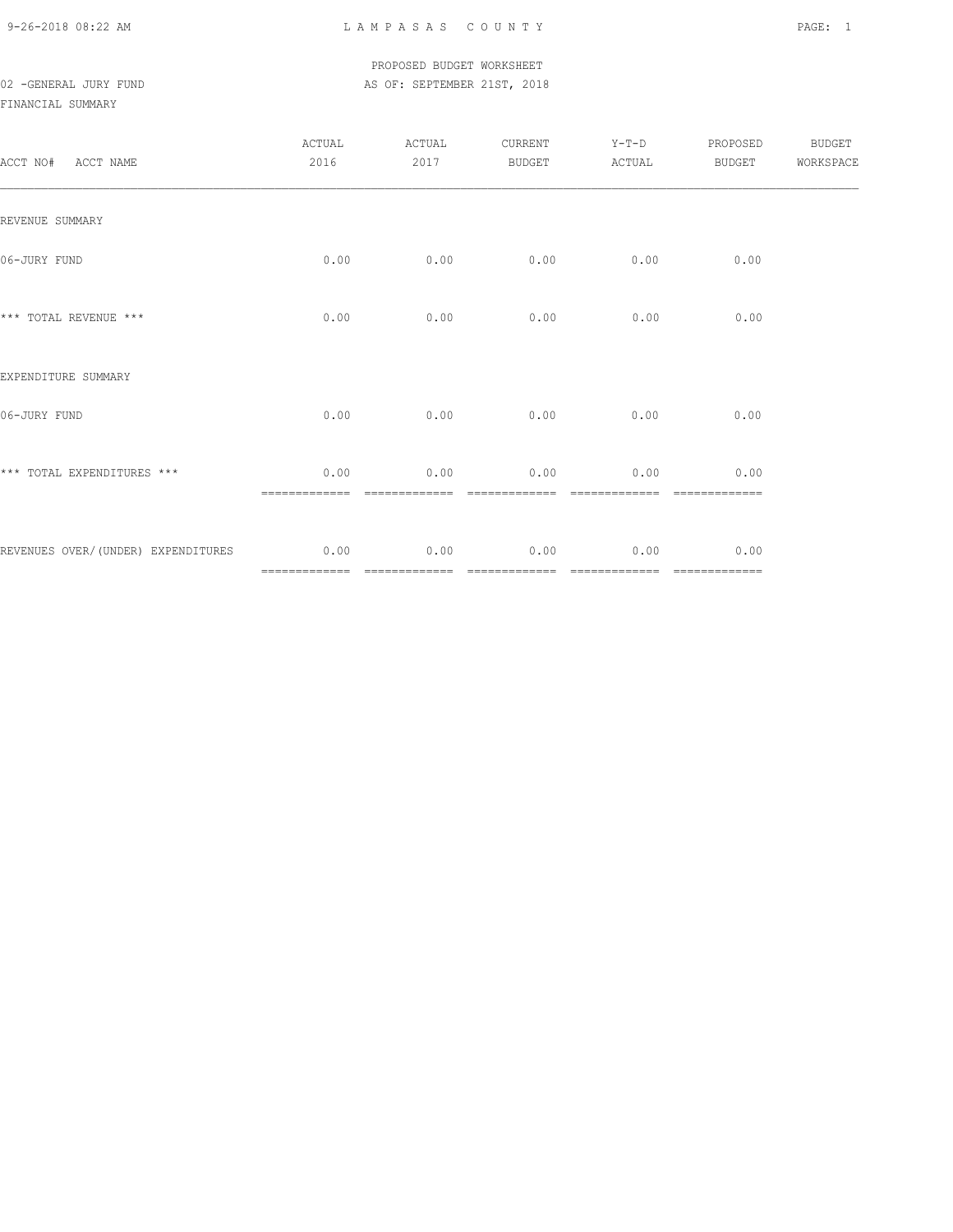PROPOSED BUDGET WORKSHEET

02 -GENERAL JURY FUND AS OF: SEPTEMBER 21ST, 2018

FINANCIAL SUMMARY

| ACCT NO# ACCT NAME | ACTUAL 2016 | ACTUAL 2017 | CURRENT BUDGET | Y-T-D ACTUAL | PROPOSED BUDGET | BUDGET WORKSPACE |
|---|---|---|---|---|---|---|
| REVENUE SUMMARY | | | | | | |
| 06-JURY FUND | 0.00 | 0.00 | 0.00 | 0.00 | 0.00 | |
| *** TOTAL REVENUE *** | 0.00 | 0.00 | 0.00 | 0.00 | 0.00 | |
| EXPENDITURE SUMMARY | | | | | | |
| 06-JURY FUND | 0.00 | 0.00 | 0.00 | 0.00 | 0.00 | |
| *** TOTAL EXPENDITURES *** | 0.00 | 0.00 | 0.00 | 0.00 | 0.00 | |
| REVENUES OVER/(UNDER) EXPENDITURES | 0.00 | 0.00 | 0.00 | 0.00 | 0.00 | |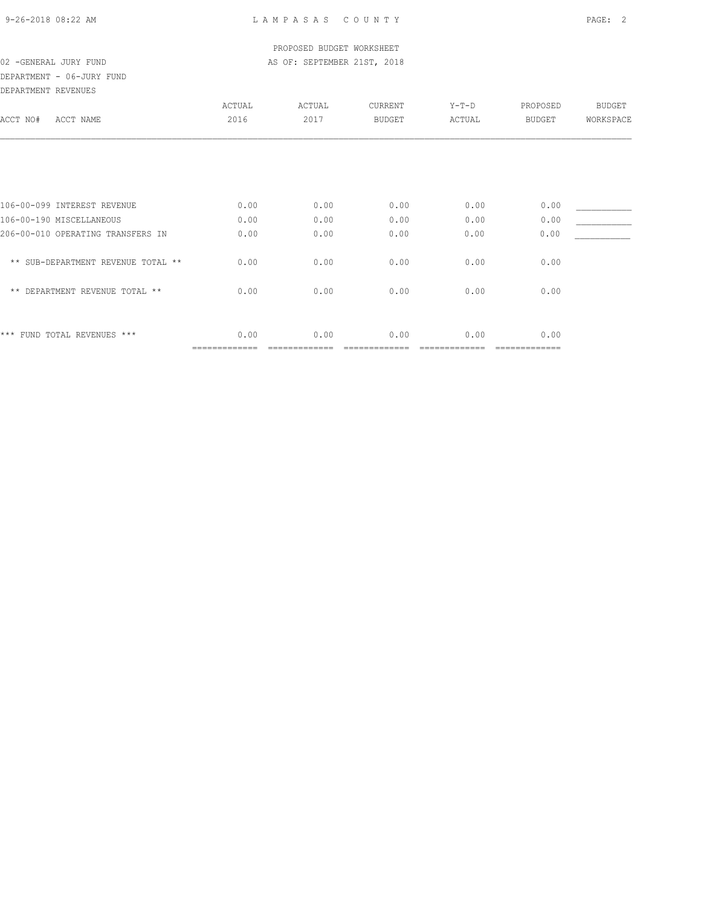PROPOSED BUDGET WORKSHEET

02 -GENERAL JURY FUND AS OF: SEPTEMBER 21ST, 2018

DEPARTMENT - 06-JURY FUND

DEPARTMENT REVENUES

| ACCT NO# ACCT NAME | ACTUAL 2016 | ACTUAL 2017 | CURRENT BUDGET | Y-T-D ACTUAL | PROPOSED BUDGET | BUDGET WORKSPACE |
|---|---|---|---|---|---|---|
| 106-00-099 INTEREST REVENUE | 0.00 | 0.00 | 0.00 | 0.00 | 0.00 | ___________ |
| 106-00-190 MISCELLANEOUS | 0.00 | 0.00 | 0.00 | 0.00 | 0.00 | ___________ |
| 206-00-010 OPERATING TRANSFERS IN | 0.00 | 0.00 | 0.00 | 0.00 | 0.00 | ___________ |
| ** SUB-DEPARTMENT REVENUE TOTAL ** | 0.00 | 0.00 | 0.00 | 0.00 | 0.00 | |
| ** DEPARTMENT REVENUE TOTAL ** | 0.00 | 0.00 | 0.00 | 0.00 | 0.00 | |
| *** FUND TOTAL REVENUES *** | 0.00 | 0.00 | 0.00 | 0.00 | 0.00 | |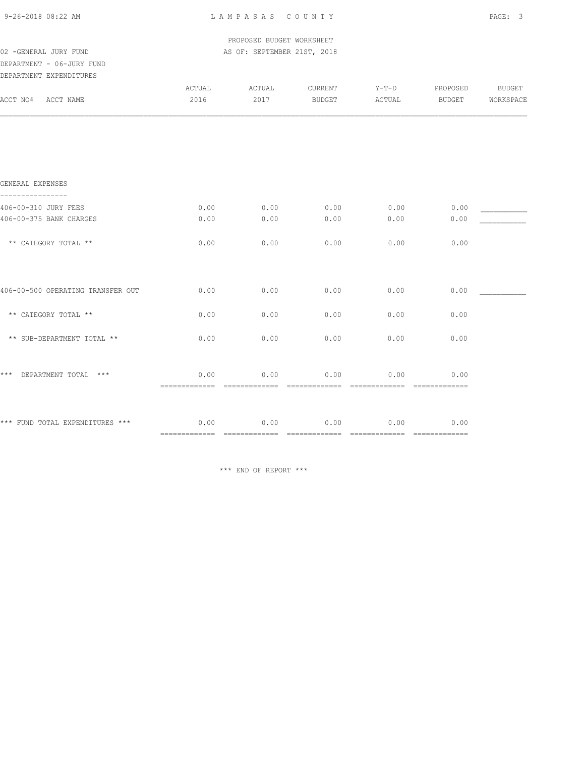PROPOSED BUDGET WORKSHEET

02 -GENERAL JURY FUND AS OF: SEPTEMBER 21ST, 2018

DEPARTMENT - 06-JURY FUND

DEPARTMENT EXPENDITURES

| ACCT NO# ACCT NAME | ACTUAL 2016 | ACTUAL 2017 | CURRENT BUDGET | Y-T-D ACTUAL | PROPOSED BUDGET | BUDGET WORKSPACE |
|---|---|---|---|---|---|---|
| **GENERAL EXPENSES** | | | | | | |
| 406-00-310 JURY FEES | 0.00 | 0.00 | 0.00 | 0.00 | 0.00 | ___________ |
| 406-00-375 BANK CHARGES | 0.00 | 0.00 | 0.00 | 0.00 | 0.00 | ___________ |
| ** CATEGORY TOTAL ** | 0.00 | 0.00 | 0.00 | 0.00 | 0.00 | |
| 406-00-500 OPERATING TRANSFER OUT | 0.00 | 0.00 | 0.00 | 0.00 | 0.00 | ___________ |
| ** CATEGORY TOTAL ** | 0.00 | 0.00 | 0.00 | 0.00 | 0.00 | |
| ** SUB-DEPARTMENT TOTAL ** | 0.00 | 0.00 | 0.00 | 0.00 | 0.00 | |
| *** DEPARTMENT TOTAL *** | 0.00 | 0.00 | 0.00 | 0.00 | 0.00 | |
| *** FUND TOTAL EXPENDITURES *** | 0.00 | 0.00 | 0.00 | 0.00 | 0.00 | |

*** END OF REPORT ***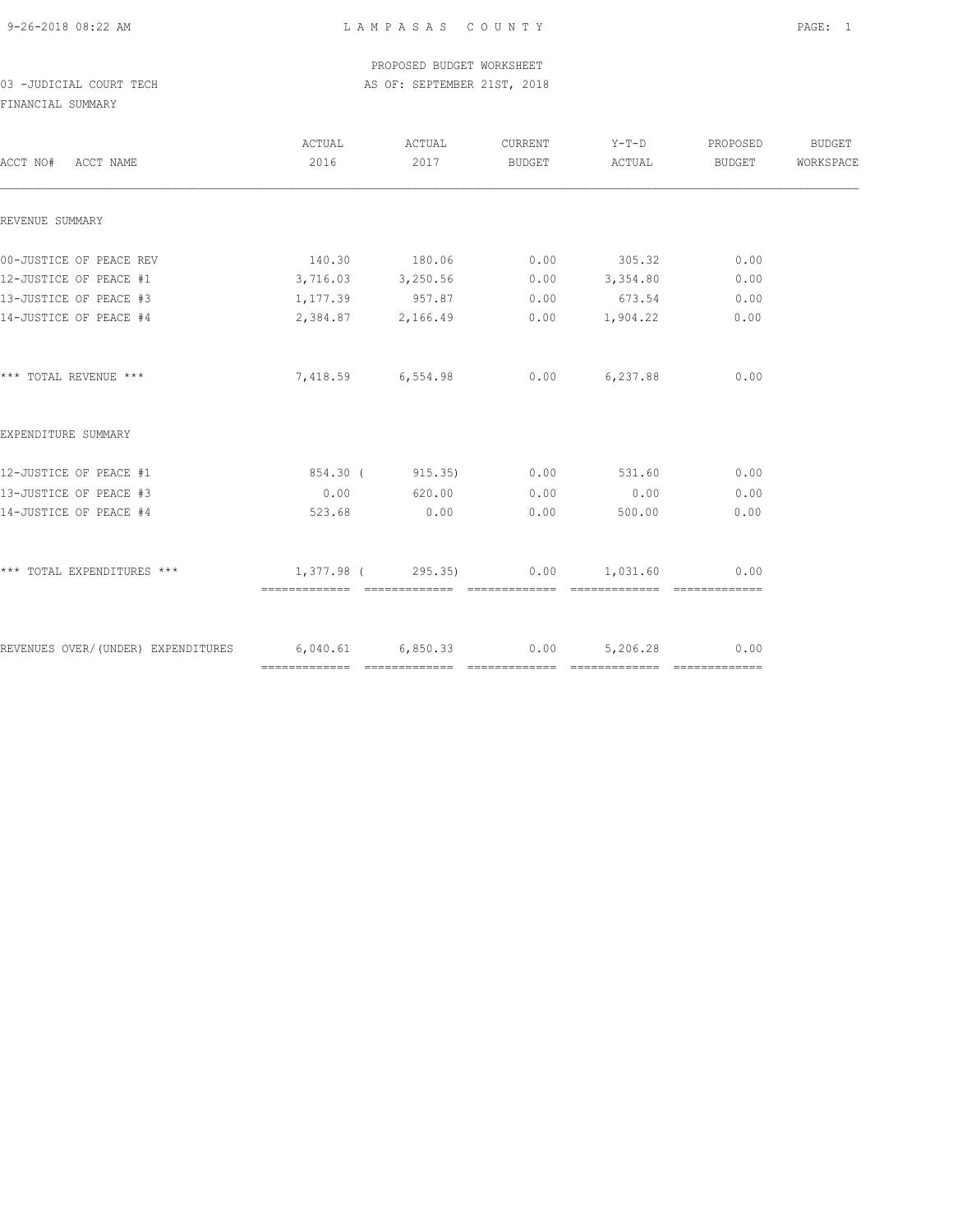PROPOSED BUDGET WORKSHEET

03 -JUDICIAL COURT TECH — AS OF: SEPTEMBER 21ST, 2018

FINANCIAL SUMMARY

| ACCT NO# ACCT NAME | ACTUAL 2016 | ACTUAL 2017 | CURRENT BUDGET | Y-T-D ACTUAL | PROPOSED BUDGET | BUDGET WORKSPACE |
|---|---|---|---|---|---|---|
| REVENUE SUMMARY | | | | | | |
| 00-JUSTICE OF PEACE REV | 140.30 | 180.06 | 0.00 | 305.32 | 0.00 | |
| 12-JUSTICE OF PEACE #1 | 3,716.03 | 3,250.56 | 0.00 | 3,354.80 | 0.00 | |
| 13-JUSTICE OF PEACE #3 | 1,177.39 | 957.87 | 0.00 | 673.54 | 0.00 | |
| 14-JUSTICE OF PEACE #4 | 2,384.87 | 2,166.49 | 0.00 | 1,904.22 | 0.00 | |
| *** TOTAL REVENUE *** | 7,418.59 | 6,554.98 | 0.00 | 6,237.88 | 0.00 | |
| EXPENDITURE SUMMARY | | | | | | |
| 12-JUSTICE OF PEACE #1 | 854.30 | ( 915.35) | 0.00 | 531.60 | 0.00 | |
| 13-JUSTICE OF PEACE #3 | 0.00 | 620.00 | 0.00 | 0.00 | 0.00 | |
| 14-JUSTICE OF PEACE #4 | 523.68 | 0.00 | 0.00 | 500.00 | 0.00 | |
| *** TOTAL EXPENDITURES *** | 1,377.98 | ( 295.35) | 0.00 | 1,031.60 | 0.00 | |
| REVENUES OVER/(UNDER) EXPENDITURES | 6,040.61 | 6,850.33 | 0.00 | 5,206.28 | 0.00 | |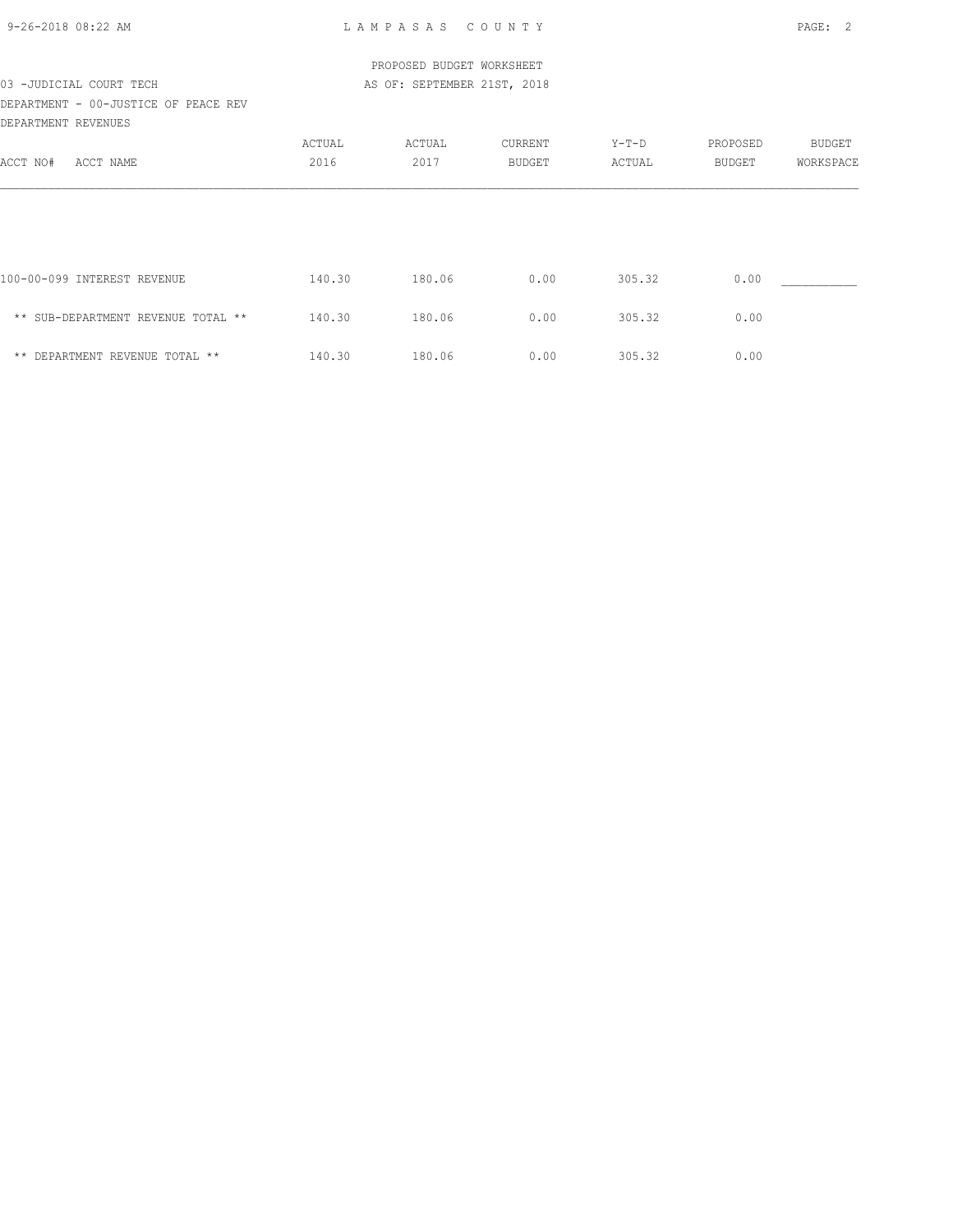LAMPASAS COUNTY

PROPOSED BUDGET WORKSHEET

AS OF: SEPTEMBER 21ST, 2018

03 -JUDICIAL COURT TECH

DEPARTMENT - 00-JUSTICE OF PEACE REV

DEPARTMENT REVENUES

| ACCT NO# ACCT NAME | ACTUAL 2016 | ACTUAL 2017 | CURRENT BUDGET | Y-T-D ACTUAL | PROPOSED BUDGET | BUDGET WORKSPACE |
|---|---|---|---|---|---|---|
| 100-00-099 INTEREST REVENUE | 140.30 | 180.06 | 0.00 | 305.32 | 0.00 | ___________ |
| ** SUB-DEPARTMENT REVENUE TOTAL ** | 140.30 | 180.06 | 0.00 | 305.32 | 0.00 | |
| ** DEPARTMENT REVENUE TOTAL ** | 140.30 | 180.06 | 0.00 | 305.32 | 0.00 | |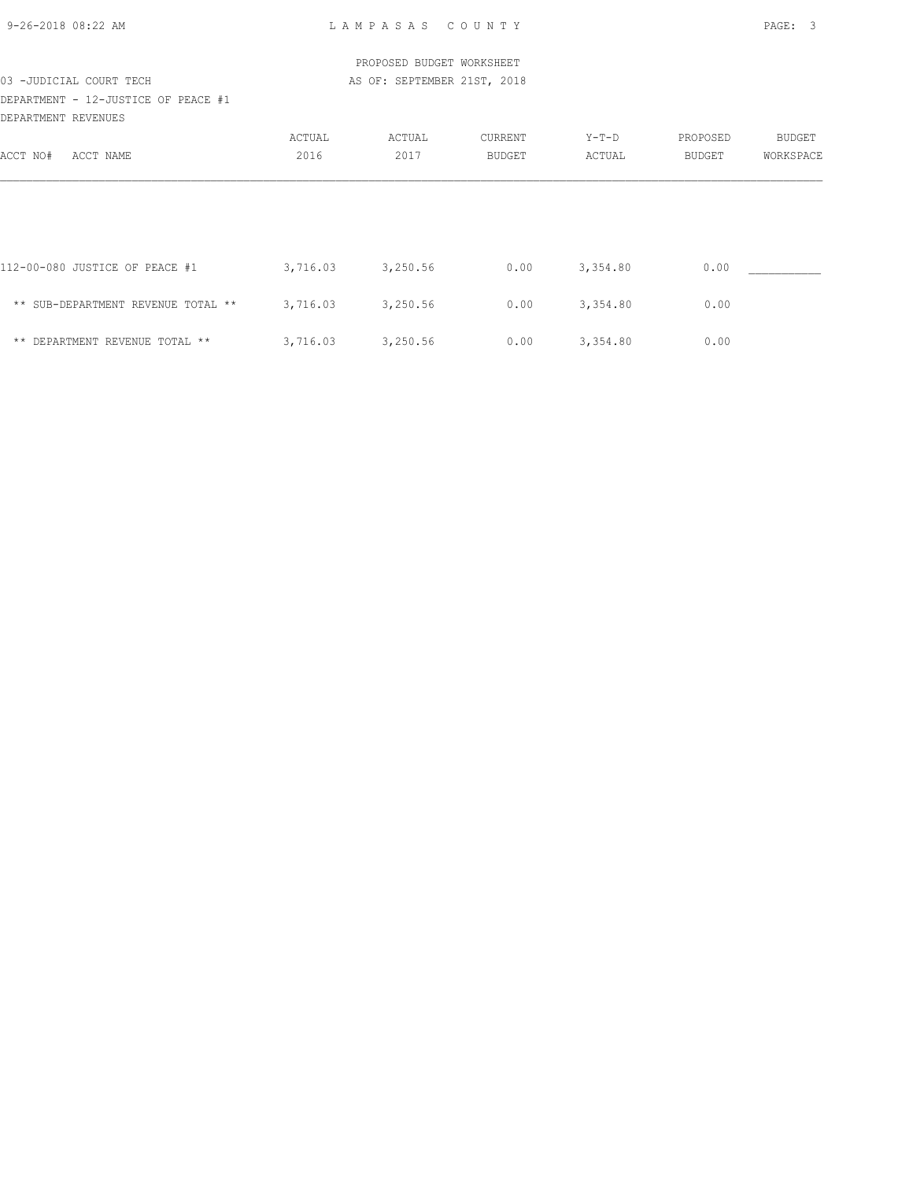PROPOSED BUDGET WORKSHEET

03 -JUDICIAL COURT TECH

AS OF: SEPTEMBER 21ST, 2018

DEPARTMENT - 12-JUSTICE OF PEACE #1

DEPARTMENT REVENUES

| ACCT NO# ACCT NAME | ACTUAL 2016 | ACTUAL 2017 | CURRENT BUDGET | Y-T-D ACTUAL | PROPOSED BUDGET | BUDGET WORKSPACE |
|---|---|---|---|---|---|---|
| 112-00-080 JUSTICE OF PEACE #1 | 3,716.03 | 3,250.56 | 0.00 | 3,354.80 | 0.00 | ___________ |
| ** SUB-DEPARTMENT REVENUE TOTAL ** | 3,716.03 | 3,250.56 | 0.00 | 3,354.80 | 0.00 | |
| ** DEPARTMENT REVENUE TOTAL ** | 3,716.03 | 3,250.56 | 0.00 | 3,354.80 | 0.00 | |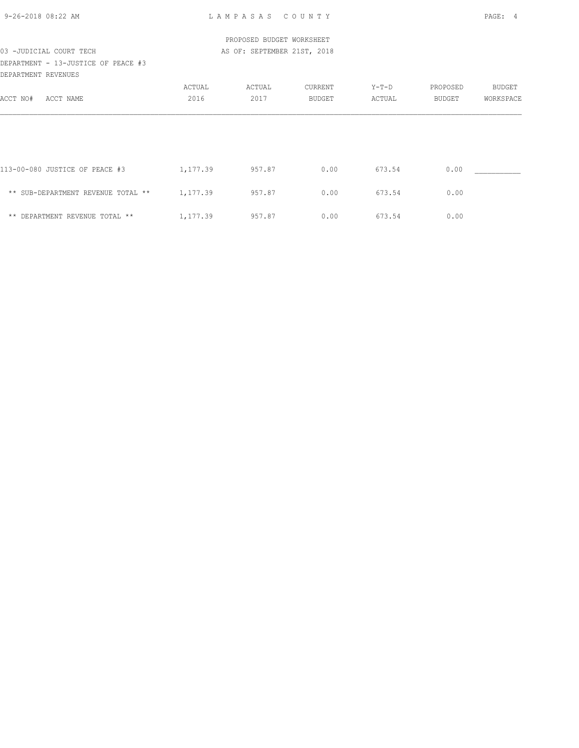PROPOSED BUDGET WORKSHEET

03 -JUDICIAL COURT TECH

AS OF: SEPTEMBER 21ST, 2018

DEPARTMENT - 13-JUSTICE OF PEACE #3

DEPARTMENT REVENUES

| ACCT NO# ACCT NAME | ACTUAL 2016 | ACTUAL 2017 | CURRENT BUDGET | Y-T-D ACTUAL | PROPOSED BUDGET | BUDGET WORKSPACE |
|---|---|---|---|---|---|---|
| 113-00-080 JUSTICE OF PEACE #3 | 1,177.39 | 957.87 | 0.00 | 673.54 | 0.00 | ___________ |
| ** SUB-DEPARTMENT REVENUE TOTAL ** | 1,177.39 | 957.87 | 0.00 | 673.54 | 0.00 | |
| ** DEPARTMENT REVENUE TOTAL ** | 1,177.39 | 957.87 | 0.00 | 673.54 | 0.00 | |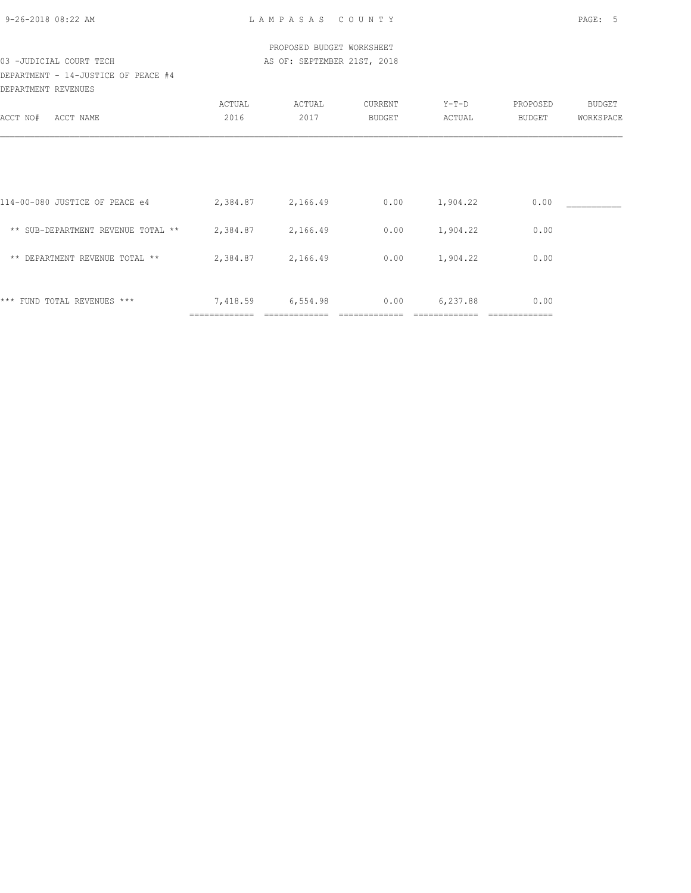PROPOSED BUDGET WORKSHEET

03 -JUDICIAL COURT TECH

AS OF: SEPTEMBER 21ST, 2018

DEPARTMENT - 14-JUSTICE OF PEACE #4

DEPARTMENT REVENUES

| ACCT NO# ACCT NAME | ACTUAL 2016 | ACTUAL 2017 | CURRENT BUDGET | Y-T-D ACTUAL | PROPOSED BUDGET | BUDGET WORKSPACE |
|---|---|---|---|---|---|---|
| 114-00-080 JUSTICE OF PEACE e4 | 2,384.87 | 2,166.49 | 0.00 | 1,904.22 | 0.00 | ___________ |
| ** SUB-DEPARTMENT REVENUE TOTAL ** | 2,384.87 | 2,166.49 | 0.00 | 1,904.22 | 0.00 | |
| ** DEPARTMENT REVENUE TOTAL ** | 2,384.87 | 2,166.49 | 0.00 | 1,904.22 | 0.00 | |
| *** FUND TOTAL REVENUES *** | 7,418.59 | 6,554.98 | 0.00 | 6,237.88 | 0.00 | |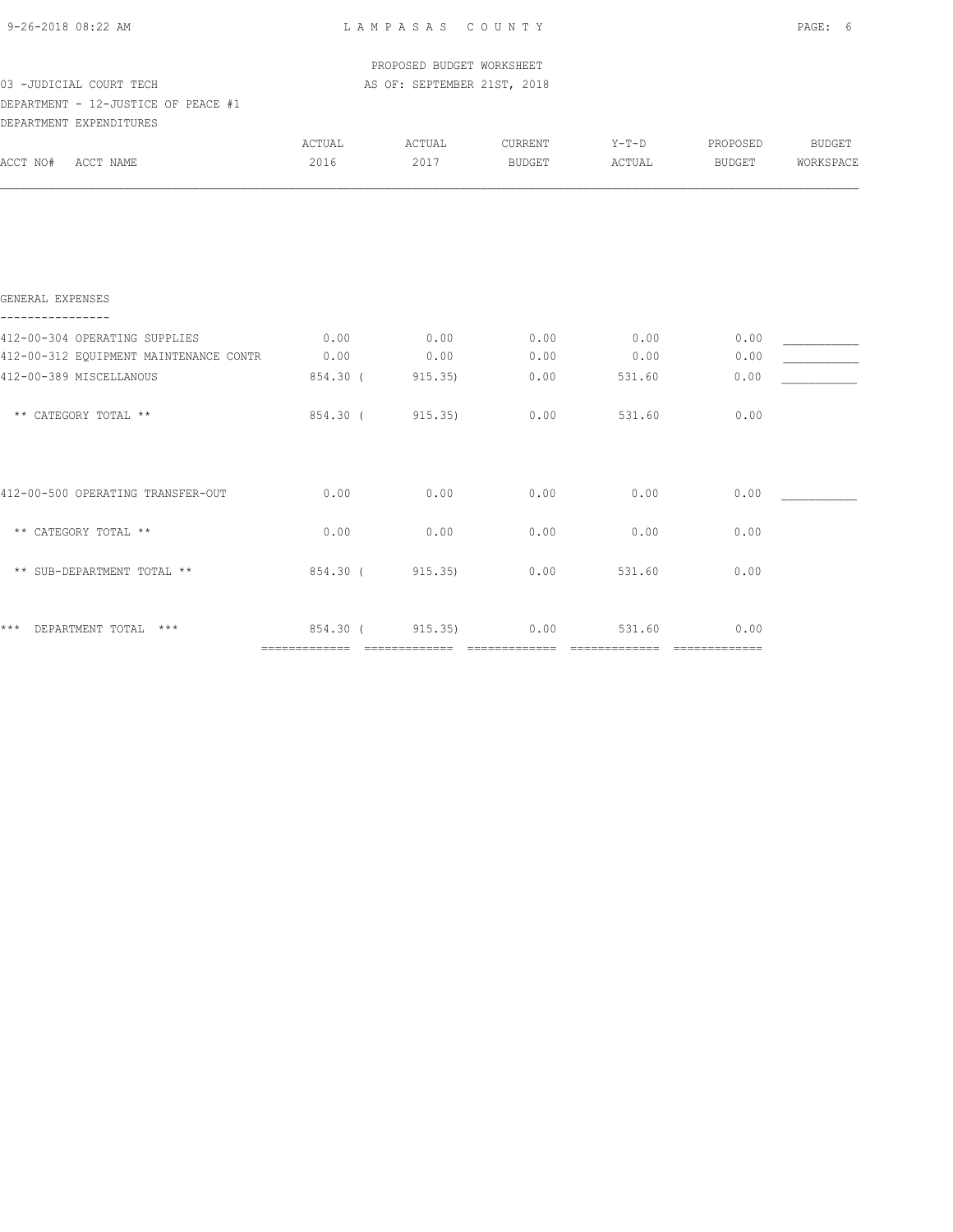PROPOSED BUDGET WORKSHEET

03 -JUDICIAL COURT TECH — AS OF: SEPTEMBER 21ST, 2018

DEPARTMENT - 12-JUSTICE OF PEACE #1

DEPARTMENT EXPENDITURES

| ACCT NO# ACCT NAME | ACTUAL 2016 | ACTUAL 2017 | CURRENT BUDGET | Y-T-D ACTUAL | PROPOSED BUDGET | BUDGET WORKSPACE |
|---|---|---|---|---|---|---|
| **GENERAL EXPENSES** | | | | | | |
| 412-00-304 OPERATING SUPPLIES | 0.00 | 0.00 | 0.00 | 0.00 | 0.00 | ___________ |
| 412-00-312 EQUIPMENT MAINTENANCE CONTR | 0.00 | 0.00 | 0.00 | 0.00 | 0.00 | ___________ |
| 412-00-389 MISCELLANOUS | 854.30 | ( 915.35) | 0.00 | 531.60 | 0.00 | ___________ |
| ** CATEGORY TOTAL ** | 854.30 | ( 915.35) | 0.00 | 531.60 | 0.00 | |
| 412-00-500 OPERATING TRANSFER-OUT | 0.00 | 0.00 | 0.00 | 0.00 | 0.00 | ___________ |
| ** CATEGORY TOTAL ** | 0.00 | 0.00 | 0.00 | 0.00 | 0.00 | |
| ** SUB-DEPARTMENT TOTAL ** | 854.30 | ( 915.35) | 0.00 | 531.60 | 0.00 | |
| *** DEPARTMENT TOTAL *** | 854.30 | ( 915.35) | 0.00 | 531.60 | 0.00 | |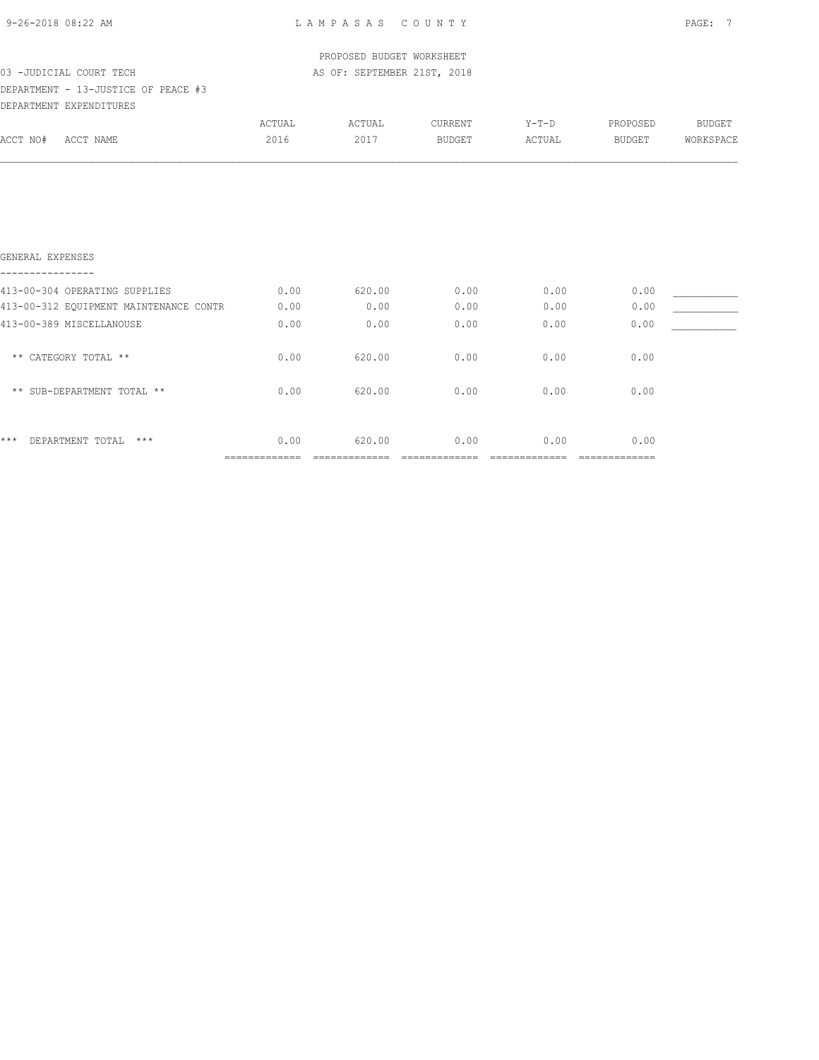LAMPASAS COUNTY

PROPOSED BUDGET WORKSHEET

03 -JUDICIAL COURT TECH AS OF: SEPTEMBER 21ST, 2018

DEPARTMENT - 13-JUSTICE OF PEACE #3

DEPARTMENT EXPENDITURES

| ACCT NO# ACCT NAME | ACTUAL 2016 | ACTUAL 2017 | CURRENT BUDGET | Y-T-D ACTUAL | PROPOSED BUDGET | BUDGET WORKSPACE |
|---|---|---|---|---|---|---|
| **GENERAL EXPENSES** | | | | | | |
| 413-00-304 OPERATING SUPPLIES | 0.00 | 620.00 | 0.00 | 0.00 | 0.00 | ___________ |
| 413-00-312 EQUIPMENT MAINTENANCE CONTR | 0.00 | 0.00 | 0.00 | 0.00 | 0.00 | ___________ |
| 413-00-389 MISCELLANOUSE | 0.00 | 0.00 | 0.00 | 0.00 | 0.00 | ___________ |
| ** CATEGORY TOTAL ** | 0.00 | 620.00 | 0.00 | 0.00 | 0.00 | |
| ** SUB-DEPARTMENT TOTAL ** | 0.00 | 620.00 | 0.00 | 0.00 | 0.00 | |
| *** DEPARTMENT TOTAL *** | 0.00 | 620.00 | 0.00 | 0.00 | 0.00 | |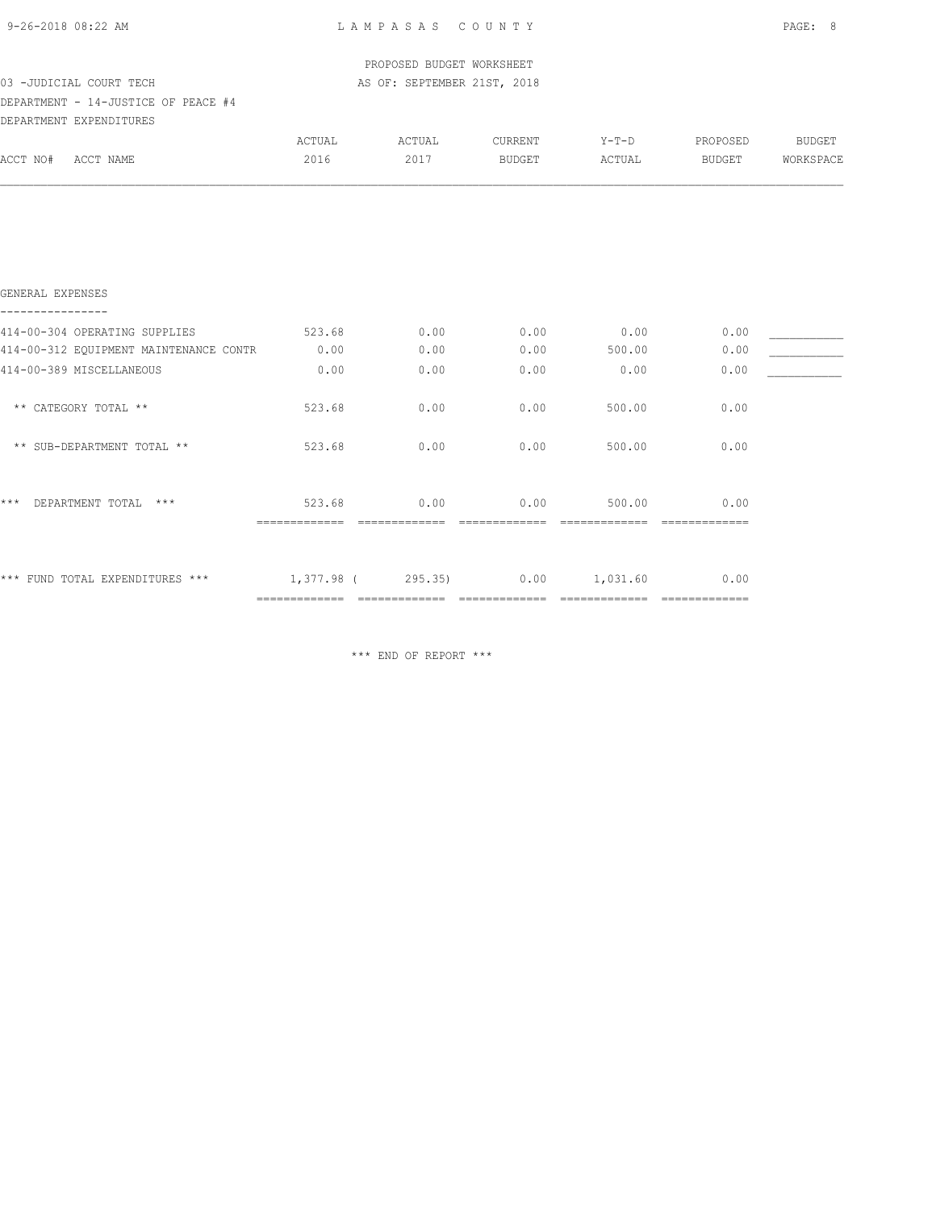PROPOSED BUDGET WORKSHEET

03 -JUDICIAL COURT TECH — AS OF: SEPTEMBER 21ST, 2018

DEPARTMENT - 14-JUSTICE OF PEACE #4

DEPARTMENT EXPENDITURES

| ACCT NO# ACCT NAME | ACTUAL 2016 | ACTUAL 2017 | CURRENT BUDGET | Y-T-D ACTUAL | PROPOSED BUDGET | BUDGET WORKSPACE |
|---|---|---|---|---|---|---|
| **GENERAL EXPENSES** | | | | | | |
| 414-00-304 OPERATING SUPPLIES | 523.68 | 0.00 | 0.00 | 0.00 | 0.00 | ___________ |
| 414-00-312 EQUIPMENT MAINTENANCE CONTR | 0.00 | 0.00 | 0.00 | 500.00 | 0.00 | ___________ |
| 414-00-389 MISCELLANEOUS | 0.00 | 0.00 | 0.00 | 0.00 | 0.00 | ___________ |
| ** CATEGORY TOTAL ** | 523.68 | 0.00 | 0.00 | 500.00 | 0.00 | |
| ** SUB-DEPARTMENT TOTAL ** | 523.68 | 0.00 | 0.00 | 500.00 | 0.00 | |
| *** DEPARTMENT TOTAL *** | 523.68 | 0.00 | 0.00 | 500.00 | 0.00 | |
| *** FUND TOTAL EXPENDITURES *** | 1,377.98 | ( 295.35) | 0.00 | 1,031.60 | 0.00 | |

*** END OF REPORT ***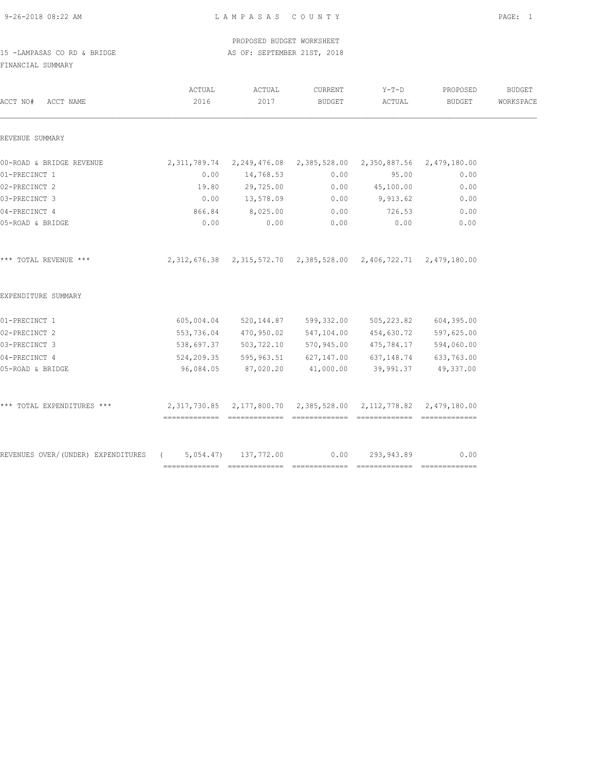PROPOSED BUDGET WORKSHEET

15 -LAMPASAS CO RD & BRIDGE AS OF: SEPTEMBER 21ST, 2018

FINANCIAL SUMMARY

| ACCT NO# ACCT NAME | ACTUAL 2016 | ACTUAL 2017 | CURRENT BUDGET | Y-T-D ACTUAL | PROPOSED BUDGET | BUDGET WORKSPACE |
|---|---|---|---|---|---|---|
| REVENUE SUMMARY | | | | | | |
| 00-ROAD & BRIDGE REVENUE | 2,311,789.74 | 2,249,476.08 | 2,385,528.00 | 2,350,887.56 | 2,479,180.00 | |
| 01-PRECINCT 1 | 0.00 | 14,768.53 | 0.00 | 95.00 | 0.00 | |
| 02-PRECINCT 2 | 19.80 | 29,725.00 | 0.00 | 45,100.00 | 0.00 | |
| 03-PRECINCT 3 | 0.00 | 13,578.09 | 0.00 | 9,913.62 | 0.00 | |
| 04-PRECINCT 4 | 866.84 | 8,025.00 | 0.00 | 726.53 | 0.00 | |
| 05-ROAD & BRIDGE | 0.00 | 0.00 | 0.00 | 0.00 | 0.00 | |
| *** TOTAL REVENUE *** | 2,312,676.38 | 2,315,572.70 | 2,385,528.00 | 2,406,722.71 | 2,479,180.00 | |
| EXPENDITURE SUMMARY | | | | | | |
| 01-PRECINCT 1 | 605,004.04 | 520,144.87 | 599,332.00 | 505,223.82 | 604,395.00 | |
| 02-PRECINCT 2 | 553,736.04 | 470,950.02 | 547,104.00 | 454,630.72 | 597,625.00 | |
| 03-PRECINCT 3 | 538,697.37 | 503,722.10 | 570,945.00 | 475,784.17 | 594,060.00 | |
| 04-PRECINCT 4 | 524,209.35 | 595,963.51 | 627,147.00 | 637,148.74 | 633,763.00 | |
| 05-ROAD & BRIDGE | 96,084.05 | 87,020.20 | 41,000.00 | 39,991.37 | 49,337.00 | |
| *** TOTAL EXPENDITURES *** | 2,317,730.85 | 2,177,800.70 | 2,385,528.00 | 2,112,778.82 | 2,479,180.00 | |
| REVENUES OVER/(UNDER) EXPENDITURES | ( 5,054.47) | 137,772.00 | 0.00 | 293,943.89 | 0.00 | |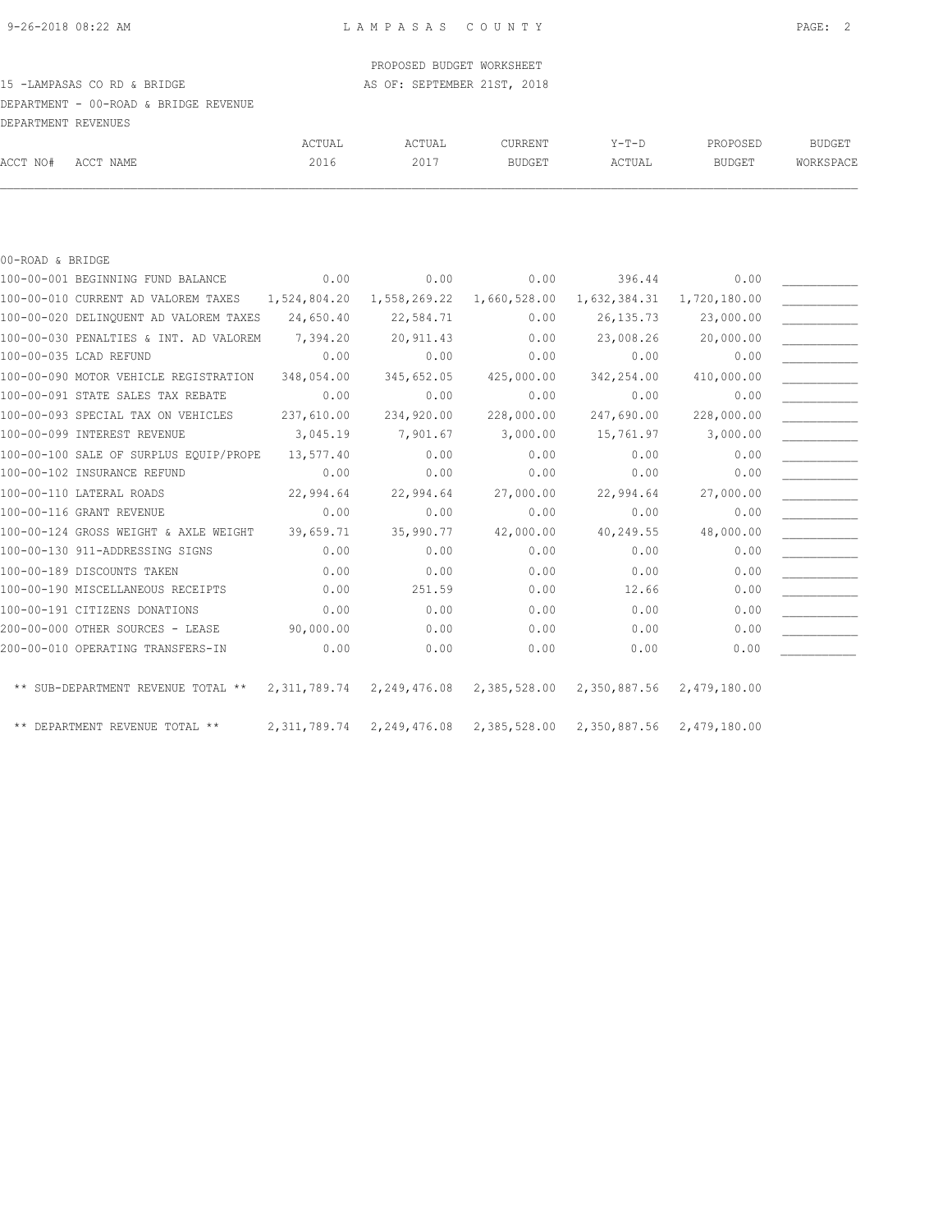PROPOSED BUDGET WORKSHEET

15 -LAMPASAS CO RD & BRIDGE — AS OF: SEPTEMBER 21ST, 2018

DEPARTMENT - 00-ROAD & BRIDGE REVENUE

DEPARTMENT REVENUES

| ACCT NO# | ACCT NAME | ACTUAL 2016 | ACTUAL 2017 | CURRENT BUDGET | Y-T-D ACTUAL | PROPOSED BUDGET | BUDGET WORKSPACE |
|---|---|---|---|---|---|---|---|
| 00-ROAD & BRIDGE | | | | | | | |
| 100-00-001 | BEGINNING FUND BALANCE | 0.00 | 0.00 | 0.00 | 396.44 | 0.00 | ___________ |
| 100-00-010 | CURRENT AD VALOREM TAXES | 1,524,804.20 | 1,558,269.22 | 1,660,528.00 | 1,632,384.31 | 1,720,180.00 | ___________ |
| 100-00-020 | DELINQUENT AD VALOREM TAXES | 24,650.40 | 22,584.71 | 0.00 | 26,135.73 | 23,000.00 | ___________ |
| 100-00-030 | PENALTIES & INT. AD VALOREM | 7,394.20 | 20,911.43 | 0.00 | 23,008.26 | 20,000.00 | ___________ |
| 100-00-035 | LCAD REFUND | 0.00 | 0.00 | 0.00 | 0.00 | 0.00 | ___________ |
| 100-00-090 | MOTOR VEHICLE REGISTRATION | 348,054.00 | 345,652.05 | 425,000.00 | 342,254.00 | 410,000.00 | ___________ |
| 100-00-091 | STATE SALES TAX REBATE | 0.00 | 0.00 | 0.00 | 0.00 | 0.00 | ___________ |
| 100-00-093 | SPECIAL TAX ON VEHICLES | 237,610.00 | 234,920.00 | 228,000.00 | 247,690.00 | 228,000.00 | ___________ |
| 100-00-099 | INTEREST REVENUE | 3,045.19 | 7,901.67 | 3,000.00 | 15,761.97 | 3,000.00 | ___________ |
| 100-00-100 | SALE OF SURPLUS EQUIP/PROPE | 13,577.40 | 0.00 | 0.00 | 0.00 | 0.00 | ___________ |
| 100-00-102 | INSURANCE REFUND | 0.00 | 0.00 | 0.00 | 0.00 | 0.00 | ___________ |
| 100-00-110 | LATERAL ROADS | 22,994.64 | 22,994.64 | 27,000.00 | 22,994.64 | 27,000.00 | ___________ |
| 100-00-116 | GRANT REVENUE | 0.00 | 0.00 | 0.00 | 0.00 | 0.00 | ___________ |
| 100-00-124 | GROSS WEIGHT & AXLE WEIGHT | 39,659.71 | 35,990.77 | 42,000.00 | 40,249.55 | 48,000.00 | ___________ |
| 100-00-130 | 911-ADDRESSING SIGNS | 0.00 | 0.00 | 0.00 | 0.00 | 0.00 | ___________ |
| 100-00-189 | DISCOUNTS TAKEN | 0.00 | 0.00 | 0.00 | 0.00 | 0.00 | ___________ |
| 100-00-190 | MISCELLANEOUS RECEIPTS | 0.00 | 251.59 | 0.00 | 12.66 | 0.00 | ___________ |
| 100-00-191 | CITIZENS DONATIONS | 0.00 | 0.00 | 0.00 | 0.00 | 0.00 | ___________ |
| 200-00-000 | OTHER SOURCES - LEASE | 90,000.00 | 0.00 | 0.00 | 0.00 | 0.00 | ___________ |
| 200-00-010 | OPERATING TRANSFERS-IN | 0.00 | 0.00 | 0.00 | 0.00 | 0.00 | ___________ |
| | ** SUB-DEPARTMENT REVENUE TOTAL ** | 2,311,789.74 | 2,249,476.08 | 2,385,528.00 | 2,350,887.56 | 2,479,180.00 | |
| | ** DEPARTMENT REVENUE TOTAL ** | 2,311,789.74 | 2,249,476.08 | 2,385,528.00 | 2,350,887.56 | 2,479,180.00 | |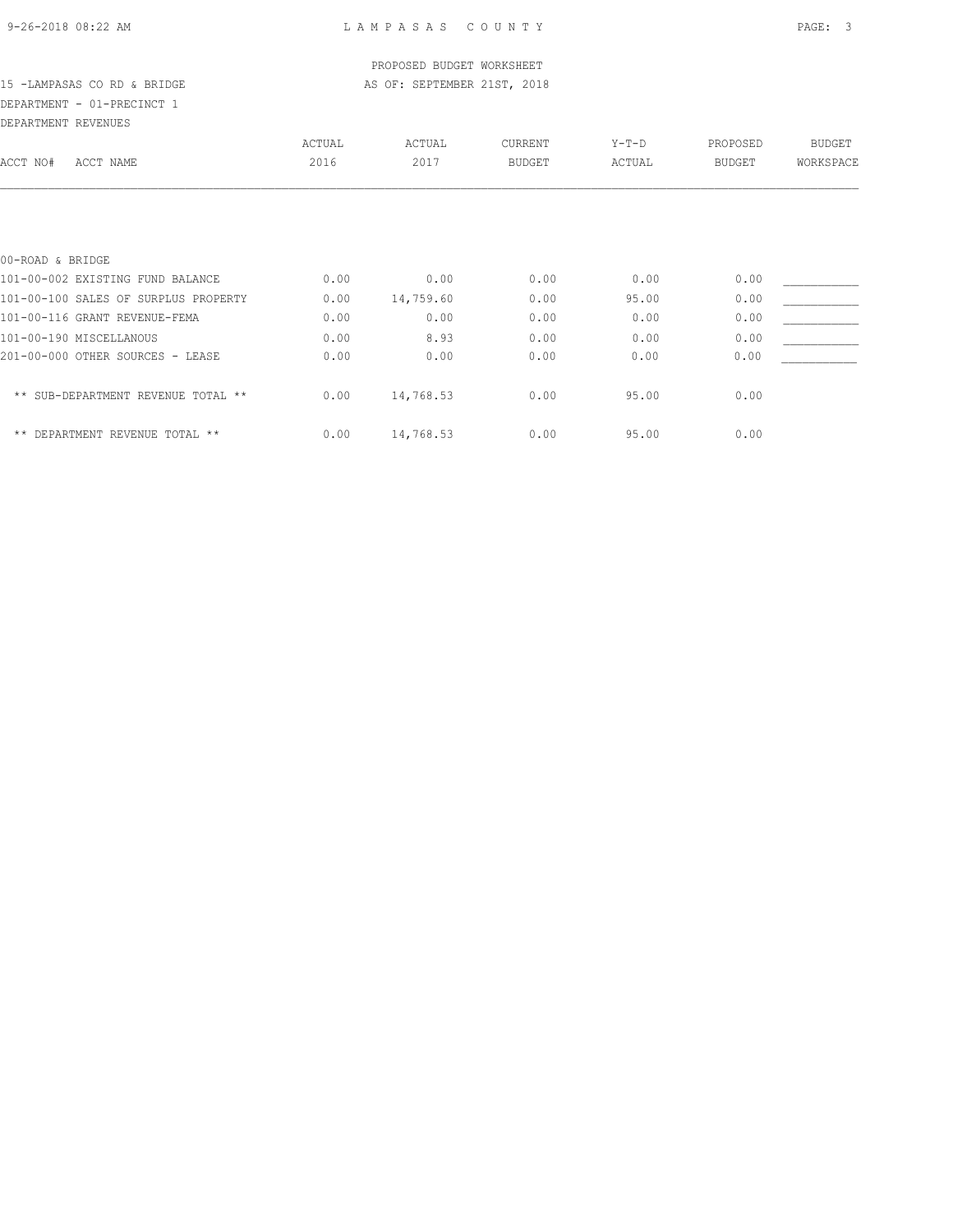PROPOSED BUDGET WORKSHEET

15 -LAMPASAS CO RD & BRIDGE — AS OF: SEPTEMBER 21ST, 2018

DEPARTMENT - 01-PRECINCT 1

DEPARTMENT REVENUES

| ACCT NO# ACCT NAME | ACTUAL 2016 | ACTUAL 2017 | CURRENT BUDGET | Y-T-D ACTUAL | PROPOSED BUDGET | BUDGET WORKSPACE |
|---|---|---|---|---|---|---|
| 00-ROAD & BRIDGE | | | | | | |
| 101-00-002 EXISTING FUND BALANCE | 0.00 | 0.00 | 0.00 | 0.00 | 0.00 | ___________ |
| 101-00-100 SALES OF SURPLUS PROPERTY | 0.00 | 14,759.60 | 0.00 | 95.00 | 0.00 | ___________ |
| 101-00-116 GRANT REVENUE-FEMA | 0.00 | 0.00 | 0.00 | 0.00 | 0.00 | ___________ |
| 101-00-190 MISCELLANOUS | 0.00 | 8.93 | 0.00 | 0.00 | 0.00 | ___________ |
| 201-00-000 OTHER SOURCES - LEASE | 0.00 | 0.00 | 0.00 | 0.00 | 0.00 | ___________ |
| ** SUB-DEPARTMENT REVENUE TOTAL ** | 0.00 | 14,768.53 | 0.00 | 95.00 | 0.00 | |
| ** DEPARTMENT REVENUE TOTAL ** | 0.00 | 14,768.53 | 0.00 | 95.00 | 0.00 | |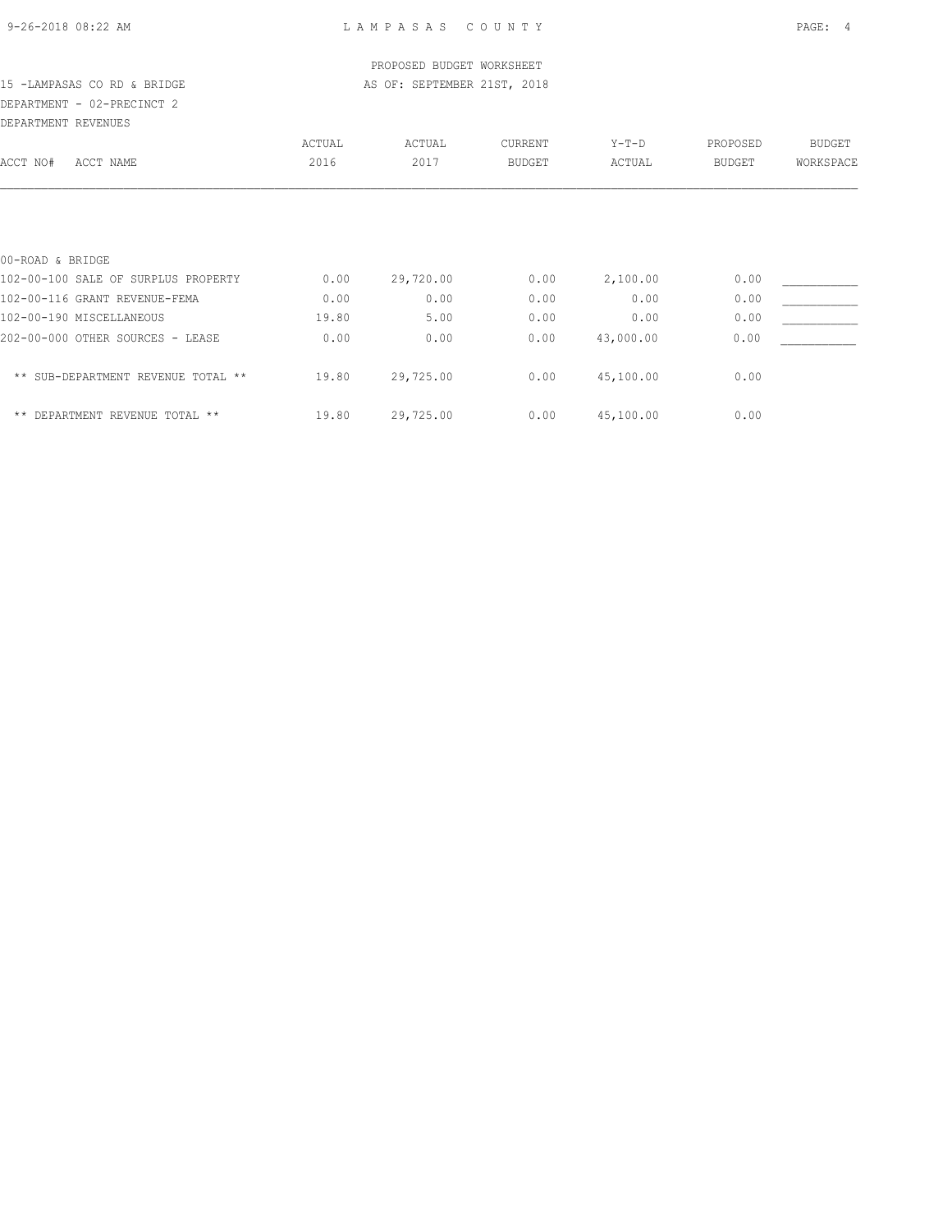PROPOSED BUDGET WORKSHEET

15 -LAMPASAS CO RD & BRIDGE — AS OF: SEPTEMBER 21ST, 2018

DEPARTMENT - 02-PRECINCT 2

DEPARTMENT REVENUES

| ACCT NO# ACCT NAME | ACTUAL 2016 | ACTUAL 2017 | CURRENT BUDGET | Y-T-D ACTUAL | PROPOSED BUDGET | BUDGET WORKSPACE |
|---|---|---|---|---|---|---|
| 00-ROAD & BRIDGE | | | | | | |
| 102-00-100 SALE OF SURPLUS PROPERTY | 0.00 | 29,720.00 | 0.00 | 2,100.00 | 0.00 | ___________ |
| 102-00-116 GRANT REVENUE-FEMA | 0.00 | 0.00 | 0.00 | 0.00 | 0.00 | ___________ |
| 102-00-190 MISCELLANEOUS | 19.80 | 5.00 | 0.00 | 0.00 | 0.00 | ___________ |
| 202-00-000 OTHER SOURCES - LEASE | 0.00 | 0.00 | 0.00 | 43,000.00 | 0.00 | ___________ |
| ** SUB-DEPARTMENT REVENUE TOTAL ** | 19.80 | 29,725.00 | 0.00 | 45,100.00 | 0.00 | |
| ** DEPARTMENT REVENUE TOTAL ** | 19.80 | 29,725.00 | 0.00 | 45,100.00 | 0.00 | |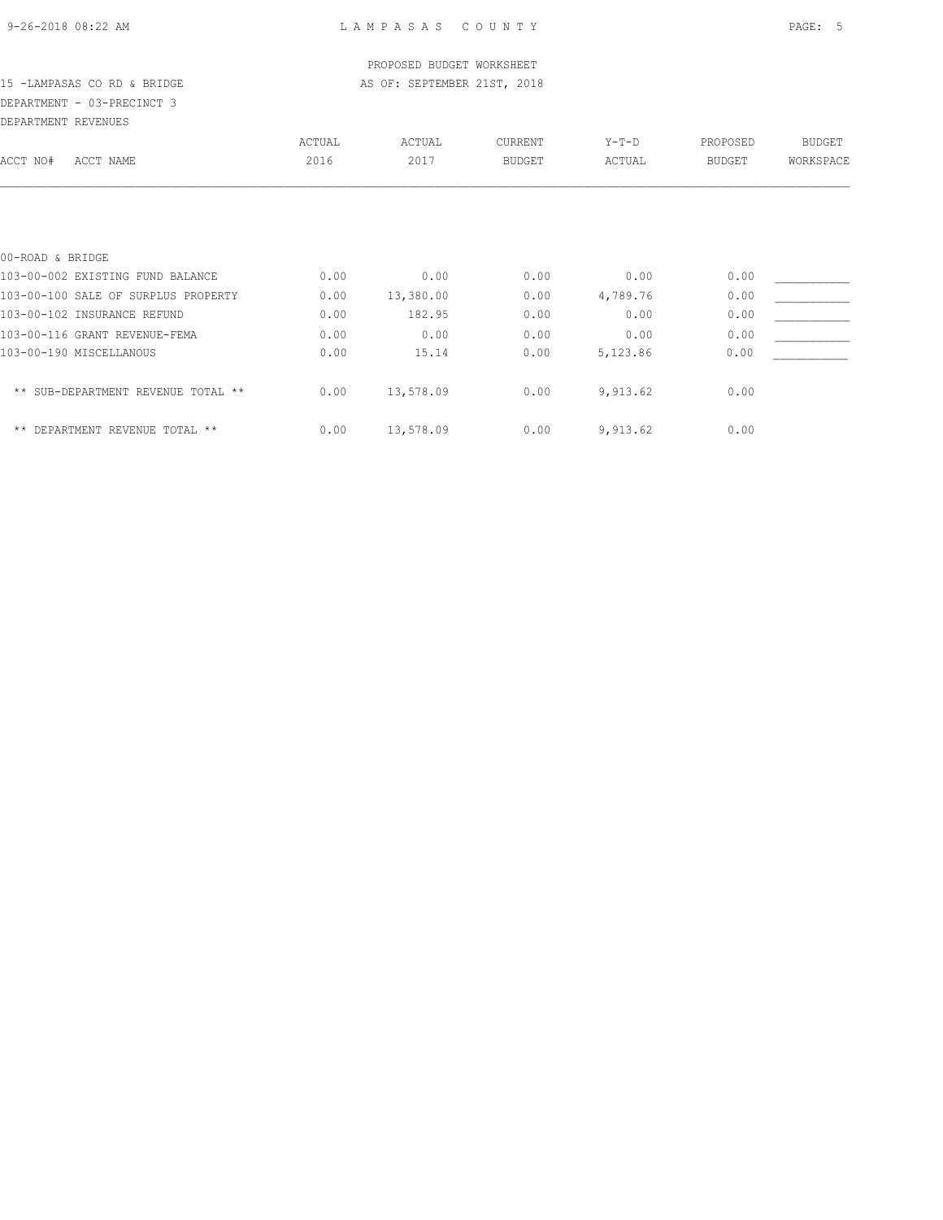LAMPASAS COUNTY

PROPOSED BUDGET WORKSHEET

15 -LAMPASAS CO RD & BRIDGE — AS OF: SEPTEMBER 21ST, 2018

DEPARTMENT - 03-PRECINCT 3

DEPARTMENT REVENUES

| ACCT NO# ACCT NAME | ACTUAL 2016 | ACTUAL 2017 | CURRENT BUDGET | Y-T-D ACTUAL | PROPOSED BUDGET | BUDGET WORKSPACE |
|---|---|---|---|---|---|---|
| 00-ROAD & BRIDGE | | | | | | |
| 103-00-002 EXISTING FUND BALANCE | 0.00 | 0.00 | 0.00 | 0.00 | 0.00 | ___________ |
| 103-00-100 SALE OF SURPLUS PROPERTY | 0.00 | 13,380.00 | 0.00 | 4,789.76 | 0.00 | ___________ |
| 103-00-102 INSURANCE REFUND | 0.00 | 182.95 | 0.00 | 0.00 | 0.00 | ___________ |
| 103-00-116 GRANT REVENUE-FEMA | 0.00 | 0.00 | 0.00 | 0.00 | 0.00 | ___________ |
| 103-00-190 MISCELLANOUS | 0.00 | 15.14 | 0.00 | 5,123.86 | 0.00 | ___________ |
| ** SUB-DEPARTMENT REVENUE TOTAL ** | 0.00 | 13,578.09 | 0.00 | 9,913.62 | 0.00 | |
| ** DEPARTMENT REVENUE TOTAL ** | 0.00 | 13,578.09 | 0.00 | 9,913.62 | 0.00 | |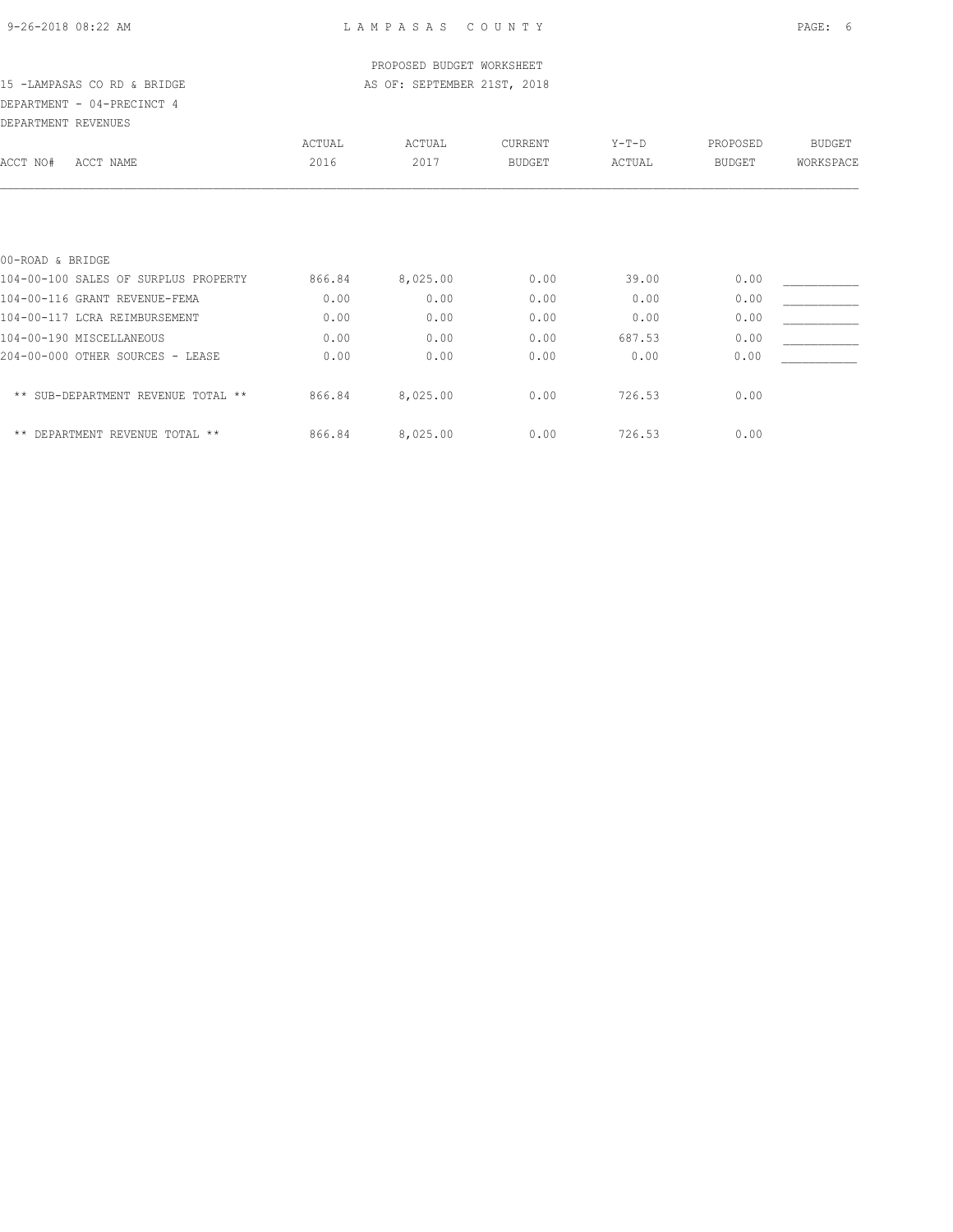PROPOSED BUDGET WORKSHEET

15 -LAMPASAS CO RD & BRIDGE — AS OF: SEPTEMBER 21ST, 2018

DEPARTMENT - 04-PRECINCT 4

DEPARTMENT REVENUES

| ACCT NO# ACCT NAME | ACTUAL 2016 | ACTUAL 2017 | CURRENT BUDGET | Y-T-D ACTUAL | PROPOSED BUDGET | BUDGET WORKSPACE |
|---|---|---|---|---|---|---|
| 00-ROAD & BRIDGE | | | | | | |
| 104-00-100 SALES OF SURPLUS PROPERTY | 866.84 | 8,025.00 | 0.00 | 39.00 | 0.00 | ___________ |
| 104-00-116 GRANT REVENUE-FEMA | 0.00 | 0.00 | 0.00 | 0.00 | 0.00 | ___________ |
| 104-00-117 LCRA REIMBURSEMENT | 0.00 | 0.00 | 0.00 | 0.00 | 0.00 | ___________ |
| 104-00-190 MISCELLANEOUS | 0.00 | 0.00 | 0.00 | 687.53 | 0.00 | ___________ |
| 204-00-000 OTHER SOURCES - LEASE | 0.00 | 0.00 | 0.00 | 0.00 | 0.00 | ___________ |
| ** SUB-DEPARTMENT REVENUE TOTAL ** | 866.84 | 8,025.00 | 0.00 | 726.53 | 0.00 | |
| ** DEPARTMENT REVENUE TOTAL ** | 866.84 | 8,025.00 | 0.00 | 726.53 | 0.00 | |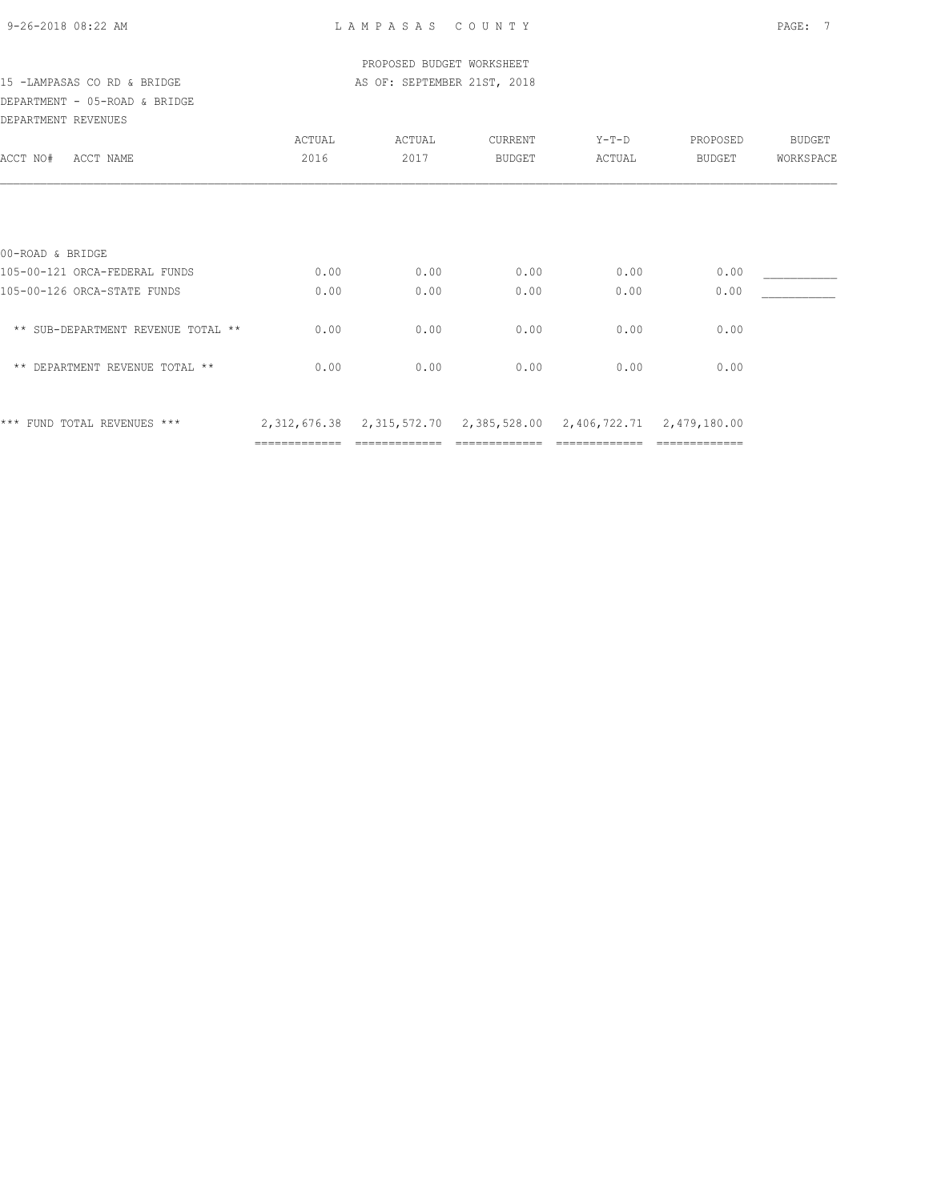PROPOSED BUDGET WORKSHEET

15 -LAMPASAS CO RD & BRIDGE — AS OF: SEPTEMBER 21ST, 2018

DEPARTMENT - 05-ROAD & BRIDGE

DEPARTMENT REVENUES

| ACCT NO# ACCT NAME | ACTUAL 2016 | ACTUAL 2017 | CURRENT BUDGET | Y-T-D ACTUAL | PROPOSED BUDGET | BUDGET WORKSPACE |
|---|---|---|---|---|---|---|
| 00-ROAD & BRIDGE | | | | | | |
| 105-00-121 ORCA-FEDERAL FUNDS | 0.00 | 0.00 | 0.00 | 0.00 | 0.00 | ___________ |
| 105-00-126 ORCA-STATE FUNDS | 0.00 | 0.00 | 0.00 | 0.00 | 0.00 | ___________ |
| ** SUB-DEPARTMENT REVENUE TOTAL ** | 0.00 | 0.00 | 0.00 | 0.00 | 0.00 | |
| ** DEPARTMENT REVENUE TOTAL ** | 0.00 | 0.00 | 0.00 | 0.00 | 0.00 | |
| *** FUND TOTAL REVENUES *** | 2,312,676.38 | 2,315,572.70 | 2,385,528.00 | 2,406,722.71 | 2,479,180.00 | |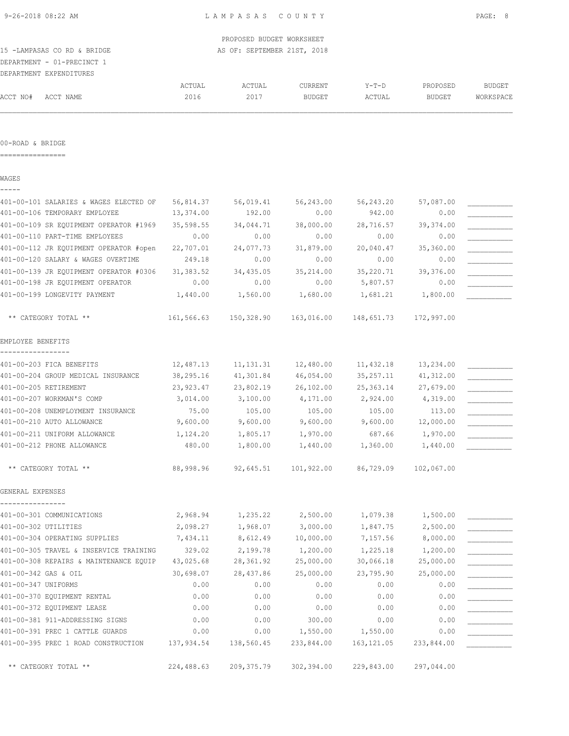PROPOSED BUDGET WORKSHEET
AS OF: SEPTEMBER 21ST, 2018

15 -LAMPASAS CO RD & BRIDGE
DEPARTMENT - 01-PRECINCT 1
DEPARTMENT EXPENDITURES

## 00-ROAD & BRIDGE

| ACCT NO# ACCT NAME | ACTUAL 2016 | ACTUAL 2017 | CURRENT BUDGET | Y-T-D ACTUAL | PROPOSED BUDGET | BUDGET WORKSPACE |
|---|---|---|---|---|---|---|
| **WAGES** | | | | | | |
| 401-00-101 SALARIES & WAGES ELECTED OF | 56,814.37 | 56,019.41 | 56,243.00 | 56,243.20 | 57,087.00 | ___________ |
| 401-00-106 TEMPORARY EMPLOYEE | 13,374.00 | 192.00 | 0.00 | 942.00 | 0.00 | ___________ |
| 401-00-109 SR EQUIPMENT OPERATOR #1969 | 35,598.55 | 34,044.71 | 38,000.00 | 28,716.57 | 39,374.00 | ___________ |
| 401-00-110 PART-TIME EMPLOYEES | 0.00 | 0.00 | 0.00 | 0.00 | 0.00 | ___________ |
| 401-00-112 JR EQUIPMENT OPERATOR #open | 22,707.01 | 24,077.73 | 31,879.00 | 20,040.47 | 35,360.00 | ___________ |
| 401-00-120 SALARY & WAGES OVERTIME | 249.18 | 0.00 | 0.00 | 0.00 | 0.00 | ___________ |
| 401-00-139 JR EQUIPMENT OPERATOR #0306 | 31,383.52 | 34,435.05 | 35,214.00 | 35,220.71 | 39,376.00 | ___________ |
| 401-00-198 JR EQUIPMENT OPERATOR | 0.00 | 0.00 | 0.00 | 5,807.57 | 0.00 | ___________ |
| 401-00-199 LONGEVITY PAYMENT | 1,440.00 | 1,560.00 | 1,680.00 | 1,681.21 | 1,800.00 | ___________ |
| ** CATEGORY TOTAL ** | 161,566.63 | 150,328.90 | 163,016.00 | 148,651.73 | 172,997.00 | |
| **EMPLOYEE BENEFITS** | | | | | | |
| 401-00-203 FICA BENEFITS | 12,487.13 | 11,131.31 | 12,480.00 | 11,432.18 | 13,234.00 | ___________ |
| 401-00-204 GROUP MEDICAL INSURANCE | 38,295.16 | 41,301.84 | 46,054.00 | 35,257.11 | 41,312.00 | ___________ |
| 401-00-205 RETIREMENT | 23,923.47 | 23,802.19 | 26,102.00 | 25,363.14 | 27,679.00 | ___________ |
| 401-00-207 WORKMAN'S COMP | 3,014.00 | 3,100.00 | 4,171.00 | 2,924.00 | 4,319.00 | ___________ |
| 401-00-208 UNEMPLOYMENT INSURANCE | 75.00 | 105.00 | 105.00 | 105.00 | 113.00 | ___________ |
| 401-00-210 AUTO ALLOWANCE | 9,600.00 | 9,600.00 | 9,600.00 | 9,600.00 | 12,000.00 | ___________ |
| 401-00-211 UNIFORM ALLOWANCE | 1,124.20 | 1,805.17 | 1,970.00 | 687.66 | 1,970.00 | ___________ |
| 401-00-212 PHONE ALLOWANCE | 480.00 | 1,800.00 | 1,440.00 | 1,360.00 | 1,440.00 | ___________ |
| ** CATEGORY TOTAL ** | 88,998.96 | 92,645.51 | 101,922.00 | 86,729.09 | 102,067.00 | |
| **GENERAL EXPENSES** | | | | | | |
| 401-00-301 COMMUNICATIONS | 2,968.94 | 1,235.22 | 2,500.00 | 1,079.38 | 1,500.00 | ___________ |
| 401-00-302 UTILITIES | 2,098.27 | 1,968.07 | 3,000.00 | 1,847.75 | 2,500.00 | ___________ |
| 401-00-304 OPERATING SUPPLIES | 7,434.11 | 8,612.49 | 10,000.00 | 7,157.56 | 8,000.00 | ___________ |
| 401-00-305 TRAVEL & INSERVICE TRAINING | 329.02 | 2,199.78 | 1,200.00 | 1,225.18 | 1,200.00 | ___________ |
| 401-00-308 REPAIRS & MAINTENANCE EQUIP | 43,025.68 | 28,361.92 | 25,000.00 | 30,066.18 | 25,000.00 | ___________ |
| 401-00-342 GAS & OIL | 30,698.07 | 28,437.86 | 25,000.00 | 23,795.90 | 25,000.00 | ___________ |
| 401-00-347 UNIFORMS | 0.00 | 0.00 | 0.00 | 0.00 | 0.00 | ___________ |
| 401-00-370 EQUIPMENT RENTAL | 0.00 | 0.00 | 0.00 | 0.00 | 0.00 | ___________ |
| 401-00-372 EQUIPMENT LEASE | 0.00 | 0.00 | 0.00 | 0.00 | 0.00 | ___________ |
| 401-00-381 911-ADDRESSING SIGNS | 0.00 | 0.00 | 300.00 | 0.00 | 0.00 | ___________ |
| 401-00-391 PREC 1 CATTLE GUARDS | 0.00 | 0.00 | 1,550.00 | 1,550.00 | 0.00 | ___________ |
| 401-00-395 PREC 1 ROAD CONSTRUCTION | 137,934.54 | 138,560.45 | 233,844.00 | 163,121.05 | 233,844.00 | ___________ |
| ** CATEGORY TOTAL ** | 224,488.63 | 209,375.79 | 302,394.00 | 229,843.00 | 297,044.00 | |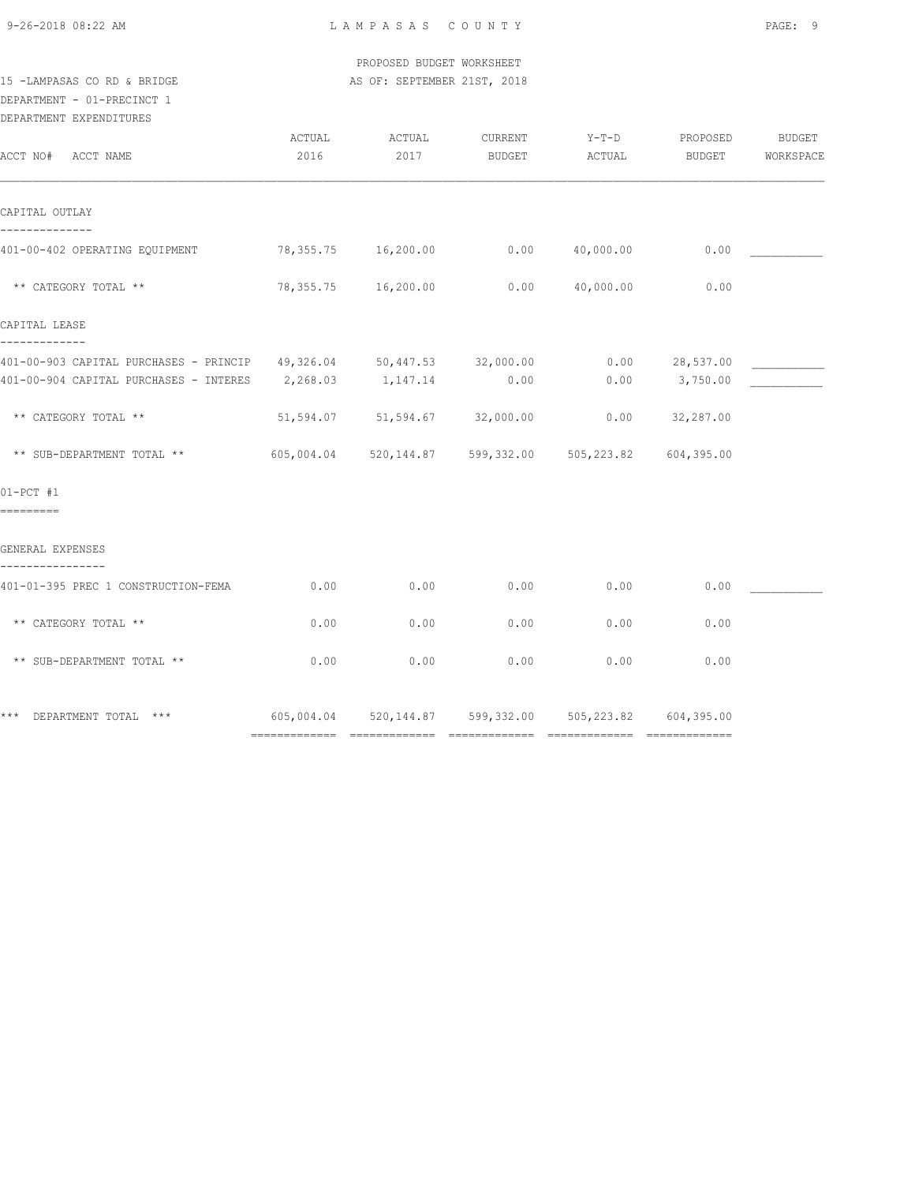PROPOSED BUDGET WORKSHEET

15 -LAMPASAS CO RD & BRIDGE — AS OF: SEPTEMBER 21ST, 2018

DEPARTMENT - 01-PRECINCT 1

DEPARTMENT EXPENDITURES

| ACCT NO# ACCT NAME | ACTUAL 2016 | ACTUAL 2017 | CURRENT BUDGET | Y-T-D ACTUAL | PROPOSED BUDGET | BUDGET WORKSPACE |
|---|---|---|---|---|---|---|
| **CAPITAL OUTLAY** | | | | | | |
| 401-00-402 OPERATING EQUIPMENT | 78,355.75 | 16,200.00 | 0.00 | 40,000.00 | 0.00 | ___________ |
| ** CATEGORY TOTAL ** | 78,355.75 | 16,200.00 | 0.00 | 40,000.00 | 0.00 | |
| **CAPITAL LEASE** | | | | | | |
| 401-00-903 CAPITAL PURCHASES - PRINCIP | 49,326.04 | 50,447.53 | 32,000.00 | 0.00 | 28,537.00 | ___________ |
| 401-00-904 CAPITAL PURCHASES - INTERES | 2,268.03 | 1,147.14 | 0.00 | 0.00 | 3,750.00 | ___________ |
| ** CATEGORY TOTAL ** | 51,594.07 | 51,594.67 | 32,000.00 | 0.00 | 32,287.00 | |
| ** SUB-DEPARTMENT TOTAL ** | 605,004.04 | 520,144.87 | 599,332.00 | 505,223.82 | 604,395.00 | |
| **01-PCT #1** | | | | | | |
| **GENERAL EXPENSES** | | | | | | |
| 401-01-395 PREC 1 CONSTRUCTION-FEMA | 0.00 | 0.00 | 0.00 | 0.00 | 0.00 | ___________ |
| ** CATEGORY TOTAL ** | 0.00 | 0.00 | 0.00 | 0.00 | 0.00 | |
| ** SUB-DEPARTMENT TOTAL ** | 0.00 | 0.00 | 0.00 | 0.00 | 0.00 | |
| *** DEPARTMENT TOTAL *** | 605,004.04 | 520,144.87 | 599,332.00 | 505,223.82 | 604,395.00 | |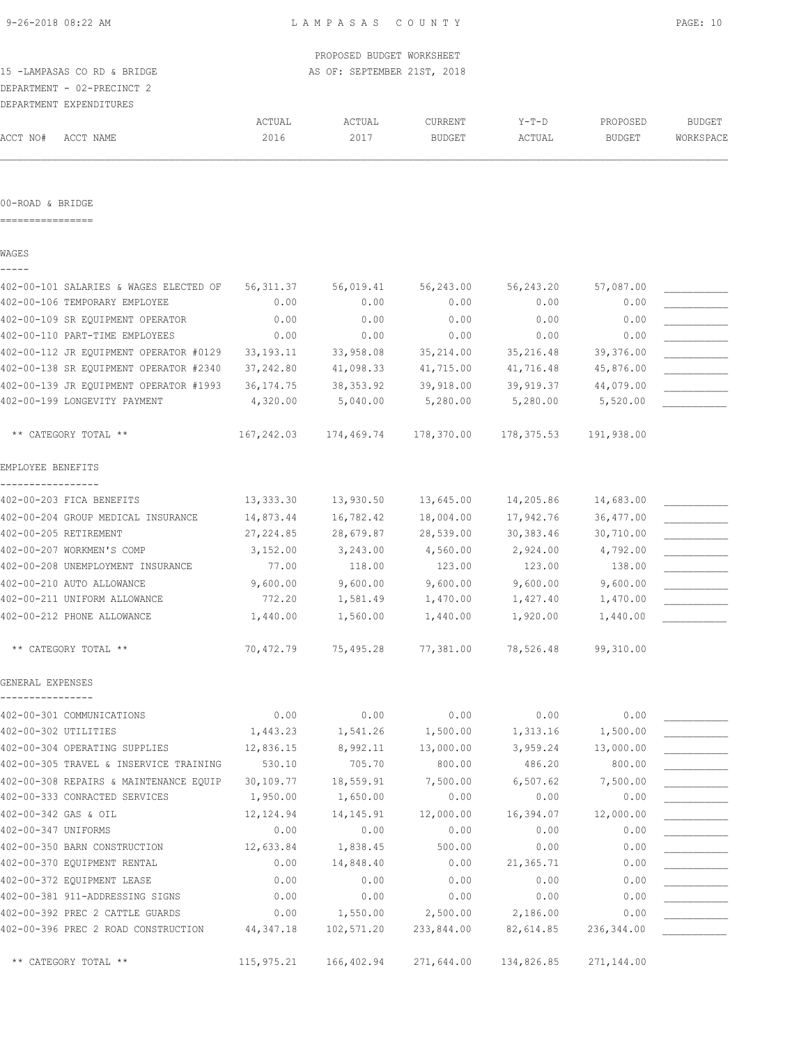PROPOSED BUDGET WORKSHEET

15 -LAMPASAS CO RD & BRIDGE — AS OF: SEPTEMBER 21ST, 2018

DEPARTMENT - 02-PRECINCT 2

DEPARTMENT EXPENDITURES

| ACCT NO# | ACCT NAME | ACTUAL 2016 | ACTUAL 2017 | CURRENT BUDGET | Y-T-D ACTUAL | PROPOSED BUDGET | BUDGET WORKSPACE |
|---|---|---|---|---|---|---|---|
| **00-ROAD & BRIDGE** | | | | | | | |
| **WAGES** | | | | | | | |
| 402-00-101 | SALARIES & WAGES ELECTED OF | 56,311.37 | 56,019.41 | 56,243.00 | 56,243.20 | 57,087.00 | |
| 402-00-106 | TEMPORARY EMPLOYEE | 0.00 | 0.00 | 0.00 | 0.00 | 0.00 | |
| 402-00-109 | SR EQUIPMENT OPERATOR | 0.00 | 0.00 | 0.00 | 0.00 | 0.00 | |
| 402-00-110 | PART-TIME EMPLOYEES | 0.00 | 0.00 | 0.00 | 0.00 | 0.00 | |
| 402-00-112 | JR EQUIPMENT OPERATOR #0129 | 33,193.11 | 33,958.08 | 35,214.00 | 35,216.48 | 39,376.00 | |
| 402-00-138 | SR EQUIPMENT OPERATOR #2340 | 37,242.80 | 41,098.33 | 41,715.00 | 41,716.48 | 45,876.00 | |
| 402-00-139 | JR EQUIPMENT OPERATOR #1993 | 36,174.75 | 38,353.92 | 39,918.00 | 39,919.37 | 44,079.00 | |
| 402-00-199 | LONGEVITY PAYMENT | 4,320.00 | 5,040.00 | 5,280.00 | 5,280.00 | 5,520.00 | |
| | ** CATEGORY TOTAL ** | 167,242.03 | 174,469.74 | 178,370.00 | 178,375.53 | 191,938.00 | |
| **EMPLOYEE BENEFITS** | | | | | | | |
| 402-00-203 | FICA BENEFITS | 13,333.30 | 13,930.50 | 13,645.00 | 14,205.86 | 14,683.00 | |
| 402-00-204 | GROUP MEDICAL INSURANCE | 14,873.44 | 16,782.42 | 18,004.00 | 17,942.76 | 36,477.00 | |
| 402-00-205 | RETIREMENT | 27,224.85 | 28,679.87 | 28,539.00 | 30,383.46 | 30,710.00 | |
| 402-00-207 | WORKMEN'S COMP | 3,152.00 | 3,243.00 | 4,560.00 | 2,924.00 | 4,792.00 | |
| 402-00-208 | UNEMPLOYMENT INSURANCE | 77.00 | 118.00 | 123.00 | 123.00 | 138.00 | |
| 402-00-210 | AUTO ALLOWANCE | 9,600.00 | 9,600.00 | 9,600.00 | 9,600.00 | 9,600.00 | |
| 402-00-211 | UNIFORM ALLOWANCE | 772.20 | 1,581.49 | 1,470.00 | 1,427.40 | 1,470.00 | |
| 402-00-212 | PHONE ALLOWANCE | 1,440.00 | 1,560.00 | 1,440.00 | 1,920.00 | 1,440.00 | |
| | ** CATEGORY TOTAL ** | 70,472.79 | 75,495.28 | 77,381.00 | 78,526.48 | 99,310.00 | |
| **GENERAL EXPENSES** | | | | | | | |
| 402-00-301 | COMMUNICATIONS | 0.00 | 0.00 | 0.00 | 0.00 | 0.00 | |
| 402-00-302 | UTILITIES | 1,443.23 | 1,541.26 | 1,500.00 | 1,313.16 | 1,500.00 | |
| 402-00-304 | OPERATING SUPPLIES | 12,836.15 | 8,992.11 | 13,000.00 | 3,959.24 | 13,000.00 | |
| 402-00-305 | TRAVEL & INSERVICE TRAINING | 530.10 | 705.70 | 800.00 | 486.20 | 800.00 | |
| 402-00-308 | REPAIRS & MAINTENANCE EQUIP | 30,109.77 | 18,559.91 | 7,500.00 | 6,507.62 | 7,500.00 | |
| 402-00-333 | CONRACTED SERVICES | 1,950.00 | 1,650.00 | 0.00 | 0.00 | 0.00 | |
| 402-00-342 | GAS & OIL | 12,124.94 | 14,145.91 | 12,000.00 | 16,394.07 | 12,000.00 | |
| 402-00-347 | UNIFORMS | 0.00 | 0.00 | 0.00 | 0.00 | 0.00 | |
| 402-00-350 | BARN CONSTRUCTION | 12,633.84 | 1,838.45 | 500.00 | 0.00 | 0.00 | |
| 402-00-370 | EQUIPMENT RENTAL | 0.00 | 14,848.40 | 0.00 | 21,365.71 | 0.00 | |
| 402-00-372 | EQUIPMENT LEASE | 0.00 | 0.00 | 0.00 | 0.00 | 0.00 | |
| 402-00-381 | 911-ADDRESSING SIGNS | 0.00 | 0.00 | 0.00 | 0.00 | 0.00 | |
| 402-00-392 | PREC 2 CATTLE GUARDS | 0.00 | 1,550.00 | 2,500.00 | 2,186.00 | 0.00 | |
| 402-00-396 | PREC 2 ROAD CONSTRUCTION | 44,347.18 | 102,571.20 | 233,844.00 | 82,614.85 | 236,344.00 | |
| | ** CATEGORY TOTAL ** | 115,975.21 | 166,402.94 | 271,644.00 | 134,826.85 | 271,144.00 | |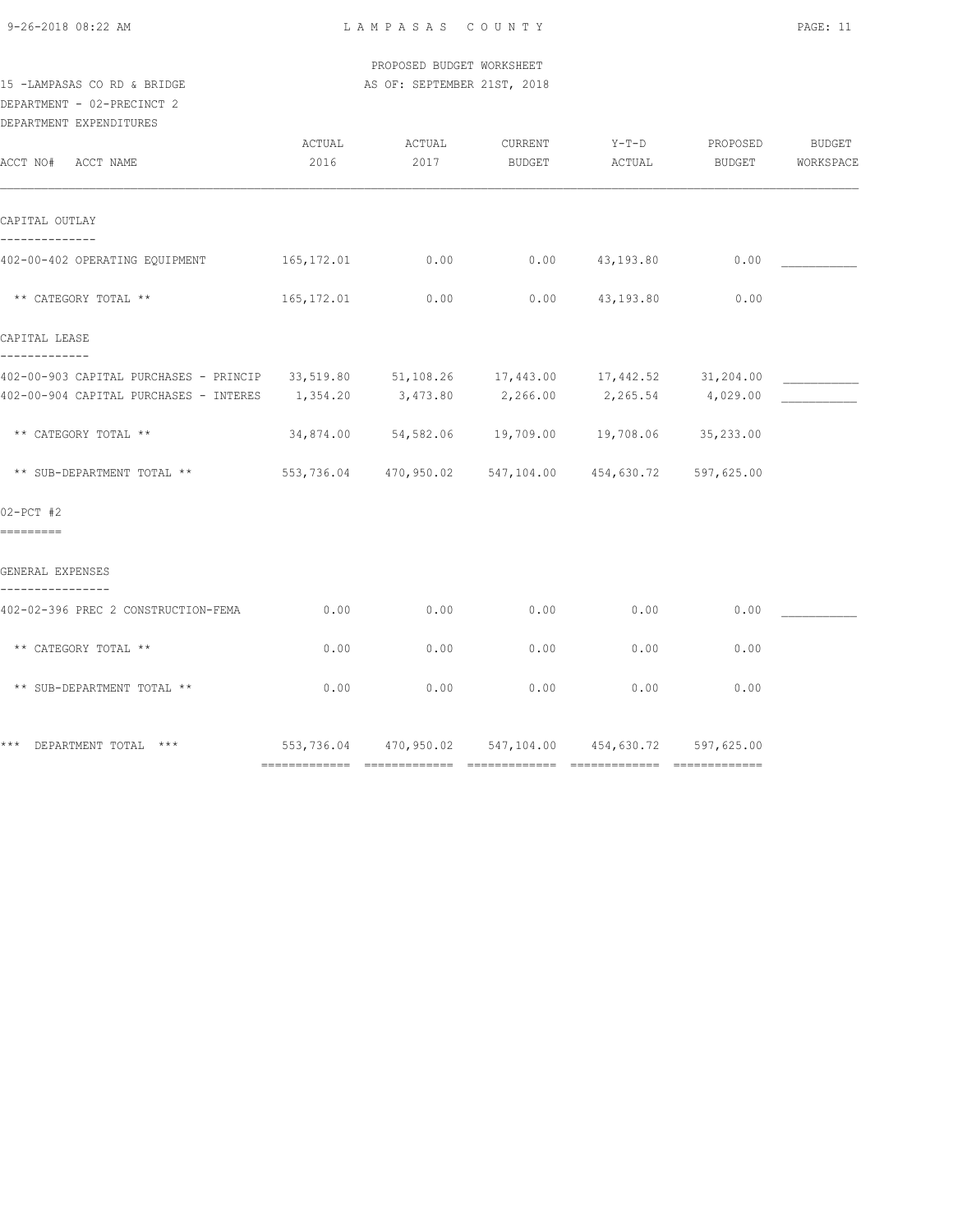PROPOSED BUDGET WORKSHEET

15 -LAMPASAS CO RD & BRIDGE — AS OF: SEPTEMBER 21ST, 2018

DEPARTMENT - 02-PRECINCT 2

DEPARTMENT EXPENDITURES

| ACCT NO# ACCT NAME | ACTUAL 2016 | ACTUAL 2017 | CURRENT BUDGET | Y-T-D ACTUAL | PROPOSED BUDGET | BUDGET WORKSPACE |
|---|---|---|---|---|---|---|
| **CAPITAL OUTLAY** | | | | | | |
| 402-00-402 OPERATING EQUIPMENT | 165,172.01 | 0.00 | 0.00 | 43,193.80 | 0.00 | ___________ |
| ** CATEGORY TOTAL ** | 165,172.01 | 0.00 | 0.00 | 43,193.80 | 0.00 | |
| **CAPITAL LEASE** | | | | | | |
| 402-00-903 CAPITAL PURCHASES - PRINCIP | 33,519.80 | 51,108.26 | 17,443.00 | 17,442.52 | 31,204.00 | ___________ |
| 402-00-904 CAPITAL PURCHASES - INTERES | 1,354.20 | 3,473.80 | 2,266.00 | 2,265.54 | 4,029.00 | ___________ |
| ** CATEGORY TOTAL ** | 34,874.00 | 54,582.06 | 19,709.00 | 19,708.06 | 35,233.00 | |
| ** SUB-DEPARTMENT TOTAL ** | 553,736.04 | 470,950.02 | 547,104.00 | 454,630.72 | 597,625.00 | |
| **02-PCT #2** | | | | | | |
| **GENERAL EXPENSES** | | | | | | |
| 402-02-396 PREC 2 CONSTRUCTION-FEMA | 0.00 | 0.00 | 0.00 | 0.00 | 0.00 | ___________ |
| ** CATEGORY TOTAL ** | 0.00 | 0.00 | 0.00 | 0.00 | 0.00 | |
| ** SUB-DEPARTMENT TOTAL ** | 0.00 | 0.00 | 0.00 | 0.00 | 0.00 | |
| *** DEPARTMENT TOTAL *** | 553,736.04 | 470,950.02 | 547,104.00 | 454,630.72 | 597,625.00 | |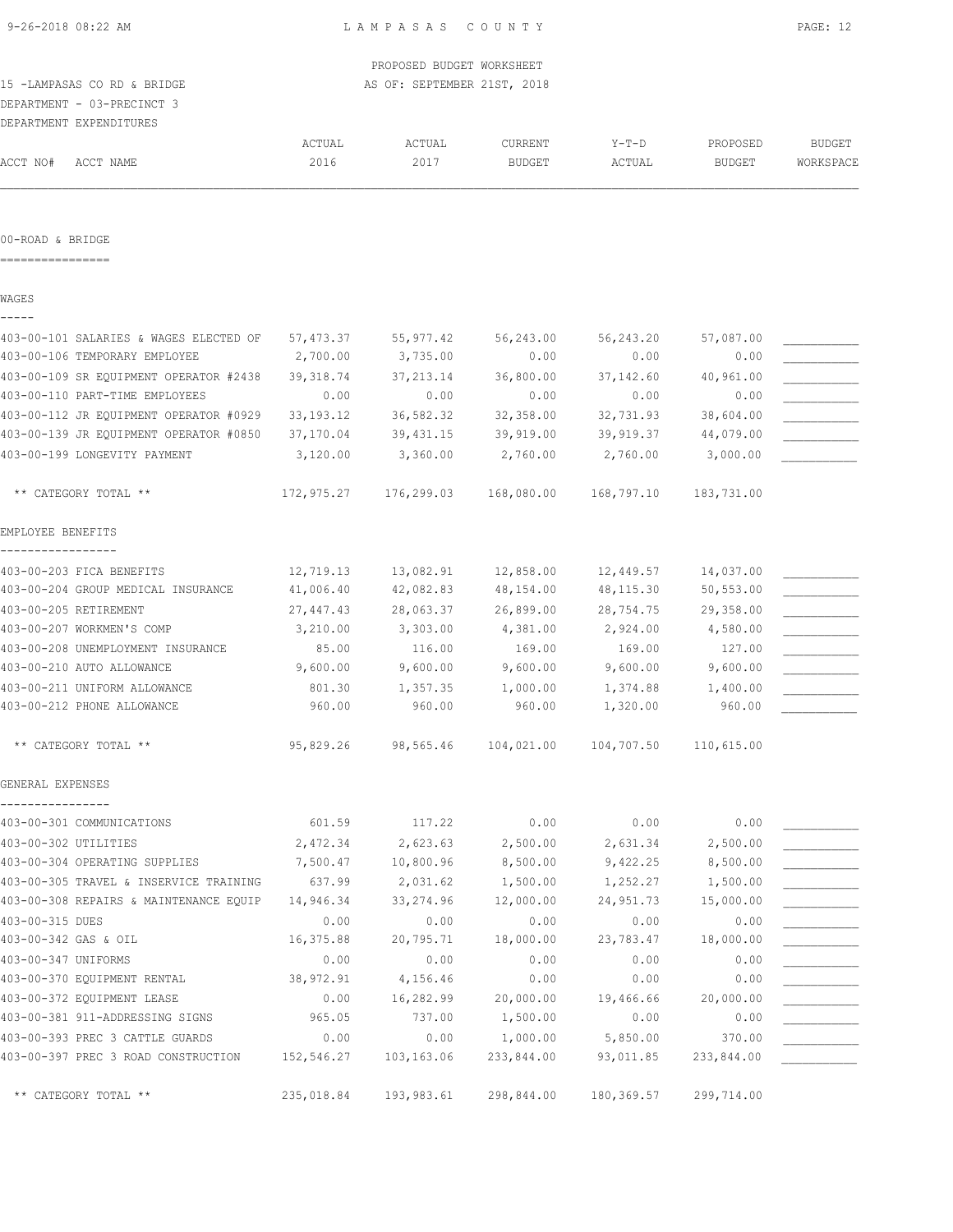PROPOSED BUDGET WORKSHEET

15 -LAMPASAS CO RD & BRIDGE — AS OF: SEPTEMBER 21ST, 2018

DEPARTMENT - 03-PRECINCT 3

DEPARTMENT EXPENDITURES

| ACCT NO# ACCT NAME | ACTUAL 2016 | ACTUAL 2017 | CURRENT BUDGET | Y-T-D ACTUAL | PROPOSED BUDGET | BUDGET WORKSPACE |
|---|---|---|---|---|---|---|
| **00-ROAD & BRIDGE** | | | | | | |
| **WAGES** | | | | | | |
| 403-00-101 SALARIES & WAGES ELECTED OF | 57,473.37 | 55,977.42 | 56,243.00 | 56,243.20 | 57,087.00 | ___________ |
| 403-00-106 TEMPORARY EMPLOYEE | 2,700.00 | 3,735.00 | 0.00 | 0.00 | 0.00 | ___________ |
| 403-00-109 SR EQUIPMENT OPERATOR #2438 | 39,318.74 | 37,213.14 | 36,800.00 | 37,142.60 | 40,961.00 | ___________ |
| 403-00-110 PART-TIME EMPLOYEES | 0.00 | 0.00 | 0.00 | 0.00 | 0.00 | ___________ |
| 403-00-112 JR EQUIPMENT OPERATOR #0929 | 33,193.12 | 36,582.32 | 32,358.00 | 32,731.93 | 38,604.00 | ___________ |
| 403-00-139 JR EQUIPMENT OPERATOR #0850 | 37,170.04 | 39,431.15 | 39,919.00 | 39,919.37 | 44,079.00 | ___________ |
| 403-00-199 LONGEVITY PAYMENT | 3,120.00 | 3,360.00 | 2,760.00 | 2,760.00 | 3,000.00 | ___________ |
| ** CATEGORY TOTAL ** | 172,975.27 | 176,299.03 | 168,080.00 | 168,797.10 | 183,731.00 | |
| **EMPLOYEE BENEFITS** | | | | | | |
| 403-00-203 FICA BENEFITS | 12,719.13 | 13,082.91 | 12,858.00 | 12,449.57 | 14,037.00 | ___________ |
| 403-00-204 GROUP MEDICAL INSURANCE | 41,006.40 | 42,082.83 | 48,154.00 | 48,115.30 | 50,553.00 | ___________ |
| 403-00-205 RETIREMENT | 27,447.43 | 28,063.37 | 26,899.00 | 28,754.75 | 29,358.00 | ___________ |
| 403-00-207 WORKMEN'S COMP | 3,210.00 | 3,303.00 | 4,381.00 | 2,924.00 | 4,580.00 | ___________ |
| 403-00-208 UNEMPLOYMENT INSURANCE | 85.00 | 116.00 | 169.00 | 169.00 | 127.00 | ___________ |
| 403-00-210 AUTO ALLOWANCE | 9,600.00 | 9,600.00 | 9,600.00 | 9,600.00 | 9,600.00 | ___________ |
| 403-00-211 UNIFORM ALLOWANCE | 801.30 | 1,357.35 | 1,000.00 | 1,374.88 | 1,400.00 | ___________ |
| 403-00-212 PHONE ALLOWANCE | 960.00 | 960.00 | 960.00 | 1,320.00 | 960.00 | ___________ |
| ** CATEGORY TOTAL ** | 95,829.26 | 98,565.46 | 104,021.00 | 104,707.50 | 110,615.00 | |
| **GENERAL EXPENSES** | | | | | | |
| 403-00-301 COMMUNICATIONS | 601.59 | 117.22 | 0.00 | 0.00 | 0.00 | ___________ |
| 403-00-302 UTILITIES | 2,472.34 | 2,623.63 | 2,500.00 | 2,631.34 | 2,500.00 | ___________ |
| 403-00-304 OPERATING SUPPLIES | 7,500.47 | 10,800.96 | 8,500.00 | 9,422.25 | 8,500.00 | ___________ |
| 403-00-305 TRAVEL & INSERVICE TRAINING | 637.99 | 2,031.62 | 1,500.00 | 1,252.27 | 1,500.00 | ___________ |
| 403-00-308 REPAIRS & MAINTENANCE EQUIP | 14,946.34 | 33,274.96 | 12,000.00 | 24,951.73 | 15,000.00 | ___________ |
| 403-00-315 DUES | 0.00 | 0.00 | 0.00 | 0.00 | 0.00 | ___________ |
| 403-00-342 GAS & OIL | 16,375.88 | 20,795.71 | 18,000.00 | 23,783.47 | 18,000.00 | ___________ |
| 403-00-347 UNIFORMS | 0.00 | 0.00 | 0.00 | 0.00 | 0.00 | ___________ |
| 403-00-370 EQUIPMENT RENTAL | 38,972.91 | 4,156.46 | 0.00 | 0.00 | 0.00 | ___________ |
| 403-00-372 EQUIPMENT LEASE | 0.00 | 16,282.99 | 20,000.00 | 19,466.66 | 20,000.00 | ___________ |
| 403-00-381 911-ADDRESSING SIGNS | 965.05 | 737.00 | 1,500.00 | 0.00 | 0.00 | ___________ |
| 403-00-393 PREC 3 CATTLE GUARDS | 0.00 | 0.00 | 1,000.00 | 5,850.00 | 370.00 | ___________ |
| 403-00-397 PREC 3 ROAD CONSTRUCTION | 152,546.27 | 103,163.06 | 233,844.00 | 93,011.85 | 233,844.00 | ___________ |
| ** CATEGORY TOTAL ** | 235,018.84 | 193,983.61 | 298,844.00 | 180,369.57 | 299,714.00 | |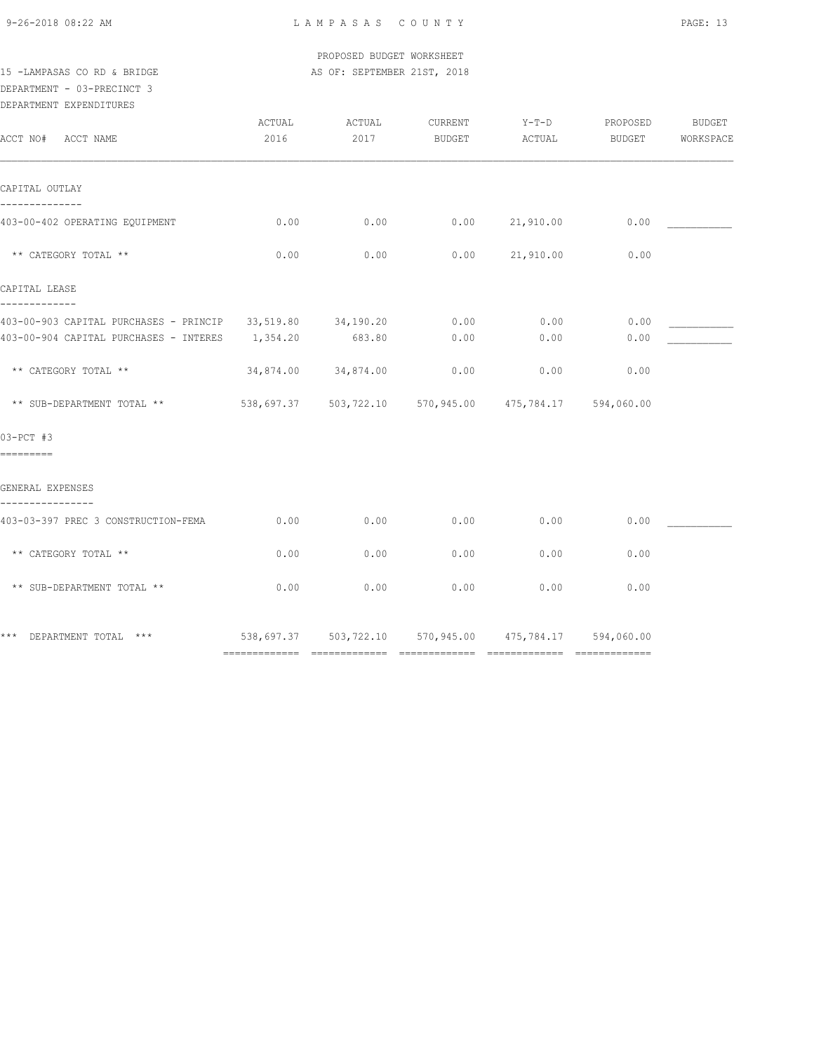PROPOSED BUDGET WORKSHEET

15 -LAMPASAS CO RD & BRIDGE — AS OF: SEPTEMBER 21ST, 2018

DEPARTMENT - 03-PRECINCT 3

DEPARTMENT EXPENDITURES

| ACCT NO# ACCT NAME | ACTUAL 2016 | ACTUAL 2017 | CURRENT BUDGET | Y-T-D ACTUAL | PROPOSED BUDGET | BUDGET WORKSPACE |
|---|---|---|---|---|---|---|
| **CAPITAL OUTLAY** | | | | | | |
| 403-00-402 OPERATING EQUIPMENT | 0.00 | 0.00 | 0.00 | 21,910.00 | 0.00 | ___________ |
| ** CATEGORY TOTAL ** | 0.00 | 0.00 | 0.00 | 21,910.00 | 0.00 | |
| **CAPITAL LEASE** | | | | | | |
| 403-00-903 CAPITAL PURCHASES - PRINCIP | 33,519.80 | 34,190.20 | 0.00 | 0.00 | 0.00 | ___________ |
| 403-00-904 CAPITAL PURCHASES - INTERES | 1,354.20 | 683.80 | 0.00 | 0.00 | 0.00 | ___________ |
| ** CATEGORY TOTAL ** | 34,874.00 | 34,874.00 | 0.00 | 0.00 | 0.00 | |
| ** SUB-DEPARTMENT TOTAL ** | 538,697.37 | 503,722.10 | 570,945.00 | 475,784.17 | 594,060.00 | |
| **03-PCT #3** | | | | | | |
| **GENERAL EXPENSES** | | | | | | |
| 403-03-397 PREC 3 CONSTRUCTION-FEMA | 0.00 | 0.00 | 0.00 | 0.00 | 0.00 | ___________ |
| ** CATEGORY TOTAL ** | 0.00 | 0.00 | 0.00 | 0.00 | 0.00 | |
| ** SUB-DEPARTMENT TOTAL ** | 0.00 | 0.00 | 0.00 | 0.00 | 0.00 | |
| *** DEPARTMENT TOTAL *** | 538,697.37 | 503,722.10 | 570,945.00 | 475,784.17 | 594,060.00 | |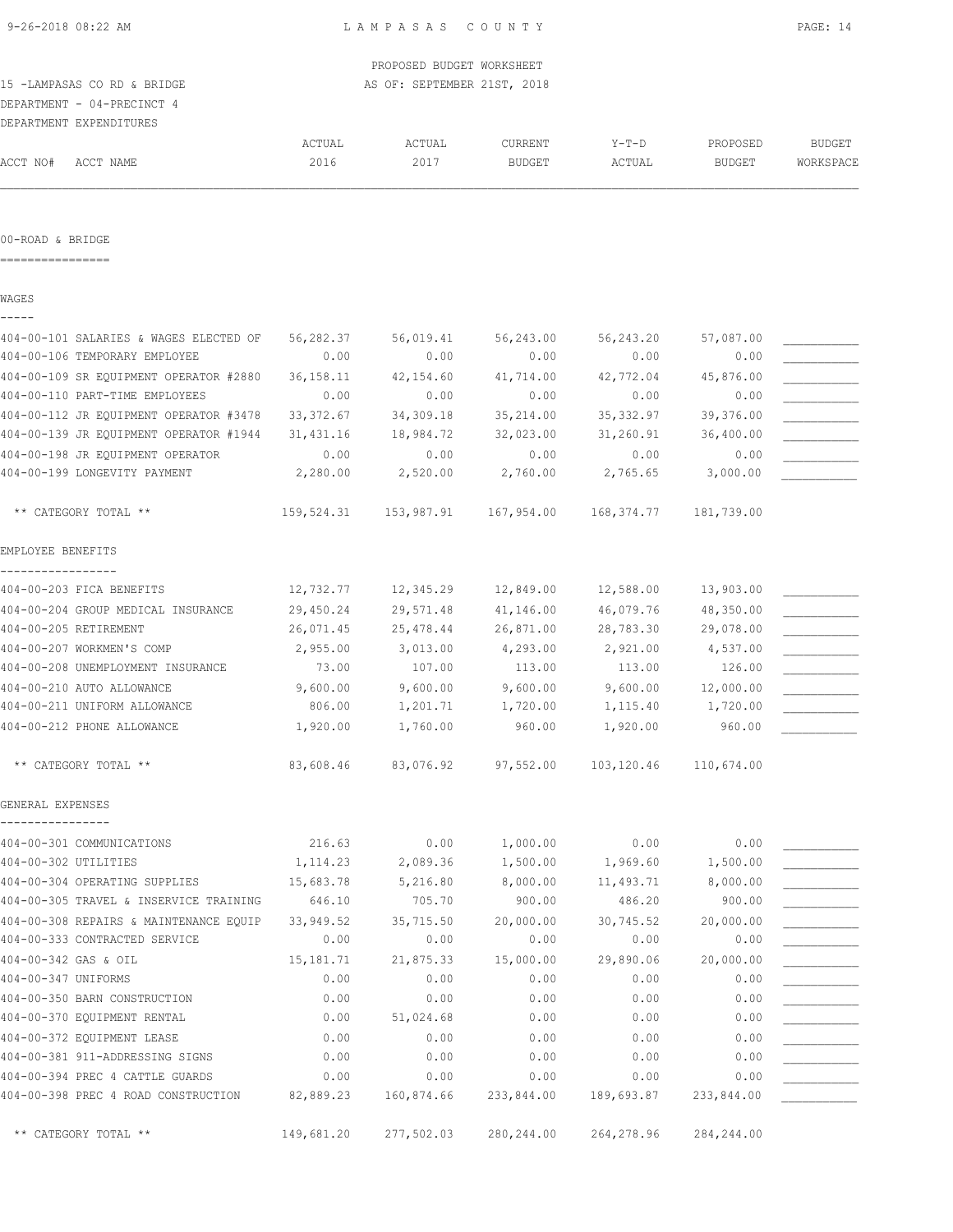LAMPASAS COUNTY

PROPOSED BUDGET WORKSHEET
AS OF: SEPTEMBER 21ST, 2018

15 -LAMPASAS CO RD & BRIDGE
DEPARTMENT - 04-PRECINCT 4
DEPARTMENT EXPENDITURES

| ACCT NO# ACCT NAME | ACTUAL 2016 | ACTUAL 2017 | CURRENT BUDGET | Y-T-D ACTUAL | PROPOSED BUDGET | BUDGET WORKSPACE |
|---|---|---|---|---|---|---|
| **00-ROAD & BRIDGE** | | | | | | |
| **WAGES** | | | | | | |
| 404-00-101 SALARIES & WAGES ELECTED OF | 56,282.37 | 56,019.41 | 56,243.00 | 56,243.20 | 57,087.00 | |
| 404-00-106 TEMPORARY EMPLOYEE | 0.00 | 0.00 | 0.00 | 0.00 | 0.00 | |
| 404-00-109 SR EQUIPMENT OPERATOR #2880 | 36,158.11 | 42,154.60 | 41,714.00 | 42,772.04 | 45,876.00 | |
| 404-00-110 PART-TIME EMPLOYEES | 0.00 | 0.00 | 0.00 | 0.00 | 0.00 | |
| 404-00-112 JR EQUIPMENT OPERATOR #3478 | 33,372.67 | 34,309.18 | 35,214.00 | 35,332.97 | 39,376.00 | |
| 404-00-139 JR EQUIPMENT OPERATOR #1944 | 31,431.16 | 18,984.72 | 32,023.00 | 31,260.91 | 36,400.00 | |
| 404-00-198 JR EQUIPMENT OPERATOR | 0.00 | 0.00 | 0.00 | 0.00 | 0.00 | |
| 404-00-199 LONGEVITY PAYMENT | 2,280.00 | 2,520.00 | 2,760.00 | 2,765.65 | 3,000.00 | |
| ** CATEGORY TOTAL ** | 159,524.31 | 153,987.91 | 167,954.00 | 168,374.77 | 181,739.00 | |
| **EMPLOYEE BENEFITS** | | | | | | |
| 404-00-203 FICA BENEFITS | 12,732.77 | 12,345.29 | 12,849.00 | 12,588.00 | 13,903.00 | |
| 404-00-204 GROUP MEDICAL INSURANCE | 29,450.24 | 29,571.48 | 41,146.00 | 46,079.76 | 48,350.00 | |
| 404-00-205 RETIREMENT | 26,071.45 | 25,478.44 | 26,871.00 | 28,783.30 | 29,078.00 | |
| 404-00-207 WORKMEN'S COMP | 2,955.00 | 3,013.00 | 4,293.00 | 2,921.00 | 4,537.00 | |
| 404-00-208 UNEMPLOYMENT INSURANCE | 73.00 | 107.00 | 113.00 | 113.00 | 126.00 | |
| 404-00-210 AUTO ALLOWANCE | 9,600.00 | 9,600.00 | 9,600.00 | 9,600.00 | 12,000.00 | |
| 404-00-211 UNIFORM ALLOWANCE | 806.00 | 1,201.71 | 1,720.00 | 1,115.40 | 1,720.00 | |
| 404-00-212 PHONE ALLOWANCE | 1,920.00 | 1,760.00 | 960.00 | 1,920.00 | 960.00 | |
| ** CATEGORY TOTAL ** | 83,608.46 | 83,076.92 | 97,552.00 | 103,120.46 | 110,674.00 | |
| **GENERAL EXPENSES** | | | | | | |
| 404-00-301 COMMUNICATIONS | 216.63 | 0.00 | 1,000.00 | 0.00 | 0.00 | |
| 404-00-302 UTILITIES | 1,114.23 | 2,089.36 | 1,500.00 | 1,969.60 | 1,500.00 | |
| 404-00-304 OPERATING SUPPLIES | 15,683.78 | 5,216.80 | 8,000.00 | 11,493.71 | 8,000.00 | |
| 404-00-305 TRAVEL & INSERVICE TRAINING | 646.10 | 705.70 | 900.00 | 486.20 | 900.00 | |
| 404-00-308 REPAIRS & MAINTENANCE EQUIP | 33,949.52 | 35,715.50 | 20,000.00 | 30,745.52 | 20,000.00 | |
| 404-00-333 CONTRACTED SERVICE | 0.00 | 0.00 | 0.00 | 0.00 | 0.00 | |
| 404-00-342 GAS & OIL | 15,181.71 | 21,875.33 | 15,000.00 | 29,890.06 | 20,000.00 | |
| 404-00-347 UNIFORMS | 0.00 | 0.00 | 0.00 | 0.00 | 0.00 | |
| 404-00-350 BARN CONSTRUCTION | 0.00 | 0.00 | 0.00 | 0.00 | 0.00 | |
| 404-00-370 EQUIPMENT RENTAL | 0.00 | 51,024.68 | 0.00 | 0.00 | 0.00 | |
| 404-00-372 EQUIPMENT LEASE | 0.00 | 0.00 | 0.00 | 0.00 | 0.00 | |
| 404-00-381 911-ADDRESSING SIGNS | 0.00 | 0.00 | 0.00 | 0.00 | 0.00 | |
| 404-00-394 PREC 4 CATTLE GUARDS | 0.00 | 0.00 | 0.00 | 0.00 | 0.00 | |
| 404-00-398 PREC 4 ROAD CONSTRUCTION | 82,889.23 | 160,874.66 | 233,844.00 | 189,693.87 | 233,844.00 | |
| ** CATEGORY TOTAL ** | 149,681.20 | 277,502.03 | 280,244.00 | 264,278.96 | 284,244.00 | |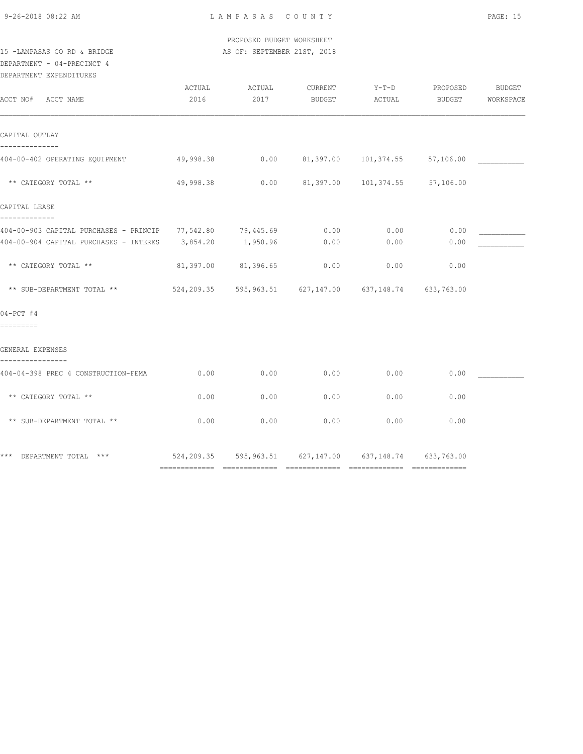PROPOSED BUDGET WORKSHEET

15 -LAMPASAS CO RD & BRIDGE — AS OF: SEPTEMBER 21ST, 2018

DEPARTMENT - 04-PRECINCT 4

DEPARTMENT EXPENDITURES

| ACCT NO# ACCT NAME | ACTUAL 2016 | ACTUAL 2017 | CURRENT BUDGET | Y-T-D ACTUAL | PROPOSED BUDGET | BUDGET WORKSPACE |
|---|---|---|---|---|---|---|
| **CAPITAL OUTLAY** | | | | | | |
| 404-00-402 OPERATING EQUIPMENT | 49,998.38 | 0.00 | 81,397.00 | 101,374.55 | 57,106.00 | ___________ |
| ** CATEGORY TOTAL ** | 49,998.38 | 0.00 | 81,397.00 | 101,374.55 | 57,106.00 | |
| **CAPITAL LEASE** | | | | | | |
| 404-00-903 CAPITAL PURCHASES - PRINCIP | 77,542.80 | 79,445.69 | 0.00 | 0.00 | 0.00 | ___________ |
| 404-00-904 CAPITAL PURCHASES - INTERES | 3,854.20 | 1,950.96 | 0.00 | 0.00 | 0.00 | ___________ |
| ** CATEGORY TOTAL ** | 81,397.00 | 81,396.65 | 0.00 | 0.00 | 0.00 | |
| ** SUB-DEPARTMENT TOTAL ** | 524,209.35 | 595,963.51 | 627,147.00 | 637,148.74 | 633,763.00 | |
| **04-PCT #4** | | | | | | |
| **GENERAL EXPENSES** | | | | | | |
| 404-04-398 PREC 4 CONSTRUCTION-FEMA | 0.00 | 0.00 | 0.00 | 0.00 | 0.00 | ___________ |
| ** CATEGORY TOTAL ** | 0.00 | 0.00 | 0.00 | 0.00 | 0.00 | |
| ** SUB-DEPARTMENT TOTAL ** | 0.00 | 0.00 | 0.00 | 0.00 | 0.00 | |
| *** DEPARTMENT TOTAL *** | 524,209.35 | 595,963.51 | 627,147.00 | 637,148.74 | 633,763.00 | |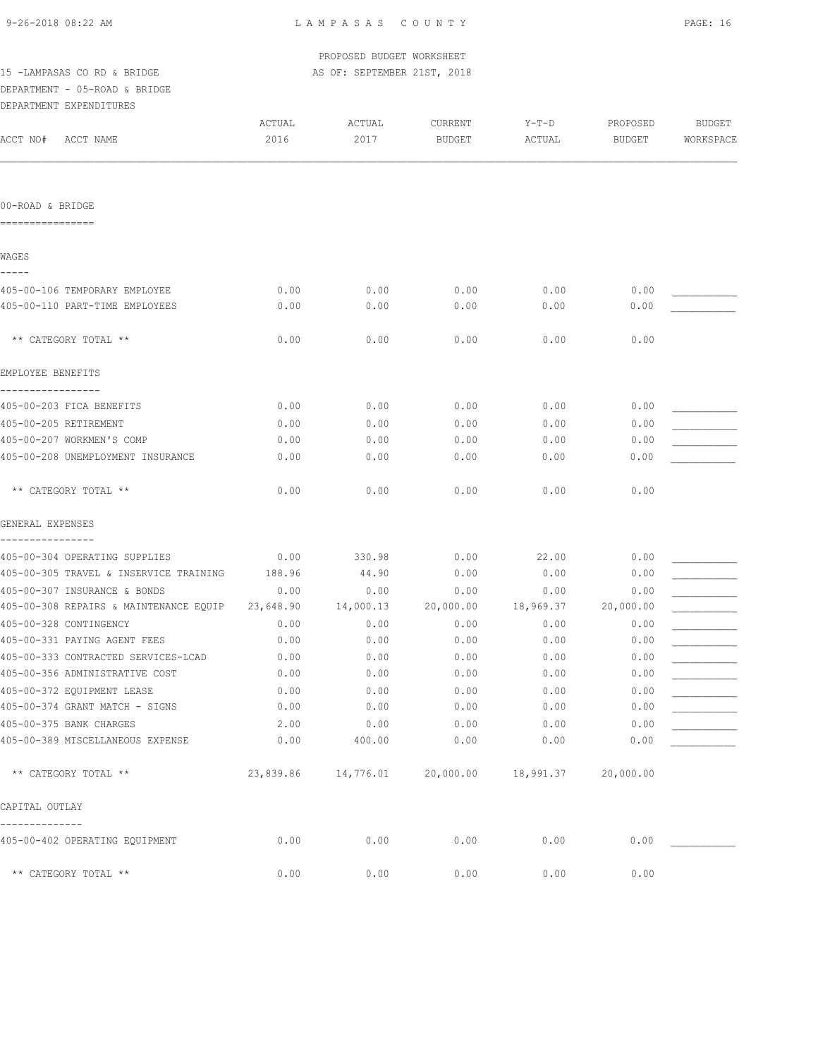PROPOSED BUDGET WORKSHEET

15 -LAMPASAS CO RD & BRIDGE — AS OF: SEPTEMBER 21ST, 2018

DEPARTMENT - 05-ROAD & BRIDGE

DEPARTMENT EXPENDITURES

| ACCT NO# ACCT NAME | ACTUAL 2016 | ACTUAL 2017 | CURRENT BUDGET | Y-T-D ACTUAL | PROPOSED BUDGET | BUDGET WORKSPACE |
|---|---|---|---|---|---|---|
| **00-ROAD & BRIDGE** | | | | | | |
| **WAGES** | | | | | | |
| 405-00-106 TEMPORARY EMPLOYEE | 0.00 | 0.00 | 0.00 | 0.00 | 0.00 | ___________ |
| 405-00-110 PART-TIME EMPLOYEES | 0.00 | 0.00 | 0.00 | 0.00 | 0.00 | ___________ |
| ** CATEGORY TOTAL ** | 0.00 | 0.00 | 0.00 | 0.00 | 0.00 | |
| **EMPLOYEE BENEFITS** | | | | | | |
| 405-00-203 FICA BENEFITS | 0.00 | 0.00 | 0.00 | 0.00 | 0.00 | ___________ |
| 405-00-205 RETIREMENT | 0.00 | 0.00 | 0.00 | 0.00 | 0.00 | ___________ |
| 405-00-207 WORKMEN'S COMP | 0.00 | 0.00 | 0.00 | 0.00 | 0.00 | ___________ |
| 405-00-208 UNEMPLOYMENT INSURANCE | 0.00 | 0.00 | 0.00 | 0.00 | 0.00 | ___________ |
| ** CATEGORY TOTAL ** | 0.00 | 0.00 | 0.00 | 0.00 | 0.00 | |
| **GENERAL EXPENSES** | | | | | | |
| 405-00-304 OPERATING SUPPLIES | 0.00 | 330.98 | 0.00 | 22.00 | 0.00 | ___________ |
| 405-00-305 TRAVEL & INSERVICE TRAINING | 188.96 | 44.90 | 0.00 | 0.00 | 0.00 | ___________ |
| 405-00-307 INSURANCE & BONDS | 0.00 | 0.00 | 0.00 | 0.00 | 0.00 | ___________ |
| 405-00-308 REPAIRS & MAINTENANCE EQUIP | 23,648.90 | 14,000.13 | 20,000.00 | 18,969.37 | 20,000.00 | ___________ |
| 405-00-328 CONTINGENCY | 0.00 | 0.00 | 0.00 | 0.00 | 0.00 | ___________ |
| 405-00-331 PAYING AGENT FEES | 0.00 | 0.00 | 0.00 | 0.00 | 0.00 | ___________ |
| 405-00-333 CONTRACTED SERVICES-LCAD | 0.00 | 0.00 | 0.00 | 0.00 | 0.00 | ___________ |
| 405-00-356 ADMINISTRATIVE COST | 0.00 | 0.00 | 0.00 | 0.00 | 0.00 | ___________ |
| 405-00-372 EQUIPMENT LEASE | 0.00 | 0.00 | 0.00 | 0.00 | 0.00 | ___________ |
| 405-00-374 GRANT MATCH - SIGNS | 0.00 | 0.00 | 0.00 | 0.00 | 0.00 | ___________ |
| 405-00-375 BANK CHARGES | 2.00 | 0.00 | 0.00 | 0.00 | 0.00 | ___________ |
| 405-00-389 MISCELLANEOUS EXPENSE | 0.00 | 400.00 | 0.00 | 0.00 | 0.00 | ___________ |
| ** CATEGORY TOTAL ** | 23,839.86 | 14,776.01 | 20,000.00 | 18,991.37 | 20,000.00 | |
| **CAPITAL OUTLAY** | | | | | | |
| 405-00-402 OPERATING EQUIPMENT | 0.00 | 0.00 | 0.00 | 0.00 | 0.00 | ___________ |
| ** CATEGORY TOTAL ** | 0.00 | 0.00 | 0.00 | 0.00 | 0.00 | |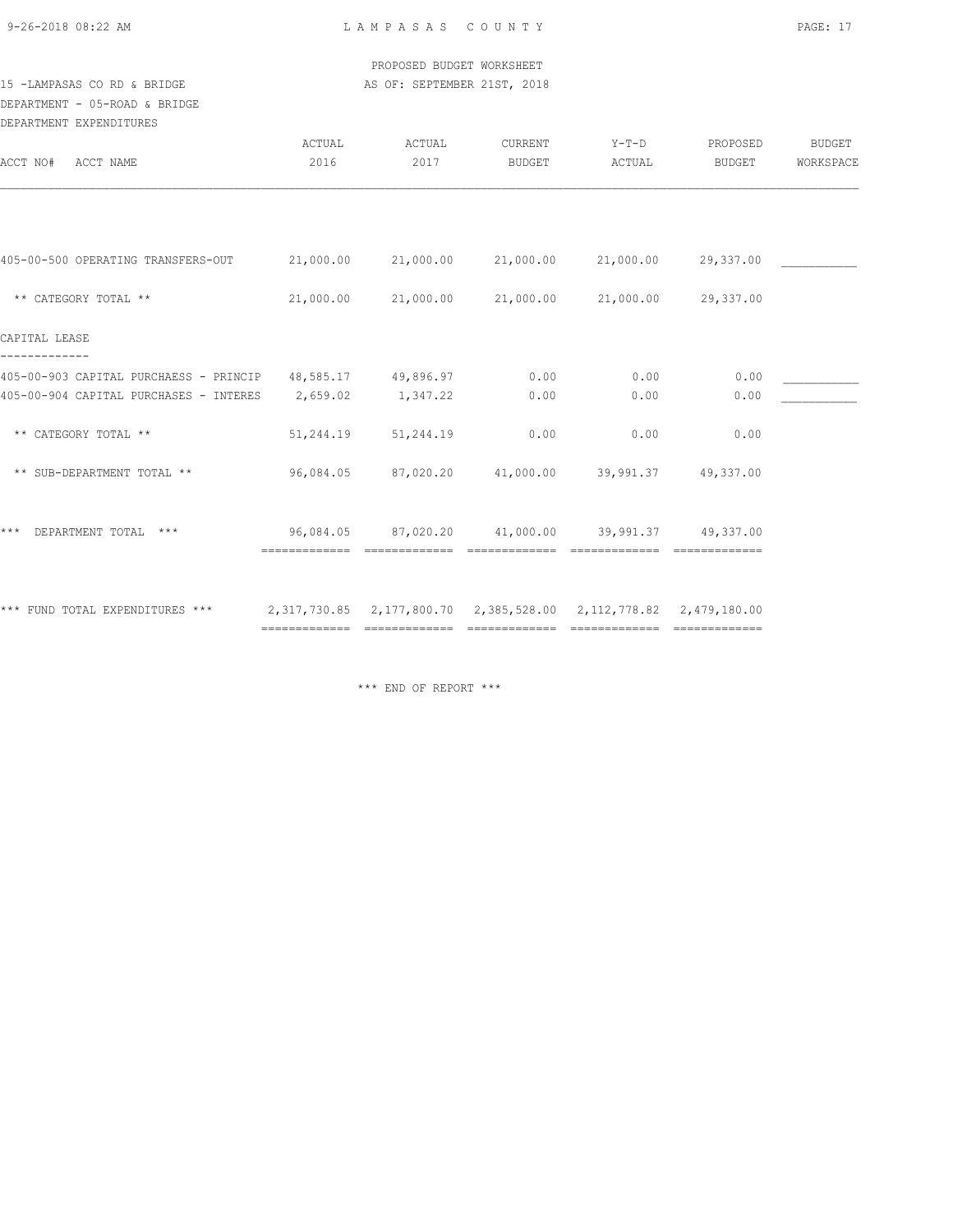PROPOSED BUDGET WORKSHEET

15 -LAMPASAS CO RD & BRIDGE AS OF: SEPTEMBER 21ST, 2018

DEPARTMENT - 05-ROAD & BRIDGE

DEPARTMENT EXPENDITURES

| ACCT NO# ACCT NAME | ACTUAL 2016 | ACTUAL 2017 | CURRENT BUDGET | Y-T-D ACTUAL | PROPOSED BUDGET | BUDGET WORKSPACE |
|---|---|---|---|---|---|---|
| 405-00-500 OPERATING TRANSFERS-OUT | 21,000.00 | 21,000.00 | 21,000.00 | 21,000.00 | 29,337.00 | ___________ |
| ** CATEGORY TOTAL ** | 21,000.00 | 21,000.00 | 21,000.00 | 21,000.00 | 29,337.00 | |
| CAPITAL LEASE | | | | | | |
| 405-00-903 CAPITAL PURCHAESS - PRINCIP | 48,585.17 | 49,896.97 | 0.00 | 0.00 | 0.00 | ___________ |
| 405-00-904 CAPITAL PURCHASES - INTERES | 2,659.02 | 1,347.22 | 0.00 | 0.00 | 0.00 | ___________ |
| ** CATEGORY TOTAL ** | 51,244.19 | 51,244.19 | 0.00 | 0.00 | 0.00 | |
| ** SUB-DEPARTMENT TOTAL ** | 96,084.05 | 87,020.20 | 41,000.00 | 39,991.37 | 49,337.00 | |
| *** DEPARTMENT TOTAL *** | 96,084.05 | 87,020.20 | 41,000.00 | 39,991.37 | 49,337.00 | |
| *** FUND TOTAL EXPENDITURES *** | 2,317,730.85 | 2,177,800.70 | 2,385,528.00 | 2,112,778.82 | 2,479,180.00 | |

*** END OF REPORT ***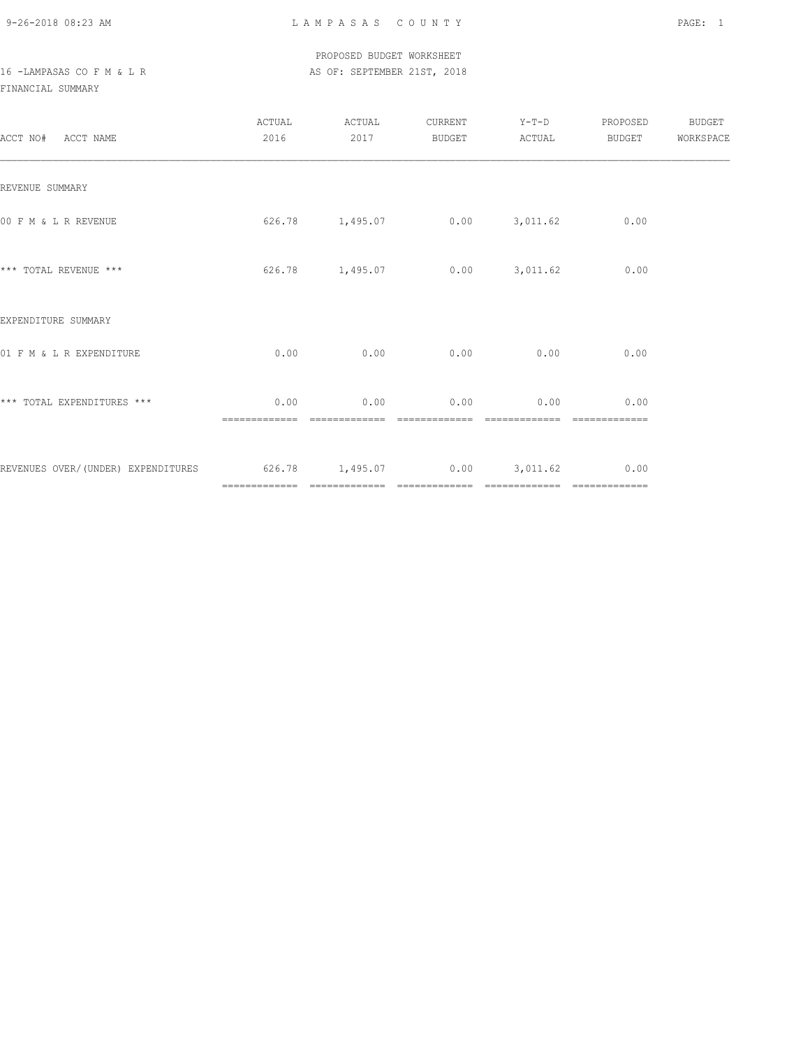PROPOSED BUDGET WORKSHEET

16 -LAMPASAS CO F M & L R

AS OF: SEPTEMBER 21ST, 2018

FINANCIAL SUMMARY

| ACCT NO# ACCT NAME | ACTUAL 2016 | ACTUAL 2017 | CURRENT BUDGET | Y-T-D ACTUAL | PROPOSED BUDGET | BUDGET WORKSPACE |
|---|---|---|---|---|---|---|
| REVENUE SUMMARY | | | | | | |
| 00 F M & L R REVENUE | 626.78 | 1,495.07 | 0.00 | 3,011.62 | 0.00 | |
| *** TOTAL REVENUE *** | 626.78 | 1,495.07 | 0.00 | 3,011.62 | 0.00 | |
| EXPENDITURE SUMMARY | | | | | | |
| 01 F M & L R EXPENDITURE | 0.00 | 0.00 | 0.00 | 0.00 | 0.00 | |
| *** TOTAL EXPENDITURES *** | 0.00 | 0.00 | 0.00 | 0.00 | 0.00 | |
| REVENUES OVER/(UNDER) EXPENDITURES | 626.78 | 1,495.07 | 0.00 | 3,011.62 | 0.00 | |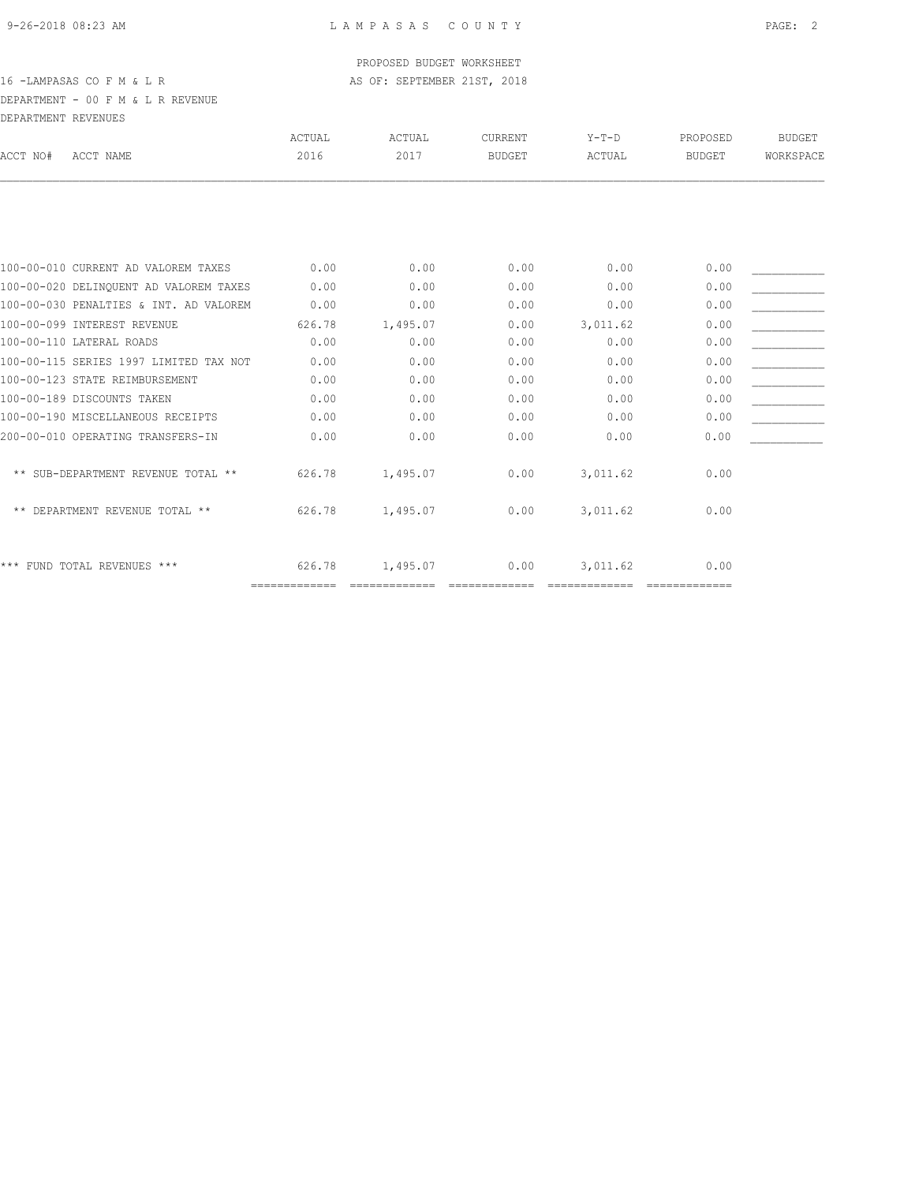PROPOSED BUDGET WORKSHEET

16 -LAMPASAS CO F M & L R — AS OF: SEPTEMBER 21ST, 2018

DEPARTMENT - 00 F M & L R REVENUE

DEPARTMENT REVENUES

| ACCT NO# ACCT NAME | ACTUAL 2016 | ACTUAL 2017 | CURRENT BUDGET | Y-T-D ACTUAL | PROPOSED BUDGET | BUDGET WORKSPACE |
|---|---|---|---|---|---|---|
| 100-00-010 CURRENT AD VALOREM TAXES | 0.00 | 0.00 | 0.00 | 0.00 | 0.00 | ___________ |
| 100-00-020 DELINQUENT AD VALOREM TAXES | 0.00 | 0.00 | 0.00 | 0.00 | 0.00 | ___________ |
| 100-00-030 PENALTIES & INT. AD VALOREM | 0.00 | 0.00 | 0.00 | 0.00 | 0.00 | ___________ |
| 100-00-099 INTEREST REVENUE | 626.78 | 1,495.07 | 0.00 | 3,011.62 | 0.00 | ___________ |
| 100-00-110 LATERAL ROADS | 0.00 | 0.00 | 0.00 | 0.00 | 0.00 | ___________ |
| 100-00-115 SERIES 1997 LIMITED TAX NOT | 0.00 | 0.00 | 0.00 | 0.00 | 0.00 | ___________ |
| 100-00-123 STATE REIMBURSEMENT | 0.00 | 0.00 | 0.00 | 0.00 | 0.00 | ___________ |
| 100-00-189 DISCOUNTS TAKEN | 0.00 | 0.00 | 0.00 | 0.00 | 0.00 | ___________ |
| 100-00-190 MISCELLANEOUS RECEIPTS | 0.00 | 0.00 | 0.00 | 0.00 | 0.00 | ___________ |
| 200-00-010 OPERATING TRANSFERS-IN | 0.00 | 0.00 | 0.00 | 0.00 | 0.00 | ___________ |
| ** SUB-DEPARTMENT REVENUE TOTAL ** | 626.78 | 1,495.07 | 0.00 | 3,011.62 | 0.00 | |
| ** DEPARTMENT REVENUE TOTAL ** | 626.78 | 1,495.07 | 0.00 | 3,011.62 | 0.00 | |
| *** FUND TOTAL REVENUES *** | 626.78 | 1,495.07 | 0.00 | 3,011.62 | 0.00 | |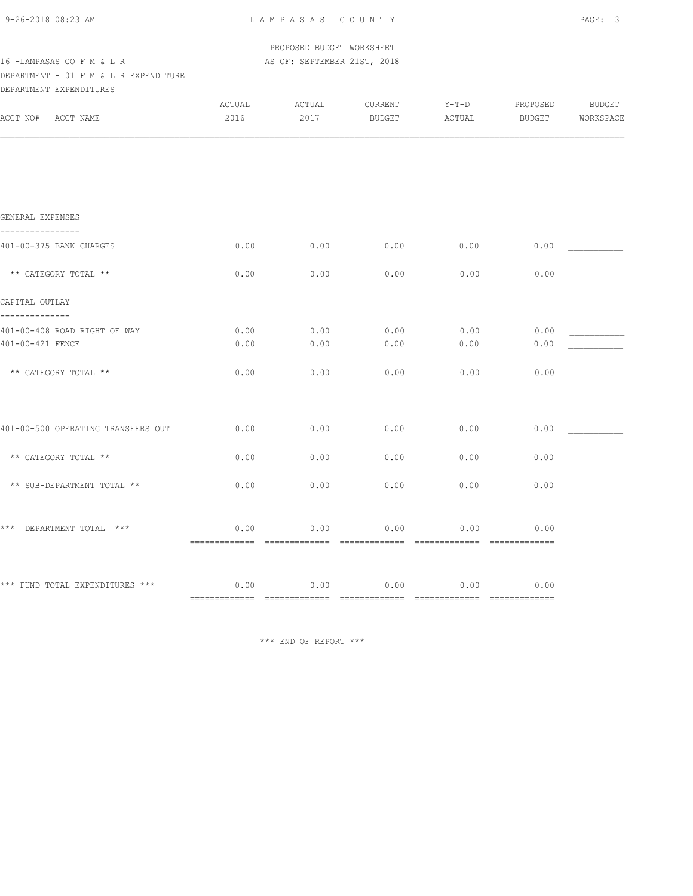PROPOSED BUDGET WORKSHEET

16 -LAMPASAS CO F M & L R — AS OF: SEPTEMBER 21ST, 2018

DEPARTMENT - 01 F M & L R EXPENDITURE

DEPARTMENT EXPENDITURES

| ACCT NO# ACCT NAME | ACTUAL 2016 | ACTUAL 2017 | CURRENT BUDGET | Y-T-D ACTUAL | PROPOSED BUDGET | BUDGET WORKSPACE |
|---|---|---|---|---|---|---|
| **GENERAL EXPENSES** | | | | | | |
| 401-00-375 BANK CHARGES | 0.00 | 0.00 | 0.00 | 0.00 | 0.00 | ___________ |
| ** CATEGORY TOTAL ** | 0.00 | 0.00 | 0.00 | 0.00 | 0.00 | |
| **CAPITAL OUTLAY** | | | | | | |
| 401-00-408 ROAD RIGHT OF WAY | 0.00 | 0.00 | 0.00 | 0.00 | 0.00 | ___________ |
| 401-00-421 FENCE | 0.00 | 0.00 | 0.00 | 0.00 | 0.00 | ___________ |
| ** CATEGORY TOTAL ** | 0.00 | 0.00 | 0.00 | 0.00 | 0.00 | |
| 401-00-500 OPERATING TRANSFERS OUT | 0.00 | 0.00 | 0.00 | 0.00 | 0.00 | ___________ |
| ** CATEGORY TOTAL ** | 0.00 | 0.00 | 0.00 | 0.00 | 0.00 | |
| ** SUB-DEPARTMENT TOTAL ** | 0.00 | 0.00 | 0.00 | 0.00 | 0.00 | |
| *** DEPARTMENT TOTAL *** | 0.00 | 0.00 | 0.00 | 0.00 | 0.00 | |
| *** FUND TOTAL EXPENDITURES *** | 0.00 | 0.00 | 0.00 | 0.00 | 0.00 | |

*** END OF REPORT ***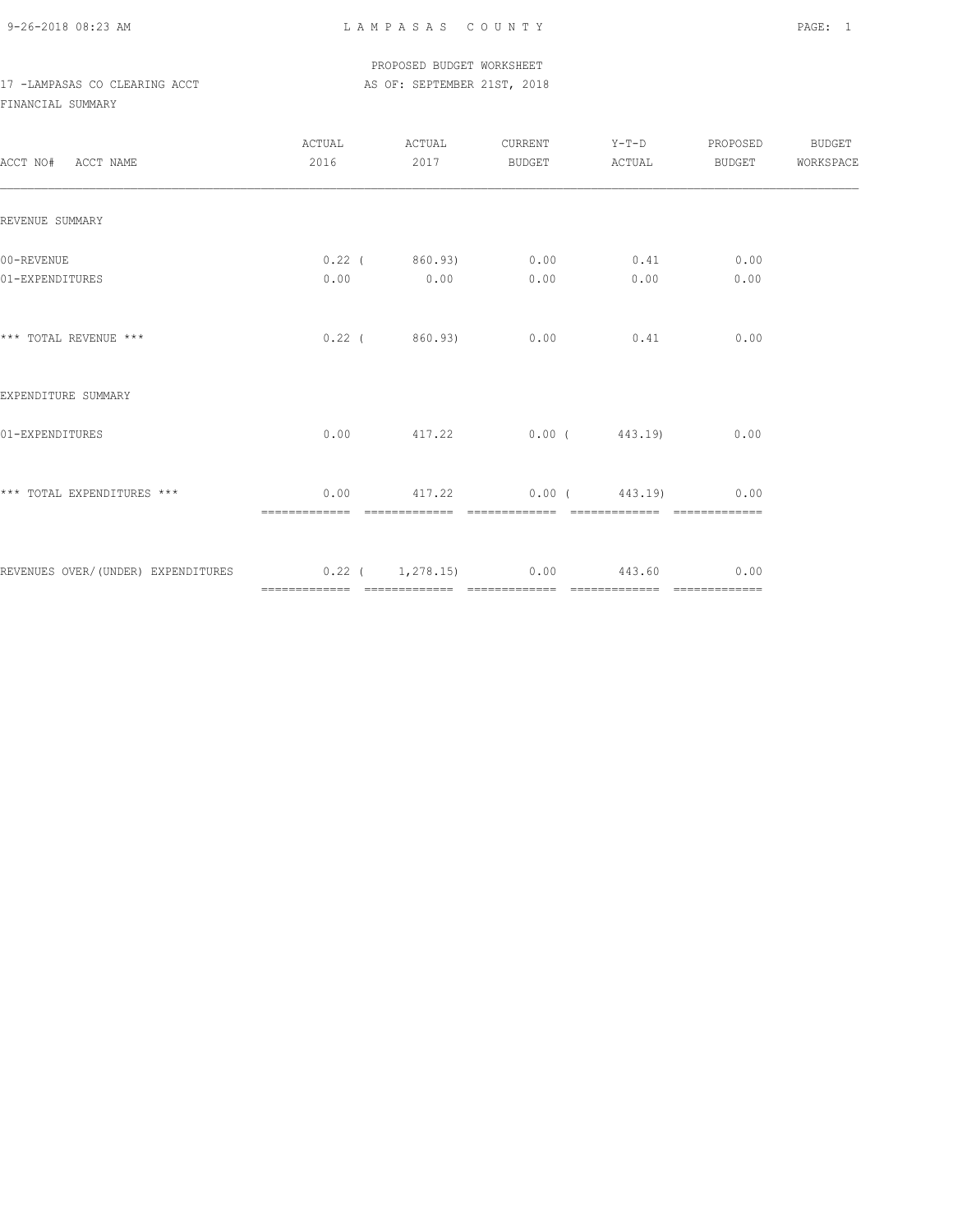PROPOSED BUDGET WORKSHEET

17 -LAMPASAS CO CLEARING ACCT — AS OF: SEPTEMBER 21ST, 2018

FINANCIAL SUMMARY

| ACCT NO# ACCT NAME | ACTUAL 2016 | ACTUAL 2017 | CURRENT BUDGET | Y-T-D ACTUAL | PROPOSED BUDGET | BUDGET WORKSPACE |
|---|---|---|---|---|---|---|
| **REVENUE SUMMARY** | | | | | | |
| 00-REVENUE | 0.22 | ( 860.93) | 0.00 | 0.41 | 0.00 | |
| 01-EXPENDITURES | 0.00 | 0.00 | 0.00 | 0.00 | 0.00 | |
| *** TOTAL REVENUE *** | 0.22 | ( 860.93) | 0.00 | 0.41 | 0.00 | |
| **EXPENDITURE SUMMARY** | | | | | | |
| 01-EXPENDITURES | 0.00 | 417.22 | 0.00 | ( 443.19) | 0.00 | |
| *** TOTAL EXPENDITURES *** | 0.00 | 417.22 | 0.00 | ( 443.19) | 0.00 | |
| REVENUES OVER/(UNDER) EXPENDITURES | 0.22 | ( 1,278.15) | 0.00 | 443.60 | 0.00 | |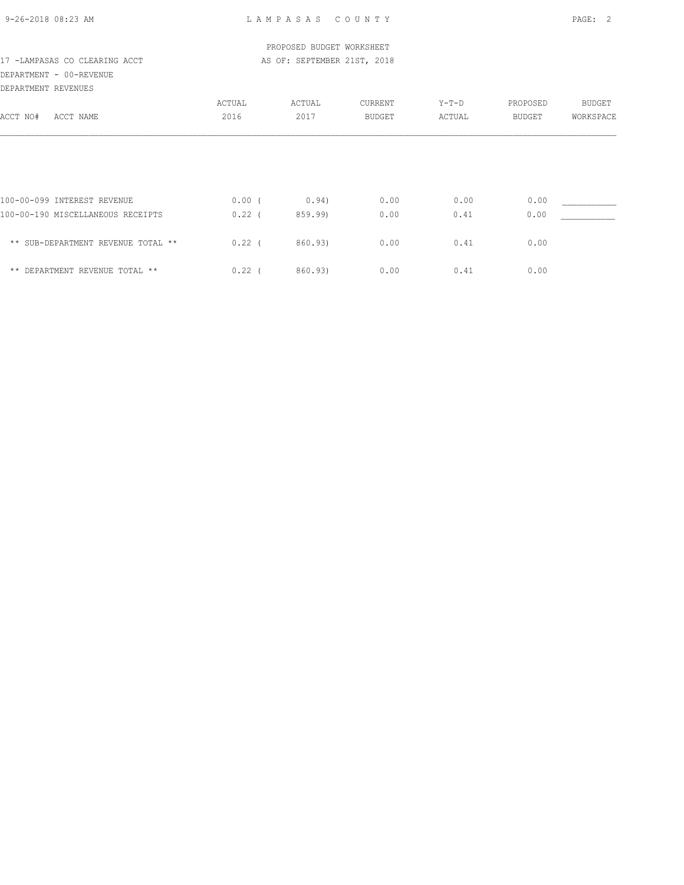PROPOSED BUDGET WORKSHEET

17 -LAMPASAS CO CLEARING ACCT — AS OF: SEPTEMBER 21ST, 2018

DEPARTMENT - 00-REVENUE

DEPARTMENT REVENUES

| ACCT NO# ACCT NAME | ACTUAL 2016 | ACTUAL 2017 | CURRENT BUDGET | Y-T-D ACTUAL | PROPOSED BUDGET | BUDGET WORKSPACE |
|---|---|---|---|---|---|---|
| 100-00-099 INTEREST REVENUE | 0.00 | (0.94) | 0.00 | 0.00 | 0.00 | ___________ |
| 100-00-190 MISCELLANEOUS RECEIPTS | 0.22 | (859.99) | 0.00 | 0.41 | 0.00 | ___________ |
| ** SUB-DEPARTMENT REVENUE TOTAL ** | 0.22 | (860.93) | 0.00 | 0.41 | 0.00 | |
| ** DEPARTMENT REVENUE TOTAL ** | 0.22 | (860.93) | 0.00 | 0.41 | 0.00 | |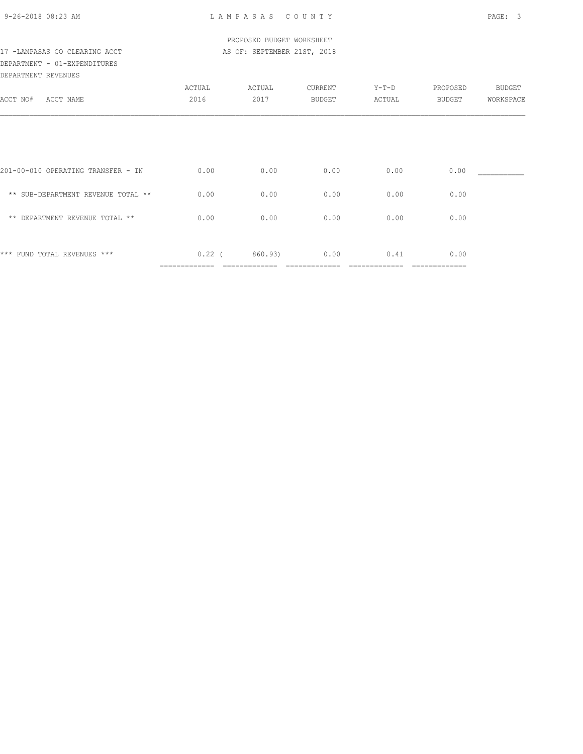PROPOSED BUDGET WORKSHEET

17 -LAMPASAS CO CLEARING ACCT — AS OF: SEPTEMBER 21ST, 2018

DEPARTMENT - 01-EXPENDITURES

DEPARTMENT REVENUES

| ACCT NO# ACCT NAME | ACTUAL 2016 | ACTUAL 2017 | CURRENT BUDGET | Y-T-D ACTUAL | PROPOSED BUDGET | BUDGET WORKSPACE |
|---|---|---|---|---|---|---|
| 201-00-010 OPERATING TRANSFER - IN | 0.00 | 0.00 | 0.00 | 0.00 | 0.00 | ___________ |
| ** SUB-DEPARTMENT REVENUE TOTAL ** | 0.00 | 0.00 | 0.00 | 0.00 | 0.00 | |
| ** DEPARTMENT REVENUE TOTAL ** | 0.00 | 0.00 | 0.00 | 0.00 | 0.00 | |
| *** FUND TOTAL REVENUES *** | 0.22 | ( 860.93) | 0.00 | 0.41 | 0.00 | |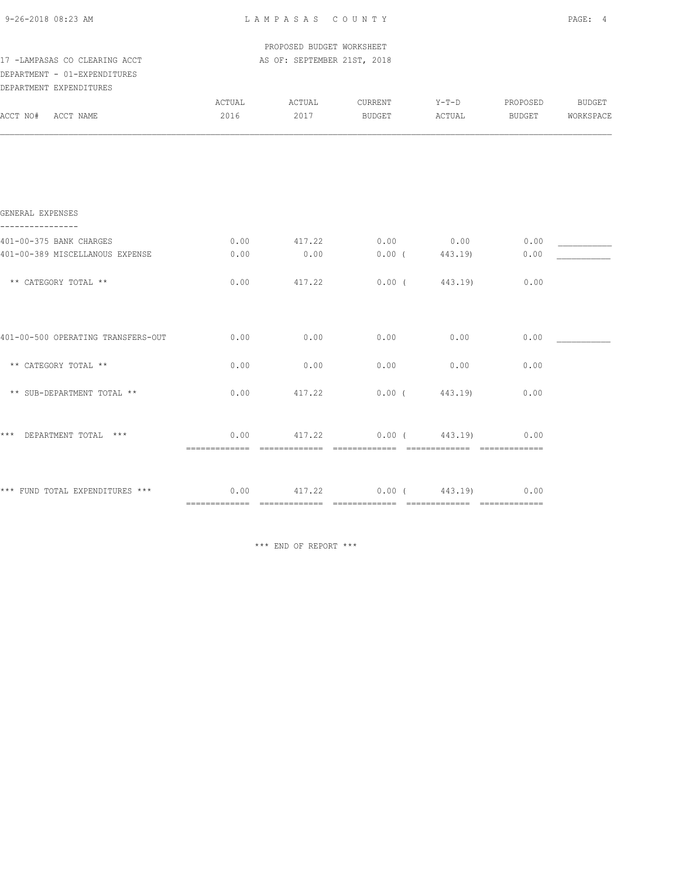PROPOSED BUDGET WORKSHEET

17 -LAMPASAS CO CLEARING ACCT — AS OF: SEPTEMBER 21ST, 2018

DEPARTMENT - 01-EXPENDITURES

DEPARTMENT EXPENDITURES

| ACCT NO# ACCT NAME | ACTUAL 2016 | ACTUAL 2017 | CURRENT BUDGET | Y-T-D ACTUAL | PROPOSED BUDGET | BUDGET WORKSPACE |
|---|---|---|---|---|---|---|
| **GENERAL EXPENSES** | | | | | | |
| 401-00-375 BANK CHARGES | 0.00 | 417.22 | 0.00 | 0.00 | 0.00 | ___________ |
| 401-00-389 MISCELLANOUS EXPENSE | 0.00 | 0.00 | 0.00 | ( 443.19) | 0.00 | ___________ |
| ** CATEGORY TOTAL ** | 0.00 | 417.22 | 0.00 | ( 443.19) | 0.00 | |
| 401-00-500 OPERATING TRANSFERS-OUT | 0.00 | 0.00 | 0.00 | 0.00 | 0.00 | ___________ |
| ** CATEGORY TOTAL ** | 0.00 | 0.00 | 0.00 | 0.00 | 0.00 | |
| ** SUB-DEPARTMENT TOTAL ** | 0.00 | 417.22 | 0.00 | ( 443.19) | 0.00 | |
| *** DEPARTMENT TOTAL *** | 0.00 | 417.22 | 0.00 | ( 443.19) | 0.00 | |
| *** FUND TOTAL EXPENDITURES *** | 0.00 | 417.22 | 0.00 | ( 443.19) | 0.00 | |

*** END OF REPORT ***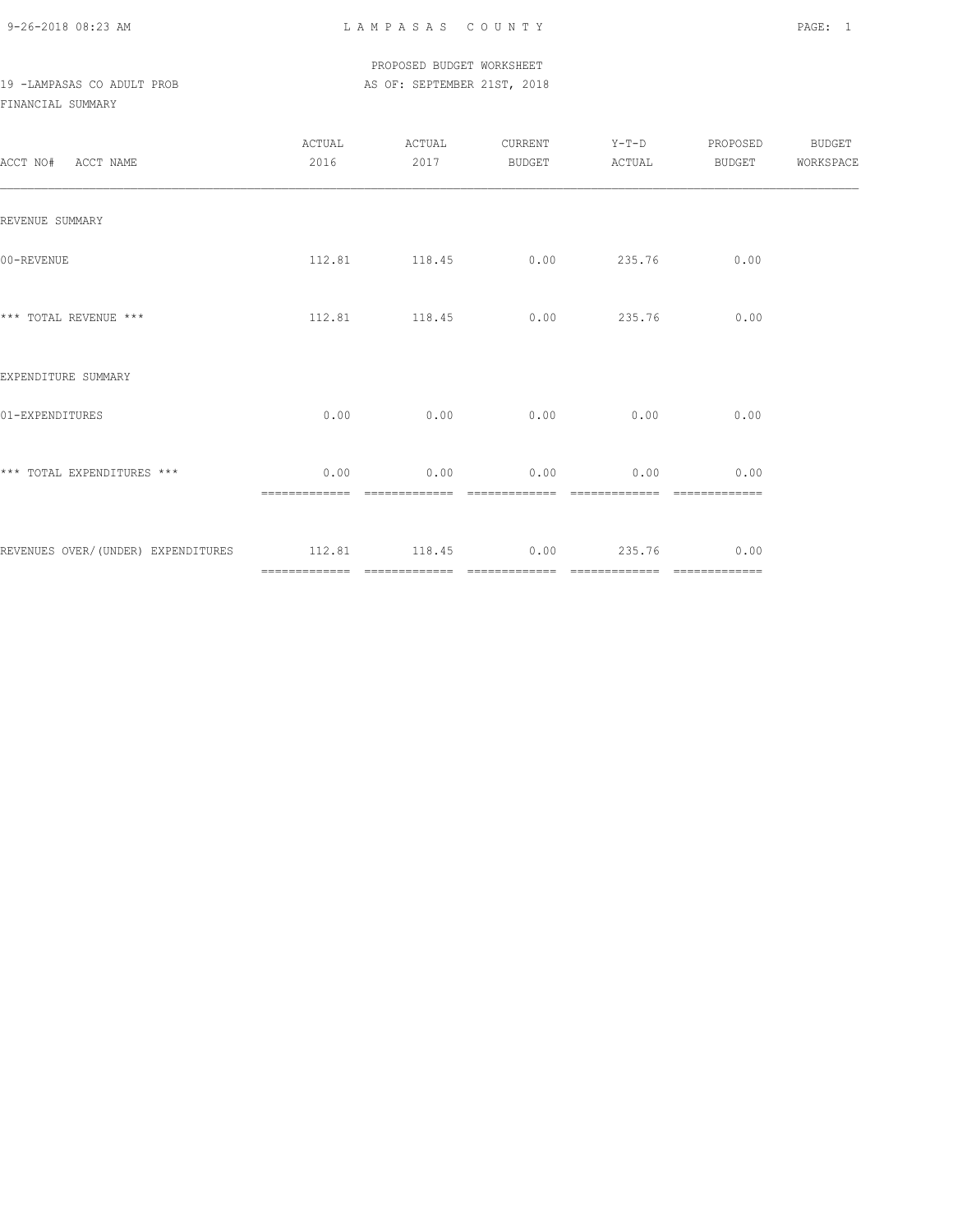PROPOSED BUDGET WORKSHEET

19 -LAMPASAS CO ADULT PROB AS OF: SEPTEMBER 21ST, 2018

FINANCIAL SUMMARY

| ACCT NO# ACCT NAME | ACTUAL 2016 | ACTUAL 2017 | CURRENT BUDGET | Y-T-D ACTUAL | PROPOSED BUDGET | BUDGET WORKSPACE |
|---|---|---|---|---|---|---|
| REVENUE SUMMARY | | | | | | |
| 00-REVENUE | 112.81 | 118.45 | 0.00 | 235.76 | 0.00 | |
| *** TOTAL REVENUE *** | 112.81 | 118.45 | 0.00 | 235.76 | 0.00 | |
| EXPENDITURE SUMMARY | | | | | | |
| 01-EXPENDITURES | 0.00 | 0.00 | 0.00 | 0.00 | 0.00 | |
| *** TOTAL EXPENDITURES *** | 0.00 | 0.00 | 0.00 | 0.00 | 0.00 | |
| REVENUES OVER/(UNDER) EXPENDITURES | 112.81 | 118.45 | 0.00 | 235.76 | 0.00 | |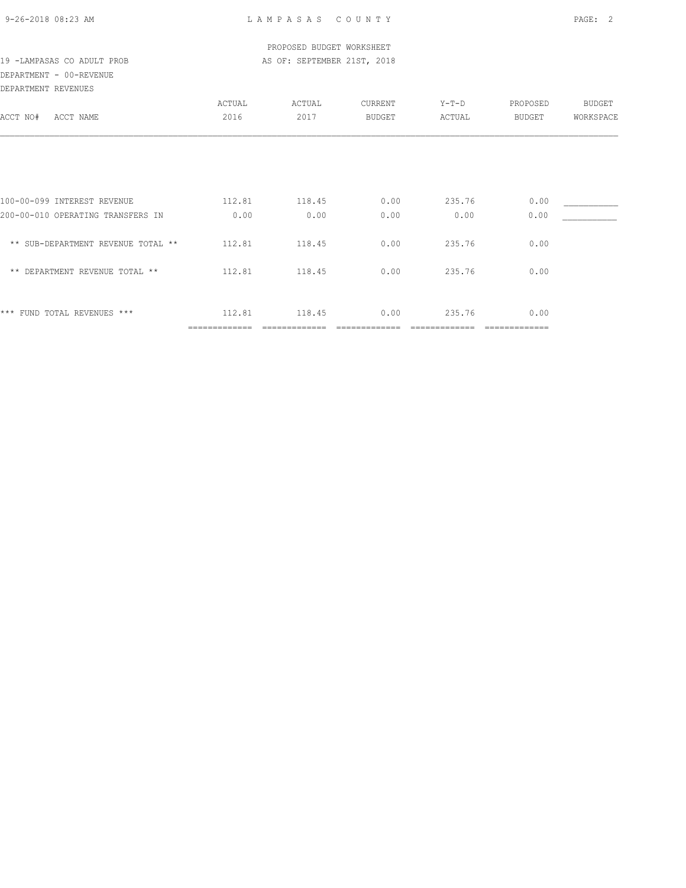PROPOSED BUDGET WORKSHEET

19 -LAMPASAS CO ADULT PROB — AS OF: SEPTEMBER 21ST, 2018

DEPARTMENT - 00-REVENUE

DEPARTMENT REVENUES

| ACCT NO# ACCT NAME | ACTUAL 2016 | ACTUAL 2017 | CURRENT BUDGET | Y-T-D ACTUAL | PROPOSED BUDGET | BUDGET WORKSPACE |
|---|---|---|---|---|---|---|
| 100-00-099 INTEREST REVENUE | 112.81 | 118.45 | 0.00 | 235.76 | 0.00 | ___________ |
| 200-00-010 OPERATING TRANSFERS IN | 0.00 | 0.00 | 0.00 | 0.00 | 0.00 | ___________ |
| ** SUB-DEPARTMENT REVENUE TOTAL ** | 112.81 | 118.45 | 0.00 | 235.76 | 0.00 | |
| ** DEPARTMENT REVENUE TOTAL ** | 112.81 | 118.45 | 0.00 | 235.76 | 0.00 | |
| *** FUND TOTAL REVENUES *** | 112.81 | 118.45 | 0.00 | 235.76 | 0.00 | |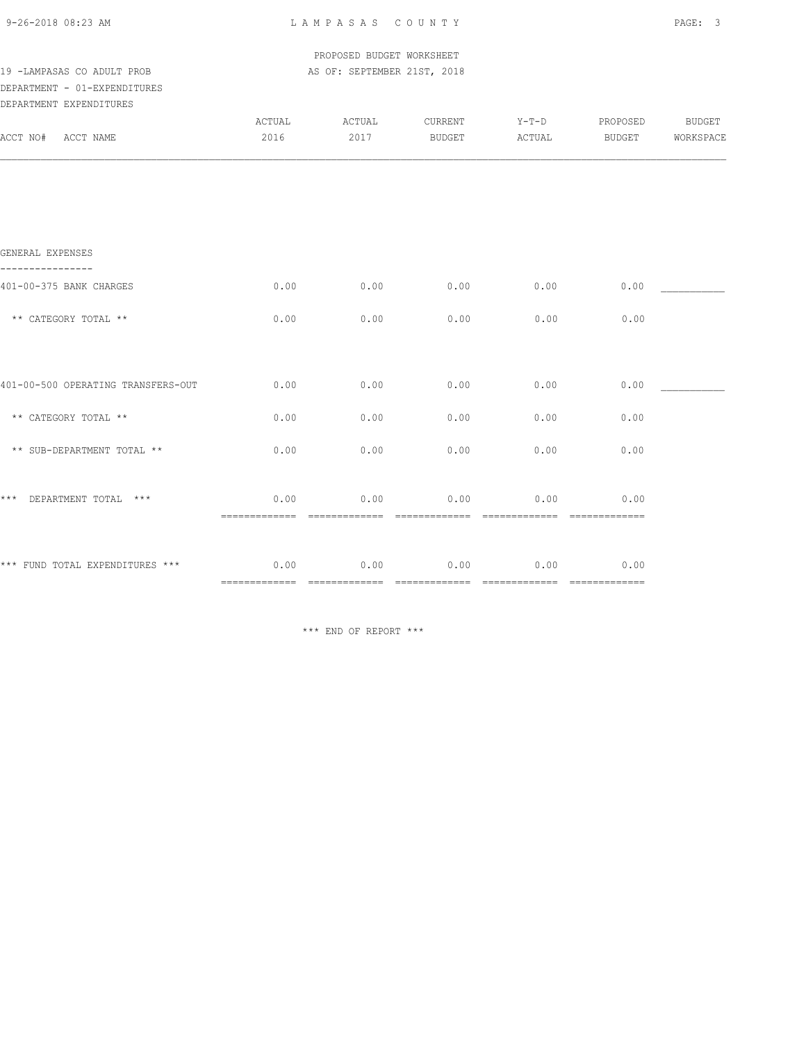PROPOSED BUDGET WORKSHEET

19 -LAMPASAS CO ADULT PROB — AS OF: SEPTEMBER 21ST, 2018

DEPARTMENT - 01-EXPENDITURES

DEPARTMENT EXPENDITURES

| ACCT NO# ACCT NAME | ACTUAL 2016 | ACTUAL 2017 | CURRENT BUDGET | Y-T-D ACTUAL | PROPOSED BUDGET | BUDGET WORKSPACE |
|---|---|---|---|---|---|---|
| **GENERAL EXPENSES** | | | | | | |
| 401-00-375 BANK CHARGES | 0.00 | 0.00 | 0.00 | 0.00 | 0.00 | ___________ |
| ** CATEGORY TOTAL ** | 0.00 | 0.00 | 0.00 | 0.00 | 0.00 | |
| 401-00-500 OPERATING TRANSFERS-OUT | 0.00 | 0.00 | 0.00 | 0.00 | 0.00 | ___________ |
| ** CATEGORY TOTAL ** | 0.00 | 0.00 | 0.00 | 0.00 | 0.00 | |
| ** SUB-DEPARTMENT TOTAL ** | 0.00 | 0.00 | 0.00 | 0.00 | 0.00 | |
| *** DEPARTMENT TOTAL *** | 0.00 | 0.00 | 0.00 | 0.00 | 0.00 | |
| *** FUND TOTAL EXPENDITURES *** | 0.00 | 0.00 | 0.00 | 0.00 | 0.00 | |

*** END OF REPORT ***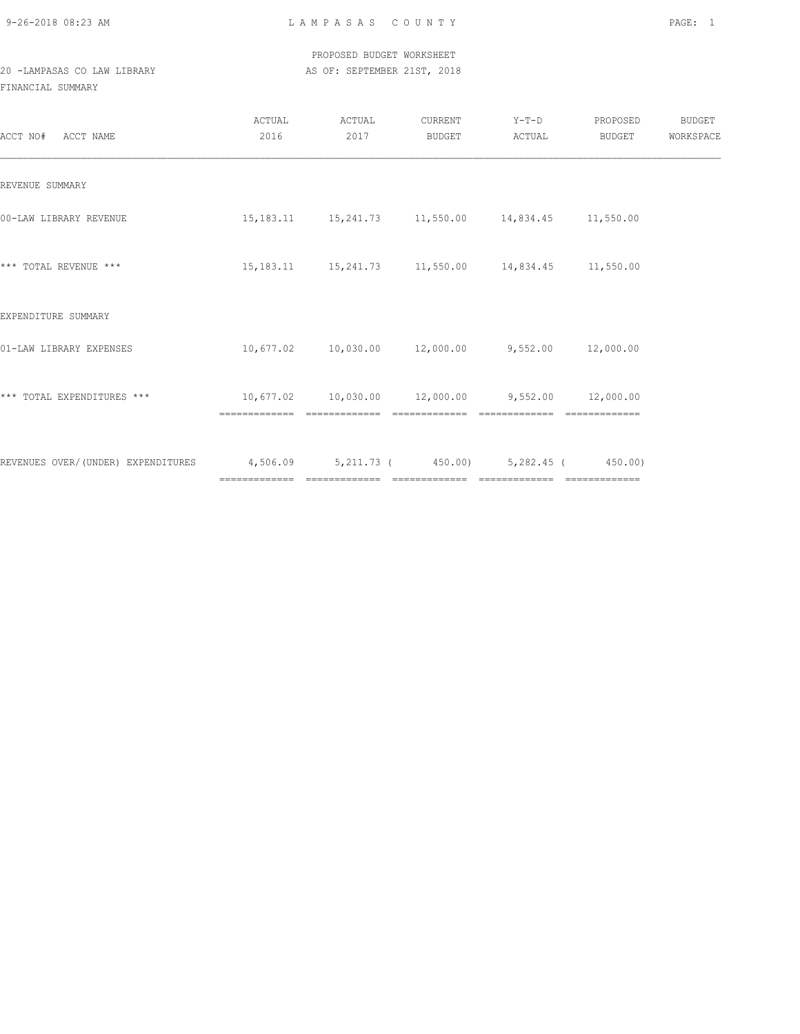PROPOSED BUDGET WORKSHEET

20 -LAMPASAS CO LAW LIBRARY

AS OF: SEPTEMBER 21ST, 2018

FINANCIAL SUMMARY

| ACCT NO# ACCT NAME | ACTUAL 2016 | ACTUAL 2017 | CURRENT BUDGET | Y-T-D ACTUAL | PROPOSED BUDGET | BUDGET WORKSPACE |
|---|---|---|---|---|---|---|
| REVENUE SUMMARY | | | | | | |
| 00-LAW LIBRARY REVENUE | 15,183.11 | 15,241.73 | 11,550.00 | 14,834.45 | 11,550.00 | |
| *** TOTAL REVENUE *** | 15,183.11 | 15,241.73 | 11,550.00 | 14,834.45 | 11,550.00 | |
| EXPENDITURE SUMMARY | | | | | | |
| 01-LAW LIBRARY EXPENSES | 10,677.02 | 10,030.00 | 12,000.00 | 9,552.00 | 12,000.00 | |
| *** TOTAL EXPENDITURES *** | 10,677.02 | 10,030.00 | 12,000.00 | 9,552.00 | 12,000.00 | |
| REVENUES OVER/(UNDER) EXPENDITURES | 4,506.09 | 5,211.73 | ( 450.00) | 5,282.45 | ( 450.00) | |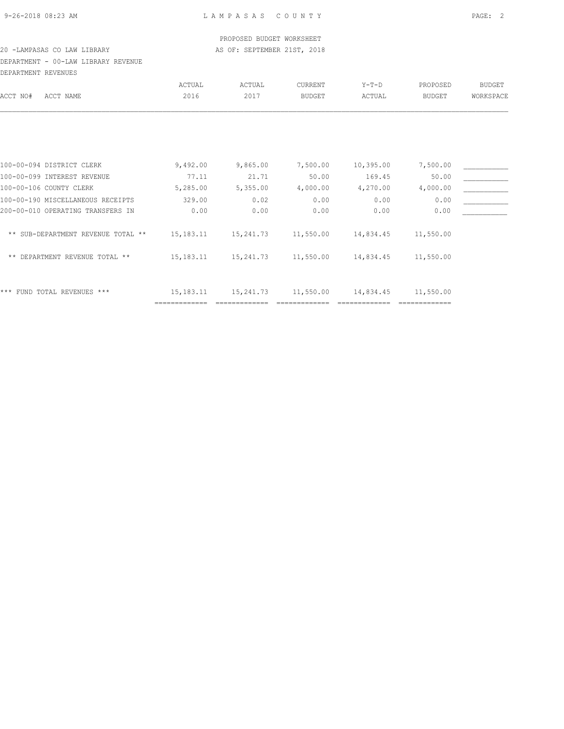PROPOSED BUDGET WORKSHEET

20 -LAMPASAS CO LAW LIBRARY — AS OF: SEPTEMBER 21ST, 2018

DEPARTMENT - 00-LAW LIBRARY REVENUE

DEPARTMENT REVENUES

| ACCT NO# | ACCT NAME | ACTUAL 2016 | ACTUAL 2017 | CURRENT BUDGET | Y-T-D ACTUAL | PROPOSED BUDGET | BUDGET WORKSPACE |
|---|---|---|---|---|---|---|---|
| 100-00-094 | DISTRICT CLERK | 9,492.00 | 9,865.00 | 7,500.00 | 10,395.00 | 7,500.00 | ___________ |
| 100-00-099 | INTEREST REVENUE | 77.11 | 21.71 | 50.00 | 169.45 | 50.00 | ___________ |
| 100-00-106 | COUNTY CLERK | 5,285.00 | 5,355.00 | 4,000.00 | 4,270.00 | 4,000.00 | ___________ |
| 100-00-190 | MISCELLANEOUS RECEIPTS | 329.00 | 0.02 | 0.00 | 0.00 | 0.00 | ___________ |
| 200-00-010 | OPERATING TRANSFERS IN | 0.00 | 0.00 | 0.00 | 0.00 | 0.00 | ___________ |
| | ** SUB-DEPARTMENT REVENUE TOTAL ** | 15,183.11 | 15,241.73 | 11,550.00 | 14,834.45 | 11,550.00 | |
| | ** DEPARTMENT REVENUE TOTAL ** | 15,183.11 | 15,241.73 | 11,550.00 | 14,834.45 | 11,550.00 | |
| | *** FUND TOTAL REVENUES *** | 15,183.11 | 15,241.73 | 11,550.00 | 14,834.45 | 11,550.00 | |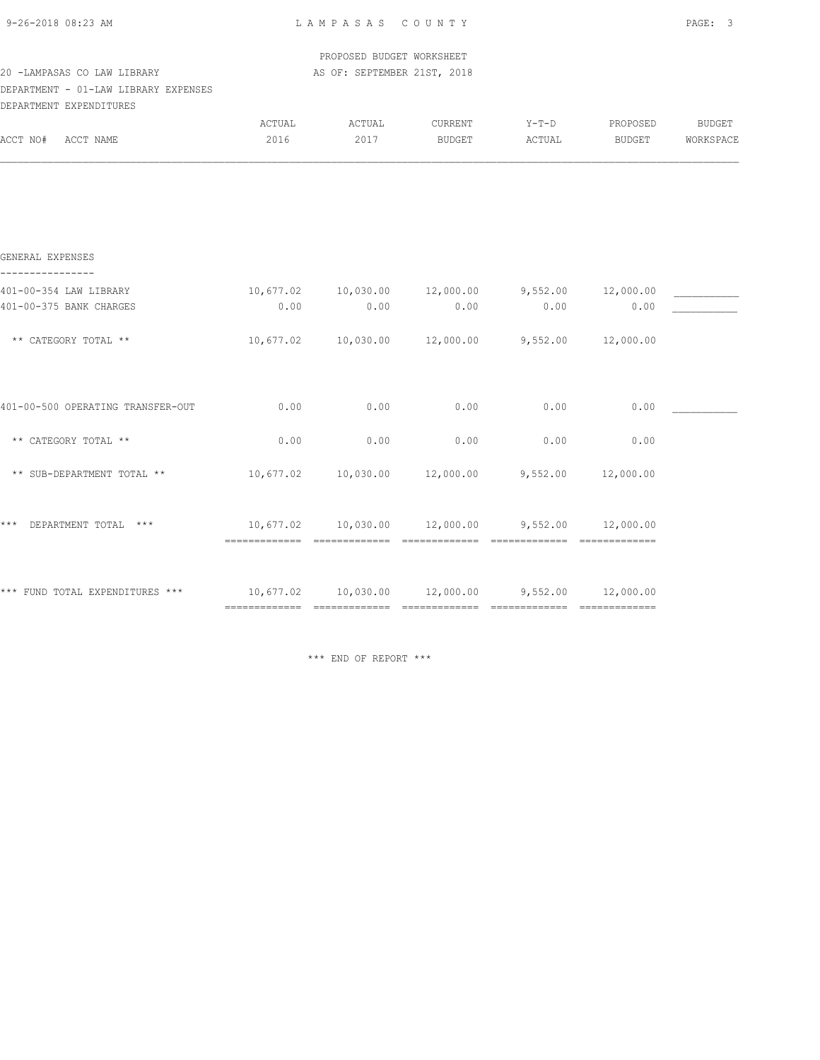PROPOSED BUDGET WORKSHEET

20 -LAMPASAS CO LAW LIBRARY — AS OF: SEPTEMBER 21ST, 2018

DEPARTMENT - 01-LAW LIBRARY EXPENSES

DEPARTMENT EXPENDITURES

| ACCT NO# ACCT NAME | ACTUAL 2016 | ACTUAL 2017 | CURRENT BUDGET | Y-T-D ACTUAL | PROPOSED BUDGET | BUDGET WORKSPACE |
|---|---|---|---|---|---|---|
| **GENERAL EXPENSES** | | | | | | |
| 401-00-354 LAW LIBRARY | 10,677.02 | 10,030.00 | 12,000.00 | 9,552.00 | 12,000.00 | ___________ |
| 401-00-375 BANK CHARGES | 0.00 | 0.00 | 0.00 | 0.00 | 0.00 | ___________ |
| ** CATEGORY TOTAL ** | 10,677.02 | 10,030.00 | 12,000.00 | 9,552.00 | 12,000.00 | |
| 401-00-500 OPERATING TRANSFER-OUT | 0.00 | 0.00 | 0.00 | 0.00 | 0.00 | ___________ |
| ** CATEGORY TOTAL ** | 0.00 | 0.00 | 0.00 | 0.00 | 0.00 | |
| ** SUB-DEPARTMENT TOTAL ** | 10,677.02 | 10,030.00 | 12,000.00 | 9,552.00 | 12,000.00 | |
| *** DEPARTMENT TOTAL *** | 10,677.02 | 10,030.00 | 12,000.00 | 9,552.00 | 12,000.00 | |
| *** FUND TOTAL EXPENDITURES *** | 10,677.02 | 10,030.00 | 12,000.00 | 9,552.00 | 12,000.00 | |

*** END OF REPORT ***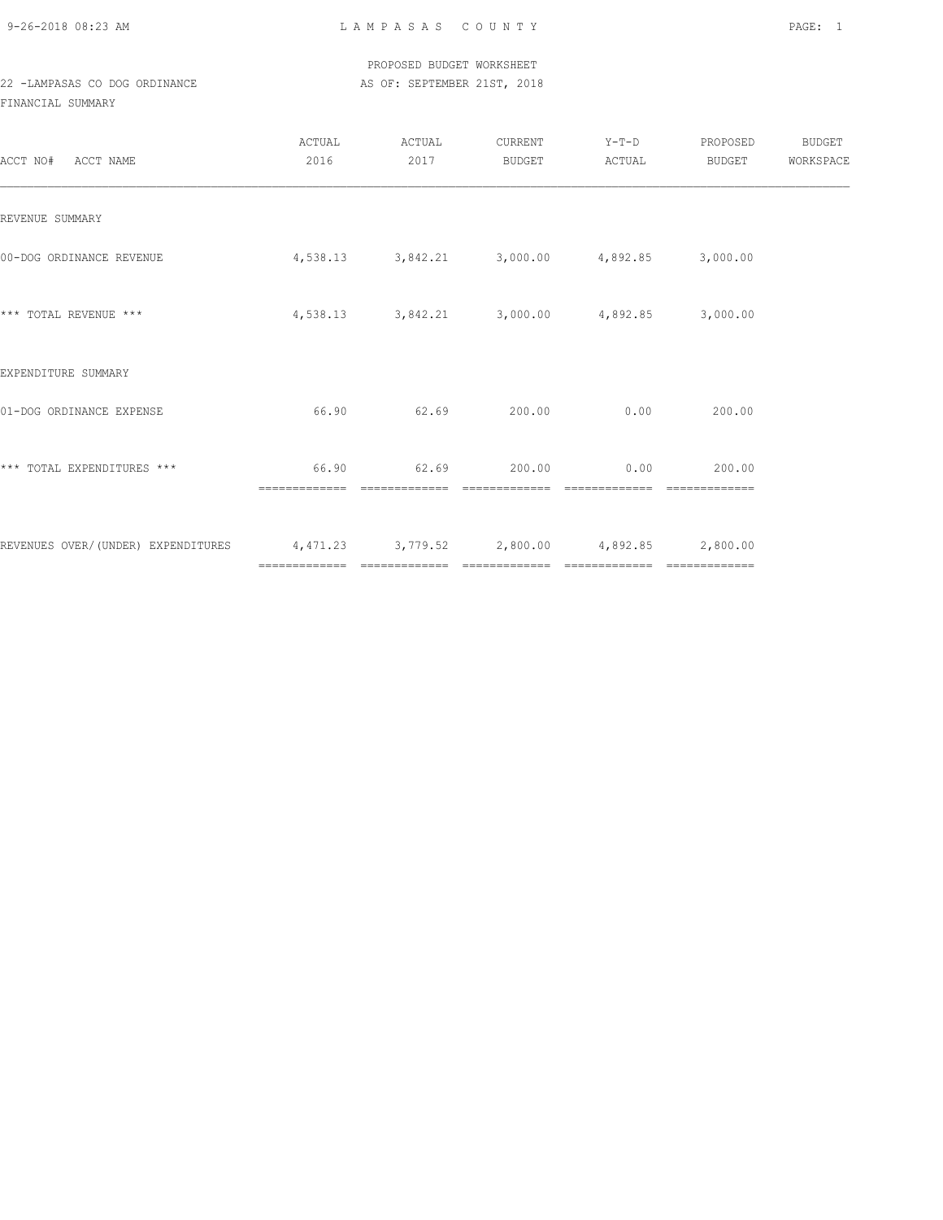PROPOSED BUDGET WORKSHEET

22 -LAMPASAS CO DOG ORDINANCE — AS OF: SEPTEMBER 21ST, 2018

FINANCIAL SUMMARY

| ACCT NO# ACCT NAME | ACTUAL 2016 | ACTUAL 2017 | CURRENT BUDGET | Y-T-D ACTUAL | PROPOSED BUDGET | BUDGET WORKSPACE |
|---|---|---|---|---|---|---|
| REVENUE SUMMARY | | | | | | |
| 00-DOG ORDINANCE REVENUE | 4,538.13 | 3,842.21 | 3,000.00 | 4,892.85 | 3,000.00 | |
| *** TOTAL REVENUE *** | 4,538.13 | 3,842.21 | 3,000.00 | 4,892.85 | 3,000.00 | |
| EXPENDITURE SUMMARY | | | | | | |
| 01-DOG ORDINANCE EXPENSE | 66.90 | 62.69 | 200.00 | 0.00 | 200.00 | |
| *** TOTAL EXPENDITURES *** | 66.90 | 62.69 | 200.00 | 0.00 | 200.00 | |
| REVENUES OVER/(UNDER) EXPENDITURES | 4,471.23 | 3,779.52 | 2,800.00 | 4,892.85 | 2,800.00 | |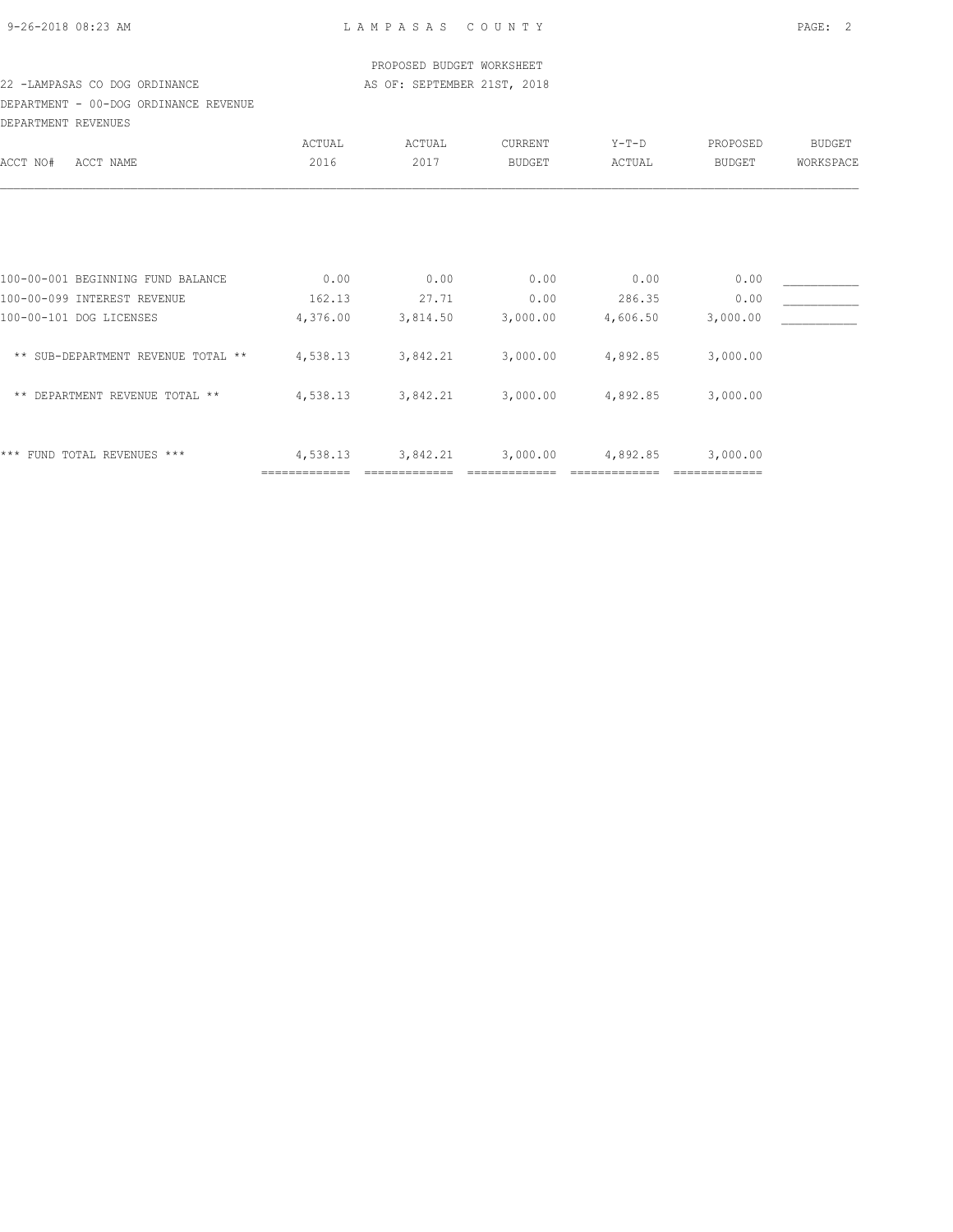PROPOSED BUDGET WORKSHEET

22 -LAMPASAS CO DOG ORDINANCE — AS OF: SEPTEMBER 21ST, 2018

DEPARTMENT - 00-DOG ORDINANCE REVENUE

DEPARTMENT REVENUES

| ACCT NO# ACCT NAME | ACTUAL 2016 | ACTUAL 2017 | CURRENT BUDGET | Y-T-D ACTUAL | PROPOSED BUDGET | BUDGET WORKSPACE |
|---|---|---|---|---|---|---|
| 100-00-001 BEGINNING FUND BALANCE | 0.00 | 0.00 | 0.00 | 0.00 | 0.00 | ___________ |
| 100-00-099 INTEREST REVENUE | 162.13 | 27.71 | 0.00 | 286.35 | 0.00 | ___________ |
| 100-00-101 DOG LICENSES | 4,376.00 | 3,814.50 | 3,000.00 | 4,606.50 | 3,000.00 | ___________ |
| ** SUB-DEPARTMENT REVENUE TOTAL ** | 4,538.13 | 3,842.21 | 3,000.00 | 4,892.85 | 3,000.00 | |
| ** DEPARTMENT REVENUE TOTAL ** | 4,538.13 | 3,842.21 | 3,000.00 | 4,892.85 | 3,000.00 | |
| *** FUND TOTAL REVENUES *** | 4,538.13 | 3,842.21 | 3,000.00 | 4,892.85 | 3,000.00 | |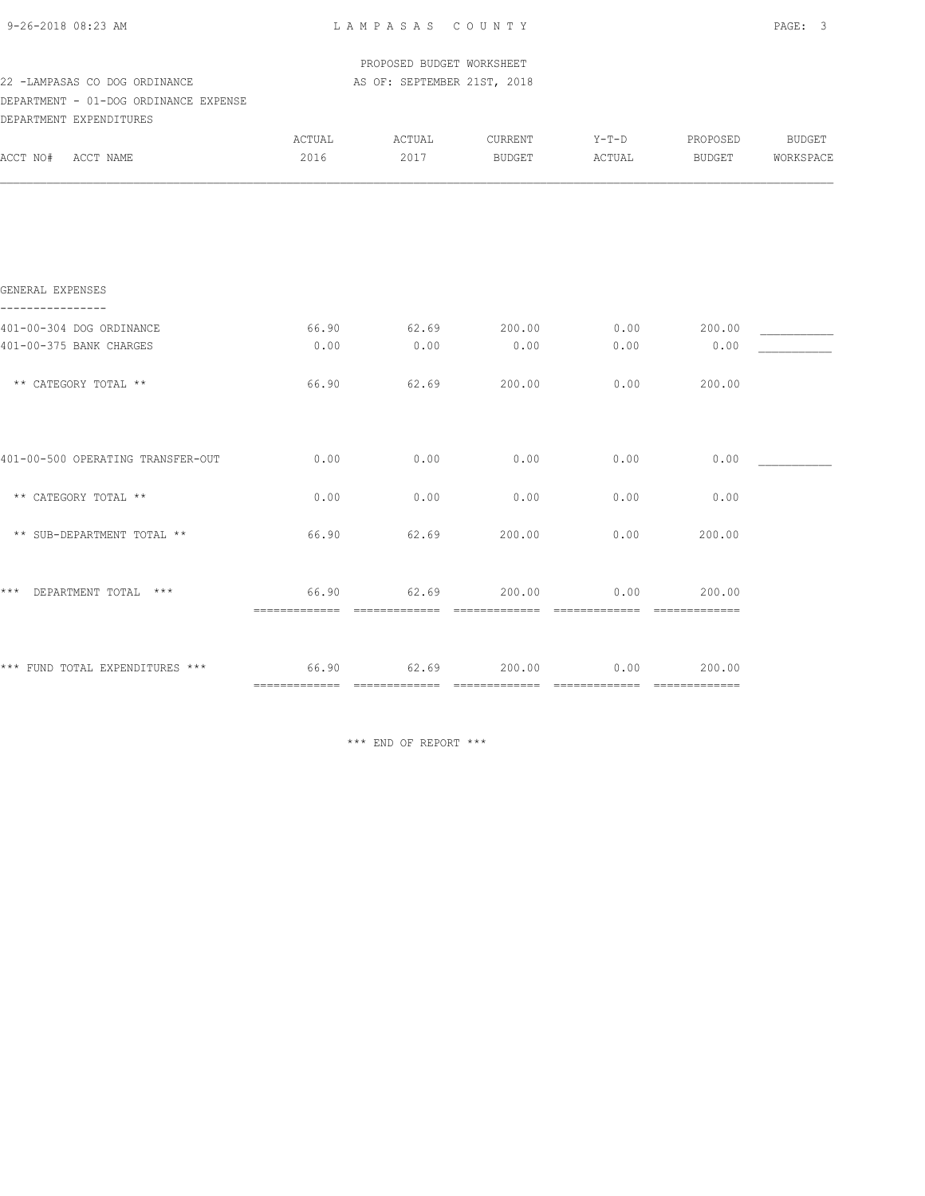PROPOSED BUDGET WORKSHEET

22 -LAMPASAS CO DOG ORDINANCE — AS OF: SEPTEMBER 21ST, 2018

DEPARTMENT - 01-DOG ORDINANCE EXPENSE

DEPARTMENT EXPENDITURES

| ACCT NO# ACCT NAME | ACTUAL 2016 | ACTUAL 2017 | CURRENT BUDGET | Y-T-D ACTUAL | PROPOSED BUDGET | BUDGET WORKSPACE |
|---|---|---|---|---|---|---|
| **GENERAL EXPENSES** | | | | | | |
| 401-00-304 DOG ORDINANCE | 66.90 | 62.69 | 200.00 | 0.00 | 200.00 | ___________ |
| 401-00-375 BANK CHARGES | 0.00 | 0.00 | 0.00 | 0.00 | 0.00 | ___________ |
| ** CATEGORY TOTAL ** | 66.90 | 62.69 | 200.00 | 0.00 | 200.00 | |
| 401-00-500 OPERATING TRANSFER-OUT | 0.00 | 0.00 | 0.00 | 0.00 | 0.00 | ___________ |
| ** CATEGORY TOTAL ** | 0.00 | 0.00 | 0.00 | 0.00 | 0.00 | |
| ** SUB-DEPARTMENT TOTAL ** | 66.90 | 62.69 | 200.00 | 0.00 | 200.00 | |
| *** DEPARTMENT TOTAL *** | 66.90 | 62.69 | 200.00 | 0.00 | 200.00 | |
| *** FUND TOTAL EXPENDITURES *** | 66.90 | 62.69 | 200.00 | 0.00 | 200.00 | |

*** END OF REPORT ***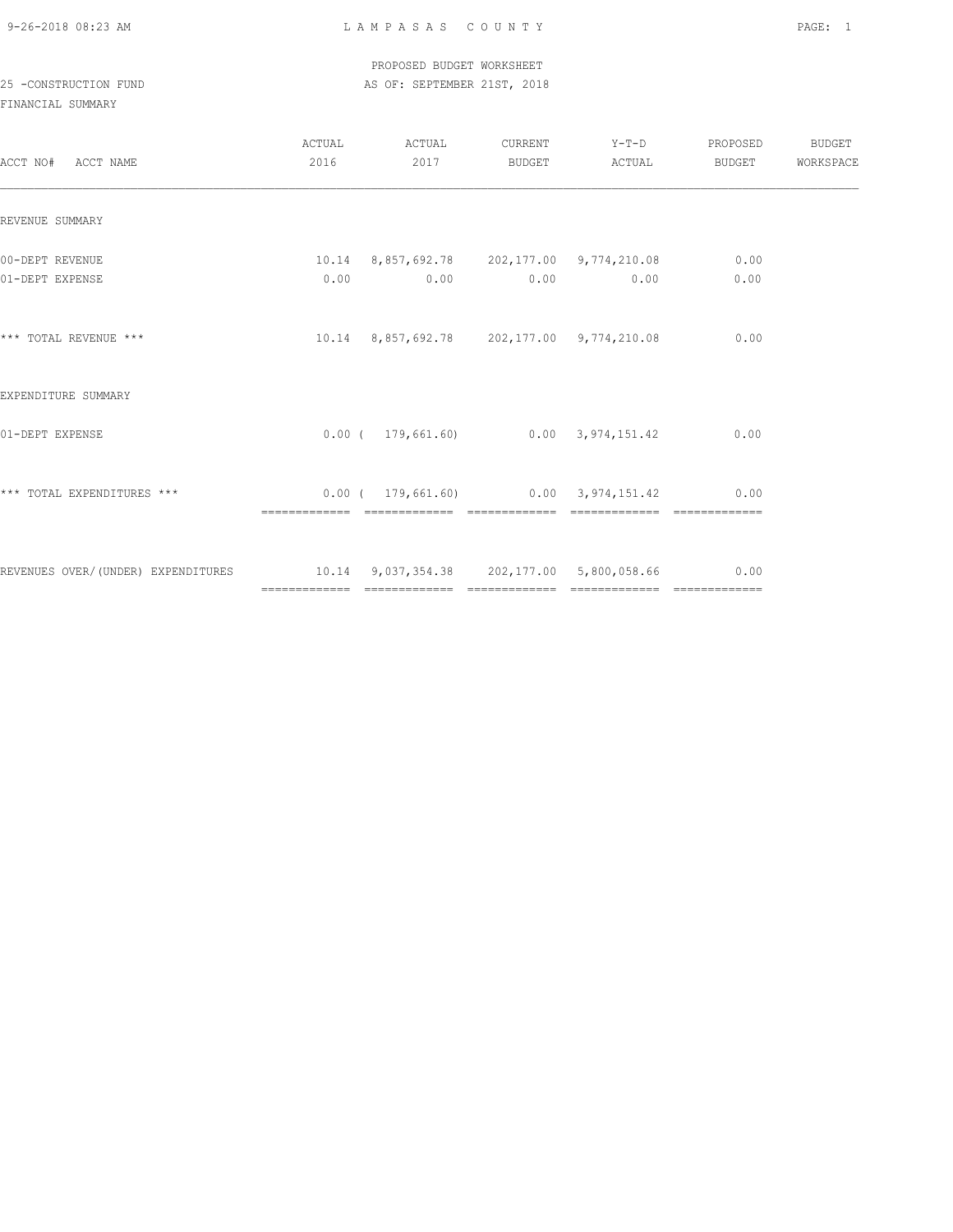PROPOSED BUDGET WORKSHEET

25 -CONSTRUCTION FUND AS OF: SEPTEMBER 21ST, 2018

FINANCIAL SUMMARY

| ACCT NO# ACCT NAME | ACTUAL 2016 | ACTUAL 2017 | CURRENT BUDGET | Y-T-D ACTUAL | PROPOSED BUDGET | BUDGET WORKSPACE |
|---|---|---|---|---|---|---|
| REVENUE SUMMARY | | | | | | |
| 00-DEPT REVENUE | 10.14 | 8,857,692.78 | 202,177.00 | 9,774,210.08 | 0.00 | |
| 01-DEPT EXPENSE | 0.00 | 0.00 | 0.00 | 0.00 | 0.00 | |
| *** TOTAL REVENUE *** | 10.14 | 8,857,692.78 | 202,177.00 | 9,774,210.08 | 0.00 | |
| EXPENDITURE SUMMARY | | | | | | |
| 01-DEPT EXPENSE | 0.00 | ( 179,661.60) | 0.00 | 3,974,151.42 | 0.00 | |
| *** TOTAL EXPENDITURES *** | 0.00 | ( 179,661.60) | 0.00 | 3,974,151.42 | 0.00 | |
| REVENUES OVER/(UNDER) EXPENDITURES | 10.14 | 9,037,354.38 | 202,177.00 | 5,800,058.66 | 0.00 | |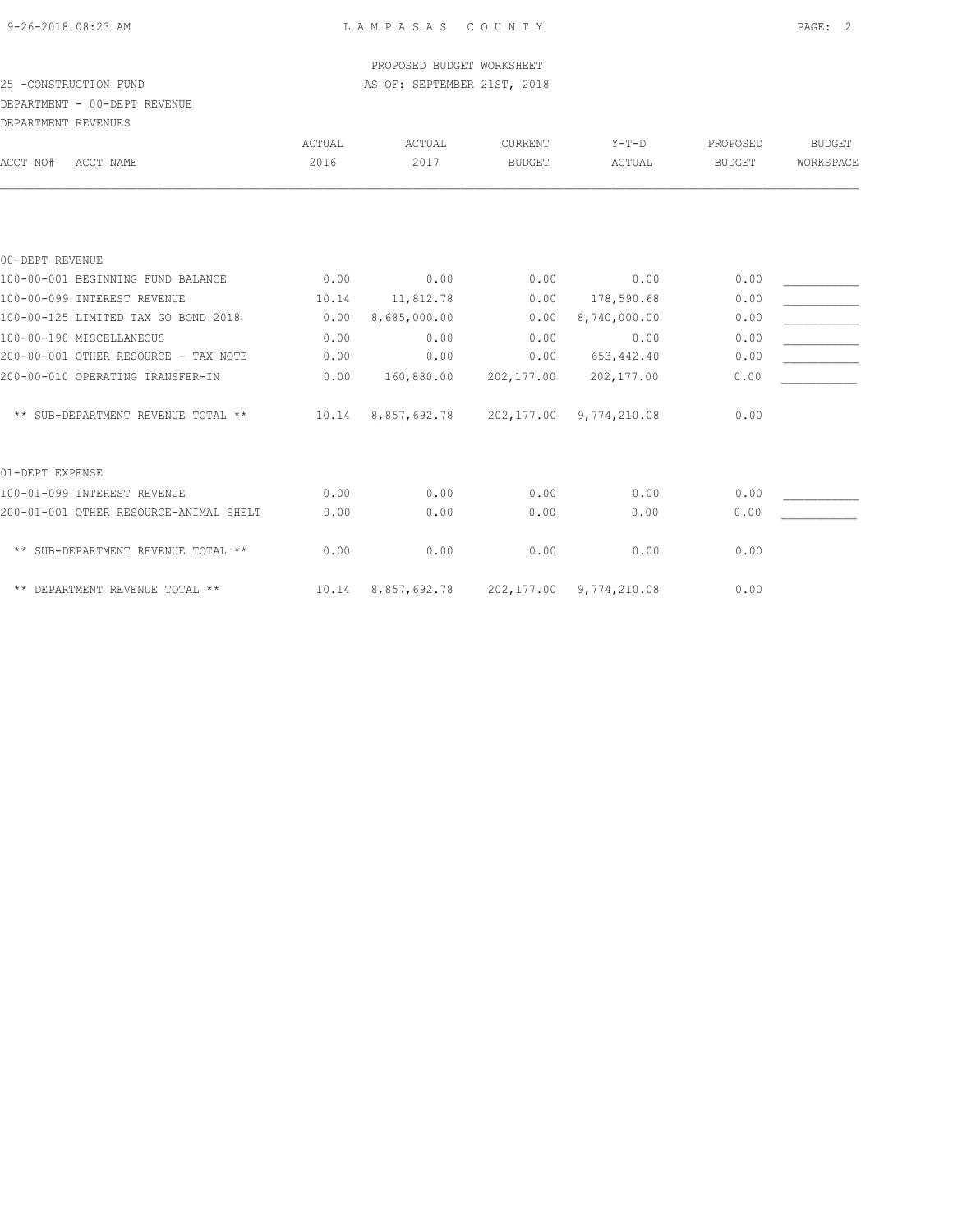PROPOSED BUDGET WORKSHEET

25 -CONSTRUCTION FUND

AS OF: SEPTEMBER 21ST, 2018

DEPARTMENT - 00-DEPT REVENUE

DEPARTMENT REVENUES

| ACCT NO# ACCT NAME | ACTUAL 2016 | ACTUAL 2017 | CURRENT BUDGET | Y-T-D ACTUAL | PROPOSED BUDGET | BUDGET WORKSPACE |
|---|---|---|---|---|---|---|
| **00-DEPT REVENUE** | | | | | | |
| 100-00-001 BEGINNING FUND BALANCE | 0.00 | 0.00 | 0.00 | 0.00 | 0.00 | ___________ |
| 100-00-099 INTEREST REVENUE | 10.14 | 11,812.78 | 0.00 | 178,590.68 | 0.00 | ___________ |
| 100-00-125 LIMITED TAX GO BOND 2018 | 0.00 | 8,685,000.00 | 0.00 | 8,740,000.00 | 0.00 | ___________ |
| 100-00-190 MISCELLANEOUS | 0.00 | 0.00 | 0.00 | 0.00 | 0.00 | ___________ |
| 200-00-001 OTHER RESOURCE - TAX NOTE | 0.00 | 0.00 | 0.00 | 653,442.40 | 0.00 | ___________ |
| 200-00-010 OPERATING TRANSFER-IN | 0.00 | 160,880.00 | 202,177.00 | 202,177.00 | 0.00 | ___________ |
| ** SUB-DEPARTMENT REVENUE TOTAL ** | 10.14 | 8,857,692.78 | 202,177.00 | 9,774,210.08 | 0.00 | |
| **01-DEPT EXPENSE** | | | | | | |
| 100-01-099 INTEREST REVENUE | 0.00 | 0.00 | 0.00 | 0.00 | 0.00 | ___________ |
| 200-01-001 OTHER RESOURCE-ANIMAL SHELT | 0.00 | 0.00 | 0.00 | 0.00 | 0.00 | ___________ |
| ** SUB-DEPARTMENT REVENUE TOTAL ** | 0.00 | 0.00 | 0.00 | 0.00 | 0.00 | |
| ** DEPARTMENT REVENUE TOTAL ** | 10.14 | 8,857,692.78 | 202,177.00 | 9,774,210.08 | 0.00 | |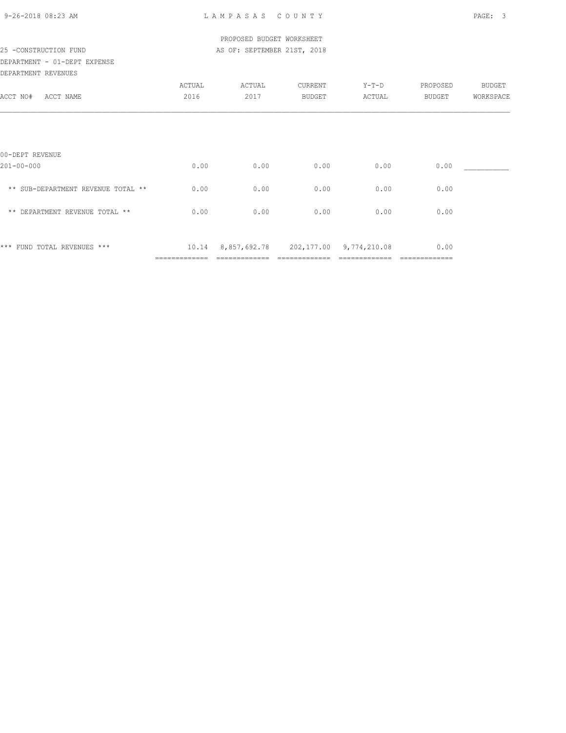PROPOSED BUDGET WORKSHEET

25 -CONSTRUCTION FUND AS OF: SEPTEMBER 21ST, 2018

DEPARTMENT - 01-DEPT EXPENSE

DEPARTMENT REVENUES

| ACCT NO# ACCT NAME | ACTUAL 2016 | ACTUAL 2017 | CURRENT BUDGET | Y-T-D ACTUAL | PROPOSED BUDGET | BUDGET WORKSPACE |
|---|---|---|---|---|---|---|
| 00-DEPT REVENUE | | | | | | |
| 201-00-000 | 0.00 | 0.00 | 0.00 | 0.00 | 0.00 | ___________ |
| ** SUB-DEPARTMENT REVENUE TOTAL ** | 0.00 | 0.00 | 0.00 | 0.00 | 0.00 | |
| ** DEPARTMENT REVENUE TOTAL ** | 0.00 | 0.00 | 0.00 | 0.00 | 0.00 | |
| *** FUND TOTAL REVENUES *** | 10.14 | 8,857,692.78 | 202,177.00 | 9,774,210.08 | 0.00 | |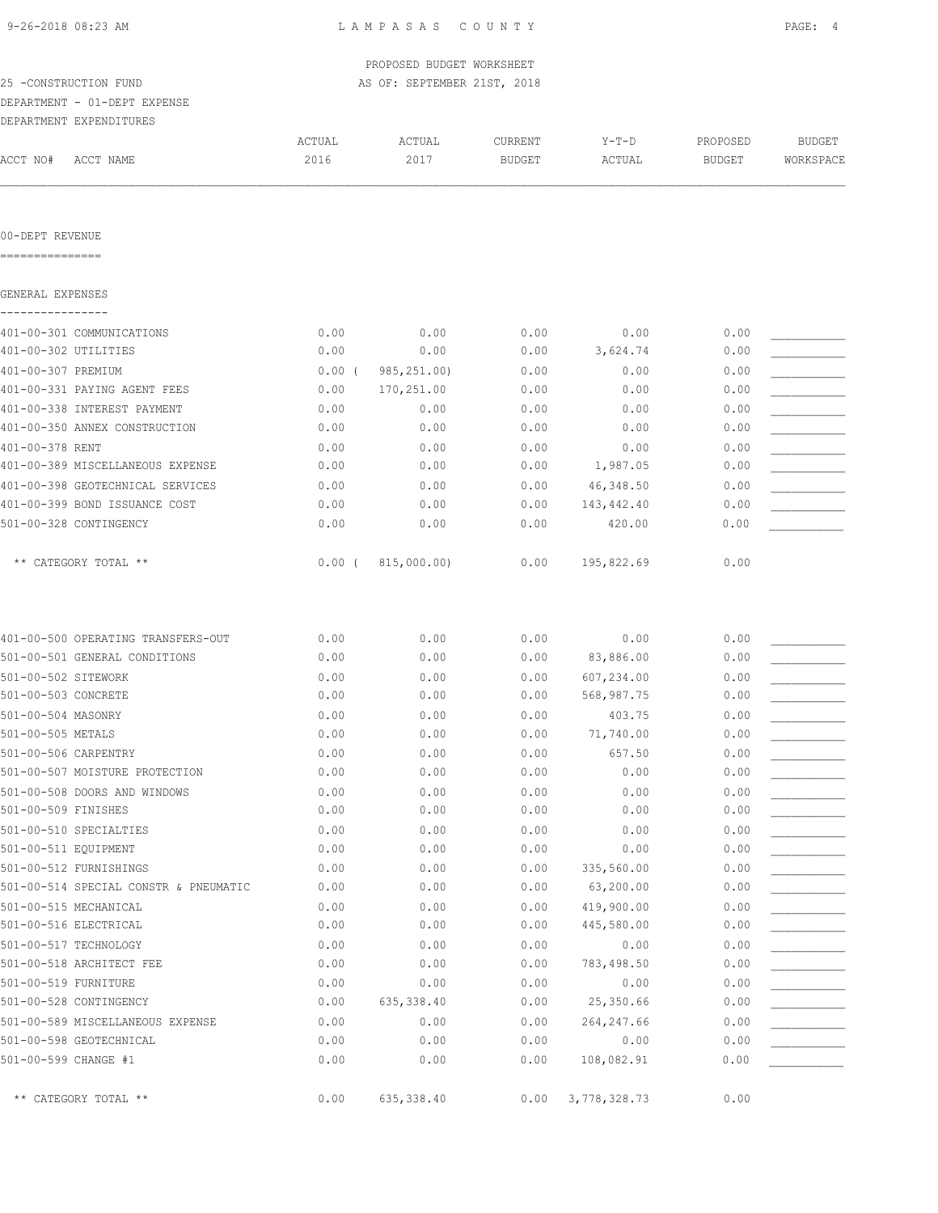PROPOSED BUDGET WORKSHEET

25 -CONSTRUCTION FUND — AS OF: SEPTEMBER 21ST, 2018

DEPARTMENT - 01-DEPT EXPENSE

DEPARTMENT EXPENDITURES

00-DEPT REVENUE

## GENERAL EXPENSES

| ACCT NO# | ACCT NAME | ACTUAL 2016 | ACTUAL 2017 | CURRENT BUDGET | Y-T-D ACTUAL | PROPOSED BUDGET | BUDGET WORKSPACE |
|---|---|---|---|---|---|---|---|
| 401-00-301 | COMMUNICATIONS | 0.00 | 0.00 | 0.00 | 0.00 | 0.00 | |
| 401-00-302 | UTILITIES | 0.00 | 0.00 | 0.00 | 3,624.74 | 0.00 | |
| 401-00-307 | PREMIUM | 0.00 | ( 985,251.00) | 0.00 | 0.00 | 0.00 | |
| 401-00-331 | PAYING AGENT FEES | 0.00 | 170,251.00 | 0.00 | 0.00 | 0.00 | |
| 401-00-338 | INTEREST PAYMENT | 0.00 | 0.00 | 0.00 | 0.00 | 0.00 | |
| 401-00-350 | ANNEX CONSTRUCTION | 0.00 | 0.00 | 0.00 | 0.00 | 0.00 | |
| 401-00-378 | RENT | 0.00 | 0.00 | 0.00 | 0.00 | 0.00 | |
| 401-00-389 | MISCELLANEOUS EXPENSE | 0.00 | 0.00 | 0.00 | 1,987.05 | 0.00 | |
| 401-00-398 | GEOTECHNICAL SERVICES | 0.00 | 0.00 | 0.00 | 46,348.50 | 0.00 | |
| 401-00-399 | BOND ISSUANCE COST | 0.00 | 0.00 | 0.00 | 143,442.40 | 0.00 | |
| 501-00-328 | CONTINGENCY | 0.00 | 0.00 | 0.00 | 420.00 | 0.00 | |
| | ** CATEGORY TOTAL ** | 0.00 | ( 815,000.00) | 0.00 | 195,822.69 | 0.00 | |

| ACCT NO# | ACCT NAME | ACTUAL 2016 | ACTUAL 2017 | CURRENT BUDGET | Y-T-D ACTUAL | PROPOSED BUDGET | BUDGET WORKSPACE |
|---|---|---|---|---|---|---|---|
| 401-00-500 | OPERATING TRANSFERS-OUT | 0.00 | 0.00 | 0.00 | 0.00 | 0.00 | |
| 501-00-501 | GENERAL CONDITIONS | 0.00 | 0.00 | 0.00 | 83,886.00 | 0.00 | |
| 501-00-502 | SITEWORK | 0.00 | 0.00 | 0.00 | 607,234.00 | 0.00 | |
| 501-00-503 | CONCRETE | 0.00 | 0.00 | 0.00 | 568,987.75 | 0.00 | |
| 501-00-504 | MASONRY | 0.00 | 0.00 | 0.00 | 403.75 | 0.00 | |
| 501-00-505 | METALS | 0.00 | 0.00 | 0.00 | 71,740.00 | 0.00 | |
| 501-00-506 | CARPENTRY | 0.00 | 0.00 | 0.00 | 657.50 | 0.00 | |
| 501-00-507 | MOISTURE PROTECTION | 0.00 | 0.00 | 0.00 | 0.00 | 0.00 | |
| 501-00-508 | DOORS AND WINDOWS | 0.00 | 0.00 | 0.00 | 0.00 | 0.00 | |
| 501-00-509 | FINISHES | 0.00 | 0.00 | 0.00 | 0.00 | 0.00 | |
| 501-00-510 | SPECIALTIES | 0.00 | 0.00 | 0.00 | 0.00 | 0.00 | |
| 501-00-511 | EQUIPMENT | 0.00 | 0.00 | 0.00 | 0.00 | 0.00 | |
| 501-00-512 | FURNISHINGS | 0.00 | 0.00 | 0.00 | 335,560.00 | 0.00 | |
| 501-00-514 | SPECIAL CONSTR & PNEUMATIC | 0.00 | 0.00 | 0.00 | 63,200.00 | 0.00 | |
| 501-00-515 | MECHANICAL | 0.00 | 0.00 | 0.00 | 419,900.00 | 0.00 | |
| 501-00-516 | ELECTRICAL | 0.00 | 0.00 | 0.00 | 445,580.00 | 0.00 | |
| 501-00-517 | TECHNOLOGY | 0.00 | 0.00 | 0.00 | 0.00 | 0.00 | |
| 501-00-518 | ARCHITECT FEE | 0.00 | 0.00 | 0.00 | 783,498.50 | 0.00 | |
| 501-00-519 | FURNITURE | 0.00 | 0.00 | 0.00 | 0.00 | 0.00 | |
| 501-00-528 | CONTINGENCY | 0.00 | 635,338.40 | 0.00 | 25,350.66 | 0.00 | |
| 501-00-589 | MISCELLANEOUS EXPENSE | 0.00 | 0.00 | 0.00 | 264,247.66 | 0.00 | |
| 501-00-598 | GEOTECHNICAL | 0.00 | 0.00 | 0.00 | 0.00 | 0.00 | |
| 501-00-599 | CHANGE #1 | 0.00 | 0.00 | 0.00 | 108,082.91 | 0.00 | |
| | ** CATEGORY TOTAL ** | 0.00 | 635,338.40 | 0.00 | 3,778,328.73 | 0.00 | |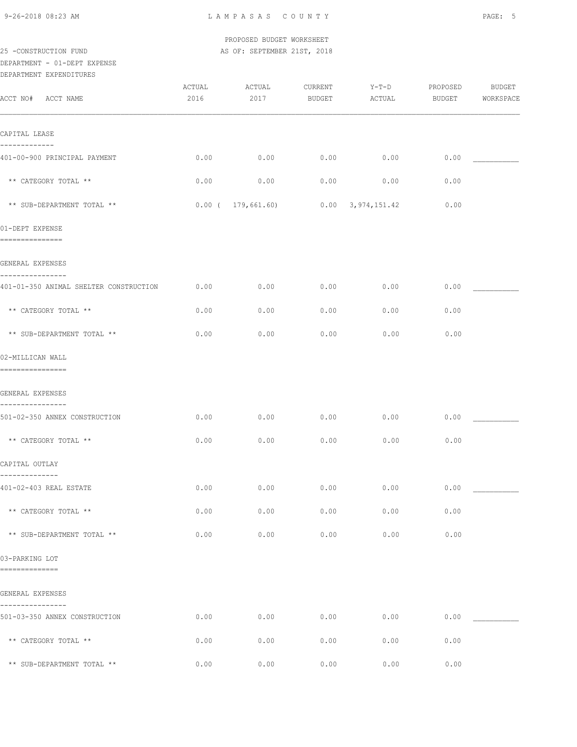LAMPASAS COUNTY

PROPOSED BUDGET WORKSHEET
AS OF: SEPTEMBER 21ST, 2018

25 -CONSTRUCTION FUND
DEPARTMENT - 01-DEPT EXPENSE
DEPARTMENT EXPENDITURES

| ACCT NO# ACCT NAME | ACTUAL 2016 | ACTUAL 2017 | CURRENT BUDGET | Y-T-D ACTUAL | PROPOSED BUDGET | BUDGET WORKSPACE |
|---|---|---|---|---|---|---|
| **CAPITAL LEASE** | | | | | | |
| 401-00-900 PRINCIPAL PAYMENT | 0.00 | 0.00 | 0.00 | 0.00 | 0.00 | ___________ |
| ** CATEGORY TOTAL ** | 0.00 | 0.00 | 0.00 | 0.00 | 0.00 | |
| ** SUB-DEPARTMENT TOTAL ** | 0.00 | ( 179,661.60) | 0.00 | 3,974,151.42 | 0.00 | |
| **01-DEPT EXPENSE** | | | | | | |
| **GENERAL EXPENSES** | | | | | | |
| 401-01-350 ANIMAL SHELTER CONSTRUCTION | 0.00 | 0.00 | 0.00 | 0.00 | 0.00 | ___________ |
| ** CATEGORY TOTAL ** | 0.00 | 0.00 | 0.00 | 0.00 | 0.00 | |
| ** SUB-DEPARTMENT TOTAL ** | 0.00 | 0.00 | 0.00 | 0.00 | 0.00 | |
| **02-MILLICAN WALL** | | | | | | |
| **GENERAL EXPENSES** | | | | | | |
| 501-02-350 ANNEX CONSTRUCTION | 0.00 | 0.00 | 0.00 | 0.00 | 0.00 | ___________ |
| ** CATEGORY TOTAL ** | 0.00 | 0.00 | 0.00 | 0.00 | 0.00 | |
| **CAPITAL OUTLAY** | | | | | | |
| 401-02-403 REAL ESTATE | 0.00 | 0.00 | 0.00 | 0.00 | 0.00 | ___________ |
| ** CATEGORY TOTAL ** | 0.00 | 0.00 | 0.00 | 0.00 | 0.00 | |
| ** SUB-DEPARTMENT TOTAL ** | 0.00 | 0.00 | 0.00 | 0.00 | 0.00 | |
| **03-PARKING LOT** | | | | | | |
| **GENERAL EXPENSES** | | | | | | |
| 501-03-350 ANNEX CONSTRUCTION | 0.00 | 0.00 | 0.00 | 0.00 | 0.00 | ___________ |
| ** CATEGORY TOTAL ** | 0.00 | 0.00 | 0.00 | 0.00 | 0.00 | |
| ** SUB-DEPARTMENT TOTAL ** | 0.00 | 0.00 | 0.00 | 0.00 | 0.00 | |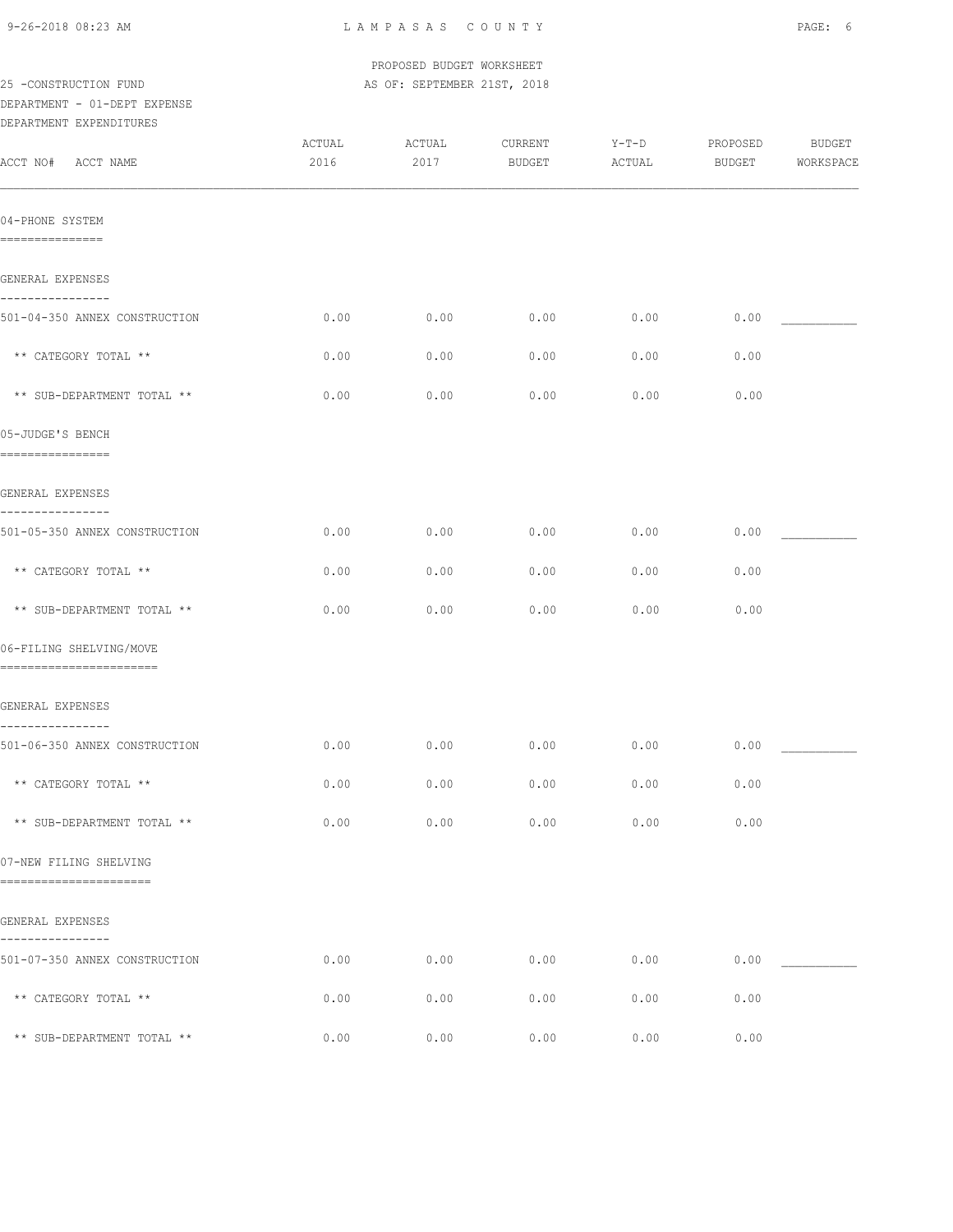PROPOSED BUDGET WORKSHEET

25 -CONSTRUCTION FUND AS OF: SEPTEMBER 21ST, 2018

DEPARTMENT - 01-DEPT EXPENSE

DEPARTMENT EXPENDITURES

| ACCT NO# ACCT NAME | ACTUAL 2016 | ACTUAL 2017 | CURRENT BUDGET | Y-T-D ACTUAL | PROPOSED BUDGET | BUDGET WORKSPACE |
|---|---|---|---|---|---|---|
| **04-PHONE SYSTEM** | | | | | | |
| GENERAL EXPENSES | | | | | | |
| 501-04-350 ANNEX CONSTRUCTION | 0.00 | 0.00 | 0.00 | 0.00 | 0.00 | ___________ |
| ** CATEGORY TOTAL ** | 0.00 | 0.00 | 0.00 | 0.00 | 0.00 | |
| ** SUB-DEPARTMENT TOTAL ** | 0.00 | 0.00 | 0.00 | 0.00 | 0.00 | |
| **05-JUDGE'S BENCH** | | | | | | |
| GENERAL EXPENSES | | | | | | |
| 501-05-350 ANNEX CONSTRUCTION | 0.00 | 0.00 | 0.00 | 0.00 | 0.00 | ___________ |
| ** CATEGORY TOTAL ** | 0.00 | 0.00 | 0.00 | 0.00 | 0.00 | |
| ** SUB-DEPARTMENT TOTAL ** | 0.00 | 0.00 | 0.00 | 0.00 | 0.00 | |
| **06-FILING SHELVING/MOVE** | | | | | | |
| GENERAL EXPENSES | | | | | | |
| 501-06-350 ANNEX CONSTRUCTION | 0.00 | 0.00 | 0.00 | 0.00 | 0.00 | ___________ |
| ** CATEGORY TOTAL ** | 0.00 | 0.00 | 0.00 | 0.00 | 0.00 | |
| ** SUB-DEPARTMENT TOTAL ** | 0.00 | 0.00 | 0.00 | 0.00 | 0.00 | |
| **07-NEW FILING SHELVING** | | | | | | |
| GENERAL EXPENSES | | | | | | |
| 501-07-350 ANNEX CONSTRUCTION | 0.00 | 0.00 | 0.00 | 0.00 | 0.00 | ___________ |
| ** CATEGORY TOTAL ** | 0.00 | 0.00 | 0.00 | 0.00 | 0.00 | |
| ** SUB-DEPARTMENT TOTAL ** | 0.00 | 0.00 | 0.00 | 0.00 | 0.00 | |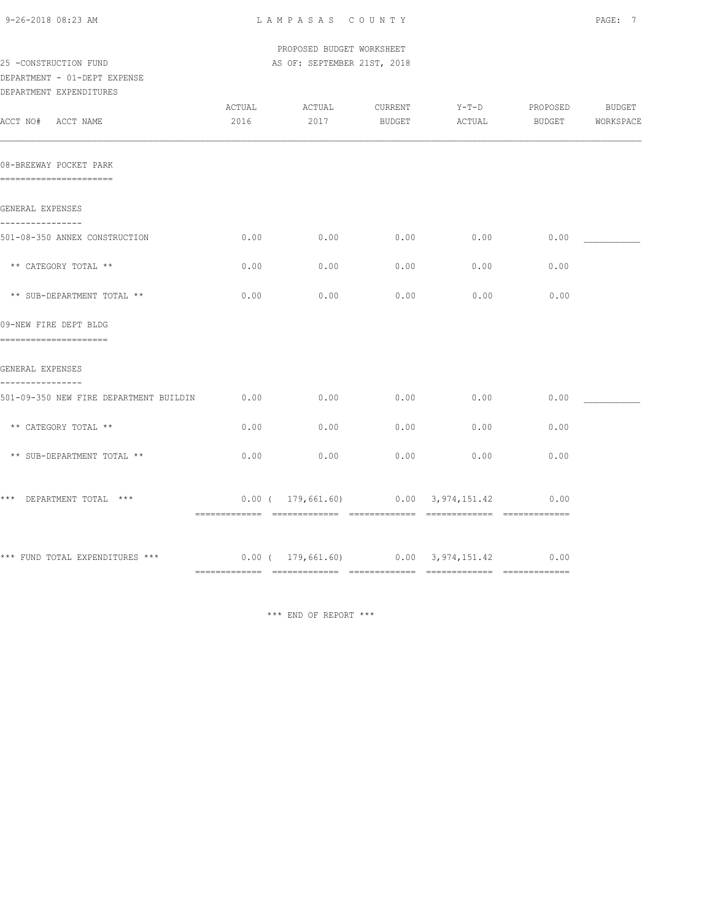PROPOSED BUDGET WORKSHEET

25 -CONSTRUCTION FUND — AS OF: SEPTEMBER 21ST, 2018

DEPARTMENT - 01-DEPT EXPENSE

DEPARTMENT EXPENDITURES

| ACCT NO# ACCT NAME | ACTUAL 2016 | ACTUAL 2017 | CURRENT BUDGET | Y-T-D ACTUAL | PROPOSED BUDGET | BUDGET WORKSPACE |
|---|---|---|---|---|---|---|
| **08-BREEWAY POCKET PARK** | | | | | | |
| GENERAL EXPENSES | | | | | | |
| 501-08-350 ANNEX CONSTRUCTION | 0.00 | 0.00 | 0.00 | 0.00 | 0.00 | ___________ |
| ** CATEGORY TOTAL ** | 0.00 | 0.00 | 0.00 | 0.00 | 0.00 | |
| ** SUB-DEPARTMENT TOTAL ** | 0.00 | 0.00 | 0.00 | 0.00 | 0.00 | |
| **09-NEW FIRE DEPT BLDG** | | | | | | |
| GENERAL EXPENSES | | | | | | |
| 501-09-350 NEW FIRE DEPARTMENT BUILDIN | 0.00 | 0.00 | 0.00 | 0.00 | 0.00 | ___________ |
| ** CATEGORY TOTAL ** | 0.00 | 0.00 | 0.00 | 0.00 | 0.00 | |
| ** SUB-DEPARTMENT TOTAL ** | 0.00 | 0.00 | 0.00 | 0.00 | 0.00 | |
| *** DEPARTMENT TOTAL *** | 0.00 | ( 179,661.60) | 0.00 | 3,974,151.42 | 0.00 | |
| *** FUND TOTAL EXPENDITURES *** | 0.00 | ( 179,661.60) | 0.00 | 3,974,151.42 | 0.00 | |

*** END OF REPORT ***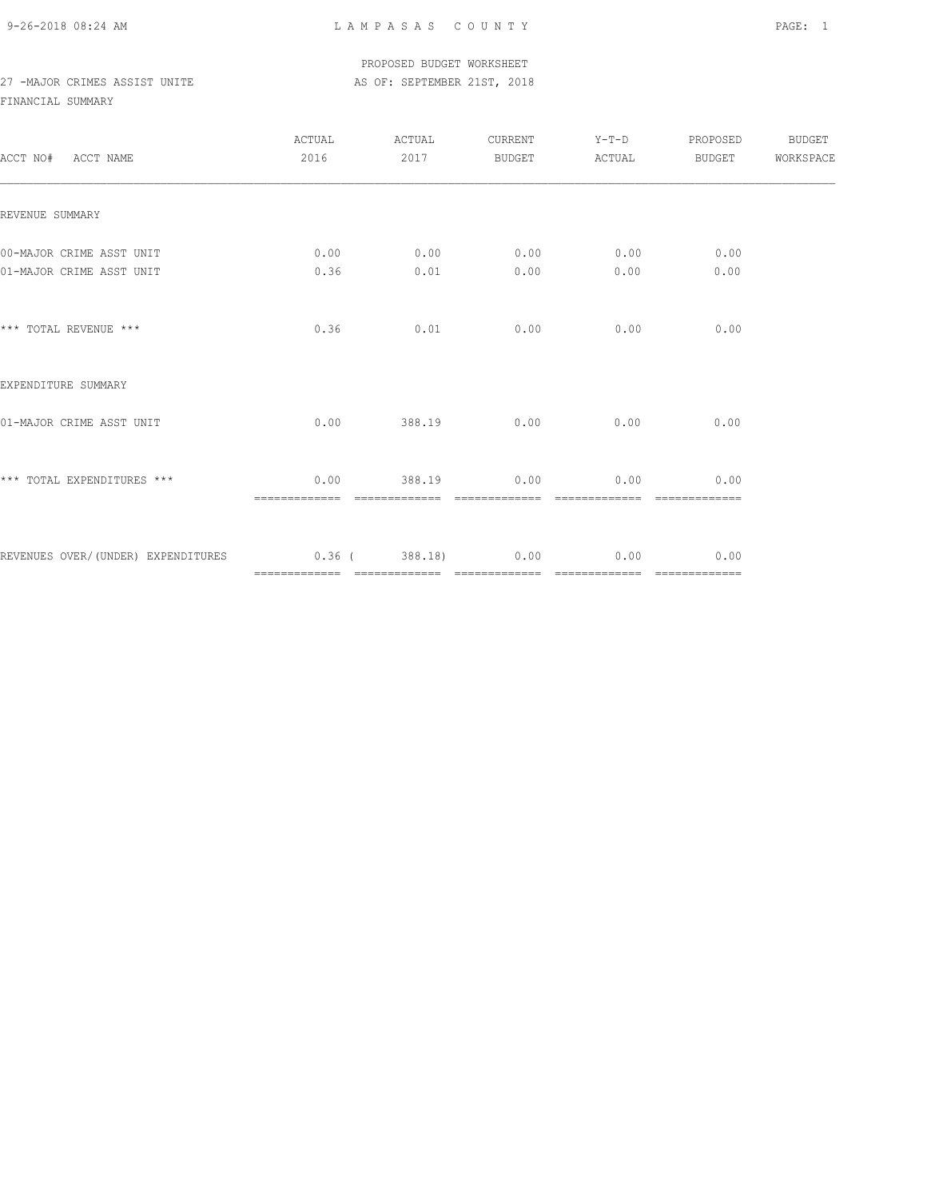PROPOSED BUDGET WORKSHEET

27 -MAJOR CRIMES ASSIST UNITE — AS OF: SEPTEMBER 21ST, 2018

FINANCIAL SUMMARY

| ACCT NO# ACCT NAME | ACTUAL 2016 | ACTUAL 2017 | CURRENT BUDGET | Y-T-D ACTUAL | PROPOSED BUDGET | BUDGET WORKSPACE |
|---|---|---|---|---|---|---|
| REVENUE SUMMARY | | | | | | |
| 00-MAJOR CRIME ASST UNIT | 0.00 | 0.00 | 0.00 | 0.00 | 0.00 | |
| 01-MAJOR CRIME ASST UNIT | 0.36 | 0.01 | 0.00 | 0.00 | 0.00 | |
| *** TOTAL REVENUE *** | 0.36 | 0.01 | 0.00 | 0.00 | 0.00 | |
| EXPENDITURE SUMMARY | | | | | | |
| 01-MAJOR CRIME ASST UNIT | 0.00 | 388.19 | 0.00 | 0.00 | 0.00 | |
| *** TOTAL EXPENDITURES *** | 0.00 | 388.19 | 0.00 | 0.00 | 0.00 | |
| REVENUES OVER/(UNDER) EXPENDITURES | 0.36 | ( 388.18) | 0.00 | 0.00 | 0.00 | |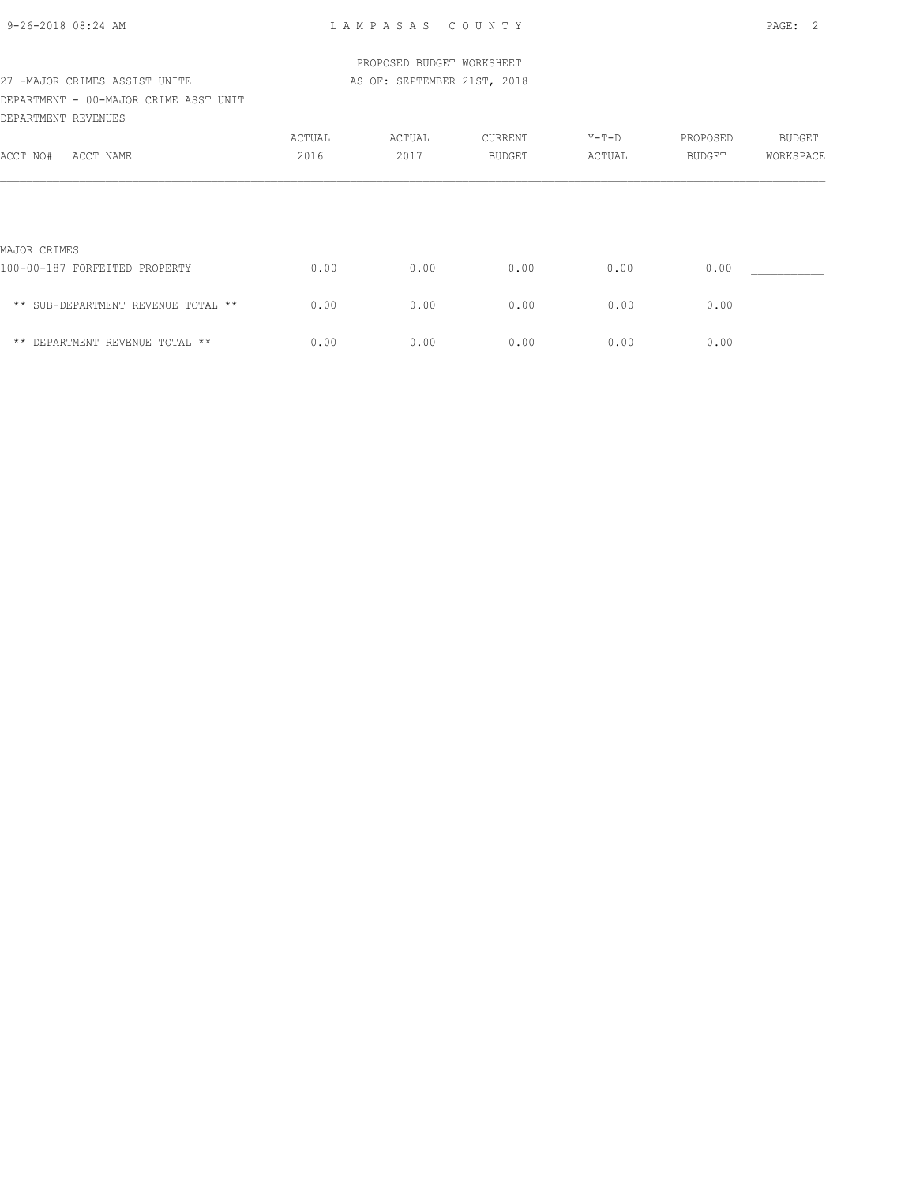PROPOSED BUDGET WORKSHEET

27 -MAJOR CRIMES ASSIST UNITE AS OF: SEPTEMBER 21ST, 2018

DEPARTMENT - 00-MAJOR CRIME ASST UNIT

DEPARTMENT REVENUES

| ACCT NO# ACCT NAME | ACTUAL 2016 | ACTUAL 2017 | CURRENT BUDGET | Y-T-D ACTUAL | PROPOSED BUDGET | BUDGET WORKSPACE |
|---|---|---|---|---|---|---|
| MAJOR CRIMES | | | | | | |
| 100-00-187 FORFEITED PROPERTY | 0.00 | 0.00 | 0.00 | 0.00 | 0.00 | ___________ |
| ** SUB-DEPARTMENT REVENUE TOTAL ** | 0.00 | 0.00 | 0.00 | 0.00 | 0.00 | |
| ** DEPARTMENT REVENUE TOTAL ** | 0.00 | 0.00 | 0.00 | 0.00 | 0.00 | |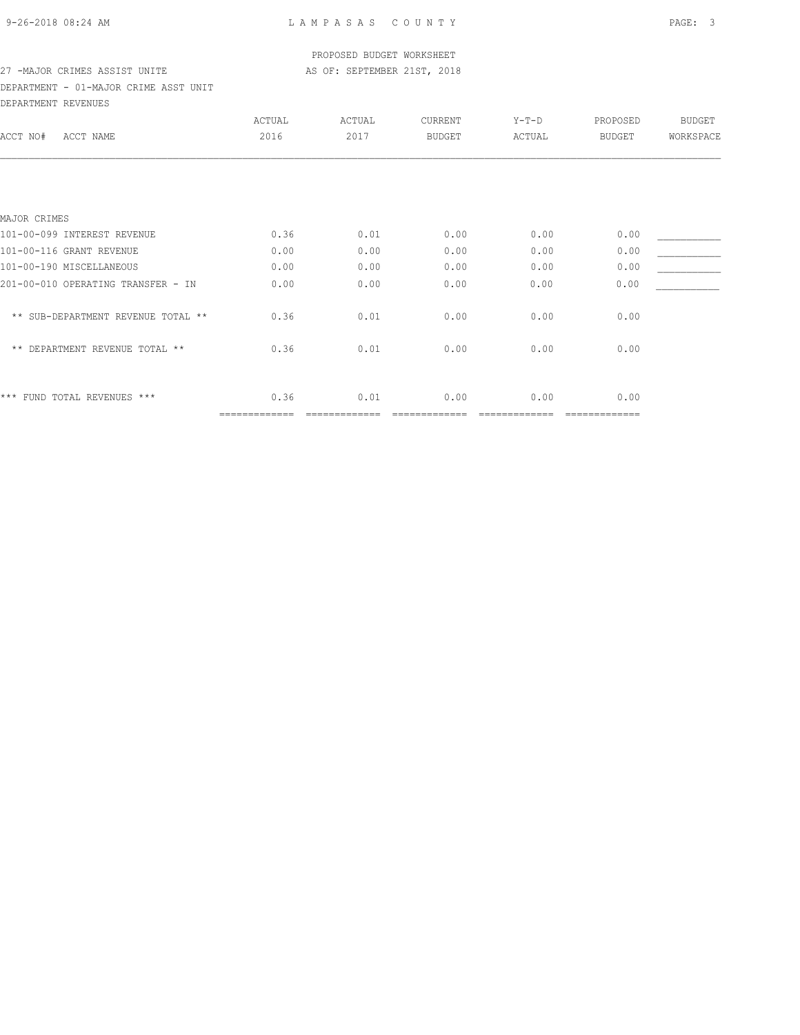PROPOSED BUDGET WORKSHEET

27 -MAJOR CRIMES ASSIST UNITE AS OF: SEPTEMBER 21ST, 2018

DEPARTMENT - 01-MAJOR CRIME ASST UNIT

DEPARTMENT REVENUES

| ACCT NO# ACCT NAME | ACTUAL 2016 | ACTUAL 2017 | CURRENT BUDGET | Y-T-D ACTUAL | PROPOSED BUDGET | BUDGET WORKSPACE |
|---|---|---|---|---|---|---|
| MAJOR CRIMES | | | | | | |
| 101-00-099 INTEREST REVENUE | 0.36 | 0.01 | 0.00 | 0.00 | 0.00 | ___________ |
| 101-00-116 GRANT REVENUE | 0.00 | 0.00 | 0.00 | 0.00 | 0.00 | ___________ |
| 101-00-190 MISCELLANEOUS | 0.00 | 0.00 | 0.00 | 0.00 | 0.00 | ___________ |
| 201-00-010 OPERATING TRANSFER - IN | 0.00 | 0.00 | 0.00 | 0.00 | 0.00 | ___________ |
| ** SUB-DEPARTMENT REVENUE TOTAL ** | 0.36 | 0.01 | 0.00 | 0.00 | 0.00 | |
| ** DEPARTMENT REVENUE TOTAL ** | 0.36 | 0.01 | 0.00 | 0.00 | 0.00 | |
| *** FUND TOTAL REVENUES *** | 0.36 | 0.01 | 0.00 | 0.00 | 0.00 | |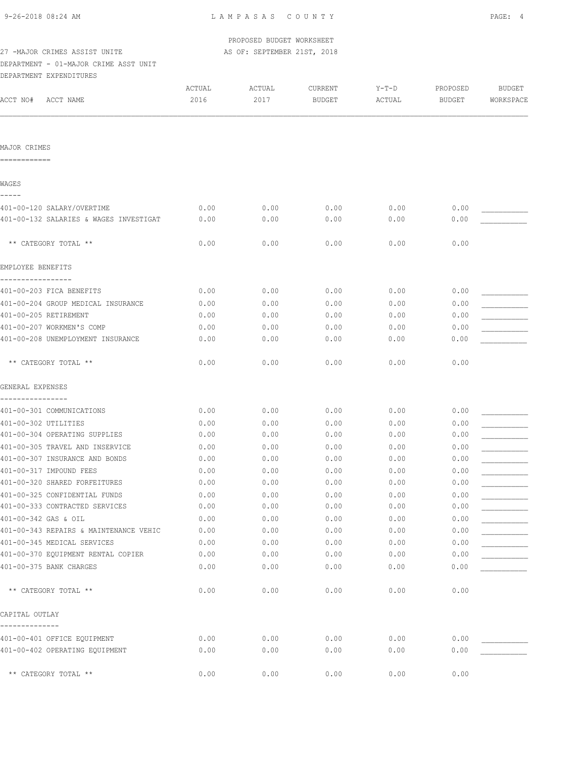PROPOSED BUDGET WORKSHEET

27 -MAJOR CRIMES ASSIST UNITE — AS OF: SEPTEMBER 21ST, 2018

DEPARTMENT - 01-MAJOR CRIME ASST UNIT

DEPARTMENT EXPENDITURES

| ACCT NO# ACCT NAME | ACTUAL 2016 | ACTUAL 2017 | CURRENT BUDGET | Y-T-D ACTUAL | PROPOSED BUDGET | BUDGET WORKSPACE |
|---|---|---|---|---|---|---|
| **MAJOR CRIMES** | | | | | | |
| **WAGES** | | | | | | |
| 401-00-120 SALARY/OVERTIME | 0.00 | 0.00 | 0.00 | 0.00 | 0.00 | ___________ |
| 401-00-132 SALARIES & WAGES INVESTIGAT | 0.00 | 0.00 | 0.00 | 0.00 | 0.00 | ___________ |
| ** CATEGORY TOTAL ** | 0.00 | 0.00 | 0.00 | 0.00 | 0.00 | |
| **EMPLOYEE BENEFITS** | | | | | | |
| 401-00-203 FICA BENEFITS | 0.00 | 0.00 | 0.00 | 0.00 | 0.00 | ___________ |
| 401-00-204 GROUP MEDICAL INSURANCE | 0.00 | 0.00 | 0.00 | 0.00 | 0.00 | ___________ |
| 401-00-205 RETIREMENT | 0.00 | 0.00 | 0.00 | 0.00 | 0.00 | ___________ |
| 401-00-207 WORKMEN'S COMP | 0.00 | 0.00 | 0.00 | 0.00 | 0.00 | ___________ |
| 401-00-208 UNEMPLOYMENT INSURANCE | 0.00 | 0.00 | 0.00 | 0.00 | 0.00 | ___________ |
| ** CATEGORY TOTAL ** | 0.00 | 0.00 | 0.00 | 0.00 | 0.00 | |
| **GENERAL EXPENSES** | | | | | | |
| 401-00-301 COMMUNICATIONS | 0.00 | 0.00 | 0.00 | 0.00 | 0.00 | ___________ |
| 401-00-302 UTILITIES | 0.00 | 0.00 | 0.00 | 0.00 | 0.00 | ___________ |
| 401-00-304 OPERATING SUPPLIES | 0.00 | 0.00 | 0.00 | 0.00 | 0.00 | ___________ |
| 401-00-305 TRAVEL AND INSERVICE | 0.00 | 0.00 | 0.00 | 0.00 | 0.00 | ___________ |
| 401-00-307 INSURANCE AND BONDS | 0.00 | 0.00 | 0.00 | 0.00 | 0.00 | ___________ |
| 401-00-317 IMPOUND FEES | 0.00 | 0.00 | 0.00 | 0.00 | 0.00 | ___________ |
| 401-00-320 SHARED FORFEITURES | 0.00 | 0.00 | 0.00 | 0.00 | 0.00 | ___________ |
| 401-00-325 CONFIDENTIAL FUNDS | 0.00 | 0.00 | 0.00 | 0.00 | 0.00 | ___________ |
| 401-00-333 CONTRACTED SERVICES | 0.00 | 0.00 | 0.00 | 0.00 | 0.00 | ___________ |
| 401-00-342 GAS & OIL | 0.00 | 0.00 | 0.00 | 0.00 | 0.00 | ___________ |
| 401-00-343 REPAIRS & MAINTENANCE VEHIC | 0.00 | 0.00 | 0.00 | 0.00 | 0.00 | ___________ |
| 401-00-345 MEDICAL SERVICES | 0.00 | 0.00 | 0.00 | 0.00 | 0.00 | ___________ |
| 401-00-370 EQUIPMENT RENTAL COPIER | 0.00 | 0.00 | 0.00 | 0.00 | 0.00 | ___________ |
| 401-00-375 BANK CHARGES | 0.00 | 0.00 | 0.00 | 0.00 | 0.00 | ___________ |
| ** CATEGORY TOTAL ** | 0.00 | 0.00 | 0.00 | 0.00 | 0.00 | |
| **CAPITAL OUTLAY** | | | | | | |
| 401-00-401 OFFICE EQUIPMENT | 0.00 | 0.00 | 0.00 | 0.00 | 0.00 | ___________ |
| 401-00-402 OPERATING EQUIPMENT | 0.00 | 0.00 | 0.00 | 0.00 | 0.00 | ___________ |
| ** CATEGORY TOTAL ** | 0.00 | 0.00 | 0.00 | 0.00 | 0.00 | |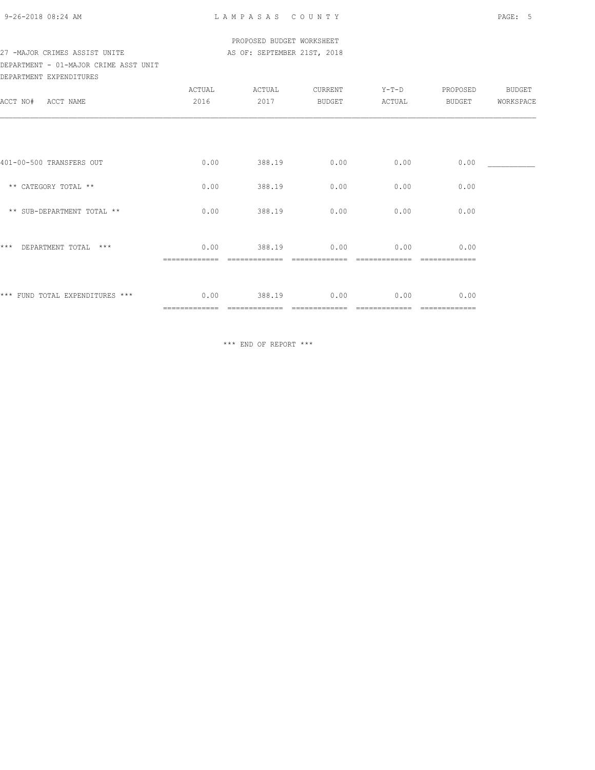PROPOSED BUDGET WORKSHEET

27 -MAJOR CRIMES ASSIST UNITE — AS OF: SEPTEMBER 21ST, 2018

DEPARTMENT - 01-MAJOR CRIME ASST UNIT

DEPARTMENT EXPENDITURES

| ACCT NO# ACCT NAME | ACTUAL 2016 | ACTUAL 2017 | CURRENT BUDGET | Y-T-D ACTUAL | PROPOSED BUDGET | BUDGET WORKSPACE |
|---|---|---|---|---|---|---|
| 401-00-500 TRANSFERS OUT | 0.00 | 388.19 | 0.00 | 0.00 | 0.00 | ___________ |
| ** CATEGORY TOTAL ** | 0.00 | 388.19 | 0.00 | 0.00 | 0.00 | |
| ** SUB-DEPARTMENT TOTAL ** | 0.00 | 388.19 | 0.00 | 0.00 | 0.00 | |
| *** DEPARTMENT TOTAL *** | 0.00 | 388.19 | 0.00 | 0.00 | 0.00 | |
| *** FUND TOTAL EXPENDITURES *** | 0.00 | 388.19 | 0.00 | 0.00 | 0.00 | |

*** END OF REPORT ***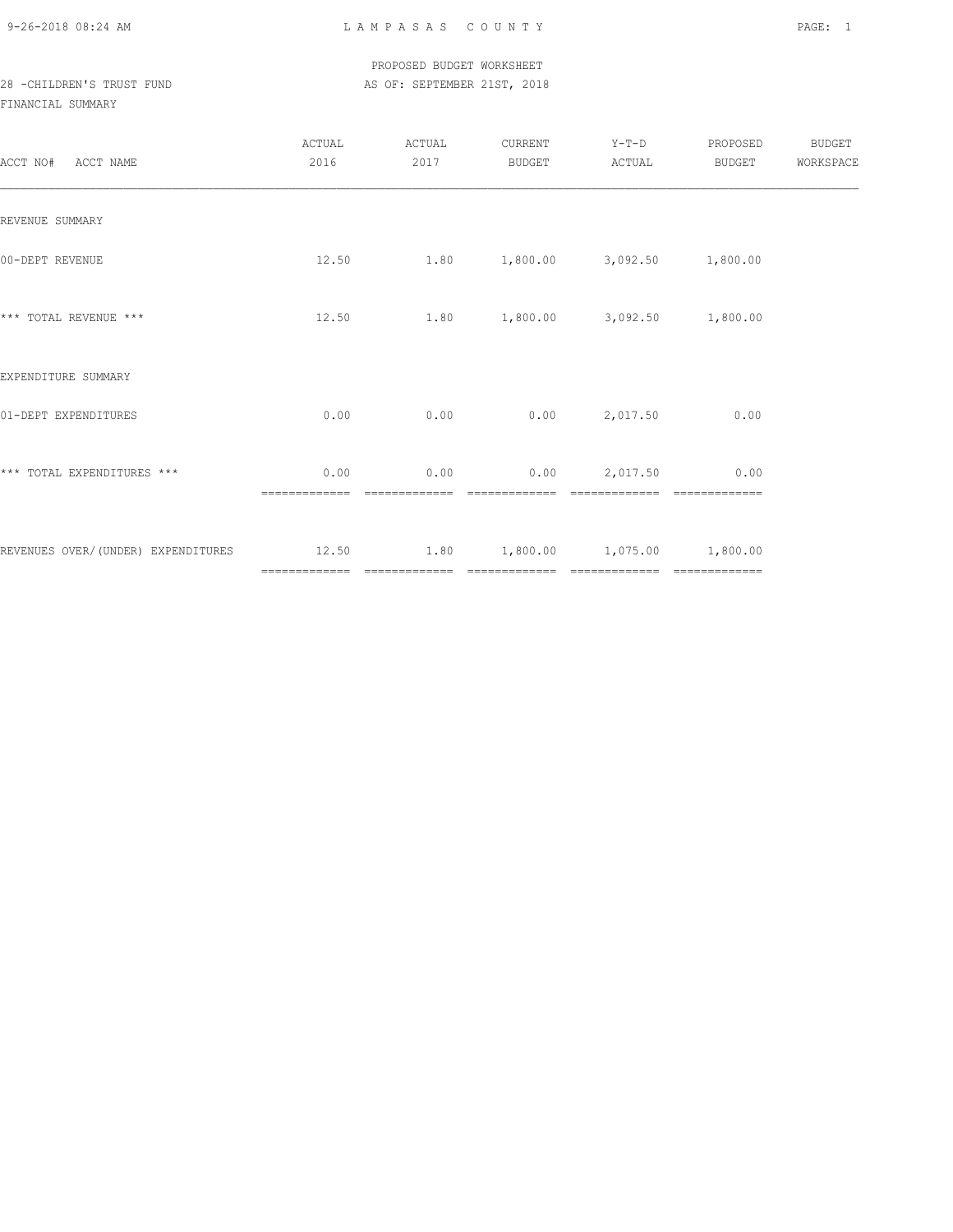PROPOSED BUDGET WORKSHEET

28 -CHILDREN'S TRUST FUND — AS OF: SEPTEMBER 21ST, 2018

FINANCIAL SUMMARY

| ACCT NO# ACCT NAME | ACTUAL 2016 | ACTUAL 2017 | CURRENT BUDGET | Y-T-D ACTUAL | PROPOSED BUDGET | BUDGET WORKSPACE |
|---|---|---|---|---|---|---|
| REVENUE SUMMARY | | | | | | |
| 00-DEPT REVENUE | 12.50 | 1.80 | 1,800.00 | 3,092.50 | 1,800.00 | |
| *** TOTAL REVENUE *** | 12.50 | 1.80 | 1,800.00 | 3,092.50 | 1,800.00 | |
| EXPENDITURE SUMMARY | | | | | | |
| 01-DEPT EXPENDITURES | 0.00 | 0.00 | 0.00 | 2,017.50 | 0.00 | |
| *** TOTAL EXPENDITURES *** | 0.00 | 0.00 | 0.00 | 2,017.50 | 0.00 | |
| REVENUES OVER/(UNDER) EXPENDITURES | 12.50 | 1.80 | 1,800.00 | 1,075.00 | 1,800.00 | |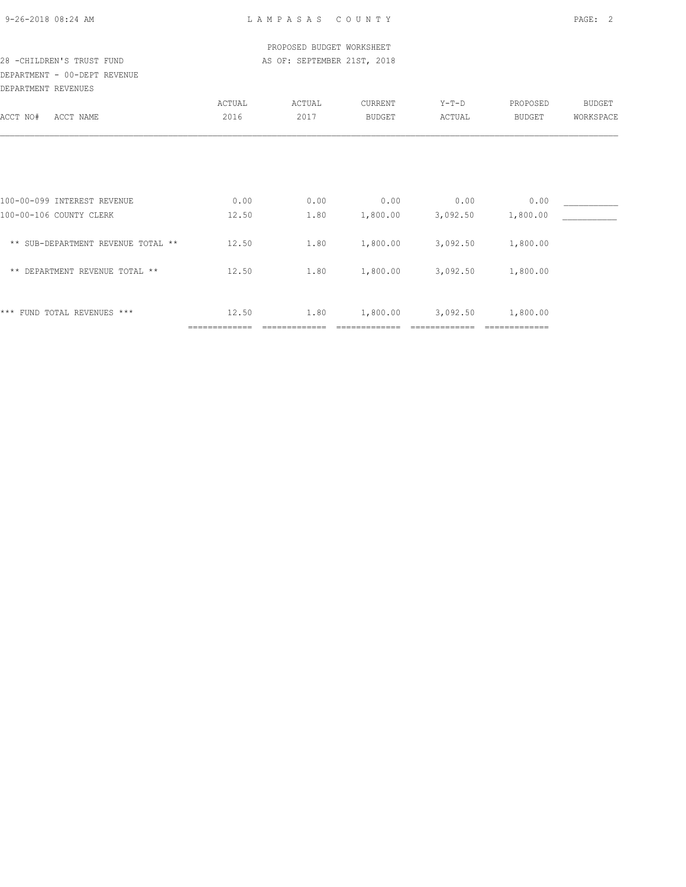LAMPASAS COUNTY

PROPOSED BUDGET WORKSHEET

28 -CHILDREN'S TRUST FUND

AS OF: SEPTEMBER 21ST, 2018

DEPARTMENT - 00-DEPT REVENUE

DEPARTMENT REVENUES

| ACCT NO# ACCT NAME | ACTUAL 2016 | ACTUAL 2017 | CURRENT BUDGET | Y-T-D ACTUAL | PROPOSED BUDGET | BUDGET WORKSPACE |
|---|---|---|---|---|---|---|
| 100-00-099 INTEREST REVENUE | 0.00 | 0.00 | 0.00 | 0.00 | 0.00 | ___________ |
| 100-00-106 COUNTY CLERK | 12.50 | 1.80 | 1,800.00 | 3,092.50 | 1,800.00 | ___________ |
| ** SUB-DEPARTMENT REVENUE TOTAL ** | 12.50 | 1.80 | 1,800.00 | 3,092.50 | 1,800.00 | |
| ** DEPARTMENT REVENUE TOTAL ** | 12.50 | 1.80 | 1,800.00 | 3,092.50 | 1,800.00 | |
| *** FUND TOTAL REVENUES *** | 12.50 | 1.80 | 1,800.00 | 3,092.50 | 1,800.00 | |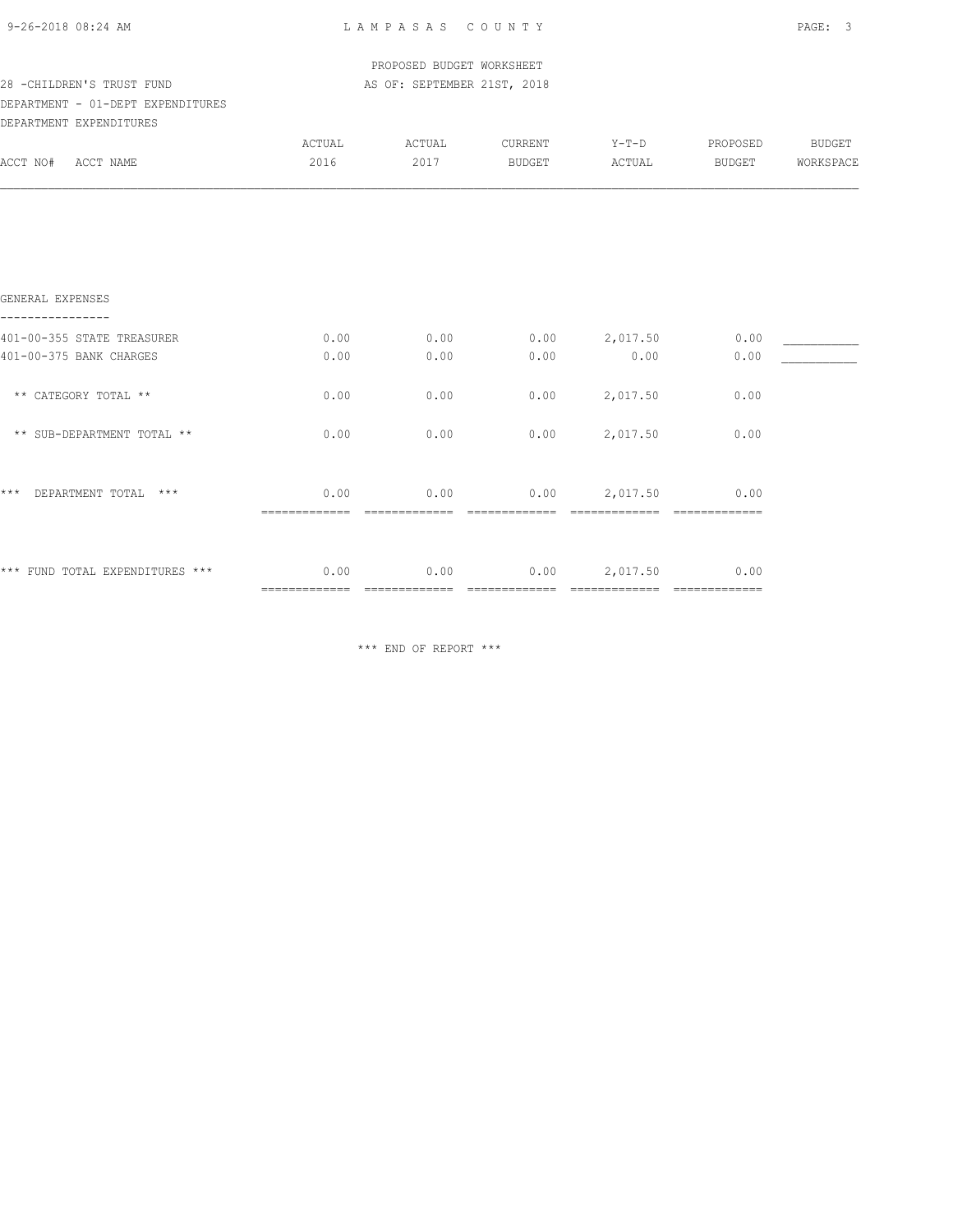PROPOSED BUDGET WORKSHEET

28 -CHILDREN'S TRUST FUND — AS OF: SEPTEMBER 21ST, 2018

DEPARTMENT - 01-DEPT EXPENDITURES

DEPARTMENT EXPENDITURES

| ACCT NO# ACCT NAME | ACTUAL 2016 | ACTUAL 2017 | CURRENT BUDGET | Y-T-D ACTUAL | PROPOSED BUDGET | BUDGET WORKSPACE |
|---|---|---|---|---|---|---|
| **GENERAL EXPENSES** | | | | | | |
| 401-00-355 STATE TREASURER | 0.00 | 0.00 | 0.00 | 2,017.50 | 0.00 | ___________ |
| 401-00-375 BANK CHARGES | 0.00 | 0.00 | 0.00 | 0.00 | 0.00 | ___________ |
| ** CATEGORY TOTAL ** | 0.00 | 0.00 | 0.00 | 2,017.50 | 0.00 | |
| ** SUB-DEPARTMENT TOTAL ** | 0.00 | 0.00 | 0.00 | 2,017.50 | 0.00 | |
| *** DEPARTMENT TOTAL *** | 0.00 | 0.00 | 0.00 | 2,017.50 | 0.00 | |
| *** FUND TOTAL EXPENDITURES *** | 0.00 | 0.00 | 0.00 | 2,017.50 | 0.00 | |

*** END OF REPORT ***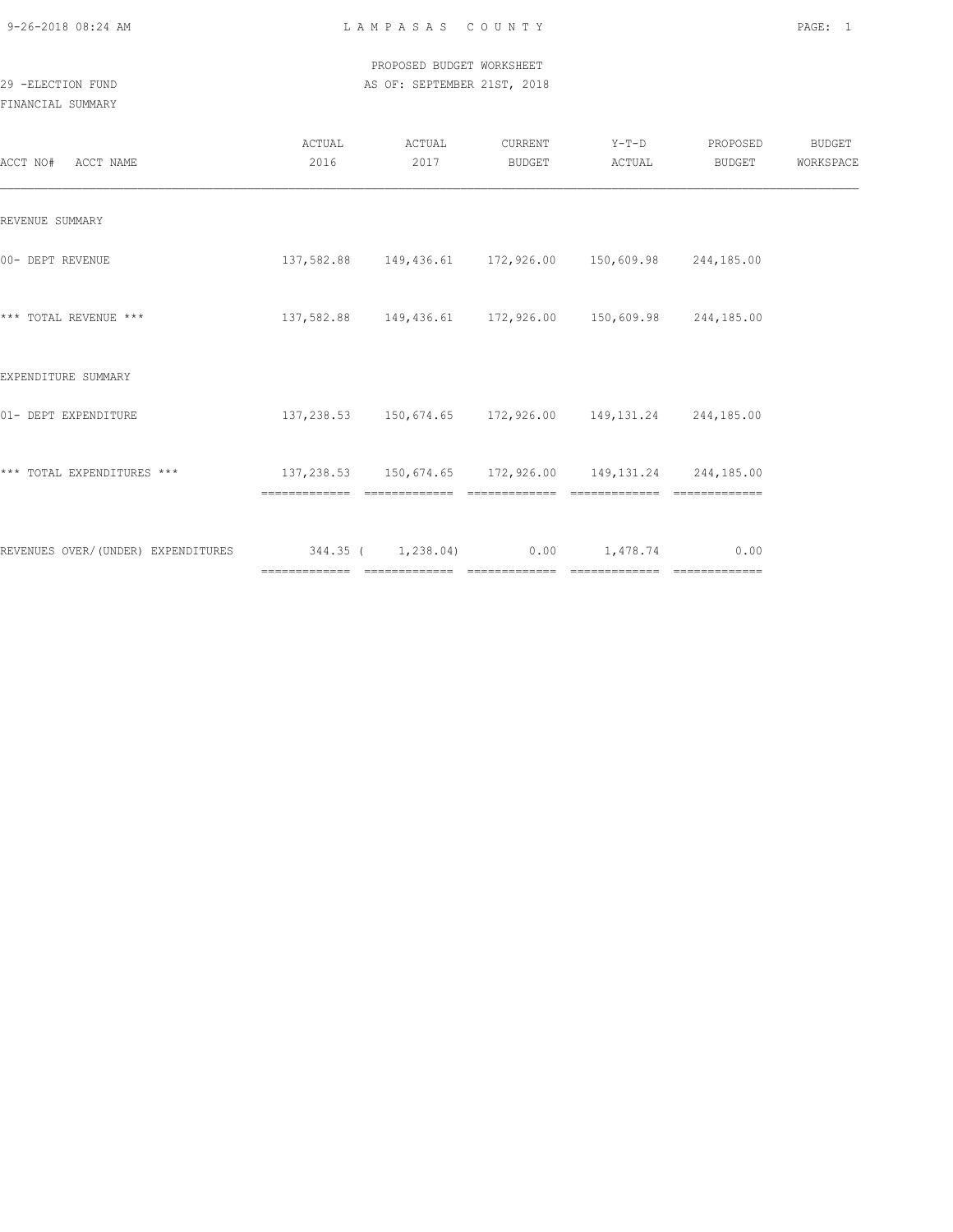PROPOSED BUDGET WORKSHEET

29 -ELECTION FUND

AS OF: SEPTEMBER 21ST, 2018

FINANCIAL SUMMARY

| ACCT NO# ACCT NAME | ACTUAL 2016 | ACTUAL 2017 | CURRENT BUDGET | Y-T-D ACTUAL | PROPOSED BUDGET | BUDGET WORKSPACE |
|---|---|---|---|---|---|---|
| REVENUE SUMMARY | | | | | | |
| 00- DEPT REVENUE | 137,582.88 | 149,436.61 | 172,926.00 | 150,609.98 | 244,185.00 | |
| *** TOTAL REVENUE *** | 137,582.88 | 149,436.61 | 172,926.00 | 150,609.98 | 244,185.00 | |
| EXPENDITURE SUMMARY | | | | | | |
| 01- DEPT EXPENDITURE | 137,238.53 | 150,674.65 | 172,926.00 | 149,131.24 | 244,185.00 | |
| *** TOTAL EXPENDITURES *** | 137,238.53 | 150,674.65 | 172,926.00 | 149,131.24 | 244,185.00 | |
| REVENUES OVER/(UNDER) EXPENDITURES | 344.35 | ( 1,238.04) | 0.00 | 1,478.74 | 0.00 | |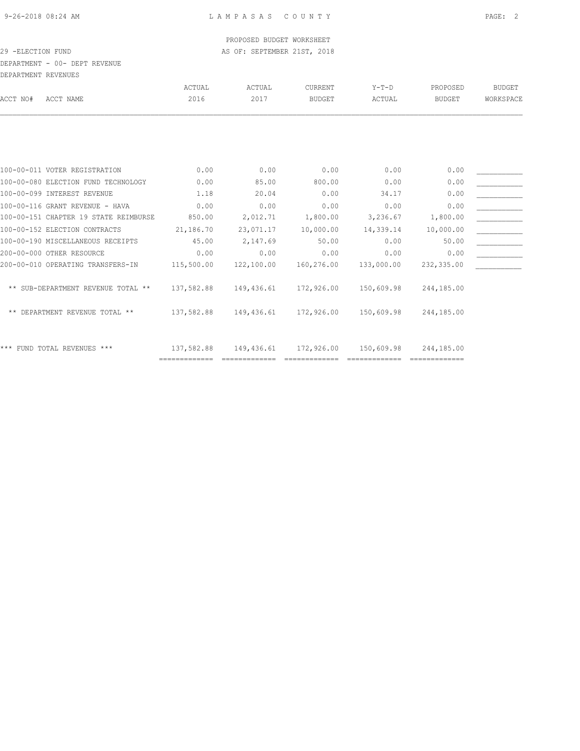PROPOSED BUDGET WORKSHEET

29 -ELECTION FUND

AS OF: SEPTEMBER 21ST, 2018

DEPARTMENT - 00- DEPT REVENUE

DEPARTMENT REVENUES

| ACCT NO# | ACCT NAME | ACTUAL 2016 | ACTUAL 2017 | CURRENT BUDGET | Y-T-D ACTUAL | PROPOSED BUDGET | BUDGET WORKSPACE |
|---|---|---|---|---|---|---|---|
| 100-00-011 | VOTER REGISTRATION | 0.00 | 0.00 | 0.00 | 0.00 | 0.00 | ___________ |
| 100-00-080 | ELECTION FUND TECHNOLOGY | 0.00 | 85.00 | 800.00 | 0.00 | 0.00 | ___________ |
| 100-00-099 | INTEREST REVENUE | 1.18 | 20.04 | 0.00 | 34.17 | 0.00 | ___________ |
| 100-00-116 | GRANT REVENUE - HAVA | 0.00 | 0.00 | 0.00 | 0.00 | 0.00 | ___________ |
| 100-00-151 | CHAPTER 19 STATE REIMBURSE | 850.00 | 2,012.71 | 1,800.00 | 3,236.67 | 1,800.00 | ___________ |
| 100-00-152 | ELECTION CONTRACTS | 21,186.70 | 23,071.17 | 10,000.00 | 14,339.14 | 10,000.00 | ___________ |
| 100-00-190 | MISCELLANEOUS RECEIPTS | 45.00 | 2,147.69 | 50.00 | 0.00 | 50.00 | ___________ |
| 200-00-000 | OTHER RESOURCE | 0.00 | 0.00 | 0.00 | 0.00 | 0.00 | ___________ |
| 200-00-010 | OPERATING TRANSFERS-IN | 115,500.00 | 122,100.00 | 160,276.00 | 133,000.00 | 232,335.00 | ___________ |
| | ** SUB-DEPARTMENT REVENUE TOTAL ** | 137,582.88 | 149,436.61 | 172,926.00 | 150,609.98 | 244,185.00 | |
| | ** DEPARTMENT REVENUE TOTAL ** | 137,582.88 | 149,436.61 | 172,926.00 | 150,609.98 | 244,185.00 | |
| | *** FUND TOTAL REVENUES *** | 137,582.88 | 149,436.61 | 172,926.00 | 150,609.98 | 244,185.00 | |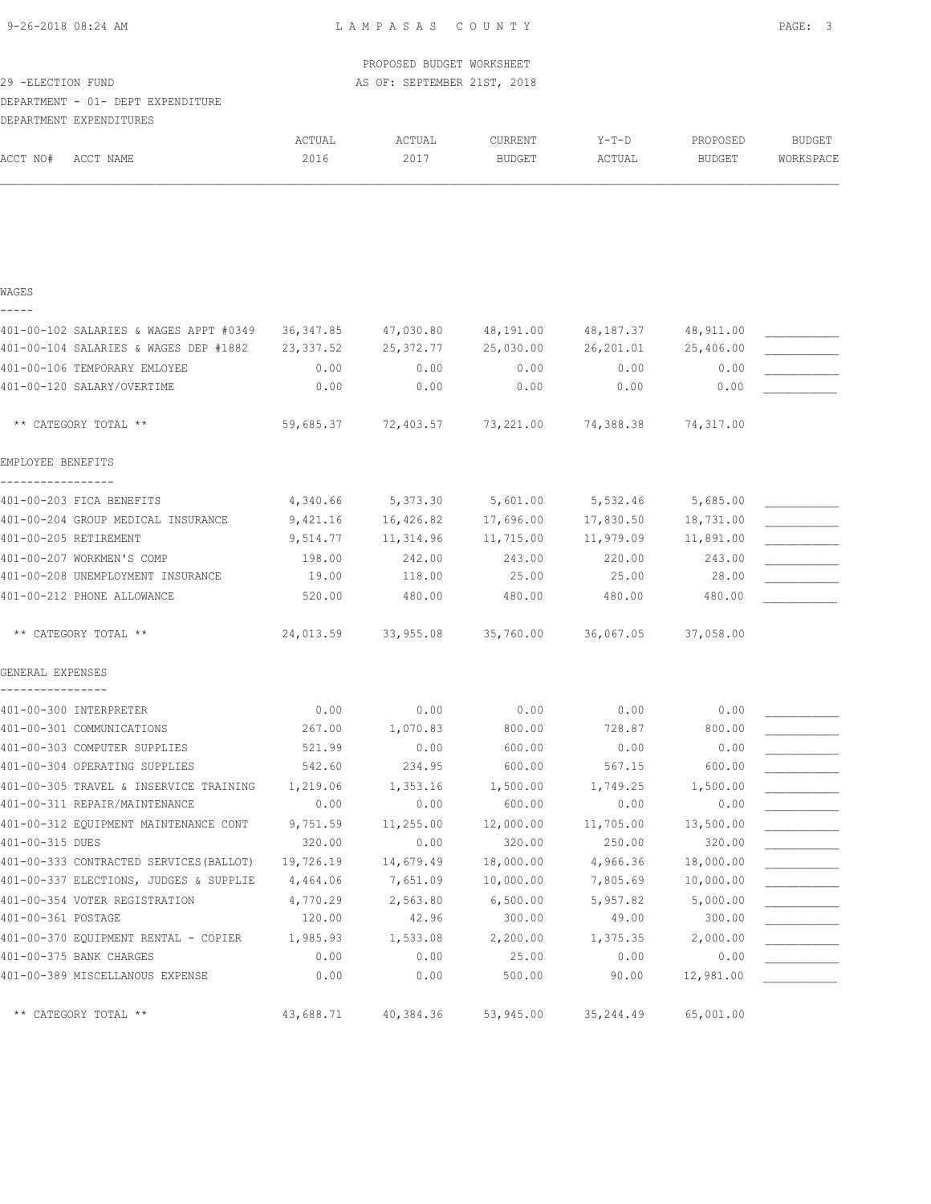LAMPASAS COUNTY

PROPOSED BUDGET WORKSHEET

AS OF: SEPTEMBER 21ST, 2018

29 -ELECTION FUND

DEPARTMENT - 01- DEPT EXPENDITURE

DEPARTMENT EXPENDITURES

| ACCT NO# | ACCT NAME | ACTUAL 2016 | ACTUAL 2017 | CURRENT BUDGET | Y-T-D ACTUAL | PROPOSED BUDGET | BUDGET WORKSPACE |
|---|---|---|---|---|---|---|---|
| **WAGES** | | | | | | | |
| 401-00-102 | SALARIES & WAGES APPT #0349 | 36,347.85 | 47,030.80 | 48,191.00 | 48,187.37 | 48,911.00 | |
| 401-00-104 | SALARIES & WAGES DEP #1882 | 23,337.52 | 25,372.77 | 25,030.00 | 26,201.01 | 25,406.00 | |
| 401-00-106 | TEMPORARY EMLOYEE | 0.00 | 0.00 | 0.00 | 0.00 | 0.00 | |
| 401-00-120 | SALARY/OVERTIME | 0.00 | 0.00 | 0.00 | 0.00 | 0.00 | |
| | ** CATEGORY TOTAL ** | 59,685.37 | 72,403.57 | 73,221.00 | 74,388.38 | 74,317.00 | |
| **EMPLOYEE BENEFITS** | | | | | | | |
| 401-00-203 | FICA BENEFITS | 4,340.66 | 5,373.30 | 5,601.00 | 5,532.46 | 5,685.00 | |
| 401-00-204 | GROUP MEDICAL INSURANCE | 9,421.16 | 16,426.82 | 17,696.00 | 17,830.50 | 18,731.00 | |
| 401-00-205 | RETIREMENT | 9,514.77 | 11,314.96 | 11,715.00 | 11,979.09 | 11,891.00 | |
| 401-00-207 | WORKMEN'S COMP | 198.00 | 242.00 | 243.00 | 220.00 | 243.00 | |
| 401-00-208 | UNEMPLOYMENT INSURANCE | 19.00 | 118.00 | 25.00 | 25.00 | 28.00 | |
| 401-00-212 | PHONE ALLOWANCE | 520.00 | 480.00 | 480.00 | 480.00 | 480.00 | |
| | ** CATEGORY TOTAL ** | 24,013.59 | 33,955.08 | 35,760.00 | 36,067.05 | 37,058.00 | |
| **GENERAL EXPENSES** | | | | | | | |
| 401-00-300 | INTERPRETER | 0.00 | 0.00 | 0.00 | 0.00 | 0.00 | |
| 401-00-301 | COMMUNICATIONS | 267.00 | 1,070.83 | 800.00 | 728.87 | 800.00 | |
| 401-00-303 | COMPUTER SUPPLIES | 521.99 | 0.00 | 600.00 | 0.00 | 0.00 | |
| 401-00-304 | OPERATING SUPPLIES | 542.60 | 234.95 | 600.00 | 567.15 | 600.00 | |
| 401-00-305 | TRAVEL & INSERVICE TRAINING | 1,219.06 | 1,353.16 | 1,500.00 | 1,749.25 | 1,500.00 | |
| 401-00-311 | REPAIR/MAINTENANCE | 0.00 | 0.00 | 600.00 | 0.00 | 0.00 | |
| 401-00-312 | EQUIPMENT MAINTENANCE CONT | 9,751.59 | 11,255.00 | 12,000.00 | 11,705.00 | 13,500.00 | |
| 401-00-315 | DUES | 320.00 | 0.00 | 320.00 | 250.00 | 320.00 | |
| 401-00-333 | CONTRACTED SERVICES(BALLOT) | 19,726.19 | 14,679.49 | 18,000.00 | 4,966.36 | 18,000.00 | |
| 401-00-337 | ELECTIONS, JUDGES & SUPPLIE | 4,464.06 | 7,651.09 | 10,000.00 | 7,805.69 | 10,000.00 | |
| 401-00-354 | VOTER REGISTRATION | 4,770.29 | 2,563.80 | 6,500.00 | 5,957.82 | 5,000.00 | |
| 401-00-361 | POSTAGE | 120.00 | 42.96 | 300.00 | 49.00 | 300.00 | |
| 401-00-370 | EQUIPMENT RENTAL - COPIER | 1,985.93 | 1,533.08 | 2,200.00 | 1,375.35 | 2,000.00 | |
| 401-00-375 | BANK CHARGES | 0.00 | 0.00 | 25.00 | 0.00 | 0.00 | |
| 401-00-389 | MISCELLANOUS EXPENSE | 0.00 | 0.00 | 500.00 | 90.00 | 12,981.00 | |
| | ** CATEGORY TOTAL ** | 43,688.71 | 40,384.36 | 53,945.00 | 35,244.49 | 65,001.00 | |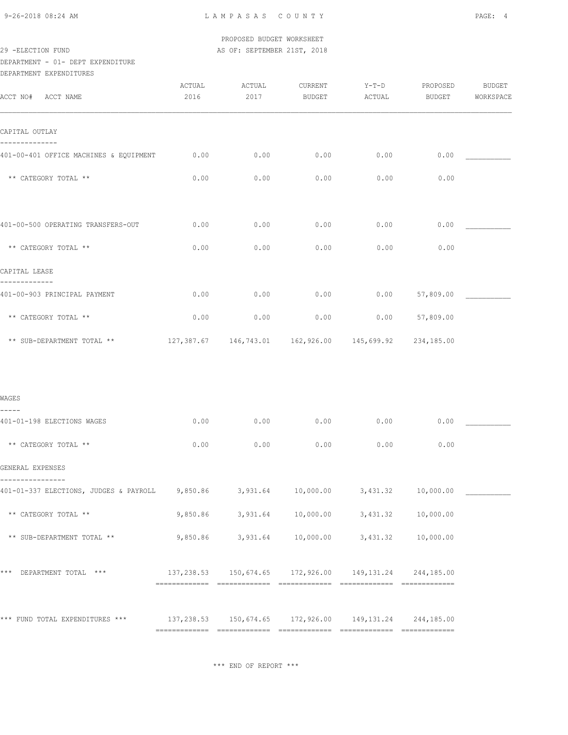LAMPASAS COUNTY

PROPOSED BUDGET WORKSHEET

AS OF: SEPTEMBER 21ST, 2018

29 -ELECTION FUND

DEPARTMENT - 01- DEPT EXPENDITURE

DEPARTMENT EXPENDITURES

| ACCT NO# ACCT NAME | ACTUAL 2016 | ACTUAL 2017 | CURRENT BUDGET | Y-T-D ACTUAL | PROPOSED BUDGET | BUDGET WORKSPACE |
|---|---|---|---|---|---|---|
| **CAPITAL OUTLAY** | | | | | | |
| 401-00-401 OFFICE MACHINES & EQUIPMENT | 0.00 | 0.00 | 0.00 | 0.00 | 0.00 | ___________ |
| ** CATEGORY TOTAL ** | 0.00 | 0.00 | 0.00 | 0.00 | 0.00 | |
| 401-00-500 OPERATING TRANSFERS-OUT | 0.00 | 0.00 | 0.00 | 0.00 | 0.00 | ___________ |
| ** CATEGORY TOTAL ** | 0.00 | 0.00 | 0.00 | 0.00 | 0.00 | |
| **CAPITAL LEASE** | | | | | | |
| 401-00-903 PRINCIPAL PAYMENT | 0.00 | 0.00 | 0.00 | 0.00 | 57,809.00 | ___________ |
| ** CATEGORY TOTAL ** | 0.00 | 0.00 | 0.00 | 0.00 | 57,809.00 | |
| ** SUB-DEPARTMENT TOTAL ** | 127,387.67 | 146,743.01 | 162,926.00 | 145,699.92 | 234,185.00 | |
| **WAGES** | | | | | | |
| 401-01-198 ELECTIONS WAGES | 0.00 | 0.00 | 0.00 | 0.00 | 0.00 | ___________ |
| ** CATEGORY TOTAL ** | 0.00 | 0.00 | 0.00 | 0.00 | 0.00 | |
| **GENERAL EXPENSES** | | | | | | |
| 401-01-337 ELECTIONS, JUDGES & PAYROLL | 9,850.86 | 3,931.64 | 10,000.00 | 3,431.32 | 10,000.00 | ___________ |
| ** CATEGORY TOTAL ** | 9,850.86 | 3,931.64 | 10,000.00 | 3,431.32 | 10,000.00 | |
| ** SUB-DEPARTMENT TOTAL ** | 9,850.86 | 3,931.64 | 10,000.00 | 3,431.32 | 10,000.00 | |
| *** DEPARTMENT TOTAL *** | 137,238.53 | 150,674.65 | 172,926.00 | 149,131.24 | 244,185.00 | |
| *** FUND TOTAL EXPENDITURES *** | 137,238.53 | 150,674.65 | 172,926.00 | 149,131.24 | 244,185.00 | |

*** END OF REPORT ***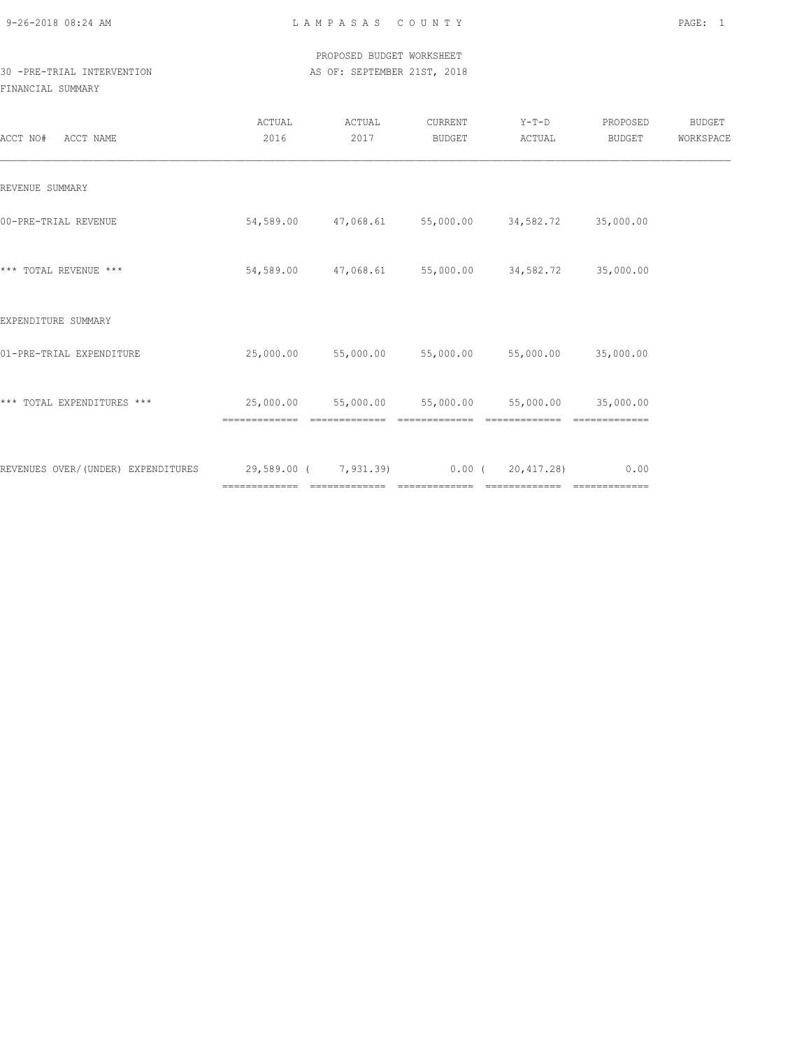LAMPASAS COUNTY

PROPOSED BUDGET WORKSHEET

30 -PRE-TRIAL INTERVENTION

AS OF: SEPTEMBER 21ST, 2018

FINANCIAL SUMMARY

| ACCT NO# ACCT NAME | ACTUAL 2016 | ACTUAL 2017 | CURRENT BUDGET | Y-T-D ACTUAL | PROPOSED BUDGET | BUDGET WORKSPACE |
|---|---|---|---|---|---|---|
| REVENUE SUMMARY | | | | | | |
| 00-PRE-TRIAL REVENUE | 54,589.00 | 47,068.61 | 55,000.00 | 34,582.72 | 35,000.00 | |
| *** TOTAL REVENUE *** | 54,589.00 | 47,068.61 | 55,000.00 | 34,582.72 | 35,000.00 | |
| EXPENDITURE SUMMARY | | | | | | |
| 01-PRE-TRIAL EXPENDITURE | 25,000.00 | 55,000.00 | 55,000.00 | 55,000.00 | 35,000.00 | |
| *** TOTAL EXPENDITURES *** | 25,000.00 | 55,000.00 | 55,000.00 | 55,000.00 | 35,000.00 | |
| REVENUES OVER/(UNDER) EXPENDITURES | 29,589.00 | ( 7,931.39) | 0.00 | ( 20,417.28) | 0.00 | |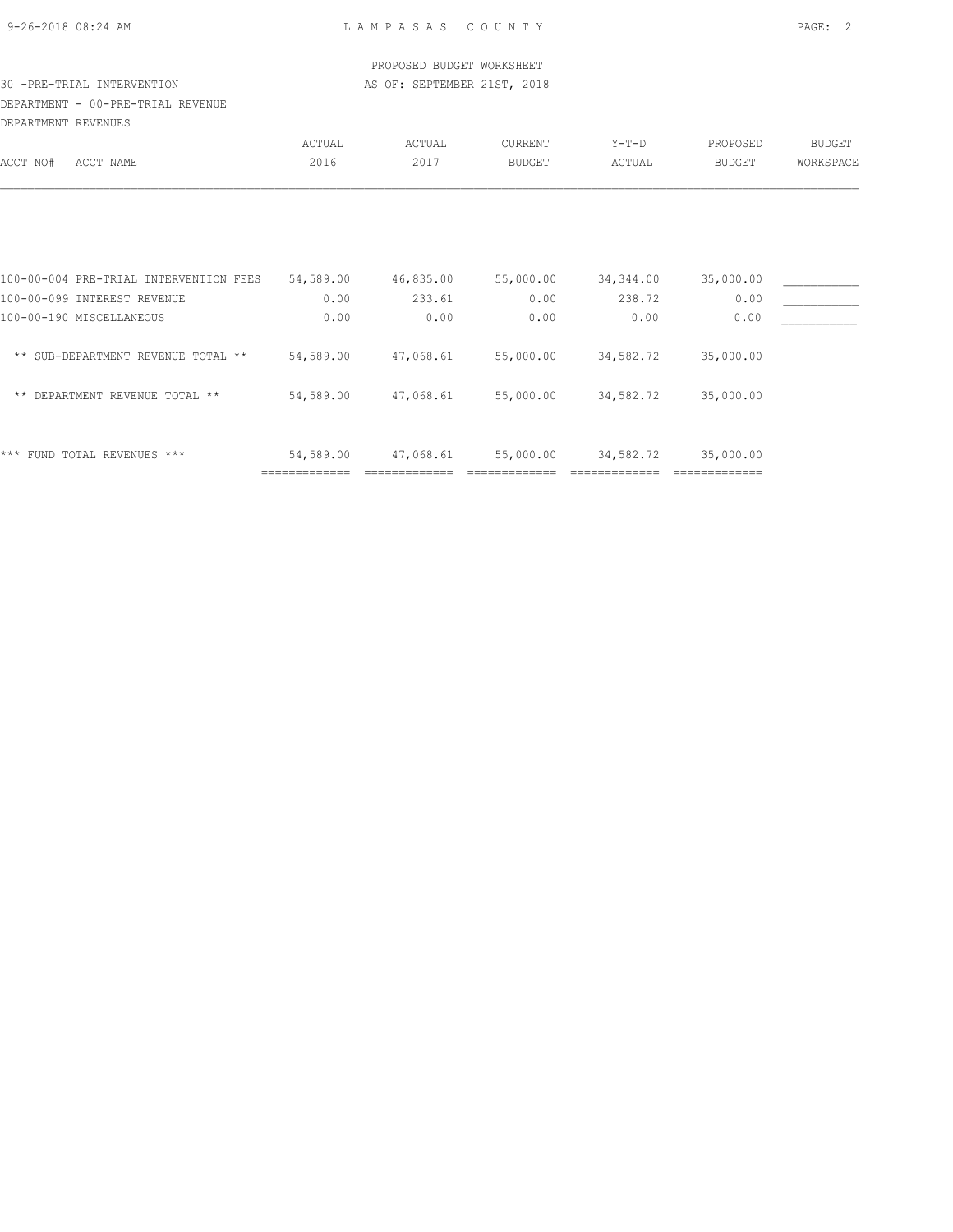PROPOSED BUDGET WORKSHEET

30 -PRE-TRIAL INTERVENTION — AS OF: SEPTEMBER 21ST, 2018

DEPARTMENT - 00-PRE-TRIAL REVENUE

DEPARTMENT REVENUES

| ACCT NO# ACCT NAME | ACTUAL 2016 | ACTUAL 2017 | CURRENT BUDGET | Y-T-D ACTUAL | PROPOSED BUDGET | BUDGET WORKSPACE |
|---|---|---|---|---|---|---|
| 100-00-004 PRE-TRIAL INTERVENTION FEES | 54,589.00 | 46,835.00 | 55,000.00 | 34,344.00 | 35,000.00 | ___________ |
| 100-00-099 INTEREST REVENUE | 0.00 | 233.61 | 0.00 | 238.72 | 0.00 | ___________ |
| 100-00-190 MISCELLANEOUS | 0.00 | 0.00 | 0.00 | 0.00 | 0.00 | ___________ |
| ** SUB-DEPARTMENT REVENUE TOTAL ** | 54,589.00 | 47,068.61 | 55,000.00 | 34,582.72 | 35,000.00 | |
| ** DEPARTMENT REVENUE TOTAL ** | 54,589.00 | 47,068.61 | 55,000.00 | 34,582.72 | 35,000.00 | |
| *** FUND TOTAL REVENUES *** | 54,589.00 | 47,068.61 | 55,000.00 | 34,582.72 | 35,000.00 | |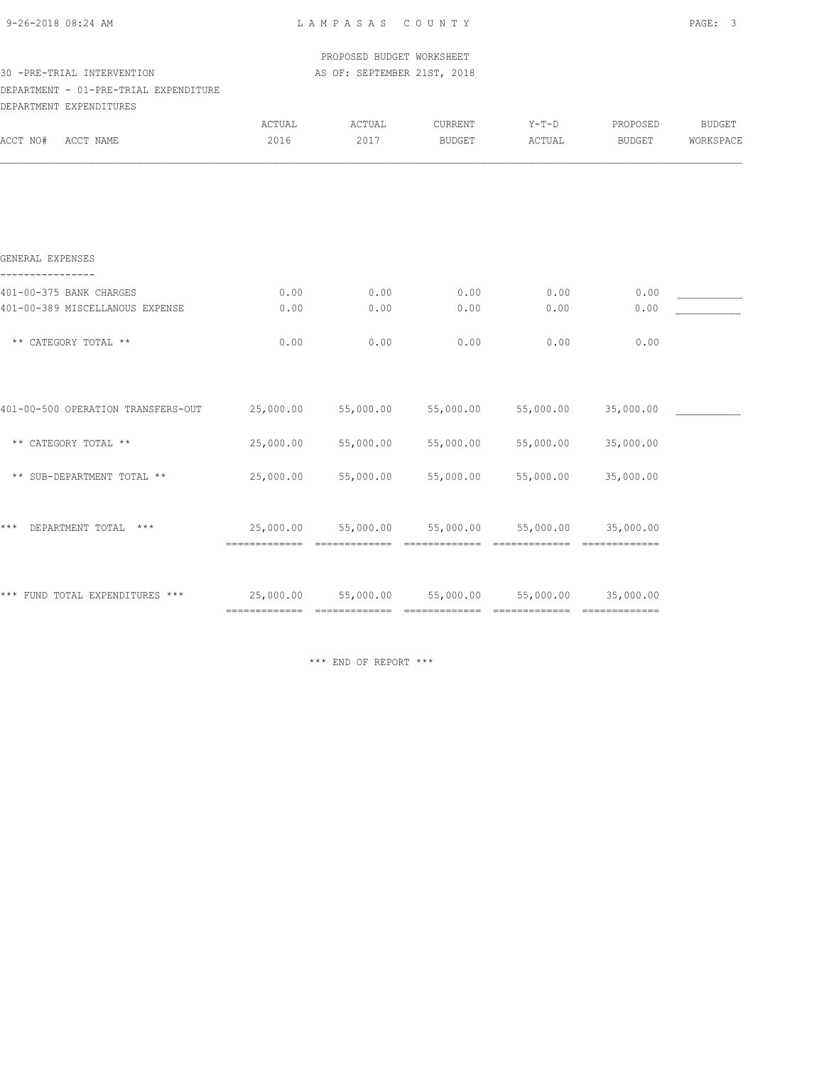LAMPASAS COUNTY

PROPOSED BUDGET WORKSHEET

AS OF: SEPTEMBER 21ST, 2018

30 -PRE-TRIAL INTERVENTION

DEPARTMENT - 01-PRE-TRIAL EXPENDITURE

DEPARTMENT EXPENDITURES

| ACCT NO# ACCT NAME | ACTUAL 2016 | ACTUAL 2017 | CURRENT BUDGET | Y-T-D ACTUAL | PROPOSED BUDGET | BUDGET WORKSPACE |
|---|---|---|---|---|---|---|
| **GENERAL EXPENSES** | | | | | | |
| 401-00-375 BANK CHARGES | 0.00 | 0.00 | 0.00 | 0.00 | 0.00 | ___________ |
| 401-00-389 MISCELLANOUS EXPENSE | 0.00 | 0.00 | 0.00 | 0.00 | 0.00 | ___________ |
| ** CATEGORY TOTAL ** | 0.00 | 0.00 | 0.00 | 0.00 | 0.00 | |
| 401-00-500 OPERATION TRANSFERS-OUT | 25,000.00 | 55,000.00 | 55,000.00 | 55,000.00 | 35,000.00 | ___________ |
| ** CATEGORY TOTAL ** | 25,000.00 | 55,000.00 | 55,000.00 | 55,000.00 | 35,000.00 | |
| ** SUB-DEPARTMENT TOTAL ** | 25,000.00 | 55,000.00 | 55,000.00 | 55,000.00 | 35,000.00 | |
| *** DEPARTMENT TOTAL *** | 25,000.00 | 55,000.00 | 55,000.00 | 55,000.00 | 35,000.00 | |
| *** FUND TOTAL EXPENDITURES *** | 25,000.00 | 55,000.00 | 55,000.00 | 55,000.00 | 35,000.00 | |

*** END OF REPORT ***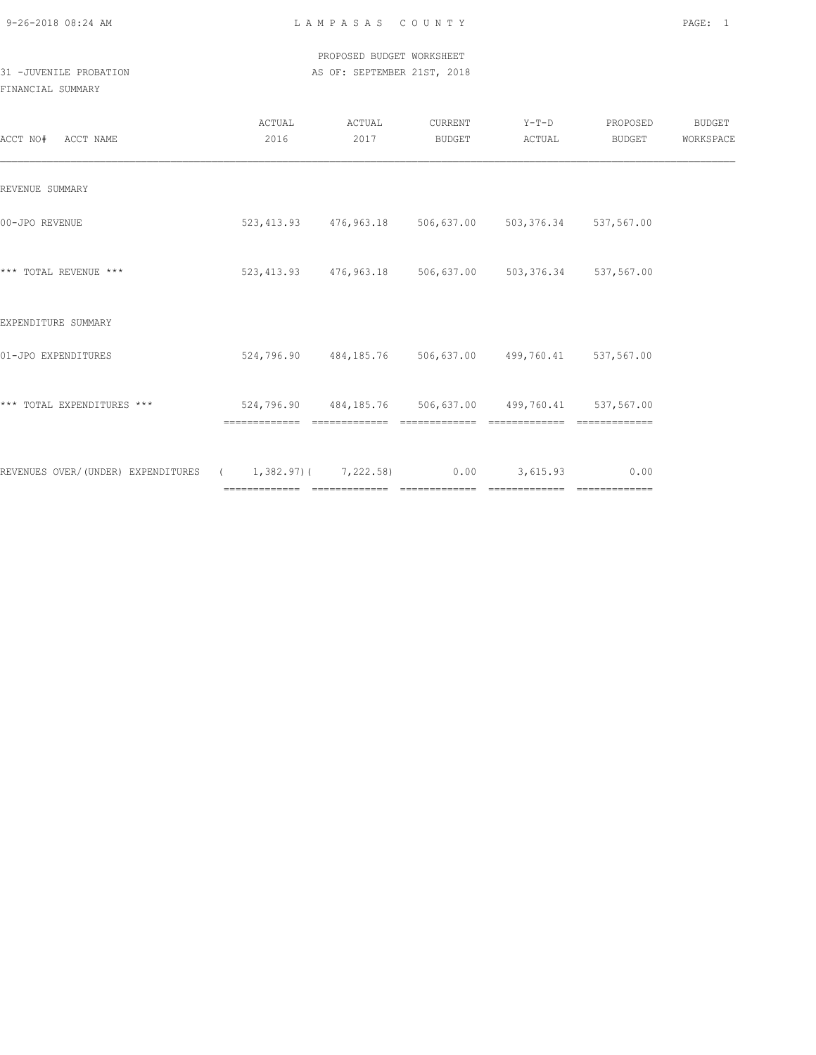PROPOSED BUDGET WORKSHEET

31 -JUVENILE PROBATION — AS OF: SEPTEMBER 21ST, 2018

FINANCIAL SUMMARY

| ACCT NO# ACCT NAME | ACTUAL 2016 | ACTUAL 2017 | CURRENT BUDGET | Y-T-D ACTUAL | PROPOSED BUDGET | BUDGET WORKSPACE |
|---|---|---|---|---|---|---|
| REVENUE SUMMARY | | | | | | |
| 00-JPO REVENUE | 523,413.93 | 476,963.18 | 506,637.00 | 503,376.34 | 537,567.00 | |
| *** TOTAL REVENUE *** | 523,413.93 | 476,963.18 | 506,637.00 | 503,376.34 | 537,567.00 | |
| EXPENDITURE SUMMARY | | | | | | |
| 01-JPO EXPENDITURES | 524,796.90 | 484,185.76 | 506,637.00 | 499,760.41 | 537,567.00 | |
| *** TOTAL EXPENDITURES *** | 524,796.90 | 484,185.76 | 506,637.00 | 499,760.41 | 537,567.00 | |
| REVENUES OVER/(UNDER) EXPENDITURES | ( 1,382.97) | ( 7,222.58) | 0.00 | 3,615.93 | 0.00 | |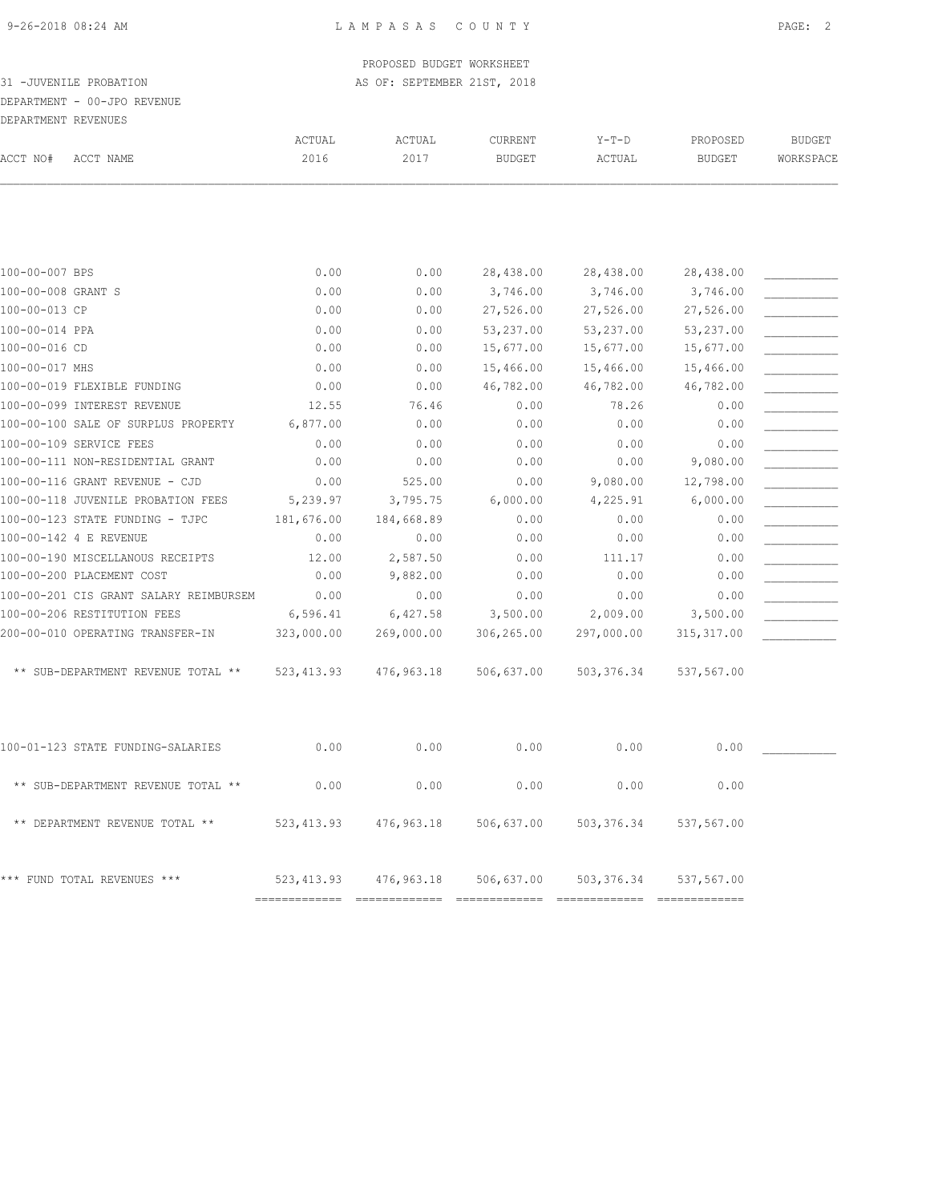PROPOSED BUDGET WORKSHEET

31 -JUVENILE PROBATION AS OF: SEPTEMBER 21ST, 2018

DEPARTMENT - 00-JPO REVENUE

DEPARTMENT REVENUES

| ACCT NO# | ACCT NAME | ACTUAL 2016 | ACTUAL 2017 | CURRENT BUDGET | Y-T-D ACTUAL | PROPOSED BUDGET | BUDGET WORKSPACE |
|---|---|---|---|---|---|---|---|
| 100-00-007 | BPS | 0.00 | 0.00 | 28,438.00 | 28,438.00 | 28,438.00 | ___________ |
| 100-00-008 | GRANT S | 0.00 | 0.00 | 3,746.00 | 3,746.00 | 3,746.00 | ___________ |
| 100-00-013 | CP | 0.00 | 0.00 | 27,526.00 | 27,526.00 | 27,526.00 | ___________ |
| 100-00-014 | PPA | 0.00 | 0.00 | 53,237.00 | 53,237.00 | 53,237.00 | ___________ |
| 100-00-016 | CD | 0.00 | 0.00 | 15,677.00 | 15,677.00 | 15,677.00 | ___________ |
| 100-00-017 | MHS | 0.00 | 0.00 | 15,466.00 | 15,466.00 | 15,466.00 | ___________ |
| 100-00-019 | FLEXIBLE FUNDING | 0.00 | 0.00 | 46,782.00 | 46,782.00 | 46,782.00 | ___________ |
| 100-00-099 | INTEREST REVENUE | 12.55 | 76.46 | 0.00 | 78.26 | 0.00 | ___________ |
| 100-00-100 | SALE OF SURPLUS PROPERTY | 6,877.00 | 0.00 | 0.00 | 0.00 | 0.00 | ___________ |
| 100-00-109 | SERVICE FEES | 0.00 | 0.00 | 0.00 | 0.00 | 0.00 | ___________ |
| 100-00-111 | NON-RESIDENTIAL GRANT | 0.00 | 0.00 | 0.00 | 0.00 | 9,080.00 | ___________ |
| 100-00-116 | GRANT REVENUE - CJD | 0.00 | 525.00 | 0.00 | 9,080.00 | 12,798.00 | ___________ |
| 100-00-118 | JUVENILE PROBATION FEES | 5,239.97 | 3,795.75 | 6,000.00 | 4,225.91 | 6,000.00 | ___________ |
| 100-00-123 | STATE FUNDING - TJPC | 181,676.00 | 184,668.89 | 0.00 | 0.00 | 0.00 | ___________ |
| 100-00-142 | 4 E REVENUE | 0.00 | 0.00 | 0.00 | 0.00 | 0.00 | ___________ |
| 100-00-190 | MISCELLANOUS RECEIPTS | 12.00 | 2,587.50 | 0.00 | 111.17 | 0.00 | ___________ |
| 100-00-200 | PLACEMENT COST | 0.00 | 9,882.00 | 0.00 | 0.00 | 0.00 | ___________ |
| 100-00-201 | CIS GRANT SALARY REIMBURSEM | 0.00 | 0.00 | 0.00 | 0.00 | 0.00 | ___________ |
| 100-00-206 | RESTITUTION FEES | 6,596.41 | 6,427.58 | 3,500.00 | 2,009.00 | 3,500.00 | ___________ |
| 200-00-010 | OPERATING TRANSFER-IN | 323,000.00 | 269,000.00 | 306,265.00 | 297,000.00 | 315,317.00 | ___________ |
| | ** SUB-DEPARTMENT REVENUE TOTAL ** | 523,413.93 | 476,963.18 | 506,637.00 | 503,376.34 | 537,567.00 | |
| 100-01-123 | STATE FUNDING-SALARIES | 0.00 | 0.00 | 0.00 | 0.00 | 0.00 | ___________ |
| | ** SUB-DEPARTMENT REVENUE TOTAL ** | 0.00 | 0.00 | 0.00 | 0.00 | 0.00 | |
| | ** DEPARTMENT REVENUE TOTAL ** | 523,413.93 | 476,963.18 | 506,637.00 | 503,376.34 | 537,567.00 | |
| | *** FUND TOTAL REVENUES *** | 523,413.93 | 476,963.18 | 506,637.00 | 503,376.34 | 537,567.00 | |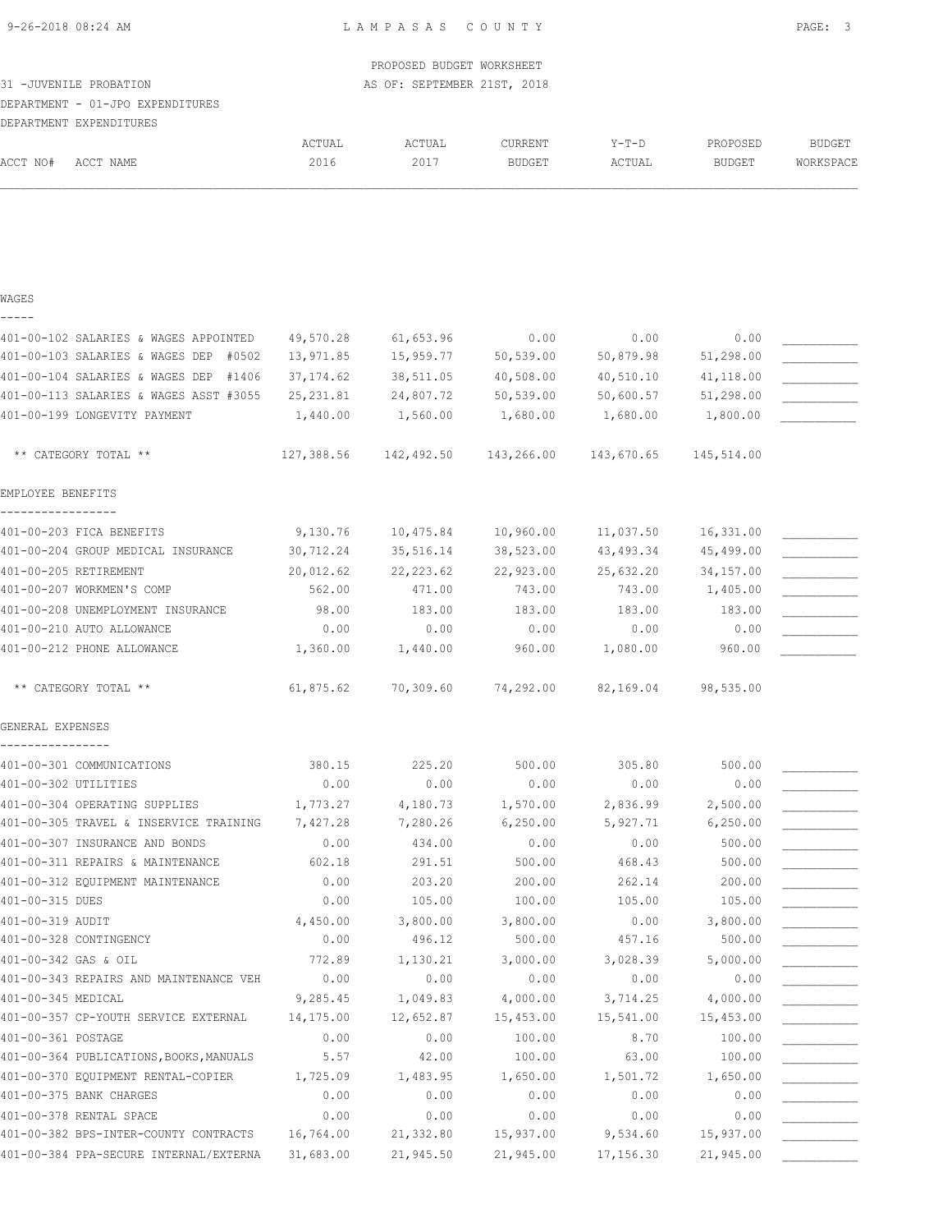PROPOSED BUDGET WORKSHEET

31 -JUVENILE PROBATION — AS OF: SEPTEMBER 21ST, 2018

DEPARTMENT - 01-JPO EXPENDITURES

DEPARTMENT EXPENDITURES

| ACCT NO# | ACCT NAME | ACTUAL 2016 | ACTUAL 2017 | CURRENT BUDGET | Y-T-D ACTUAL | PROPOSED BUDGET | BUDGET WORKSPACE |
|---|---|---|---|---|---|---|---|
| **WAGES** | | | | | | | |
| 401-00-102 | SALARIES & WAGES APPOINTED | 49,570.28 | 61,653.96 | 0.00 | 0.00 | 0.00 | ___________ |
| 401-00-103 | SALARIES & WAGES DEP #0502 | 13,971.85 | 15,959.77 | 50,539.00 | 50,879.98 | 51,298.00 | ___________ |
| 401-00-104 | SALARIES & WAGES DEP #1406 | 37,174.62 | 38,511.05 | 40,508.00 | 40,510.10 | 41,118.00 | ___________ |
| 401-00-113 | SALARIES & WAGES ASST #3055 | 25,231.81 | 24,807.72 | 50,539.00 | 50,600.57 | 51,298.00 | ___________ |
| 401-00-199 | LONGEVITY PAYMENT | 1,440.00 | 1,560.00 | 1,680.00 | 1,680.00 | 1,800.00 | ___________ |
| | ** CATEGORY TOTAL ** | 127,388.56 | 142,492.50 | 143,266.00 | 143,670.65 | 145,514.00 | |
| **EMPLOYEE BENEFITS** | | | | | | | |
| 401-00-203 | FICA BENEFITS | 9,130.76 | 10,475.84 | 10,960.00 | 11,037.50 | 16,331.00 | ___________ |
| 401-00-204 | GROUP MEDICAL INSURANCE | 30,712.24 | 35,516.14 | 38,523.00 | 43,493.34 | 45,499.00 | ___________ |
| 401-00-205 | RETIREMENT | 20,012.62 | 22,223.62 | 22,923.00 | 25,632.20 | 34,157.00 | ___________ |
| 401-00-207 | WORKMEN'S COMP | 562.00 | 471.00 | 743.00 | 743.00 | 1,405.00 | ___________ |
| 401-00-208 | UNEMPLOYMENT INSURANCE | 98.00 | 183.00 | 183.00 | 183.00 | 183.00 | ___________ |
| 401-00-210 | AUTO ALLOWANCE | 0.00 | 0.00 | 0.00 | 0.00 | 0.00 | ___________ |
| 401-00-212 | PHONE ALLOWANCE | 1,360.00 | 1,440.00 | 960.00 | 1,080.00 | 960.00 | ___________ |
| | ** CATEGORY TOTAL ** | 61,875.62 | 70,309.60 | 74,292.00 | 82,169.04 | 98,535.00 | |
| **GENERAL EXPENSES** | | | | | | | |
| 401-00-301 | COMMUNICATIONS | 380.15 | 225.20 | 500.00 | 305.80 | 500.00 | ___________ |
| 401-00-302 | UTILITIES | 0.00 | 0.00 | 0.00 | 0.00 | 0.00 | ___________ |
| 401-00-304 | OPERATING SUPPLIES | 1,773.27 | 4,180.73 | 1,570.00 | 2,836.99 | 2,500.00 | ___________ |
| 401-00-305 | TRAVEL & INSERVICE TRAINING | 7,427.28 | 7,280.26 | 6,250.00 | 5,927.71 | 6,250.00 | ___________ |
| 401-00-307 | INSURANCE AND BONDS | 0.00 | 434.00 | 0.00 | 0.00 | 500.00 | ___________ |
| 401-00-311 | REPAIRS & MAINTENANCE | 602.18 | 291.51 | 500.00 | 468.43 | 500.00 | ___________ |
| 401-00-312 | EQUIPMENT MAINTENANCE | 0.00 | 203.20 | 200.00 | 262.14 | 200.00 | ___________ |
| 401-00-315 | DUES | 0.00 | 105.00 | 100.00 | 105.00 | 105.00 | ___________ |
| 401-00-319 | AUDIT | 4,450.00 | 3,800.00 | 3,800.00 | 0.00 | 3,800.00 | ___________ |
| 401-00-328 | CONTINGENCY | 0.00 | 496.12 | 500.00 | 457.16 | 500.00 | ___________ |
| 401-00-342 | GAS & OIL | 772.89 | 1,130.21 | 3,000.00 | 3,028.39 | 5,000.00 | ___________ |
| 401-00-343 | REPAIRS AND MAINTENANCE VEH | 0.00 | 0.00 | 0.00 | 0.00 | 0.00 | ___________ |
| 401-00-345 | MEDICAL | 9,285.45 | 1,049.83 | 4,000.00 | 3,714.25 | 4,000.00 | ___________ |
| 401-00-357 | CP-YOUTH SERVICE EXTERNAL | 14,175.00 | 12,652.87 | 15,453.00 | 15,541.00 | 15,453.00 | ___________ |
| 401-00-361 | POSTAGE | 0.00 | 0.00 | 100.00 | 8.70 | 100.00 | ___________ |
| 401-00-364 | PUBLICATIONS,BOOKS,MANUALS | 5.57 | 42.00 | 100.00 | 63.00 | 100.00 | ___________ |
| 401-00-370 | EQUIPMENT RENTAL-COPIER | 1,725.09 | 1,483.95 | 1,650.00 | 1,501.72 | 1,650.00 | ___________ |
| 401-00-375 | BANK CHARGES | 0.00 | 0.00 | 0.00 | 0.00 | 0.00 | ___________ |
| 401-00-378 | RENTAL SPACE | 0.00 | 0.00 | 0.00 | 0.00 | 0.00 | ___________ |
| 401-00-382 | BPS-INTER-COUNTY CONTRACTS | 16,764.00 | 21,332.80 | 15,937.00 | 9,534.60 | 15,937.00 | ___________ |
| 401-00-384 | PPA-SECURE INTERNAL/EXTERNA | 31,683.00 | 21,945.50 | 21,945.00 | 17,156.30 | 21,945.00 | ___________ |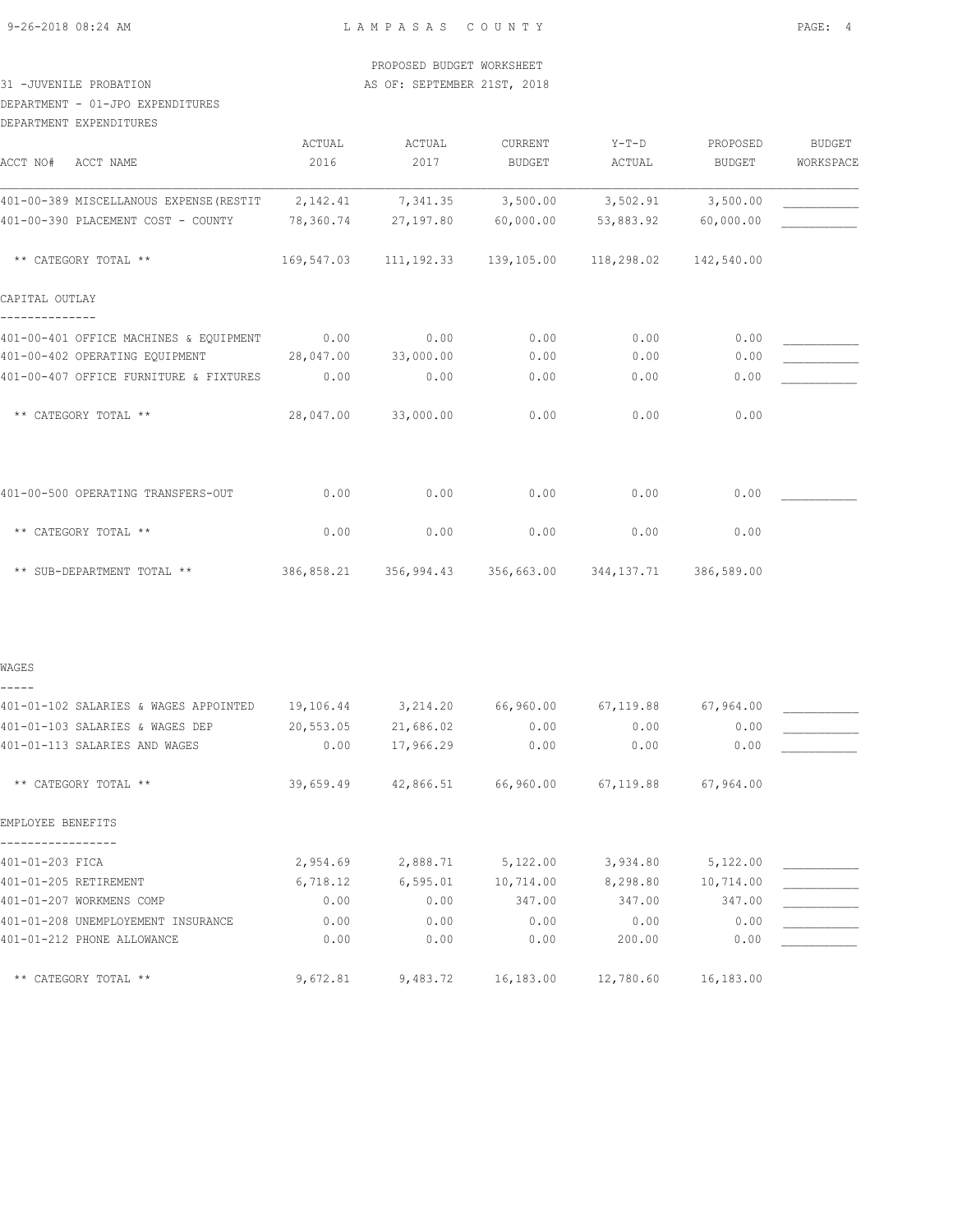PROPOSED BUDGET WORKSHEET

31 -JUVENILE PROBATION — AS OF: SEPTEMBER 21ST, 2018

DEPARTMENT - 01-JPO EXPENDITURES

DEPARTMENT EXPENDITURES

| ACCT NO# ACCT NAME | ACTUAL 2016 | ACTUAL 2017 | CURRENT BUDGET | Y-T-D ACTUAL | PROPOSED BUDGET | BUDGET WORKSPACE |
|---|---|---|---|---|---|---|
| 401-00-389 MISCELLANOUS EXPENSE(RESTIT | 2,142.41 | 7,341.35 | 3,500.00 | 3,502.91 | 3,500.00 | ___________ |
| 401-00-390 PLACEMENT COST - COUNTY | 78,360.74 | 27,197.80 | 60,000.00 | 53,883.92 | 60,000.00 | ___________ |
| ** CATEGORY TOTAL ** | 169,547.03 | 111,192.33 | 139,105.00 | 118,298.02 | 142,540.00 | |
| **CAPITAL OUTLAY** | | | | | | |
| 401-00-401 OFFICE MACHINES & EQUIPMENT | 0.00 | 0.00 | 0.00 | 0.00 | 0.00 | ___________ |
| 401-00-402 OPERATING EQUIPMENT | 28,047.00 | 33,000.00 | 0.00 | 0.00 | 0.00 | ___________ |
| 401-00-407 OFFICE FURNITURE & FIXTURES | 0.00 | 0.00 | 0.00 | 0.00 | 0.00 | ___________ |
| ** CATEGORY TOTAL ** | 28,047.00 | 33,000.00 | 0.00 | 0.00 | 0.00 | |
| 401-00-500 OPERATING TRANSFERS-OUT | 0.00 | 0.00 | 0.00 | 0.00 | 0.00 | ___________ |
| ** CATEGORY TOTAL ** | 0.00 | 0.00 | 0.00 | 0.00 | 0.00 | |
| ** SUB-DEPARTMENT TOTAL ** | 386,858.21 | 356,994.43 | 356,663.00 | 344,137.71 | 386,589.00 | |
| **WAGES** | | | | | | |
| 401-01-102 SALARIES & WAGES APPOINTED | 19,106.44 | 3,214.20 | 66,960.00 | 67,119.88 | 67,964.00 | ___________ |
| 401-01-103 SALARIES & WAGES DEP | 20,553.05 | 21,686.02 | 0.00 | 0.00 | 0.00 | ___________ |
| 401-01-113 SALARIES AND WAGES | 0.00 | 17,966.29 | 0.00 | 0.00 | 0.00 | ___________ |
| ** CATEGORY TOTAL ** | 39,659.49 | 42,866.51 | 66,960.00 | 67,119.88 | 67,964.00 | |
| **EMPLOYEE BENEFITS** | | | | | | |
| 401-01-203 FICA | 2,954.69 | 2,888.71 | 5,122.00 | 3,934.80 | 5,122.00 | ___________ |
| 401-01-205 RETIREMENT | 6,718.12 | 6,595.01 | 10,714.00 | 8,298.80 | 10,714.00 | ___________ |
| 401-01-207 WORKMENS COMP | 0.00 | 0.00 | 347.00 | 347.00 | 347.00 | ___________ |
| 401-01-208 UNEMPLOYEMENT INSURANCE | 0.00 | 0.00 | 0.00 | 0.00 | 0.00 | ___________ |
| 401-01-212 PHONE ALLOWANCE | 0.00 | 0.00 | 0.00 | 200.00 | 0.00 | ___________ |
| ** CATEGORY TOTAL ** | 9,672.81 | 9,483.72 | 16,183.00 | 12,780.60 | 16,183.00 | |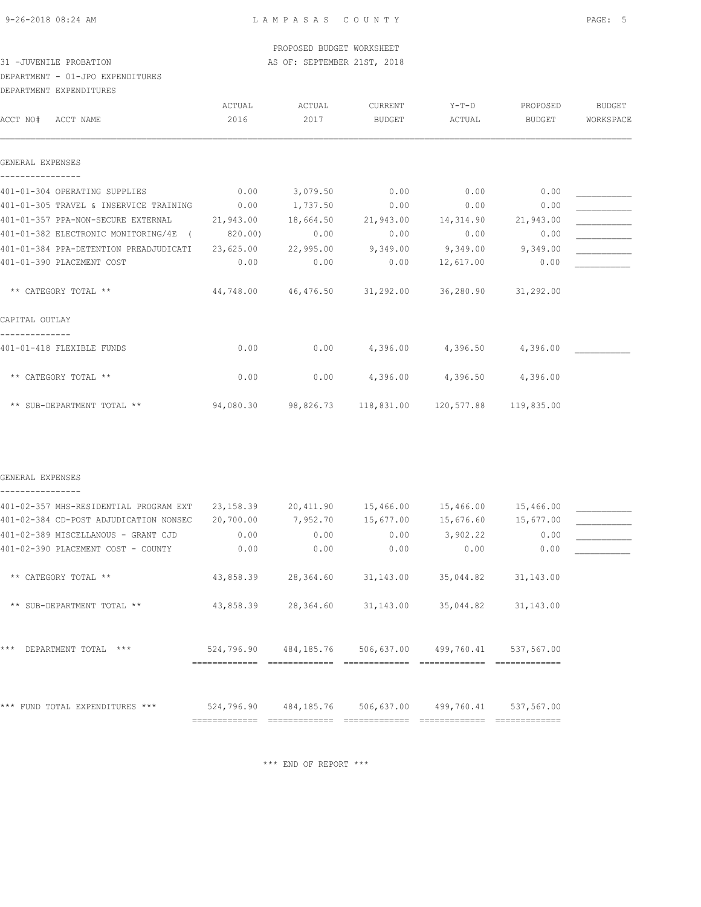PROPOSED BUDGET WORKSHEET

31 -JUVENILE PROBATION — AS OF: SEPTEMBER 21ST, 2018

DEPARTMENT - 01-JPO EXPENDITURES

DEPARTMENT EXPENDITURES

| ACCT NO# ACCT NAME | ACTUAL 2016 | ACTUAL 2017 | CURRENT BUDGET | Y-T-D ACTUAL | PROPOSED BUDGET | BUDGET WORKSPACE |
|---|---|---|---|---|---|---|
| **GENERAL EXPENSES** | | | | | | |
| 401-01-304 OPERATING SUPPLIES | 0.00 | 3,079.50 | 0.00 | 0.00 | 0.00 | ___________ |
| 401-01-305 TRAVEL & INSERVICE TRAINING | 0.00 | 1,737.50 | 0.00 | 0.00 | 0.00 | ___________ |
| 401-01-357 PPA-NON-SECURE EXTERNAL | 21,943.00 | 18,664.50 | 21,943.00 | 14,314.90 | 21,943.00 | ___________ |
| 401-01-382 ELECTRONIC MONITORING/4E ( | 820.00) | 0.00 | 0.00 | 0.00 | 0.00 | ___________ |
| 401-01-384 PPA-DETENTION PREADJUDICATI | 23,625.00 | 22,995.00 | 9,349.00 | 9,349.00 | 9,349.00 | ___________ |
| 401-01-390 PLACEMENT COST | 0.00 | 0.00 | 0.00 | 12,617.00 | 0.00 | ___________ |
| ** CATEGORY TOTAL ** | 44,748.00 | 46,476.50 | 31,292.00 | 36,280.90 | 31,292.00 | |
| **CAPITAL OUTLAY** | | | | | | |
| 401-01-418 FLEXIBLE FUNDS | 0.00 | 0.00 | 4,396.00 | 4,396.50 | 4,396.00 | ___________ |
| ** CATEGORY TOTAL ** | 0.00 | 0.00 | 4,396.00 | 4,396.50 | 4,396.00 | |
| ** SUB-DEPARTMENT TOTAL ** | 94,080.30 | 98,826.73 | 118,831.00 | 120,577.88 | 119,835.00 | |
| **GENERAL EXPENSES** | | | | | | |
| 401-02-357 MHS-RESIDENTIAL PROGRAM EXT | 23,158.39 | 20,411.90 | 15,466.00 | 15,466.00 | 15,466.00 | ___________ |
| 401-02-384 CD-POST ADJUDICATION NONSEC | 20,700.00 | 7,952.70 | 15,677.00 | 15,676.60 | 15,677.00 | ___________ |
| 401-02-389 MISCELLANOUS - GRANT CJD | 0.00 | 0.00 | 0.00 | 3,902.22 | 0.00 | ___________ |
| 401-02-390 PLACEMENT COST - COUNTY | 0.00 | 0.00 | 0.00 | 0.00 | 0.00 | ___________ |
| ** CATEGORY TOTAL ** | 43,858.39 | 28,364.60 | 31,143.00 | 35,044.82 | 31,143.00 | |
| ** SUB-DEPARTMENT TOTAL ** | 43,858.39 | 28,364.60 | 31,143.00 | 35,044.82 | 31,143.00 | |
| *** DEPARTMENT TOTAL *** | 524,796.90 | 484,185.76 | 506,637.00 | 499,760.41 | 537,567.00 | |
| *** FUND TOTAL EXPENDITURES *** | 524,796.90 | 484,185.76 | 506,637.00 | 499,760.41 | 537,567.00 | |

*** END OF REPORT ***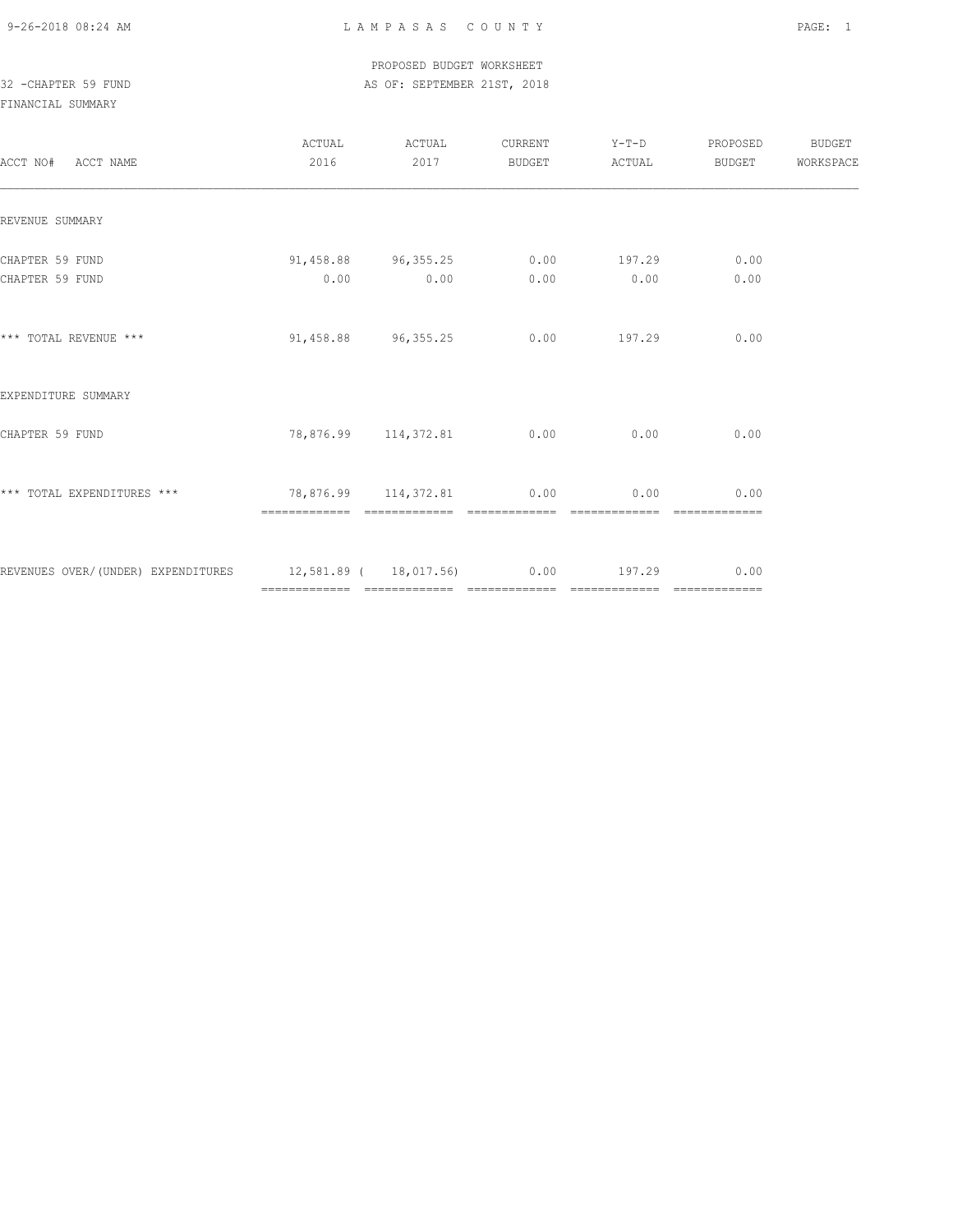PROPOSED BUDGET WORKSHEET

32 -CHAPTER 59 FUND

AS OF: SEPTEMBER 21ST, 2018

FINANCIAL SUMMARY

| ACCT NO# ACCT NAME | ACTUAL 2016 | ACTUAL 2017 | CURRENT BUDGET | Y-T-D ACTUAL | PROPOSED BUDGET | BUDGET WORKSPACE |
|---|---|---|---|---|---|---|
| REVENUE SUMMARY | | | | | | |
| CHAPTER 59 FUND | 91,458.88 | 96,355.25 | 0.00 | 197.29 | 0.00 | |
| CHAPTER 59 FUND | 0.00 | 0.00 | 0.00 | 0.00 | 0.00 | |
| *** TOTAL REVENUE *** | 91,458.88 | 96,355.25 | 0.00 | 197.29 | 0.00 | |
| EXPENDITURE SUMMARY | | | | | | |
| CHAPTER 59 FUND | 78,876.99 | 114,372.81 | 0.00 | 0.00 | 0.00 | |
| *** TOTAL EXPENDITURES *** | 78,876.99 | 114,372.81 | 0.00 | 0.00 | 0.00 | |
| REVENUES OVER/(UNDER) EXPENDITURES | 12,581.89 | ( 18,017.56) | 0.00 | 197.29 | 0.00 | |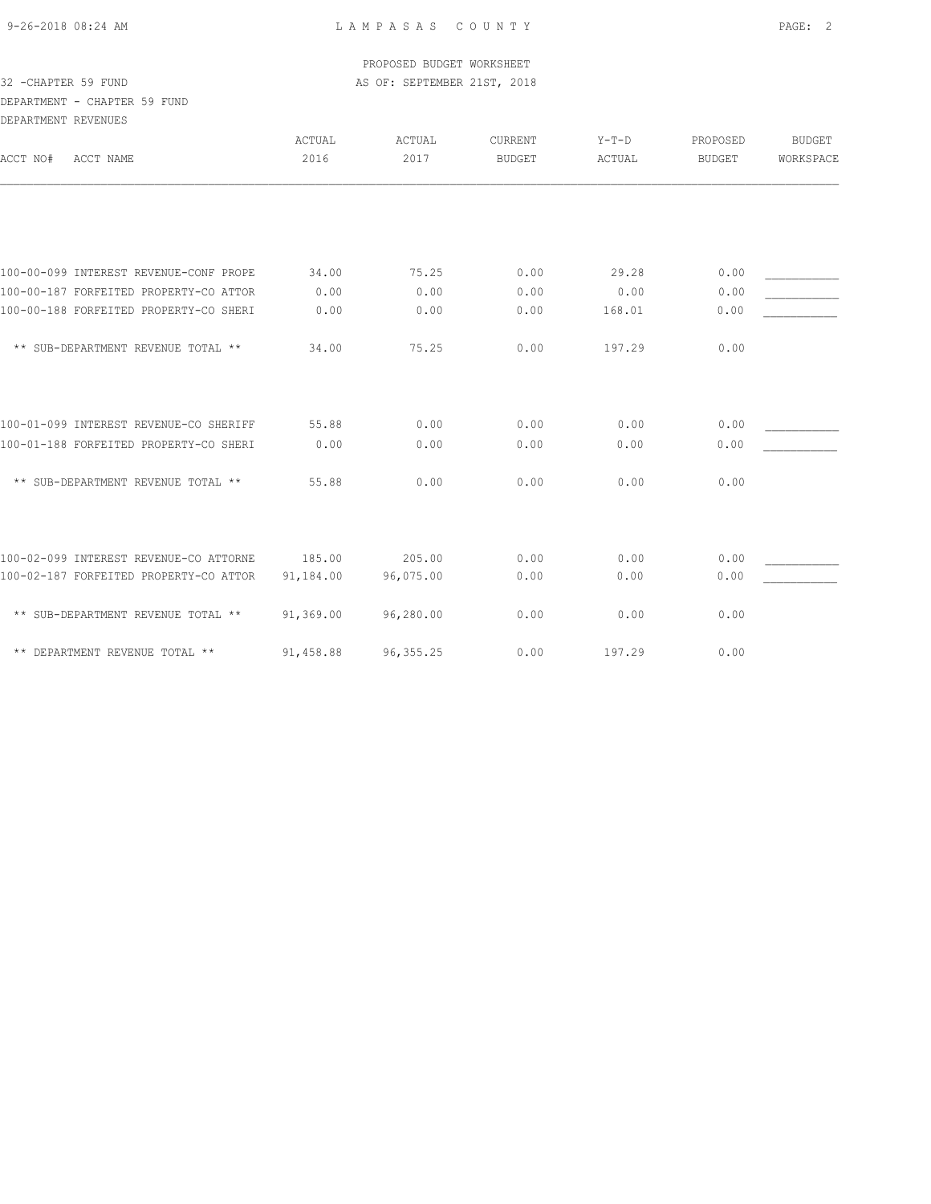PROPOSED BUDGET WORKSHEET

32 -CHAPTER 59 FUND AS OF: SEPTEMBER 21ST, 2018

DEPARTMENT - CHAPTER 59 FUND

DEPARTMENT REVENUES

| ACCT NO# ACCT NAME | ACTUAL 2016 | ACTUAL 2017 | CURRENT BUDGET | Y-T-D ACTUAL | PROPOSED BUDGET | BUDGET WORKSPACE |
|---|---|---|---|---|---|---|
| 100-00-099 INTEREST REVENUE-CONF PROPE | 34.00 | 75.25 | 0.00 | 29.28 | 0.00 | ___________ |
| 100-00-187 FORFEITED PROPERTY-CO ATTOR | 0.00 | 0.00 | 0.00 | 0.00 | 0.00 | ___________ |
| 100-00-188 FORFEITED PROPERTY-CO SHERI | 0.00 | 0.00 | 0.00 | 168.01 | 0.00 | ___________ |
| ** SUB-DEPARTMENT REVENUE TOTAL ** | 34.00 | 75.25 | 0.00 | 197.29 | 0.00 | |
| 100-01-099 INTEREST REVENUE-CO SHERIFF | 55.88 | 0.00 | 0.00 | 0.00 | 0.00 | ___________ |
| 100-01-188 FORFEITED PROPERTY-CO SHERI | 0.00 | 0.00 | 0.00 | 0.00 | 0.00 | ___________ |
| ** SUB-DEPARTMENT REVENUE TOTAL ** | 55.88 | 0.00 | 0.00 | 0.00 | 0.00 | |
| 100-02-099 INTEREST REVENUE-CO ATTORNE | 185.00 | 205.00 | 0.00 | 0.00 | 0.00 | ___________ |
| 100-02-187 FORFEITED PROPERTY-CO ATTOR | 91,184.00 | 96,075.00 | 0.00 | 0.00 | 0.00 | ___________ |
| ** SUB-DEPARTMENT REVENUE TOTAL ** | 91,369.00 | 96,280.00 | 0.00 | 0.00 | 0.00 | |
| ** DEPARTMENT REVENUE TOTAL ** | 91,458.88 | 96,355.25 | 0.00 | 197.29 | 0.00 | |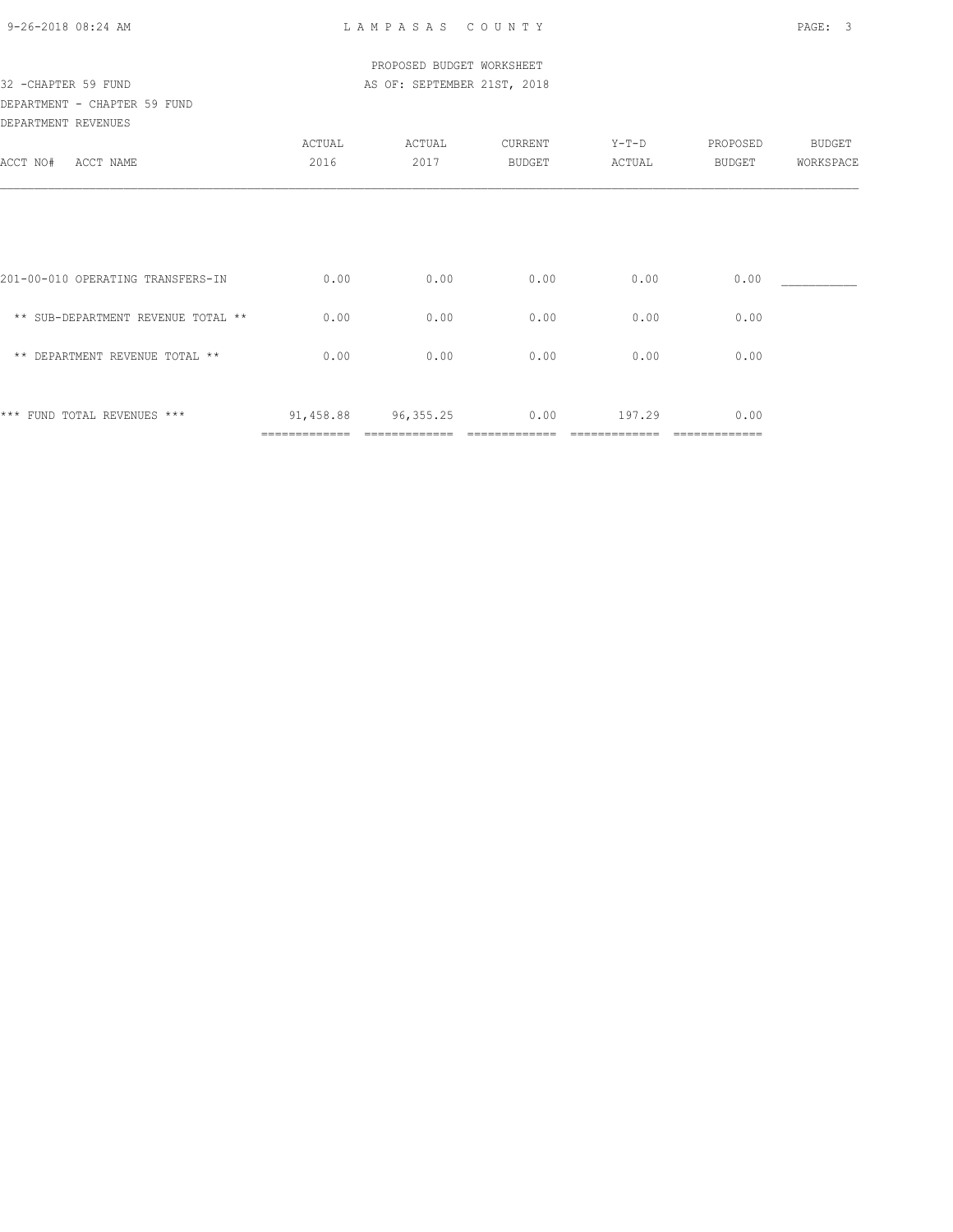PROPOSED BUDGET WORKSHEET

32 -CHAPTER 59 FUND — AS OF: SEPTEMBER 21ST, 2018

DEPARTMENT - CHAPTER 59 FUND

DEPARTMENT REVENUES

| ACCT NO# ACCT NAME | ACTUAL 2016 | ACTUAL 2017 | CURRENT BUDGET | Y-T-D ACTUAL | PROPOSED BUDGET | BUDGET WORKSPACE |
|---|---|---|---|---|---|---|
| 201-00-010 OPERATING TRANSFERS-IN | 0.00 | 0.00 | 0.00 | 0.00 | 0.00 | ___________ |
| ** SUB-DEPARTMENT REVENUE TOTAL ** | 0.00 | 0.00 | 0.00 | 0.00 | 0.00 | |
| ** DEPARTMENT REVENUE TOTAL ** | 0.00 | 0.00 | 0.00 | 0.00 | 0.00 | |
| *** FUND TOTAL REVENUES *** | 91,458.88 | 96,355.25 | 0.00 | 197.29 | 0.00 | |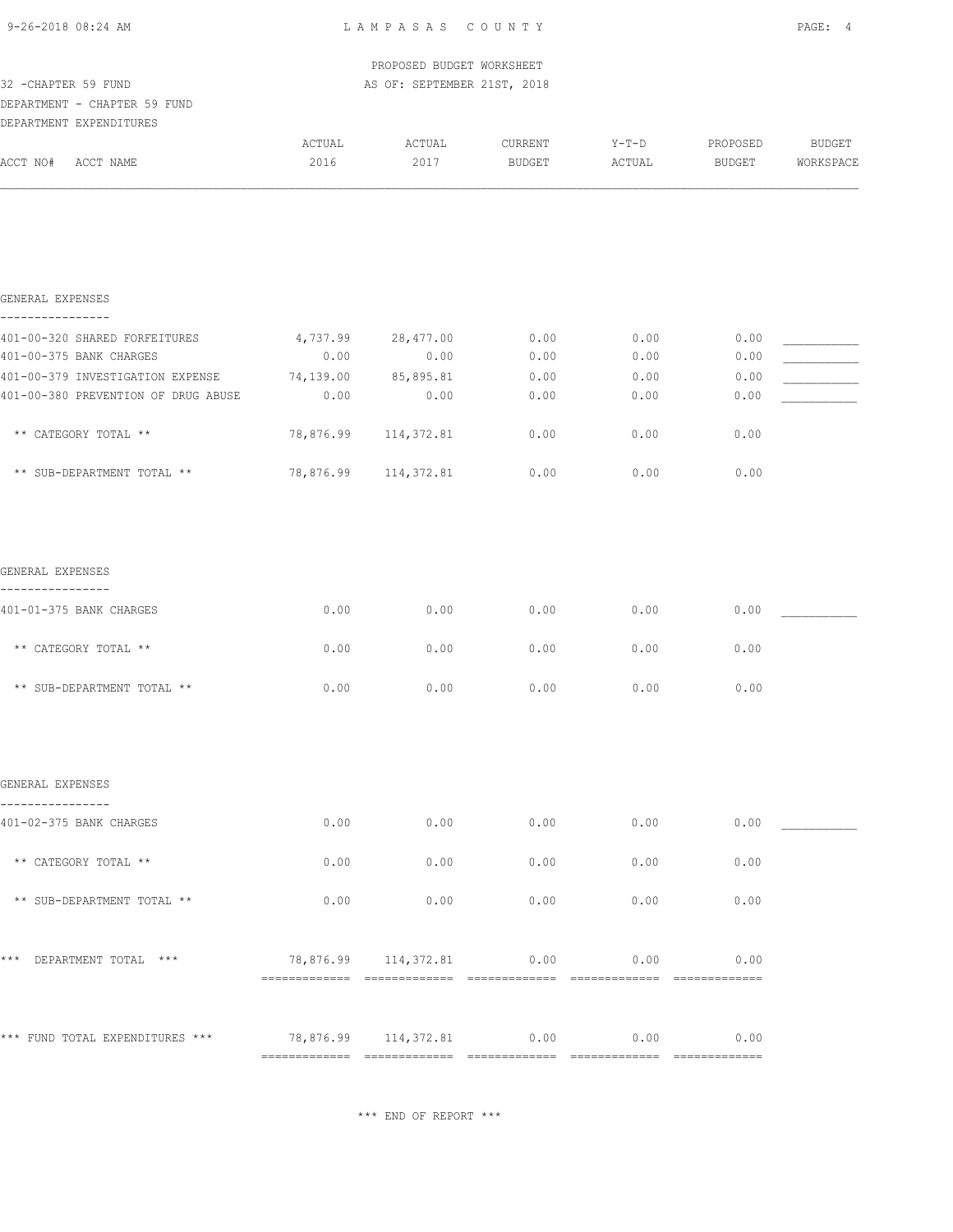PROPOSED BUDGET WORKSHEET

32 -CHAPTER 59 FUND — AS OF: SEPTEMBER 21ST, 2018

DEPARTMENT - CHAPTER 59 FUND

DEPARTMENT EXPENDITURES

| ACCT NO# ACCT NAME | ACTUAL 2016 | ACTUAL 2017 | CURRENT BUDGET | Y-T-D ACTUAL | PROPOSED BUDGET | BUDGET WORKSPACE |
|---|---|---|---|---|---|---|
| **GENERAL EXPENSES** | | | | | | |
| 401-00-320 SHARED FORFEITURES | 4,737.99 | 28,477.00 | 0.00 | 0.00 | 0.00 | ___________ |
| 401-00-375 BANK CHARGES | 0.00 | 0.00 | 0.00 | 0.00 | 0.00 | ___________ |
| 401-00-379 INVESTIGATION EXPENSE | 74,139.00 | 85,895.81 | 0.00 | 0.00 | 0.00 | ___________ |
| 401-00-380 PREVENTION OF DRUG ABUSE | 0.00 | 0.00 | 0.00 | 0.00 | 0.00 | ___________ |
| ** CATEGORY TOTAL ** | 78,876.99 | 114,372.81 | 0.00 | 0.00 | 0.00 | |
| ** SUB-DEPARTMENT TOTAL ** | 78,876.99 | 114,372.81 | 0.00 | 0.00 | 0.00 | |
| **GENERAL EXPENSES** | | | | | | |
| 401-01-375 BANK CHARGES | 0.00 | 0.00 | 0.00 | 0.00 | 0.00 | ___________ |
| ** CATEGORY TOTAL ** | 0.00 | 0.00 | 0.00 | 0.00 | 0.00 | |
| ** SUB-DEPARTMENT TOTAL ** | 0.00 | 0.00 | 0.00 | 0.00 | 0.00 | |
| **GENERAL EXPENSES** | | | | | | |
| 401-02-375 BANK CHARGES | 0.00 | 0.00 | 0.00 | 0.00 | 0.00 | ___________ |
| ** CATEGORY TOTAL ** | 0.00 | 0.00 | 0.00 | 0.00 | 0.00 | |
| ** SUB-DEPARTMENT TOTAL ** | 0.00 | 0.00 | 0.00 | 0.00 | 0.00 | |
| *** DEPARTMENT TOTAL *** | 78,876.99 | 114,372.81 | 0.00 | 0.00 | 0.00 | |
| *** FUND TOTAL EXPENDITURES *** | 78,876.99 | 114,372.81 | 0.00 | 0.00 | 0.00 | |

*** END OF REPORT ***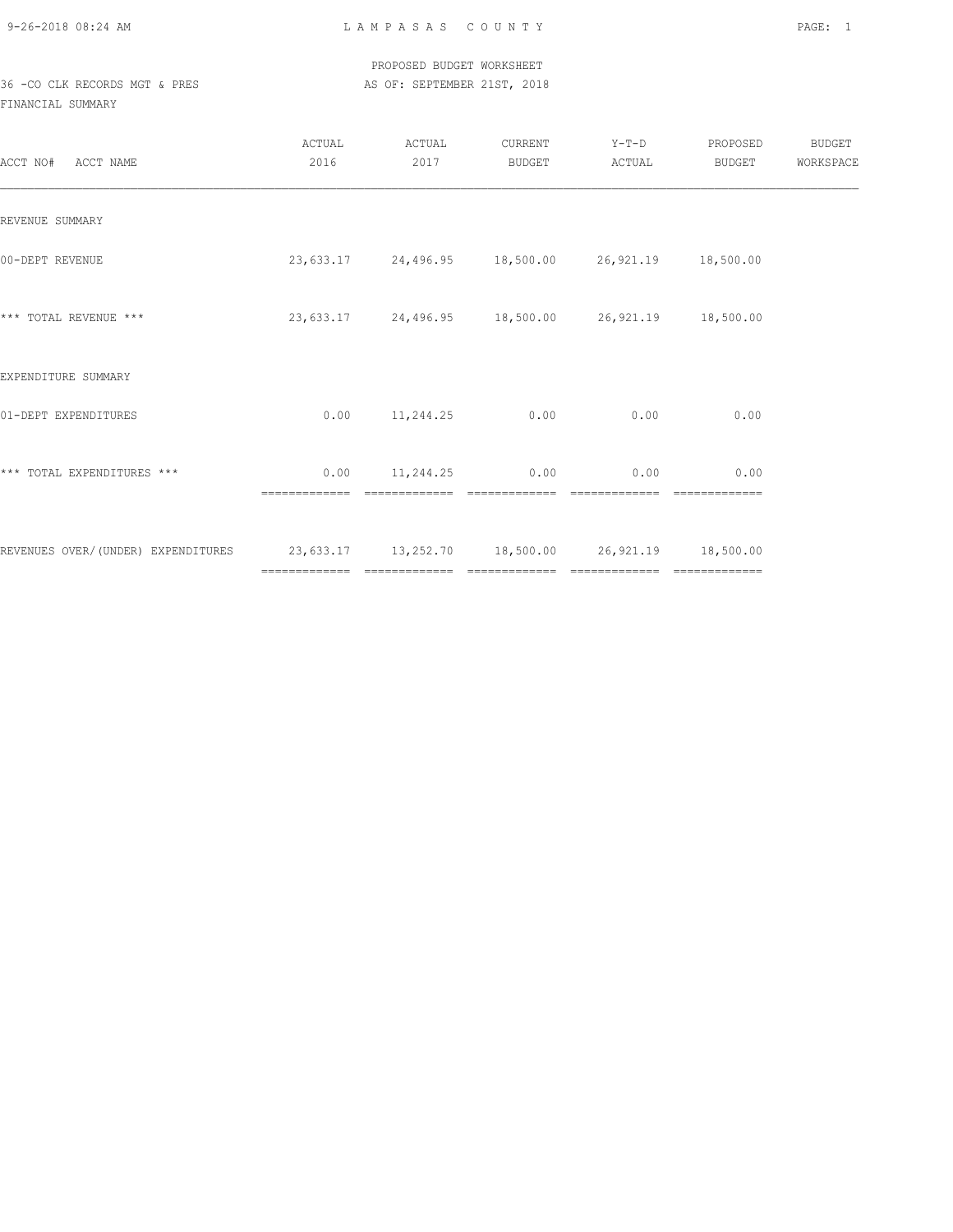PROPOSED BUDGET WORKSHEET

36 -CO CLK RECORDS MGT & PRES — AS OF: SEPTEMBER 21ST, 2018

FINANCIAL SUMMARY

| ACCT NO# ACCT NAME | ACTUAL 2016 | ACTUAL 2017 | CURRENT BUDGET | Y-T-D ACTUAL | PROPOSED BUDGET | BUDGET WORKSPACE |
|---|---|---|---|---|---|---|
| REVENUE SUMMARY | | | | | | |
| 00-DEPT REVENUE | 23,633.17 | 24,496.95 | 18,500.00 | 26,921.19 | 18,500.00 | |
| *** TOTAL REVENUE *** | 23,633.17 | 24,496.95 | 18,500.00 | 26,921.19 | 18,500.00 | |
| EXPENDITURE SUMMARY | | | | | | |
| 01-DEPT EXPENDITURES | 0.00 | 11,244.25 | 0.00 | 0.00 | 0.00 | |
| *** TOTAL EXPENDITURES *** | 0.00 | 11,244.25 | 0.00 | 0.00 | 0.00 | |
| REVENUES OVER/(UNDER) EXPENDITURES | 23,633.17 | 13,252.70 | 18,500.00 | 26,921.19 | 18,500.00 | |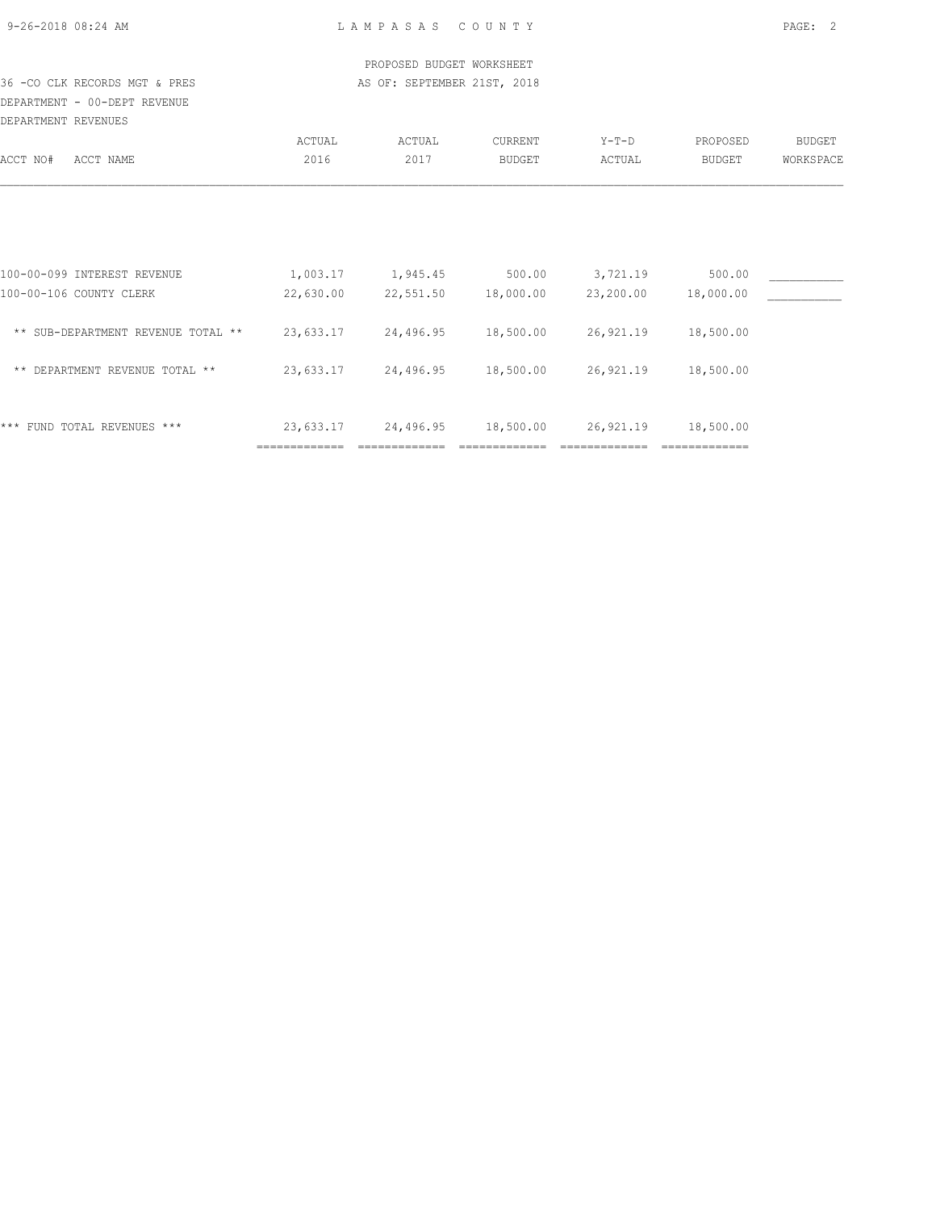PROPOSED BUDGET WORKSHEET

36 -CO CLK RECORDS MGT & PRES — AS OF: SEPTEMBER 21ST, 2018

DEPARTMENT - 00-DEPT REVENUE

DEPARTMENT REVENUES

| ACCT NO# | ACCT NAME | ACTUAL 2016 | ACTUAL 2017 | CURRENT BUDGET | Y-T-D ACTUAL | PROPOSED BUDGET | BUDGET WORKSPACE |
|---|---|---|---|---|---|---|---|
| 100-00-099 | INTEREST REVENUE | 1,003.17 | 1,945.45 | 500.00 | 3,721.19 | 500.00 | ___________ |
| 100-00-106 | COUNTY CLERK | 22,630.00 | 22,551.50 | 18,000.00 | 23,200.00 | 18,000.00 | ___________ |
| | ** SUB-DEPARTMENT REVENUE TOTAL ** | 23,633.17 | 24,496.95 | 18,500.00 | 26,921.19 | 18,500.00 | |
| | ** DEPARTMENT REVENUE TOTAL ** | 23,633.17 | 24,496.95 | 18,500.00 | 26,921.19 | 18,500.00 | |
| | *** FUND TOTAL REVENUES *** | 23,633.17 | 24,496.95 | 18,500.00 | 26,921.19 | 18,500.00 | |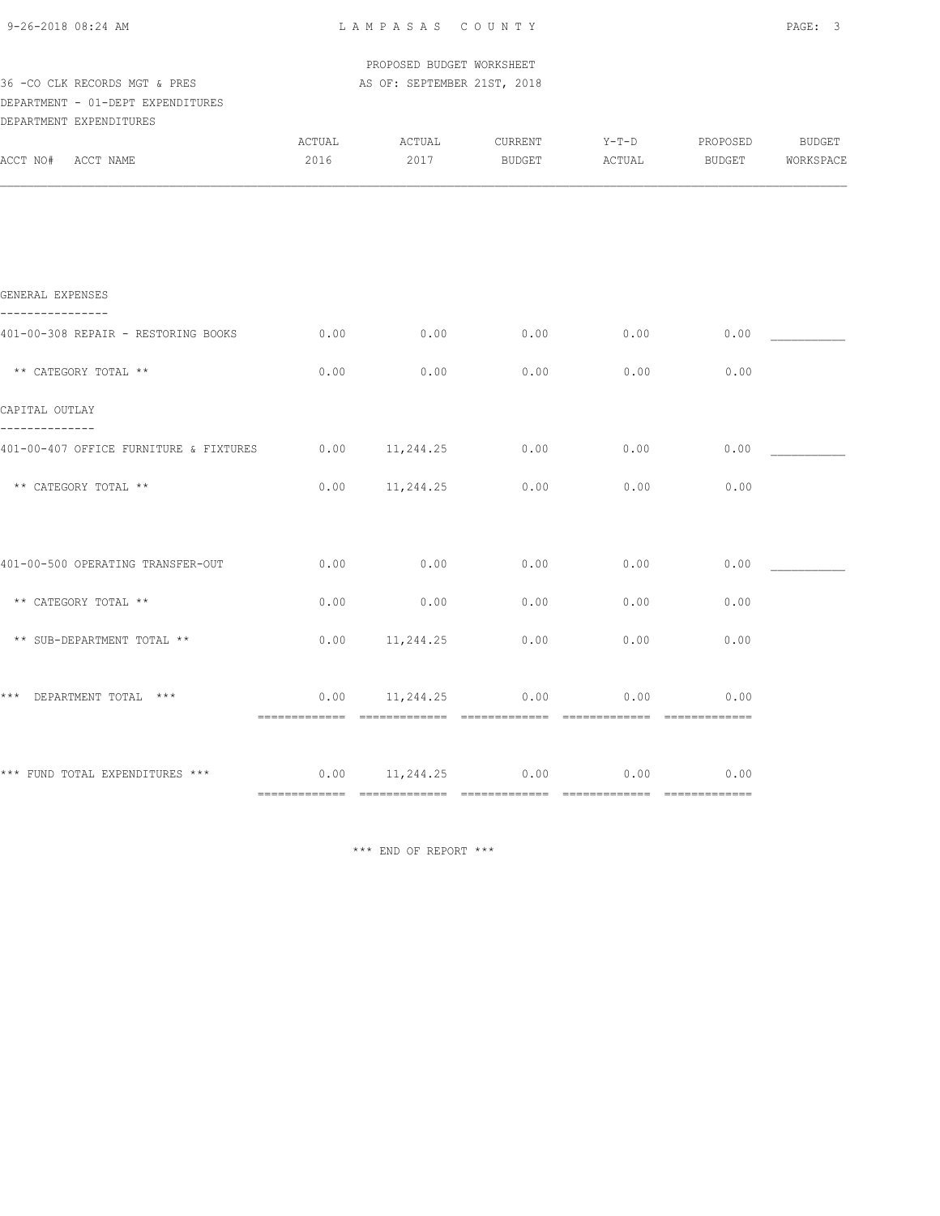LAMPASAS COUNTY

PROPOSED BUDGET WORKSHEET
AS OF: SEPTEMBER 21ST, 2018

36 -CO CLK RECORDS MGT & PRES
DEPARTMENT - 01-DEPT EXPENDITURES
DEPARTMENT EXPENDITURES

| ACCT NO# ACCT NAME | ACTUAL 2016 | ACTUAL 2017 | CURRENT BUDGET | Y-T-D ACTUAL | PROPOSED BUDGET | BUDGET WORKSPACE |
|---|---|---|---|---|---|---|
| **GENERAL EXPENSES** | | | | | | |
| 401-00-308 REPAIR - RESTORING BOOKS | 0.00 | 0.00 | 0.00 | 0.00 | 0.00 | ___________ |
| ** CATEGORY TOTAL ** | 0.00 | 0.00 | 0.00 | 0.00 | 0.00 | |
| **CAPITAL OUTLAY** | | | | | | |
| 401-00-407 OFFICE FURNITURE & FIXTURES | 0.00 | 11,244.25 | 0.00 | 0.00 | 0.00 | ___________ |
| ** CATEGORY TOTAL ** | 0.00 | 11,244.25 | 0.00 | 0.00 | 0.00 | |
| 401-00-500 OPERATING TRANSFER-OUT | 0.00 | 0.00 | 0.00 | 0.00 | 0.00 | ___________ |
| ** CATEGORY TOTAL ** | 0.00 | 0.00 | 0.00 | 0.00 | 0.00 | |
| ** SUB-DEPARTMENT TOTAL ** | 0.00 | 11,244.25 | 0.00 | 0.00 | 0.00 | |
| *** DEPARTMENT TOTAL *** | 0.00 | 11,244.25 | 0.00 | 0.00 | 0.00 | |
| *** FUND TOTAL EXPENDITURES *** | 0.00 | 11,244.25 | 0.00 | 0.00 | 0.00 | |

*** END OF REPORT ***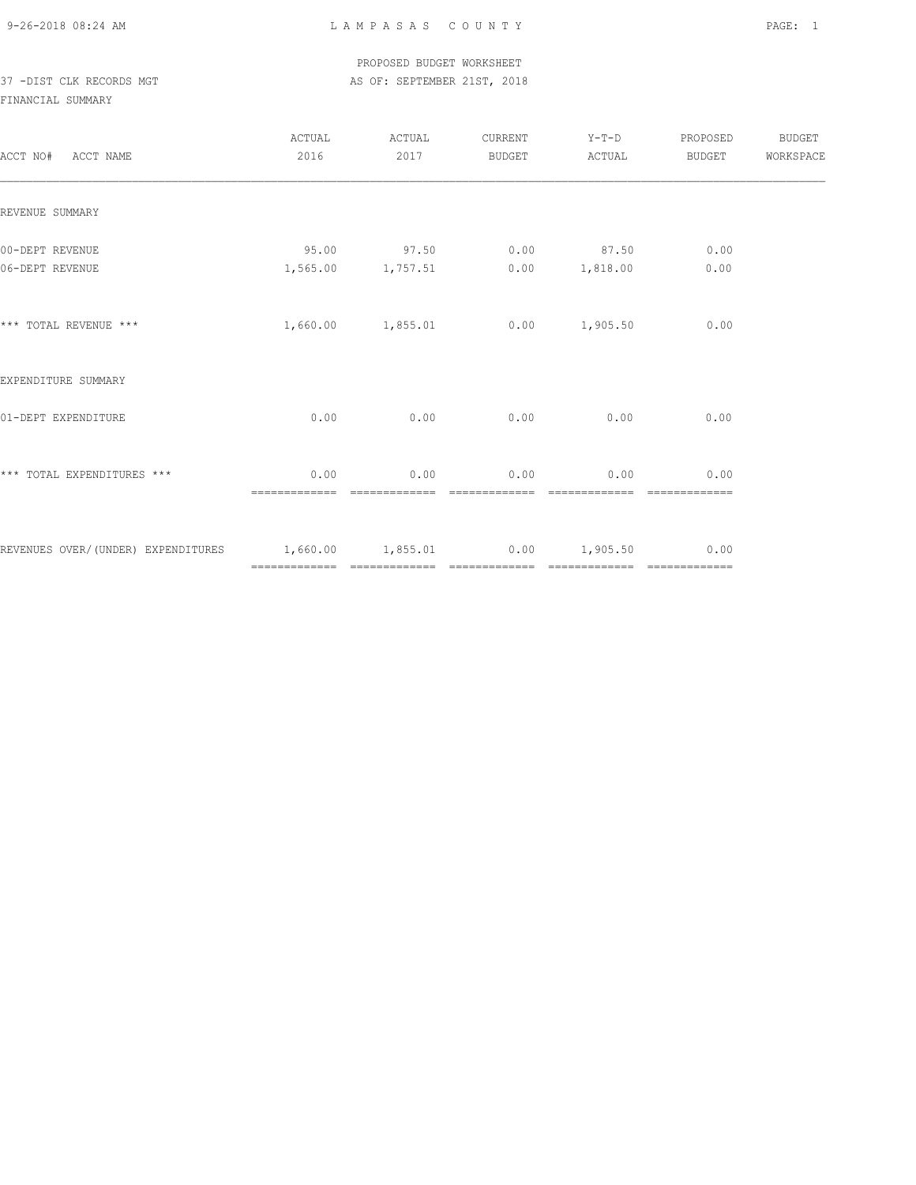LAMPASAS COUNTY

PROPOSED BUDGET WORKSHEET

37 -DIST CLK RECORDS MGT AS OF: SEPTEMBER 21ST, 2018

FINANCIAL SUMMARY

| ACCT NO# ACCT NAME | ACTUAL 2016 | ACTUAL 2017 | CURRENT BUDGET | Y-T-D ACTUAL | PROPOSED BUDGET | BUDGET WORKSPACE |
|---|---|---|---|---|---|---|
| REVENUE SUMMARY | | | | | | |
| 00-DEPT REVENUE | 95.00 | 97.50 | 0.00 | 87.50 | 0.00 | |
| 06-DEPT REVENUE | 1,565.00 | 1,757.51 | 0.00 | 1,818.00 | 0.00 | |
| *** TOTAL REVENUE *** | 1,660.00 | 1,855.01 | 0.00 | 1,905.50 | 0.00 | |
| EXPENDITURE SUMMARY | | | | | | |
| 01-DEPT EXPENDITURE | 0.00 | 0.00 | 0.00 | 0.00 | 0.00 | |
| *** TOTAL EXPENDITURES *** | 0.00 | 0.00 | 0.00 | 0.00 | 0.00 | |
| REVENUES OVER/(UNDER) EXPENDITURES | 1,660.00 | 1,855.01 | 0.00 | 1,905.50 | 0.00 | |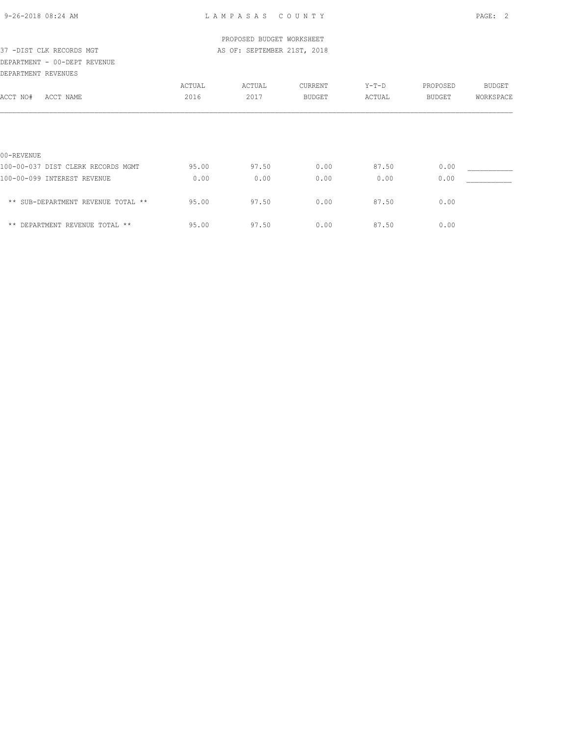PROPOSED BUDGET WORKSHEET

37 -DIST CLK RECORDS MGT — AS OF: SEPTEMBER 21ST, 2018

DEPARTMENT - 00-DEPT REVENUE

DEPARTMENT REVENUES

| ACCT NO# ACCT NAME | ACTUAL 2016 | ACTUAL 2017 | CURRENT BUDGET | Y-T-D ACTUAL | PROPOSED BUDGET | BUDGET WORKSPACE |
|---|---|---|---|---|---|---|
| 00-REVENUE | | | | | | |
| 100-00-037 DIST CLERK RECORDS MGMT | 95.00 | 97.50 | 0.00 | 87.50 | 0.00 | ___________ |
| 100-00-099 INTEREST REVENUE | 0.00 | 0.00 | 0.00 | 0.00 | 0.00 | ___________ |
| ** SUB-DEPARTMENT REVENUE TOTAL ** | 95.00 | 97.50 | 0.00 | 87.50 | 0.00 | |
| ** DEPARTMENT REVENUE TOTAL ** | 95.00 | 97.50 | 0.00 | 87.50 | 0.00 | |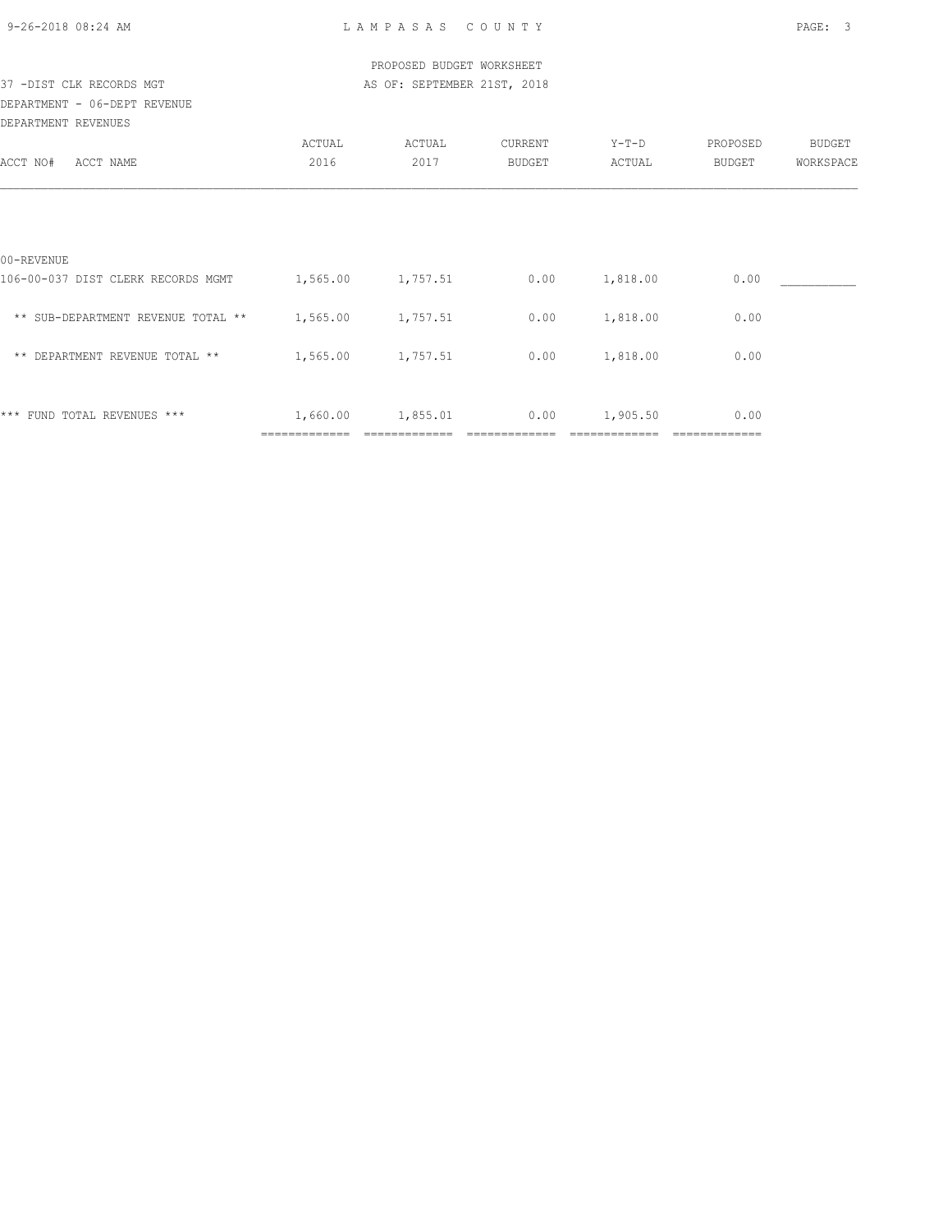PROPOSED BUDGET WORKSHEET

37 -DIST CLK RECORDS MGT

AS OF: SEPTEMBER 21ST, 2018

DEPARTMENT - 06-DEPT REVENUE

DEPARTMENT REVENUES

| ACCT NO# ACCT NAME | ACTUAL 2016 | ACTUAL 2017 | CURRENT BUDGET | Y-T-D ACTUAL | PROPOSED BUDGET | BUDGET WORKSPACE |
|---|---|---|---|---|---|---|
| 00-REVENUE | | | | | | |
| 106-00-037 DIST CLERK RECORDS MGMT | 1,565.00 | 1,757.51 | 0.00 | 1,818.00 | 0.00 | ___________ |
| ** SUB-DEPARTMENT REVENUE TOTAL ** | 1,565.00 | 1,757.51 | 0.00 | 1,818.00 | 0.00 | |
| ** DEPARTMENT REVENUE TOTAL ** | 1,565.00 | 1,757.51 | 0.00 | 1,818.00 | 0.00 | |
| *** FUND TOTAL REVENUES *** | 1,660.00 | 1,855.01 | 0.00 | 1,905.50 | 0.00 | |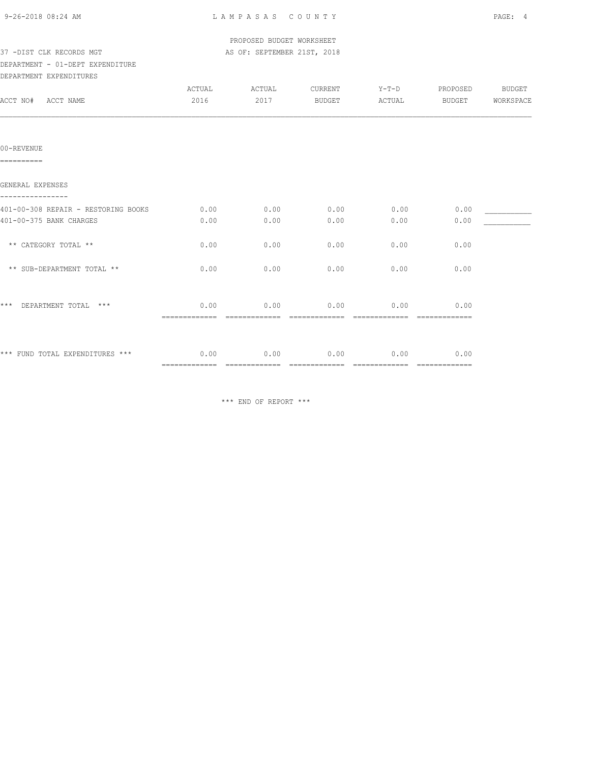LAMPASAS COUNTY

PROPOSED BUDGET WORKSHEET

37 -DIST CLK RECORDS MGT — AS OF: SEPTEMBER 21ST, 2018

DEPARTMENT - 01-DEPT EXPENDITURE

DEPARTMENT EXPENDITURES

| ACCT NO# ACCT NAME | ACTUAL 2016 | ACTUAL 2017 | CURRENT BUDGET | Y-T-D ACTUAL | PROPOSED BUDGET | BUDGET WORKSPACE |
|---|---|---|---|---|---|---|
| **00-REVENUE** | | | | | | |
| **GENERAL EXPENSES** | | | | | | |
| 401-00-308 REPAIR - RESTORING BOOKS | 0.00 | 0.00 | 0.00 | 0.00 | 0.00 | ___________ |
| 401-00-375 BANK CHARGES | 0.00 | 0.00 | 0.00 | 0.00 | 0.00 | ___________ |
| ** CATEGORY TOTAL ** | 0.00 | 0.00 | 0.00 | 0.00 | 0.00 | |
| ** SUB-DEPARTMENT TOTAL ** | 0.00 | 0.00 | 0.00 | 0.00 | 0.00 | |
| *** DEPARTMENT TOTAL *** | 0.00 | 0.00 | 0.00 | 0.00 | 0.00 | |
| *** FUND TOTAL EXPENDITURES *** | 0.00 | 0.00 | 0.00 | 0.00 | 0.00 | |

*** END OF REPORT ***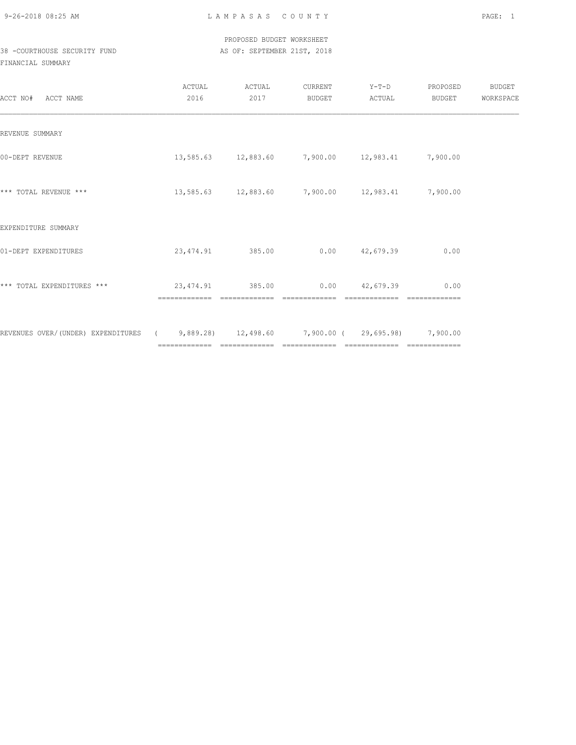PROPOSED BUDGET WORKSHEET

38 -COURTHOUSE SECURITY FUND

AS OF: SEPTEMBER 21ST, 2018

FINANCIAL SUMMARY

| ACCT NO# ACCT NAME | ACTUAL 2016 | ACTUAL 2017 | CURRENT BUDGET | Y-T-D ACTUAL | PROPOSED BUDGET | BUDGET WORKSPACE |
|---|---|---|---|---|---|---|
| REVENUE SUMMARY | | | | | | |
| 00-DEPT REVENUE | 13,585.63 | 12,883.60 | 7,900.00 | 12,983.41 | 7,900.00 | |
| *** TOTAL REVENUE *** | 13,585.63 | 12,883.60 | 7,900.00 | 12,983.41 | 7,900.00 | |
| EXPENDITURE SUMMARY | | | | | | |
| 01-DEPT EXPENDITURES | 23,474.91 | 385.00 | 0.00 | 42,679.39 | 0.00 | |
| *** TOTAL EXPENDITURES *** | 23,474.91 | 385.00 | 0.00 | 42,679.39 | 0.00 | |
| REVENUES OVER/(UNDER) EXPENDITURES | ( 9,889.28) | 12,498.60 | 7,900.00 | ( 29,695.98) | 7,900.00 | |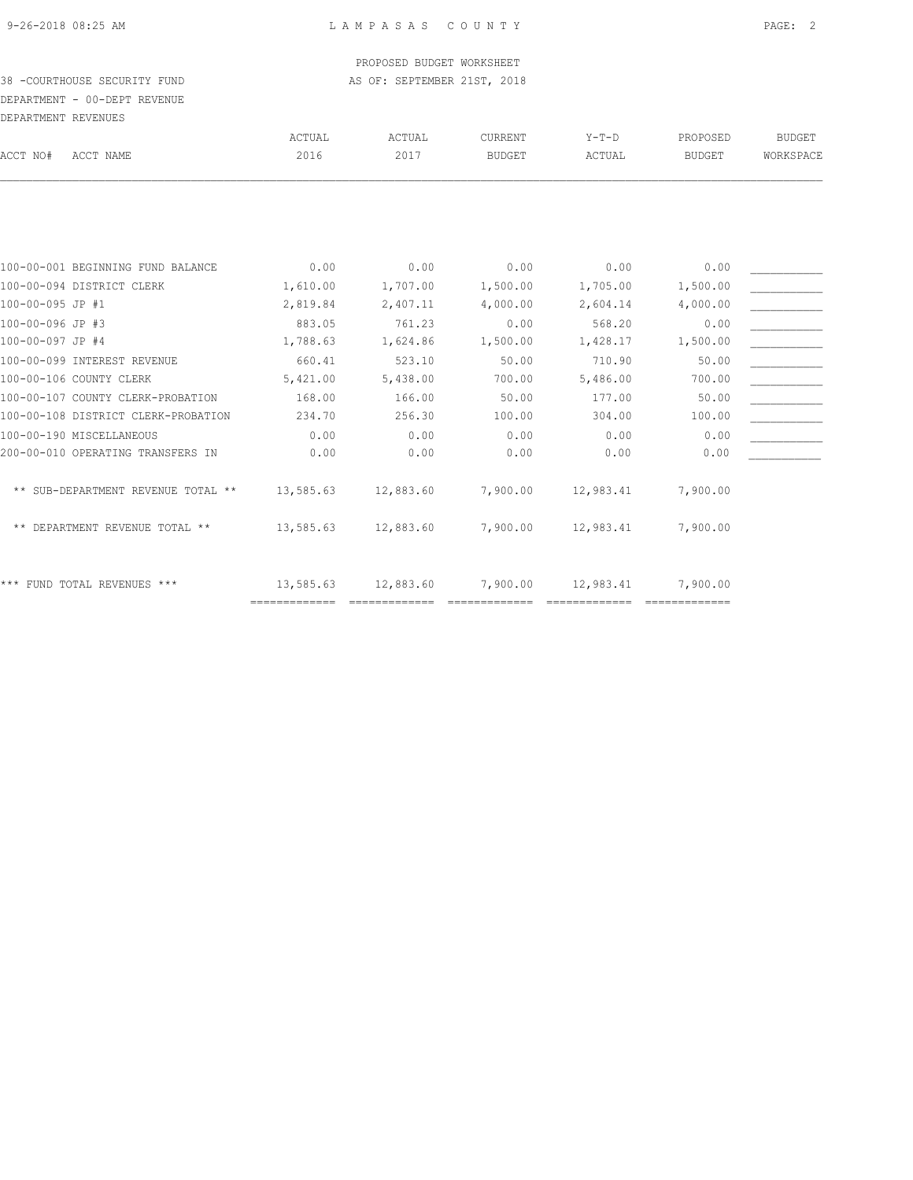LAMPASAS COUNTY

PROPOSED BUDGET WORKSHEET

AS OF: SEPTEMBER 21ST, 2018

38 -COURTHOUSE SECURITY FUND

DEPARTMENT - 00-DEPT REVENUE

DEPARTMENT REVENUES

| ACCT NO# | ACCT NAME | ACTUAL 2016 | ACTUAL 2017 | CURRENT BUDGET | Y-T-D ACTUAL | PROPOSED BUDGET | BUDGET WORKSPACE |
|---|---|---|---|---|---|---|---|
| 100-00-001 | BEGINNING FUND BALANCE | 0.00 | 0.00 | 0.00 | 0.00 | 0.00 | ___________ |
| 100-00-094 | DISTRICT CLERK | 1,610.00 | 1,707.00 | 1,500.00 | 1,705.00 | 1,500.00 | ___________ |
| 100-00-095 | JP #1 | 2,819.84 | 2,407.11 | 4,000.00 | 2,604.14 | 4,000.00 | ___________ |
| 100-00-096 | JP #3 | 883.05 | 761.23 | 0.00 | 568.20 | 0.00 | ___________ |
| 100-00-097 | JP #4 | 1,788.63 | 1,624.86 | 1,500.00 | 1,428.17 | 1,500.00 | ___________ |
| 100-00-099 | INTEREST REVENUE | 660.41 | 523.10 | 50.00 | 710.90 | 50.00 | ___________ |
| 100-00-106 | COUNTY CLERK | 5,421.00 | 5,438.00 | 700.00 | 5,486.00 | 700.00 | ___________ |
| 100-00-107 | COUNTY CLERK-PROBATION | 168.00 | 166.00 | 50.00 | 177.00 | 50.00 | ___________ |
| 100-00-108 | DISTRICT CLERK-PROBATION | 234.70 | 256.30 | 100.00 | 304.00 | 100.00 | ___________ |
| 100-00-190 | MISCELLANEOUS | 0.00 | 0.00 | 0.00 | 0.00 | 0.00 | ___________ |
| 200-00-010 | OPERATING TRANSFERS IN | 0.00 | 0.00 | 0.00 | 0.00 | 0.00 | ___________ |
| | ** SUB-DEPARTMENT REVENUE TOTAL ** | 13,585.63 | 12,883.60 | 7,900.00 | 12,983.41 | 7,900.00 | |
| | ** DEPARTMENT REVENUE TOTAL ** | 13,585.63 | 12,883.60 | 7,900.00 | 12,983.41 | 7,900.00 | |
| | *** FUND TOTAL REVENUES *** | 13,585.63 | 12,883.60 | 7,900.00 | 12,983.41 | 7,900.00 | |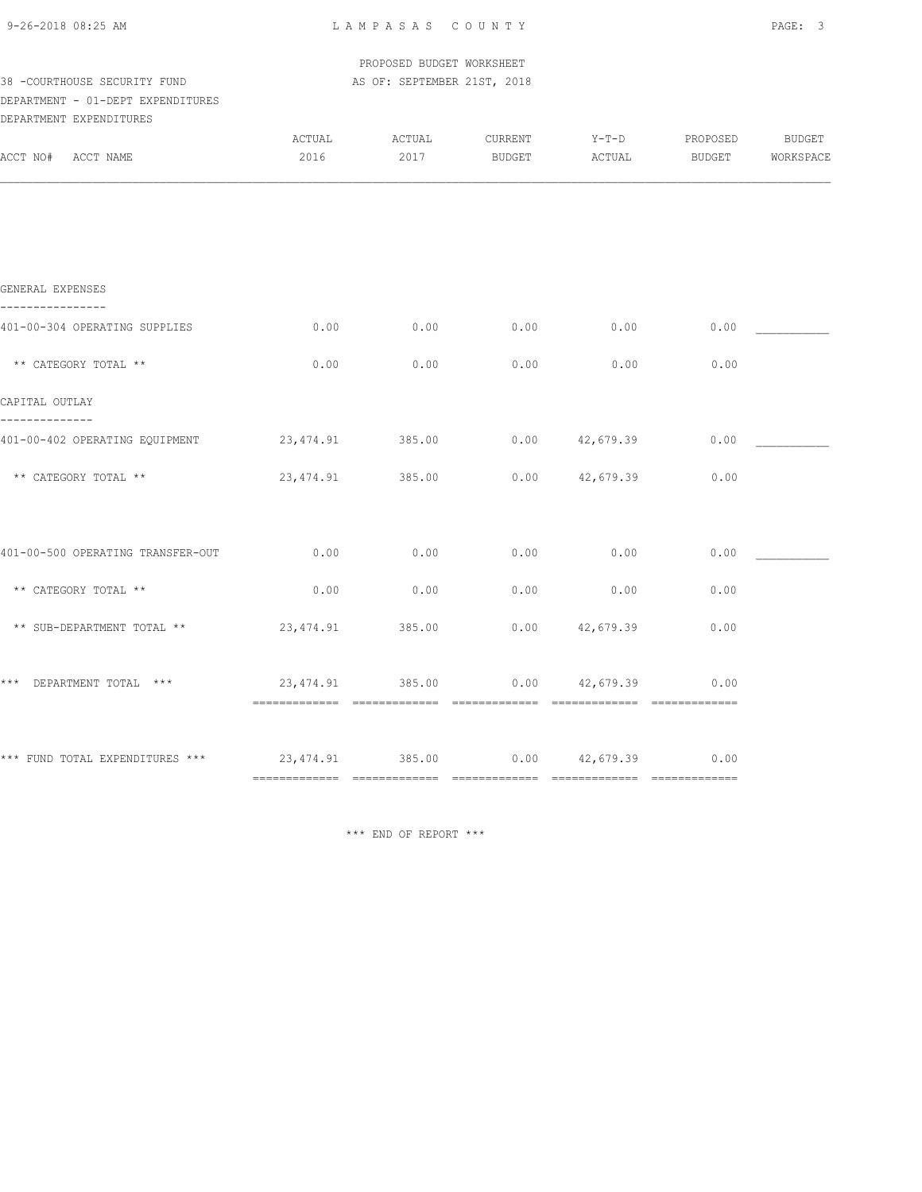LAMPASAS COUNTY

PROPOSED BUDGET WORKSHEET

38 -COURTHOUSE SECURITY FUND AS OF: SEPTEMBER 21ST, 2018

DEPARTMENT - 01-DEPT EXPENDITURES

DEPARTMENT EXPENDITURES

| ACCT NO# ACCT NAME | ACTUAL 2016 | ACTUAL 2017 | CURRENT BUDGET | Y-T-D ACTUAL | PROPOSED BUDGET | BUDGET WORKSPACE |
|---|---|---|---|---|---|---|
| **GENERAL EXPENSES** | | | | | | |
| 401-00-304 OPERATING SUPPLIES | 0.00 | 0.00 | 0.00 | 0.00 | 0.00 | ___________ |
| ** CATEGORY TOTAL ** | 0.00 | 0.00 | 0.00 | 0.00 | 0.00 | |
| **CAPITAL OUTLAY** | | | | | | |
| 401-00-402 OPERATING EQUIPMENT | 23,474.91 | 385.00 | 0.00 | 42,679.39 | 0.00 | ___________ |
| ** CATEGORY TOTAL ** | 23,474.91 | 385.00 | 0.00 | 42,679.39 | 0.00 | |
| 401-00-500 OPERATING TRANSFER-OUT | 0.00 | 0.00 | 0.00 | 0.00 | 0.00 | ___________ |
| ** CATEGORY TOTAL ** | 0.00 | 0.00 | 0.00 | 0.00 | 0.00 | |
| ** SUB-DEPARTMENT TOTAL ** | 23,474.91 | 385.00 | 0.00 | 42,679.39 | 0.00 | |
| *** DEPARTMENT TOTAL *** | 23,474.91 | 385.00 | 0.00 | 42,679.39 | 0.00 | |
| *** FUND TOTAL EXPENDITURES *** | 23,474.91 | 385.00 | 0.00 | 42,679.39 | 0.00 | |

*** END OF REPORT ***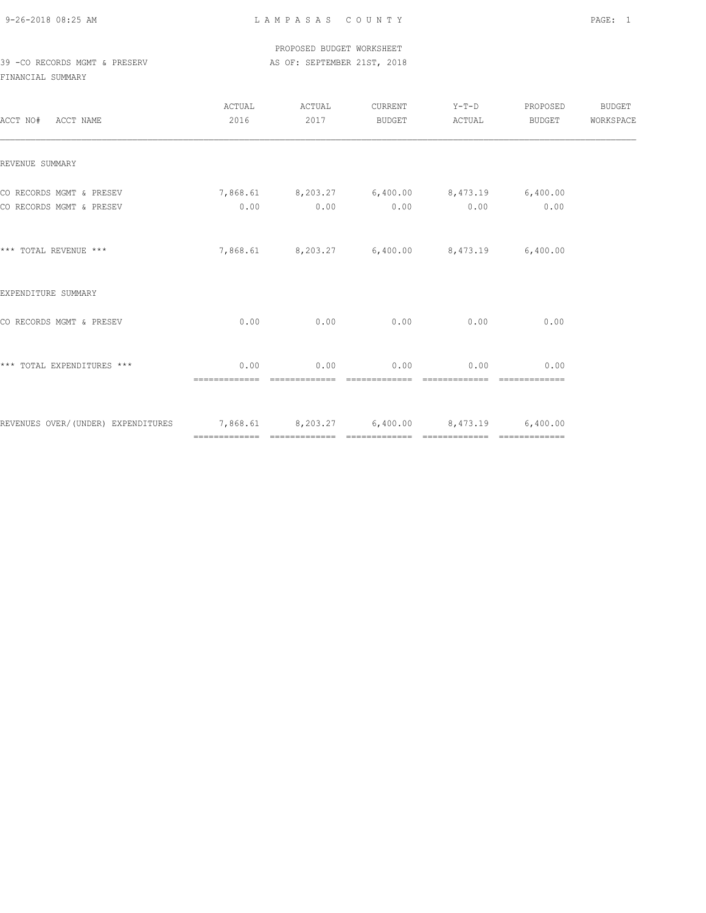PROPOSED BUDGET WORKSHEET

39 -CO RECORDS MGMT & PRESERV AS OF: SEPTEMBER 21ST, 2018

FINANCIAL SUMMARY

| ACCT NO# ACCT NAME | ACTUAL 2016 | ACTUAL 2017 | CURRENT BUDGET | Y-T-D ACTUAL | PROPOSED BUDGET | BUDGET WORKSPACE |
|---|---|---|---|---|---|---|
| REVENUE SUMMARY | | | | | | |
| CO RECORDS MGMT & PRESEV | 7,868.61 | 8,203.27 | 6,400.00 | 8,473.19 | 6,400.00 | |
| CO RECORDS MGMT & PRESEV | 0.00 | 0.00 | 0.00 | 0.00 | 0.00 | |
| *** TOTAL REVENUE *** | 7,868.61 | 8,203.27 | 6,400.00 | 8,473.19 | 6,400.00 | |
| EXPENDITURE SUMMARY | | | | | | |
| CO RECORDS MGMT & PRESEV | 0.00 | 0.00 | 0.00 | 0.00 | 0.00 | |
| *** TOTAL EXPENDITURES *** | 0.00 | 0.00 | 0.00 | 0.00 | 0.00 | |
| REVENUES OVER/(UNDER) EXPENDITURES | 7,868.61 | 8,203.27 | 6,400.00 | 8,473.19 | 6,400.00 | |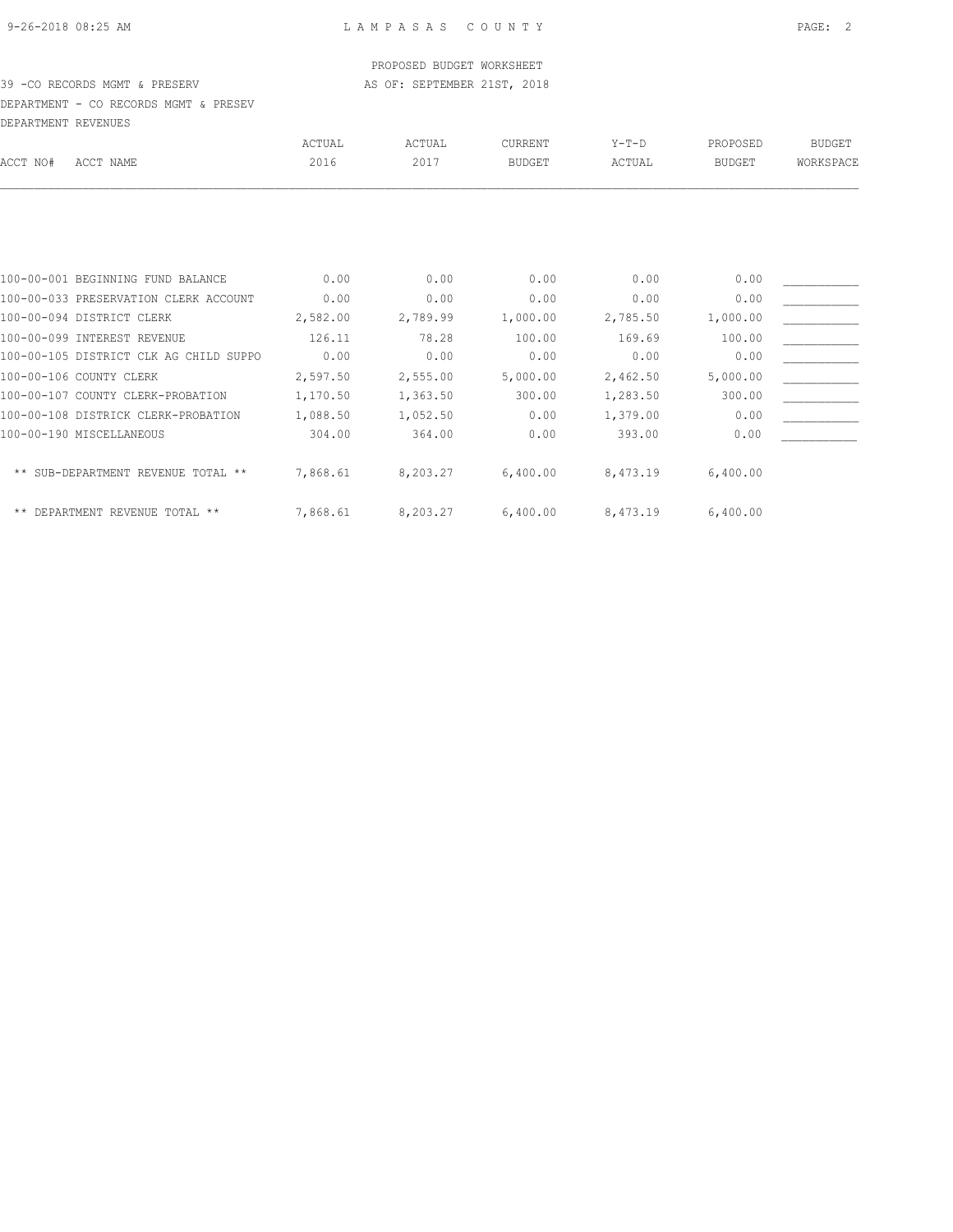PROPOSED BUDGET WORKSHEET

39 -CO RECORDS MGMT & PRESERV — AS OF: SEPTEMBER 21ST, 2018

DEPARTMENT - CO RECORDS MGMT & PRESEV

DEPARTMENT REVENUES

| ACCT NO# | ACCT NAME | ACTUAL 2016 | ACTUAL 2017 | CURRENT BUDGET | Y-T-D ACTUAL | PROPOSED BUDGET | BUDGET WORKSPACE |
|---|---|---|---|---|---|---|---|
| 100-00-001 | BEGINNING FUND BALANCE | 0.00 | 0.00 | 0.00 | 0.00 | 0.00 | ___________ |
| 100-00-033 | PRESERVATION CLERK ACCOUNT | 0.00 | 0.00 | 0.00 | 0.00 | 0.00 | ___________ |
| 100-00-094 | DISTRICT CLERK | 2,582.00 | 2,789.99 | 1,000.00 | 2,785.50 | 1,000.00 | ___________ |
| 100-00-099 | INTEREST REVENUE | 126.11 | 78.28 | 100.00 | 169.69 | 100.00 | ___________ |
| 100-00-105 | DISTRICT CLK AG CHILD SUPPO | 0.00 | 0.00 | 0.00 | 0.00 | 0.00 | ___________ |
| 100-00-106 | COUNTY CLERK | 2,597.50 | 2,555.00 | 5,000.00 | 2,462.50 | 5,000.00 | ___________ |
| 100-00-107 | COUNTY CLERK-PROBATION | 1,170.50 | 1,363.50 | 300.00 | 1,283.50 | 300.00 | ___________ |
| 100-00-108 | DISTRICK CLERK-PROBATION | 1,088.50 | 1,052.50 | 0.00 | 1,379.00 | 0.00 | ___________ |
| 100-00-190 | MISCELLANEOUS | 304.00 | 364.00 | 0.00 | 393.00 | 0.00 | ___________ |
| | ** SUB-DEPARTMENT REVENUE TOTAL ** | 7,868.61 | 8,203.27 | 6,400.00 | 8,473.19 | 6,400.00 | |
| | ** DEPARTMENT REVENUE TOTAL ** | 7,868.61 | 8,203.27 | 6,400.00 | 8,473.19 | 6,400.00 | |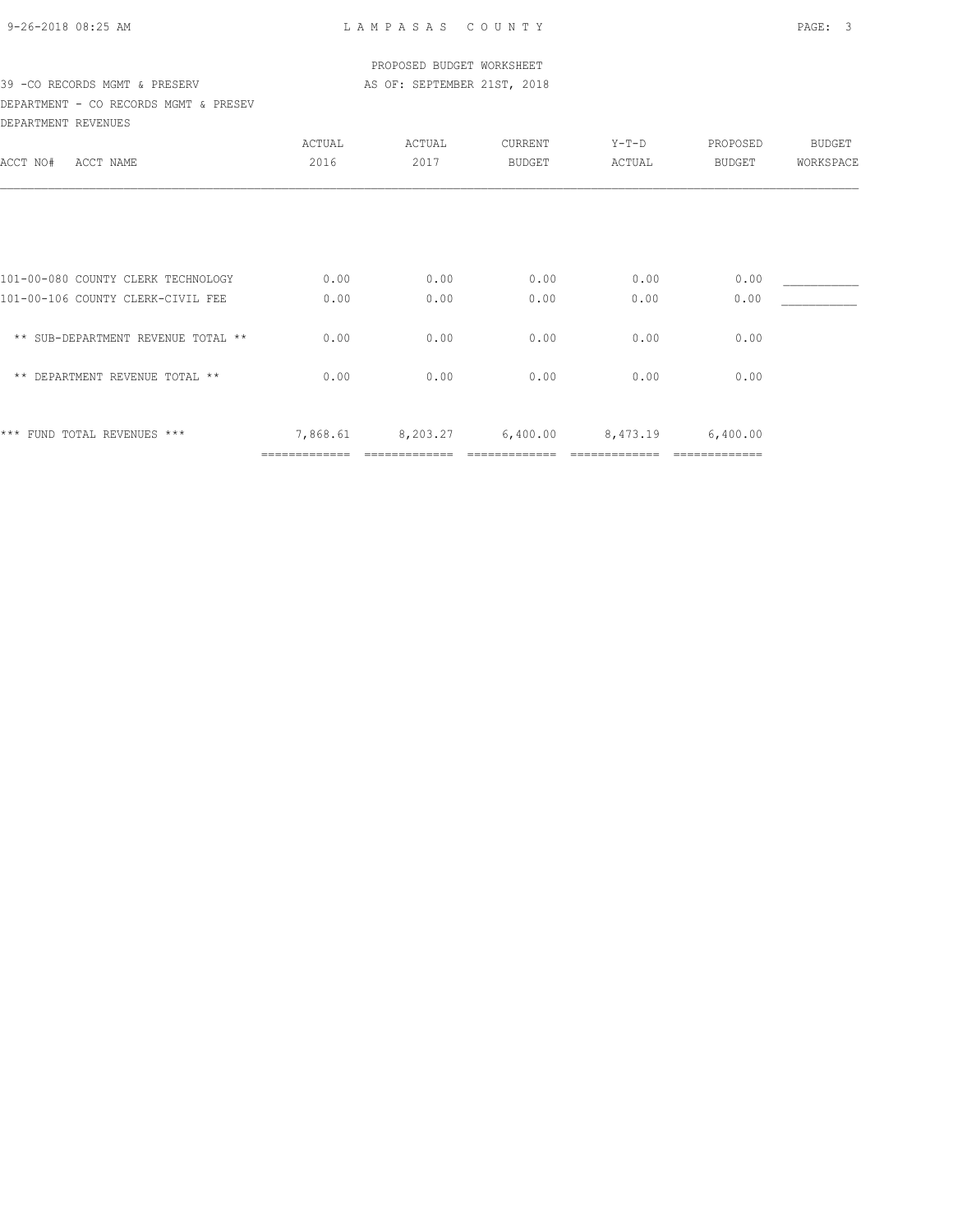PROPOSED BUDGET WORKSHEET

39 -CO RECORDS MGMT & PRESERV — AS OF: SEPTEMBER 21ST, 2018

DEPARTMENT - CO RECORDS MGMT & PRESEV

DEPARTMENT REVENUES

| ACCT NO# ACCT NAME | ACTUAL 2016 | ACTUAL 2017 | CURRENT BUDGET | Y-T-D ACTUAL | PROPOSED BUDGET | BUDGET WORKSPACE |
|---|---|---|---|---|---|---|
| 101-00-080 COUNTY CLERK TECHNOLOGY | 0.00 | 0.00 | 0.00 | 0.00 | 0.00 | ___________ |
| 101-00-106 COUNTY CLERK-CIVIL FEE | 0.00 | 0.00 | 0.00 | 0.00 | 0.00 | ___________ |
| ** SUB-DEPARTMENT REVENUE TOTAL ** | 0.00 | 0.00 | 0.00 | 0.00 | 0.00 | |
| ** DEPARTMENT REVENUE TOTAL ** | 0.00 | 0.00 | 0.00 | 0.00 | 0.00 | |
| *** FUND TOTAL REVENUES *** | 7,868.61 | 8,203.27 | 6,400.00 | 8,473.19 | 6,400.00 | |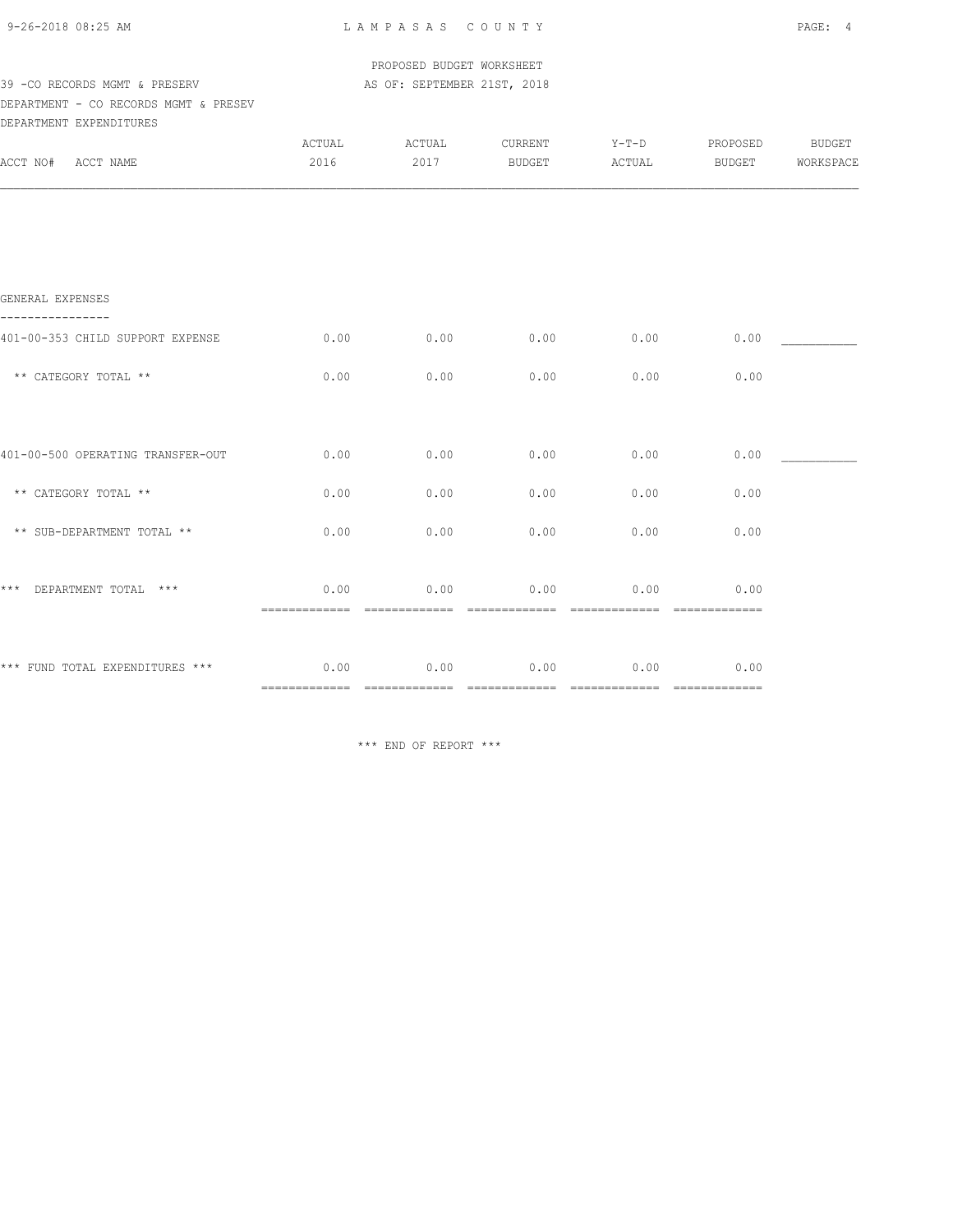PROPOSED BUDGET WORKSHEET

39 -CO RECORDS MGMT & PRESERV AS OF: SEPTEMBER 21ST, 2018

DEPARTMENT - CO RECORDS MGMT & PRESEV

DEPARTMENT EXPENDITURES

| ACCT NO# ACCT NAME | ACTUAL 2016 | ACTUAL 2017 | CURRENT BUDGET | Y-T-D ACTUAL | PROPOSED BUDGET | BUDGET WORKSPACE |
|---|---|---|---|---|---|---|
| GENERAL EXPENSES | | | | | | |
| 401-00-353 CHILD SUPPORT EXPENSE | 0.00 | 0.00 | 0.00 | 0.00 | 0.00 | ___________ |
| ** CATEGORY TOTAL ** | 0.00 | 0.00 | 0.00 | 0.00 | 0.00 | |
| 401-00-500 OPERATING TRANSFER-OUT | 0.00 | 0.00 | 0.00 | 0.00 | 0.00 | ___________ |
| ** CATEGORY TOTAL ** | 0.00 | 0.00 | 0.00 | 0.00 | 0.00 | |
| ** SUB-DEPARTMENT TOTAL ** | 0.00 | 0.00 | 0.00 | 0.00 | 0.00 | |
| *** DEPARTMENT TOTAL *** | 0.00 | 0.00 | 0.00 | 0.00 | 0.00 | |
| *** FUND TOTAL EXPENDITURES *** | 0.00 | 0.00 | 0.00 | 0.00 | 0.00 | |

*** END OF REPORT ***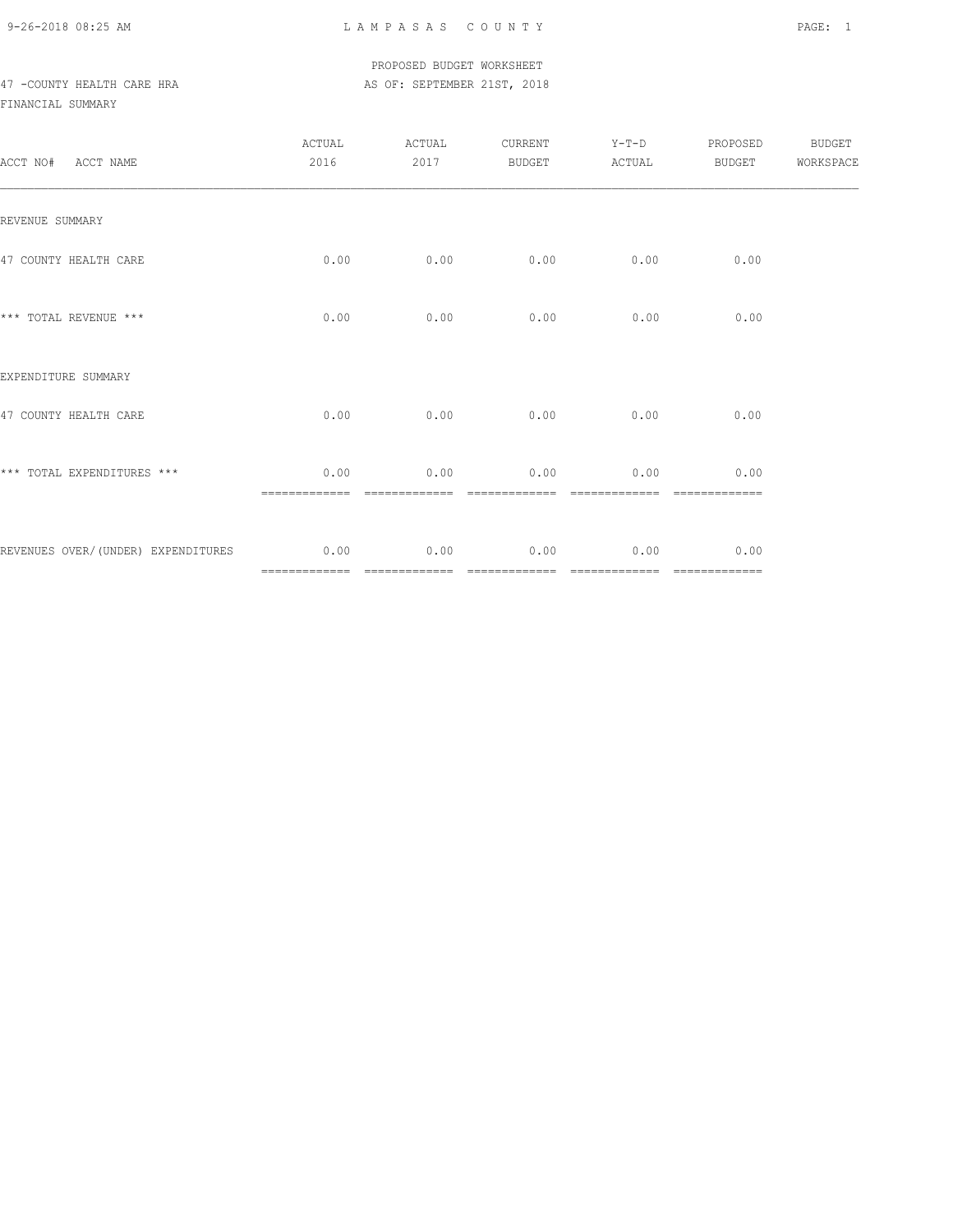LAMPASAS COUNTY

PROPOSED BUDGET WORKSHEET

47 -COUNTY HEALTH CARE HRA

AS OF: SEPTEMBER 21ST, 2018

FINANCIAL SUMMARY

| ACCT NO# ACCT NAME | ACTUAL 2016 | ACTUAL 2017 | CURRENT BUDGET | Y-T-D ACTUAL | PROPOSED BUDGET | BUDGET WORKSPACE |
|---|---|---|---|---|---|---|
| REVENUE SUMMARY | | | | | | |
| 47 COUNTY HEALTH CARE | 0.00 | 0.00 | 0.00 | 0.00 | 0.00 | |
| *** TOTAL REVENUE *** | 0.00 | 0.00 | 0.00 | 0.00 | 0.00 | |
| EXPENDITURE SUMMARY | | | | | | |
| 47 COUNTY HEALTH CARE | 0.00 | 0.00 | 0.00 | 0.00 | 0.00 | |
| *** TOTAL EXPENDITURES *** | 0.00 | 0.00 | 0.00 | 0.00 | 0.00 | |
| REVENUES OVER/(UNDER) EXPENDITURES | 0.00 | 0.00 | 0.00 | 0.00 | 0.00 | |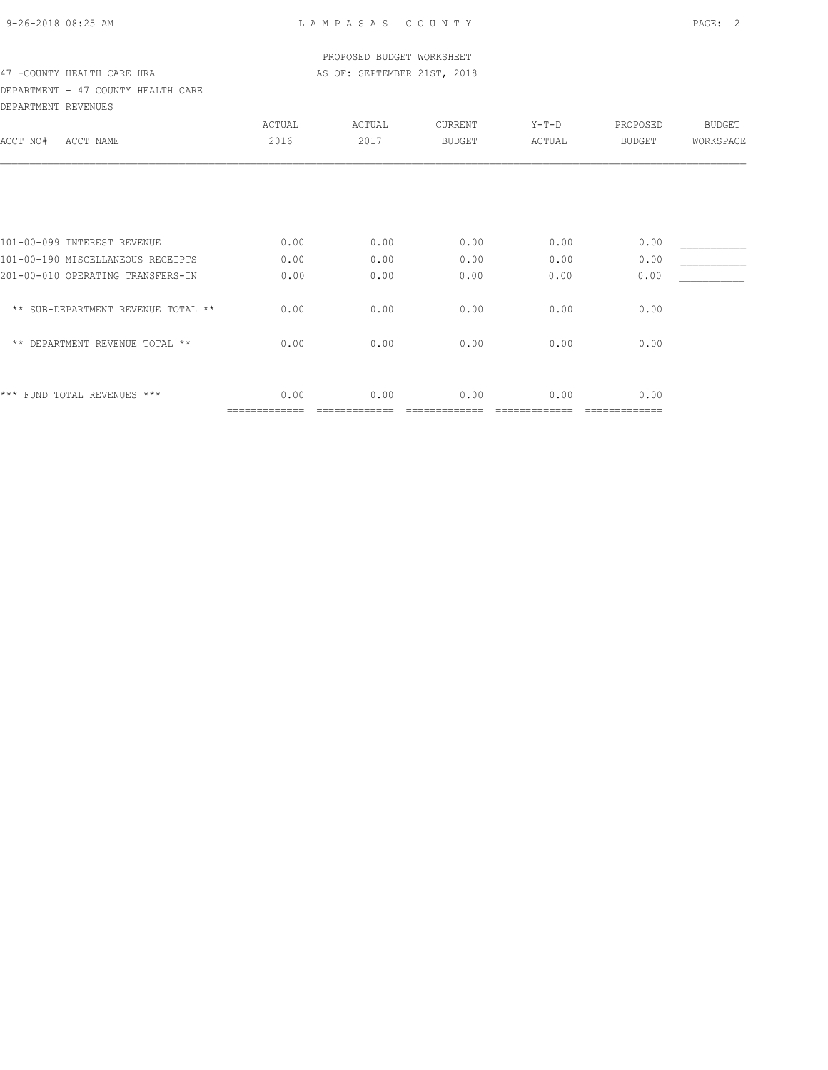PROPOSED BUDGET WORKSHEET

47 -COUNTY HEALTH CARE HRA — AS OF: SEPTEMBER 21ST, 2018

DEPARTMENT - 47 COUNTY HEALTH CARE

DEPARTMENT REVENUES

| ACCT NO# ACCT NAME | ACTUAL 2016 | ACTUAL 2017 | CURRENT BUDGET | Y-T-D ACTUAL | PROPOSED BUDGET | BUDGET WORKSPACE |
|---|---|---|---|---|---|---|
| 101-00-099 INTEREST REVENUE | 0.00 | 0.00 | 0.00 | 0.00 | 0.00 | ___________ |
| 101-00-190 MISCELLANEOUS RECEIPTS | 0.00 | 0.00 | 0.00 | 0.00 | 0.00 | ___________ |
| 201-00-010 OPERATING TRANSFERS-IN | 0.00 | 0.00 | 0.00 | 0.00 | 0.00 | ___________ |
| ** SUB-DEPARTMENT REVENUE TOTAL ** | 0.00 | 0.00 | 0.00 | 0.00 | 0.00 | |
| ** DEPARTMENT REVENUE TOTAL ** | 0.00 | 0.00 | 0.00 | 0.00 | 0.00 | |
| *** FUND TOTAL REVENUES *** | 0.00 | 0.00 | 0.00 | 0.00 | 0.00 | |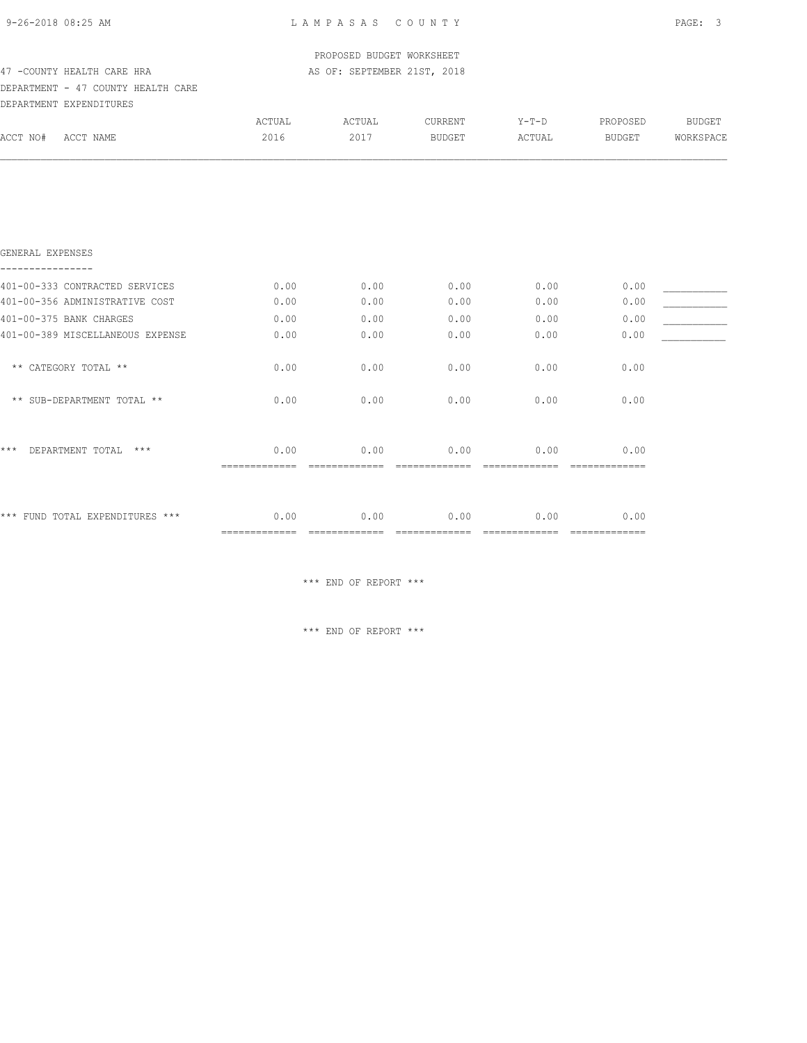PROPOSED BUDGET WORKSHEET

47 -COUNTY HEALTH CARE HRA — AS OF: SEPTEMBER 21ST, 2018

DEPARTMENT - 47 COUNTY HEALTH CARE

DEPARTMENT EXPENDITURES

| ACCT NO# ACCT NAME | ACTUAL 2016 | ACTUAL 2017 | CURRENT BUDGET | Y-T-D ACTUAL | PROPOSED BUDGET | BUDGET WORKSPACE |
|---|---|---|---|---|---|---|
| **GENERAL EXPENSES** | | | | | | |
| 401-00-333 CONTRACTED SERVICES | 0.00 | 0.00 | 0.00 | 0.00 | 0.00 | ___________ |
| 401-00-356 ADMINISTRATIVE COST | 0.00 | 0.00 | 0.00 | 0.00 | 0.00 | ___________ |
| 401-00-375 BANK CHARGES | 0.00 | 0.00 | 0.00 | 0.00 | 0.00 | ___________ |
| 401-00-389 MISCELLANEOUS EXPENSE | 0.00 | 0.00 | 0.00 | 0.00 | 0.00 | ___________ |
| ** CATEGORY TOTAL ** | 0.00 | 0.00 | 0.00 | 0.00 | 0.00 | |
| ** SUB-DEPARTMENT TOTAL ** | 0.00 | 0.00 | 0.00 | 0.00 | 0.00 | |
| *** DEPARTMENT TOTAL *** | 0.00 | 0.00 | 0.00 | 0.00 | 0.00 | |
| *** FUND TOTAL EXPENDITURES *** | 0.00 | 0.00 | 0.00 | 0.00 | 0.00 | |

*** END OF REPORT ***

*** END OF REPORT ***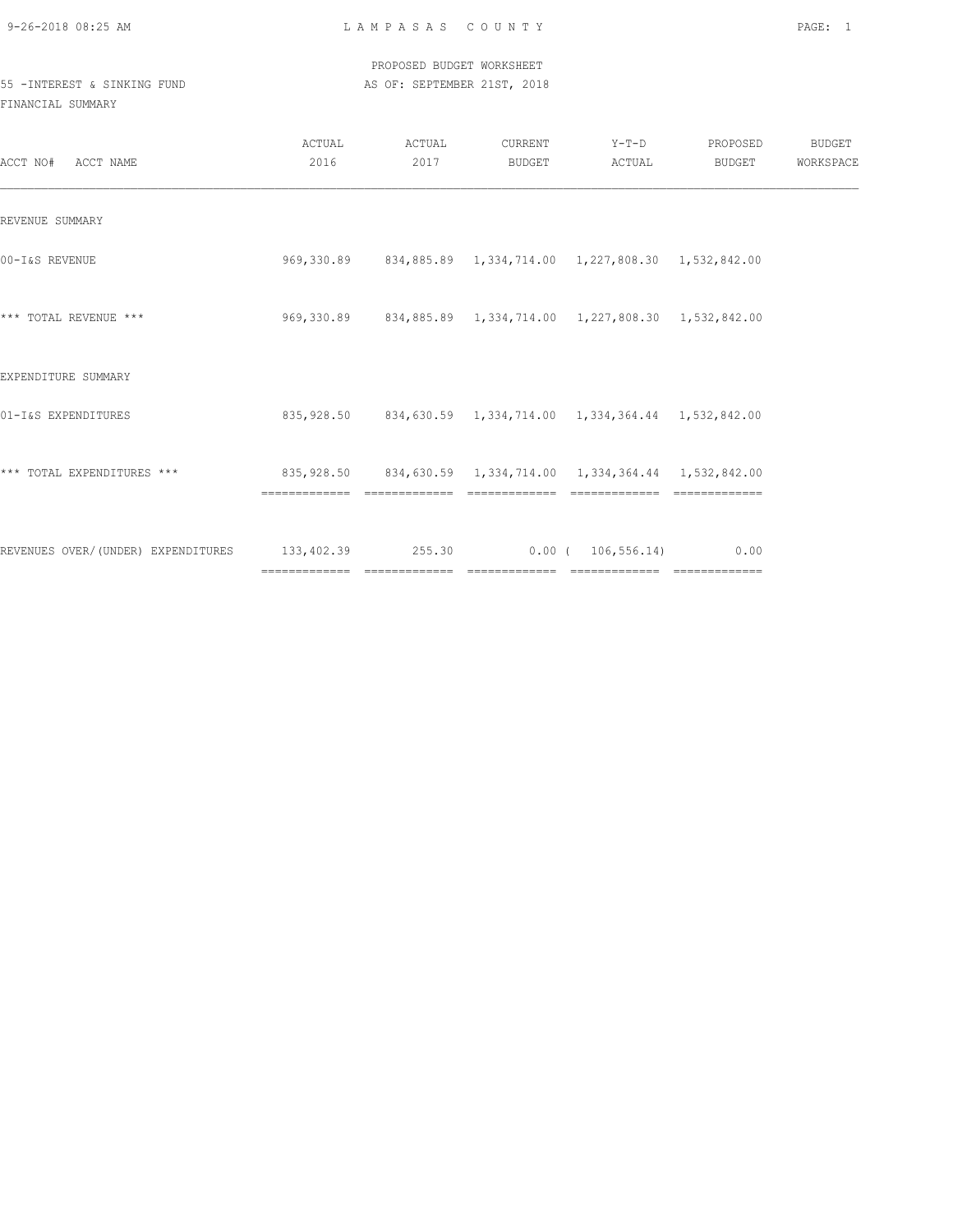LAMPASAS COUNTY

PROPOSED BUDGET WORKSHEET

55 -INTEREST & SINKING FUND

AS OF: SEPTEMBER 21ST, 2018

FINANCIAL SUMMARY

| ACCT NO# ACCT NAME | ACTUAL 2016 | ACTUAL 2017 | CURRENT BUDGET | Y-T-D ACTUAL | PROPOSED BUDGET | BUDGET WORKSPACE |
|---|---|---|---|---|---|---|
| REVENUE SUMMARY | | | | | | |
| 00-I&S REVENUE | 969,330.89 | 834,885.89 | 1,334,714.00 | 1,227,808.30 | 1,532,842.00 | |
| *** TOTAL REVENUE *** | 969,330.89 | 834,885.89 | 1,334,714.00 | 1,227,808.30 | 1,532,842.00 | |
| EXPENDITURE SUMMARY | | | | | | |
| 01-I&S EXPENDITURES | 835,928.50 | 834,630.59 | 1,334,714.00 | 1,334,364.44 | 1,532,842.00 | |
| *** TOTAL EXPENDITURES *** | 835,928.50 | 834,630.59 | 1,334,714.00 | 1,334,364.44 | 1,532,842.00 | |
| REVENUES OVER/(UNDER) EXPENDITURES | 133,402.39 | 255.30 | 0.00 | ( 106,556.14) | 0.00 | |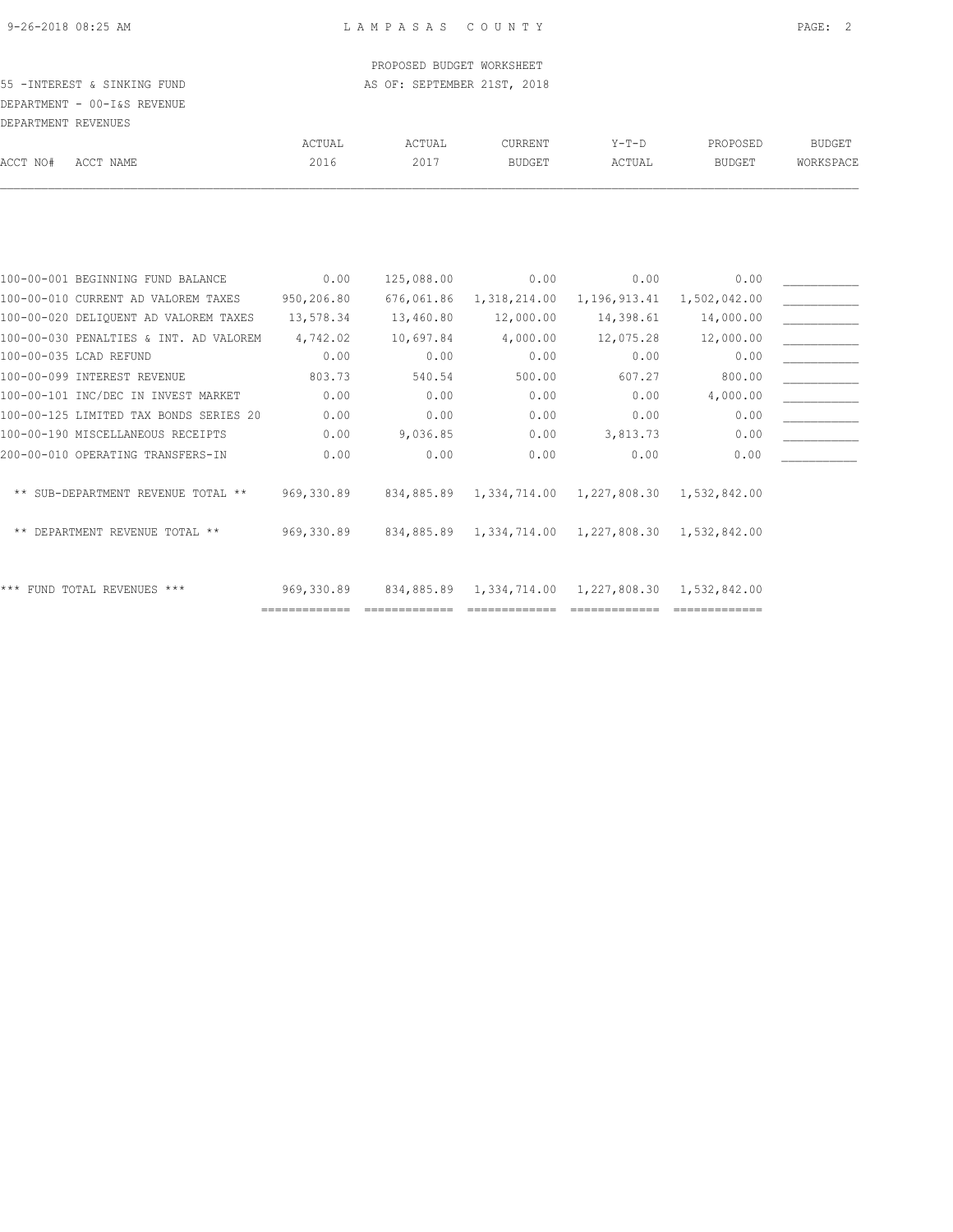PROPOSED BUDGET WORKSHEET

55 -INTEREST & SINKING FUND — AS OF: SEPTEMBER 21ST, 2018

DEPARTMENT - 00-I&S REVENUE

DEPARTMENT REVENUES

| ACCT NO# | ACCT NAME | ACTUAL 2016 | ACTUAL 2017 | CURRENT BUDGET | Y-T-D ACTUAL | PROPOSED BUDGET | BUDGET WORKSPACE |
|---|---|---|---|---|---|---|---|
| 100-00-001 | BEGINNING FUND BALANCE | 0.00 | 125,088.00 | 0.00 | 0.00 | 0.00 | ___________ |
| 100-00-010 | CURRENT AD VALOREM TAXES | 950,206.80 | 676,061.86 | 1,318,214.00 | 1,196,913.41 | 1,502,042.00 | ___________ |
| 100-00-020 | DELIQUENT AD VALOREM TAXES | 13,578.34 | 13,460.80 | 12,000.00 | 14,398.61 | 14,000.00 | ___________ |
| 100-00-030 | PENALTIES & INT. AD VALOREM | 4,742.02 | 10,697.84 | 4,000.00 | 12,075.28 | 12,000.00 | ___________ |
| 100-00-035 | LCAD REFUND | 0.00 | 0.00 | 0.00 | 0.00 | 0.00 | ___________ |
| 100-00-099 | INTEREST REVENUE | 803.73 | 540.54 | 500.00 | 607.27 | 800.00 | ___________ |
| 100-00-101 | INC/DEC IN INVEST MARKET | 0.00 | 0.00 | 0.00 | 0.00 | 4,000.00 | ___________ |
| 100-00-125 | LIMITED TAX BONDS SERIES 20 | 0.00 | 0.00 | 0.00 | 0.00 | 0.00 | ___________ |
| 100-00-190 | MISCELLANEOUS RECEIPTS | 0.00 | 9,036.85 | 0.00 | 3,813.73 | 0.00 | ___________ |
| 200-00-010 | OPERATING TRANSFERS-IN | 0.00 | 0.00 | 0.00 | 0.00 | 0.00 | ___________ |
| | ** SUB-DEPARTMENT REVENUE TOTAL ** | 969,330.89 | 834,885.89 | 1,334,714.00 | 1,227,808.30 | 1,532,842.00 | |
| | ** DEPARTMENT REVENUE TOTAL ** | 969,330.89 | 834,885.89 | 1,334,714.00 | 1,227,808.30 | 1,532,842.00 | |
| | *** FUND TOTAL REVENUES *** | 969,330.89 | 834,885.89 | 1,334,714.00 | 1,227,808.30 | 1,532,842.00 | |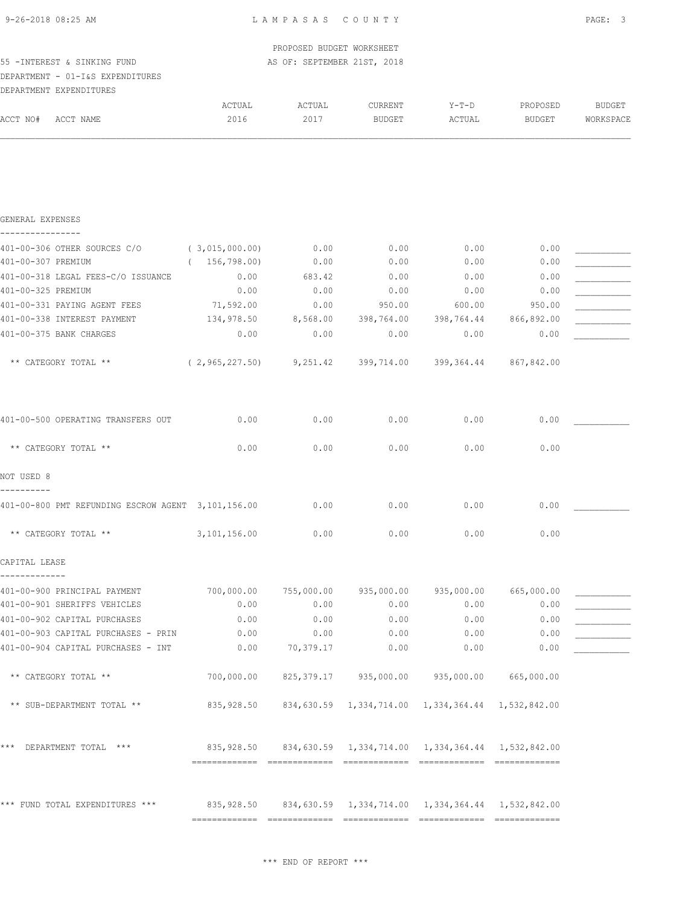LAMPASAS COUNTY

PROPOSED BUDGET WORKSHEET
AS OF: SEPTEMBER 21ST, 2018

55 -INTEREST & SINKING FUND
DEPARTMENT - 01-I&S EXPENDITURES
DEPARTMENT EXPENDITURES

| ACCT NO# ACCT NAME | ACTUAL 2016 | ACTUAL 2017 | CURRENT BUDGET | Y-T-D ACTUAL | PROPOSED BUDGET | BUDGET WORKSPACE |
|---|---|---|---|---|---|---|
| **GENERAL EXPENSES** | | | | | | |
| 401-00-306 OTHER SOURCES C/O | ( 3,015,000.00) | 0.00 | 0.00 | 0.00 | 0.00 | ___________ |
| 401-00-307 PREMIUM | ( 156,798.00) | 0.00 | 0.00 | 0.00 | 0.00 | ___________ |
| 401-00-318 LEGAL FEES-C/O ISSUANCE | 0.00 | 683.42 | 0.00 | 0.00 | 0.00 | ___________ |
| 401-00-325 PREMIUM | 0.00 | 0.00 | 0.00 | 0.00 | 0.00 | ___________ |
| 401-00-331 PAYING AGENT FEES | 71,592.00 | 0.00 | 950.00 | 600.00 | 950.00 | ___________ |
| 401-00-338 INTEREST PAYMENT | 134,978.50 | 8,568.00 | 398,764.00 | 398,764.44 | 866,892.00 | ___________ |
| 401-00-375 BANK CHARGES | 0.00 | 0.00 | 0.00 | 0.00 | 0.00 | ___________ |
| ** CATEGORY TOTAL ** | ( 2,965,227.50) | 9,251.42 | 399,714.00 | 399,364.44 | 867,842.00 | |
| 401-00-500 OPERATING TRANSFERS OUT | 0.00 | 0.00 | 0.00 | 0.00 | 0.00 | ___________ |
| ** CATEGORY TOTAL ** | 0.00 | 0.00 | 0.00 | 0.00 | 0.00 | |
| **NOT USED 8** | | | | | | |
| 401-00-800 PMT REFUNDING ESCROW AGENT | 3,101,156.00 | 0.00 | 0.00 | 0.00 | 0.00 | ___________ |
| ** CATEGORY TOTAL ** | 3,101,156.00 | 0.00 | 0.00 | 0.00 | 0.00 | |
| **CAPITAL LEASE** | | | | | | |
| 401-00-900 PRINCIPAL PAYMENT | 700,000.00 | 755,000.00 | 935,000.00 | 935,000.00 | 665,000.00 | ___________ |
| 401-00-901 SHERIFFS VEHICLES | 0.00 | 0.00 | 0.00 | 0.00 | 0.00 | ___________ |
| 401-00-902 CAPITAL PURCHASES | 0.00 | 0.00 | 0.00 | 0.00 | 0.00 | ___________ |
| 401-00-903 CAPITAL PURCHASES - PRIN | 0.00 | 0.00 | 0.00 | 0.00 | 0.00 | ___________ |
| 401-00-904 CAPITAL PURCHASES - INT | 0.00 | 70,379.17 | 0.00 | 0.00 | 0.00 | ___________ |
| ** CATEGORY TOTAL ** | 700,000.00 | 825,379.17 | 935,000.00 | 935,000.00 | 665,000.00 | |
| ** SUB-DEPARTMENT TOTAL ** | 835,928.50 | 834,630.59 | 1,334,714.00 | 1,334,364.44 | 1,532,842.00 | |
| *** DEPARTMENT TOTAL *** | 835,928.50 | 834,630.59 | 1,334,714.00 | 1,334,364.44 | 1,532,842.00 | |
| *** FUND TOTAL EXPENDITURES *** | 835,928.50 | 834,630.59 | 1,334,714.00 | 1,334,364.44 | 1,532,842.00 | |

*** END OF REPORT ***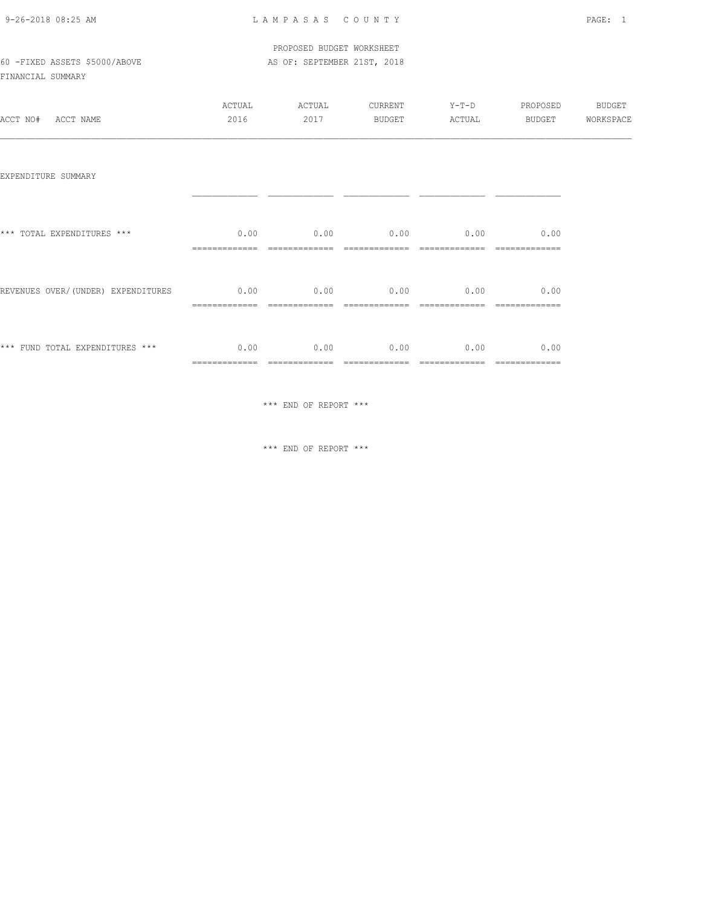LAMPASAS COUNTY

PROPOSED BUDGET WORKSHEET

60 -FIXED ASSETS $5000/ABOVE AS OF: SEPTEMBER 21ST, 2018

FINANCIAL SUMMARY

| ACCT NO# ACCT NAME | ACTUAL 2016 | ACTUAL 2017 | CURRENT BUDGET | Y-T-D ACTUAL | PROPOSED BUDGET | BUDGET WORKSPACE |
|---|---|---|---|---|---|---|
| EXPENDITURE SUMMARY | | | | | | |
| *** TOTAL EXPENDITURES *** | 0.00 | 0.00 | 0.00 | 0.00 | 0.00 | |
| REVENUES OVER/(UNDER) EXPENDITURES | 0.00 | 0.00 | 0.00 | 0.00 | 0.00 | |
| *** FUND TOTAL EXPENDITURES *** | 0.00 | 0.00 | 0.00 | 0.00 | 0.00 | |

*** END OF REPORT ***

*** END OF REPORT ***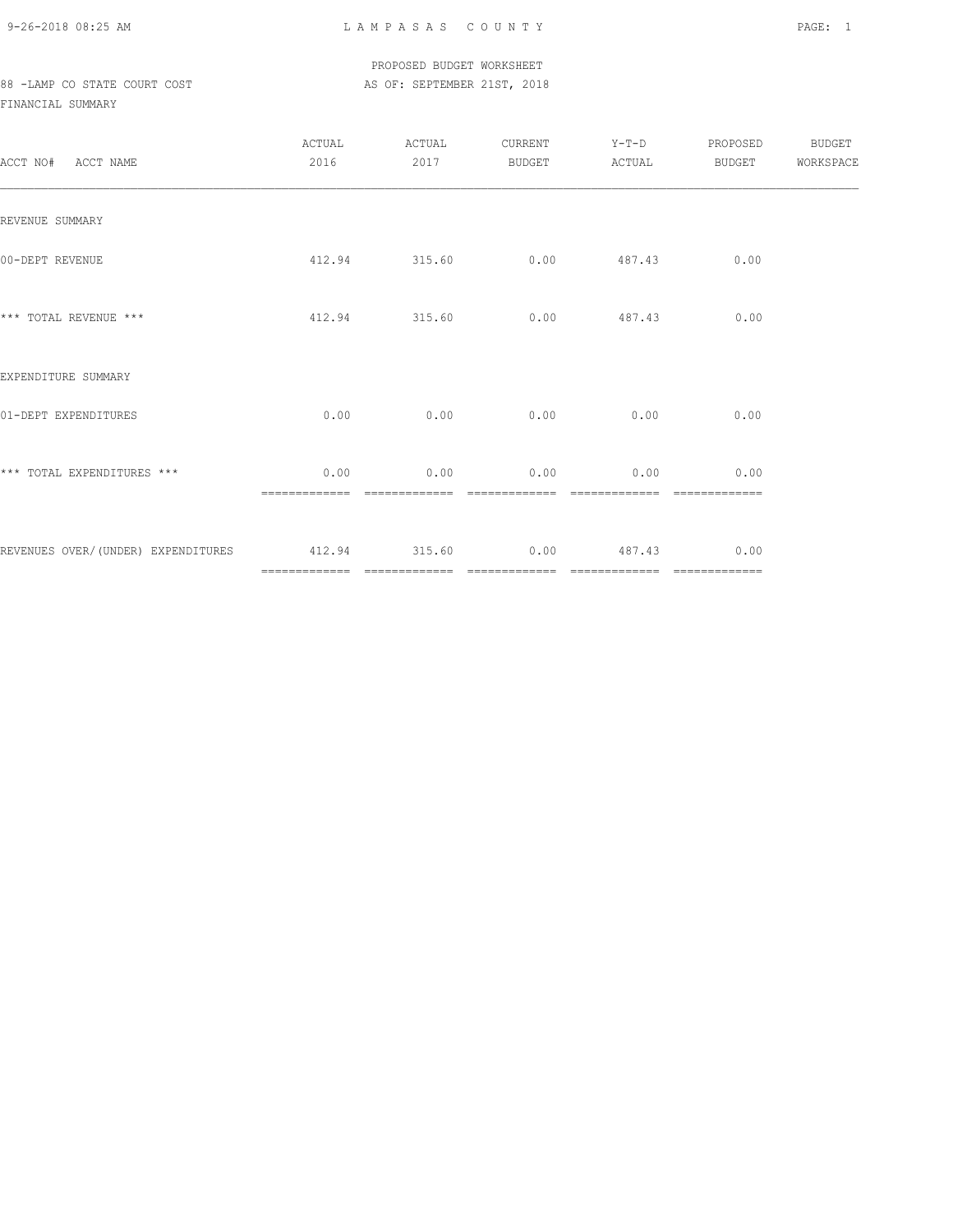LAMPASAS COUNTY

PROPOSED BUDGET WORKSHEET

88 -LAMP CO STATE COURT COST

AS OF: SEPTEMBER 21ST, 2018

FINANCIAL SUMMARY

| ACCT NO# ACCT NAME | ACTUAL 2016 | ACTUAL 2017 | CURRENT BUDGET | Y-T-D ACTUAL | PROPOSED BUDGET | BUDGET WORKSPACE |
|---|---|---|---|---|---|---|
| REVENUE SUMMARY | | | | | | |
| 00-DEPT REVENUE | 412.94 | 315.60 | 0.00 | 487.43 | 0.00 | |
| *** TOTAL REVENUE *** | 412.94 | 315.60 | 0.00 | 487.43 | 0.00 | |
| EXPENDITURE SUMMARY | | | | | | |
| 01-DEPT EXPENDITURES | 0.00 | 0.00 | 0.00 | 0.00 | 0.00 | |
| *** TOTAL EXPENDITURES *** | 0.00 | 0.00 | 0.00 | 0.00 | 0.00 | |
| REVENUES OVER/(UNDER) EXPENDITURES | 412.94 | 315.60 | 0.00 | 487.43 | 0.00 | |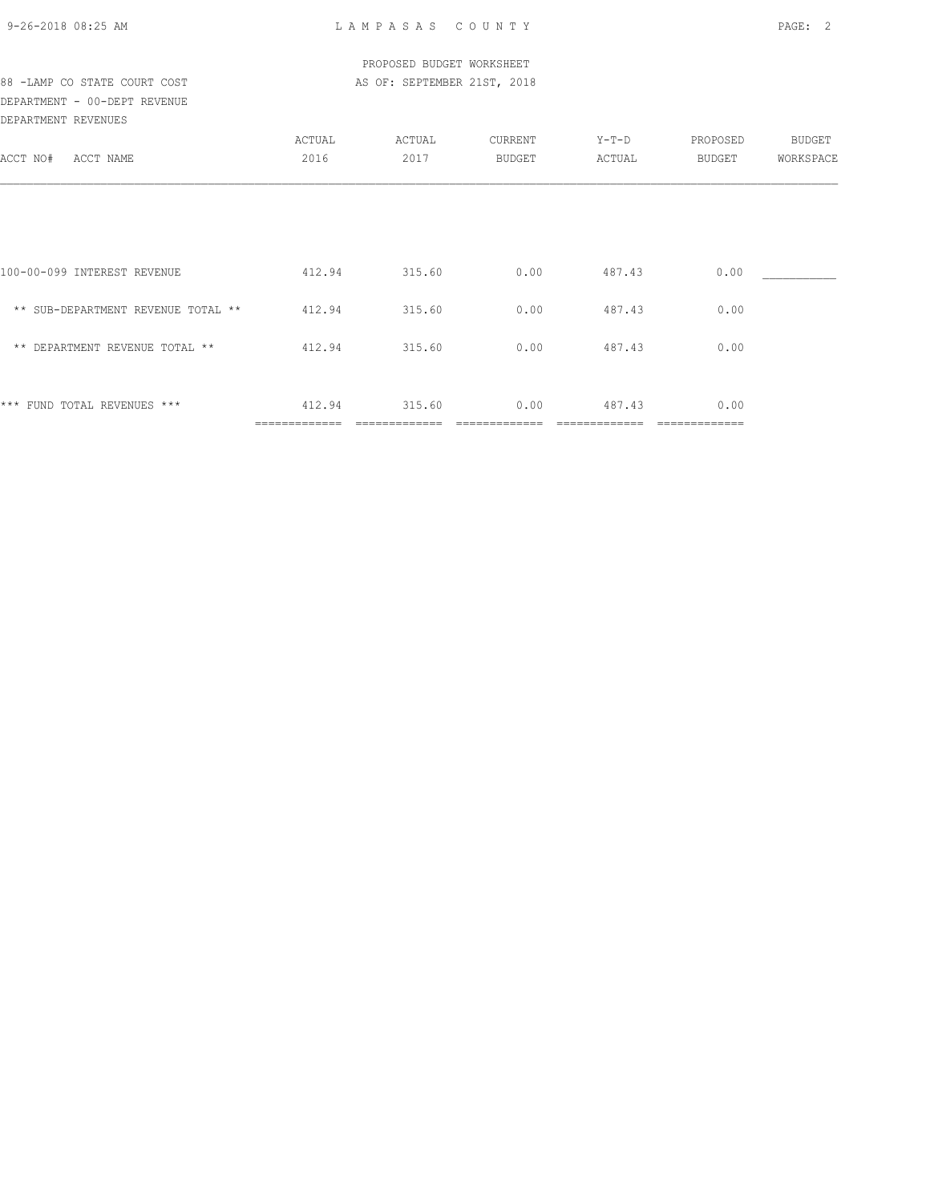PROPOSED BUDGET WORKSHEET

88 -LAMP CO STATE COURT COST — AS OF: SEPTEMBER 21ST, 2018

DEPARTMENT - 00-DEPT REVENUE

DEPARTMENT REVENUES

| ACCT NO# ACCT NAME | ACTUAL 2016 | ACTUAL 2017 | CURRENT BUDGET | Y-T-D ACTUAL | PROPOSED BUDGET | BUDGET WORKSPACE |
|---|---|---|---|---|---|---|
| 100-00-099 INTEREST REVENUE | 412.94 | 315.60 | 0.00 | 487.43 | 0.00 | ___________ |
| ** SUB-DEPARTMENT REVENUE TOTAL ** | 412.94 | 315.60 | 0.00 | 487.43 | 0.00 | |
| ** DEPARTMENT REVENUE TOTAL ** | 412.94 | 315.60 | 0.00 | 487.43 | 0.00 | |
| *** FUND TOTAL REVENUES *** | 412.94 | 315.60 | 0.00 | 487.43 | 0.00 | |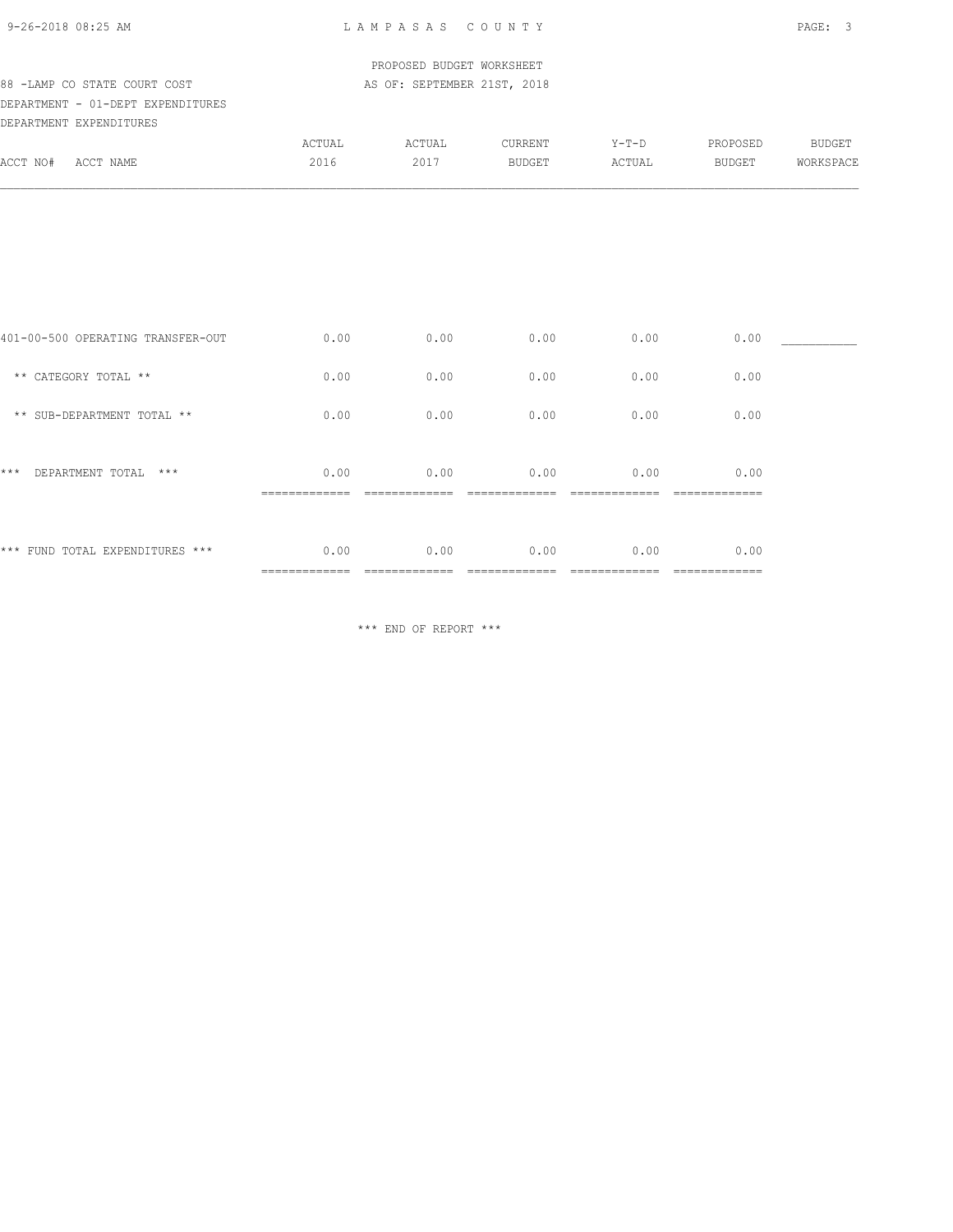PROPOSED BUDGET WORKSHEET

88 -LAMP CO STATE COURT COST — AS OF: SEPTEMBER 21ST, 2018

DEPARTMENT - 01-DEPT EXPENDITURES

DEPARTMENT EXPENDITURES

| ACCT NO# ACCT NAME | ACTUAL 2016 | ACTUAL 2017 | CURRENT BUDGET | Y-T-D ACTUAL | PROPOSED BUDGET | BUDGET WORKSPACE |
|---|---|---|---|---|---|---|
| 401-00-500 OPERATING TRANSFER-OUT | 0.00 | 0.00 | 0.00 | 0.00 | 0.00 | ___________ |
| ** CATEGORY TOTAL ** | 0.00 | 0.00 | 0.00 | 0.00 | 0.00 | |
| ** SUB-DEPARTMENT TOTAL ** | 0.00 | 0.00 | 0.00 | 0.00 | 0.00 | |
| *** DEPARTMENT TOTAL *** | 0.00 | 0.00 | 0.00 | 0.00 | 0.00 | |
| *** FUND TOTAL EXPENDITURES *** | 0.00 | 0.00 | 0.00 | 0.00 | 0.00 | |

*** END OF REPORT ***